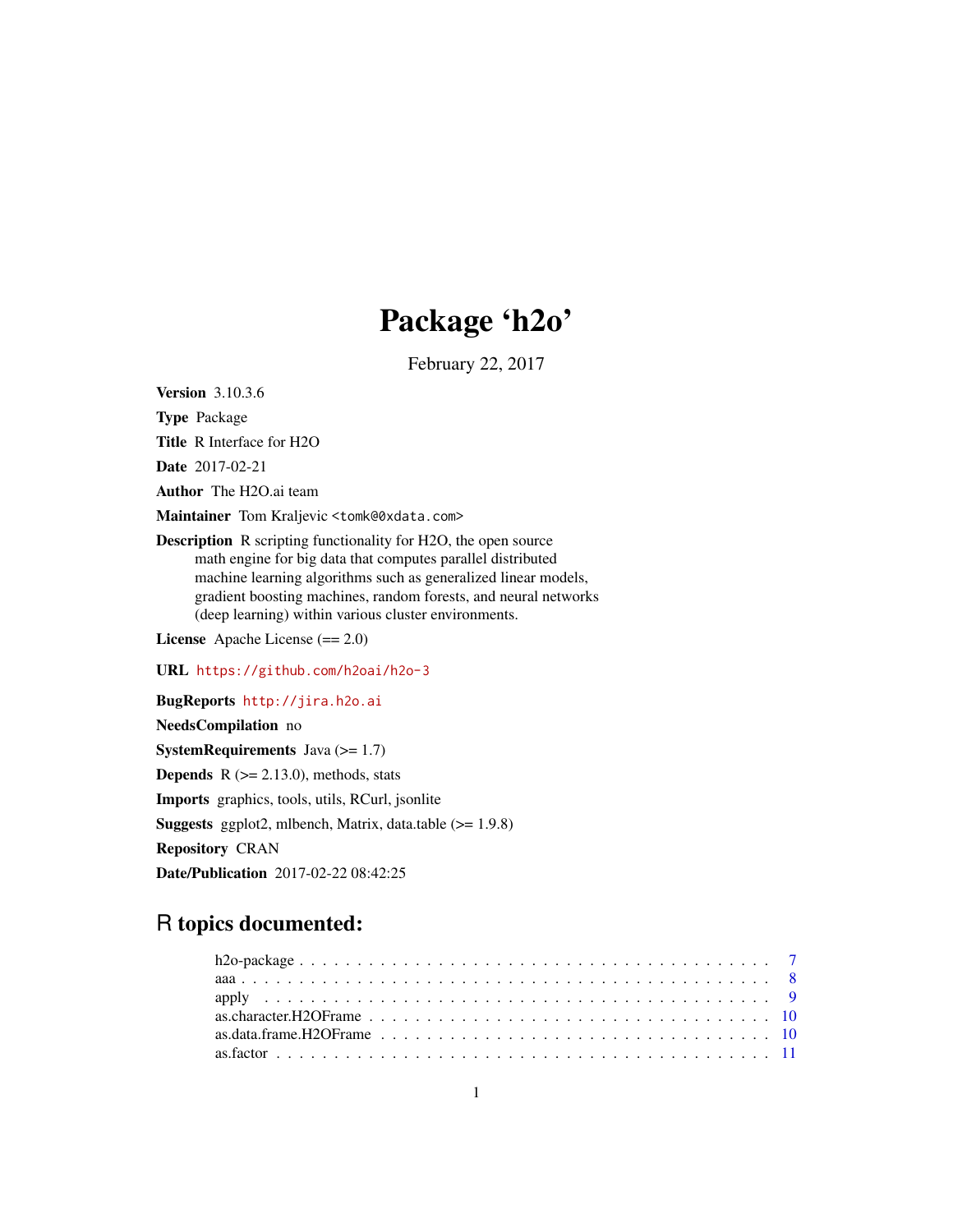# Package 'h2o'

February 22, 2017

**Version** 3.10.3.6

**Type** Package

**Title** R Interface for H2O

**Date** 2017-02-21

**Author** The H2O.ai team

**Maintainer** Tom Kraljevic <tomk@0xdata.com>

**Description** R scripting functionality for H2O, the open source
math engine for big data that computes parallel distributed
machine learning algorithms such as generalized linear models,
gradient boosting machines, random forests, and neural networks
(deep learning) within various cluster environments.

**License** Apache License (== 2.0)

**URL** https://github.com/h2oai/h2o-3

**BugReports** http://jira.h2o.ai

**NeedsCompilation** no

**SystemRequirements** Java (>= 1.7)

**Depends** R (>= 2.13.0), methods, stats

**Imports** graphics, tools, utils, RCurl, jsonlite

**Suggests** ggplot2, mlbench, Matrix, data.table (>= 1.9.8)

**Repository** CRAN

**Date/Publication** 2017-02-22 08:42:25

## R topics documented:

h2o-package . . . . . . . . . . . . . . . . . . . . . . . . . . . . . . . . . . . . . . . 7
aaa . . . . . . . . . . . . . . . . . . . . . . . . . . . . . . . . . . . . . . . . . . . . 8
apply . . . . . . . . . . . . . . . . . . . . . . . . . . . . . . . . . . . . . . . . . . . 9
as.character.H2OFrame . . . . . . . . . . . . . . . . . . . . . . . . . . . . . . . . . 10
as.data.frame.H2OFrame . . . . . . . . . . . . . . . . . . . . . . . . . . . . . . . . 10
as.factor . . . . . . . . . . . . . . . . . . . . . . . . . . . . . . . . . . . . . . . . . 11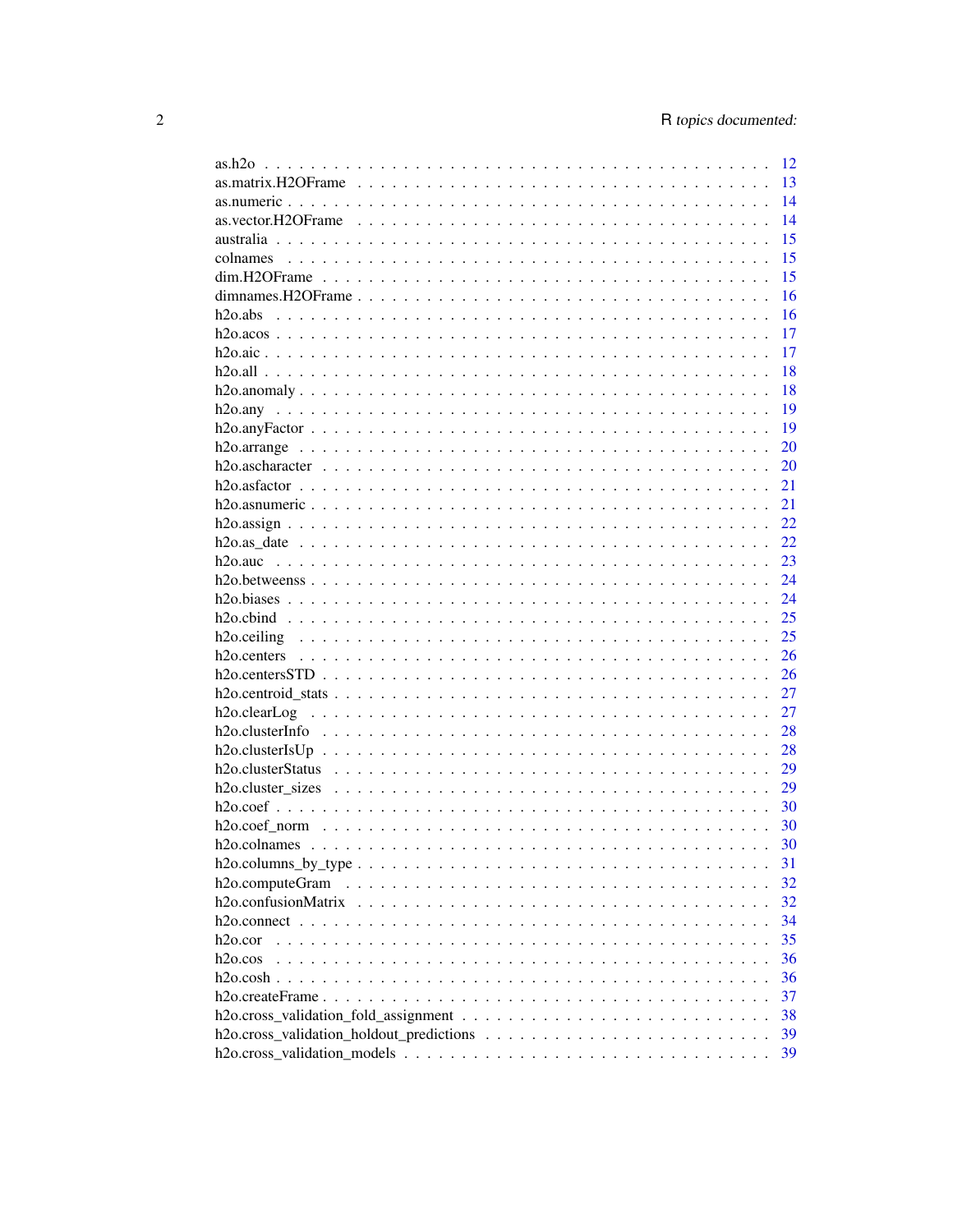as.h2o . . . . . . . . . . . . . . . . . . . . . . . . . . . . . . . . . . . . . . . . . 12
as.matrix.H2OFrame . . . . . . . . . . . . . . . . . . . . . . . . . . . . . . . . . . . 13
as.numeric . . . . . . . . . . . . . . . . . . . . . . . . . . . . . . . . . . . . . . . . 14
as.vector.H2OFrame . . . . . . . . . . . . . . . . . . . . . . . . . . . . . . . . . . . 14
australia . . . . . . . . . . . . . . . . . . . . . . . . . . . . . . . . . . . . . . . . . 15
colnames . . . . . . . . . . . . . . . . . . . . . . . . . . . . . . . . . . . . . . . . . 15
dim.H2OFrame . . . . . . . . . . . . . . . . . . . . . . . . . . . . . . . . . . . . . . 15
dimnames.H2OFrame . . . . . . . . . . . . . . . . . . . . . . . . . . . . . . . . . . . 16
h2o.abs . . . . . . . . . . . . . . . . . . . . . . . . . . . . . . . . . . . . . . . . . . 16
h2o.acos . . . . . . . . . . . . . . . . . . . . . . . . . . . . . . . . . . . . . . . . . 17
h2o.aic . . . . . . . . . . . . . . . . . . . . . . . . . . . . . . . . . . . . . . . . . . 17
h2o.all . . . . . . . . . . . . . . . . . . . . . . . . . . . . . . . . . . . . . . . . . . 18
h2o.anomaly . . . . . . . . . . . . . . . . . . . . . . . . . . . . . . . . . . . . . . . 18
h2o.any . . . . . . . . . . . . . . . . . . . . . . . . . . . . . . . . . . . . . . . . . . 19
h2o.anyFactor . . . . . . . . . . . . . . . . . . . . . . . . . . . . . . . . . . . . . . 19
h2o.arrange . . . . . . . . . . . . . . . . . . . . . . . . . . . . . . . . . . . . . . . 20
h2o.ascharacter . . . . . . . . . . . . . . . . . . . . . . . . . . . . . . . . . . . . . 20
h2o.asfactor . . . . . . . . . . . . . . . . . . . . . . . . . . . . . . . . . . . . . . . 21
h2o.asnumeric . . . . . . . . . . . . . . . . . . . . . . . . . . . . . . . . . . . . . . 21
h2o.assign . . . . . . . . . . . . . . . . . . . . . . . . . . . . . . . . . . . . . . . . 22
h2o.as_date . . . . . . . . . . . . . . . . . . . . . . . . . . . . . . . . . . . . . . . 22
h2o.auc . . . . . . . . . . . . . . . . . . . . . . . . . . . . . . . . . . . . . . . . . . 23
h2o.betweenss . . . . . . . . . . . . . . . . . . . . . . . . . . . . . . . . . . . . . . 24
h2o.biases . . . . . . . . . . . . . . . . . . . . . . . . . . . . . . . . . . . . . . . . 24
h2o.cbind . . . . . . . . . . . . . . . . . . . . . . . . . . . . . . . . . . . . . . . . . 25
h2o.ceiling . . . . . . . . . . . . . . . . . . . . . . . . . . . . . . . . . . . . . . . . 25
h2o.centers . . . . . . . . . . . . . . . . . . . . . . . . . . . . . . . . . . . . . . . . 26
h2o.centersSTD . . . . . . . . . . . . . . . . . . . . . . . . . . . . . . . . . . . . . . 26
h2o.centroid_stats . . . . . . . . . . . . . . . . . . . . . . . . . . . . . . . . . . . . 27
h2o.clearLog . . . . . . . . . . . . . . . . . . . . . . . . . . . . . . . . . . . . . . . 27
h2o.clusterInfo . . . . . . . . . . . . . . . . . . . . . . . . . . . . . . . . . . . . . 28
h2o.clusterIsUp . . . . . . . . . . . . . . . . . . . . . . . . . . . . . . . . . . . . . 28
h2o.clusterStatus . . . . . . . . . . . . . . . . . . . . . . . . . . . . . . . . . . . . 29
h2o.cluster_sizes . . . . . . . . . . . . . . . . . . . . . . . . . . . . . . . . . . . . 29
h2o.coef . . . . . . . . . . . . . . . . . . . . . . . . . . . . . . . . . . . . . . . . . 30
h2o.coef_norm . . . . . . . . . . . . . . . . . . . . . . . . . . . . . . . . . . . . . . 30
h2o.colnames . . . . . . . . . . . . . . . . . . . . . . . . . . . . . . . . . . . . . . . 30
h2o.columns_by_type . . . . . . . . . . . . . . . . . . . . . . . . . . . . . . . . . . . 31
h2o.computeGram . . . . . . . . . . . . . . . . . . . . . . . . . . . . . . . . . . . . . 32
h2o.confusionMatrix . . . . . . . . . . . . . . . . . . . . . . . . . . . . . . . . . . . 32
h2o.connect . . . . . . . . . . . . . . . . . . . . . . . . . . . . . . . . . . . . . . . . 34
h2o.cor . . . . . . . . . . . . . . . . . . . . . . . . . . . . . . . . . . . . . . . . . . 35
h2o.cos . . . . . . . . . . . . . . . . . . . . . . . . . . . . . . . . . . . . . . . . . . 36
h2o.cosh . . . . . . . . . . . . . . . . . . . . . . . . . . . . . . . . . . . . . . . . . 36
h2o.createFrame . . . . . . . . . . . . . . . . . . . . . . . . . . . . . . . . . . . . . 37
h2o.cross_validation_fold_assignment . . . . . . . . . . . . . . . . . . . . . . . . . . 38
h2o.cross_validation_holdout_predictions . . . . . . . . . . . . . . . . . . . . . . . . 39
h2o.cross_validation_models . . . . . . . . . . . . . . . . . . . . . . . . . . . . . . . 39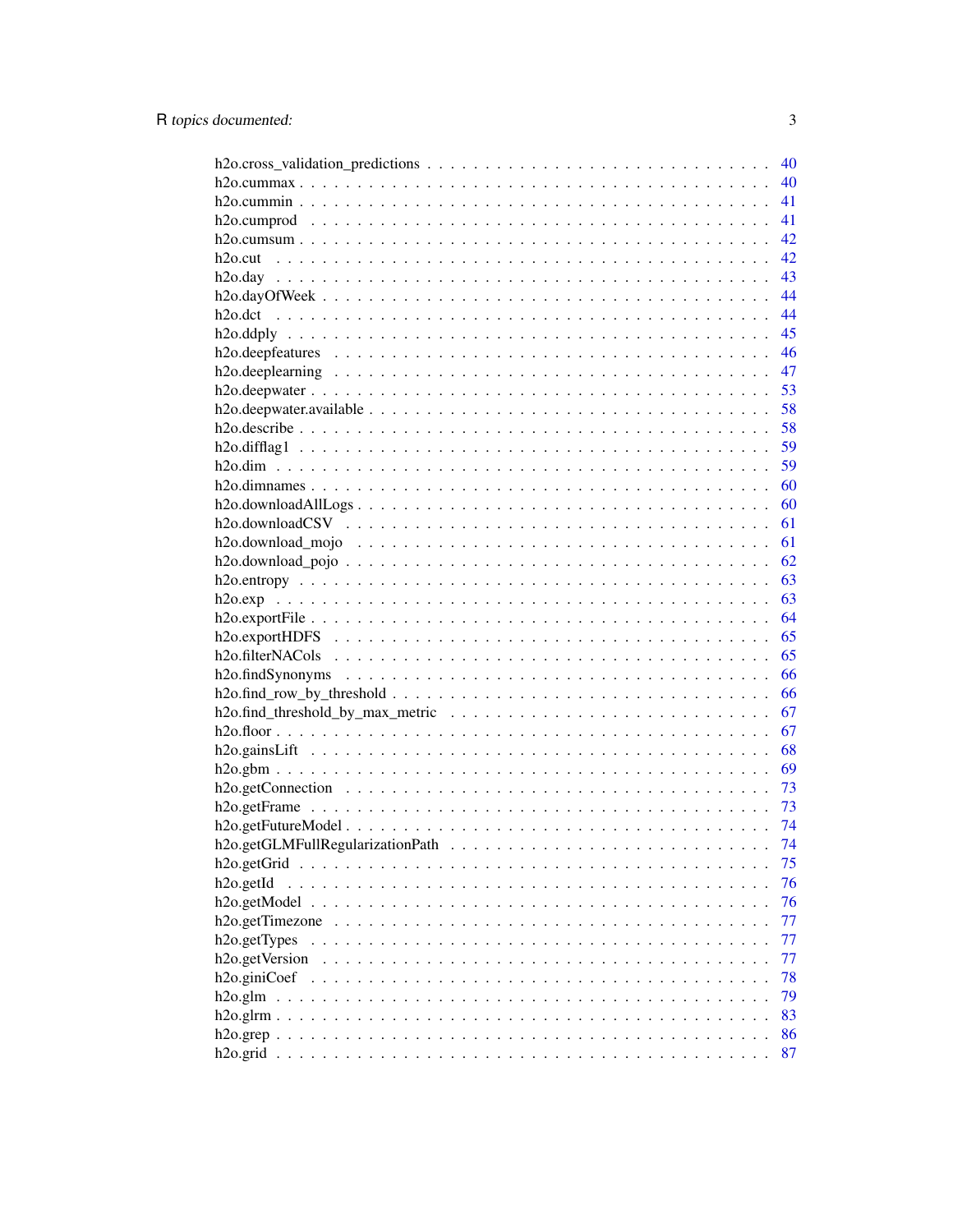h2o.cross_validation_predictions . . . . . . . . . . . . . . . . . . . . . . . . . . . . . 40
h2o.cummax . . . . . . . . . . . . . . . . . . . . . . . . . . . . . . . . . . . . . . . 40
h2o.cummin . . . . . . . . . . . . . . . . . . . . . . . . . . . . . . . . . . . . . . . 41
h2o.cumprod . . . . . . . . . . . . . . . . . . . . . . . . . . . . . . . . . . . . . . . 41
h2o.cumsum . . . . . . . . . . . . . . . . . . . . . . . . . . . . . . . . . . . . . . . 42
h2o.cut . . . . . . . . . . . . . . . . . . . . . . . . . . . . . . . . . . . . . . . . . 42
h2o.day . . . . . . . . . . . . . . . . . . . . . . . . . . . . . . . . . . . . . . . . . 43
h2o.dayOfWeek . . . . . . . . . . . . . . . . . . . . . . . . . . . . . . . . . . . . . . 44
h2o.dct . . . . . . . . . . . . . . . . . . . . . . . . . . . . . . . . . . . . . . . . . 44
h2o.ddply . . . . . . . . . . . . . . . . . . . . . . . . . . . . . . . . . . . . . . . . 45
h2o.deepfeatures . . . . . . . . . . . . . . . . . . . . . . . . . . . . . . . . . . . . 46
h2o.deeplearning . . . . . . . . . . . . . . . . . . . . . . . . . . . . . . . . . . . . 47
h2o.deepwater . . . . . . . . . . . . . . . . . . . . . . . . . . . . . . . . . . . . . . 53
h2o.deepwater.available . . . . . . . . . . . . . . . . . . . . . . . . . . . . . . . . . 58
h2o.describe . . . . . . . . . . . . . . . . . . . . . . . . . . . . . . . . . . . . . . . 58
h2o.difflag1 . . . . . . . . . . . . . . . . . . . . . . . . . . . . . . . . . . . . . . . 59
h2o.dim . . . . . . . . . . . . . . . . . . . . . . . . . . . . . . . . . . . . . . . . . 59
h2o.dimnames . . . . . . . . . . . . . . . . . . . . . . . . . . . . . . . . . . . . . . . 60
h2o.downloadAllLogs . . . . . . . . . . . . . . . . . . . . . . . . . . . . . . . . . . . 60
h2o.downloadCSV . . . . . . . . . . . . . . . . . . . . . . . . . . . . . . . . . . . . . 61
h2o.download_mojo . . . . . . . . . . . . . . . . . . . . . . . . . . . . . . . . . . . . 61
h2o.download_pojo . . . . . . . . . . . . . . . . . . . . . . . . . . . . . . . . . . . . 62
h2o.entropy . . . . . . . . . . . . . . . . . . . . . . . . . . . . . . . . . . . . . . . 63
h2o.exp . . . . . . . . . . . . . . . . . . . . . . . . . . . . . . . . . . . . . . . . . 63
h2o.exportFile . . . . . . . . . . . . . . . . . . . . . . . . . . . . . . . . . . . . . . 64
h2o.exportHDFS . . . . . . . . . . . . . . . . . . . . . . . . . . . . . . . . . . . . . 65
h2o.filterNACols . . . . . . . . . . . . . . . . . . . . . . . . . . . . . . . . . . . . . 65
h2o.findSynonyms . . . . . . . . . . . . . . . . . . . . . . . . . . . . . . . . . . . . . 66
h2o.find_row_by_threshold . . . . . . . . . . . . . . . . . . . . . . . . . . . . . . . . 66
h2o.find_threshold_by_max_metric . . . . . . . . . . . . . . . . . . . . . . . . . . . . 67
h2o.floor . . . . . . . . . . . . . . . . . . . . . . . . . . . . . . . . . . . . . . . . . 67
h2o.gainsLift . . . . . . . . . . . . . . . . . . . . . . . . . . . . . . . . . . . . . . 68
h2o.gbm . . . . . . . . . . . . . . . . . . . . . . . . . . . . . . . . . . . . . . . . . 69
h2o.getConnection . . . . . . . . . . . . . . . . . . . . . . . . . . . . . . . . . . . . 73
h2o.getFrame . . . . . . . . . . . . . . . . . . . . . . . . . . . . . . . . . . . . . . . 73
h2o.getFutureModel . . . . . . . . . . . . . . . . . . . . . . . . . . . . . . . . . . . . 74
h2o.getGLMFullRegularizationPath . . . . . . . . . . . . . . . . . . . . . . . . . . . . 74
h2o.getGrid . . . . . . . . . . . . . . . . . . . . . . . . . . . . . . . . . . . . . . . 75
h2o.getId . . . . . . . . . . . . . . . . . . . . . . . . . . . . . . . . . . . . . . . . . 76
h2o.getModel . . . . . . . . . . . . . . . . . . . . . . . . . . . . . . . . . . . . . . . 76
h2o.getTimezone . . . . . . . . . . . . . . . . . . . . . . . . . . . . . . . . . . . . . 77
h2o.getTypes . . . . . . . . . . . . . . . . . . . . . . . . . . . . . . . . . . . . . . . 77
h2o.getVersion . . . . . . . . . . . . . . . . . . . . . . . . . . . . . . . . . . . . . . 77
h2o.giniCoef . . . . . . . . . . . . . . . . . . . . . . . . . . . . . . . . . . . . . . . 78
h2o.glm . . . . . . . . . . . . . . . . . . . . . . . . . . . . . . . . . . . . . . . . . 79
h2o.glrm . . . . . . . . . . . . . . . . . . . . . . . . . . . . . . . . . . . . . . . . . 83
h2o.grep . . . . . . . . . . . . . . . . . . . . . . . . . . . . . . . . . . . . . . . . . 86
h2o.grid . . . . . . . . . . . . . . . . . . . . . . . . . . . . . . . . . . . . . . . . . 87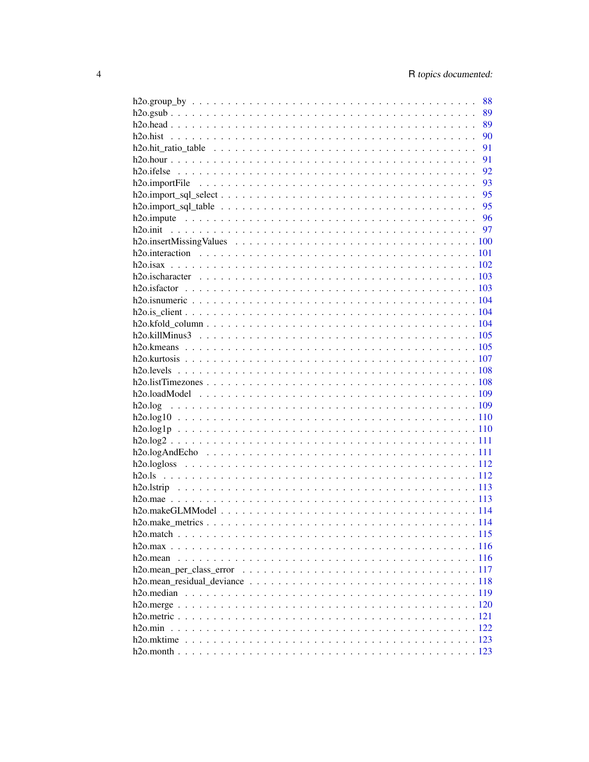h2o.group_by . . . . . . . . . . . . . . . . . . . . . . . . . . . . . . . . . . . . . . . . 88
h2o.gsub . . . . . . . . . . . . . . . . . . . . . . . . . . . . . . . . . . . . . . . . . . 89
h2o.head . . . . . . . . . . . . . . . . . . . . . . . . . . . . . . . . . . . . . . . . . . 89
h2o.hist . . . . . . . . . . . . . . . . . . . . . . . . . . . . . . . . . . . . . . . . . . 90
h2o.hit_ratio_table . . . . . . . . . . . . . . . . . . . . . . . . . . . . . . . . . . . . 91
h2o.hour . . . . . . . . . . . . . . . . . . . . . . . . . . . . . . . . . . . . . . . . . . 91
h2o.ifelse . . . . . . . . . . . . . . . . . . . . . . . . . . . . . . . . . . . . . . . . . 92
h2o.importFile . . . . . . . . . . . . . . . . . . . . . . . . . . . . . . . . . . . . . . . 93
h2o.import_sql_select . . . . . . . . . . . . . . . . . . . . . . . . . . . . . . . . . . . 95
h2o.import_sql_table . . . . . . . . . . . . . . . . . . . . . . . . . . . . . . . . . . . . 95
h2o.impute . . . . . . . . . . . . . . . . . . . . . . . . . . . . . . . . . . . . . . . . . 96
h2o.init . . . . . . . . . . . . . . . . . . . . . . . . . . . . . . . . . . . . . . . . . . 97
h2o.insertMissingValues . . . . . . . . . . . . . . . . . . . . . . . . . . . . . . . . . . 100
h2o.interaction . . . . . . . . . . . . . . . . . . . . . . . . . . . . . . . . . . . . . . 101
h2o.isax . . . . . . . . . . . . . . . . . . . . . . . . . . . . . . . . . . . . . . . . . . 102
h2o.ischaracter . . . . . . . . . . . . . . . . . . . . . . . . . . . . . . . . . . . . . . 103
h2o.isfactor . . . . . . . . . . . . . . . . . . . . . . . . . . . . . . . . . . . . . . . . 103
h2o.isnumeric . . . . . . . . . . . . . . . . . . . . . . . . . . . . . . . . . . . . . . . 104
h2o.is_client . . . . . . . . . . . . . . . . . . . . . . . . . . . . . . . . . . . . . . . 104
h2o.kfold_column . . . . . . . . . . . . . . . . . . . . . . . . . . . . . . . . . . . . . 104
h2o.killMinus3 . . . . . . . . . . . . . . . . . . . . . . . . . . . . . . . . . . . . . . 105
h2o.kmeans . . . . . . . . . . . . . . . . . . . . . . . . . . . . . . . . . . . . . . . . 105
h2o.kurtosis . . . . . . . . . . . . . . . . . . . . . . . . . . . . . . . . . . . . . . . 107
h2o.levels . . . . . . . . . . . . . . . . . . . . . . . . . . . . . . . . . . . . . . . . 108
h2o.listTimezones . . . . . . . . . . . . . . . . . . . . . . . . . . . . . . . . . . . . 108
h2o.loadModel . . . . . . . . . . . . . . . . . . . . . . . . . . . . . . . . . . . . . . 109
h2o.log . . . . . . . . . . . . . . . . . . . . . . . . . . . . . . . . . . . . . . . . . . 109
h2o.log10 . . . . . . . . . . . . . . . . . . . . . . . . . . . . . . . . . . . . . . . . . 110
h2o.log1p . . . . . . . . . . . . . . . . . . . . . . . . . . . . . . . . . . . . . . . . . 110
h2o.log2 . . . . . . . . . . . . . . . . . . . . . . . . . . . . . . . . . . . . . . . . . . 111
h2o.logAndEcho . . . . . . . . . . . . . . . . . . . . . . . . . . . . . . . . . . . . . . 111
h2o.logloss . . . . . . . . . . . . . . . . . . . . . . . . . . . . . . . . . . . . . . . . 112
h2o.ls . . . . . . . . . . . . . . . . . . . . . . . . . . . . . . . . . . . . . . . . . . . 112
h2o.lstrip . . . . . . . . . . . . . . . . . . . . . . . . . . . . . . . . . . . . . . . . 113
h2o.mae . . . . . . . . . . . . . . . . . . . . . . . . . . . . . . . . . . . . . . . . . . 113
h2o.makeGLMModel . . . . . . . . . . . . . . . . . . . . . . . . . . . . . . . . . . . . . 114
h2o.make_metrics . . . . . . . . . . . . . . . . . . . . . . . . . . . . . . . . . . . . . 114
h2o.match . . . . . . . . . . . . . . . . . . . . . . . . . . . . . . . . . . . . . . . . . 115
h2o.max . . . . . . . . . . . . . . . . . . . . . . . . . . . . . . . . . . . . . . . . . . 116
h2o.mean . . . . . . . . . . . . . . . . . . . . . . . . . . . . . . . . . . . . . . . . . 116
h2o.mean_per_class_error . . . . . . . . . . . . . . . . . . . . . . . . . . . . . . . . . 117
h2o.mean_residual_deviance . . . . . . . . . . . . . . . . . . . . . . . . . . . . . . . . 118
h2o.median . . . . . . . . . . . . . . . . . . . . . . . . . . . . . . . . . . . . . . . . 119
h2o.merge . . . . . . . . . . . . . . . . . . . . . . . . . . . . . . . . . . . . . . . . . 120
h2o.metric . . . . . . . . . . . . . . . . . . . . . . . . . . . . . . . . . . . . . . . . 121
h2o.min . . . . . . . . . . . . . . . . . . . . . . . . . . . . . . . . . . . . . . . . . . 122
h2o.mktime . . . . . . . . . . . . . . . . . . . . . . . . . . . . . . . . . . . . . . . . 123
h2o.month . . . . . . . . . . . . . . . . . . . . . . . . . . . . . . . . . . . . . . . . . 123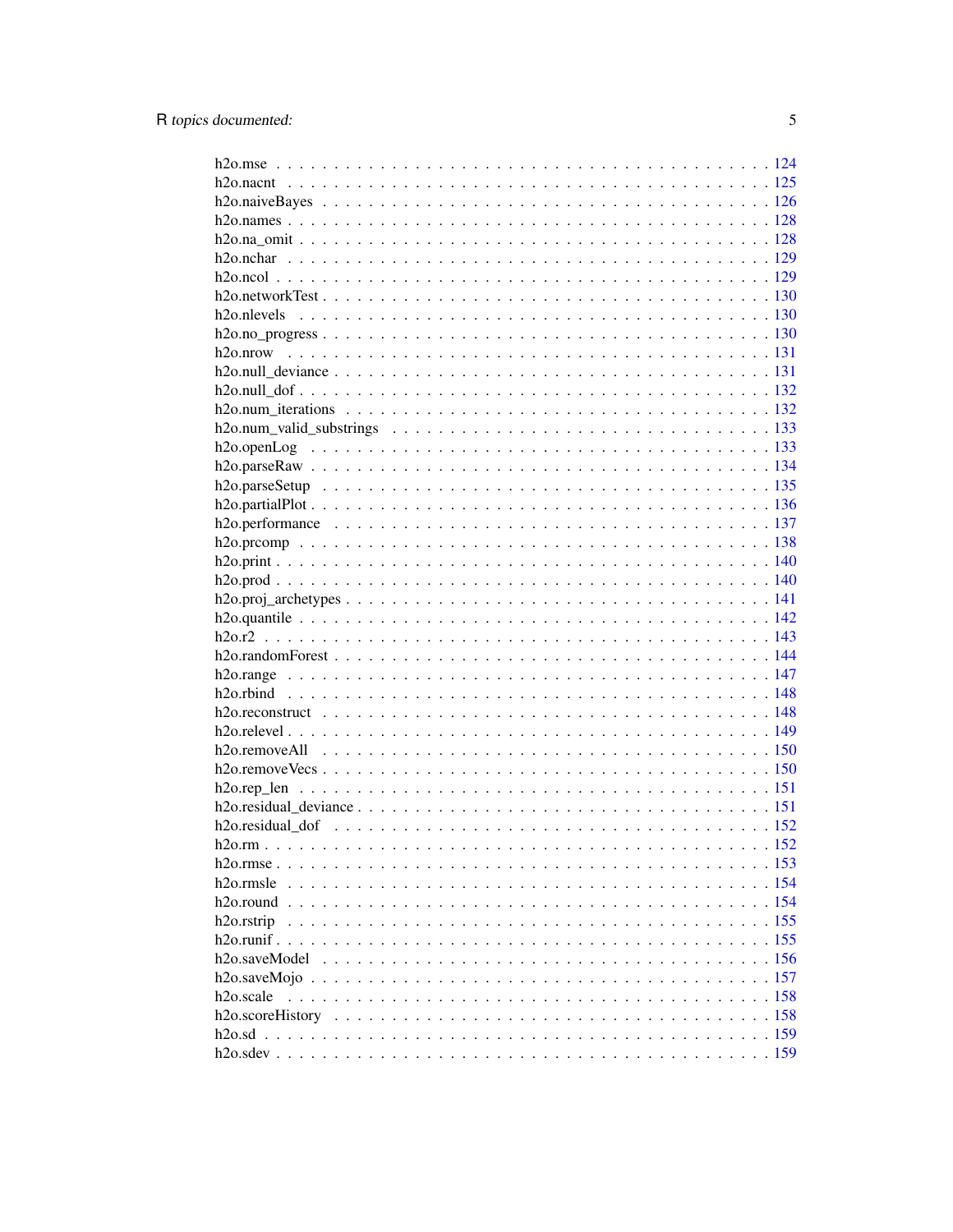h2o.mse . . . . . . . . . . . . . . . . . . . . . . . . . . . . . . . . . . . . . . . . 124
h2o.nacnt . . . . . . . . . . . . . . . . . . . . . . . . . . . . . . . . . . . . . . . 125
h2o.naiveBayes . . . . . . . . . . . . . . . . . . . . . . . . . . . . . . . . . . . . 126
h2o.names . . . . . . . . . . . . . . . . . . . . . . . . . . . . . . . . . . . . . . . 128
h2o.na_omit . . . . . . . . . . . . . . . . . . . . . . . . . . . . . . . . . . . . . . 128
h2o.nchar . . . . . . . . . . . . . . . . . . . . . . . . . . . . . . . . . . . . . . . 129
h2o.ncol . . . . . . . . . . . . . . . . . . . . . . . . . . . . . . . . . . . . . . . . 129
h2o.networkTest . . . . . . . . . . . . . . . . . . . . . . . . . . . . . . . . . . . 130
h2o.nlevels . . . . . . . . . . . . . . . . . . . . . . . . . . . . . . . . . . . . . . 130
h2o.no_progress . . . . . . . . . . . . . . . . . . . . . . . . . . . . . . . . . . . 130
h2o.nrow . . . . . . . . . . . . . . . . . . . . . . . . . . . . . . . . . . . . . . . 131
h2o.null_deviance . . . . . . . . . . . . . . . . . . . . . . . . . . . . . . . . . . 131
h2o.null_dof . . . . . . . . . . . . . . . . . . . . . . . . . . . . . . . . . . . . . 132
h2o.num_iterations . . . . . . . . . . . . . . . . . . . . . . . . . . . . . . . . . 132
h2o.num_valid_substrings . . . . . . . . . . . . . . . . . . . . . . . . . . . . . 133
h2o.openLog . . . . . . . . . . . . . . . . . . . . . . . . . . . . . . . . . . . . . 133
h2o.parseRaw . . . . . . . . . . . . . . . . . . . . . . . . . . . . . . . . . . . . 134
h2o.parseSetup . . . . . . . . . . . . . . . . . . . . . . . . . . . . . . . . . . . 135
h2o.partialPlot . . . . . . . . . . . . . . . . . . . . . . . . . . . . . . . . . . . 136
h2o.performance . . . . . . . . . . . . . . . . . . . . . . . . . . . . . . . . . . 137
h2o.prcomp . . . . . . . . . . . . . . . . . . . . . . . . . . . . . . . . . . . . . 138
h2o.print . . . . . . . . . . . . . . . . . . . . . . . . . . . . . . . . . . . . . . . 140
h2o.prod . . . . . . . . . . . . . . . . . . . . . . . . . . . . . . . . . . . . . . . 140
h2o.proj_archetypes . . . . . . . . . . . . . . . . . . . . . . . . . . . . . . . . 141
h2o.quantile . . . . . . . . . . . . . . . . . . . . . . . . . . . . . . . . . . . . . 142
h2o.r2 . . . . . . . . . . . . . . . . . . . . . . . . . . . . . . . . . . . . . . . . . 143
h2o.randomForest . . . . . . . . . . . . . . . . . . . . . . . . . . . . . . . . . . 144
h2o.range . . . . . . . . . . . . . . . . . . . . . . . . . . . . . . . . . . . . . . . 147
h2o.rbind . . . . . . . . . . . . . . . . . . . . . . . . . . . . . . . . . . . . . . . 148
h2o.reconstruct . . . . . . . . . . . . . . . . . . . . . . . . . . . . . . . . . . . 148
h2o.relevel . . . . . . . . . . . . . . . . . . . . . . . . . . . . . . . . . . . . . . 149
h2o.removeAll . . . . . . . . . . . . . . . . . . . . . . . . . . . . . . . . . . . . 150
h2o.removeVecs . . . . . . . . . . . . . . . . . . . . . . . . . . . . . . . . . . . 150
h2o.rep_len . . . . . . . . . . . . . . . . . . . . . . . . . . . . . . . . . . . . . 151
h2o.residual_deviance . . . . . . . . . . . . . . . . . . . . . . . . . . . . . . . 151
h2o.residual_dof . . . . . . . . . . . . . . . . . . . . . . . . . . . . . . . . . . 152
h2o.rm . . . . . . . . . . . . . . . . . . . . . . . . . . . . . . . . . . . . . . . . 152
h2o.rmse . . . . . . . . . . . . . . . . . . . . . . . . . . . . . . . . . . . . . . . 153
h2o.rmsle . . . . . . . . . . . . . . . . . . . . . . . . . . . . . . . . . . . . . . . 154
h2o.round . . . . . . . . . . . . . . . . . . . . . . . . . . . . . . . . . . . . . . . 154
h2o.rstrip . . . . . . . . . . . . . . . . . . . . . . . . . . . . . . . . . . . . . . . 155
h2o.runif . . . . . . . . . . . . . . . . . . . . . . . . . . . . . . . . . . . . . . . 155
h2o.saveModel . . . . . . . . . . . . . . . . . . . . . . . . . . . . . . . . . . . . 156
h2o.saveMojo . . . . . . . . . . . . . . . . . . . . . . . . . . . . . . . . . . . . 157
h2o.scale . . . . . . . . . . . . . . . . . . . . . . . . . . . . . . . . . . . . . . . 158
h2o.scoreHistory . . . . . . . . . . . . . . . . . . . . . . . . . . . . . . . . . . 158
h2o.sd . . . . . . . . . . . . . . . . . . . . . . . . . . . . . . . . . . . . . . . . . 159
h2o.sdev . . . . . . . . . . . . . . . . . . . . . . . . . . . . . . . . . . . . . . . 159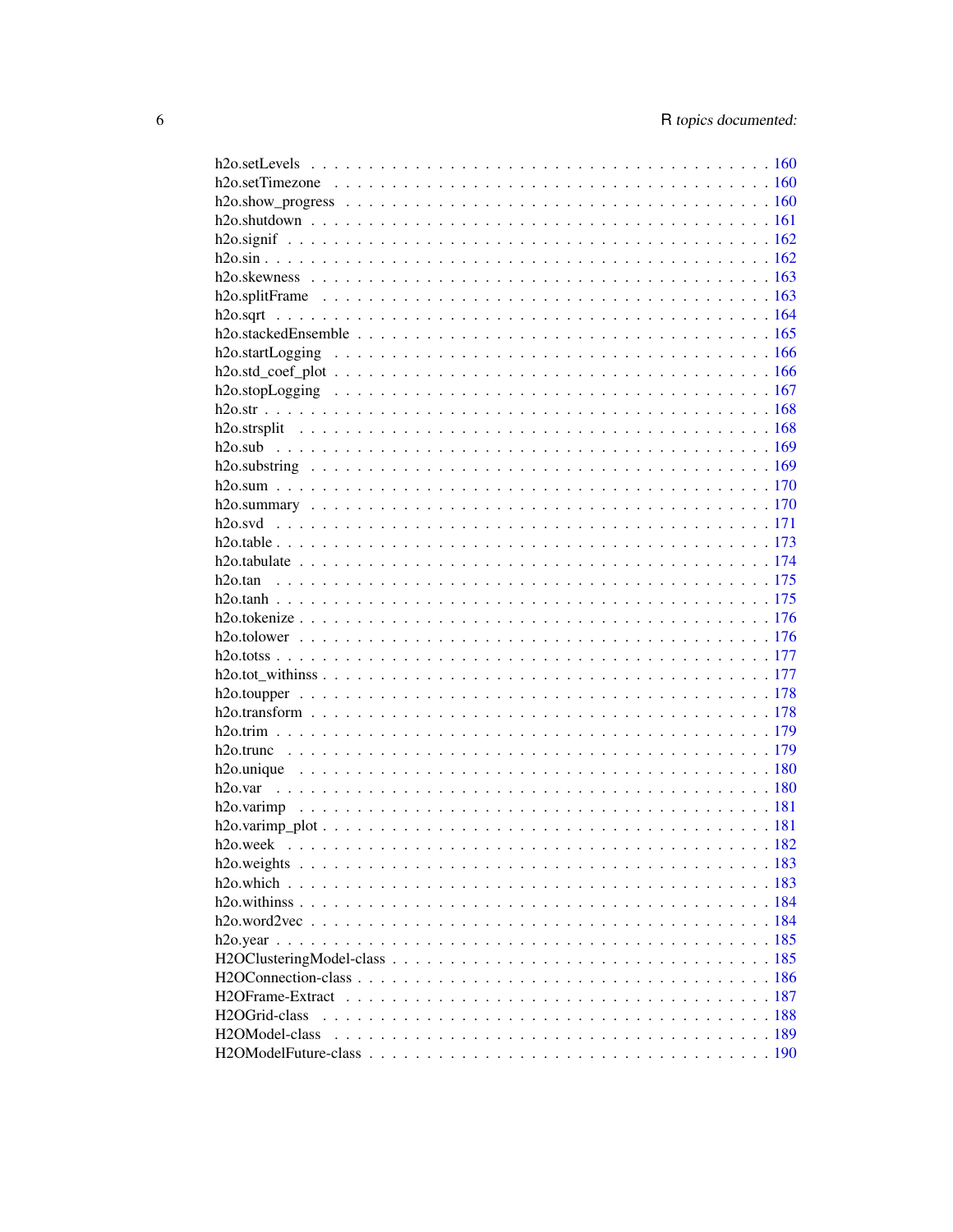h2o.setLevels . . . . . . . . . . . . . . . . . . . . . . . . . . . . . . . . . . . . 160
h2o.setTimezone . . . . . . . . . . . . . . . . . . . . . . . . . . . . . . . . . . 160
h2o.show_progress . . . . . . . . . . . . . . . . . . . . . . . . . . . . . . . . . 160
h2o.shutdown . . . . . . . . . . . . . . . . . . . . . . . . . . . . . . . . . . . . 161
h2o.signif . . . . . . . . . . . . . . . . . . . . . . . . . . . . . . . . . . . . . 162
h2o.sin . . . . . . . . . . . . . . . . . . . . . . . . . . . . . . . . . . . . . . . 162
h2o.skewness . . . . . . . . . . . . . . . . . . . . . . . . . . . . . . . . . . . . 163
h2o.splitFrame . . . . . . . . . . . . . . . . . . . . . . . . . . . . . . . . . . . 163
h2o.sqrt . . . . . . . . . . . . . . . . . . . . . . . . . . . . . . . . . . . . . . 164
h2o.stackedEnsemble . . . . . . . . . . . . . . . . . . . . . . . . . . . . . . . . 165
h2o.startLogging . . . . . . . . . . . . . . . . . . . . . . . . . . . . . . . . . . 166
h2o.std_coef_plot . . . . . . . . . . . . . . . . . . . . . . . . . . . . . . . . . 166
h2o.stopLogging . . . . . . . . . . . . . . . . . . . . . . . . . . . . . . . . . . 167
h2o.str . . . . . . . . . . . . . . . . . . . . . . . . . . . . . . . . . . . . . . . 168
h2o.strsplit . . . . . . . . . . . . . . . . . . . . . . . . . . . . . . . . . . . . 168
h2o.sub . . . . . . . . . . . . . . . . . . . . . . . . . . . . . . . . . . . . . . . 169
h2o.substring . . . . . . . . . . . . . . . . . . . . . . . . . . . . . . . . . . . . 169
h2o.sum . . . . . . . . . . . . . . . . . . . . . . . . . . . . . . . . . . . . . . . 170
h2o.summary . . . . . . . . . . . . . . . . . . . . . . . . . . . . . . . . . . . . 170
h2o.svd . . . . . . . . . . . . . . . . . . . . . . . . . . . . . . . . . . . . . . . 171
h2o.table . . . . . . . . . . . . . . . . . . . . . . . . . . . . . . . . . . . . . . 173
h2o.tabulate . . . . . . . . . . . . . . . . . . . . . . . . . . . . . . . . . . . . 174
h2o.tan . . . . . . . . . . . . . . . . . . . . . . . . . . . . . . . . . . . . . . . 175
h2o.tanh . . . . . . . . . . . . . . . . . . . . . . . . . . . . . . . . . . . . . . 175
h2o.tokenize . . . . . . . . . . . . . . . . . . . . . . . . . . . . . . . . . . . . 176
h2o.tolower . . . . . . . . . . . . . . . . . . . . . . . . . . . . . . . . . . . . . 176
h2o.totss . . . . . . . . . . . . . . . . . . . . . . . . . . . . . . . . . . . . . . 177
h2o.tot_withinss . . . . . . . . . . . . . . . . . . . . . . . . . . . . . . . . . . 177
h2o.toupper . . . . . . . . . . . . . . . . . . . . . . . . . . . . . . . . . . . . . 178
h2o.transform . . . . . . . . . . . . . . . . . . . . . . . . . . . . . . . . . . . . 178
h2o.trim . . . . . . . . . . . . . . . . . . . . . . . . . . . . . . . . . . . . . . 179
h2o.trunc . . . . . . . . . . . . . . . . . . . . . . . . . . . . . . . . . . . . . . 179
h2o.unique . . . . . . . . . . . . . . . . . . . . . . . . . . . . . . . . . . . . . 180
h2o.var . . . . . . . . . . . . . . . . . . . . . . . . . . . . . . . . . . . . . . . 180
h2o.varimp . . . . . . . . . . . . . . . . . . . . . . . . . . . . . . . . . . . . . 181
h2o.varimp_plot . . . . . . . . . . . . . . . . . . . . . . . . . . . . . . . . . . 181
h2o.week . . . . . . . . . . . . . . . . . . . . . . . . . . . . . . . . . . . . . . 182
h2o.weights . . . . . . . . . . . . . . . . . . . . . . . . . . . . . . . . . . . . . 183
h2o.which . . . . . . . . . . . . . . . . . . . . . . . . . . . . . . . . . . . . . . 183
h2o.withinss . . . . . . . . . . . . . . . . . . . . . . . . . . . . . . . . . . . . 184
h2o.word2vec . . . . . . . . . . . . . . . . . . . . . . . . . . . . . . . . . . . . 184
h2o.year . . . . . . . . . . . . . . . . . . . . . . . . . . . . . . . . . . . . . . 185
H2OClusteringModel-class . . . . . . . . . . . . . . . . . . . . . . . . . . . . . . 185
H2OConnection-class . . . . . . . . . . . . . . . . . . . . . . . . . . . . . . . . 186
H2OFrame-Extract . . . . . . . . . . . . . . . . . . . . . . . . . . . . . . . . . . 187
H2OGrid-class . . . . . . . . . . . . . . . . . . . . . . . . . . . . . . . . . . . . 188
H2OModel-class . . . . . . . . . . . . . . . . . . . . . . . . . . . . . . . . . . . 189
H2OModelFuture-class . . . . . . . . . . . . . . . . . . . . . . . . . . . . . . . . 190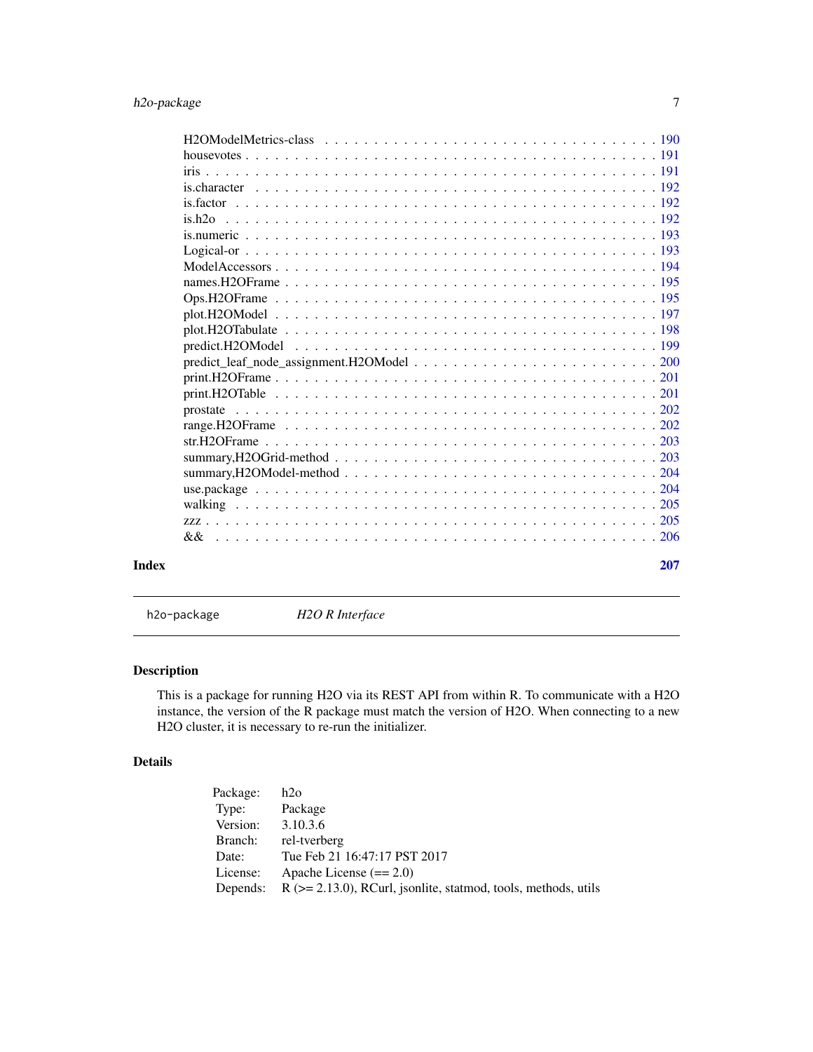H2OModelMetrics-class . . . . . . . . . . . . . . . . . . . . . . . . . . . . . . . . 190
housevotes . . . . . . . . . . . . . . . . . . . . . . . . . . . . . . . . . . . . . . 191
iris . . . . . . . . . . . . . . . . . . . . . . . . . . . . . . . . . . . . . . . . . . 191
is.character . . . . . . . . . . . . . . . . . . . . . . . . . . . . . . . . . . . . . 192
is.factor . . . . . . . . . . . . . . . . . . . . . . . . . . . . . . . . . . . . . . . 192
is.h2o . . . . . . . . . . . . . . . . . . . . . . . . . . . . . . . . . . . . . . . . . 192
is.numeric . . . . . . . . . . . . . . . . . . . . . . . . . . . . . . . . . . . . . . 193
Logical-or . . . . . . . . . . . . . . . . . . . . . . . . . . . . . . . . . . . . . . 193
ModelAccessors . . . . . . . . . . . . . . . . . . . . . . . . . . . . . . . . . . . . 194
names.H2OFrame . . . . . . . . . . . . . . . . . . . . . . . . . . . . . . . . . . . . 195
Ops.H2OFrame . . . . . . . . . . . . . . . . . . . . . . . . . . . . . . . . . . . . . 195
plot.H2OModel . . . . . . . . . . . . . . . . . . . . . . . . . . . . . . . . . . . . . 197
plot.H2OTabulate . . . . . . . . . . . . . . . . . . . . . . . . . . . . . . . . . . . 198
predict.H2OModel . . . . . . . . . . . . . . . . . . . . . . . . . . . . . . . . . . . 199
predict_leaf_node_assignment.H2OModel . . . . . . . . . . . . . . . . . . . . . . . . 200
print.H2OFrame . . . . . . . . . . . . . . . . . . . . . . . . . . . . . . . . . . . . 201
print.H2OTable . . . . . . . . . . . . . . . . . . . . . . . . . . . . . . . . . . . . 201
prostate . . . . . . . . . . . . . . . . . . . . . . . . . . . . . . . . . . . . . . . 202
range.H2OFrame . . . . . . . . . . . . . . . . . . . . . . . . . . . . . . . . . . . . 202
str.H2OFrame . . . . . . . . . . . . . . . . . . . . . . . . . . . . . . . . . . . . . 203
summary,H2OGrid-method . . . . . . . . . . . . . . . . . . . . . . . . . . . . . . . . 203
summary,H2OModel-method . . . . . . . . . . . . . . . . . . . . . . . . . . . . . . . 204
use.package . . . . . . . . . . . . . . . . . . . . . . . . . . . . . . . . . . . . . . 204
walking . . . . . . . . . . . . . . . . . . . . . . . . . . . . . . . . . . . . . . . . 205
zzz . . . . . . . . . . . . . . . . . . . . . . . . . . . . . . . . . . . . . . . . . . 205
&& . . . . . . . . . . . . . . . . . . . . . . . . . . . . . . . . . . . . . . . . . . 206

**Index** **207**

---

`h2o-package` *H2O R Interface*

---

## Description

This is a package for running H2O via its REST API from within R. To communicate with a H2O instance, the version of the R package must match the version of H2O. When connecting to a new H2O cluster, it is necessary to re-run the initializer.

## Details

| | |
|---|---|
| Package: | h2o |
| Type: | Package |
| Version: | 3.10.3.6 |
| Branch: | rel-tverberg |
| Date: | Tue Feb 21 16:47:17 PST 2017 |
| License: | Apache License (== 2.0) |
| Depends: | R (>= 2.13.0), RCurl, jsonlite, statmod, tools, methods, utils |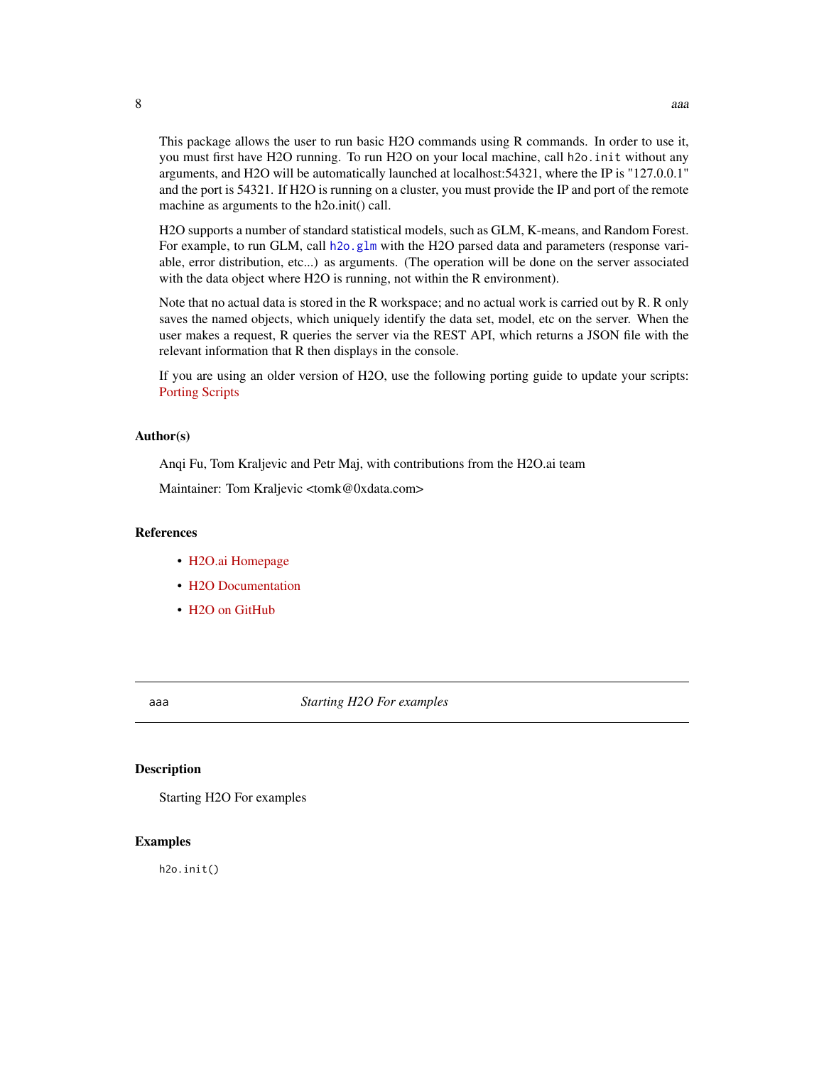This package allows the user to run basic H2O commands using R commands. In order to use it, you must first have H2O running. To run H2O on your local machine, call `h2o.init` without any arguments, and H2O will be automatically launched at localhost:54321, where the IP is "127.0.0.1" and the port is 54321. If H2O is running on a cluster, you must provide the IP and port of the remote machine as arguments to the h2o.init() call.

H2O supports a number of standard statistical models, such as GLM, K-means, and Random Forest. For example, to run GLM, call `h2o.glm` with the H2O parsed data and parameters (response variable, error distribution, etc...) as arguments. (The operation will be done on the server associated with the data object where H2O is running, not within the R environment).

Note that no actual data is stored in the R workspace; and no actual work is carried out by R. R only saves the named objects, which uniquely identify the data set, model, etc on the server. When the user makes a request, R queries the server via the REST API, which returns a JSON file with the relevant information that R then displays in the console.

If you are using an older version of H2O, use the following porting guide to update your scripts: Porting Scripts

### Author(s)

Anqi Fu, Tom Kraljevic and Petr Maj, with contributions from the H2O.ai team

Maintainer: Tom Kraljevic <tomk@0xdata.com>

### References

- H2O.ai Homepage
- H2O Documentation
- H2O on GitHub

---

## aaa — *Starting H2O For examples*

### Description

Starting H2O For examples

### Examples

```
h2o.init()
```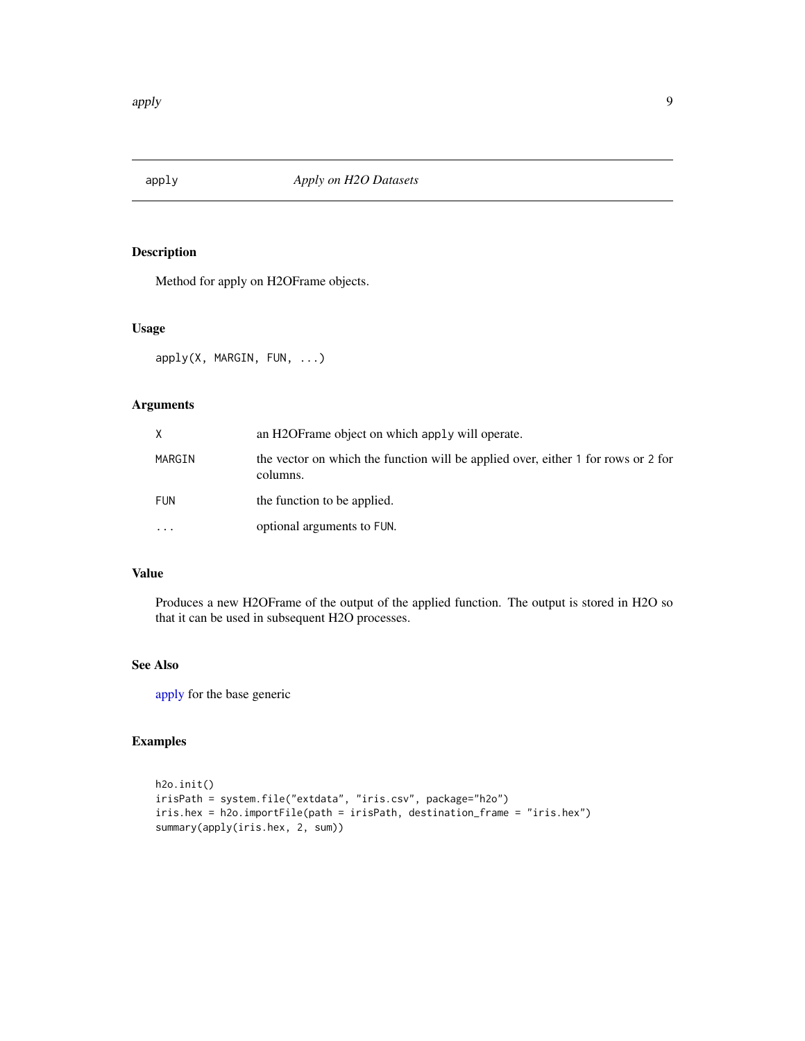# apply — *Apply on H2O Datasets*

## Description

Method for apply on H2OFrame objects.

## Usage

```
apply(X, MARGIN, FUN, ...)
```

## Arguments

| | |
|---|---|
| X | an H2OFrame object on which apply will operate. |
| MARGIN | the vector on which the function will be applied over, either 1 for rows or 2 for columns. |
| FUN | the function to be applied. |
| ... | optional arguments to FUN. |

## Value

Produces a new H2OFrame of the output of the applied function. The output is stored in H2O so that it can be used in subsequent H2O processes.

## See Also

apply for the base generic

## Examples

```
h2o.init()
irisPath = system.file("extdata", "iris.csv", package="h2o")
iris.hex = h2o.importFile(path = irisPath, destination_frame = "iris.hex")
summary(apply(iris.hex, 2, sum))
```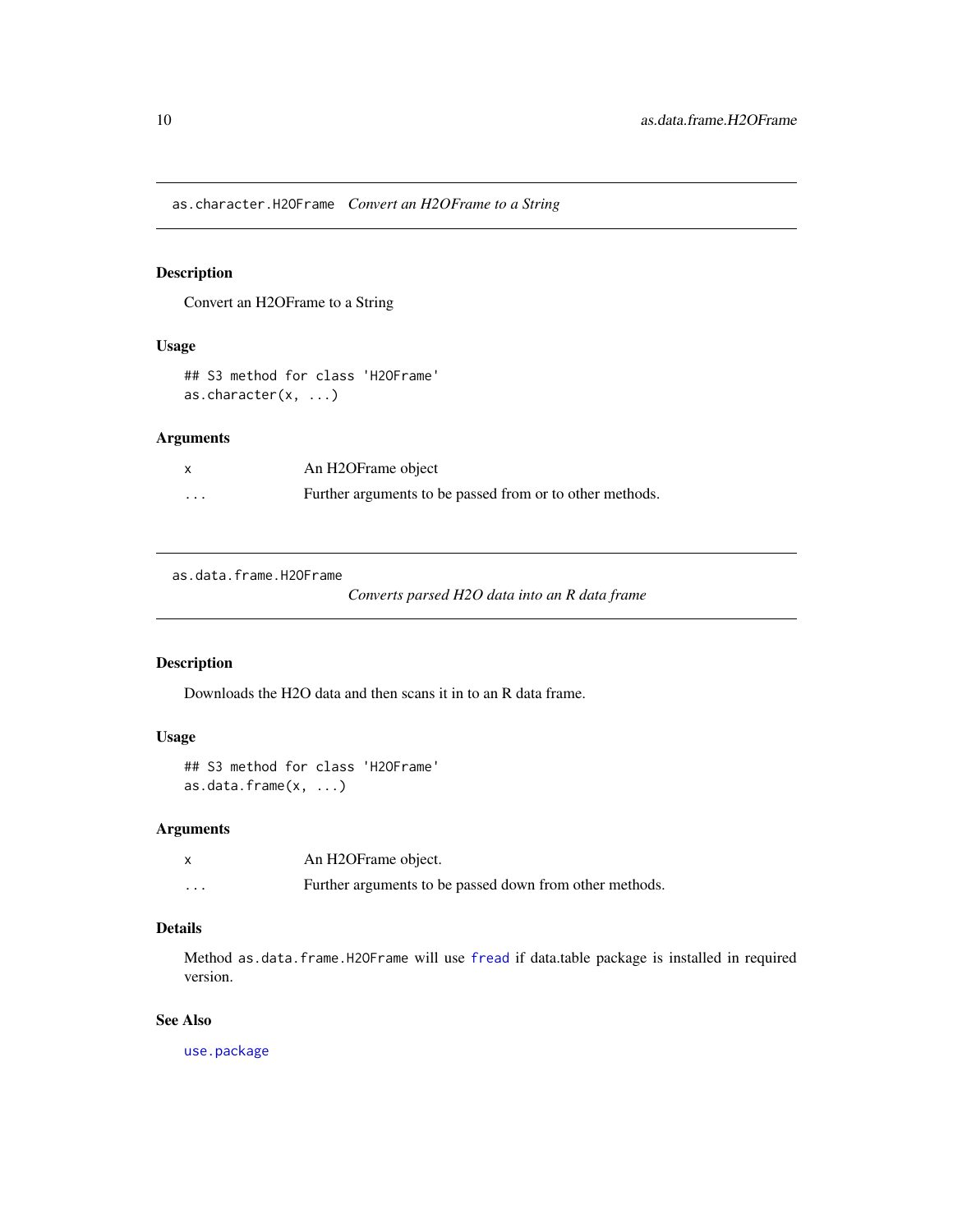## as.character.H2OFrame *Convert an H2OFrame to a String*

### Description

Convert an H2OFrame to a String

### Usage

```
## S3 method for class 'H2OFrame'
as.character(x, ...)
```

### Arguments

| | |
|---|---|
| x | An H2OFrame object |
| ... | Further arguments to be passed from or to other methods. |

## as.data.frame.H2OFrame *Converts parsed H2O data into an R data frame*

### Description

Downloads the H2O data and then scans it in to an R data frame.

### Usage

```
## S3 method for class 'H2OFrame'
as.data.frame(x, ...)
```

### Arguments

| | |
|---|---|
| x | An H2OFrame object. |
| ... | Further arguments to be passed down from other methods. |

### Details

Method `as.data.frame.H2OFrame` will use `fread` if data.table package is installed in required version.

### See Also

`use.package`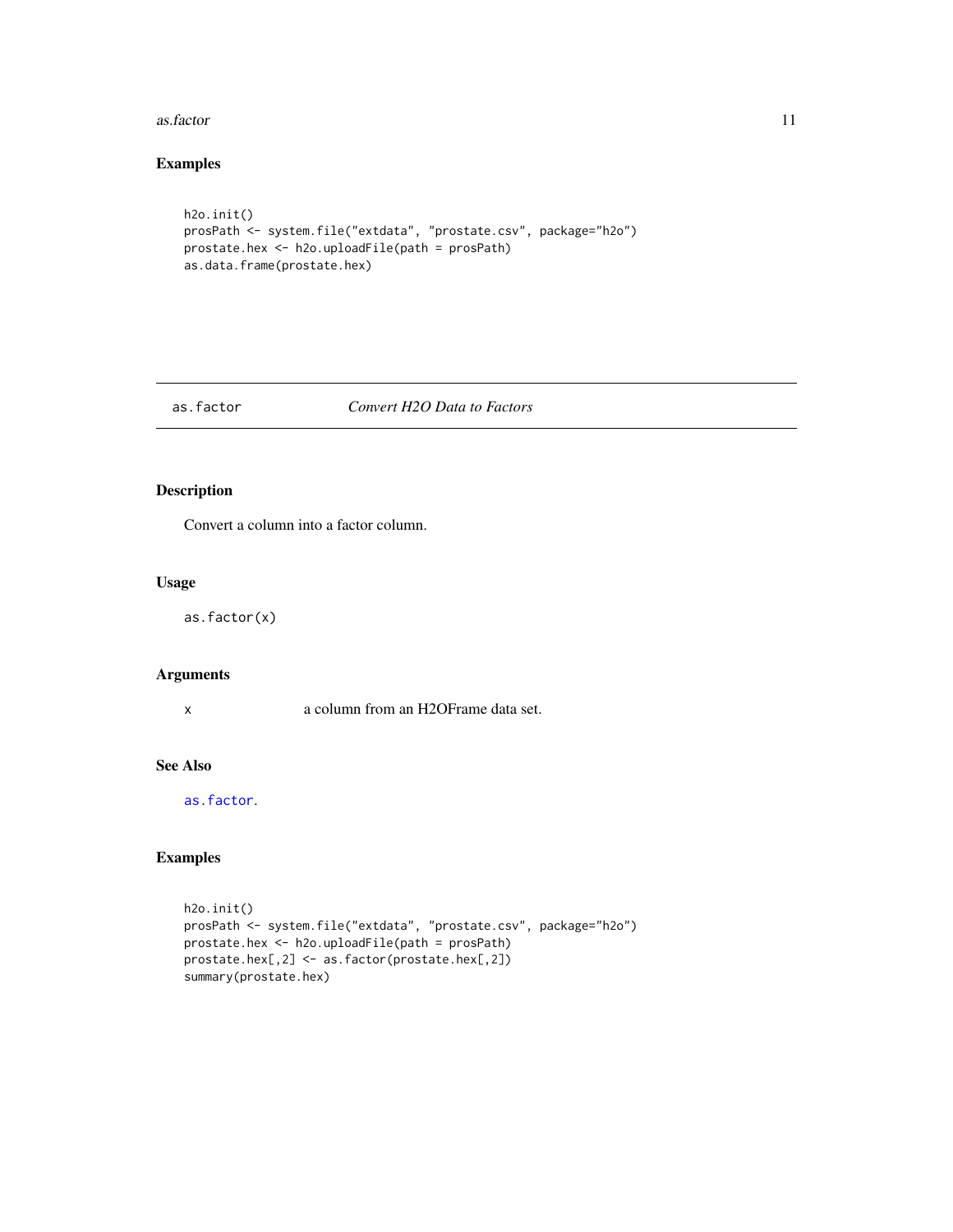## Examples

```
h2o.init()
prosPath <- system.file("extdata", "prostate.csv", package="h2o")
prostate.hex <- h2o.uploadFile(path = prosPath)
as.data.frame(prostate.hex)
```

---

# as.factor — *Convert H2O Data to Factors*

## Description

Convert a column into a factor column.

## Usage

```
as.factor(x)
```

## Arguments

| | |
|---|---|
| x | a column from an H2OFrame data set. |

## See Also

as.factor.

## Examples

```
h2o.init()
prosPath <- system.file("extdata", "prostate.csv", package="h2o")
prostate.hex <- h2o.uploadFile(path = prosPath)
prostate.hex[,2] <- as.factor(prostate.hex[,2])
summary(prostate.hex)
```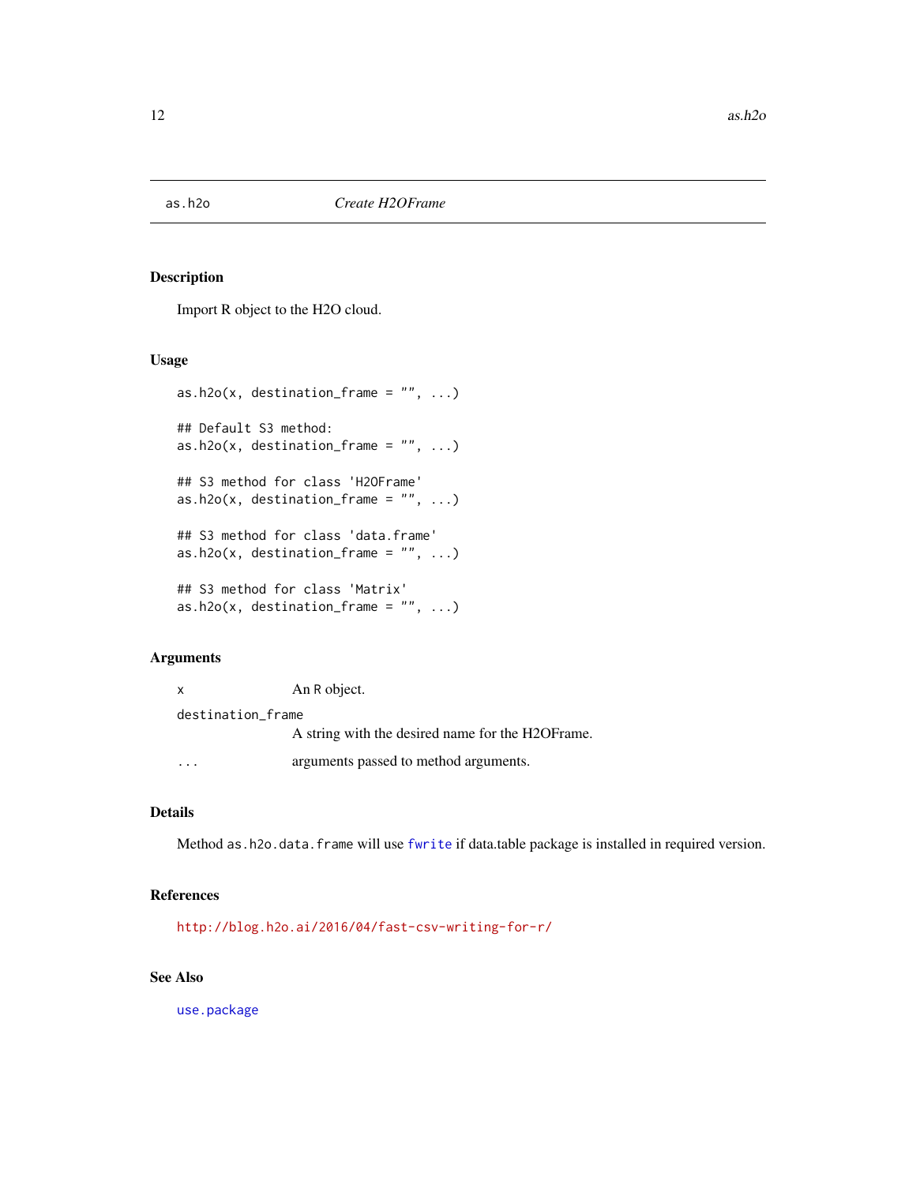# as.h2o — *Create H2OFrame*

## Description

Import R object to the H2O cloud.

## Usage

```
as.h2o(x, destination_frame = "", ...)

## Default S3 method:
as.h2o(x, destination_frame = "", ...)

## S3 method for class 'H2OFrame'
as.h2o(x, destination_frame = "", ...)

## S3 method for class 'data.frame'
as.h2o(x, destination_frame = "", ...)

## S3 method for class 'Matrix'
as.h2o(x, destination_frame = "", ...)
```

## Arguments

| | |
|---|---|
| `x` | An R object. |
| `destination_frame` | A string with the desired name for the H2OFrame. |
| `...` | arguments passed to method arguments. |

## Details

Method `as.h2o.data.frame` will use `fwrite` if data.table package is installed in required version.

## References

http://blog.h2o.ai/2016/04/fast-csv-writing-for-r/

## See Also

`use.package`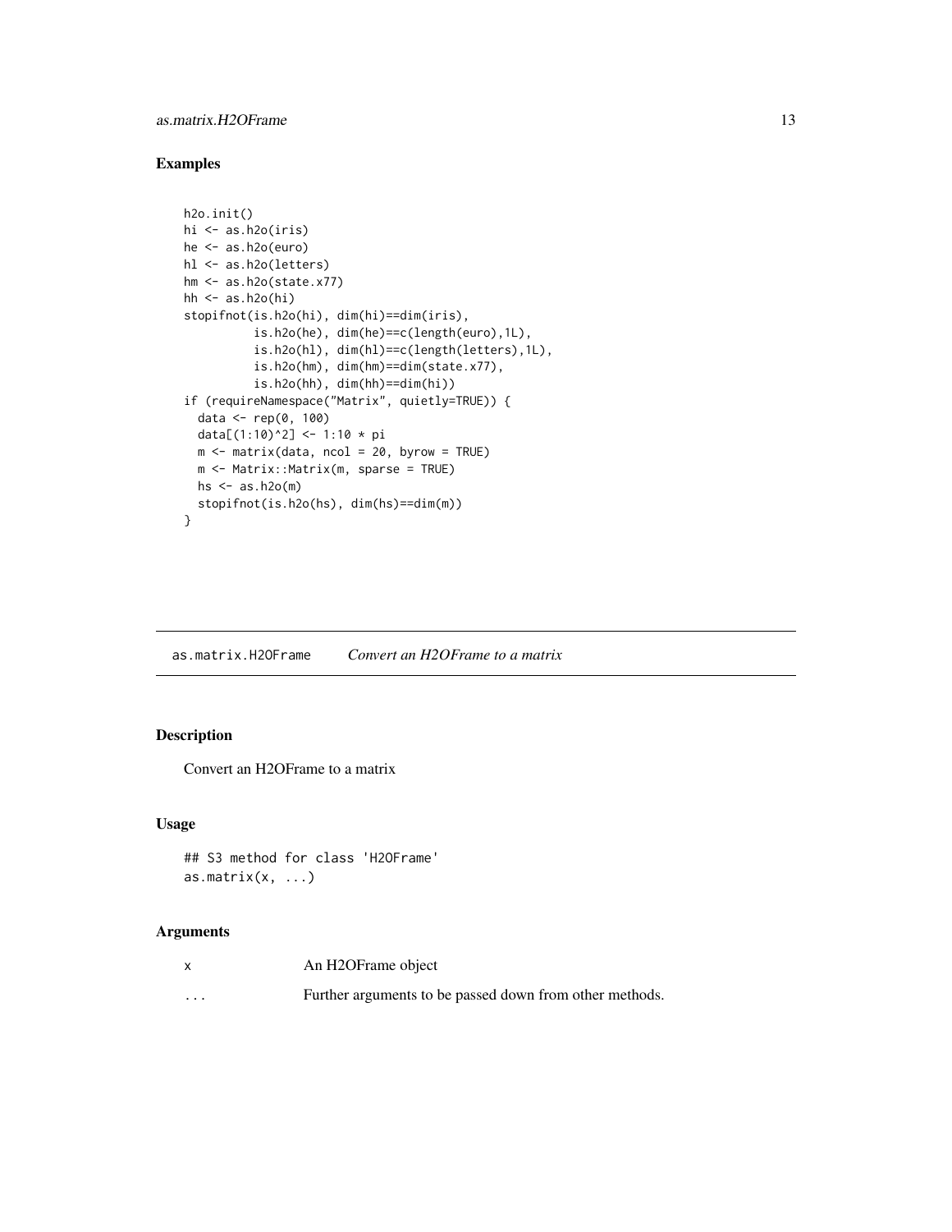## Examples

```
h2o.init()
hi <- as.h2o(iris)
he <- as.h2o(euro)
hl <- as.h2o(letters)
hm <- as.h2o(state.x77)
hh <- as.h2o(hi)
stopifnot(is.h2o(hi), dim(hi)==dim(iris),
          is.h2o(he), dim(he)==c(length(euro),1L),
          is.h2o(hl), dim(hl)==c(length(letters),1L),
          is.h2o(hm), dim(hm)==dim(state.x77),
          is.h2o(hh), dim(hh)==dim(hi))
if (requireNamespace("Matrix", quietly=TRUE)) {
  data <- rep(0, 100)
  data[(1:10)^2] <- 1:10 * pi
  m <- matrix(data, ncol = 20, byrow = TRUE)
  m <- Matrix::Matrix(m, sparse = TRUE)
  hs <- as.h2o(m)
  stopifnot(is.h2o(hs), dim(hs)==dim(m))
}
```

---

# as.matrix.H2OFrame    *Convert an H2OFrame to a matrix*

---

## Description

Convert an H2OFrame to a matrix

## Usage

```
## S3 method for class 'H2OFrame'
as.matrix(x, ...)
```

## Arguments

| | |
|---|---|
| x | An H2OFrame object |
| ... | Further arguments to be passed down from other methods. |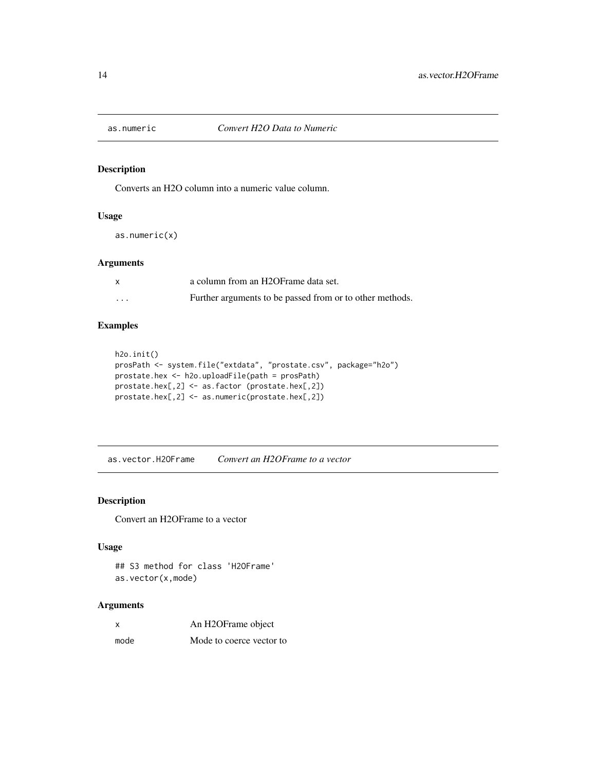## as.numeric — *Convert H2O Data to Numeric*

### Description

Converts an H2O column into a numeric value column.

### Usage

```
as.numeric(x)
```

### Arguments

| | |
|---|---|
| `x` | a column from an H2OFrame data set. |
| `...` | Further arguments to be passed from or to other methods. |

### Examples

```
h2o.init()
prosPath <- system.file("extdata", "prostate.csv", package="h2o")
prostate.hex <- h2o.uploadFile(path = prosPath)
prostate.hex[,2] <- as.factor (prostate.hex[,2])
prostate.hex[,2] <- as.numeric(prostate.hex[,2])
```

## as.vector.H2OFrame — *Convert an H2OFrame to a vector*

### Description

Convert an H2OFrame to a vector

### Usage

```
## S3 method for class 'H2OFrame'
as.vector(x,mode)
```

### Arguments

| | |
|---|---|
| `x` | An H2OFrame object |
| `mode` | Mode to coerce vector to |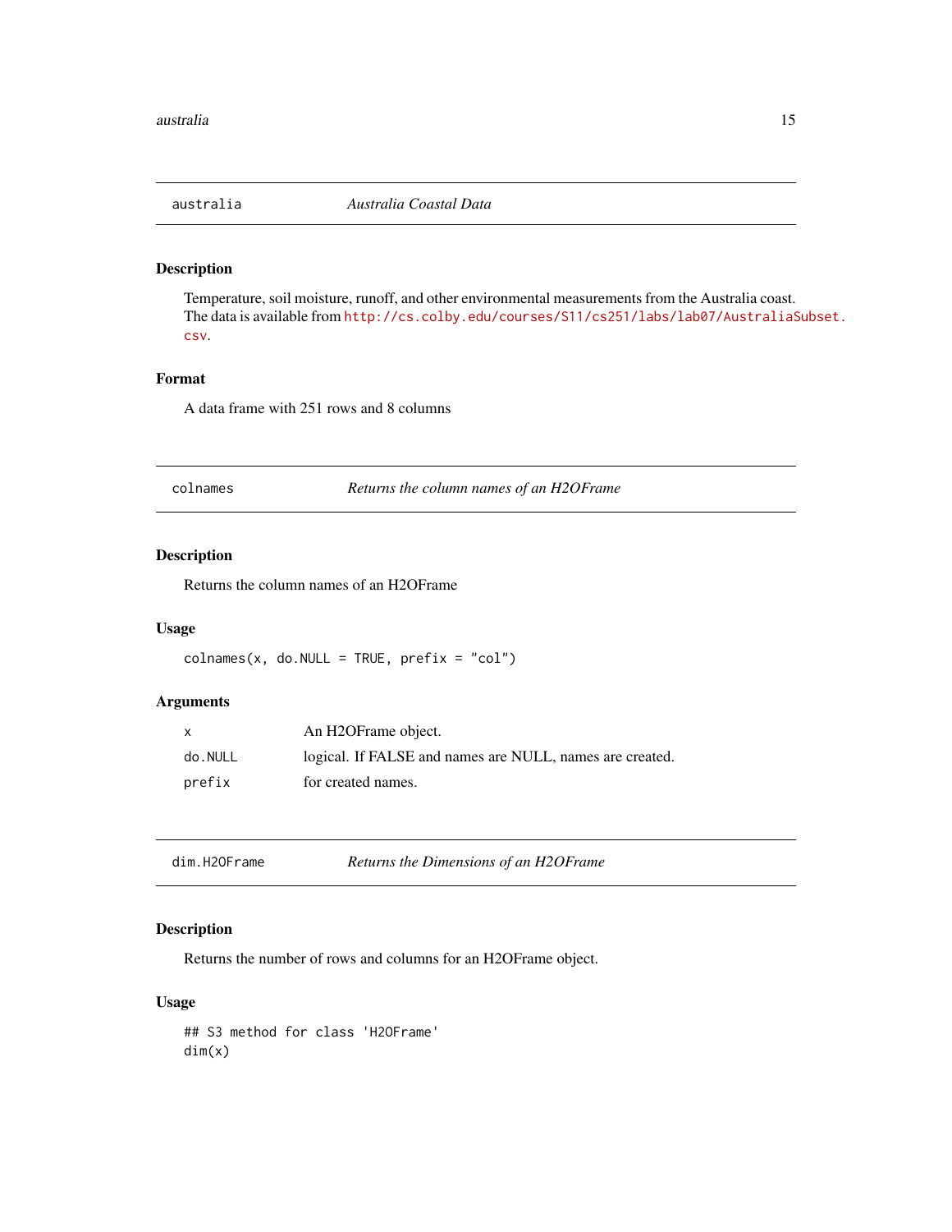## australia — *Australia Coastal Data*

### Description

Temperature, soil moisture, runoff, and other environmental measurements from the Australia coast. The data is available from http://cs.colby.edu/courses/S11/cs251/labs/lab07/AustraliaSubset.csv.

### Format

A data frame with 251 rows and 8 columns

## colnames — *Returns the column names of an H2OFrame*

### Description

Returns the column names of an H2OFrame

### Usage

```
colnames(x, do.NULL = TRUE, prefix = "col")
```

### Arguments

| | |
|---|---|
| `x` | An H2OFrame object. |
| `do.NULL` | logical. If FALSE and names are NULL, names are created. |
| `prefix` | for created names. |

## dim.H2OFrame — *Returns the Dimensions of an H2OFrame*

### Description

Returns the number of rows and columns for an H2OFrame object.

### Usage

```
## S3 method for class 'H2OFrame'
dim(x)
```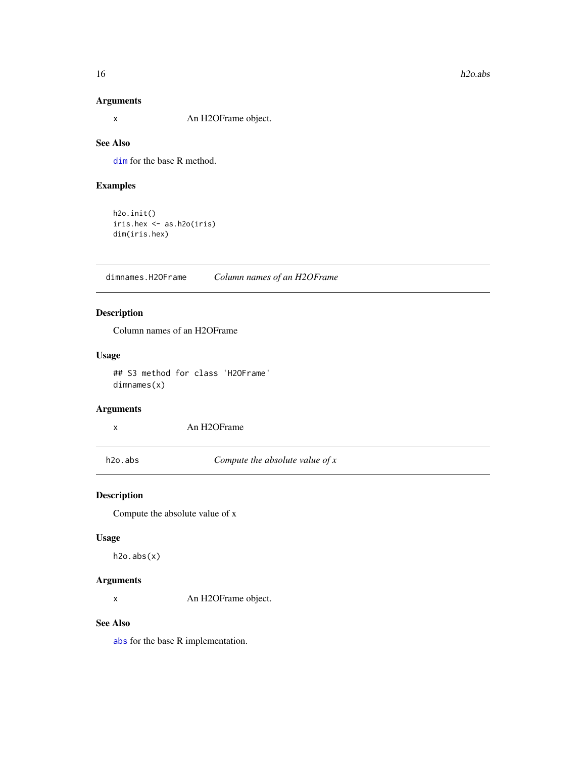### Arguments

x An H2OFrame object.

### See Also

`dim` for the base R method.

### Examples

```
h2o.init()
iris.hex <- as.h2o(iris)
dim(iris.hex)
```

---

## dimnames.H2OFrame *Column names of an H2OFrame*

### Description

Column names of an H2OFrame

### Usage

```
## S3 method for class 'H2OFrame'
dimnames(x)
```

### Arguments

x An H2OFrame

---

## h2o.abs *Compute the absolute value of x*

### Description

Compute the absolute value of x

### Usage

```
h2o.abs(x)
```

### Arguments

x An H2OFrame object.

### See Also

`abs` for the base R implementation.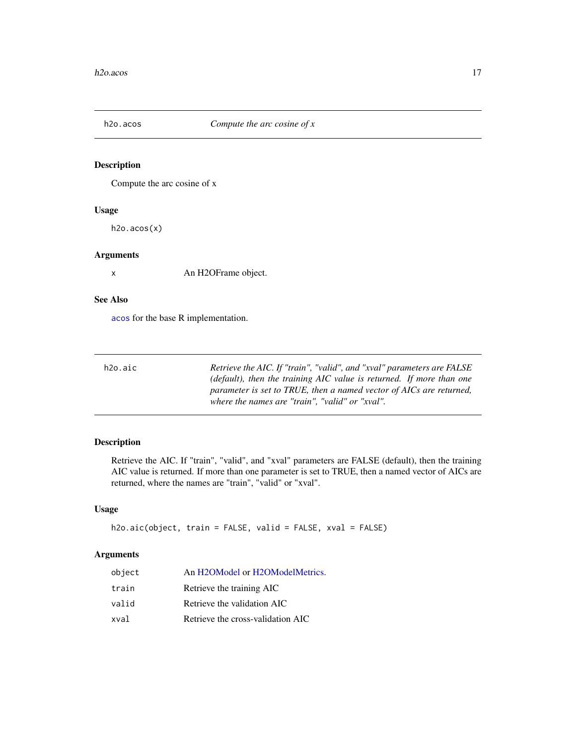## h2o.acos — *Compute the arc cosine of x*

### Description

Compute the arc cosine of x

### Usage

```
h2o.acos(x)
```

### Arguments

| | |
|---|---|
| `x` | An H2OFrame object. |

### See Also

`acos` for the base R implementation.

## h2o.aic — *Retrieve the AIC. If "train", "valid", and "xval" parameters are FALSE (default), then the training AIC value is returned. If more than one parameter is set to TRUE, then a named vector of AICs are returned, where the names are "train", "valid" or "xval".*

### Description

Retrieve the AIC. If "train", "valid", and "xval" parameters are FALSE (default), then the training AIC value is returned. If more than one parameter is set to TRUE, then a named vector of AICs are returned, where the names are "train", "valid" or "xval".

### Usage

```
h2o.aic(object, train = FALSE, valid = FALSE, xval = FALSE)
```

### Arguments

| | |
|---|---|
| `object` | An H2OModel or H2OModelMetrics. |
| `train` | Retrieve the training AIC |
| `valid` | Retrieve the validation AIC |
| `xval` | Retrieve the cross-validation AIC |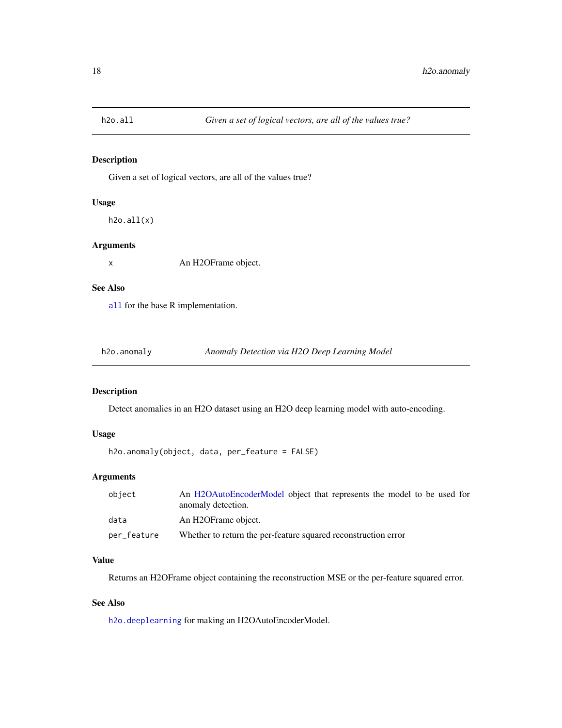## h2o.all — *Given a set of logical vectors, are all of the values true?*

### Description

Given a set of logical vectors, are all of the values true?

### Usage

```
h2o.all(x)
```

### Arguments

| | |
|---|---|
| `x` | An H2OFrame object. |

### See Also

`all` for the base R implementation.

## h2o.anomaly — *Anomaly Detection via H2O Deep Learning Model*

### Description

Detect anomalies in an H2O dataset using an H2O deep learning model with auto-encoding.

### Usage

```
h2o.anomaly(object, data, per_feature = FALSE)
```

### Arguments

| | |
|---|---|
| `object` | An H2OAutoEncoderModel object that represents the model to be used for anomaly detection. |
| `data` | An H2OFrame object. |
| `per_feature` | Whether to return the per-feature squared reconstruction error |

### Value

Returns an H2OFrame object containing the reconstruction MSE or the per-feature squared error.

### See Also

`h2o.deeplearning` for making an H2OAutoEncoderModel.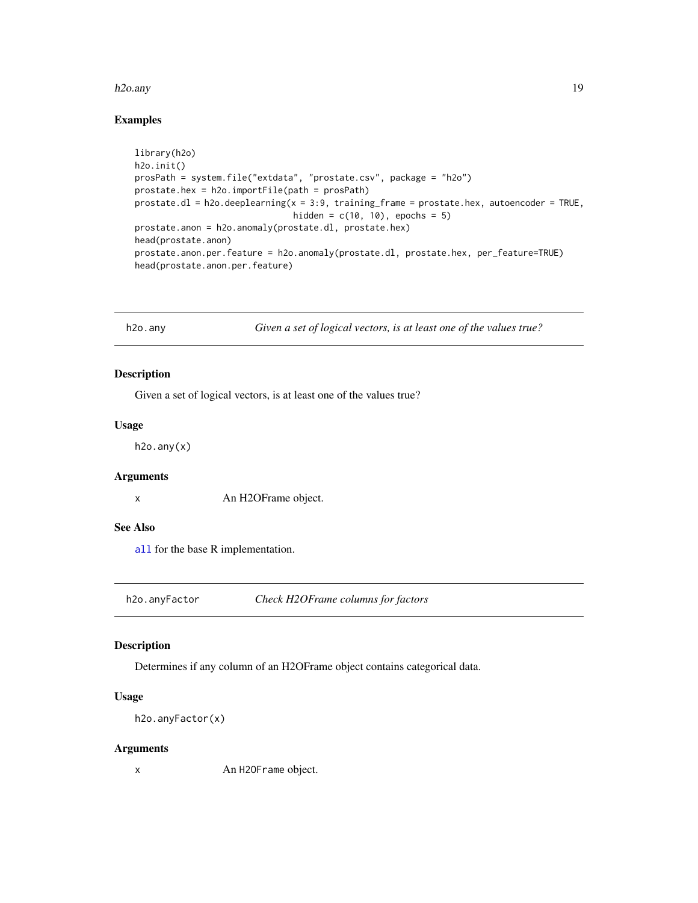## Examples

```
library(h2o)
h2o.init()
prosPath = system.file("extdata", "prostate.csv", package = "h2o")
prostate.hex = h2o.importFile(path = prosPath)
prostate.dl = h2o.deeplearning(x = 3:9, training_frame = prostate.hex, autoencoder = TRUE,
                               hidden = c(10, 10), epochs = 5)
prostate.anon = h2o.anomaly(prostate.dl, prostate.hex)
head(prostate.anon)
prostate.anon.per.feature = h2o.anomaly(prostate.dl, prostate.hex, per_feature=TRUE)
head(prostate.anon.per.feature)
```

---

# h2o.any    *Given a set of logical vectors, is at least one of the values true?*

## Description

Given a set of logical vectors, is at least one of the values true?

## Usage

```
h2o.any(x)
```

## Arguments

x    An H2OFrame object.

## See Also

all for the base R implementation.

---

# h2o.anyFactor    *Check H2OFrame columns for factors*

## Description

Determines if any column of an H2OFrame object contains categorical data.

## Usage

```
h2o.anyFactor(x)
```

## Arguments

x    An `H2OFrame` object.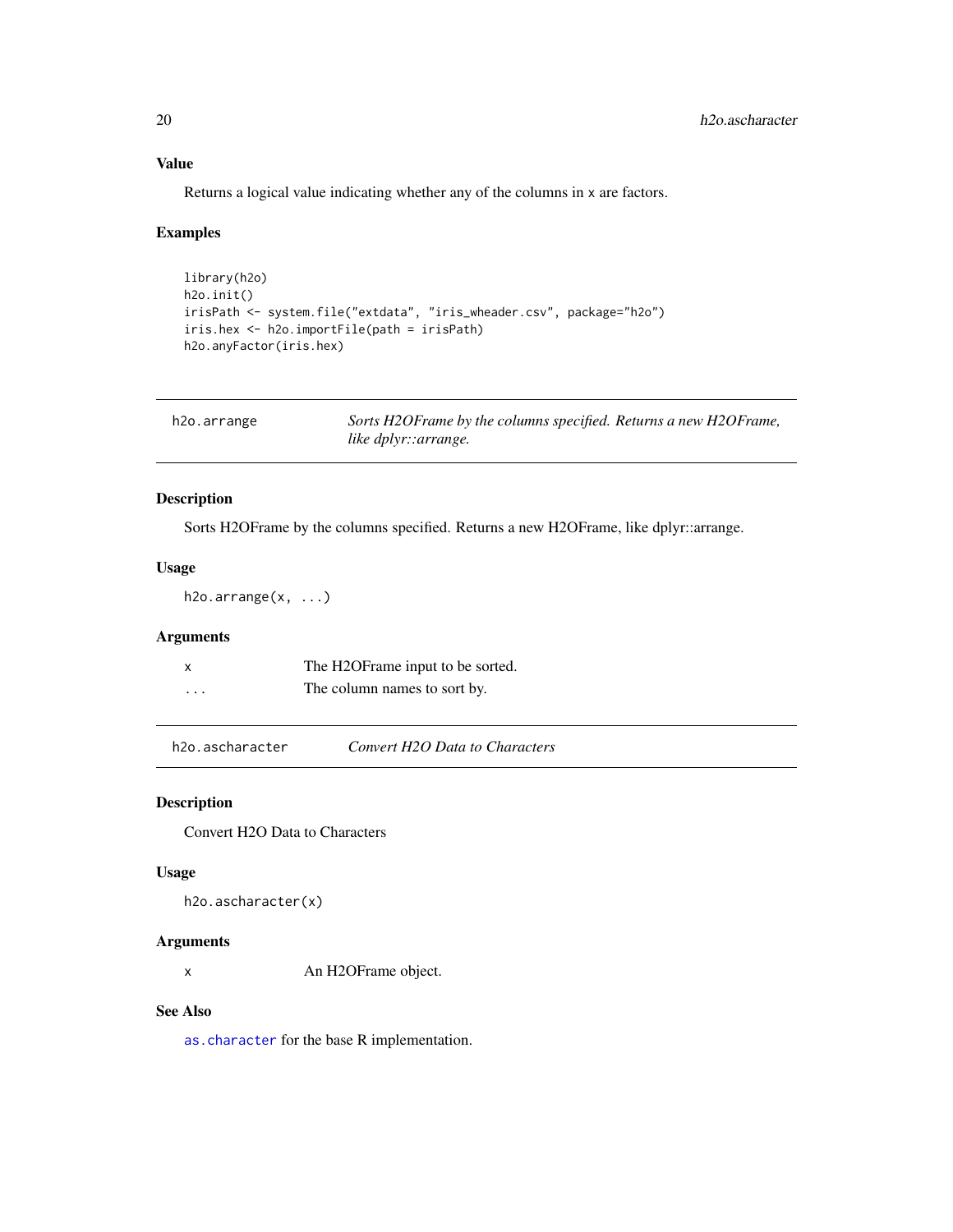### Value

Returns a logical value indicating whether any of the columns in x are factors.

### Examples

```
library(h2o)
h2o.init()
irisPath <- system.file("extdata", "iris_wheader.csv", package="h2o")
iris.hex <- h2o.importFile(path = irisPath)
h2o.anyFactor(iris.hex)
```

---

## h2o.arrange — *Sorts H2OFrame by the columns specified. Returns a new H2OFrame, like dplyr::arrange.*

### Description

Sorts H2OFrame by the columns specified. Returns a new H2OFrame, like dplyr::arrange.

### Usage

```
h2o.arrange(x, ...)
```

### Arguments

| | |
|---|---|
| x | The H2OFrame input to be sorted. |
| ... | The column names to sort by. |

---

## h2o.ascharacter — *Convert H2O Data to Characters*

### Description

Convert H2O Data to Characters

### Usage

```
h2o.ascharacter(x)
```

### Arguments

| | |
|---|---|
| x | An H2OFrame object. |

### See Also

as.character for the base R implementation.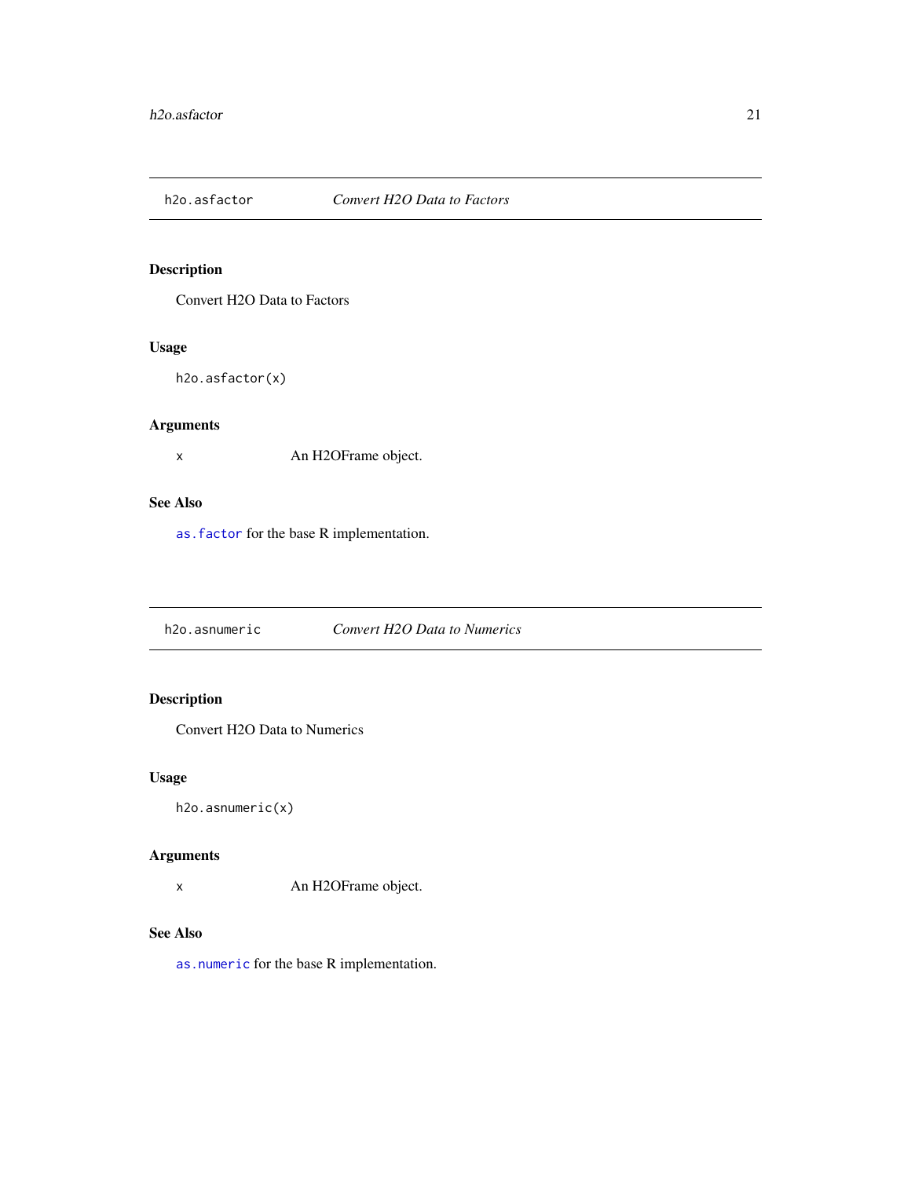## h2o.asfactor — *Convert H2O Data to Factors*

### Description

Convert H2O Data to Factors

### Usage

```
h2o.asfactor(x)
```

### Arguments

| | |
|---|---|
| x | An H2OFrame object. |

### See Also

`as.factor` for the base R implementation.

## h2o.asnumeric — *Convert H2O Data to Numerics*

### Description

Convert H2O Data to Numerics

### Usage

```
h2o.asnumeric(x)
```

### Arguments

| | |
|---|---|
| x | An H2OFrame object. |

### See Also

`as.numeric` for the base R implementation.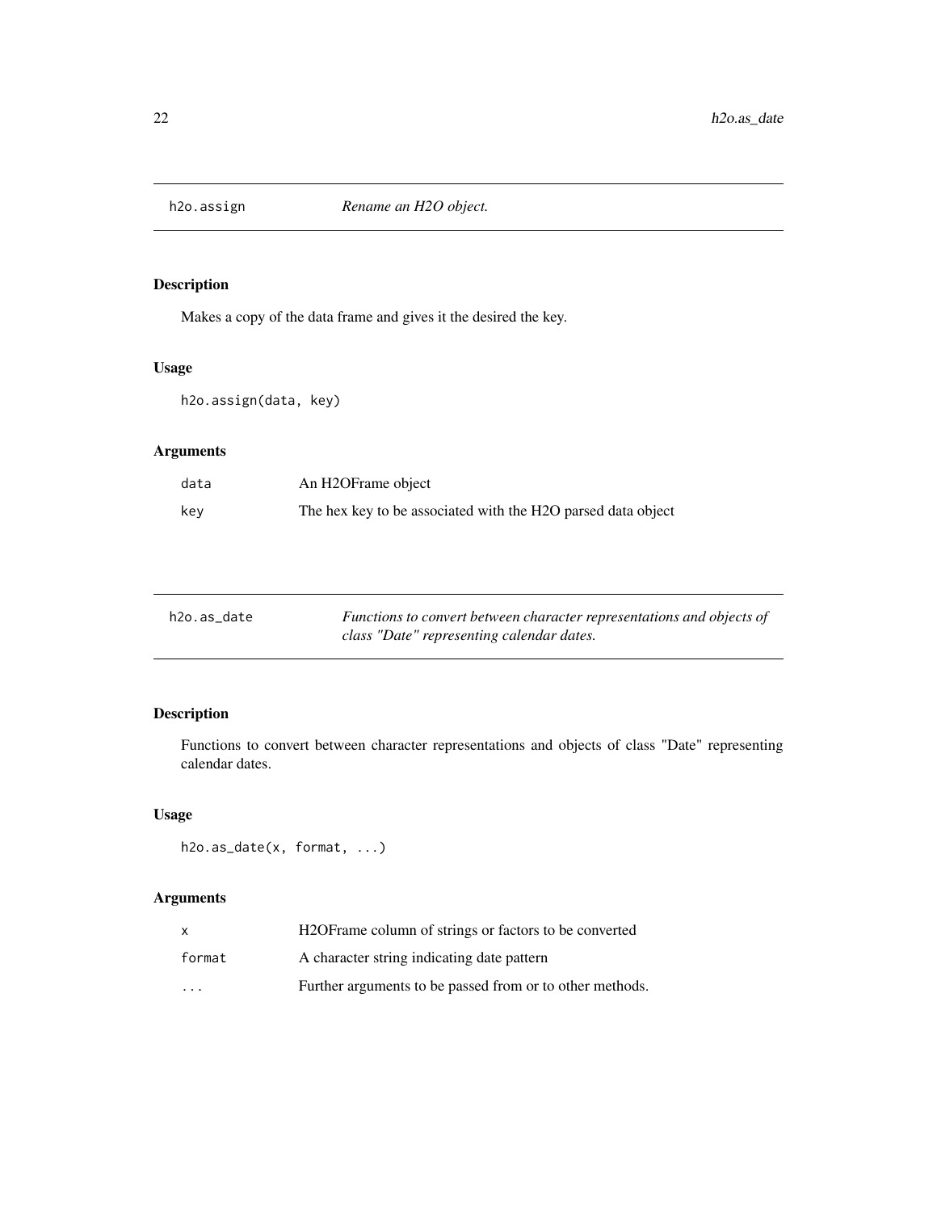## h2o.assign    *Rename an H2O object.*

### Description

Makes a copy of the data frame and gives it the desired the key.

### Usage

```
h2o.assign(data, key)
```

### Arguments

| | |
|---|---|
| data | An H2OFrame object |
| key | The hex key to be associated with the H2O parsed data object |

## h2o.as_date    *Functions to convert between character representations and objects of class "Date" representing calendar dates.*

### Description

Functions to convert between character representations and objects of class "Date" representing calendar dates.

### Usage

```
h2o.as_date(x, format, ...)
```

### Arguments

| | |
|---|---|
| x | H2OFrame column of strings or factors to be converted |
| format | A character string indicating date pattern |
| ... | Further arguments to be passed from or to other methods. |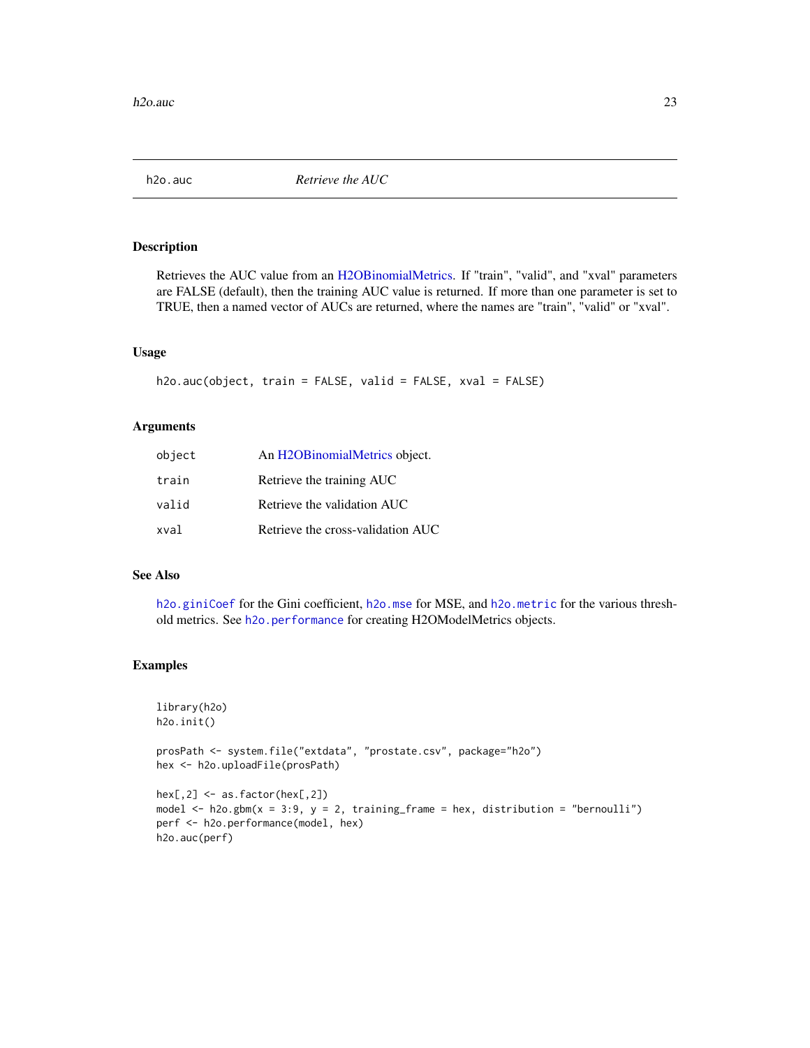## h2o.auc *Retrieve the AUC*

### Description

Retrieves the AUC value from an H2OBinomialMetrics. If "train", "valid", and "xval" parameters are FALSE (default), then the training AUC value is returned. If more than one parameter is set to TRUE, then a named vector of AUCs are returned, where the names are "train", "valid" or "xval".

### Usage

```
h2o.auc(object, train = FALSE, valid = FALSE, xval = FALSE)
```

### Arguments

| | |
|---|---|
| object | An H2OBinomialMetrics object. |
| train | Retrieve the training AUC |
| valid | Retrieve the validation AUC |
| xval | Retrieve the cross-validation AUC |

### See Also

`h2o.giniCoef` for the Gini coefficient, `h2o.mse` for MSE, and `h2o.metric` for the various threshold metrics. See `h2o.performance` for creating H2OModelMetrics objects.

### Examples

```
library(h2o)
h2o.init()

prosPath <- system.file("extdata", "prostate.csv", package="h2o")
hex <- h2o.uploadFile(prosPath)

hex[,2] <- as.factor(hex[,2])
model <- h2o.gbm(x = 3:9, y = 2, training_frame = hex, distribution = "bernoulli")
perf <- h2o.performance(model, hex)
h2o.auc(perf)
```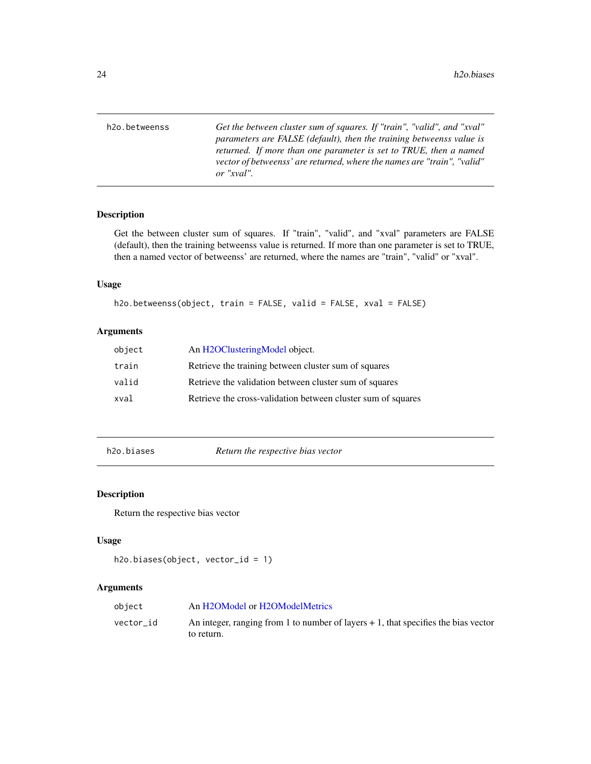## h2o.betweenss

*Get the between cluster sum of squares. If "train", "valid", and "xval" parameters are FALSE (default), then the training betweenss value is returned. If more than one parameter is set to TRUE, then a named vector of betweenss' are returned, where the names are "train", "valid" or "xval".*

### Description

Get the between cluster sum of squares. If "train", "valid", and "xval" parameters are FALSE (default), then the training betweenss value is returned. If more than one parameter is set to TRUE, then a named vector of betweenss' are returned, where the names are "train", "valid" or "xval".

### Usage

```
h2o.betweenss(object, train = FALSE, valid = FALSE, xval = FALSE)
```

### Arguments

| | |
|---|---|
| `object` | An H2OClusteringModel object. |
| `train` | Retrieve the training between cluster sum of squares |
| `valid` | Retrieve the validation between cluster sum of squares |
| `xval` | Retrieve the cross-validation between cluster sum of squares |

## h2o.biases

*Return the respective bias vector*

### Description

Return the respective bias vector

### Usage

```
h2o.biases(object, vector_id = 1)
```

### Arguments

| | |
|---|---|
| `object` | An H2OModel or H2OModelMetrics |
| `vector_id` | An integer, ranging from 1 to number of layers + 1, that specifies the bias vector to return. |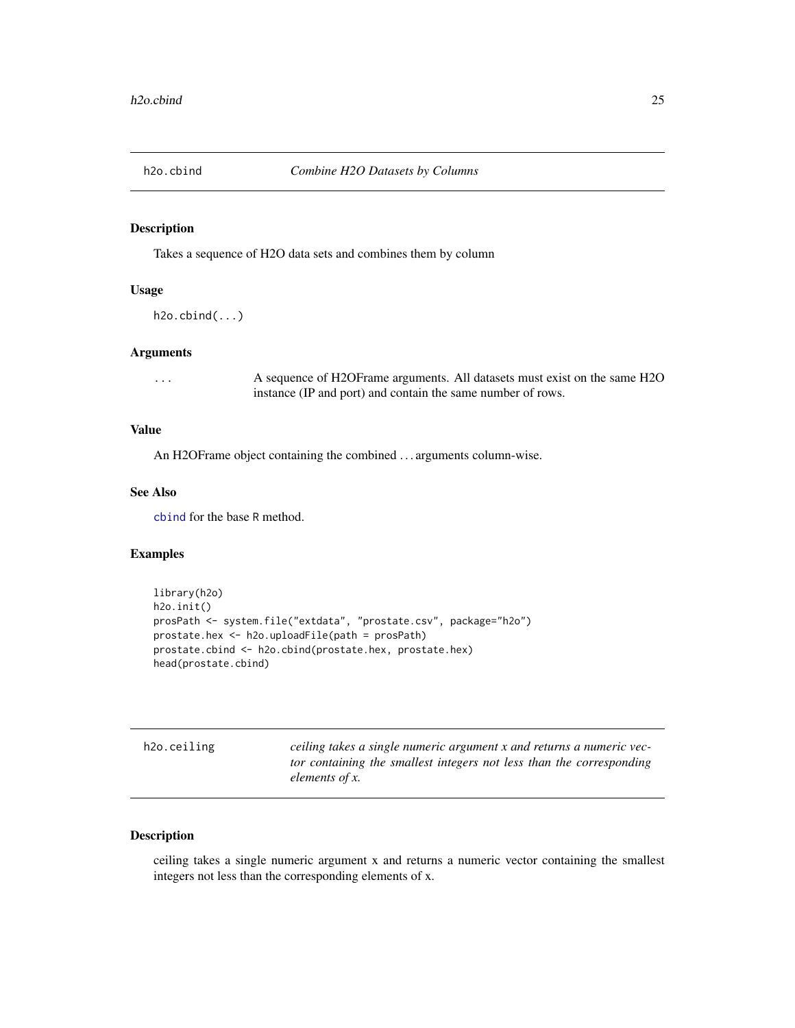## h2o.cbind — *Combine H2O Datasets by Columns*

### Description

Takes a sequence of H2O data sets and combines them by column

### Usage

```
h2o.cbind(...)
```

### Arguments

| | |
|---|---|
| ... | A sequence of H2OFrame arguments. All datasets must exist on the same H2O instance (IP and port) and contain the same number of rows. |

### Value

An H2OFrame object containing the combined ... arguments column-wise.

### See Also

`cbind` for the base R method.

### Examples

```
library(h2o)
h2o.init()
prosPath <- system.file("extdata", "prostate.csv", package="h2o")
prostate.hex <- h2o.uploadFile(path = prosPath)
prostate.cbind <- h2o.cbind(prostate.hex, prostate.hex)
head(prostate.cbind)
```

## h2o.ceiling — *ceiling takes a single numeric argument x and returns a numeric vector containing the smallest integers not less than the corresponding elements of x.*

### Description

ceiling takes a single numeric argument x and returns a numeric vector containing the smallest integers not less than the corresponding elements of x.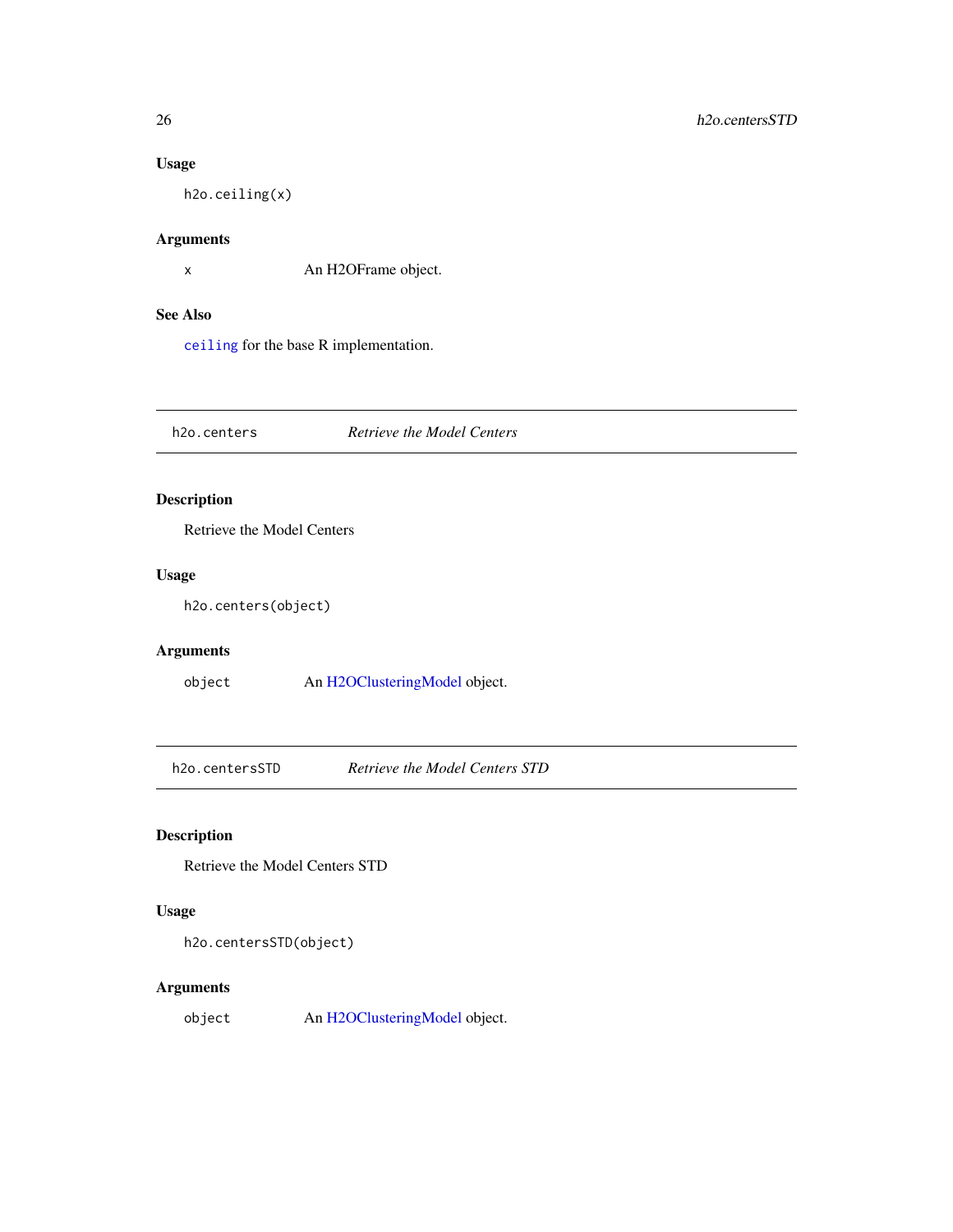### Usage

```
h2o.ceiling(x)
```

### Arguments

x — An H2OFrame object.

### See Also

`ceiling` for the base R implementation.

---

## h2o.centers — *Retrieve the Model Centers*

### Description

Retrieve the Model Centers

### Usage

```
h2o.centers(object)
```

### Arguments

object — An H2OClusteringModel object.

---

## h2o.centersSTD — *Retrieve the Model Centers STD*

### Description

Retrieve the Model Centers STD

### Usage

```
h2o.centersSTD(object)
```

### Arguments

object — An H2OClusteringModel object.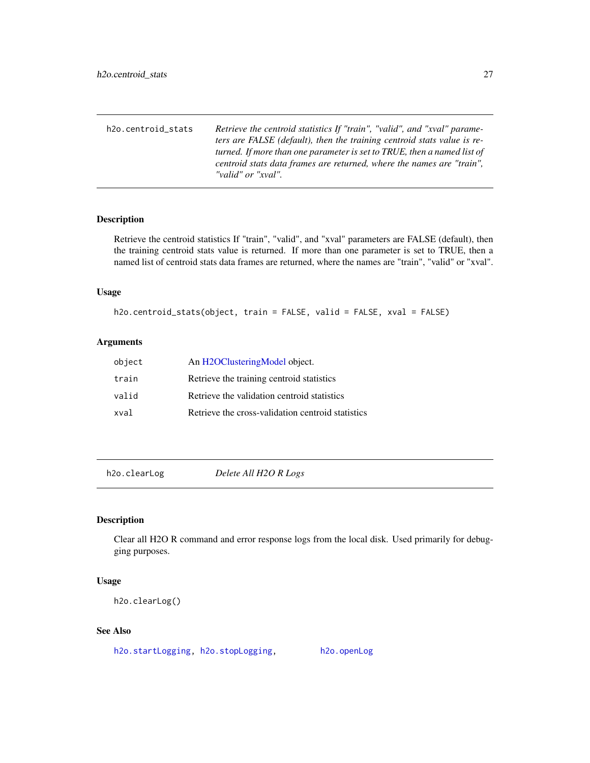## h2o.centroid_stats

*Retrieve the centroid statistics If "train", "valid", and "xval" parameters are FALSE (default), then the training centroid stats value is returned. If more than one parameter is set to TRUE, then a named list of centroid stats data frames are returned, where the names are "train", "valid" or "xval".*

### Description

Retrieve the centroid statistics If "train", "valid", and "xval" parameters are FALSE (default), then the training centroid stats value is returned. If more than one parameter is set to TRUE, then a named list of centroid stats data frames are returned, where the names are "train", "valid" or "xval".

### Usage

```
h2o.centroid_stats(object, train = FALSE, valid = FALSE, xval = FALSE)
```

### Arguments

| | |
|---|---|
| `object` | An H2OClusteringModel object. |
| `train` | Retrieve the training centroid statistics |
| `valid` | Retrieve the validation centroid statistics |
| `xval` | Retrieve the cross-validation centroid statistics |

## h2o.clearLog

*Delete All H2O R Logs*

### Description

Clear all H2O R command and error response logs from the local disk. Used primarily for debugging purposes.

### Usage

```
h2o.clearLog()
```

### See Also

`h2o.startLogging`, `h2o.stopLogging`, `h2o.openLog`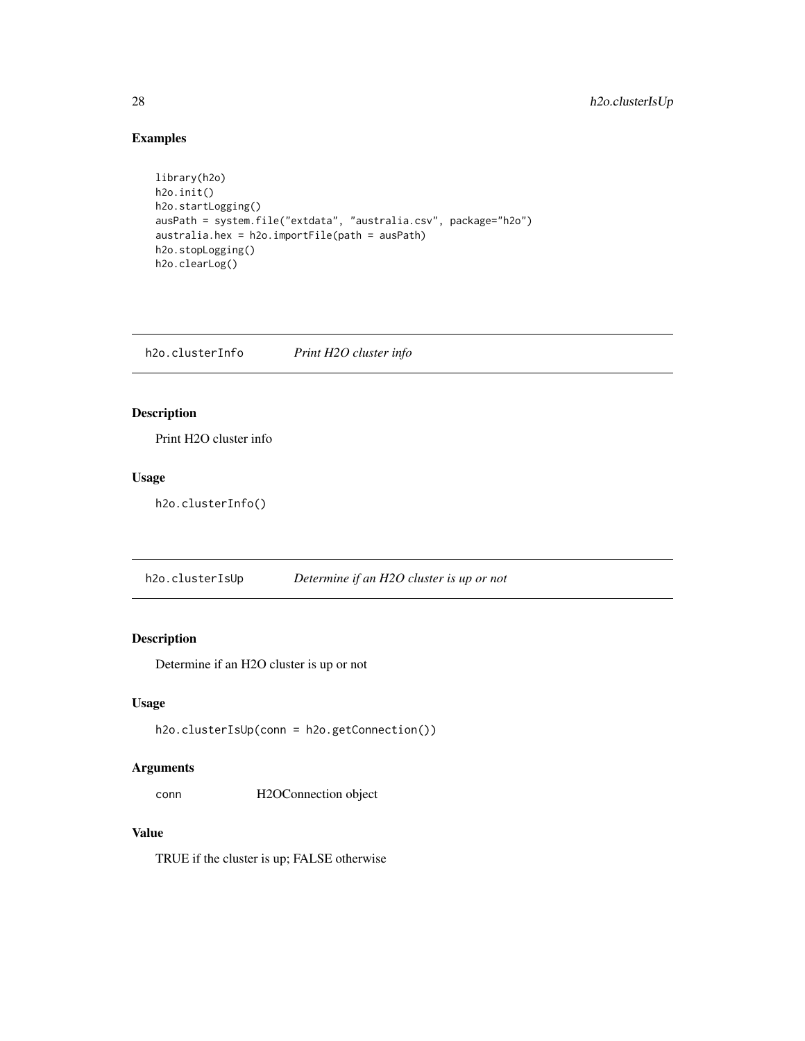## Examples

```
library(h2o)
h2o.init()
h2o.startLogging()
ausPath = system.file("extdata", "australia.csv", package="h2o")
australia.hex = h2o.importFile(path = ausPath)
h2o.stopLogging()
h2o.clearLog()
```

---

# h2o.clusterInfo — *Print H2O cluster info*

## Description

Print H2O cluster info

## Usage

```
h2o.clusterInfo()
```

---

# h2o.clusterIsUp — *Determine if an H2O cluster is up or not*

## Description

Determine if an H2O cluster is up or not

## Usage

```
h2o.clusterIsUp(conn = h2o.getConnection())
```

## Arguments

| | |
|---|---|
| conn | H2OConnection object |

## Value

TRUE if the cluster is up; FALSE otherwise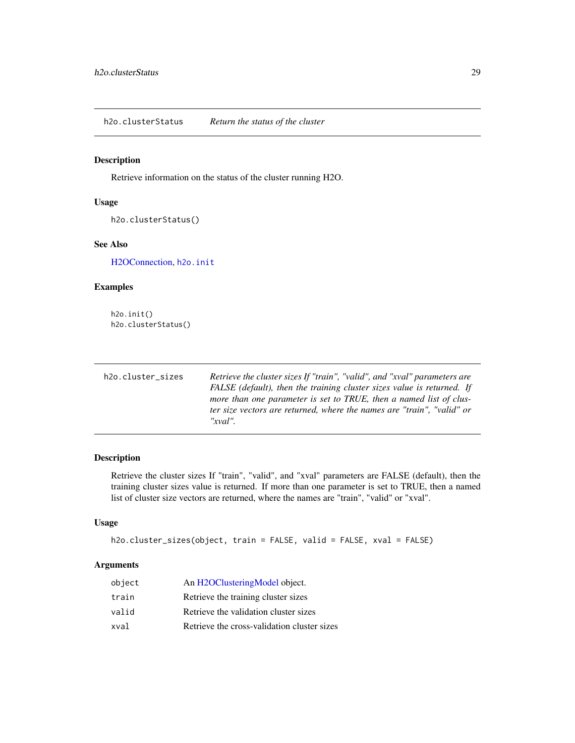## h2o.clusterStatus — *Return the status of the cluster*

### Description

Retrieve information on the status of the cluster running H2O.

### Usage

```
h2o.clusterStatus()
```

### See Also

H2OConnection, `h2o.init`

### Examples

```
h2o.init()
h2o.clusterStatus()
```

## h2o.cluster_sizes — *Retrieve the cluster sizes If "train", "valid", and "xval" parameters are FALSE (default), then the training cluster sizes value is returned. If more than one parameter is set to TRUE, then a named list of cluster size vectors are returned, where the names are "train", "valid" or "xval".*

### Description

Retrieve the cluster sizes If "train", "valid", and "xval" parameters are FALSE (default), then the training cluster sizes value is returned. If more than one parameter is set to TRUE, then a named list of cluster size vectors are returned, where the names are "train", "valid" or "xval".

### Usage

```
h2o.cluster_sizes(object, train = FALSE, valid = FALSE, xval = FALSE)
```

### Arguments

| | |
|---|---|
| `object` | An H2OClusteringModel object. |
| `train` | Retrieve the training cluster sizes |
| `valid` | Retrieve the validation cluster sizes |
| `xval` | Retrieve the cross-validation cluster sizes |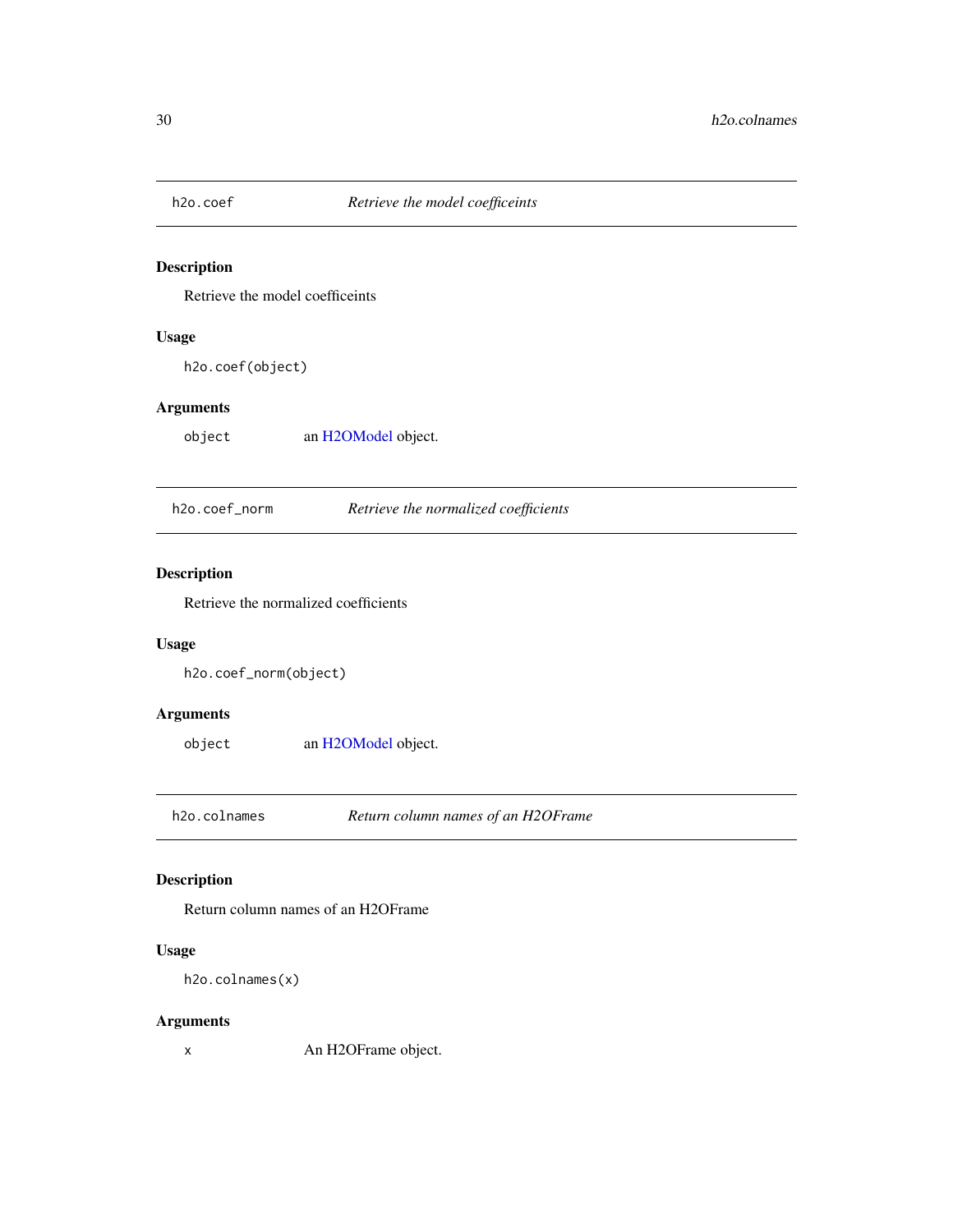## h2o.coef — *Retrieve the model coefficeints*

### Description

Retrieve the model coefficeints

### Usage

```
h2o.coef(object)
```

### Arguments

| | |
|---|---|
| object | an H2OModel object. |

## h2o.coef_norm — *Retrieve the normalized coefficients*

### Description

Retrieve the normalized coefficients

### Usage

```
h2o.coef_norm(object)
```

### Arguments

| | |
|---|---|
| object | an H2OModel object. |

## h2o.colnames — *Return column names of an H2OFrame*

### Description

Return column names of an H2OFrame

### Usage

```
h2o.colnames(x)
```

### Arguments

| | |
|---|---|
| x | An H2OFrame object. |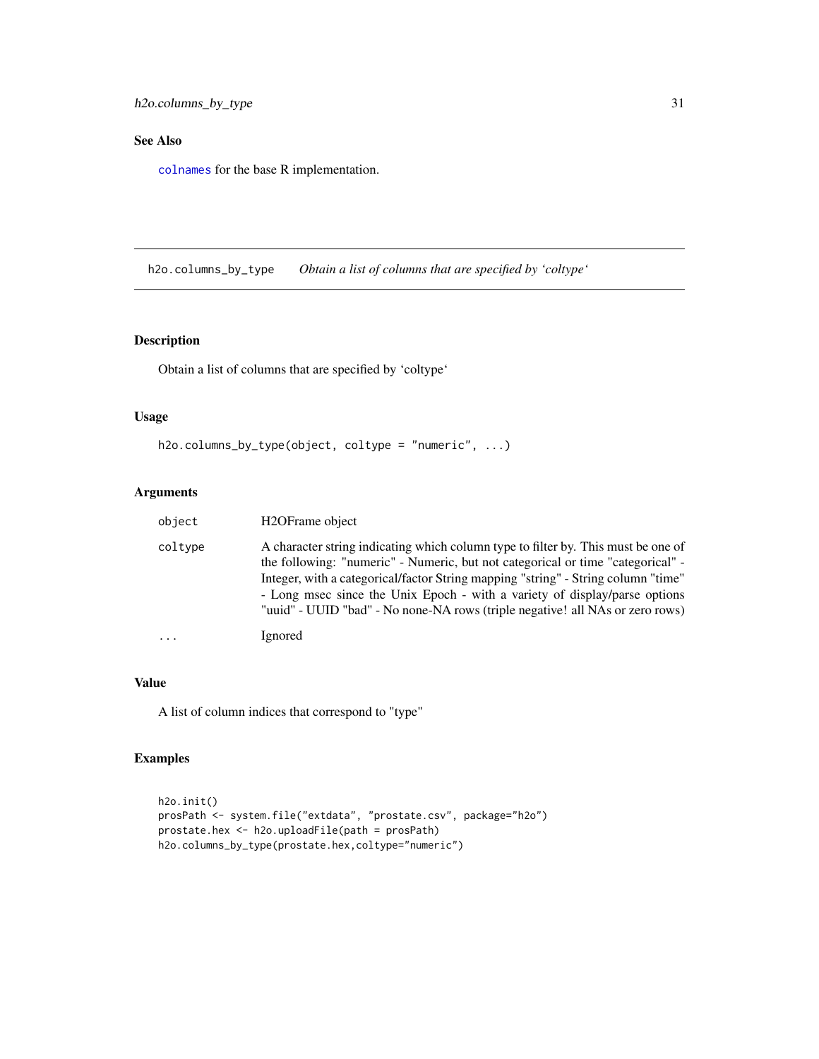## See Also

`colnames` for the base R implementation.

---

`h2o.columns_by_type` *Obtain a list of columns that are specified by 'coltype'*

---

## Description

Obtain a list of columns that are specified by 'coltype'

## Usage

```
h2o.columns_by_type(object, coltype = "numeric", ...)
```

## Arguments

| | |
|---|---|
| `object` | H2OFrame object |
| `coltype` | A character string indicating which column type to filter by. This must be one of the following: "numeric" - Numeric, but not categorical or time "categorical" - Integer, with a categorical/factor String mapping "string" - String column "time" - Long msec since the Unix Epoch - with a variety of display/parse options "uuid" - UUID "bad" - No none-NA rows (triple negative! all NAs or zero rows) |
| `...` | Ignored |

## Value

A list of column indices that correspond to "type"

## Examples

```
h2o.init()
prosPath <- system.file("extdata", "prostate.csv", package="h2o")
prostate.hex <- h2o.uploadFile(path = prosPath)
h2o.columns_by_type(prostate.hex,coltype="numeric")
```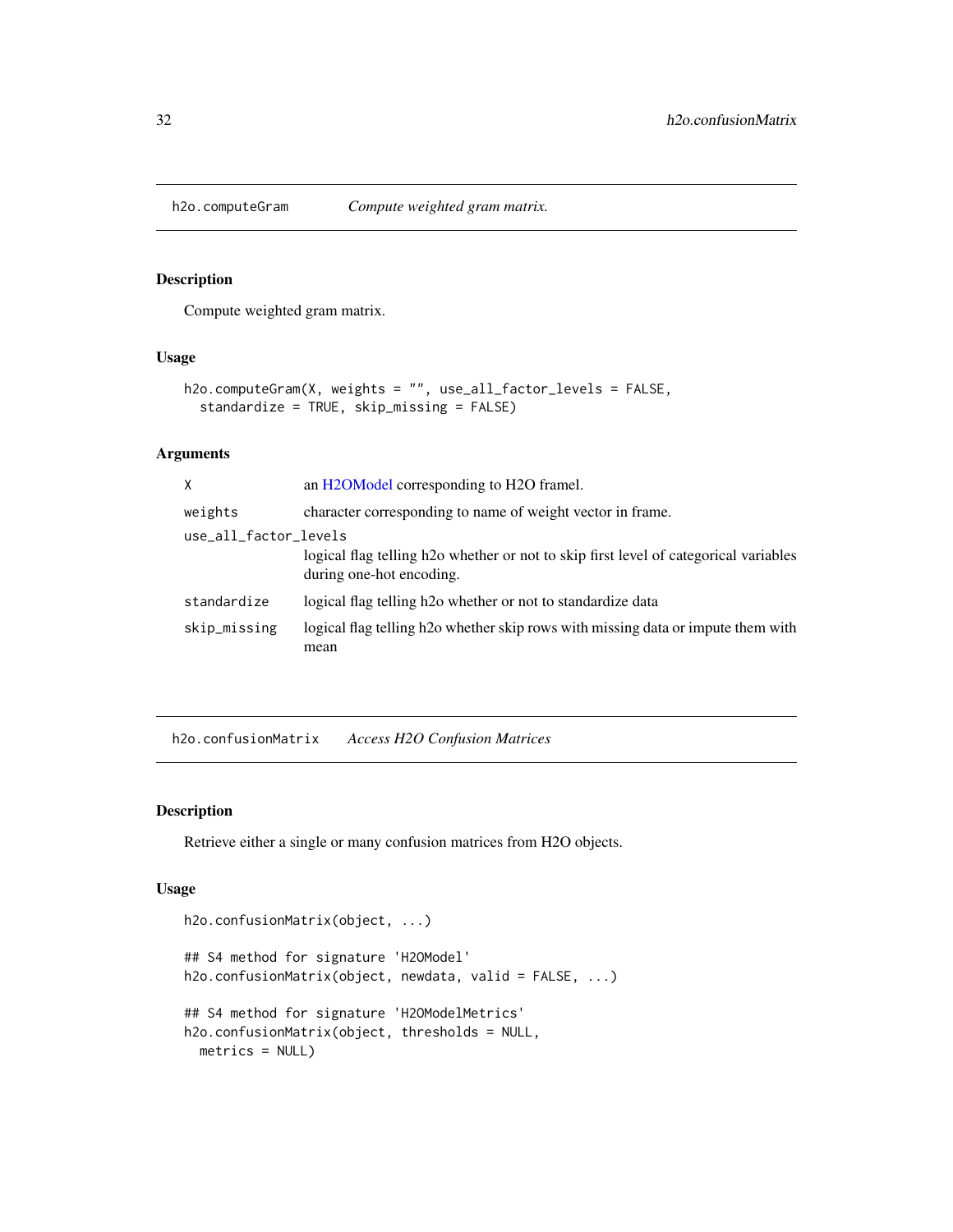## h2o.computeGram — *Compute weighted gram matrix.*

### Description

Compute weighted gram matrix.

### Usage

```
h2o.computeGram(X, weights = "", use_all_factor_levels = FALSE,
  standardize = TRUE, skip_missing = FALSE)
```

### Arguments

| | |
|---|---|
| `X` | an H2OModel corresponding to H2O framel. |
| `weights` | character corresponding to name of weight vector in frame. |
| `use_all_factor_levels` | logical flag telling h2o whether or not to skip first level of categorical variables during one-hot encoding. |
| `standardize` | logical flag telling h2o whether or not to standardize data |
| `skip_missing` | logical flag telling h2o whether skip rows with missing data or impute them with mean |

## h2o.confusionMatrix — *Access H2O Confusion Matrices*

### Description

Retrieve either a single or many confusion matrices from H2O objects.

### Usage

```
h2o.confusionMatrix(object, ...)

## S4 method for signature 'H2OModel'
h2o.confusionMatrix(object, newdata, valid = FALSE, ...)

## S4 method for signature 'H2OModelMetrics'
h2o.confusionMatrix(object, thresholds = NULL,
  metrics = NULL)
```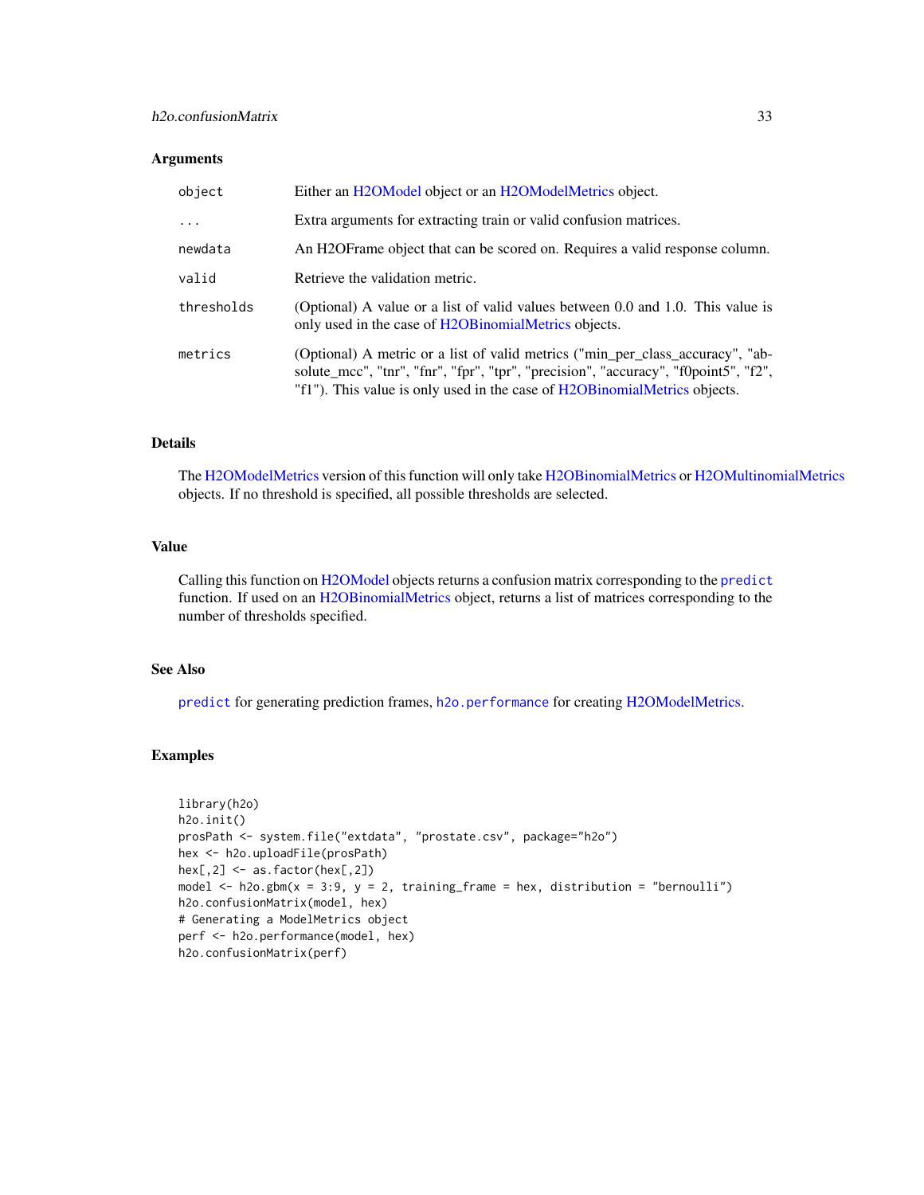## Arguments

| | |
|---|---|
| object | Either an H2OModel object or an H2OModelMetrics object. |
| ... | Extra arguments for extracting train or valid confusion matrices. |
| newdata | An H2OFrame object that can be scored on. Requires a valid response column. |
| valid | Retrieve the validation metric. |
| thresholds | (Optional) A value or a list of valid values between 0.0 and 1.0. This value is only used in the case of H2OBinomialMetrics objects. |
| metrics | (Optional) A metric or a list of valid metrics ("min_per_class_accuracy", "absolute_mcc", "tnr", "fnr", "fpr", "tpr", "precision", "accuracy", "f0point5", "f2", "f1"). This value is only used in the case of H2OBinomialMetrics objects. |

## Details

The H2OModelMetrics version of this function will only take H2OBinomialMetrics or H2OMultinomialMetrics objects. If no threshold is specified, all possible thresholds are selected.

## Value

Calling this function on H2OModel objects returns a confusion matrix corresponding to the `predict` function. If used on an H2OBinomialMetrics object, returns a list of matrices corresponding to the number of thresholds specified.

## See Also

`predict` for generating prediction frames, `h2o.performance` for creating H2OModelMetrics.

## Examples

```
library(h2o)
h2o.init()
prosPath <- system.file("extdata", "prostate.csv", package="h2o")
hex <- h2o.uploadFile(prosPath)
hex[,2] <- as.factor(hex[,2])
model <- h2o.gbm(x = 3:9, y = 2, training_frame = hex, distribution = "bernoulli")
h2o.confusionMatrix(model, hex)
# Generating a ModelMetrics object
perf <- h2o.performance(model, hex)
h2o.confusionMatrix(perf)
```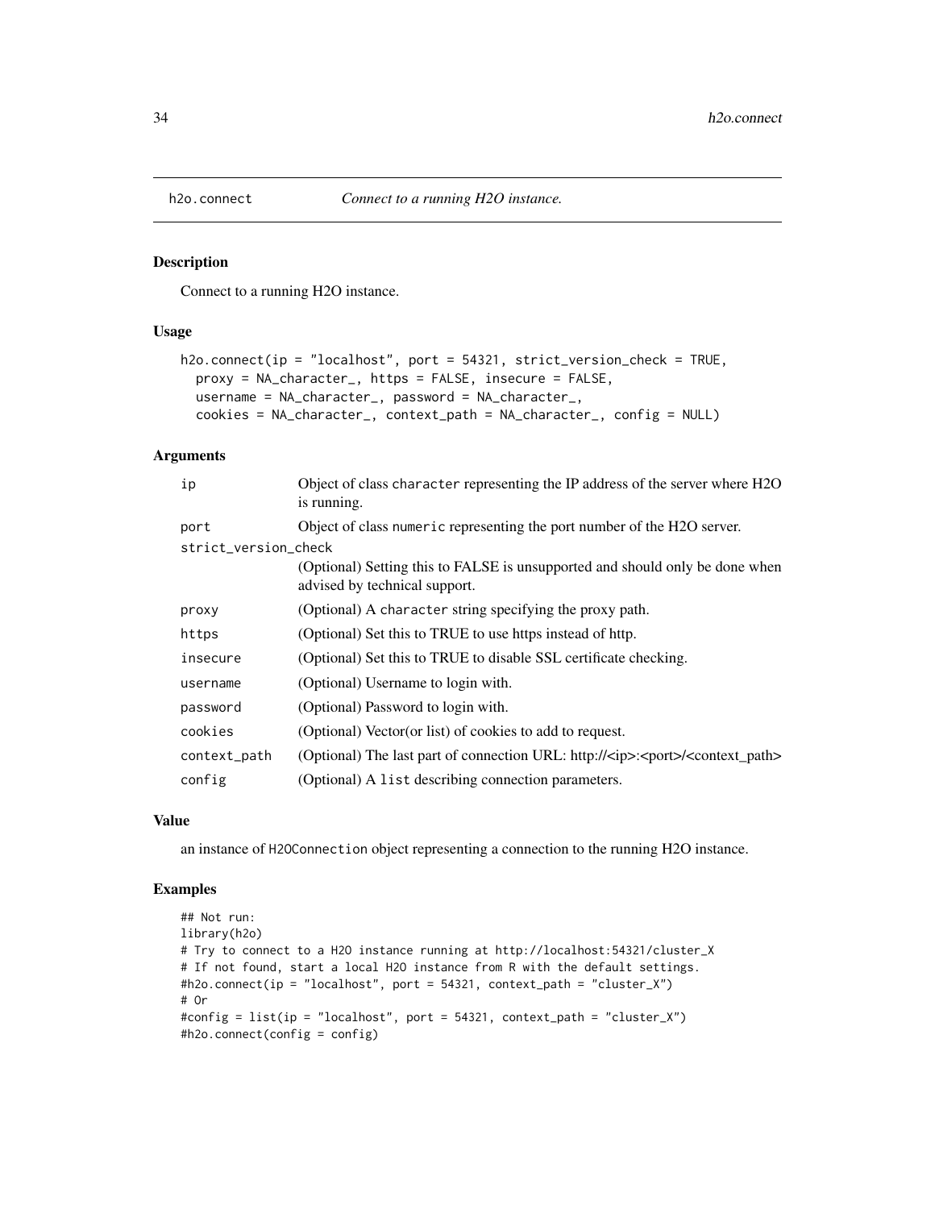## h2o.connect — *Connect to a running H2O instance.*

### Description

Connect to a running H2O instance.

### Usage

```
h2o.connect(ip = "localhost", port = 54321, strict_version_check = TRUE,
  proxy = NA_character_, https = FALSE, insecure = FALSE,
  username = NA_character_, password = NA_character_,
  cookies = NA_character_, context_path = NA_character_, config = NULL)
```

### Arguments

| Argument | Description |
|---|---|
| `ip` | Object of class `character` representing the IP address of the server where H2O is running. |
| `port` | Object of class `numeric` representing the port number of the H2O server. |
| `strict_version_check` | (Optional) Setting this to FALSE is unsupported and should only be done when advised by technical support. |
| `proxy` | (Optional) A `character` string specifying the proxy path. |
| `https` | (Optional) Set this to TRUE to use https instead of http. |
| `insecure` | (Optional) Set this to TRUE to disable SSL certificate checking. |
| `username` | (Optional) Username to login with. |
| `password` | (Optional) Password to login with. |
| `cookies` | (Optional) Vector(or list) of cookies to add to request. |
| `context_path` | (Optional) The last part of connection URL: http://<ip>:<port>/<context_path> |
| `config` | (Optional) A `list` describing connection parameters. |

### Value

an instance of `H2OConnection` object representing a connection to the running H2O instance.

### Examples

```
## Not run:
library(h2o)
# Try to connect to a H2O instance running at http://localhost:54321/cluster_X
# If not found, start a local H2O instance from R with the default settings.
#h2o.connect(ip = "localhost", port = 54321, context_path = "cluster_X")
# Or
#config = list(ip = "localhost", port = 54321, context_path = "cluster_X")
#h2o.connect(config = config)
```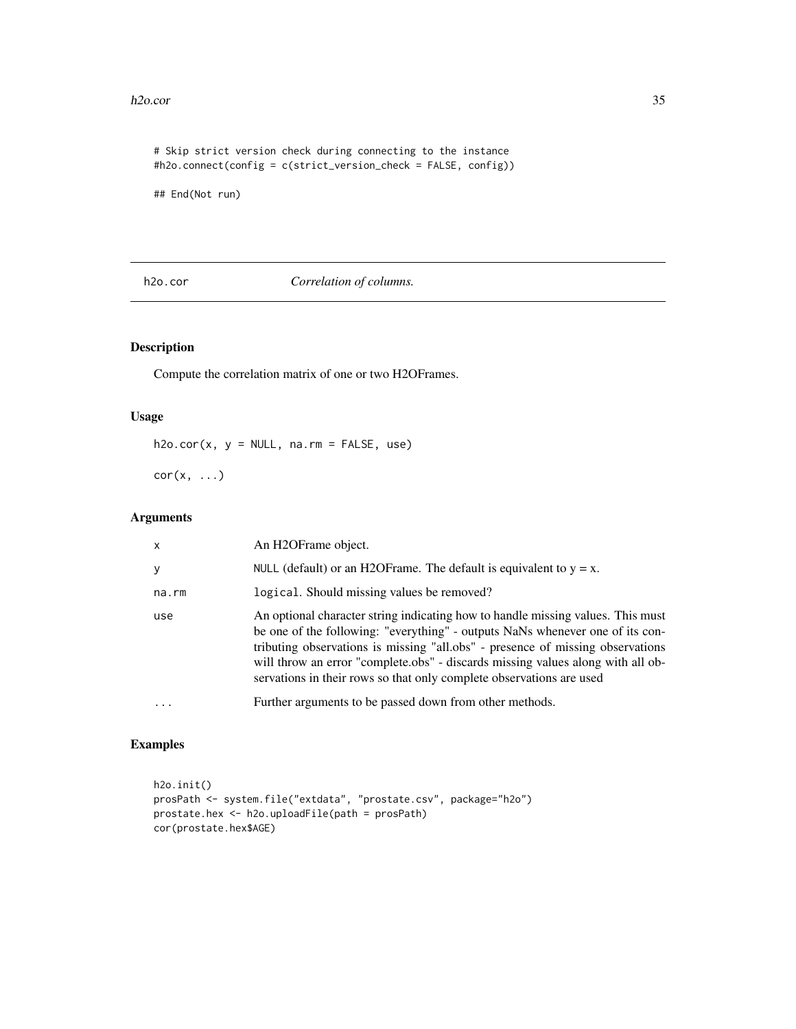```
# Skip strict version check during connecting to the instance
#h2o.connect(config = c(strict_version_check = FALSE, config))

## End(Not run)
```

## h2o.cor — *Correlation of columns.*

### Description

Compute the correlation matrix of one or two H2OFrames.

### Usage

```
h2o.cor(x, y = NULL, na.rm = FALSE, use)

cor(x, ...)
```

### Arguments

| | |
|---|---|
| x | An H2OFrame object. |
| y | NULL (default) or an H2OFrame. The default is equivalent to y = x. |
| na.rm | logical. Should missing values be removed? |
| use | An optional character string indicating how to handle missing values. This must be one of the following: "everything" - outputs NaNs whenever one of its contributing observations is missing "all.obs" - presence of missing observations will throw an error "complete.obs" - discards missing values along with all observations in their rows so that only complete observations are used |
| ... | Further arguments to be passed down from other methods. |

### Examples

```
h2o.init()
prosPath <- system.file("extdata", "prostate.csv", package="h2o")
prostate.hex <- h2o.uploadFile(path = prosPath)
cor(prostate.hex$AGE)
```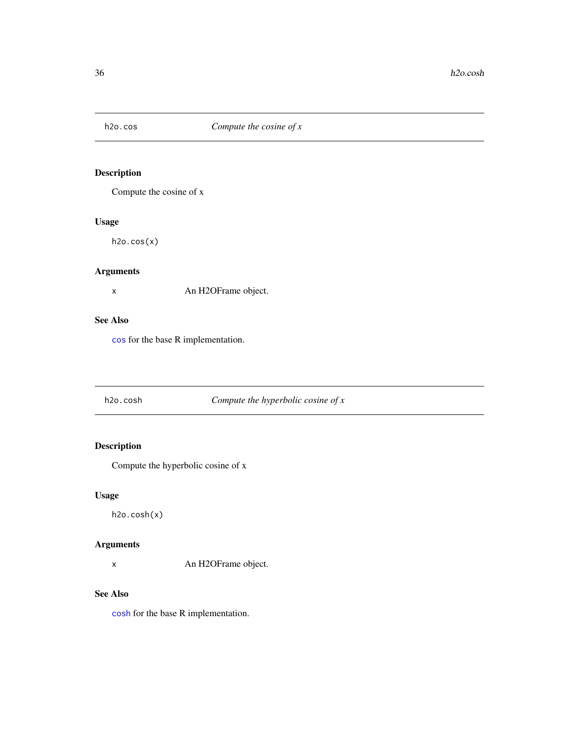## h2o.cos *Compute the cosine of x*

### Description

Compute the cosine of x

### Usage

```
h2o.cos(x)
```

### Arguments

| | |
|---|---|
| x | An H2OFrame object. |

### See Also

`cos` for the base R implementation.

## h2o.cosh *Compute the hyperbolic cosine of x*

### Description

Compute the hyperbolic cosine of x

### Usage

```
h2o.cosh(x)
```

### Arguments

| | |
|---|---|
| x | An H2OFrame object. |

### See Also

`cosh` for the base R implementation.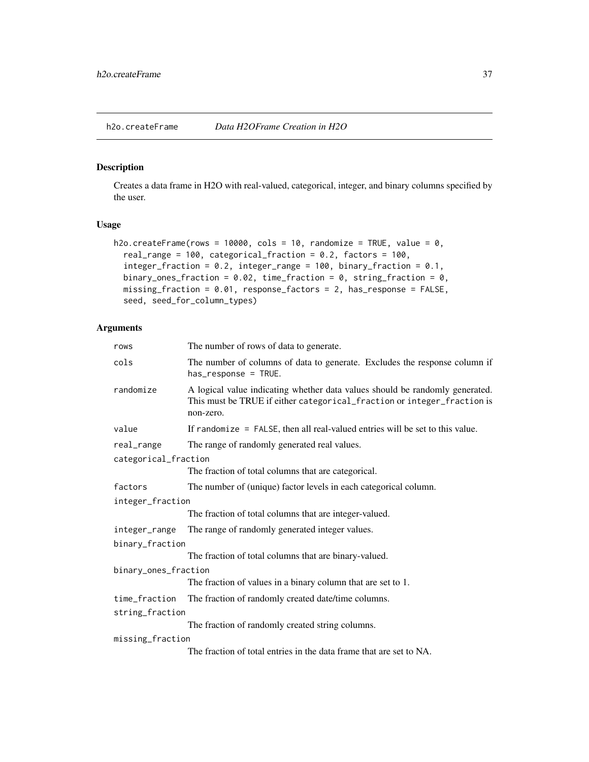## h2o.createFrame *Data H2OFrame Creation in H2O*

### Description

Creates a data frame in H2O with real-valued, categorical, integer, and binary columns specified by the user.

### Usage

```
h2o.createFrame(rows = 10000, cols = 10, randomize = TRUE, value = 0,
  real_range = 100, categorical_fraction = 0.2, factors = 100,
  integer_fraction = 0.2, integer_range = 100, binary_fraction = 0.1,
  binary_ones_fraction = 0.02, time_fraction = 0, string_fraction = 0,
  missing_fraction = 0.01, response_factors = 2, has_response = FALSE,
  seed, seed_for_column_types)
```

### Arguments

| Argument | Description |
|---|---|
| `rows` | The number of rows of data to generate. |
| `cols` | The number of columns of data to generate. Excludes the response column if `has_response = TRUE`. |
| `randomize` | A logical value indicating whether data values should be randomly generated. This must be TRUE if either `categorical_fraction` or `integer_fraction` is non-zero. |
| `value` | If `randomize = FALSE`, then all real-valued entries will be set to this value. |
| `real_range` | The range of randomly generated real values. |
| `categorical_fraction` | The fraction of total columns that are categorical. |
| `factors` | The number of (unique) factor levels in each categorical column. |
| `integer_fraction` | The fraction of total columns that are integer-valued. |
| `integer_range` | The range of randomly generated integer values. |
| `binary_fraction` | The fraction of total columns that are binary-valued. |
| `binary_ones_fraction` | The fraction of values in a binary column that are set to 1. |
| `time_fraction` | The fraction of randomly created date/time columns. |
| `string_fraction` | The fraction of randomly created string columns. |
| `missing_fraction` | The fraction of total entries in the data frame that are set to NA. |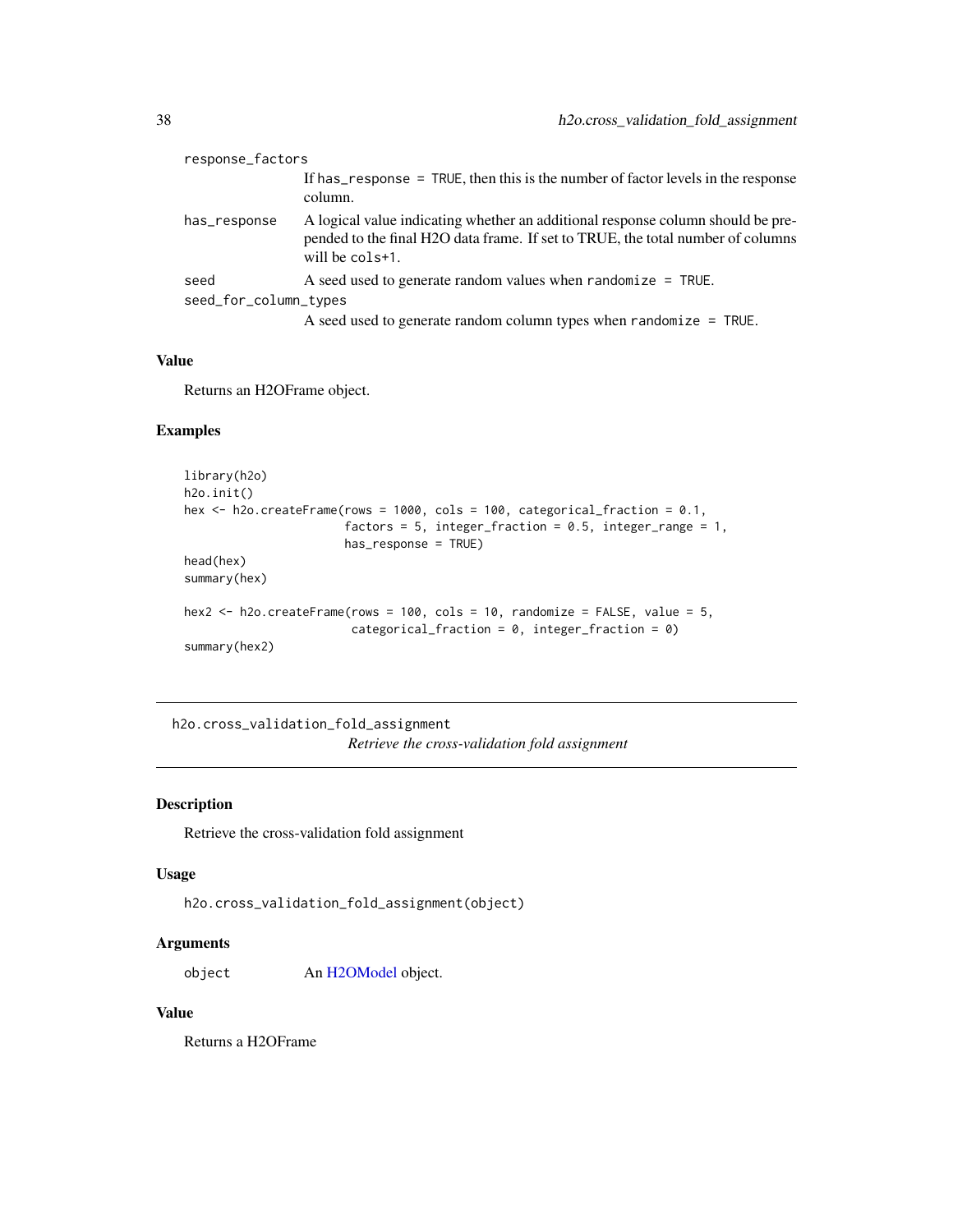response_factors
: If has_response = TRUE, then this is the number of factor levels in the response column.

has_response
: A logical value indicating whether an additional response column should be prepended to the final H2O data frame. If set to TRUE, the total number of columns will be cols+1.

seed
: A seed used to generate random values when randomize = TRUE.

seed_for_column_types
: A seed used to generate random column types when randomize = TRUE.

### Value

Returns an H2OFrame object.

### Examples

```
library(h2o)
h2o.init()
hex <- h2o.createFrame(rows = 1000, cols = 100, categorical_fraction = 0.1,
                       factors = 5, integer_fraction = 0.5, integer_range = 1,
                       has_response = TRUE)
head(hex)
summary(hex)

hex2 <- h2o.createFrame(rows = 100, cols = 10, randomize = FALSE, value = 5,
                        categorical_fraction = 0, integer_fraction = 0)
summary(hex2)
```

---

## h2o.cross_validation_fold_assignment

*Retrieve the cross-validation fold assignment*

---

### Description

Retrieve the cross-validation fold assignment

### Usage

```
h2o.cross_validation_fold_assignment(object)
```

### Arguments

object
: An H2OModel object.

### Value

Returns a H2OFrame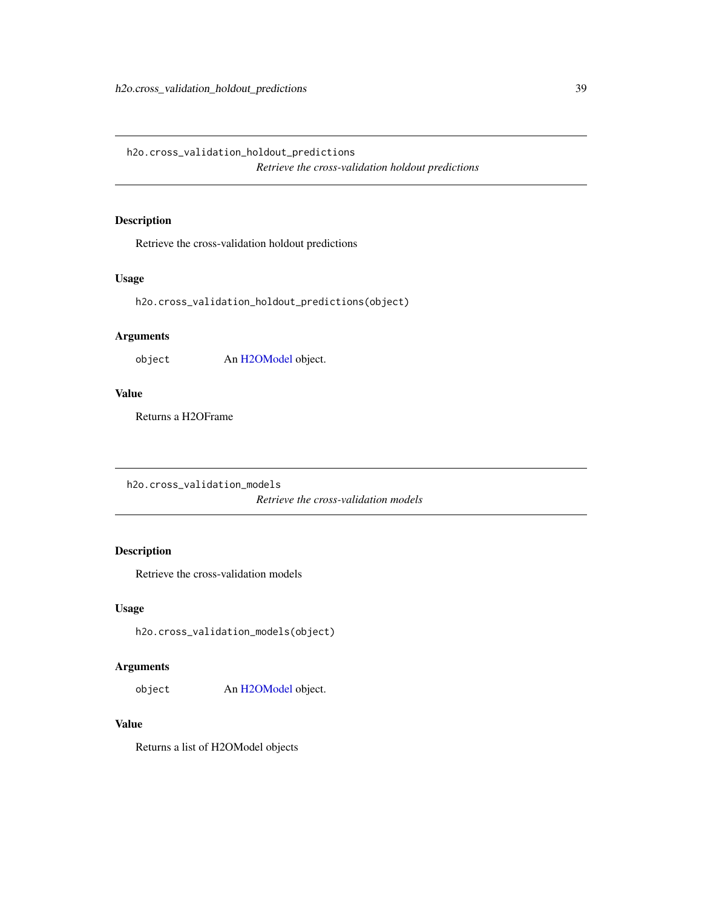## h2o.cross_validation_holdout_predictions

*Retrieve the cross-validation holdout predictions*

### Description

Retrieve the cross-validation holdout predictions

### Usage

```
h2o.cross_validation_holdout_predictions(object)
```

### Arguments

| | |
|---|---|
| object | An H2OModel object. |

### Value

Returns a H2OFrame

## h2o.cross_validation_models

*Retrieve the cross-validation models*

### Description

Retrieve the cross-validation models

### Usage

```
h2o.cross_validation_models(object)
```

### Arguments

| | |
|---|---|
| object | An H2OModel object. |

### Value

Returns a list of H2OModel objects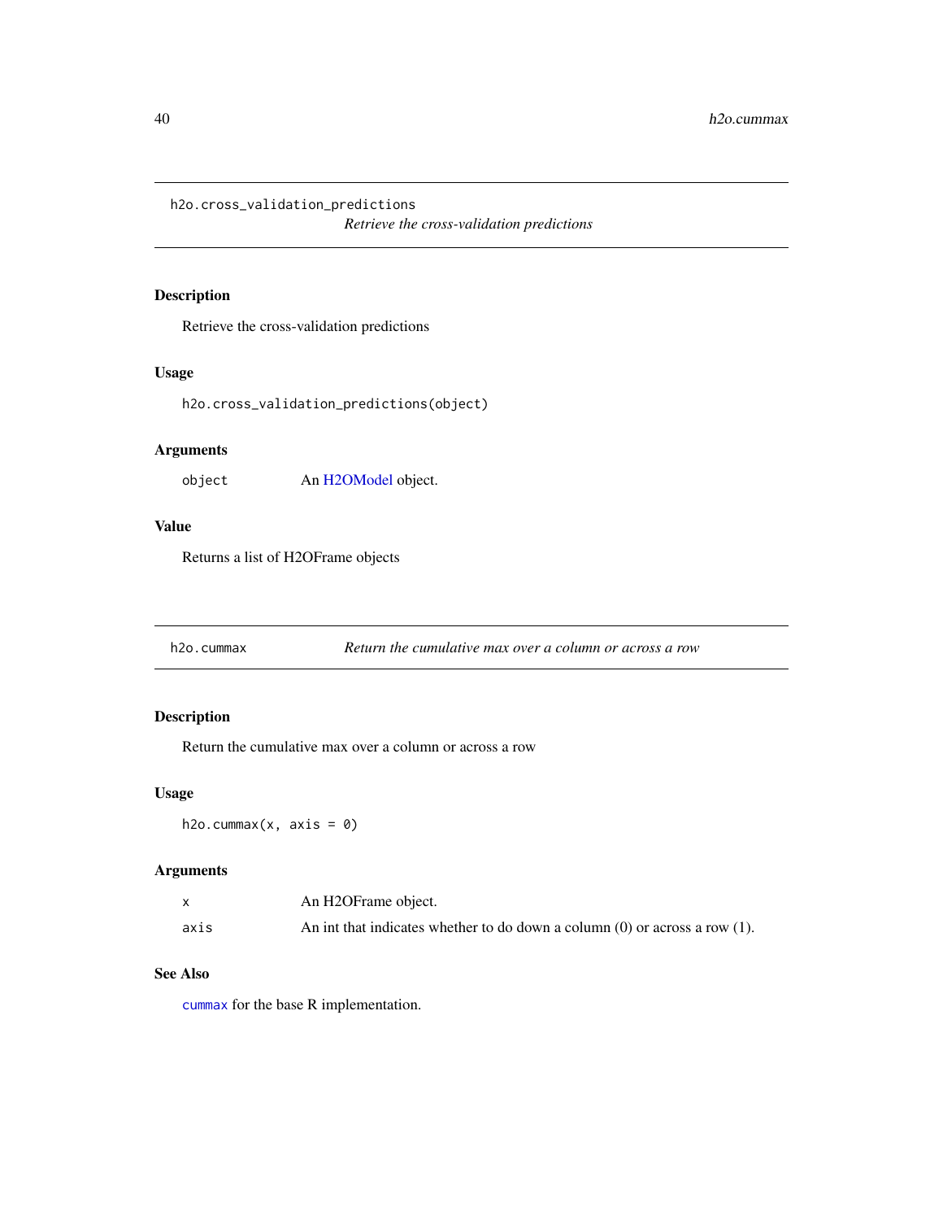## h2o.cross_validation_predictions

*Retrieve the cross-validation predictions*

### Description

Retrieve the cross-validation predictions

### Usage

```
h2o.cross_validation_predictions(object)
```

### Arguments

| | |
|---|---|
| object | An H2OModel object. |

### Value

Returns a list of H2OFrame objects

## h2o.cummax

*Return the cumulative max over a column or across a row*

### Description

Return the cumulative max over a column or across a row

### Usage

```
h2o.cummax(x, axis = 0)
```

### Arguments

| | |
|---|---|
| x | An H2OFrame object. |
| axis | An int that indicates whether to do down a column (0) or across a row (1). |

### See Also

cummax for the base R implementation.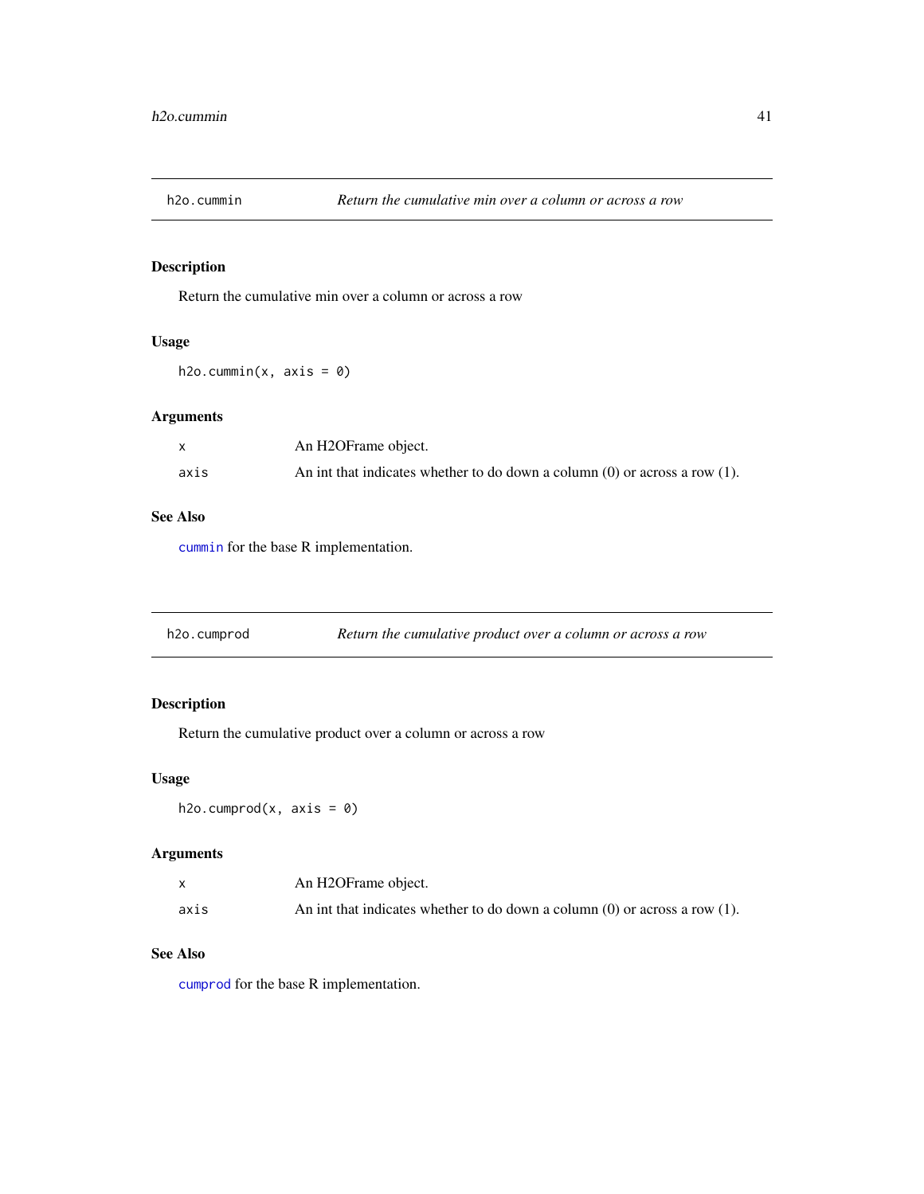## h2o.cummin — *Return the cumulative min over a column or across a row*

### Description

Return the cumulative min over a column or across a row

### Usage

```
h2o.cummin(x, axis = 0)
```

### Arguments

| | |
|---|---|
| x | An H2OFrame object. |
| axis | An int that indicates whether to do down a column (0) or across a row (1). |

### See Also

cummin for the base R implementation.

## h2o.cumprod — *Return the cumulative product over a column or across a row*

### Description

Return the cumulative product over a column or across a row

### Usage

```
h2o.cumprod(x, axis = 0)
```

### Arguments

| | |
|---|---|
| x | An H2OFrame object. |
| axis | An int that indicates whether to do down a column (0) or across a row (1). |

### See Also

cumprod for the base R implementation.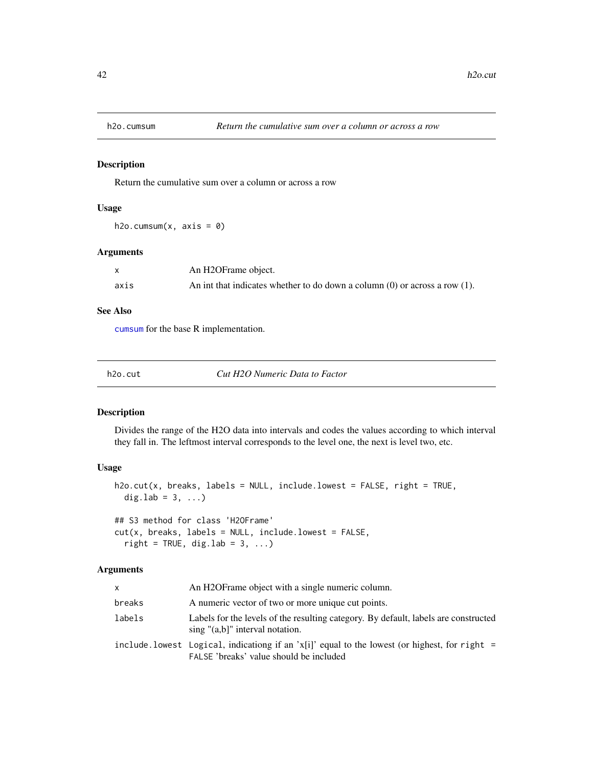## h2o.cumsum — *Return the cumulative sum over a column or across a row*

### Description

Return the cumulative sum over a column or across a row

### Usage

```
h2o.cumsum(x, axis = 0)
```

### Arguments

| | |
|---|---|
| `x` | An H2OFrame object. |
| `axis` | An int that indicates whether to do down a column (0) or across a row (1). |

### See Also

`cumsum` for the base R implementation.

## h2o.cut — *Cut H2O Numeric Data to Factor*

### Description

Divides the range of the H2O data into intervals and codes the values according to which interval they fall in. The leftmost interval corresponds to the level one, the next is level two, etc.

### Usage

```
h2o.cut(x, breaks, labels = NULL, include.lowest = FALSE, right = TRUE,
  dig.lab = 3, ...)

## S3 method for class 'H2OFrame'
cut(x, breaks, labels = NULL, include.lowest = FALSE,
  right = TRUE, dig.lab = 3, ...)
```

### Arguments

| | |
|---|---|
| `x` | An H2OFrame object with a single numeric column. |
| `breaks` | A numeric vector of two or more unique cut points. |
| `labels` | Labels for the levels of the resulting category. By default, labels are constructed sing "(a,b]" interval notation. |
| `include.lowest` | Logical, indicationg if an 'x[i]' equal to the lowest (or highest, for `right = FALSE` 'breaks' value should be included |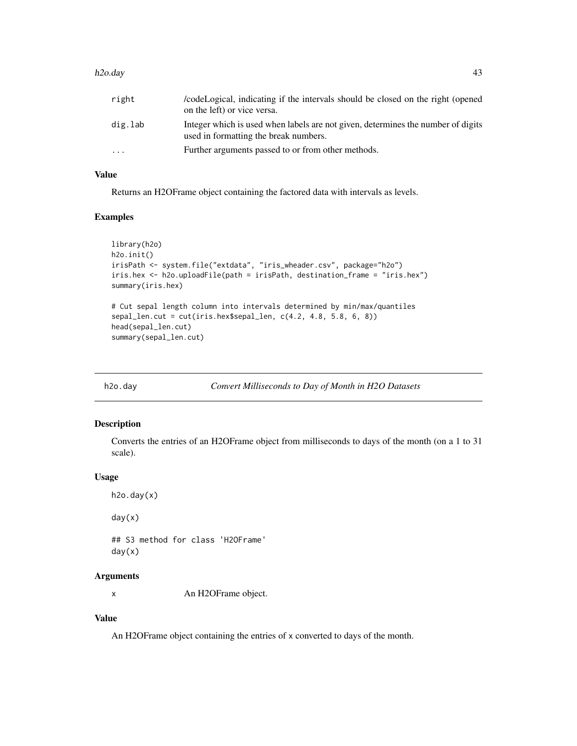| | |
|---|---|
| right | /codeLogical, indicating if the intervals should be closed on the right (opened on the left) or vice versa. |
| dig.lab | Integer which is used when labels are not given, determines the number of digits used in formatting the break numbers. |
| ... | Further arguments passed to or from other methods. |

### Value

Returns an H2OFrame object containing the factored data with intervals as levels.

### Examples

```
library(h2o)
h2o.init()
irisPath <- system.file("extdata", "iris_wheader.csv", package="h2o")
iris.hex <- h2o.uploadFile(path = irisPath, destination_frame = "iris.hex")
summary(iris.hex)

# Cut sepal length column into intervals determined by min/max/quantiles
sepal_len.cut = cut(iris.hex$sepal_len, c(4.2, 4.8, 5.8, 6, 8))
head(sepal_len.cut)
summary(sepal_len.cut)
```

---

## h2o.day *Convert Milliseconds to Day of Month in H2O Datasets*

### Description

Converts the entries of an H2OFrame object from milliseconds to days of the month (on a 1 to 31 scale).

### Usage

```
h2o.day(x)

day(x)

## S3 method for class 'H2OFrame'
day(x)
```

### Arguments

| | |
|---|---|
| x | An H2OFrame object. |

### Value

An H2OFrame object containing the entries of x converted to days of the month.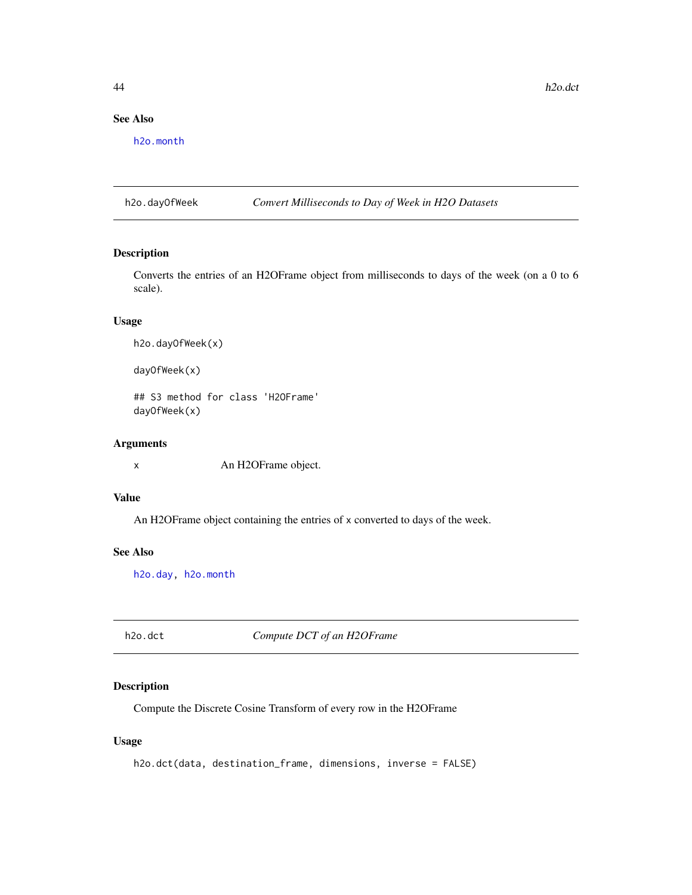### See Also

h2o.month

## h2o.dayOfWeek *Convert Milliseconds to Day of Week in H2O Datasets*

### Description

Converts the entries of an H2OFrame object from milliseconds to days of the week (on a 0 to 6 scale).

### Usage

```
h2o.dayOfWeek(x)

dayOfWeek(x)

## S3 method for class 'H2OFrame'
dayOfWeek(x)
```

### Arguments

| | |
|---|---|
| x | An H2OFrame object. |

### Value

An H2OFrame object containing the entries of x converted to days of the week.

### See Also

h2o.day, h2o.month

## h2o.dct *Compute DCT of an H2OFrame*

### Description

Compute the Discrete Cosine Transform of every row in the H2OFrame

### Usage

```
h2o.dct(data, destination_frame, dimensions, inverse = FALSE)
```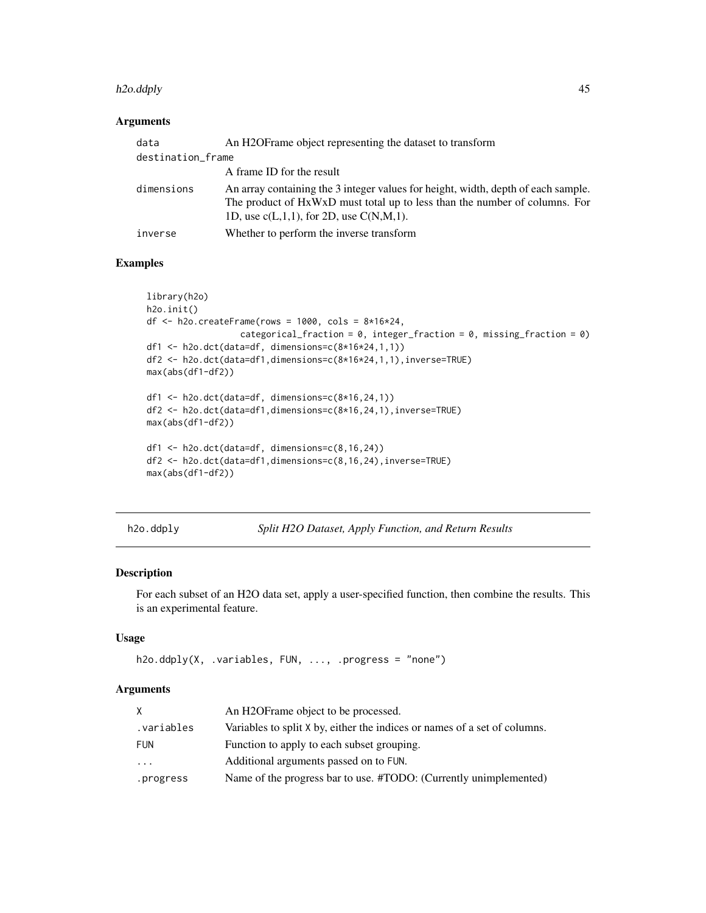### Arguments

| | |
|---|---|
| `data` | An H2OFrame object representing the dataset to transform |
| `destination_frame` | A frame ID for the result |
| `dimensions` | An array containing the 3 integer values for height, width, depth of each sample. The product of HxWxD must total up to less than the number of columns. For 1D, use c(L,1,1), for 2D, use C(N,M,1). |
| `inverse` | Whether to perform the inverse transform |

### Examples

```
library(h2o)
h2o.init()
df <- h2o.createFrame(rows = 1000, cols = 8*16*24,
                categorical_fraction = 0, integer_fraction = 0, missing_fraction = 0)
df1 <- h2o.dct(data=df, dimensions=c(8*16*24,1,1))
df2 <- h2o.dct(data=df1,dimensions=c(8*16*24,1,1),inverse=TRUE)
max(abs(df1-df2))

df1 <- h2o.dct(data=df, dimensions=c(8*16,24,1))
df2 <- h2o.dct(data=df1,dimensions=c(8*16,24,1),inverse=TRUE)
max(abs(df1-df2))

df1 <- h2o.dct(data=df, dimensions=c(8,16,24))
df2 <- h2o.dct(data=df1,dimensions=c(8,16,24),inverse=TRUE)
max(abs(df1-df2))
```

---

## h2o.ddply — *Split H2O Dataset, Apply Function, and Return Results*

### Description

For each subset of an H2O data set, apply a user-specified function, then combine the results. This is an experimental feature.

### Usage

```
h2o.ddply(X, .variables, FUN, ..., .progress = "none")
```

### Arguments

| | |
|---|---|
| `X` | An H2OFrame object to be processed. |
| `.variables` | Variables to split `X` by, either the indices or names of a set of columns. |
| `FUN` | Function to apply to each subset grouping. |
| `...` | Additional arguments passed on to `FUN`. |
| `.progress` | Name of the progress bar to use. #TODO: (Currently unimplemented) |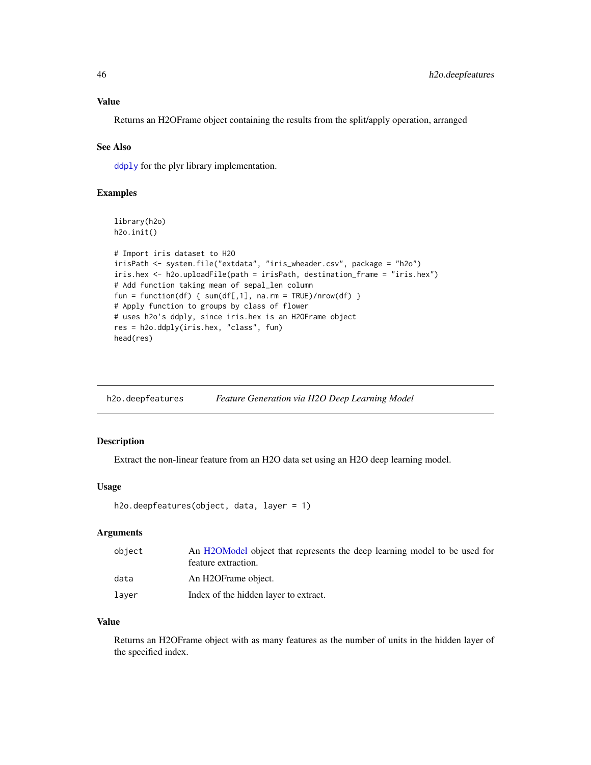### Value

Returns an H2OFrame object containing the results from the split/apply operation, arranged

### See Also

ddply for the plyr library implementation.

### Examples

```
library(h2o)
h2o.init()

# Import iris dataset to H2O
irisPath <- system.file("extdata", "iris_wheader.csv", package = "h2o")
iris.hex <- h2o.uploadFile(path = irisPath, destination_frame = "iris.hex")
# Add function taking mean of sepal_len column
fun = function(df) { sum(df[,1], na.rm = TRUE)/nrow(df) }
# Apply function to groups by class of flower
# uses h2o's ddply, since iris.hex is an H2OFrame object
res = h2o.ddply(iris.hex, "class", fun)
head(res)
```

---

## h2o.deepfeatures    *Feature Generation via H2O Deep Learning Model*

### Description

Extract the non-linear feature from an H2O data set using an H2O deep learning model.

### Usage

```
h2o.deepfeatures(object, data, layer = 1)
```

### Arguments

| | |
|---|---|
| object | An H2OModel object that represents the deep learning model to be used for feature extraction. |
| data | An H2OFrame object. |
| layer | Index of the hidden layer to extract. |

### Value

Returns an H2OFrame object with as many features as the number of units in the hidden layer of the specified index.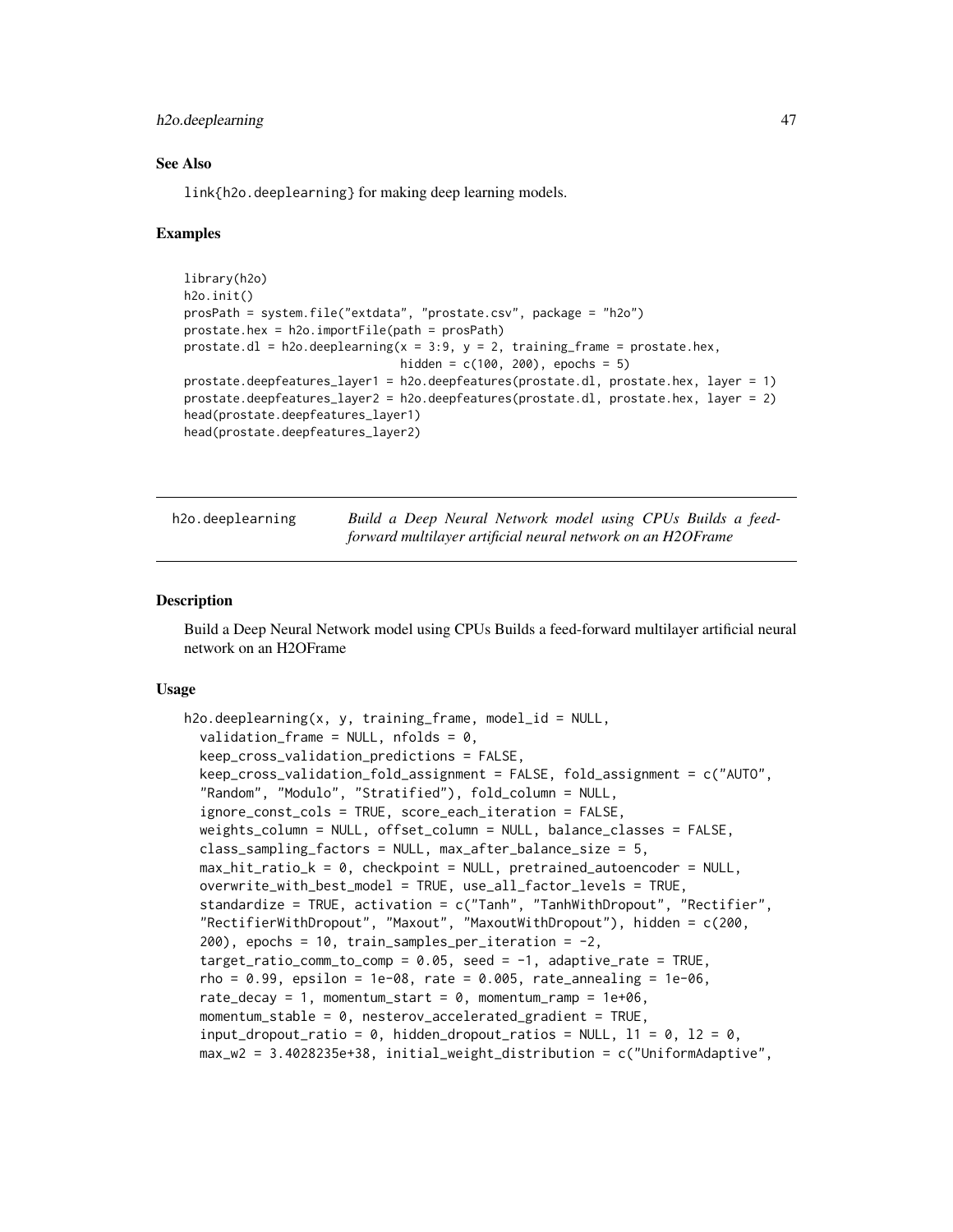### See Also

link{h2o.deeplearning} for making deep learning models.

### Examples

```
library(h2o)
h2o.init()
prosPath = system.file("extdata", "prostate.csv", package = "h2o")
prostate.hex = h2o.importFile(path = prosPath)
prostate.dl = h2o.deeplearning(x = 3:9, y = 2, training_frame = prostate.hex,
                               hidden = c(100, 200), epochs = 5)
prostate.deepfeatures_layer1 = h2o.deepfeatures(prostate.dl, prostate.hex, layer = 1)
prostate.deepfeatures_layer2 = h2o.deepfeatures(prostate.dl, prostate.hex, layer = 2)
head(prostate.deepfeatures_layer1)
head(prostate.deepfeatures_layer2)
```

---

## h2o.deeplearning — *Build a Deep Neural Network model using CPUs Builds a feed-forward multilayer artificial neural network on an H2OFrame*

---

### Description

Build a Deep Neural Network model using CPUs Builds a feed-forward multilayer artificial neural network on an H2OFrame

### Usage

```
h2o.deeplearning(x, y, training_frame, model_id = NULL,
  validation_frame = NULL, nfolds = 0,
  keep_cross_validation_predictions = FALSE,
  keep_cross_validation_fold_assignment = FALSE, fold_assignment = c("AUTO",
  "Random", "Modulo", "Stratified"), fold_column = NULL,
  ignore_const_cols = TRUE, score_each_iteration = FALSE,
  weights_column = NULL, offset_column = NULL, balance_classes = FALSE,
  class_sampling_factors = NULL, max_after_balance_size = 5,
  max_hit_ratio_k = 0, checkpoint = NULL, pretrained_autoencoder = NULL,
  overwrite_with_best_model = TRUE, use_all_factor_levels = TRUE,
  standardize = TRUE, activation = c("Tanh", "TanhWithDropout", "Rectifier",
  "RectifierWithDropout", "Maxout", "MaxoutWithDropout"), hidden = c(200,
  200), epochs = 10, train_samples_per_iteration = -2,
  target_ratio_comm_to_comp = 0.05, seed = -1, adaptive_rate = TRUE,
  rho = 0.99, epsilon = 1e-08, rate = 0.005, rate_annealing = 1e-06,
  rate_decay = 1, momentum_start = 0, momentum_ramp = 1e+06,
  momentum_stable = 0, nesterov_accelerated_gradient = TRUE,
  input_dropout_ratio = 0, hidden_dropout_ratios = NULL, l1 = 0, l2 = 0,
  max_w2 = 3.4028235e+38, initial_weight_distribution = c("UniformAdaptive",
```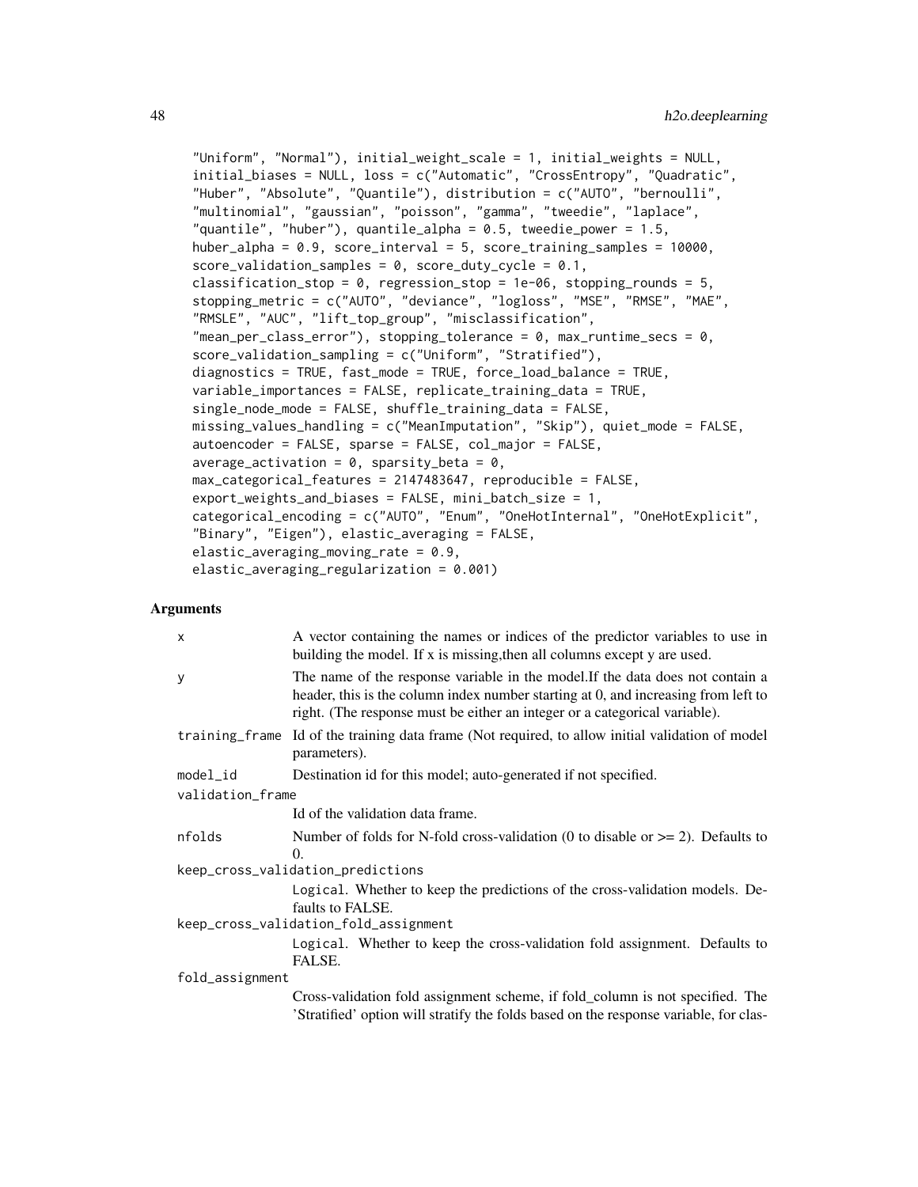```
"Uniform", "Normal"), initial_weight_scale = 1, initial_weights = NULL,
initial_biases = NULL, loss = c("Automatic", "CrossEntropy", "Quadratic",
"Huber", "Absolute", "Quantile"), distribution = c("AUTO", "bernoulli",
"multinomial", "gaussian", "poisson", "gamma", "tweedie", "laplace",
"quantile", "huber"), quantile_alpha = 0.5, tweedie_power = 1.5,
huber_alpha = 0.9, score_interval = 5, score_training_samples = 10000,
score_validation_samples = 0, score_duty_cycle = 0.1,
classification_stop = 0, regression_stop = 1e-06, stopping_rounds = 5,
stopping_metric = c("AUTO", "deviance", "logloss", "MSE", "RMSE", "MAE",
"RMSLE", "AUC", "lift_top_group", "misclassification",
"mean_per_class_error"), stopping_tolerance = 0, max_runtime_secs = 0,
score_validation_sampling = c("Uniform", "Stratified"),
diagnostics = TRUE, fast_mode = TRUE, force_load_balance = TRUE,
variable_importances = FALSE, replicate_training_data = TRUE,
single_node_mode = FALSE, shuffle_training_data = FALSE,
missing_values_handling = c("MeanImputation", "Skip"), quiet_mode = FALSE,
autoencoder = FALSE, sparse = FALSE, col_major = FALSE,
average_activation = 0, sparsity_beta = 0,
max_categorical_features = 2147483647, reproducible = FALSE,
export_weights_and_biases = FALSE, mini_batch_size = 1,
categorical_encoding = c("AUTO", "Enum", "OneHotInternal", "OneHotExplicit",
"Binary", "Eigen"), elastic_averaging = FALSE,
elastic_averaging_moving_rate = 0.9,
elastic_averaging_regularization = 0.001)
```

## Arguments

| | |
|---|---|
| `x` | A vector containing the names or indices of the predictor variables to use in building the model. If x is missing,then all columns except y are used. |
| `y` | The name of the response variable in the model.If the data does not contain a header, this is the column index number starting at 0, and increasing from left to right. (The response must be either an integer or a categorical variable). |
| `training_frame` | Id of the training data frame (Not required, to allow initial validation of model parameters). |
| `model_id` | Destination id for this model; auto-generated if not specified. |
| `validation_frame` | Id of the validation data frame. |
| `nfolds` | Number of folds for N-fold cross-validation (0 to disable or >= 2). Defaults to 0. |
| `keep_cross_validation_predictions` | `Logical`. Whether to keep the predictions of the cross-validation models. Defaults to FALSE. |
| `keep_cross_validation_fold_assignment` | `Logical`. Whether to keep the cross-validation fold assignment. Defaults to FALSE. |
| `fold_assignment` | Cross-validation fold assignment scheme, if fold_column is not specified. The 'Stratified' option will stratify the folds based on the response variable, for clas- |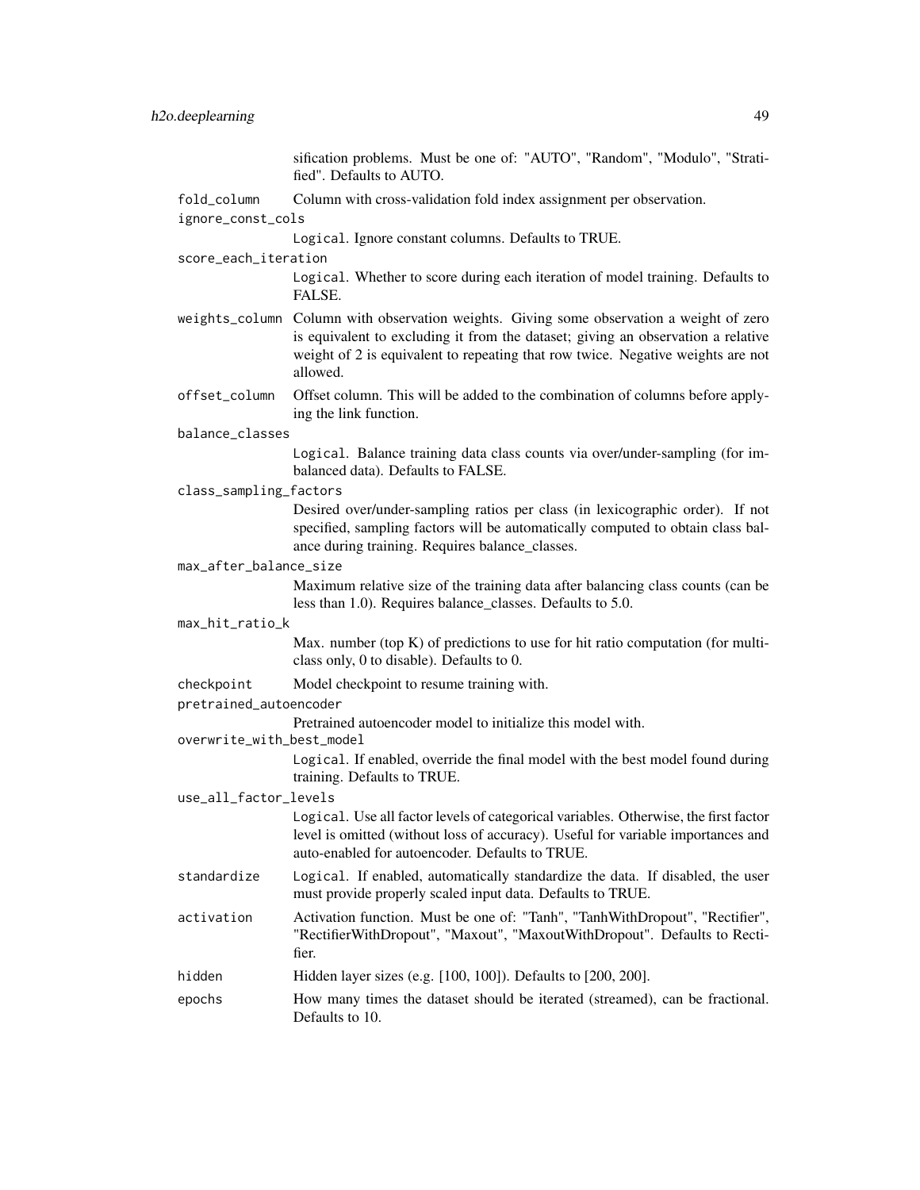sification problems. Must be one of: "AUTO", "Random", "Modulo", "Stratified". Defaults to AUTO.

`fold_column` Column with cross-validation fold index assignment per observation.

`ignore_const_cols`
: `Logical`. Ignore constant columns. Defaults to TRUE.

`score_each_iteration`
: `Logical`. Whether to score during each iteration of model training. Defaults to FALSE.

`weights_column` Column with observation weights. Giving some observation a weight of zero is equivalent to excluding it from the dataset; giving an observation a relative weight of 2 is equivalent to repeating that row twice. Negative weights are not allowed.

`offset_column` Offset column. This will be added to the combination of columns before applying the link function.

`balance_classes`
: `Logical`. Balance training data class counts via over/under-sampling (for imbalanced data). Defaults to FALSE.

`class_sampling_factors`
: Desired over/under-sampling ratios per class (in lexicographic order). If not specified, sampling factors will be automatically computed to obtain class balance during training. Requires balance_classes.

`max_after_balance_size`
: Maximum relative size of the training data after balancing class counts (can be less than 1.0). Requires balance_classes. Defaults to 5.0.

`max_hit_ratio_k`
: Max. number (top K) of predictions to use for hit ratio computation (for multi-class only, 0 to disable). Defaults to 0.

`checkpoint` Model checkpoint to resume training with.

`pretrained_autoencoder`
: Pretrained autoencoder model to initialize this model with.

`overwrite_with_best_model`
: `Logical`. If enabled, override the final model with the best model found during training. Defaults to TRUE.

`use_all_factor_levels`
: `Logical`. Use all factor levels of categorical variables. Otherwise, the first factor level is omitted (without loss of accuracy). Useful for variable importances and auto-enabled for autoencoder. Defaults to TRUE.

`standardize` `Logical`. If enabled, automatically standardize the data. If disabled, the user must provide properly scaled input data. Defaults to TRUE.

`activation` Activation function. Must be one of: "Tanh", "TanhWithDropout", "Rectifier", "RectifierWithDropout", "Maxout", "MaxoutWithDropout". Defaults to Rectifier.

`hidden` Hidden layer sizes (e.g. [100, 100]). Defaults to [200, 200].

`epochs` How many times the dataset should be iterated (streamed), can be fractional. Defaults to 10.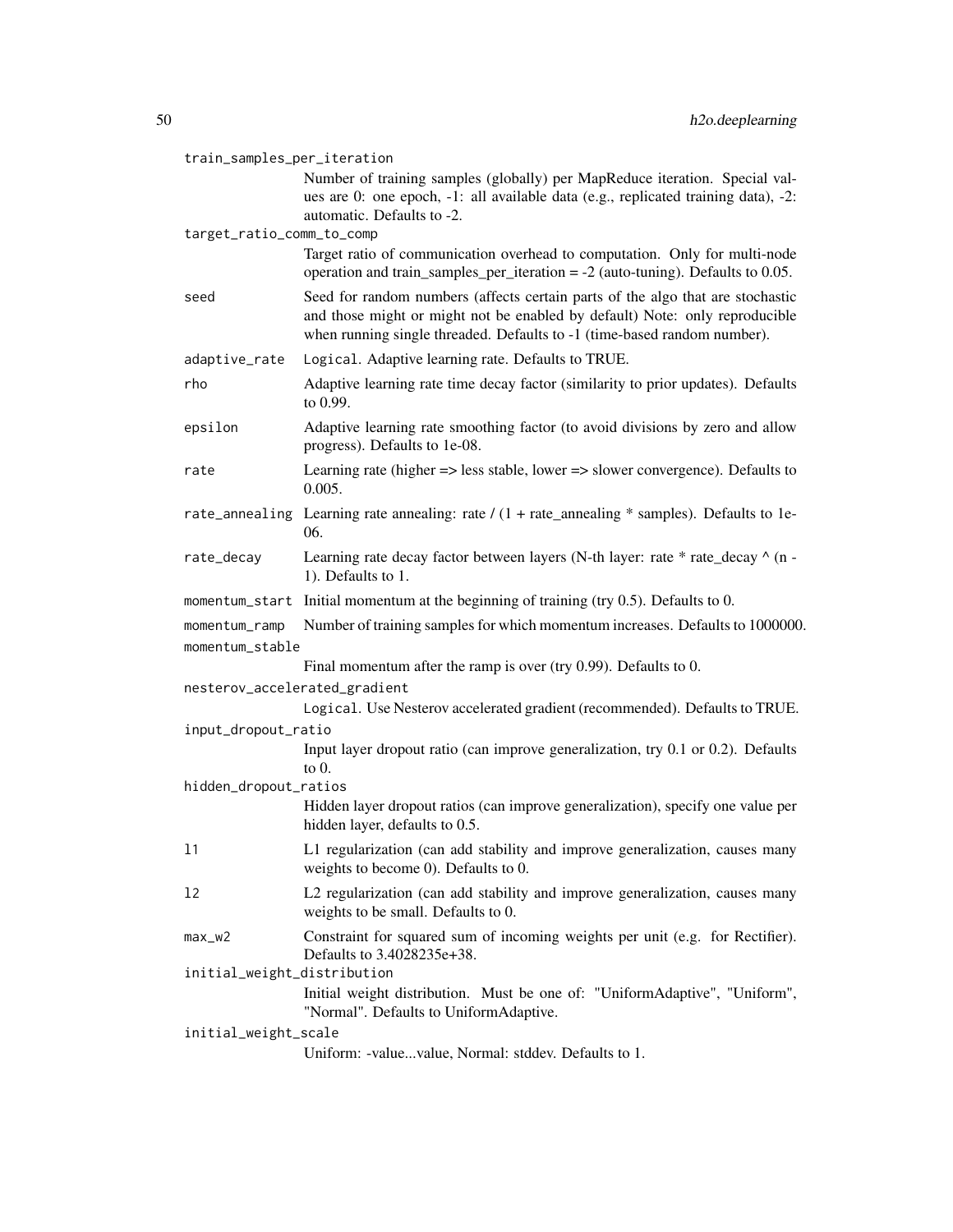`train_samples_per_iteration`
: Number of training samples (globally) per MapReduce iteration. Special values are 0: one epoch, -1: all available data (e.g., replicated training data), -2: automatic. Defaults to -2.

`target_ratio_comm_to_comp`
: Target ratio of communication overhead to computation. Only for multi-node operation and train_samples_per_iteration = -2 (auto-tuning). Defaults to 0.05.

`seed`
: Seed for random numbers (affects certain parts of the algo that are stochastic and those might or might not be enabled by default) Note: only reproducible when running single threaded. Defaults to -1 (time-based random number).

`adaptive_rate`
: `Logical`. Adaptive learning rate. Defaults to TRUE.

`rho`
: Adaptive learning rate time decay factor (similarity to prior updates). Defaults to 0.99.

`epsilon`
: Adaptive learning rate smoothing factor (to avoid divisions by zero and allow progress). Defaults to 1e-08.

`rate`
: Learning rate (higher => less stable, lower => slower convergence). Defaults to 0.005.

`rate_annealing`
: Learning rate annealing: rate / (1 + rate_annealing * samples). Defaults to 1e-06.

`rate_decay`
: Learning rate decay factor between layers (N-th layer: rate * rate_decay ^ (n - 1). Defaults to 1.

`momentum_start`
: Initial momentum at the beginning of training (try 0.5). Defaults to 0.

`momentum_ramp`
: Number of training samples for which momentum increases. Defaults to 1000000.

`momentum_stable`
: Final momentum after the ramp is over (try 0.99). Defaults to 0.

`nesterov_accelerated_gradient`
: `Logical`. Use Nesterov accelerated gradient (recommended). Defaults to TRUE.

`input_dropout_ratio`
: Input layer dropout ratio (can improve generalization, try 0.1 or 0.2). Defaults to 0.

`hidden_dropout_ratios`
: Hidden layer dropout ratios (can improve generalization), specify one value per hidden layer, defaults to 0.5.

`l1`
: L1 regularization (can add stability and improve generalization, causes many weights to become 0). Defaults to 0.

`l2`
: L2 regularization (can add stability and improve generalization, causes many weights to be small. Defaults to 0.

`max_w2`
: Constraint for squared sum of incoming weights per unit (e.g. for Rectifier). Defaults to 3.4028235e+38.

`initial_weight_distribution`
: Initial weight distribution. Must be one of: "UniformAdaptive", "Uniform", "Normal". Defaults to UniformAdaptive.

`initial_weight_scale`
: Uniform: -value...value, Normal: stddev. Defaults to 1.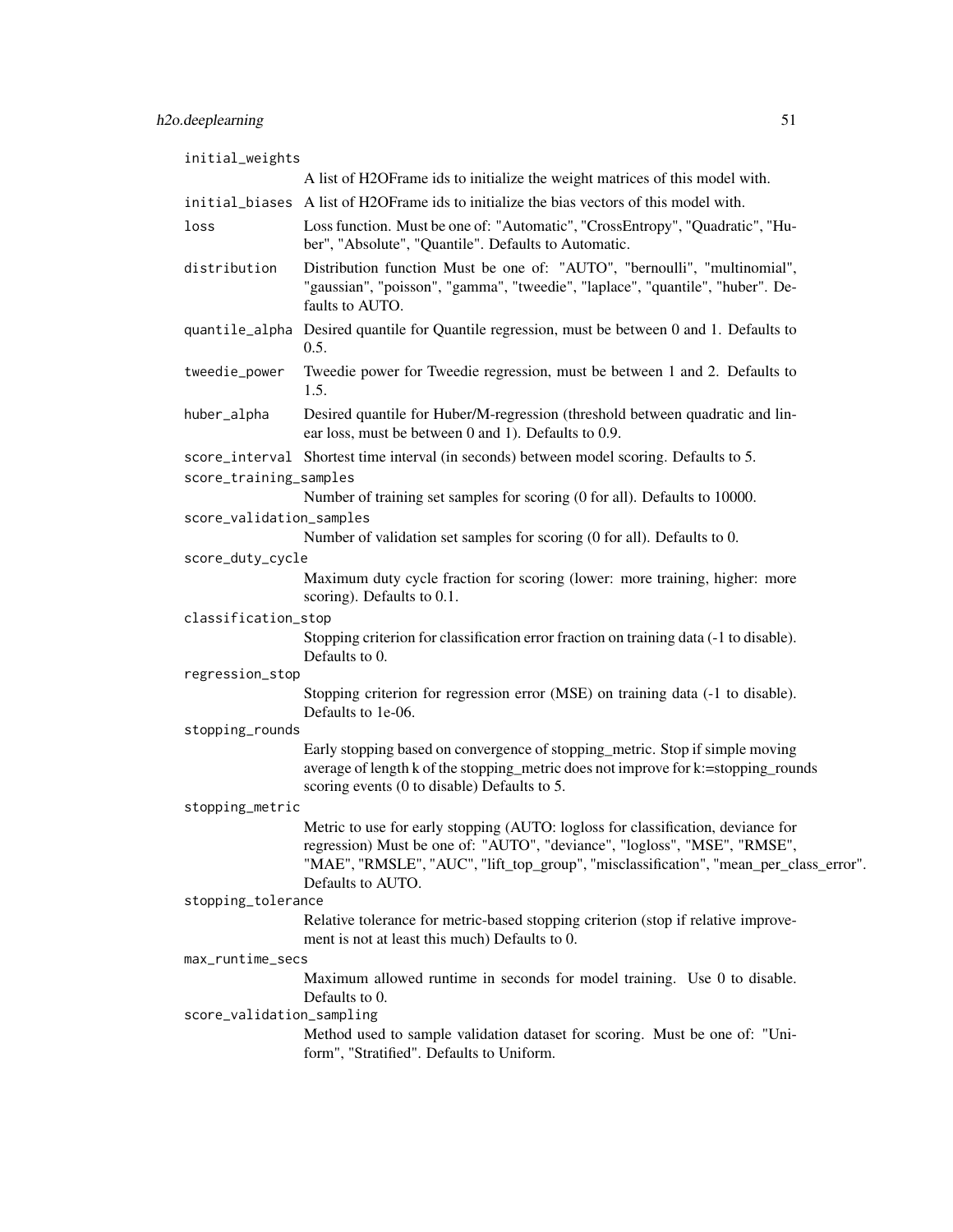`initial_weights`
A list of H2OFrame ids to initialize the weight matrices of this model with.

`initial_biases`
A list of H2OFrame ids to initialize the bias vectors of this model with.

`loss`
Loss function. Must be one of: "Automatic", "CrossEntropy", "Quadratic", "Huber", "Absolute", "Quantile". Defaults to Automatic.

`distribution`
Distribution function Must be one of: "AUTO", "bernoulli", "multinomial", "gaussian", "poisson", "gamma", "tweedie", "laplace", "quantile", "huber". Defaults to AUTO.

`quantile_alpha`
Desired quantile for Quantile regression, must be between 0 and 1. Defaults to 0.5.

`tweedie_power`
Tweedie power for Tweedie regression, must be between 1 and 2. Defaults to 1.5.

`huber_alpha`
Desired quantile for Huber/M-regression (threshold between quadratic and linear loss, must be between 0 and 1). Defaults to 0.9.

`score_interval`
Shortest time interval (in seconds) between model scoring. Defaults to 5.

`score_training_samples`
Number of training set samples for scoring (0 for all). Defaults to 10000.

`score_validation_samples`
Number of validation set samples for scoring (0 for all). Defaults to 0.

`score_duty_cycle`
Maximum duty cycle fraction for scoring (lower: more training, higher: more scoring). Defaults to 0.1.

`classification_stop`
Stopping criterion for classification error fraction on training data (-1 to disable). Defaults to 0.

`regression_stop`
Stopping criterion for regression error (MSE) on training data (-1 to disable). Defaults to 1e-06.

`stopping_rounds`
Early stopping based on convergence of stopping_metric. Stop if simple moving average of length k of the stopping_metric does not improve for k:=stopping_rounds scoring events (0 to disable) Defaults to 5.

`stopping_metric`
Metric to use for early stopping (AUTO: logloss for classification, deviance for regression) Must be one of: "AUTO", "deviance", "logloss", "MSE", "RMSE", "MAE", "RMSLE", "AUC", "lift_top_group", "misclassification", "mean_per_class_error". Defaults to AUTO.

`stopping_tolerance`
Relative tolerance for metric-based stopping criterion (stop if relative improvement is not at least this much) Defaults to 0.

`max_runtime_secs`
Maximum allowed runtime in seconds for model training. Use 0 to disable. Defaults to 0.

`score_validation_sampling`
Method used to sample validation dataset for scoring. Must be one of: "Uniform", "Stratified". Defaults to Uniform.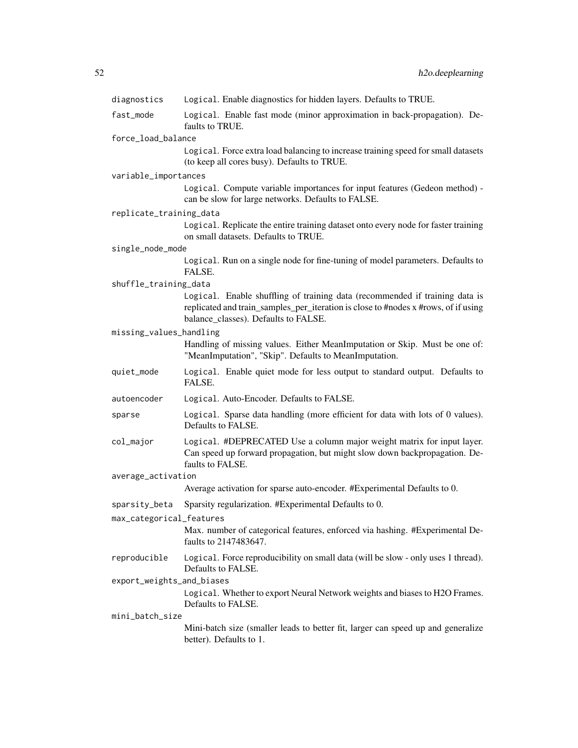`diagnostics`
: `Logical`. Enable diagnostics for hidden layers. Defaults to TRUE.

`fast_mode`
: `Logical`. Enable fast mode (minor approximation in back-propagation). Defaults to TRUE.

`force_load_balance`
: `Logical`. Force extra load balancing to increase training speed for small datasets (to keep all cores busy). Defaults to TRUE.

`variable_importances`
: `Logical`. Compute variable importances for input features (Gedeon method) - can be slow for large networks. Defaults to FALSE.

`replicate_training_data`
: `Logical`. Replicate the entire training dataset onto every node for faster training on small datasets. Defaults to TRUE.

`single_node_mode`
: `Logical`. Run on a single node for fine-tuning of model parameters. Defaults to FALSE.

`shuffle_training_data`
: `Logical`. Enable shuffling of training data (recommended if training data is replicated and train_samples_per_iteration is close to #nodes x #rows, of if using balance_classes). Defaults to FALSE.

`missing_values_handling`
: Handling of missing values. Either MeanImputation or Skip. Must be one of: "MeanImputation", "Skip". Defaults to MeanImputation.

`quiet_mode`
: `Logical`. Enable quiet mode for less output to standard output. Defaults to FALSE.

`autoencoder`
: `Logical`. Auto-Encoder. Defaults to FALSE.

`sparse`
: `Logical`. Sparse data handling (more efficient for data with lots of 0 values). Defaults to FALSE.

`col_major`
: `Logical`. #DEPRECATED Use a column major weight matrix for input layer. Can speed up forward propagation, but might slow down backpropagation. Defaults to FALSE.

`average_activation`
: Average activation for sparse auto-encoder. #Experimental Defaults to 0.

`sparsity_beta`
: Sparsity regularization. #Experimental Defaults to 0.

`max_categorical_features`
: Max. number of categorical features, enforced via hashing. #Experimental Defaults to 2147483647.

`reproducible`
: `Logical`. Force reproducibility on small data (will be slow - only uses 1 thread). Defaults to FALSE.

`export_weights_and_biases`
: `Logical`. Whether to export Neural Network weights and biases to H2O Frames. Defaults to FALSE.

`mini_batch_size`
: Mini-batch size (smaller leads to better fit, larger can speed up and generalize better). Defaults to 1.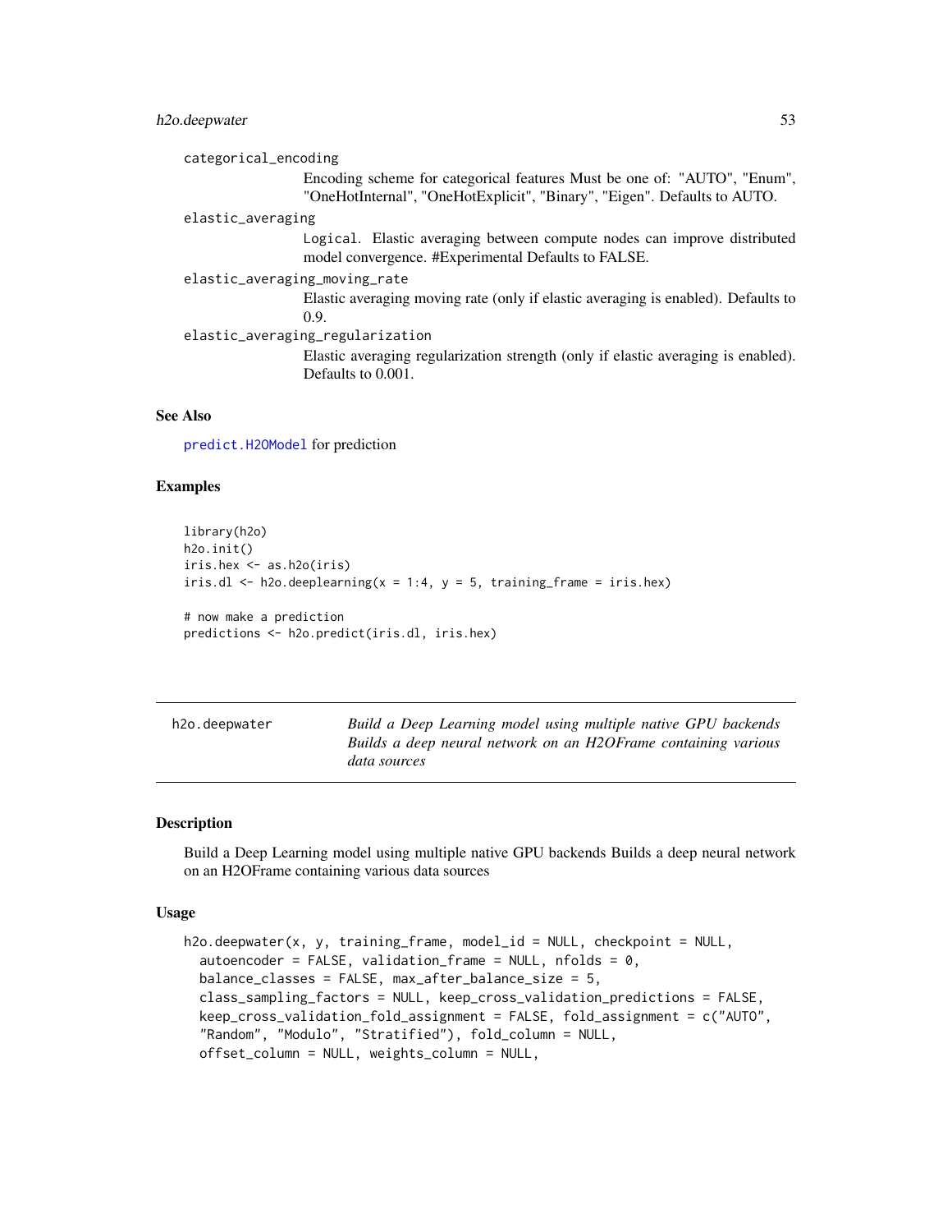categorical_encoding
: Encoding scheme for categorical features Must be one of: "AUTO", "Enum", "OneHotInternal", "OneHotExplicit", "Binary", "Eigen". Defaults to AUTO.

elastic_averaging
: Logical. Elastic averaging between compute nodes can improve distributed model convergence. #Experimental Defaults to FALSE.

elastic_averaging_moving_rate
: Elastic averaging moving rate (only if elastic averaging is enabled). Defaults to 0.9.

elastic_averaging_regularization
: Elastic averaging regularization strength (only if elastic averaging is enabled). Defaults to 0.001.

### See Also

predict.H2OModel for prediction

### Examples

```
library(h2o)
h2o.init()
iris.hex <- as.h2o(iris)
iris.dl <- h2o.deeplearning(x = 1:4, y = 5, training_frame = iris.hex)

# now make a prediction
predictions <- h2o.predict(iris.dl, iris.hex)
```

---

## h2o.deepwater

*Build a Deep Learning model using multiple native GPU backends Builds a deep neural network on an H2OFrame containing various data sources*

---

### Description

Build a Deep Learning model using multiple native GPU backends Builds a deep neural network on an H2OFrame containing various data sources

### Usage

```
h2o.deepwater(x, y, training_frame, model_id = NULL, checkpoint = NULL,
  autoencoder = FALSE, validation_frame = NULL, nfolds = 0,
  balance_classes = FALSE, max_after_balance_size = 5,
  class_sampling_factors = NULL, keep_cross_validation_predictions = FALSE,
  keep_cross_validation_fold_assignment = FALSE, fold_assignment = c("AUTO",
  "Random", "Modulo", "Stratified"), fold_column = NULL,
  offset_column = NULL, weights_column = NULL,
```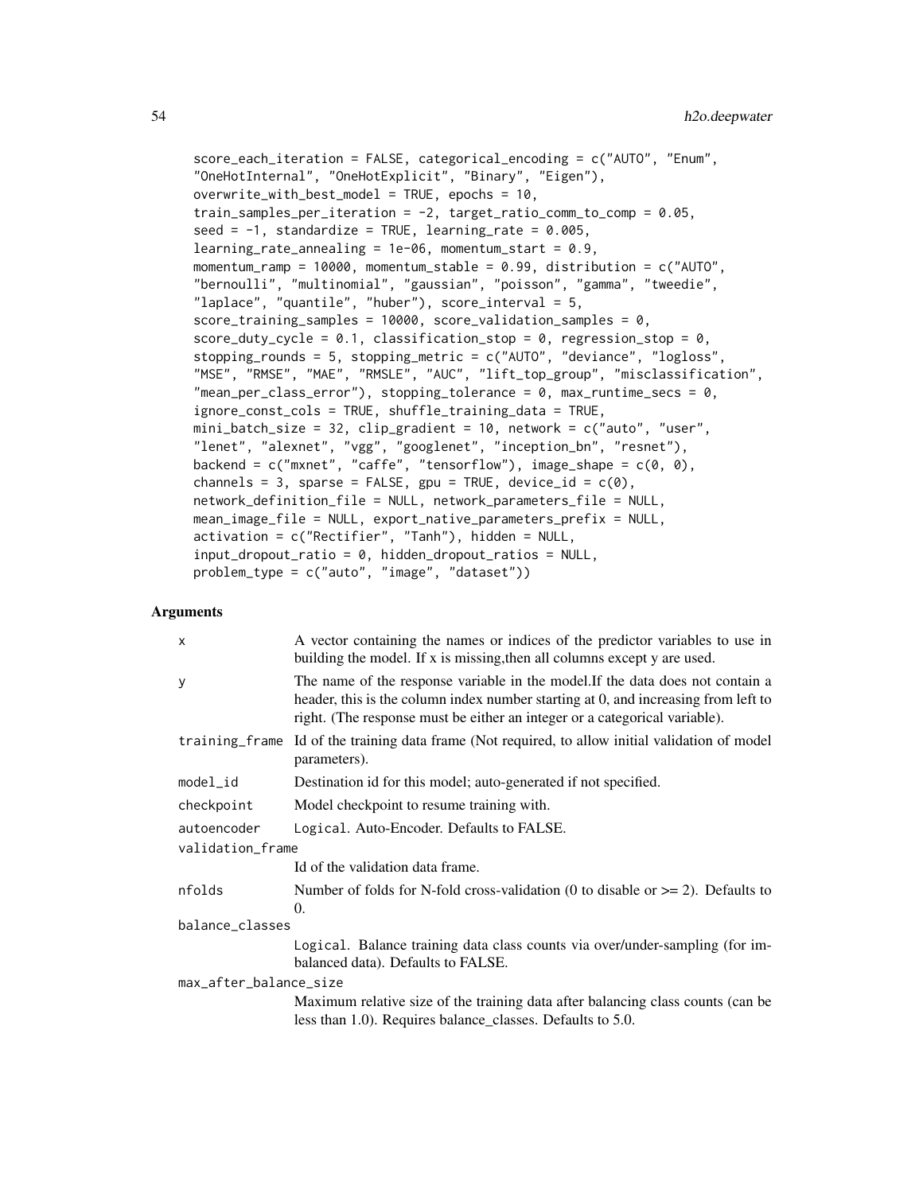```
score_each_iteration = FALSE, categorical_encoding = c("AUTO", "Enum",
"OneHotInternal", "OneHotExplicit", "Binary", "Eigen"),
overwrite_with_best_model = TRUE, epochs = 10,
train_samples_per_iteration = -2, target_ratio_comm_to_comp = 0.05,
seed = -1, standardize = TRUE, learning_rate = 0.005,
learning_rate_annealing = 1e-06, momentum_start = 0.9,
momentum_ramp = 10000, momentum_stable = 0.99, distribution = c("AUTO",
"bernoulli", "multinomial", "gaussian", "poisson", "gamma", "tweedie",
"laplace", "quantile", "huber"), score_interval = 5,
score_training_samples = 10000, score_validation_samples = 0,
score_duty_cycle = 0.1, classification_stop = 0, regression_stop = 0,
stopping_rounds = 5, stopping_metric = c("AUTO", "deviance", "logloss",
"MSE", "RMSE", "MAE", "RMSLE", "AUC", "lift_top_group", "misclassification",
"mean_per_class_error"), stopping_tolerance = 0, max_runtime_secs = 0,
ignore_const_cols = TRUE, shuffle_training_data = TRUE,
mini_batch_size = 32, clip_gradient = 10, network = c("auto", "user",
"lenet", "alexnet", "vgg", "googlenet", "inception_bn", "resnet"),
backend = c("mxnet", "caffe", "tensorflow"), image_shape = c(0, 0),
channels = 3, sparse = FALSE, gpu = TRUE, device_id = c(0),
network_definition_file = NULL, network_parameters_file = NULL,
mean_image_file = NULL, export_native_parameters_prefix = NULL,
activation = c("Rectifier", "Tanh"), hidden = NULL,
input_dropout_ratio = 0, hidden_dropout_ratios = NULL,
problem_type = c("auto", "image", "dataset"))
```

## Arguments

| | |
|---|---|
| x | A vector containing the names or indices of the predictor variables to use in building the model. If x is missing,then all columns except y are used. |
| y | The name of the response variable in the model.If the data does not contain a header, this is the column index number starting at 0, and increasing from left to right. (The response must be either an integer or a categorical variable). |
| training_frame | Id of the training data frame (Not required, to allow initial validation of model parameters). |
| model_id | Destination id for this model; auto-generated if not specified. |
| checkpoint | Model checkpoint to resume training with. |
| autoencoder | Logical. Auto-Encoder. Defaults to FALSE. |
| validation_frame | Id of the validation data frame. |
| nfolds | Number of folds for N-fold cross-validation (0 to disable or >= 2). Defaults to 0. |
| balance_classes | Logical. Balance training data class counts via over/under-sampling (for imbalanced data). Defaults to FALSE. |
| max_after_balance_size | Maximum relative size of the training data after balancing class counts (can be less than 1.0). Requires balance_classes. Defaults to 5.0. |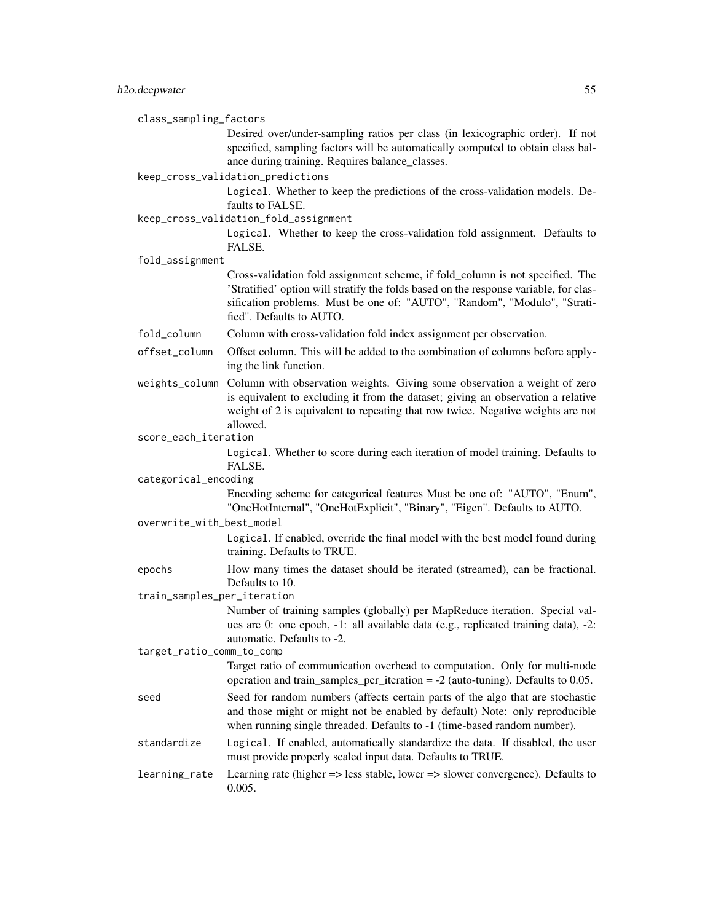`class_sampling_factors`
: Desired over/under-sampling ratios per class (in lexicographic order). If not specified, sampling factors will be automatically computed to obtain class balance during training. Requires balance_classes.

`keep_cross_validation_predictions`
: `Logical`. Whether to keep the predictions of the cross-validation models. Defaults to FALSE.

`keep_cross_validation_fold_assignment`
: `Logical`. Whether to keep the cross-validation fold assignment. Defaults to FALSE.

`fold_assignment`
: Cross-validation fold assignment scheme, if fold_column is not specified. The 'Stratified' option will stratify the folds based on the response variable, for classification problems. Must be one of: "AUTO", "Random", "Modulo", "Stratified". Defaults to AUTO.

`fold_column`
: Column with cross-validation fold index assignment per observation.

`offset_column`
: Offset column. This will be added to the combination of columns before applying the link function.

`weights_column`
: Column with observation weights. Giving some observation a weight of zero is equivalent to excluding it from the dataset; giving an observation a relative weight of 2 is equivalent to repeating that row twice. Negative weights are not allowed.

`score_each_iteration`
: `Logical`. Whether to score during each iteration of model training. Defaults to FALSE.

`categorical_encoding`
: Encoding scheme for categorical features Must be one of: "AUTO", "Enum", "OneHotInternal", "OneHotExplicit", "Binary", "Eigen". Defaults to AUTO.

`overwrite_with_best_model`
: `Logical`. If enabled, override the final model with the best model found during training. Defaults to TRUE.

`epochs`
: How many times the dataset should be iterated (streamed), can be fractional. Defaults to 10.

`train_samples_per_iteration`
: Number of training samples (globally) per MapReduce iteration. Special values are 0: one epoch, -1: all available data (e.g., replicated training data), -2: automatic. Defaults to -2.

`target_ratio_comm_to_comp`
: Target ratio of communication overhead to computation. Only for multi-node operation and train_samples_per_iteration = -2 (auto-tuning). Defaults to 0.05.

`seed`
: Seed for random numbers (affects certain parts of the algo that are stochastic and those might or might not be enabled by default) Note: only reproducible when running single threaded. Defaults to -1 (time-based random number).

`standardize`
: `Logical`. If enabled, automatically standardize the data. If disabled, the user must provide properly scaled input data. Defaults to TRUE.

`learning_rate`
: Learning rate (higher => less stable, lower => slower convergence). Defaults to 0.005.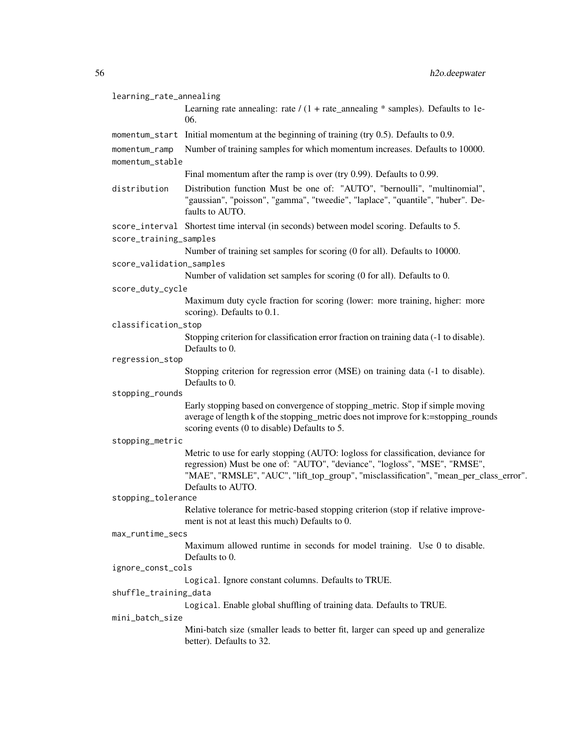`learning_rate_annealing`
: Learning rate annealing: rate / (1 + rate_annealing * samples). Defaults to 1e-06.

`momentum_start`
: Initial momentum at the beginning of training (try 0.5). Defaults to 0.9.

`momentum_ramp`
: Number of training samples for which momentum increases. Defaults to 10000.

`momentum_stable`
: Final momentum after the ramp is over (try 0.99). Defaults to 0.99.

`distribution`
: Distribution function Must be one of: "AUTO", "bernoulli", "multinomial", "gaussian", "poisson", "gamma", "tweedie", "laplace", "quantile", "huber". Defaults to AUTO.

`score_interval`
: Shortest time interval (in seconds) between model scoring. Defaults to 5.

`score_training_samples`
: Number of training set samples for scoring (0 for all). Defaults to 10000.

`score_validation_samples`
: Number of validation set samples for scoring (0 for all). Defaults to 0.

`score_duty_cycle`
: Maximum duty cycle fraction for scoring (lower: more training, higher: more scoring). Defaults to 0.1.

`classification_stop`
: Stopping criterion for classification error fraction on training data (-1 to disable). Defaults to 0.

`regression_stop`
: Stopping criterion for regression error (MSE) on training data (-1 to disable). Defaults to 0.

`stopping_rounds`
: Early stopping based on convergence of stopping_metric. Stop if simple moving average of length k of the stopping_metric does not improve for k:=stopping_rounds scoring events (0 to disable) Defaults to 5.

`stopping_metric`
: Metric to use for early stopping (AUTO: logloss for classification, deviance for regression) Must be one of: "AUTO", "deviance", "logloss", "MSE", "RMSE", "MAE", "RMSLE", "AUC", "lift_top_group", "misclassification", "mean_per_class_error". Defaults to AUTO.

`stopping_tolerance`
: Relative tolerance for metric-based stopping criterion (stop if relative improvement is not at least this much) Defaults to 0.

`max_runtime_secs`
: Maximum allowed runtime in seconds for model training. Use 0 to disable. Defaults to 0.

`ignore_const_cols`
: `Logical`. Ignore constant columns. Defaults to TRUE.

`shuffle_training_data`
: `Logical`. Enable global shuffling of training data. Defaults to TRUE.

`mini_batch_size`
: Mini-batch size (smaller leads to better fit, larger can speed up and generalize better). Defaults to 32.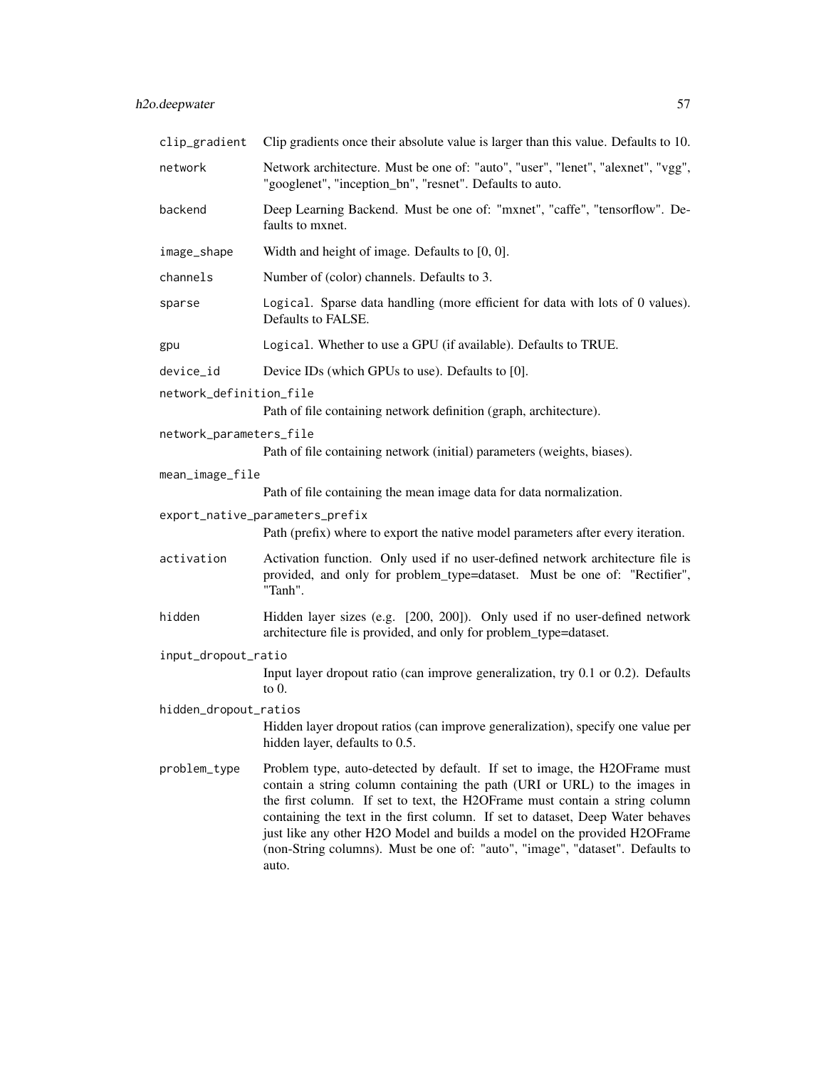`clip_gradient` Clip gradients once their absolute value is larger than this value. Defaults to 10.

`network` Network architecture. Must be one of: "auto", "user", "lenet", "alexnet", "vgg", "googlenet", "inception_bn", "resnet". Defaults to auto.

`backend` Deep Learning Backend. Must be one of: "mxnet", "caffe", "tensorflow". Defaults to mxnet.

`image_shape` Width and height of image. Defaults to [0, 0].

`channels` Number of (color) channels. Defaults to 3.

`sparse` `Logical`. Sparse data handling (more efficient for data with lots of 0 values). Defaults to FALSE.

`gpu` `Logical`. Whether to use a GPU (if available). Defaults to TRUE.

`device_id` Device IDs (which GPUs to use). Defaults to [0].

`network_definition_file`
Path of file containing network definition (graph, architecture).

`network_parameters_file`
Path of file containing network (initial) parameters (weights, biases).

`mean_image_file`
Path of file containing the mean image data for data normalization.

`export_native_parameters_prefix`
Path (prefix) where to export the native model parameters after every iteration.

`activation` Activation function. Only used if no user-defined network architecture file is provided, and only for problem_type=dataset. Must be one of: "Rectifier", "Tanh".

`hidden` Hidden layer sizes (e.g. [200, 200]). Only used if no user-defined network architecture file is provided, and only for problem_type=dataset.

`input_dropout_ratio`
Input layer dropout ratio (can improve generalization, try 0.1 or 0.2). Defaults to 0.

`hidden_dropout_ratios`
Hidden layer dropout ratios (can improve generalization), specify one value per hidden layer, defaults to 0.5.

`problem_type` Problem type, auto-detected by default. If set to image, the H2OFrame must contain a string column containing the path (URI or URL) to the images in the first column. If set to text, the H2OFrame must contain a string column containing the text in the first column. If set to dataset, Deep Water behaves just like any other H2O Model and builds a model on the provided H2OFrame (non-String columns). Must be one of: "auto", "image", "dataset". Defaults to auto.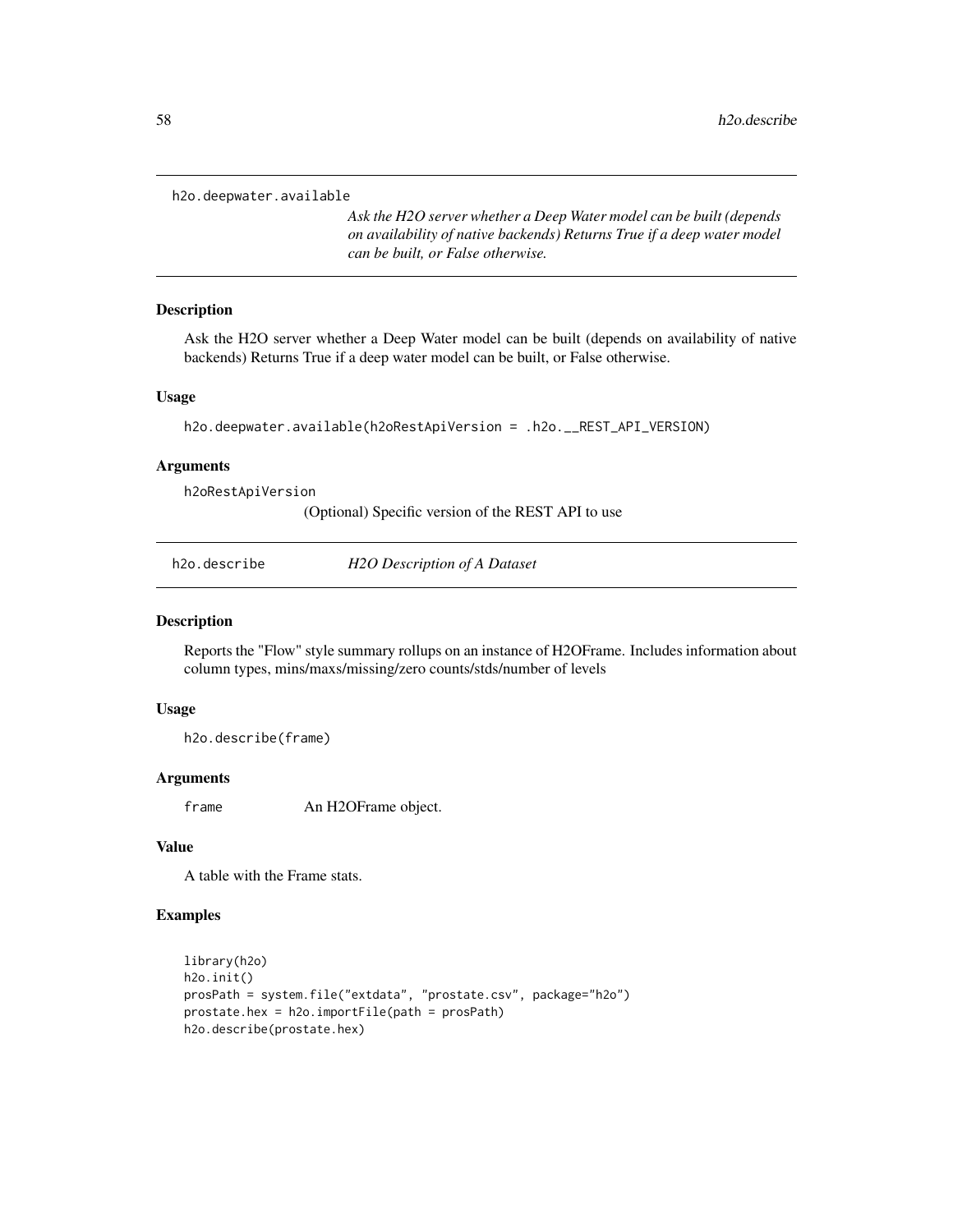## h2o.deepwater.available

*Ask the H2O server whether a Deep Water model can be built (depends on availability of native backends) Returns True if a deep water model can be built, or False otherwise.*

### Description

Ask the H2O server whether a Deep Water model can be built (depends on availability of native backends) Returns True if a deep water model can be built, or False otherwise.

### Usage

```
h2o.deepwater.available(h2oRestApiVersion = .h2o.__REST_API_VERSION)
```

### Arguments

`h2oRestApiVersion`
(Optional) Specific version of the REST API to use

## h2o.describe — *H2O Description of A Dataset*

### Description

Reports the "Flow" style summary rollups on an instance of H2OFrame. Includes information about column types, mins/maxs/missing/zero counts/stds/number of levels

### Usage

```
h2o.describe(frame)
```

### Arguments

`frame` An H2OFrame object.

### Value

A table with the Frame stats.

### Examples

```
library(h2o)
h2o.init()
prosPath = system.file("extdata", "prostate.csv", package="h2o")
prostate.hex = h2o.importFile(path = prosPath)
h2o.describe(prostate.hex)
```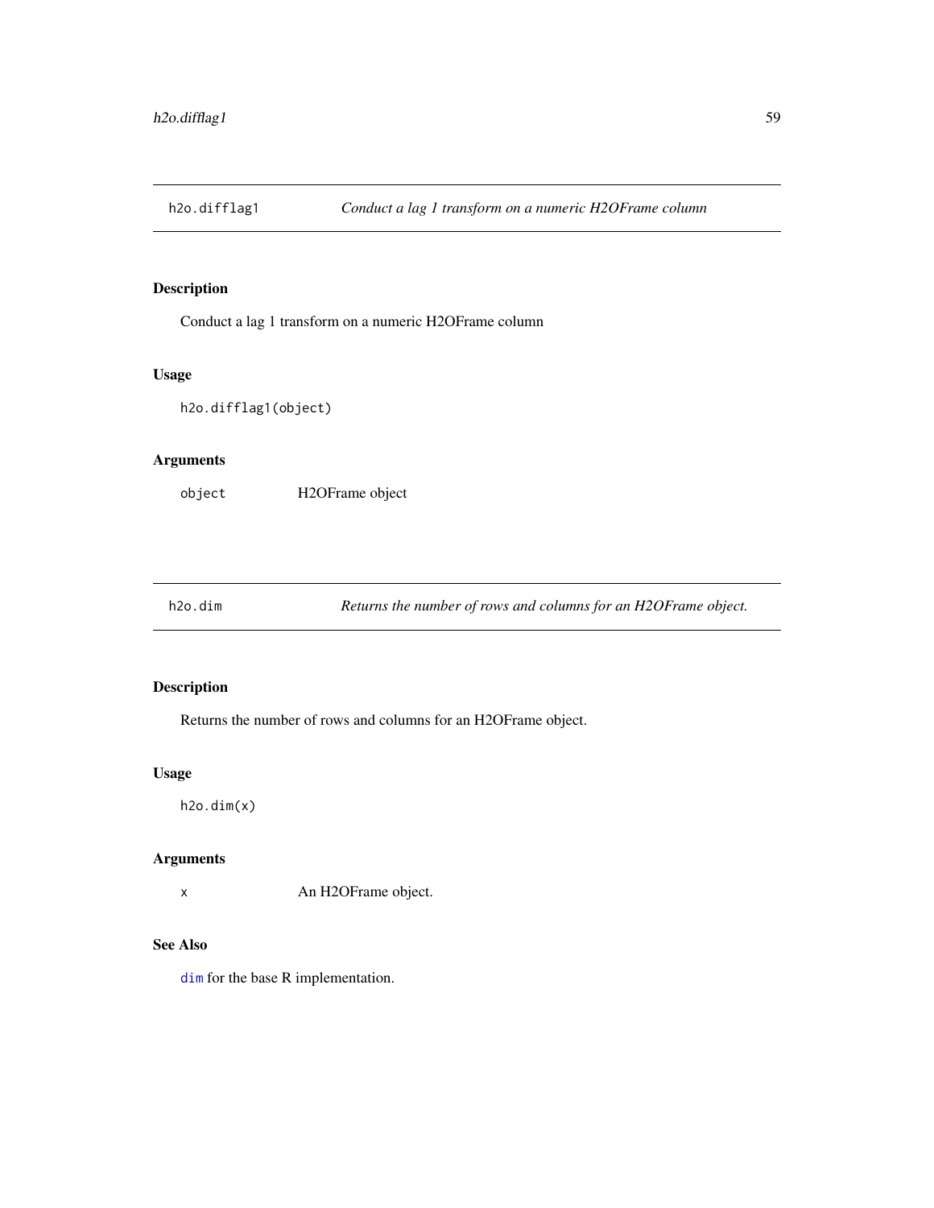## h2o.difflag1 — *Conduct a lag 1 transform on a numeric H2OFrame column*

### Description

Conduct a lag 1 transform on a numeric H2OFrame column

### Usage

```
h2o.difflag1(object)
```

### Arguments

| | |
|---|---|
| `object` | H2OFrame object |

## h2o.dim — *Returns the number of rows and columns for an H2OFrame object.*

### Description

Returns the number of rows and columns for an H2OFrame object.

### Usage

```
h2o.dim(x)
```

### Arguments

| | |
|---|---|
| `x` | An H2OFrame object. |

### See Also

`dim` for the base R implementation.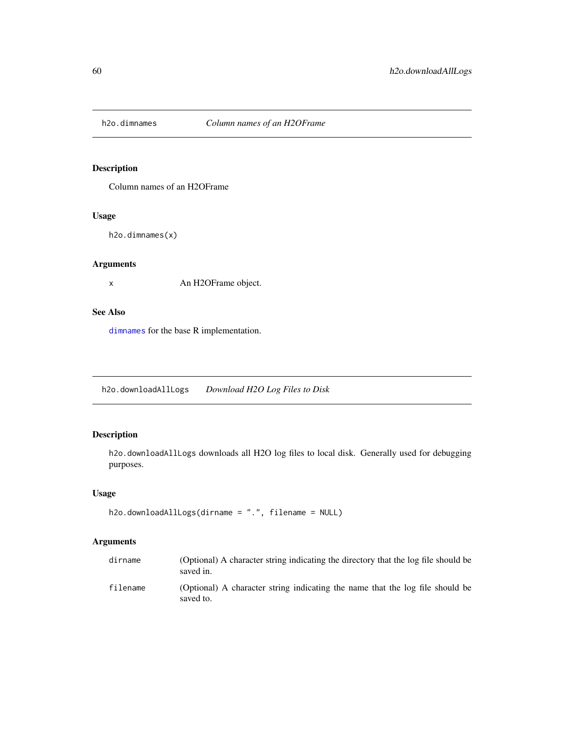## h2o.dimnames *Column names of an H2OFrame*

### Description

Column names of an H2OFrame

### Usage

```
h2o.dimnames(x)
```

### Arguments

| | |
|---|---|
| x | An H2OFrame object. |

### See Also

`dimnames` for the base R implementation.

## h2o.downloadAllLogs *Download H2O Log Files to Disk*

### Description

`h2o.downloadAllLogs` downloads all H2O log files to local disk. Generally used for debugging purposes.

### Usage

```
h2o.downloadAllLogs(dirname = ".", filename = NULL)
```

### Arguments

| | |
|---|---|
| dirname | (Optional) A character string indicating the directory that the log file should be saved in. |
| filename | (Optional) A character string indicating the name that the log file should be saved to. |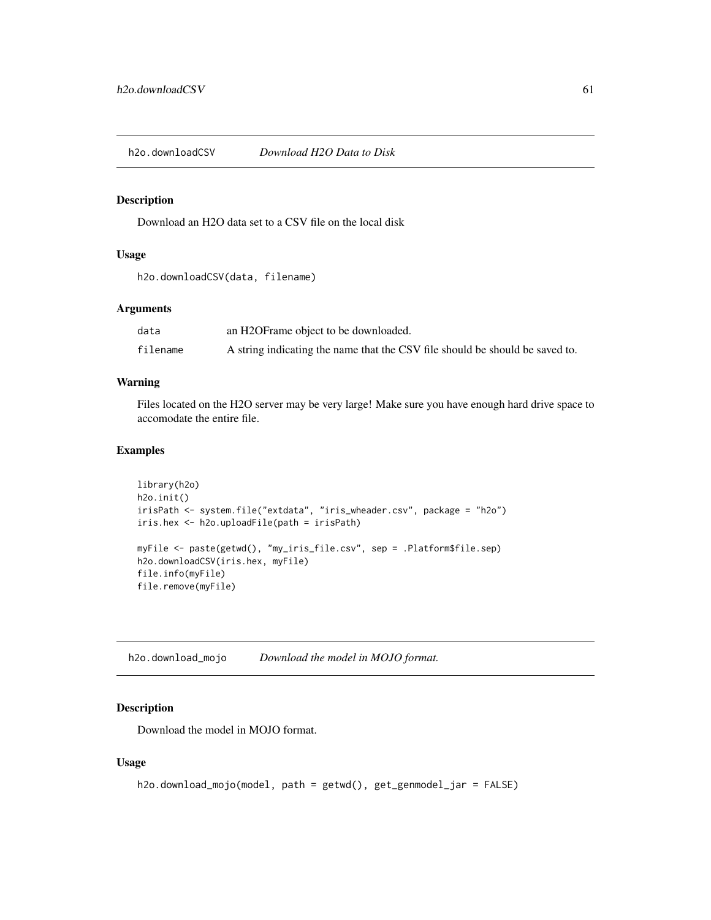## h2o.downloadCSV *Download H2O Data to Disk*

### Description

Download an H2O data set to a CSV file on the local disk

### Usage

```
h2o.downloadCSV(data, filename)
```

### Arguments

| | |
|---|---|
| data | an H2OFrame object to be downloaded. |
| filename | A string indicating the name that the CSV file should be should be saved to. |

### Warning

Files located on the H2O server may be very large! Make sure you have enough hard drive space to accomodate the entire file.

### Examples

```
library(h2o)
h2o.init()
irisPath <- system.file("extdata", "iris_wheader.csv", package = "h2o")
iris.hex <- h2o.uploadFile(path = irisPath)

myFile <- paste(getwd(), "my_iris_file.csv", sep = .Platform$file.sep)
h2o.downloadCSV(iris.hex, myFile)
file.info(myFile)
file.remove(myFile)
```

## h2o.download_mojo *Download the model in MOJO format.*

### Description

Download the model in MOJO format.

### Usage

```
h2o.download_mojo(model, path = getwd(), get_genmodel_jar = FALSE)
```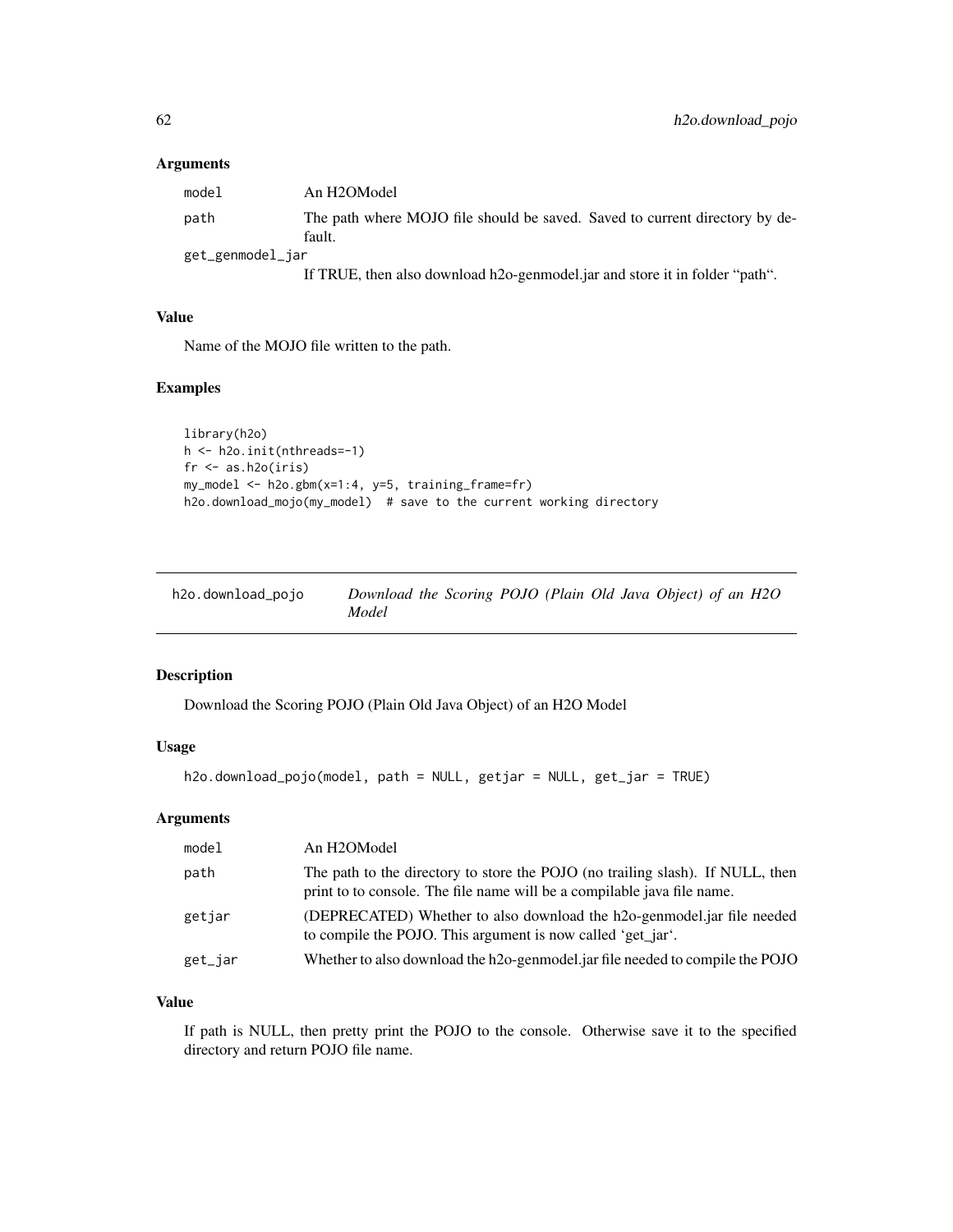### Arguments

| | |
|---|---|
| `model` | An H2OModel |
| `path` | The path where MOJO file should be saved. Saved to current directory by default. |
| `get_genmodel_jar` | If TRUE, then also download h2o-genmodel.jar and store it in folder "path". |

### Value

Name of the MOJO file written to the path.

### Examples

```
library(h2o)
h <- h2o.init(nthreads=-1)
fr <- as.h2o(iris)
my_model <- h2o.gbm(x=1:4, y=5, training_frame=fr)
h2o.download_mojo(my_model)  # save to the current working directory
```

---

## h2o.download_pojo    *Download the Scoring POJO (Plain Old Java Object) of an H2O Model*

---

### Description

Download the Scoring POJO (Plain Old Java Object) of an H2O Model

### Usage

```
h2o.download_pojo(model, path = NULL, getjar = NULL, get_jar = TRUE)
```

### Arguments

| | |
|---|---|
| `model` | An H2OModel |
| `path` | The path to the directory to store the POJO (no trailing slash). If NULL, then print to to console. The file name will be a compilable java file name. |
| `getjar` | (DEPRECATED) Whether to also download the h2o-genmodel.jar file needed to compile the POJO. This argument is now called 'get_jar'. |
| `get_jar` | Whether to also download the h2o-genmodel.jar file needed to compile the POJO |

### Value

If path is NULL, then pretty print the POJO to the console. Otherwise save it to the specified directory and return POJO file name.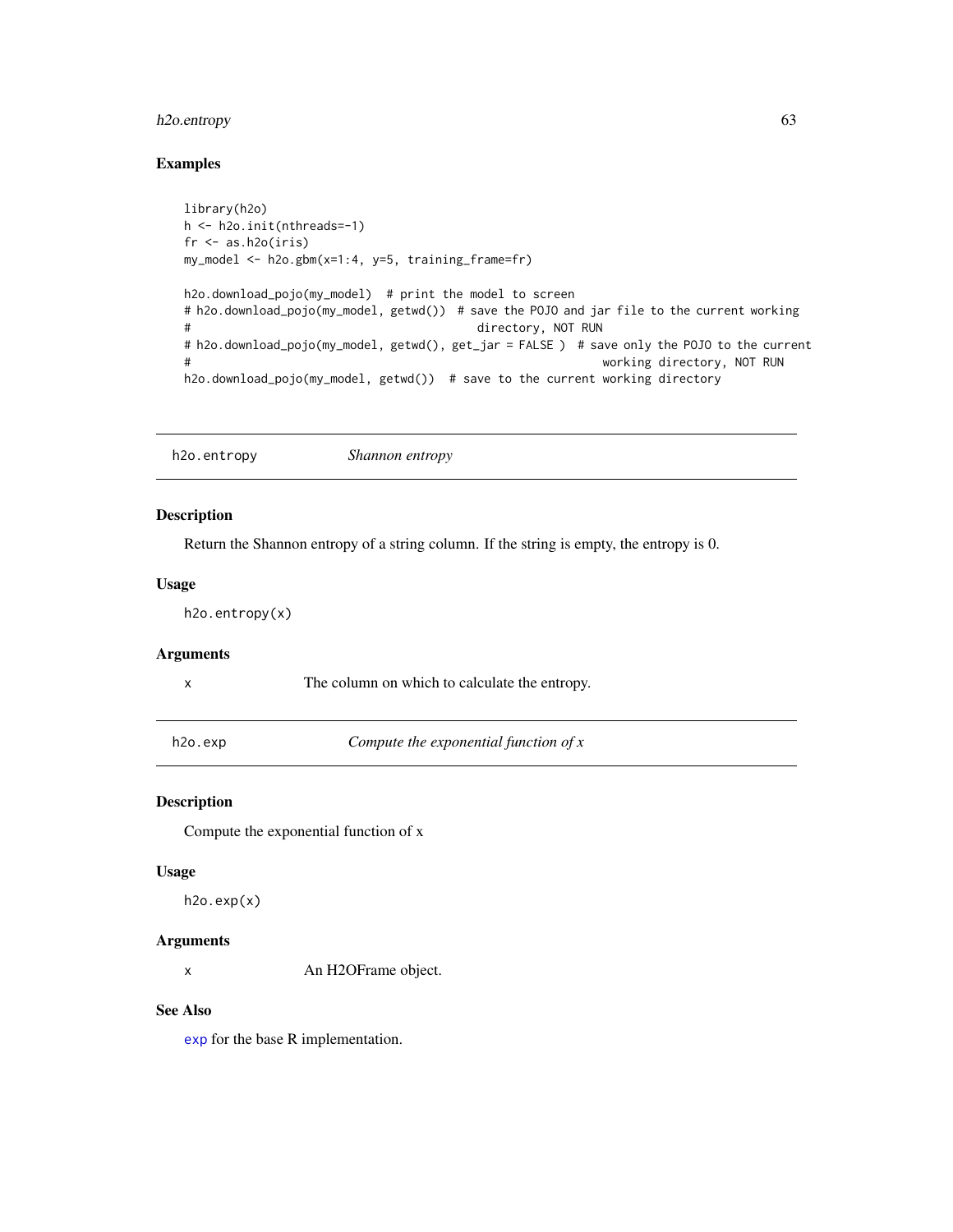## Examples

```
library(h2o)
h <- h2o.init(nthreads=-1)
fr <- as.h2o(iris)
my_model <- h2o.gbm(x=1:4, y=5, training_frame=fr)

h2o.download_pojo(my_model)  # print the model to screen
# h2o.download_pojo(my_model, getwd())  # save the POJO and jar file to the current working
#                                          directory, NOT RUN
# h2o.download_pojo(my_model, getwd(), get_jar = FALSE )  # save only the POJO to the current
#                                                            working directory, NOT RUN
h2o.download_pojo(my_model, getwd())  # save to the current working directory
```

---

# h2o.entropy    *Shannon entropy*

## Description

Return the Shannon entropy of a string column. If the string is empty, the entropy is 0.

## Usage

```
h2o.entropy(x)
```

## Arguments

| | |
|---|---|
| x | The column on which to calculate the entropy. |

---

# h2o.exp    *Compute the exponential function of x*

## Description

Compute the exponential function of x

## Usage

```
h2o.exp(x)
```

## Arguments

| | |
|---|---|
| x | An H2OFrame object. |

## See Also

exp for the base R implementation.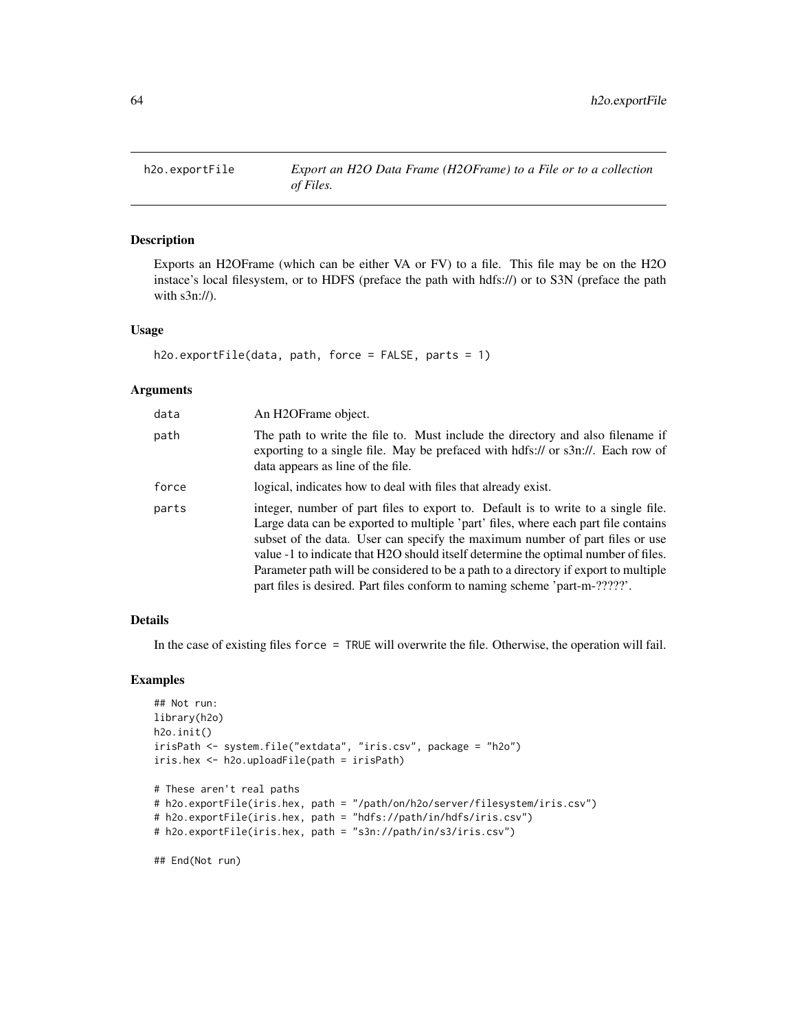# h2o.exportFile

*Export an H2O Data Frame (H2OFrame) to a File or to a collection of Files.*

## Description

Exports an H2OFrame (which can be either VA or FV) to a file. This file may be on the H2O instace's local filesystem, or to HDFS (preface the path with hdfs://) or to S3N (preface the path with s3n://).

## Usage

```
h2o.exportFile(data, path, force = FALSE, parts = 1)
```

## Arguments

| | |
|---|---|
| `data` | An H2OFrame object. |
| `path` | The path to write the file to. Must include the directory and also filename if exporting to a single file. May be prefaced with hdfs:// or s3n://. Each row of data appears as line of the file. |
| `force` | logical, indicates how to deal with files that already exist. |
| `parts` | integer, number of part files to export to. Default is to write to a single file. Large data can be exported to multiple 'part' files, where each part file contains subset of the data. User can specify the maximum number of part files or use value -1 to indicate that H2O should itself determine the optimal number of files. Parameter path will be considered to be a path to a directory if export to multiple part files is desired. Part files conform to naming scheme 'part-m-?????'. |

## Details

In the case of existing files `force = TRUE` will overwrite the file. Otherwise, the operation will fail.

## Examples

```
## Not run:
library(h2o)
h2o.init()
irisPath <- system.file("extdata", "iris.csv", package = "h2o")
iris.hex <- h2o.uploadFile(path = irisPath)

# These aren't real paths
# h2o.exportFile(iris.hex, path = "/path/on/h2o/server/filesystem/iris.csv")
# h2o.exportFile(iris.hex, path = "hdfs://path/in/hdfs/iris.csv")
# h2o.exportFile(iris.hex, path = "s3n://path/in/s3/iris.csv")

## End(Not run)
```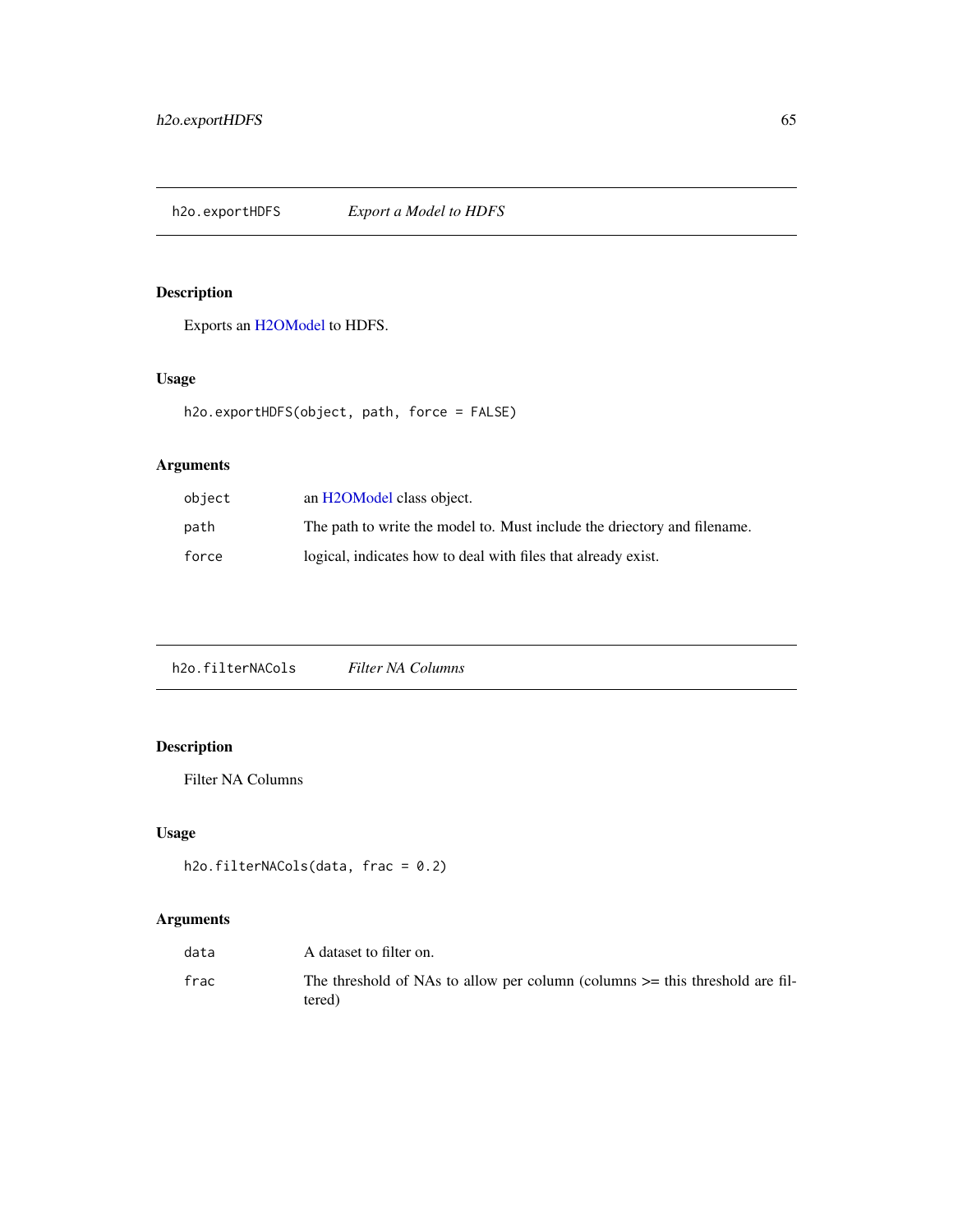## h2o.exportHDFS — *Export a Model to HDFS*

### Description

Exports an H2OModel to HDFS.

### Usage

```
h2o.exportHDFS(object, path, force = FALSE)
```

### Arguments

| | |
|---|---|
| `object` | an H2OModel class object. |
| `path` | The path to write the model to. Must include the driectory and filename. |
| `force` | logical, indicates how to deal with files that already exist. |

## h2o.filterNACols — *Filter NA Columns*

### Description

Filter NA Columns

### Usage

```
h2o.filterNACols(data, frac = 0.2)
```

### Arguments

| | |
|---|---|
| `data` | A dataset to filter on. |
| `frac` | The threshold of NAs to allow per column (columns >= this threshold are filtered) |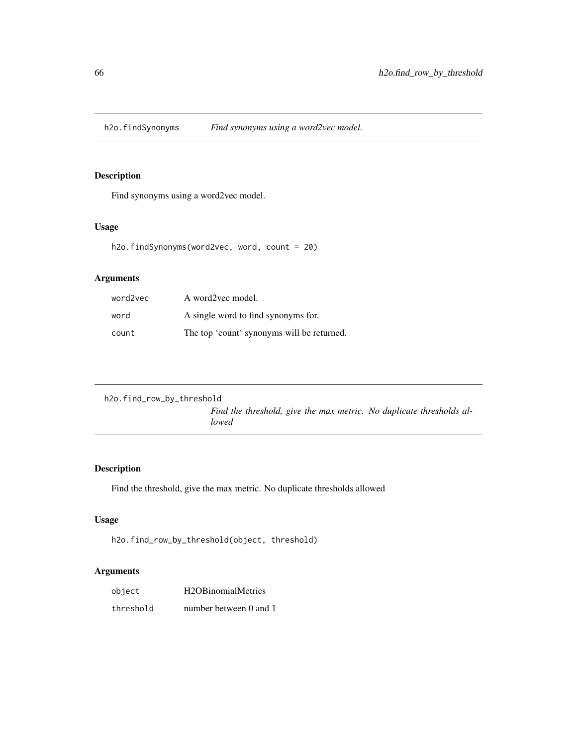## h2o.findSynonyms — *Find synonyms using a word2vec model.*

### Description

Find synonyms using a word2vec model.

### Usage

```
h2o.findSynonyms(word2vec, word, count = 20)
```

### Arguments

| | |
|---|---|
| word2vec | A word2vec model. |
| word | A single word to find synonyms for. |
| count | The top ‘count‘ synonyms will be returned. |

## h2o.find_row_by_threshold — *Find the threshold, give the max metric. No duplicate thresholds allowed*

### Description

Find the threshold, give the max metric. No duplicate thresholds allowed

### Usage

```
h2o.find_row_by_threshold(object, threshold)
```

### Arguments

| | |
|---|---|
| object | H2OBinomialMetrics |
| threshold | number between 0 and 1 |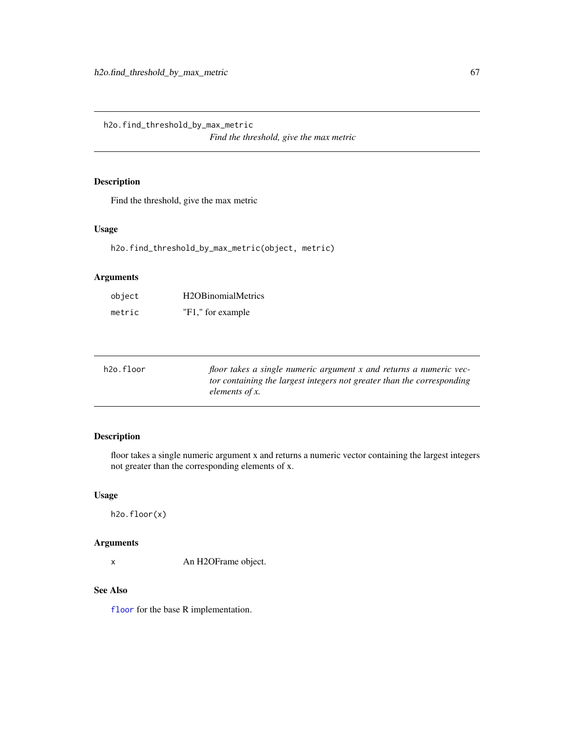## h2o.find_threshold_by_max_metric

*Find the threshold, give the max metric*

### Description

Find the threshold, give the max metric

### Usage

```
h2o.find_threshold_by_max_metric(object, metric)
```

### Arguments

| | |
|---|---|
| `object` | H2OBinomialMetrics |
| `metric` | "F1," for example |

## h2o.floor

*floor takes a single numeric argument x and returns a numeric vector containing the largest integers not greater than the corresponding elements of x.*

### Description

floor takes a single numeric argument x and returns a numeric vector containing the largest integers not greater than the corresponding elements of x.

### Usage

```
h2o.floor(x)
```

### Arguments

| | |
|---|---|
| `x` | An H2OFrame object. |

### See Also

`floor` for the base R implementation.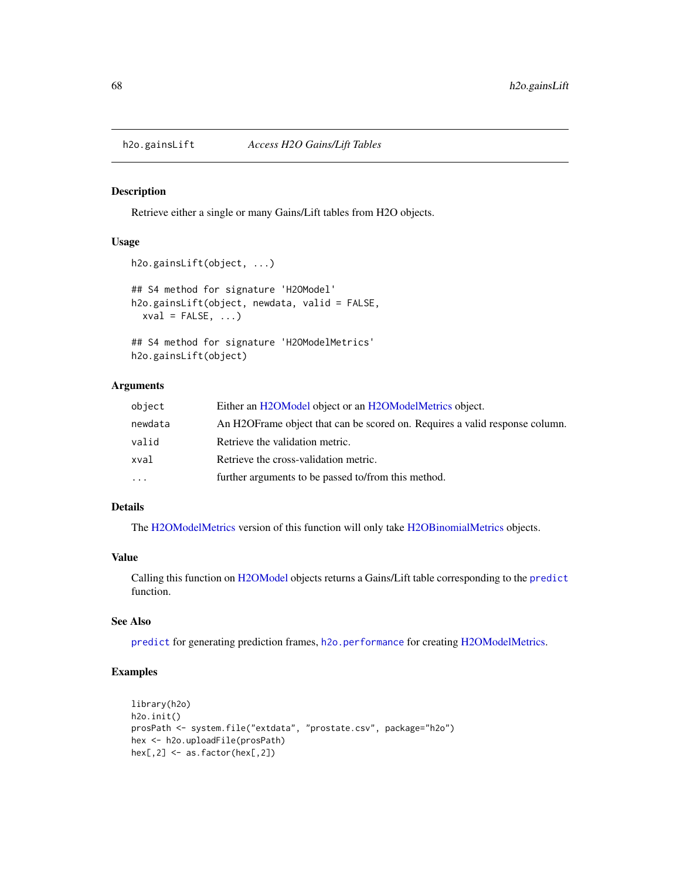## h2o.gainsLift — *Access H2O Gains/Lift Tables*

### Description

Retrieve either a single or many Gains/Lift tables from H2O objects.

### Usage

```
h2o.gainsLift(object, ...)

## S4 method for signature 'H2OModel'
h2o.gainsLift(object, newdata, valid = FALSE,
  xval = FALSE, ...)

## S4 method for signature 'H2OModelMetrics'
h2o.gainsLift(object)
```

### Arguments

| | |
|---|---|
| `object` | Either an H2OModel object or an H2OModelMetrics object. |
| `newdata` | An H2OFrame object that can be scored on. Requires a valid response column. |
| `valid` | Retrieve the validation metric. |
| `xval` | Retrieve the cross-validation metric. |
| `...` | further arguments to be passed to/from this method. |

### Details

The H2OModelMetrics version of this function will only take H2OBinomialMetrics objects.

### Value

Calling this function on H2OModel objects returns a Gains/Lift table corresponding to the `predict` function.

### See Also

`predict` for generating prediction frames, `h2o.performance` for creating H2OModelMetrics.

### Examples

```
library(h2o)
h2o.init()
prosPath <- system.file("extdata", "prostate.csv", package="h2o")
hex <- h2o.uploadFile(prosPath)
hex[,2] <- as.factor(hex[,2])
```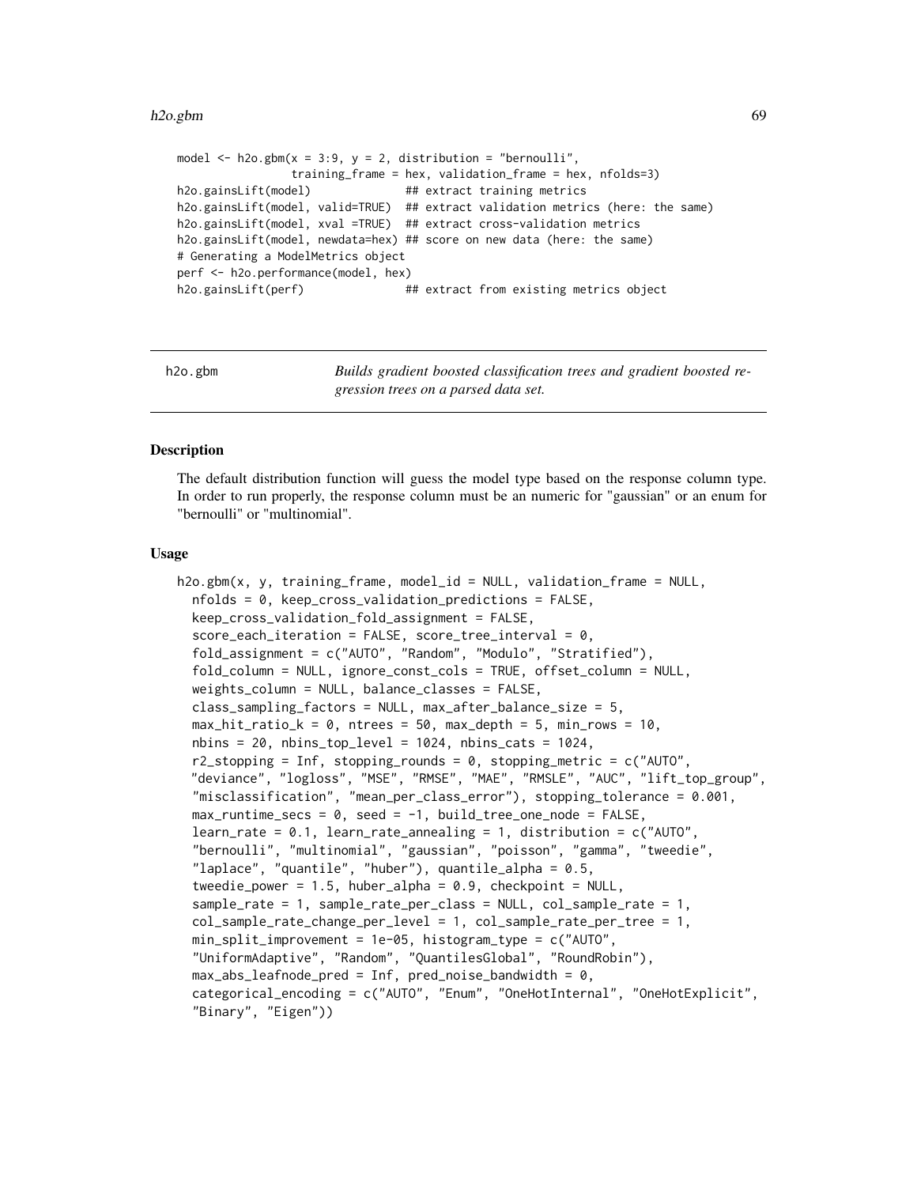```
model <- h2o.gbm(x = 3:9, y = 2, distribution = "bernoulli",
                 training_frame = hex, validation_frame = hex, nfolds=3)
h2o.gainsLift(model)              ## extract training metrics
h2o.gainsLift(model, valid=TRUE)  ## extract validation metrics (here: the same)
h2o.gainsLift(model, xval =TRUE)  ## extract cross-validation metrics
h2o.gainsLift(model, newdata=hex) ## score on new data (here: the same)
# Generating a ModelMetrics object
perf <- h2o.performance(model, hex)
h2o.gainsLift(perf)               ## extract from existing metrics object
```

---

## h2o.gbm — *Builds gradient boosted classification trees and gradient boosted regression trees on a parsed data set.*

---

### Description

The default distribution function will guess the model type based on the response column type. In order to run properly, the response column must be an numeric for "gaussian" or an enum for "bernoulli" or "multinomial".

### Usage

```
h2o.gbm(x, y, training_frame, model_id = NULL, validation_frame = NULL,
  nfolds = 0, keep_cross_validation_predictions = FALSE,
  keep_cross_validation_fold_assignment = FALSE,
  score_each_iteration = FALSE, score_tree_interval = 0,
  fold_assignment = c("AUTO", "Random", "Modulo", "Stratified"),
  fold_column = NULL, ignore_const_cols = TRUE, offset_column = NULL,
  weights_column = NULL, balance_classes = FALSE,
  class_sampling_factors = NULL, max_after_balance_size = 5,
  max_hit_ratio_k = 0, ntrees = 50, max_depth = 5, min_rows = 10,
  nbins = 20, nbins_top_level = 1024, nbins_cats = 1024,
  r2_stopping = Inf, stopping_rounds = 0, stopping_metric = c("AUTO",
  "deviance", "logloss", "MSE", "RMSE", "MAE", "RMSLE", "AUC", "lift_top_group",
  "misclassification", "mean_per_class_error"), stopping_tolerance = 0.001,
  max_runtime_secs = 0, seed = -1, build_tree_one_node = FALSE,
  learn_rate = 0.1, learn_rate_annealing = 1, distribution = c("AUTO",
  "bernoulli", "multinomial", "gaussian", "poisson", "gamma", "tweedie",
  "laplace", "quantile", "huber"), quantile_alpha = 0.5,
  tweedie_power = 1.5, huber_alpha = 0.9, checkpoint = NULL,
  sample_rate = 1, sample_rate_per_class = NULL, col_sample_rate = 1,
  col_sample_rate_change_per_level = 1, col_sample_rate_per_tree = 1,
  min_split_improvement = 1e-05, histogram_type = c("AUTO",
  "UniformAdaptive", "Random", "QuantilesGlobal", "RoundRobin"),
  max_abs_leafnode_pred = Inf, pred_noise_bandwidth = 0,
  categorical_encoding = c("AUTO", "Enum", "OneHotInternal", "OneHotExplicit",
  "Binary", "Eigen"))
```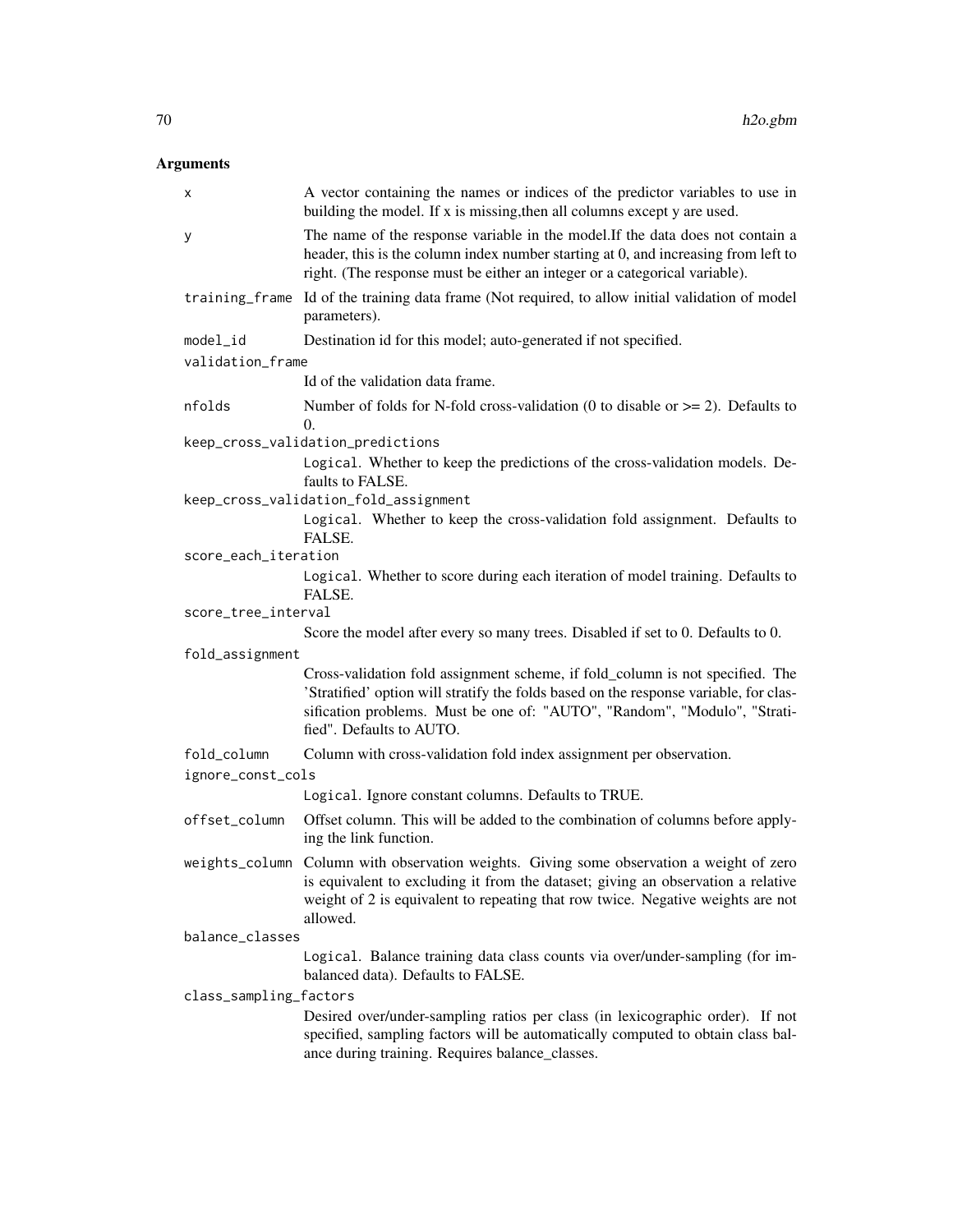## Arguments

`x` A vector containing the names or indices of the predictor variables to use in building the model. If x is missing,then all columns except y are used.

`y` The name of the response variable in the model.If the data does not contain a header, this is the column index number starting at 0, and increasing from left to right. (The response must be either an integer or a categorical variable).

`training_frame` Id of the training data frame (Not required, to allow initial validation of model parameters).

`model_id` Destination id for this model; auto-generated if not specified.

`validation_frame` Id of the validation data frame.

`nfolds` Number of folds for N-fold cross-validation (0 to disable or >= 2). Defaults to 0.

`keep_cross_validation_predictions` `Logical`. Whether to keep the predictions of the cross-validation models. Defaults to FALSE.

`keep_cross_validation_fold_assignment` `Logical`. Whether to keep the cross-validation fold assignment. Defaults to FALSE.

`score_each_iteration` `Logical`. Whether to score during each iteration of model training. Defaults to FALSE.

`score_tree_interval` Score the model after every so many trees. Disabled if set to 0. Defaults to 0.

`fold_assignment` Cross-validation fold assignment scheme, if fold_column is not specified. The 'Stratified' option will stratify the folds based on the response variable, for classification problems. Must be one of: "AUTO", "Random", "Modulo", "Stratified". Defaults to AUTO.

`fold_column` Column with cross-validation fold index assignment per observation.

`ignore_const_cols` `Logical`. Ignore constant columns. Defaults to TRUE.

`offset_column` Offset column. This will be added to the combination of columns before applying the link function.

`weights_column` Column with observation weights. Giving some observation a weight of zero is equivalent to excluding it from the dataset; giving an observation a relative weight of 2 is equivalent to repeating that row twice. Negative weights are not allowed.

`balance_classes` `Logical`. Balance training data class counts via over/under-sampling (for imbalanced data). Defaults to FALSE.

`class_sampling_factors` Desired over/under-sampling ratios per class (in lexicographic order). If not specified, sampling factors will be automatically computed to obtain class balance during training. Requires balance_classes.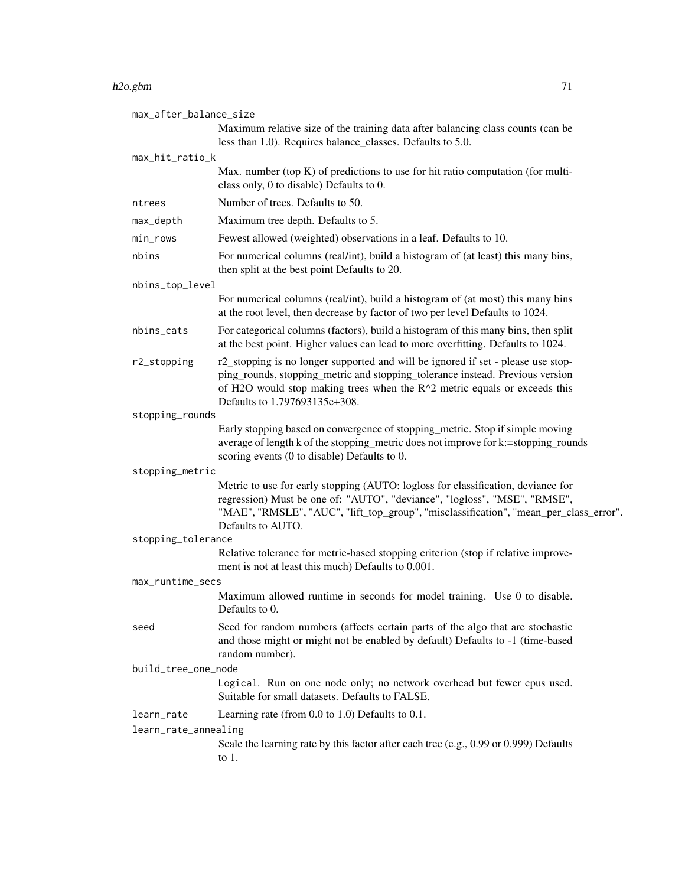`max_after_balance_size`
: Maximum relative size of the training data after balancing class counts (can be less than 1.0). Requires balance_classes. Defaults to 5.0.

`max_hit_ratio_k`
: Max. number (top K) of predictions to use for hit ratio computation (for multi-class only, 0 to disable) Defaults to 0.

`ntrees`
: Number of trees. Defaults to 50.

`max_depth`
: Maximum tree depth. Defaults to 5.

`min_rows`
: Fewest allowed (weighted) observations in a leaf. Defaults to 10.

`nbins`
: For numerical columns (real/int), build a histogram of (at least) this many bins, then split at the best point Defaults to 20.

`nbins_top_level`
: For numerical columns (real/int), build a histogram of (at most) this many bins at the root level, then decrease by factor of two per level Defaults to 1024.

`nbins_cats`
: For categorical columns (factors), build a histogram of this many bins, then split at the best point. Higher values can lead to more overfitting. Defaults to 1024.

`r2_stopping`
: r2_stopping is no longer supported and will be ignored if set - please use stopping_rounds, stopping_metric and stopping_tolerance instead. Previous version of H2O would stop making trees when the R^2 metric equals or exceeds this Defaults to 1.797693135e+308.

`stopping_rounds`
: Early stopping based on convergence of stopping_metric. Stop if simple moving average of length k of the stopping_metric does not improve for k:=stopping_rounds scoring events (0 to disable) Defaults to 0.

`stopping_metric`
: Metric to use for early stopping (AUTO: logloss for classification, deviance for regression) Must be one of: "AUTO", "deviance", "logloss", "MSE", "RMSE", "MAE", "RMSLE", "AUC", "lift_top_group", "misclassification", "mean_per_class_error". Defaults to AUTO.

`stopping_tolerance`
: Relative tolerance for metric-based stopping criterion (stop if relative improvement is not at least this much) Defaults to 0.001.

`max_runtime_secs`
: Maximum allowed runtime in seconds for model training. Use 0 to disable. Defaults to 0.

`seed`
: Seed for random numbers (affects certain parts of the algo that are stochastic and those might or might not be enabled by default) Defaults to -1 (time-based random number).

`build_tree_one_node`
: `Logical`. Run on one node only; no network overhead but fewer cpus used. Suitable for small datasets. Defaults to FALSE.

`learn_rate`
: Learning rate (from 0.0 to 1.0) Defaults to 0.1.

`learn_rate_annealing`
: Scale the learning rate by this factor after each tree (e.g., 0.99 or 0.999) Defaults to 1.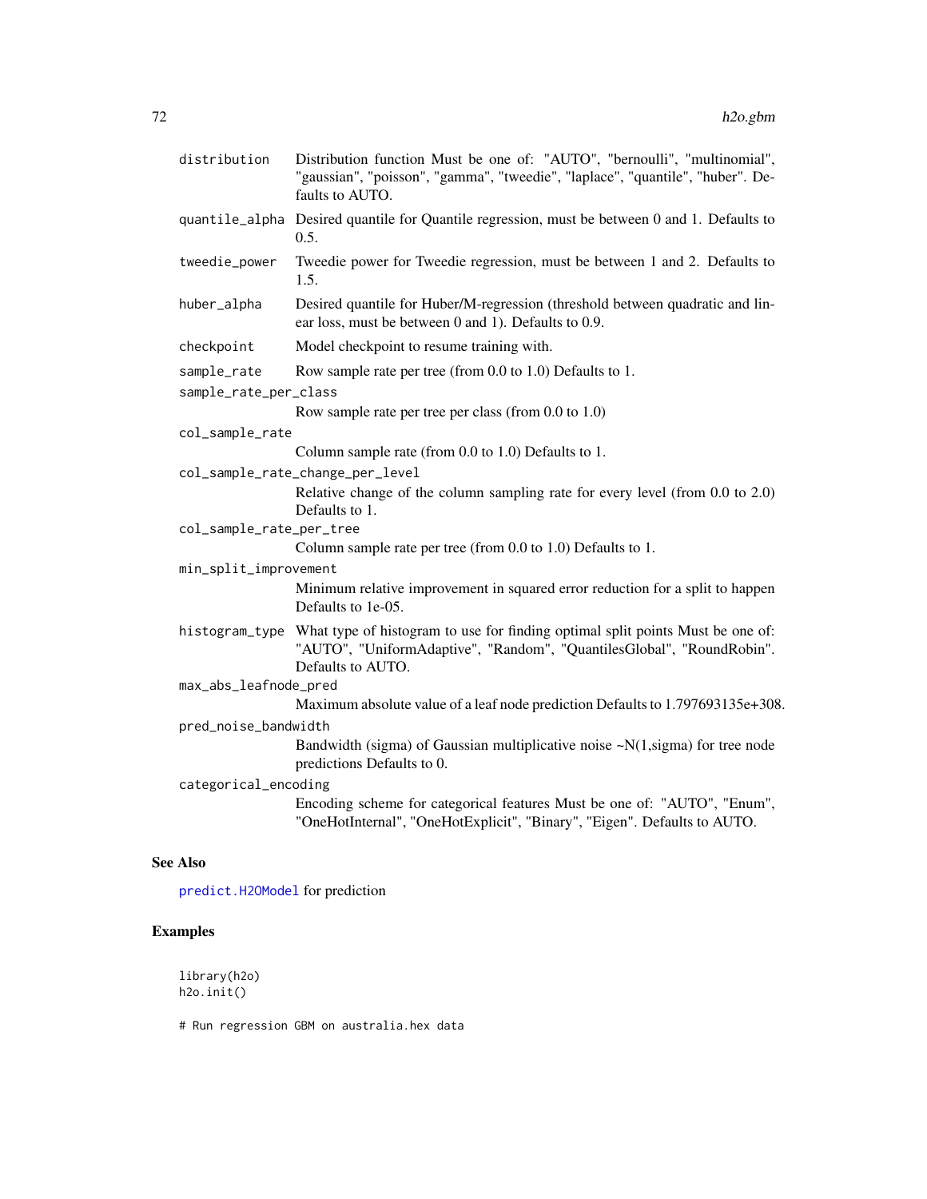| | |
|---|---|
| `distribution` | Distribution function Must be one of: "AUTO", "bernoulli", "multinomial", "gaussian", "poisson", "gamma", "tweedie", "laplace", "quantile", "huber". Defaults to AUTO. |
| `quantile_alpha` | Desired quantile for Quantile regression, must be between 0 and 1. Defaults to 0.5. |
| `tweedie_power` | Tweedie power for Tweedie regression, must be between 1 and 2. Defaults to 1.5. |
| `huber_alpha` | Desired quantile for Huber/M-regression (threshold between quadratic and linear loss, must be between 0 and 1). Defaults to 0.9. |
| `checkpoint` | Model checkpoint to resume training with. |
| `sample_rate` | Row sample rate per tree (from 0.0 to 1.0) Defaults to 1. |
| `sample_rate_per_class` | Row sample rate per tree per class (from 0.0 to 1.0) |
| `col_sample_rate` | Column sample rate (from 0.0 to 1.0) Defaults to 1. |
| `col_sample_rate_change_per_level` | Relative change of the column sampling rate for every level (from 0.0 to 2.0) Defaults to 1. |
| `col_sample_rate_per_tree` | Column sample rate per tree (from 0.0 to 1.0) Defaults to 1. |
| `min_split_improvement` | Minimum relative improvement in squared error reduction for a split to happen Defaults to 1e-05. |
| `histogram_type` | What type of histogram to use for finding optimal split points Must be one of: "AUTO", "UniformAdaptive", "Random", "QuantilesGlobal", "RoundRobin". Defaults to AUTO. |
| `max_abs_leafnode_pred` | Maximum absolute value of a leaf node prediction Defaults to 1.797693135e+308. |
| `pred_noise_bandwidth` | Bandwidth (sigma) of Gaussian multiplicative noise ~N(1,sigma) for tree node predictions Defaults to 0. |
| `categorical_encoding` | Encoding scheme for categorical features Must be one of: "AUTO", "Enum", "OneHotInternal", "OneHotExplicit", "Binary", "Eigen". Defaults to AUTO. |

## See Also

`predict.H2OModel` for prediction

## Examples

```
library(h2o)
h2o.init()

# Run regression GBM on australia.hex data
```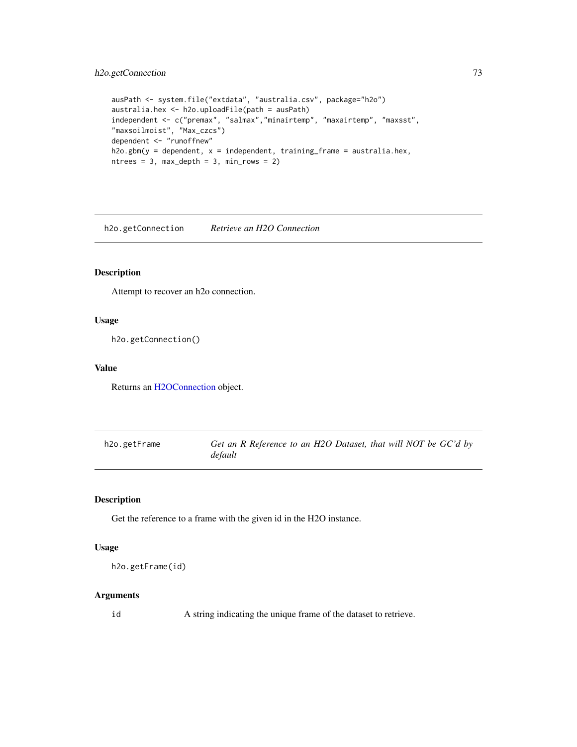```
ausPath <- system.file("extdata", "australia.csv", package="h2o")
australia.hex <- h2o.uploadFile(path = ausPath)
independent <- c("premax", "salmax","minairtemp", "maxairtemp", "maxsst",
"maxsoilmoist", "Max_czcs")
dependent <- "runoffnew"
h2o.gbm(y = dependent, x = independent, training_frame = australia.hex,
ntrees = 3, max_depth = 3, min_rows = 2)
```

## h2o.getConnection    *Retrieve an H2O Connection*

### Description

Attempt to recover an h2o connection.

### Usage

```
h2o.getConnection()
```

### Value

Returns an H2OConnection object.

## h2o.getFrame    *Get an R Reference to an H2O Dataset, that will NOT be GC'd by default*

### Description

Get the reference to a frame with the given id in the H2O instance.

### Usage

```
h2o.getFrame(id)
```

### Arguments

| | |
|---|---|
| id | A string indicating the unique frame of the dataset to retrieve. |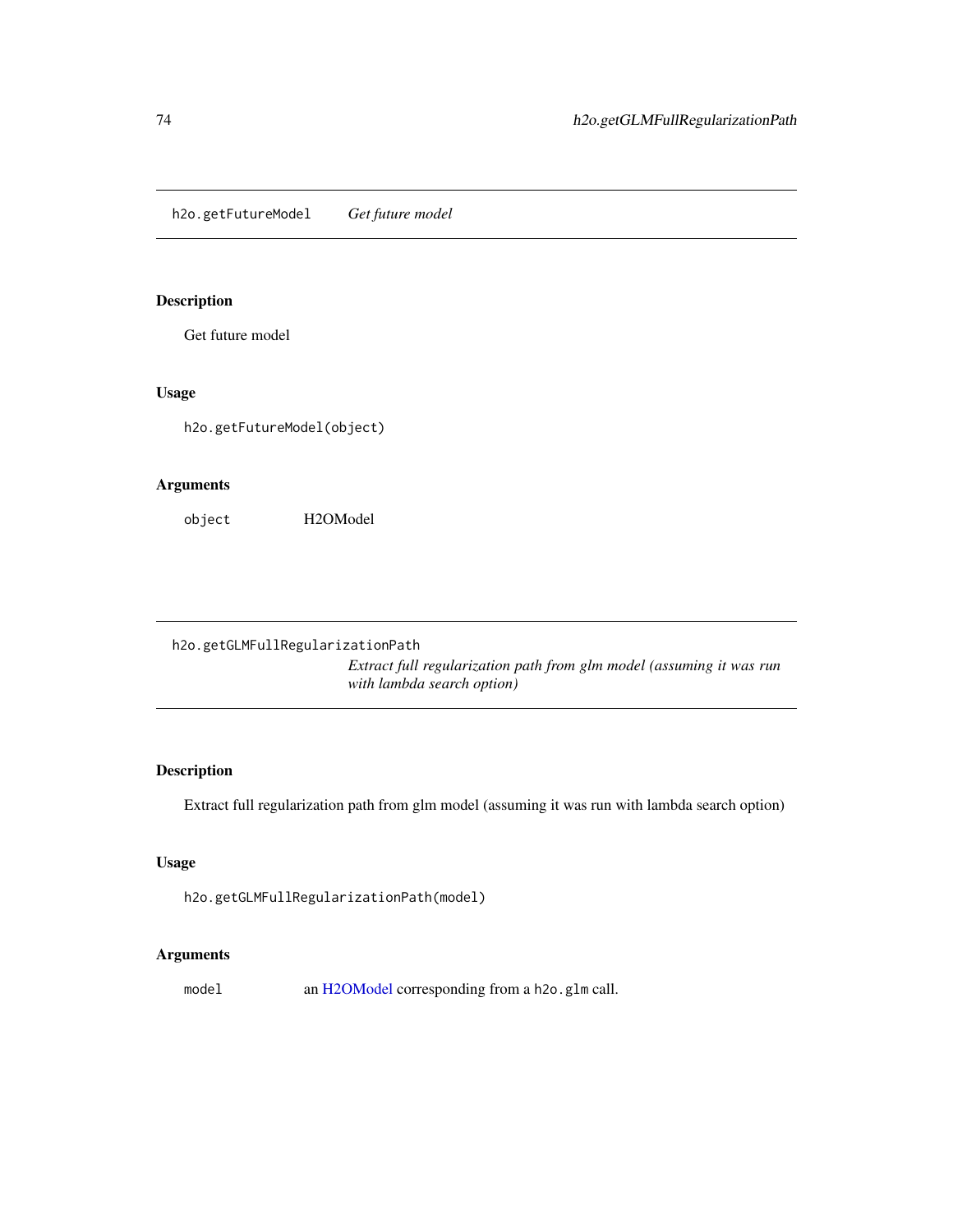## h2o.getFutureModel *Get future model*

### Description

Get future model

### Usage

```
h2o.getFutureModel(object)
```

### Arguments

| | |
|---|---|
| `object` | H2OModel |

## h2o.getGLMFullRegularizationPath *Extract full regularization path from glm model (assuming it was run with lambda search option)*

### Description

Extract full regularization path from glm model (assuming it was run with lambda search option)

### Usage

```
h2o.getGLMFullRegularizationPath(model)
```

### Arguments

| | |
|---|---|
| `model` | an H2OModel corresponding from a `h2o.glm` call. |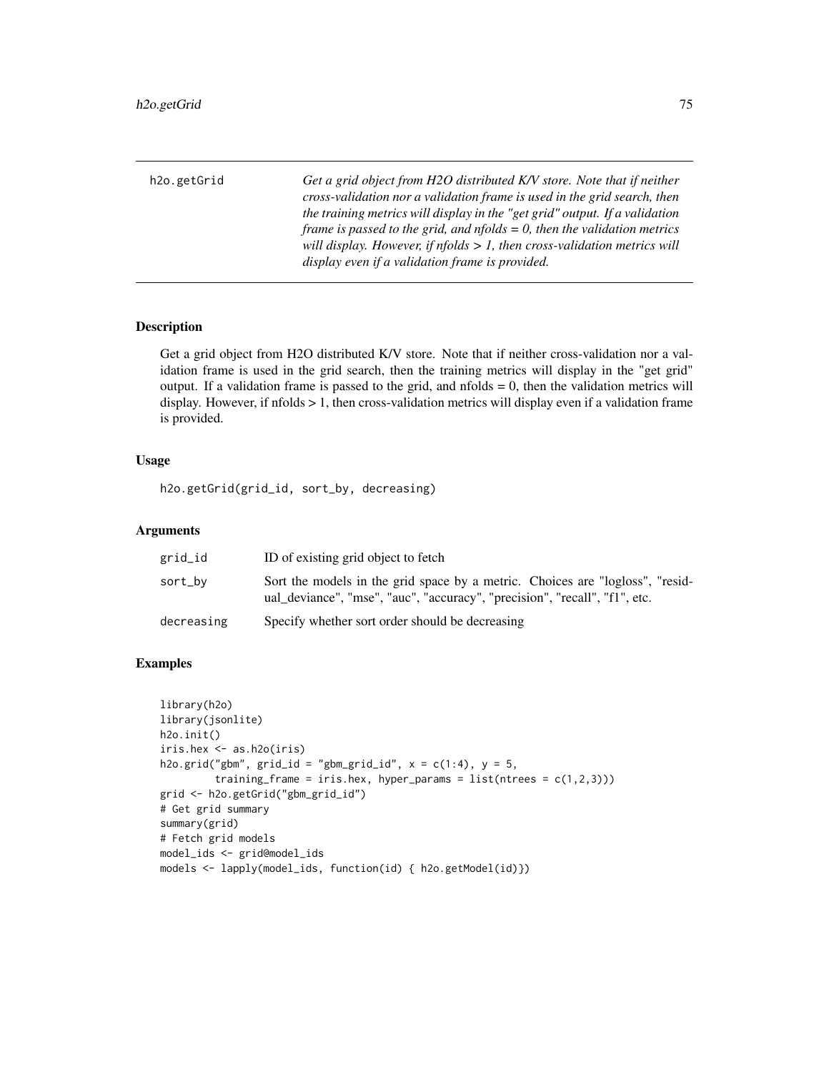# h2o.getGrid

*Get a grid object from H2O distributed K/V store. Note that if neither cross-validation nor a validation frame is used in the grid search, then the training metrics will display in the "get grid" output. If a validation frame is passed to the grid, and nfolds = 0, then the validation metrics will display. However, if nfolds > 1, then cross-validation metrics will display even if a validation frame is provided.*

## Description

Get a grid object from H2O distributed K/V store. Note that if neither cross-validation nor a validation frame is used in the grid search, then the training metrics will display in the "get grid" output. If a validation frame is passed to the grid, and nfolds = 0, then the validation metrics will display. However, if nfolds > 1, then cross-validation metrics will display even if a validation frame is provided.

## Usage

```
h2o.getGrid(grid_id, sort_by, decreasing)
```

## Arguments

| | |
|---|---|
| grid_id | ID of existing grid object to fetch |
| sort_by | Sort the models in the grid space by a metric. Choices are "logloss", "residual_deviance", "mse", "auc", "accuracy", "precision", "recall", "f1", etc. |
| decreasing | Specify whether sort order should be decreasing |

## Examples

```
library(h2o)
library(jsonlite)
h2o.init()
iris.hex <- as.h2o(iris)
h2o.grid("gbm", grid_id = "gbm_grid_id", x = c(1:4), y = 5,
         training_frame = iris.hex, hyper_params = list(ntrees = c(1,2,3)))
grid <- h2o.getGrid("gbm_grid_id")
# Get grid summary
summary(grid)
# Fetch grid models
model_ids <- grid@model_ids
models <- lapply(model_ids, function(id) { h2o.getModel(id)})
```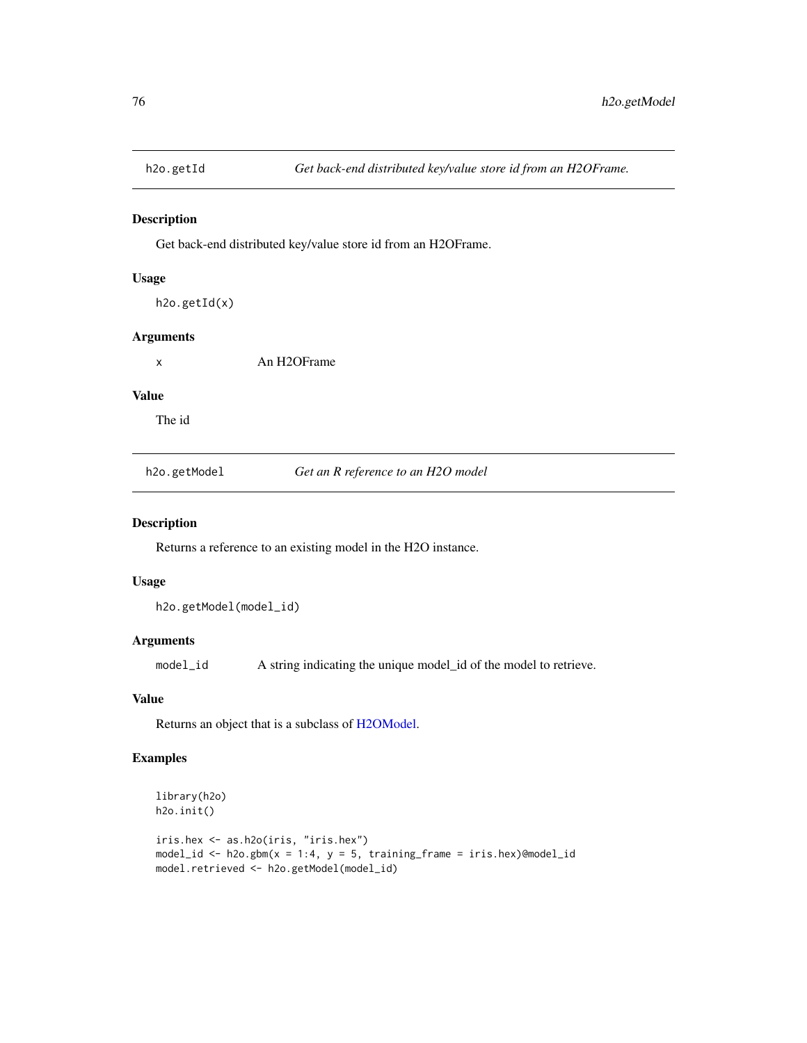## h2o.getId — *Get back-end distributed key/value store id from an H2OFrame.*

### Description

Get back-end distributed key/value store id from an H2OFrame.

### Usage

```
h2o.getId(x)
```

### Arguments

| | |
|---|---|
| x | An H2OFrame |

### Value

The id

## h2o.getModel — *Get an R reference to an H2O model*

### Description

Returns a reference to an existing model in the H2O instance.

### Usage

```
h2o.getModel(model_id)
```

### Arguments

| | |
|---|---|
| model_id | A string indicating the unique model_id of the model to retrieve. |

### Value

Returns an object that is a subclass of H2OModel.

### Examples

```
library(h2o)
h2o.init()

iris.hex <- as.h2o(iris, "iris.hex")
model_id <- h2o.gbm(x = 1:4, y = 5, training_frame = iris.hex)@model_id
model.retrieved <- h2o.getModel(model_id)
```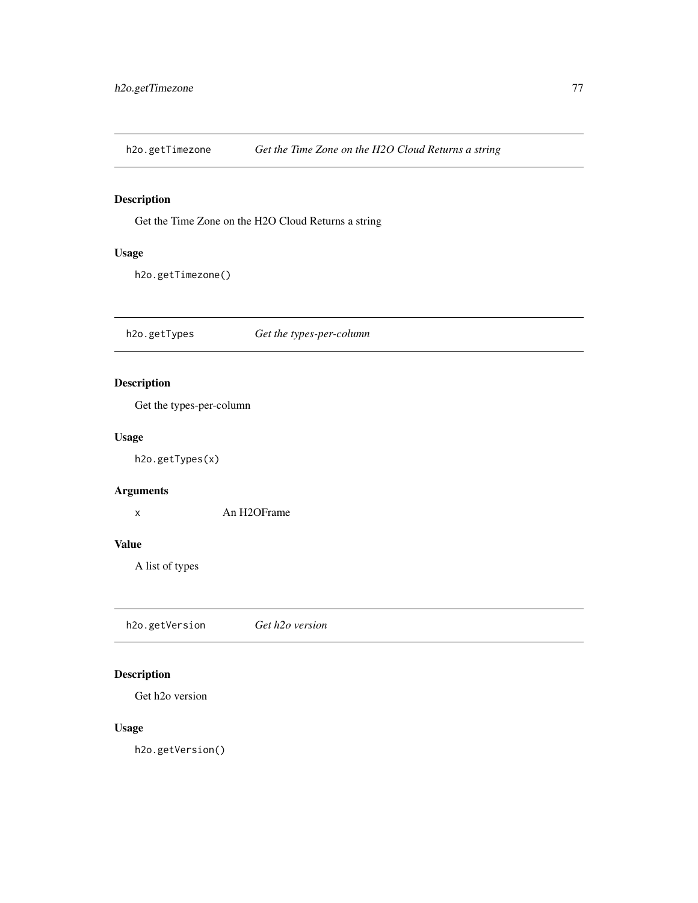## h2o.getTimezone — *Get the Time Zone on the H2O Cloud Returns a string*

### Description

Get the Time Zone on the H2O Cloud Returns a string

### Usage

```
h2o.getTimezone()
```

## h2o.getTypes — *Get the types-per-column*

### Description

Get the types-per-column

### Usage

```
h2o.getTypes(x)
```

### Arguments

| | |
|---|---|
| x | An H2OFrame |

### Value

A list of types

## h2o.getVersion — *Get h2o version*

### Description

Get h2o version

### Usage

```
h2o.getVersion()
```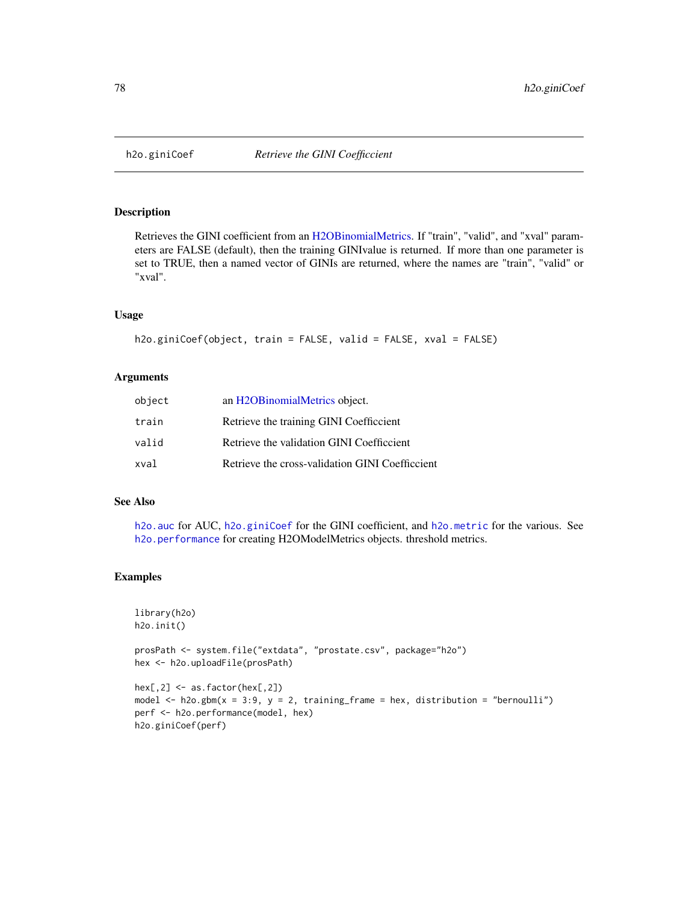## h2o.giniCoef — *Retrieve the GINI Coefficcient*

### Description

Retrieves the GINI coefficient from an H2OBinomialMetrics. If "train", "valid", and "xval" parameters are FALSE (default), then the training GINIvalue is returned. If more than one parameter is set to TRUE, then a named vector of GINIs are returned, where the names are "train", "valid" or "xval".

### Usage

```
h2o.giniCoef(object, train = FALSE, valid = FALSE, xval = FALSE)
```

### Arguments

| | |
|---|---|
| object | an H2OBinomialMetrics object. |
| train | Retrieve the training GINI Coefficcient |
| valid | Retrieve the validation GINI Coefficcient |
| xval | Retrieve the cross-validation GINI Coefficcient |

### See Also

`h2o.auc` for AUC, `h2o.giniCoef` for the GINI coefficient, and `h2o.metric` for the various. See `h2o.performance` for creating H2OModelMetrics objects. threshold metrics.

### Examples

```
library(h2o)
h2o.init()

prosPath <- system.file("extdata", "prostate.csv", package="h2o")
hex <- h2o.uploadFile(prosPath)

hex[,2] <- as.factor(hex[,2])
model <- h2o.gbm(x = 3:9, y = 2, training_frame = hex, distribution = "bernoulli")
perf <- h2o.performance(model, hex)
h2o.giniCoef(perf)
```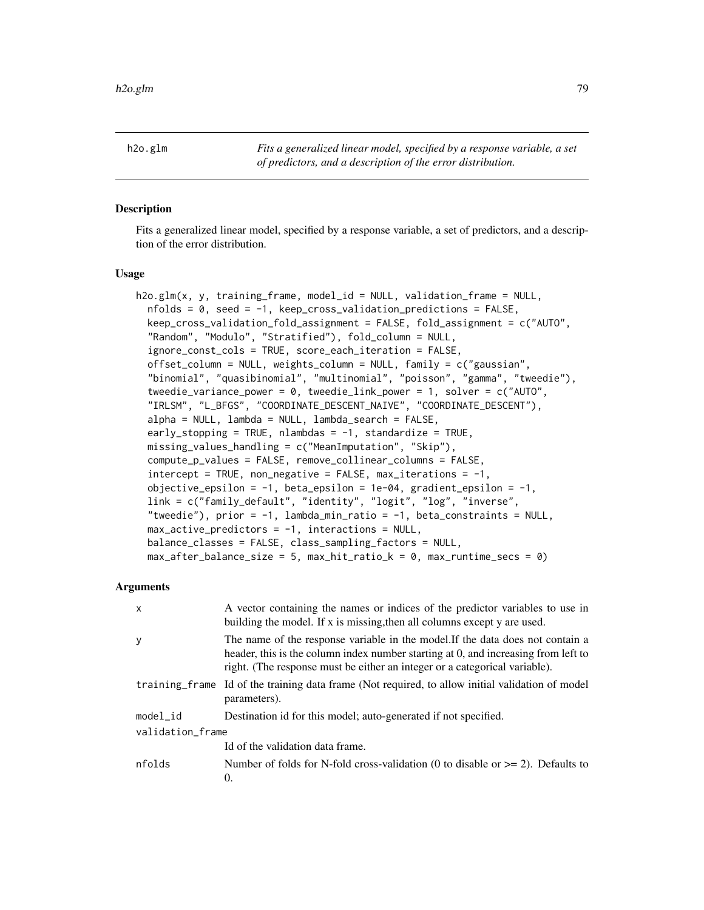## h2o.glm

*Fits a generalized linear model, specified by a response variable, a set of predictors, and a description of the error distribution.*

### Description

Fits a generalized linear model, specified by a response variable, a set of predictors, and a description of the error distribution.

### Usage

```
h2o.glm(x, y, training_frame, model_id = NULL, validation_frame = NULL,
  nfolds = 0, seed = -1, keep_cross_validation_predictions = FALSE,
  keep_cross_validation_fold_assignment = FALSE, fold_assignment = c("AUTO",
  "Random", "Modulo", "Stratified"), fold_column = NULL,
  ignore_const_cols = TRUE, score_each_iteration = FALSE,
  offset_column = NULL, weights_column = NULL, family = c("gaussian",
  "binomial", "quasibinomial", "multinomial", "poisson", "gamma", "tweedie"),
  tweedie_variance_power = 0, tweedie_link_power = 1, solver = c("AUTO",
  "IRLSM", "L_BFGS", "COORDINATE_DESCENT_NAIVE", "COORDINATE_DESCENT"),
  alpha = NULL, lambda = NULL, lambda_search = FALSE,
  early_stopping = TRUE, nlambdas = -1, standardize = TRUE,
  missing_values_handling = c("MeanImputation", "Skip"),
  compute_p_values = FALSE, remove_collinear_columns = FALSE,
  intercept = TRUE, non_negative = FALSE, max_iterations = -1,
  objective_epsilon = -1, beta_epsilon = 1e-04, gradient_epsilon = -1,
  link = c("family_default", "identity", "logit", "log", "inverse",
  "tweedie"), prior = -1, lambda_min_ratio = -1, beta_constraints = NULL,
  max_active_predictors = -1, interactions = NULL,
  balance_classes = FALSE, class_sampling_factors = NULL,
  max_after_balance_size = 5, max_hit_ratio_k = 0, max_runtime_secs = 0)
```

### Arguments

| | |
|---|---|
| x | A vector containing the names or indices of the predictor variables to use in building the model. If x is missing,then all columns except y are used. |
| y | The name of the response variable in the model.If the data does not contain a header, this is the column index number starting at 0, and increasing from left to right. (The response must be either an integer or a categorical variable). |
| training_frame | Id of the training data frame (Not required, to allow initial validation of model parameters). |
| model_id | Destination id for this model; auto-generated if not specified. |
| validation_frame | Id of the validation data frame. |
| nfolds | Number of folds for N-fold cross-validation (0 to disable or >= 2). Defaults to 0. |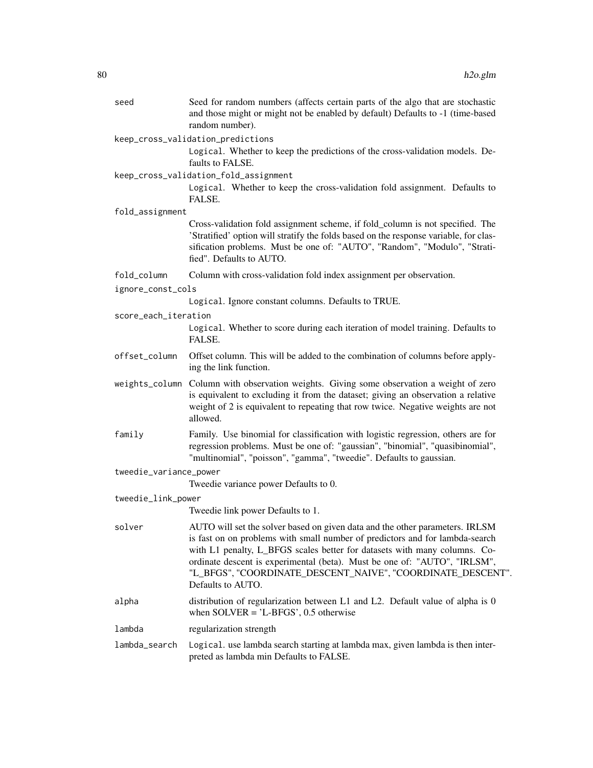| | |
|---|---|
| `seed` | Seed for random numbers (affects certain parts of the algo that are stochastic and those might or might not be enabled by default) Defaults to -1 (time-based random number). |
| `keep_cross_validation_predictions` | `Logical`. Whether to keep the predictions of the cross-validation models. Defaults to FALSE. |
| `keep_cross_validation_fold_assignment` | `Logical`. Whether to keep the cross-validation fold assignment. Defaults to FALSE. |
| `fold_assignment` | Cross-validation fold assignment scheme, if fold_column is not specified. The 'Stratified' option will stratify the folds based on the response variable, for classification problems. Must be one of: "AUTO", "Random", "Modulo", "Stratified". Defaults to AUTO. |
| `fold_column` | Column with cross-validation fold index assignment per observation. |
| `ignore_const_cols` | `Logical`. Ignore constant columns. Defaults to TRUE. |
| `score_each_iteration` | `Logical`. Whether to score during each iteration of model training. Defaults to FALSE. |
| `offset_column` | Offset column. This will be added to the combination of columns before applying the link function. |
| `weights_column` | Column with observation weights. Giving some observation a weight of zero is equivalent to excluding it from the dataset; giving an observation a relative weight of 2 is equivalent to repeating that row twice. Negative weights are not allowed. |
| `family` | Family. Use binomial for classification with logistic regression, others are for regression problems. Must be one of: "gaussian", "binomial", "quasibinomial", "multinomial", "poisson", "gamma", "tweedie". Defaults to gaussian. |
| `tweedie_variance_power` | Tweedie variance power Defaults to 0. |
| `tweedie_link_power` | Tweedie link power Defaults to 1. |
| `solver` | AUTO will set the solver based on given data and the other parameters. IRLSM is fast on on problems with small number of predictors and for lambda-search with L1 penalty, L_BFGS scales better for datasets with many columns. Coordinate descent is experimental (beta). Must be one of: "AUTO", "IRLSM", "L_BFGS", "COORDINATE_DESCENT_NAIVE", "COORDINATE_DESCENT". Defaults to AUTO. |
| `alpha` | distribution of regularization between L1 and L2. Default value of alpha is 0 when SOLVER = 'L-BFGS', 0.5 otherwise |
| `lambda` | regularization strength |
| `lambda_search` | `Logical`. use lambda search starting at lambda max, given lambda is then interpreted as lambda min Defaults to FALSE. |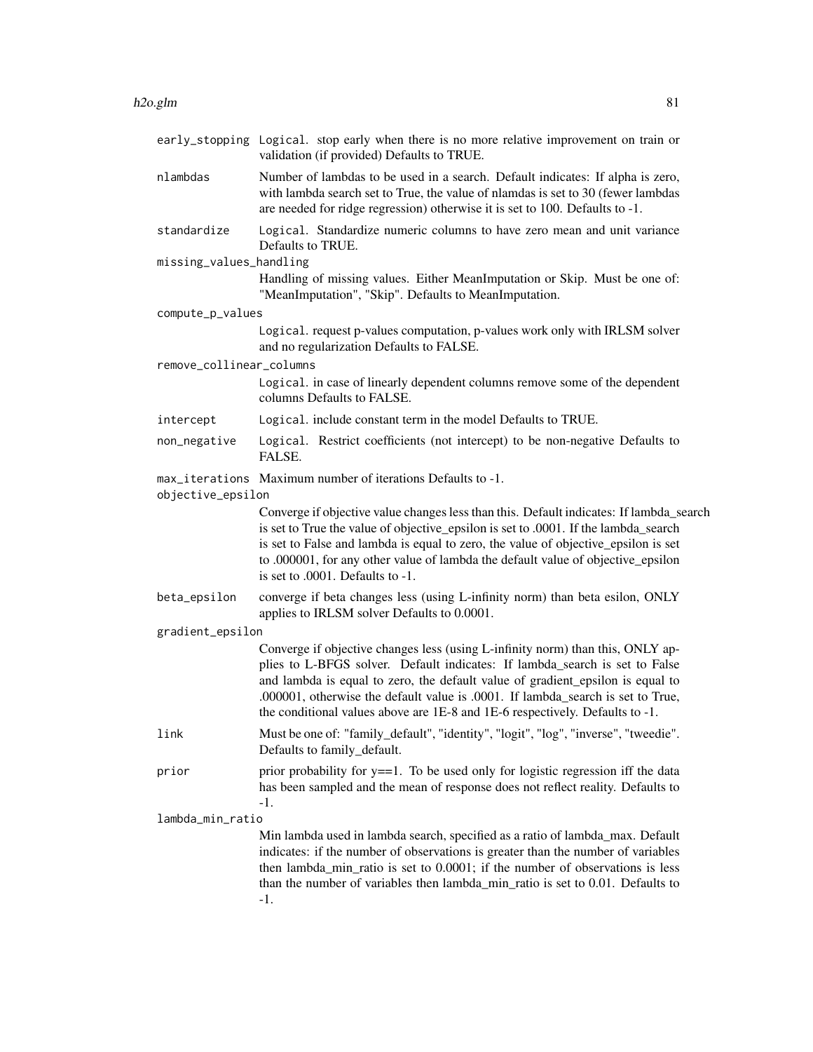`early_stopping` Logical. stop early when there is no more relative improvement on train or validation (if provided) Defaults to TRUE.

`nlambdas` Number of lambdas to be used in a search. Default indicates: If alpha is zero, with lambda search set to True, the value of nlamdas is set to 30 (fewer lambdas are needed for ridge regression) otherwise it is set to 100. Defaults to -1.

`standardize` Logical. Standardize numeric columns to have zero mean and unit variance Defaults to TRUE.

`missing_values_handling`
: Handling of missing values. Either MeanImputation or Skip. Must be one of: "MeanImputation", "Skip". Defaults to MeanImputation.

`compute_p_values`
: Logical. request p-values computation, p-values work only with IRLSM solver and no regularization Defaults to FALSE.

`remove_collinear_columns`
: Logical. in case of linearly dependent columns remove some of the dependent columns Defaults to FALSE.

`intercept` Logical. include constant term in the model Defaults to TRUE.

`non_negative` Logical. Restrict coefficients (not intercept) to be non-negative Defaults to FALSE.

`max_iterations` Maximum number of iterations Defaults to -1.

`objective_epsilon`
: Converge if objective value changes less than this. Default indicates: If lambda_search is set to True the value of objective_epsilon is set to .0001. If the lambda_search is set to False and lambda is equal to zero, the value of objective_epsilon is set to .000001, for any other value of lambda the default value of objective_epsilon is set to .0001. Defaults to -1.

`beta_epsilon` converge if beta changes less (using L-infinity norm) than beta esilon, ONLY applies to IRLSM solver Defaults to 0.0001.

`gradient_epsilon`
: Converge if objective changes less (using L-infinity norm) than this, ONLY applies to L-BFGS solver. Default indicates: If lambda_search is set to False and lambda is equal to zero, the default value of gradient_epsilon is equal to .000001, otherwise the default value is .0001. If lambda_search is set to True, the conditional values above are 1E-8 and 1E-6 respectively. Defaults to -1.

`link` Must be one of: "family_default", "identity", "logit", "log", "inverse", "tweedie". Defaults to family_default.

`prior` prior probability for y==1. To be used only for logistic regression iff the data has been sampled and the mean of response does not reflect reality. Defaults to -1.

`lambda_min_ratio`
: Min lambda used in lambda search, specified as a ratio of lambda_max. Default indicates: if the number of observations is greater than the number of variables then lambda_min_ratio is set to 0.0001; if the number of observations is less than the number of variables then lambda_min_ratio is set to 0.01. Defaults to -1.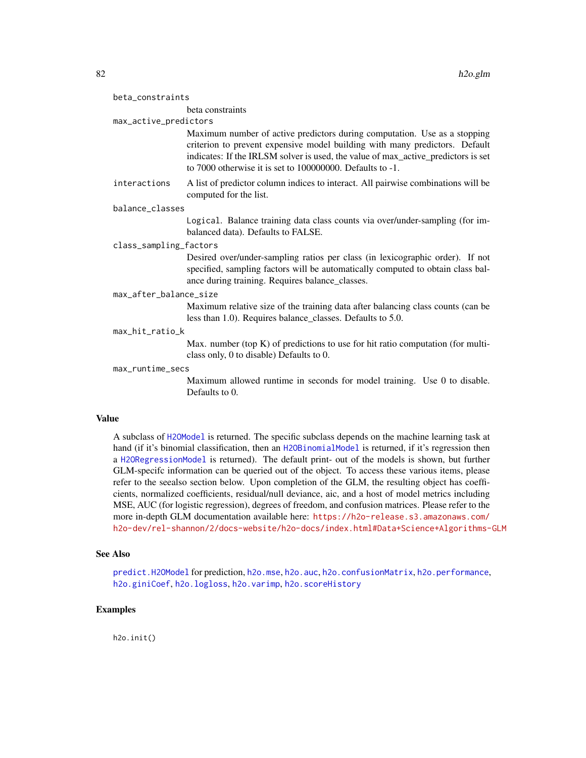`beta_constraints`
: beta constraints

`max_active_predictors`
: Maximum number of active predictors during computation. Use as a stopping criterion to prevent expensive model building with many predictors. Default indicates: If the IRLSM solver is used, the value of max_active_predictors is set to 7000 otherwise it is set to 100000000. Defaults to -1.

`interactions`
: A list of predictor column indices to interact. All pairwise combinations will be computed for the list.

`balance_classes`
: `Logical`. Balance training data class counts via over/under-sampling (for imbalanced data). Defaults to FALSE.

`class_sampling_factors`
: Desired over/under-sampling ratios per class (in lexicographic order). If not specified, sampling factors will be automatically computed to obtain class balance during training. Requires balance_classes.

`max_after_balance_size`
: Maximum relative size of the training data after balancing class counts (can be less than 1.0). Requires balance_classes. Defaults to 5.0.

`max_hit_ratio_k`
: Max. number (top K) of predictions to use for hit ratio computation (for multi-class only, 0 to disable) Defaults to 0.

`max_runtime_secs`
: Maximum allowed runtime in seconds for model training. Use 0 to disable. Defaults to 0.

## Value

A subclass of `H2OModel` is returned. The specific subclass depends on the machine learning task at hand (if it's binomial classification, then an `H2OBinomialModel` is returned, if it's regression then a `H2ORegressionModel` is returned). The default print- out of the models is shown, but further GLM-specifc information can be queried out of the object. To access these various items, please refer to the seealso section below. Upon completion of the GLM, the resulting object has coefficients, normalized coefficients, residual/null deviance, aic, and a host of model metrics including MSE, AUC (for logistic regression), degrees of freedom, and confusion matrices. Please refer to the more in-depth GLM documentation available here: `https://h2o-release.s3.amazonaws.com/h2o-dev/rel-shannon/2/docs-website/h2o-docs/index.html#Data+Science+Algorithms-GLM`

## See Also

`predict.H2OModel` for prediction, `h2o.mse`, `h2o.auc`, `h2o.confusionMatrix`, `h2o.performance`, `h2o.giniCoef`, `h2o.logloss`, `h2o.varimp`, `h2o.scoreHistory`

## Examples

```
h2o.init()
```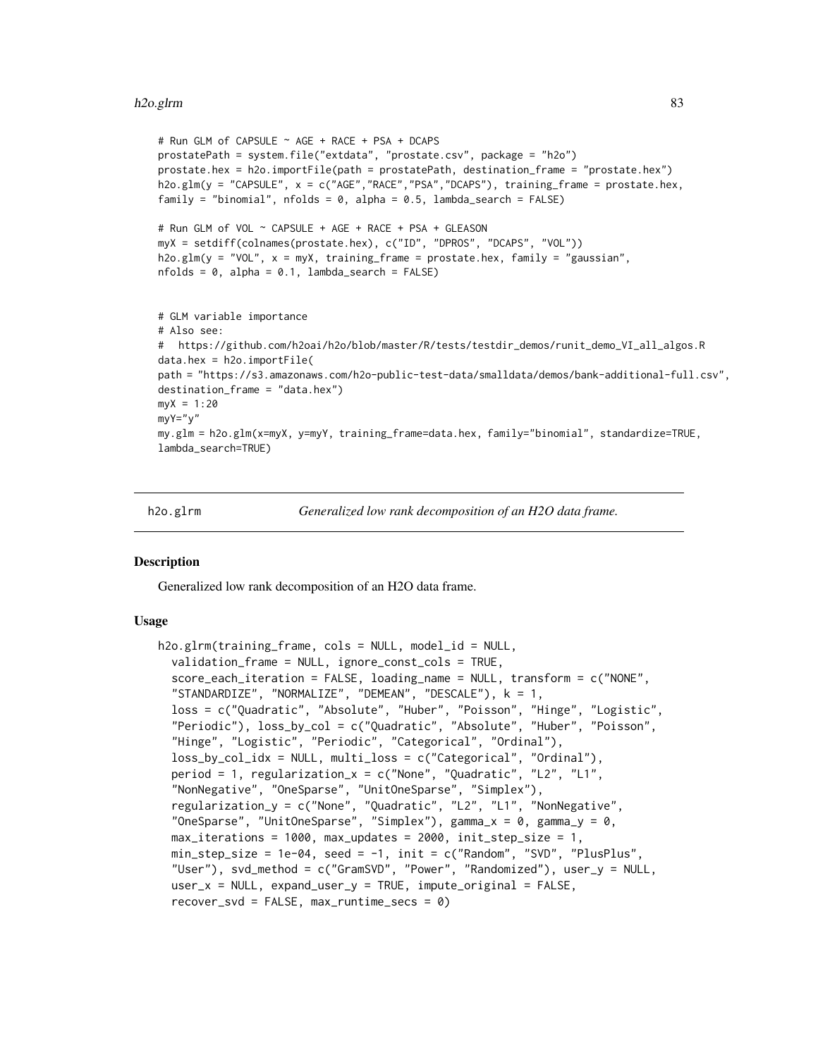```
# Run GLM of CAPSULE ~ AGE + RACE + PSA + DCAPS
prostatePath = system.file("extdata", "prostate.csv", package = "h2o")
prostate.hex = h2o.importFile(path = prostatePath, destination_frame = "prostate.hex")
h2o.glm(y = "CAPSULE", x = c("AGE","RACE","PSA","DCAPS"), training_frame = prostate.hex,
family = "binomial", nfolds = 0, alpha = 0.5, lambda_search = FALSE)

# Run GLM of VOL ~ CAPSULE + AGE + RACE + PSA + GLEASON
myX = setdiff(colnames(prostate.hex), c("ID", "DPROS", "DCAPS", "VOL"))
h2o.glm(y = "VOL", x = myX, training_frame = prostate.hex, family = "gaussian",
nfolds = 0, alpha = 0.1, lambda_search = FALSE)


# GLM variable importance
# Also see:
#   https://github.com/h2oai/h2o/blob/master/R/tests/testdir_demos/runit_demo_VI_all_algos.R
data.hex = h2o.importFile(
path = "https://s3.amazonaws.com/h2o-public-test-data/smalldata/demos/bank-additional-full.csv",
destination_frame = "data.hex")
myX = 1:20
myY="y"
my.glm = h2o.glm(x=myX, y=myY, training_frame=data.hex, family="binomial", standardize=TRUE,
lambda_search=TRUE)
```

---

## h2o.glrm — *Generalized low rank decomposition of an H2O data frame.*

### Description

Generalized low rank decomposition of an H2O data frame.

### Usage

```
h2o.glrm(training_frame, cols = NULL, model_id = NULL,
  validation_frame = NULL, ignore_const_cols = TRUE,
  score_each_iteration = FALSE, loading_name = NULL, transform = c("NONE",
  "STANDARDIZE", "NORMALIZE", "DEMEAN", "DESCALE"), k = 1,
  loss = c("Quadratic", "Absolute", "Huber", "Poisson", "Hinge", "Logistic",
  "Periodic"), loss_by_col = c("Quadratic", "Absolute", "Huber", "Poisson",
  "Hinge", "Logistic", "Periodic", "Categorical", "Ordinal"),
  loss_by_col_idx = NULL, multi_loss = c("Categorical", "Ordinal"),
  period = 1, regularization_x = c("None", "Quadratic", "L2", "L1",
  "NonNegative", "OneSparse", "UnitOneSparse", "Simplex"),
  regularization_y = c("None", "Quadratic", "L2", "L1", "NonNegative",
  "OneSparse", "UnitOneSparse", "Simplex"), gamma_x = 0, gamma_y = 0,
  max_iterations = 1000, max_updates = 2000, init_step_size = 1,
  min_step_size = 1e-04, seed = -1, init = c("Random", "SVD", "PlusPlus",
  "User"), svd_method = c("GramSVD", "Power", "Randomized"), user_y = NULL,
  user_x = NULL, expand_user_y = TRUE, impute_original = FALSE,
  recover_svd = FALSE, max_runtime_secs = 0)
```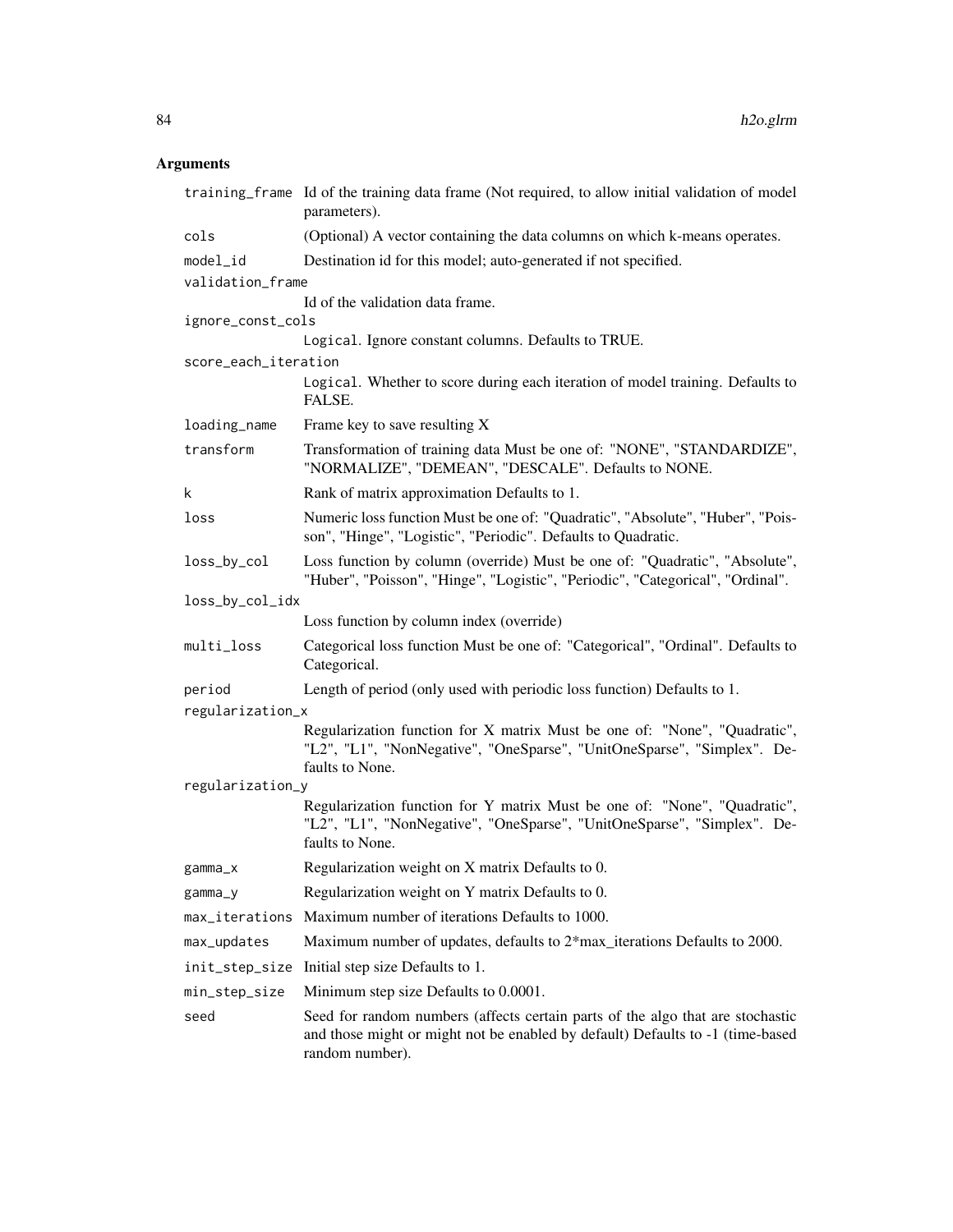## Arguments

| Argument | Description |
| --- | --- |
| training_frame | Id of the training data frame (Not required, to allow initial validation of model parameters). |
| cols | (Optional) A vector containing the data columns on which k-means operates. |
| model_id | Destination id for this model; auto-generated if not specified. |
| validation_frame | Id of the validation data frame. |
| ignore_const_cols | Logical. Ignore constant columns. Defaults to TRUE. |
| score_each_iteration | Logical. Whether to score during each iteration of model training. Defaults to FALSE. |
| loading_name | Frame key to save resulting X |
| transform | Transformation of training data Must be one of: "NONE", "STANDARDIZE", "NORMALIZE", "DEMEAN", "DESCALE". Defaults to NONE. |
| k | Rank of matrix approximation Defaults to 1. |
| loss | Numeric loss function Must be one of: "Quadratic", "Absolute", "Huber", "Poisson", "Hinge", "Logistic", "Periodic". Defaults to Quadratic. |
| loss_by_col | Loss function by column (override) Must be one of: "Quadratic", "Absolute", "Huber", "Poisson", "Hinge", "Logistic", "Periodic", "Categorical", "Ordinal". |
| loss_by_col_idx | Loss function by column index (override) |
| multi_loss | Categorical loss function Must be one of: "Categorical", "Ordinal". Defaults to Categorical. |
| period | Length of period (only used with periodic loss function) Defaults to 1. |
| regularization_x | Regularization function for X matrix Must be one of: "None", "Quadratic", "L2", "L1", "NonNegative", "OneSparse", "UnitOneSparse", "Simplex". Defaults to None. |
| regularization_y | Regularization function for Y matrix Must be one of: "None", "Quadratic", "L2", "L1", "NonNegative", "OneSparse", "UnitOneSparse", "Simplex". Defaults to None. |
| gamma_x | Regularization weight on X matrix Defaults to 0. |
| gamma_y | Regularization weight on Y matrix Defaults to 0. |
| max_iterations | Maximum number of iterations Defaults to 1000. |
| max_updates | Maximum number of updates, defaults to 2*max_iterations Defaults to 2000. |
| init_step_size | Initial step size Defaults to 1. |
| min_step_size | Minimum step size Defaults to 0.0001. |
| seed | Seed for random numbers (affects certain parts of the algo that are stochastic and those might or might not be enabled by default) Defaults to -1 (time-based random number). |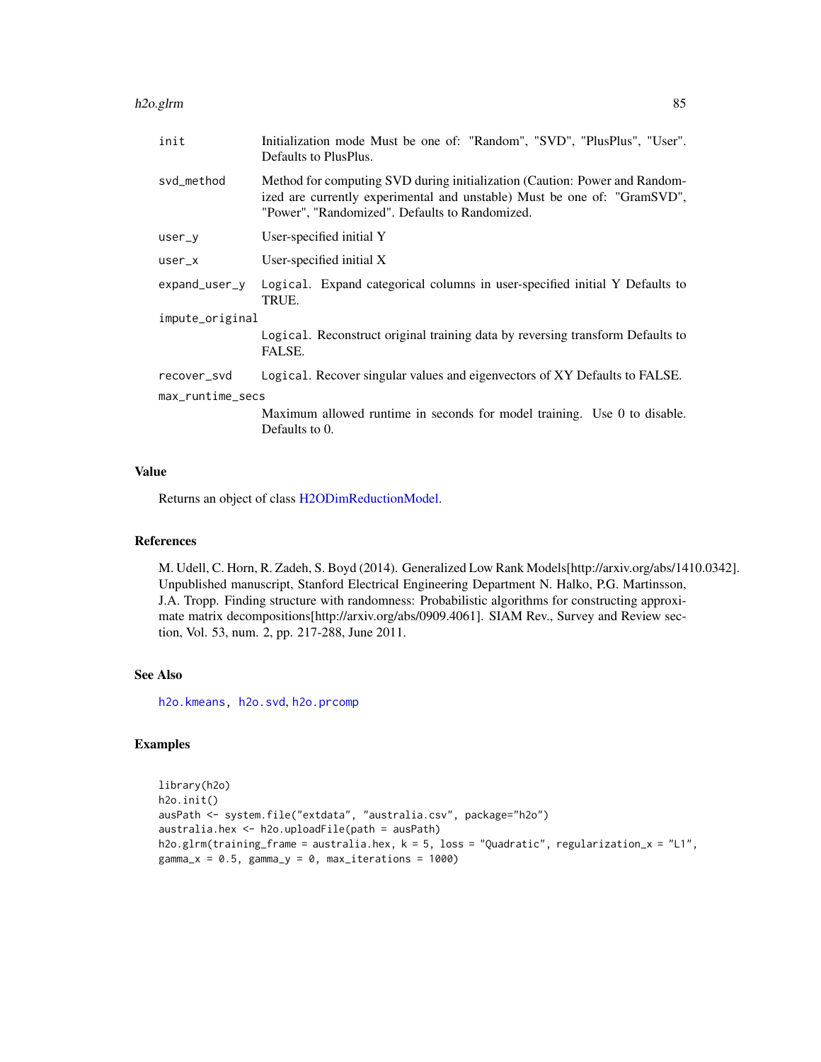| | |
|---|---|
| `init` | Initialization mode Must be one of: "Random", "SVD", "PlusPlus", "User". Defaults to PlusPlus. |
| `svd_method` | Method for computing SVD during initialization (Caution: Power and Randomized are currently experimental and unstable) Must be one of: "GramSVD", "Power", "Randomized". Defaults to Randomized. |
| `user_y` | User-specified initial Y |
| `user_x` | User-specified initial X |
| `expand_user_y` | `Logical`. Expand categorical columns in user-specified initial Y Defaults to TRUE. |
| `impute_original` | `Logical`. Reconstruct original training data by reversing transform Defaults to FALSE. |
| `recover_svd` | `Logical`. Recover singular values and eigenvectors of XY Defaults to FALSE. |
| `max_runtime_secs` | Maximum allowed runtime in seconds for model training. Use 0 to disable. Defaults to 0. |

## Value

Returns an object of class H2ODimReductionModel.

## References

M. Udell, C. Horn, R. Zadeh, S. Boyd (2014). Generalized Low Rank Models[http://arxiv.org/abs/1410.0342]. Unpublished manuscript, Stanford Electrical Engineering Department N. Halko, P.G. Martinsson, J.A. Tropp. Finding structure with randomness: Probabilistic algorithms for constructing approximate matrix decompositions[http://arxiv.org/abs/0909.4061]. SIAM Rev., Survey and Review section, Vol. 53, num. 2, pp. 217-288, June 2011.

## See Also

`h2o.kmeans`, `h2o.svd`, `h2o.prcomp`

## Examples

```
library(h2o)
h2o.init()
ausPath <- system.file("extdata", "australia.csv", package="h2o")
australia.hex <- h2o.uploadFile(path = ausPath)
h2o.glrm(training_frame = australia.hex, k = 5, loss = "Quadratic", regularization_x = "L1",
gamma_x = 0.5, gamma_y = 0, max_iterations = 1000)
```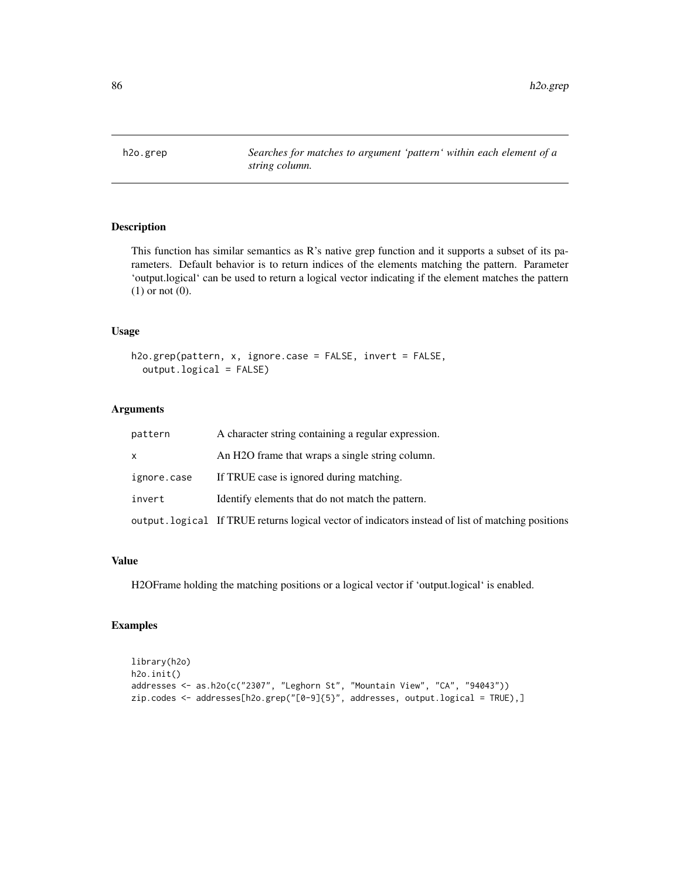## h2o.grep

*Searches for matches to argument 'pattern' within each element of a string column.*

### Description

This function has similar semantics as R's native grep function and it supports a subset of its parameters. Default behavior is to return indices of the elements matching the pattern. Parameter 'output.logical' can be used to return a logical vector indicating if the element matches the pattern (1) or not (0).

### Usage

```
h2o.grep(pattern, x, ignore.case = FALSE, invert = FALSE,
  output.logical = FALSE)
```

### Arguments

| | |
|---|---|
| `pattern` | A character string containing a regular expression. |
| `x` | An H2O frame that wraps a single string column. |
| `ignore.case` | If TRUE case is ignored during matching. |
| `invert` | Identify elements that do not match the pattern. |
| `output.logical` | If TRUE returns logical vector of indicators instead of list of matching positions |

### Value

H2OFrame holding the matching positions or a logical vector if 'output.logical' is enabled.

### Examples

```
library(h2o)
h2o.init()
addresses <- as.h2o(c("2307", "Leghorn St", "Mountain View", "CA", "94043"))
zip.codes <- addresses[h2o.grep("[0-9]{5}", addresses, output.logical = TRUE),]
```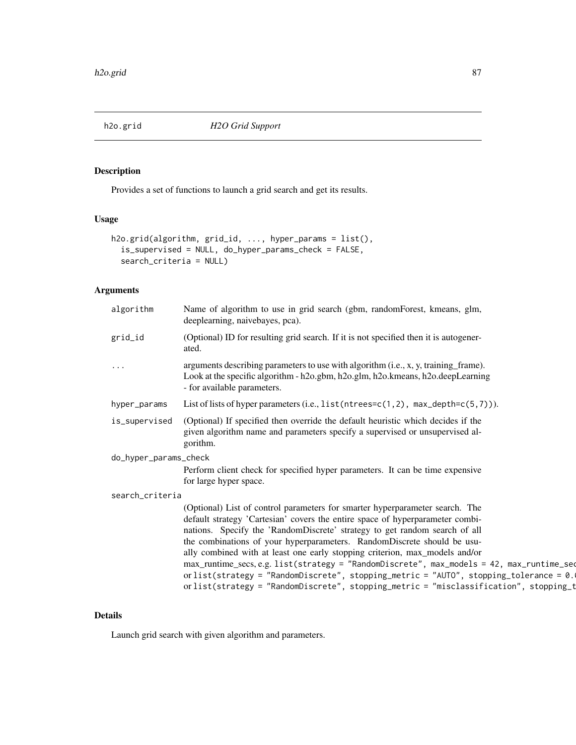h2o.grid — *H2O Grid Support*

## Description

Provides a set of functions to launch a grid search and get its results.

## Usage

```
h2o.grid(algorithm, grid_id, ..., hyper_params = list(),
  is_supervised = NULL, do_hyper_params_check = FALSE,
  search_criteria = NULL)
```

## Arguments

| | |
|---|---|
| `algorithm` | Name of algorithm to use in grid search (gbm, randomForest, kmeans, glm, deeplearning, naivebayes, pca). |
| `grid_id` | (Optional) ID for resulting grid search. If it is not specified then it is autogenerated. |
| `...` | arguments describing parameters to use with algorithm (i.e., x, y, training_frame). Look at the specific algorithm - h2o.gbm, h2o.glm, h2o.kmeans, h2o.deepLearning - for available parameters. |
| `hyper_params` | List of lists of hyper parameters (i.e., `list(ntrees=c(1,2), max_depth=c(5,7))`). |
| `is_supervised` | (Optional) If specified then override the default heuristic which decides if the given algorithm name and parameters specify a supervised or unsupervised algorithm. |
| `do_hyper_params_check` | Perform client check for specified hyper parameters. It can be time expensive for large hyper space. |
| `search_criteria` | (Optional) List of control parameters for smarter hyperparameter search. The default strategy 'Cartesian' covers the entire space of hyperparameter combinations. Specify the 'RandomDiscrete' strategy to get random search of all the combinations of your hyperparameters. RandomDiscrete should be usually combined with at least one early stopping criterion, max_models and/or max_runtime_secs, e.g. `list(strategy = "RandomDiscrete", max_models = 42, max_runtime_sec` or `list(strategy = "RandomDiscrete", stopping_metric = "AUTO", stopping_tolerance = 0.0` or `list(strategy = "RandomDiscrete", stopping_metric = "misclassification", stopping_t` |

## Details

Launch grid search with given algorithm and parameters.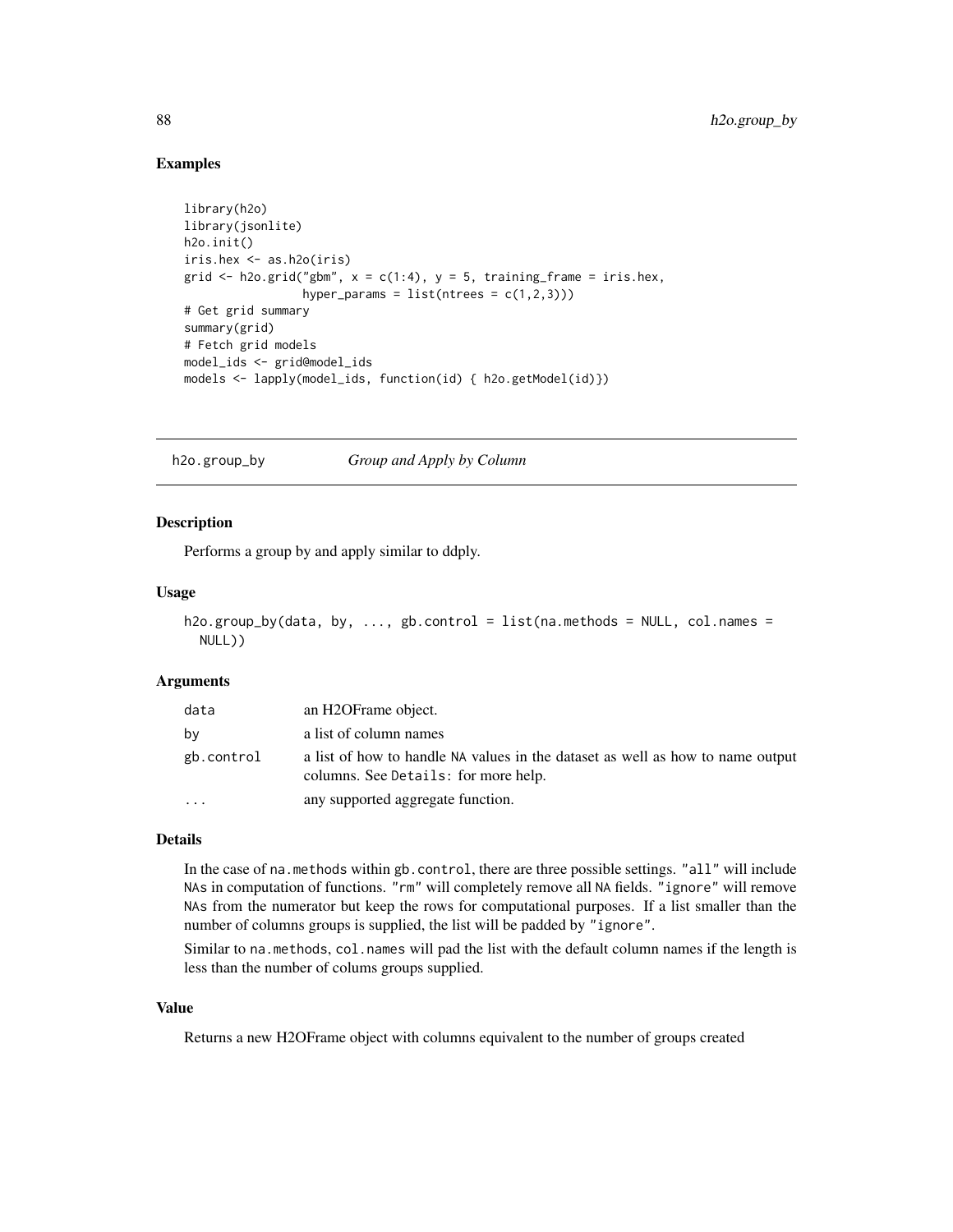## Examples

```
library(h2o)
library(jsonlite)
h2o.init()
iris.hex <- as.h2o(iris)
grid <- h2o.grid("gbm", x = c(1:4), y = 5, training_frame = iris.hex,
                 hyper_params = list(ntrees = c(1,2,3)))
# Get grid summary
summary(grid)
# Fetch grid models
model_ids <- grid@model_ids
models <- lapply(model_ids, function(id) { h2o.getModel(id)})
```

---

# h2o.group_by    *Group and Apply by Column*

---

## Description

Performs a group by and apply similar to ddply.

## Usage

```
h2o.group_by(data, by, ..., gb.control = list(na.methods = NULL, col.names =
  NULL))
```

## Arguments

| | |
|---|---|
| data | an H2OFrame object. |
| by | a list of column names |
| gb.control | a list of how to handle NA values in the dataset as well as how to name output columns. See Details: for more help. |
| ... | any supported aggregate function. |

## Details

In the case of na.methods within gb.control, there are three possible settings. "all" will include NAs in computation of functions. "rm" will completely remove all NA fields. "ignore" will remove NAs from the numerator but keep the rows for computational purposes. If a list smaller than the number of columns groups is supplied, the list will be padded by "ignore".

Similar to na.methods, col.names will pad the list with the default column names if the length is less than the number of colums groups supplied.

## Value

Returns a new H2OFrame object with columns equivalent to the number of groups created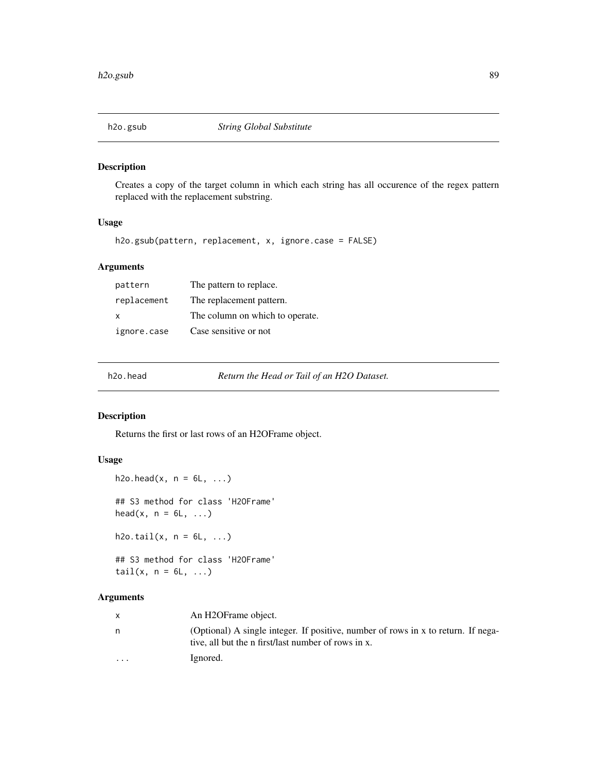## h2o.gsub *String Global Substitute*

### Description

Creates a copy of the target column in which each string has all occurence of the regex pattern replaced with the replacement substring.

### Usage

```
h2o.gsub(pattern, replacement, x, ignore.case = FALSE)
```

### Arguments

| | |
|---|---|
| pattern | The pattern to replace. |
| replacement | The replacement pattern. |
| x | The column on which to operate. |
| ignore.case | Case sensitive or not |

## h2o.head *Return the Head or Tail of an H2O Dataset.*

### Description

Returns the first or last rows of an H2OFrame object.

### Usage

```
h2o.head(x, n = 6L, ...)

## S3 method for class 'H2OFrame'
head(x, n = 6L, ...)

h2o.tail(x, n = 6L, ...)

## S3 method for class 'H2OFrame'
tail(x, n = 6L, ...)
```

### Arguments

| | |
|---|---|
| x | An H2OFrame object. |
| n | (Optional) A single integer. If positive, number of rows in x to return. If negative, all but the n first/last number of rows in x. |
| ... | Ignored. |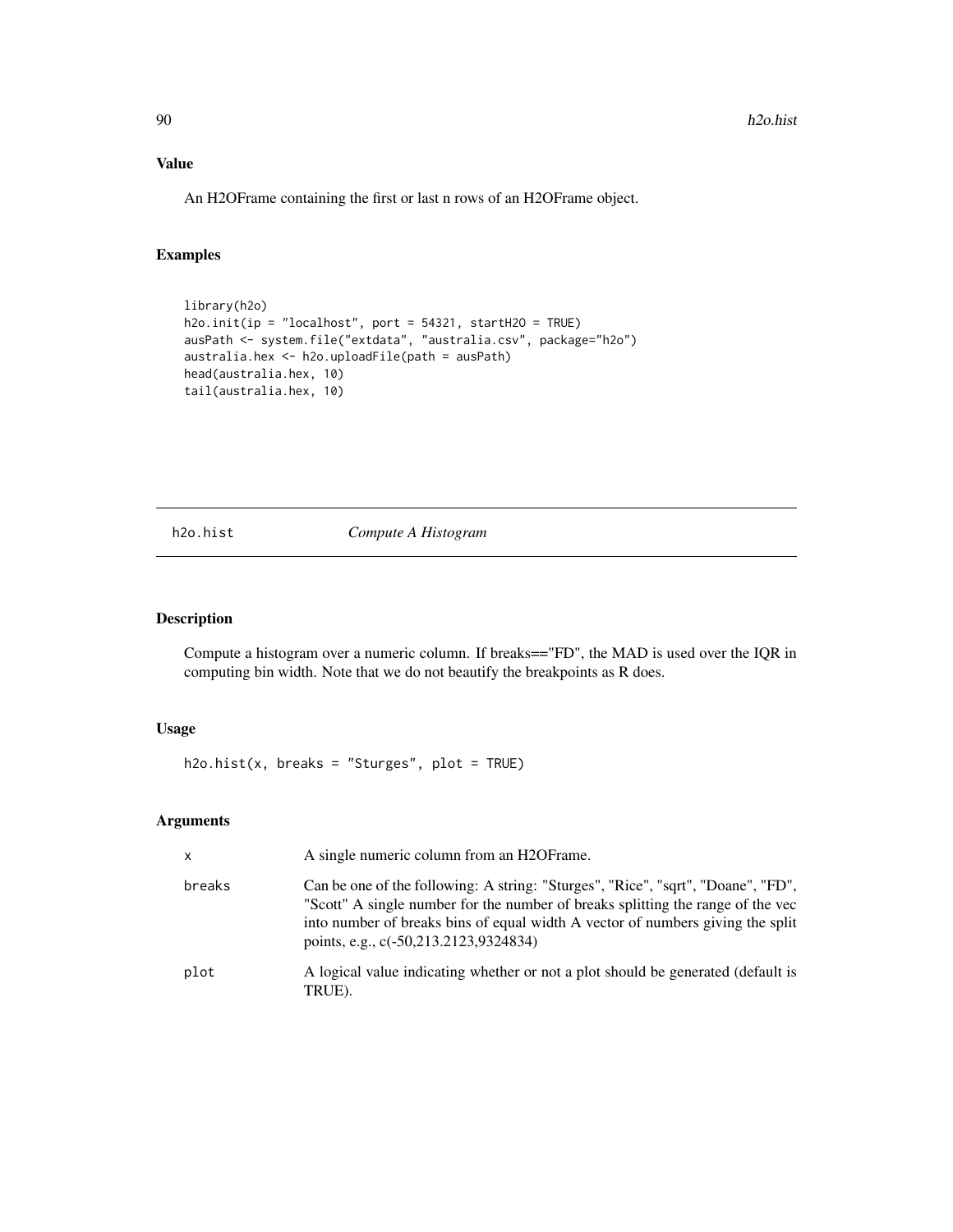### Value

An H2OFrame containing the first or last n rows of an H2OFrame object.

### Examples

```
library(h2o)
h2o.init(ip = "localhost", port = 54321, startH2O = TRUE)
ausPath <- system.file("extdata", "australia.csv", package="h2o")
australia.hex <- h2o.uploadFile(path = ausPath)
head(australia.hex, 10)
tail(australia.hex, 10)
```

---

## h2o.hist *Compute A Histogram*

---

### Description

Compute a histogram over a numeric column. If breaks=="FD", the MAD is used over the IQR in computing bin width. Note that we do not beautify the breakpoints as R does.

### Usage

```
h2o.hist(x, breaks = "Sturges", plot = TRUE)
```

### Arguments

| | |
|---|---|
| x | A single numeric column from an H2OFrame. |
| breaks | Can be one of the following: A string: "Sturges", "Rice", "sqrt", "Doane", "FD", "Scott" A single number for the number of breaks splitting the range of the vec into number of breaks bins of equal width A vector of numbers giving the split points, e.g., c(-50,213.2123,9324834) |
| plot | A logical value indicating whether or not a plot should be generated (default is TRUE). |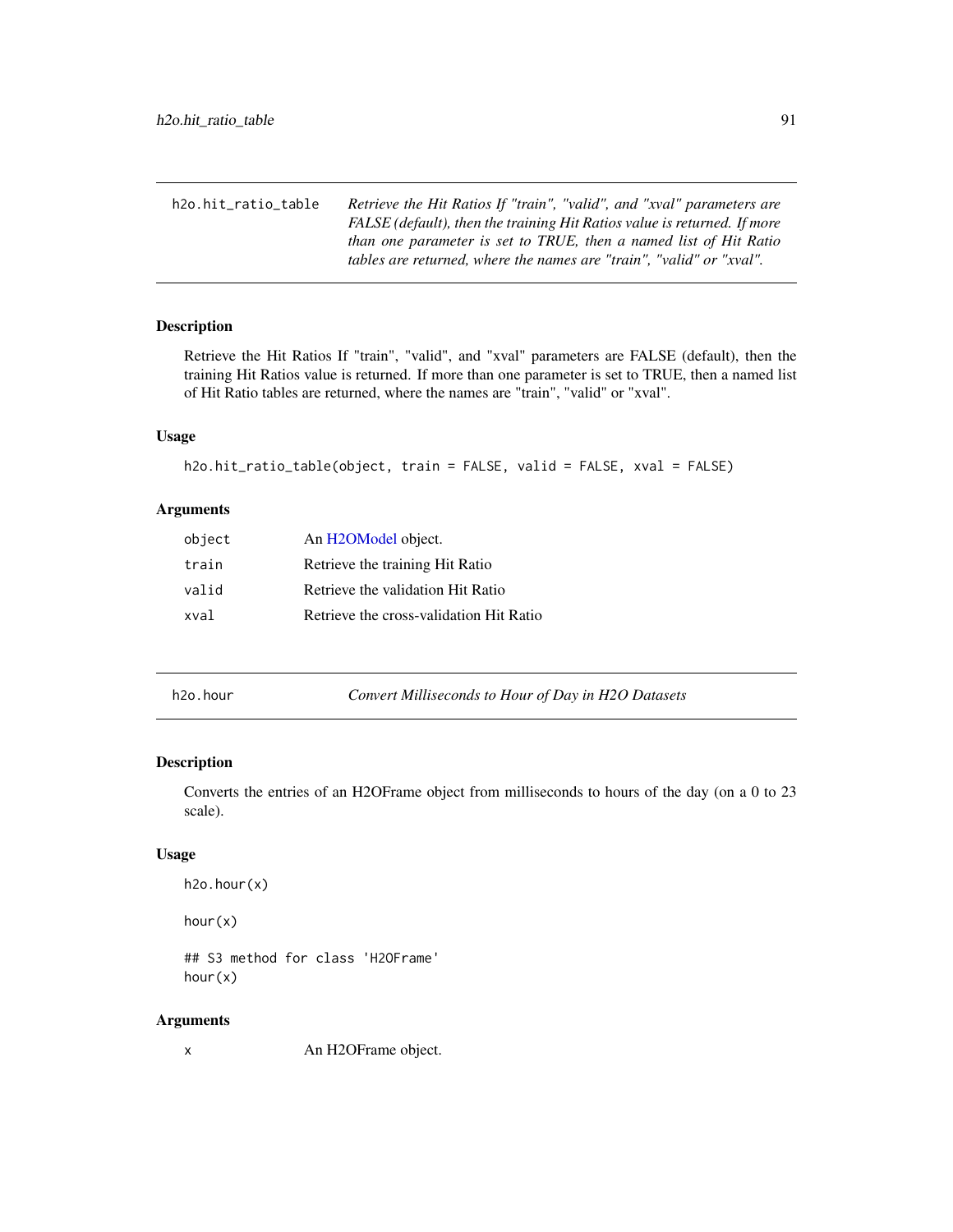## h2o.hit_ratio_table

*Retrieve the Hit Ratios If "train", "valid", and "xval" parameters are FALSE (default), then the training Hit Ratios value is returned. If more than one parameter is set to TRUE, then a named list of Hit Ratio tables are returned, where the names are "train", "valid" or "xval".*

### Description

Retrieve the Hit Ratios If "train", "valid", and "xval" parameters are FALSE (default), then the training Hit Ratios value is returned. If more than one parameter is set to TRUE, then a named list of Hit Ratio tables are returned, where the names are "train", "valid" or "xval".

### Usage

```
h2o.hit_ratio_table(object, train = FALSE, valid = FALSE, xval = FALSE)
```

### Arguments

| | |
|---|---|
| `object` | An H2OModel object. |
| `train` | Retrieve the training Hit Ratio |
| `valid` | Retrieve the validation Hit Ratio |
| `xval` | Retrieve the cross-validation Hit Ratio |

## h2o.hour

*Convert Milliseconds to Hour of Day in H2O Datasets*

### Description

Converts the entries of an H2OFrame object from milliseconds to hours of the day (on a 0 to 23 scale).

### Usage

```
h2o.hour(x)

hour(x)

## S3 method for class 'H2OFrame'
hour(x)
```

### Arguments

| | |
|---|---|
| `x` | An H2OFrame object. |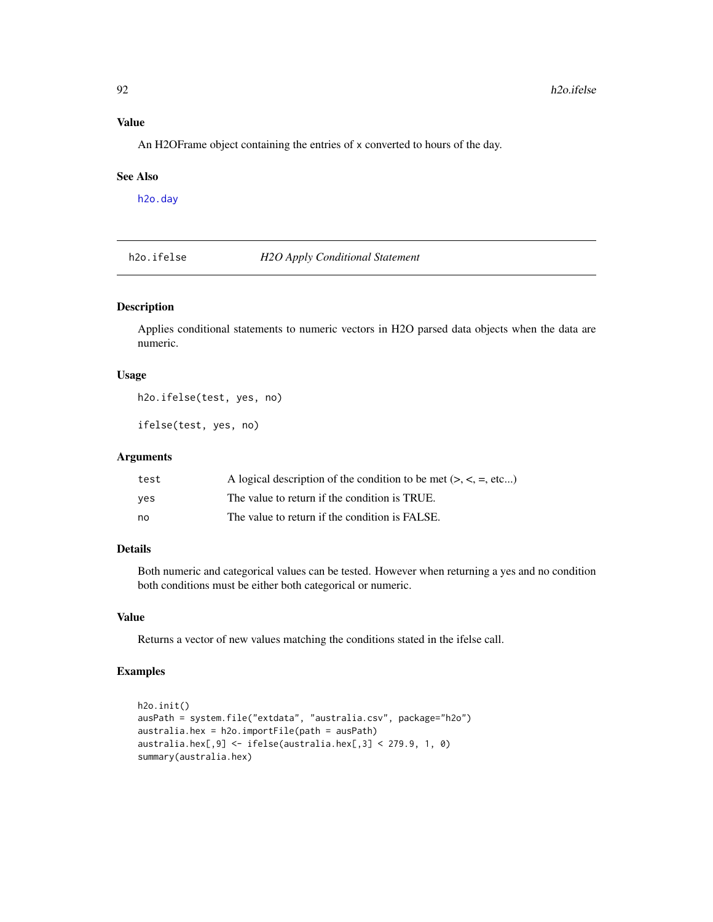## Value

An H2OFrame object containing the entries of x converted to hours of the day.

## See Also

h2o.day

---

# h2o.ifelse — *H2O Apply Conditional Statement*

## Description

Applies conditional statements to numeric vectors in H2O parsed data objects when the data are numeric.

## Usage

```
h2o.ifelse(test, yes, no)

ifelse(test, yes, no)
```

## Arguments

| | |
|---|---|
| test | A logical description of the condition to be met (>, <, =, etc...) |
| yes | The value to return if the condition is TRUE. |
| no | The value to return if the condition is FALSE. |

## Details

Both numeric and categorical values can be tested. However when returning a yes and no condition both conditions must be either both categorical or numeric.

## Value

Returns a vector of new values matching the conditions stated in the ifelse call.

## Examples

```
h2o.init()
ausPath = system.file("extdata", "australia.csv", package="h2o")
australia.hex = h2o.importFile(path = ausPath)
australia.hex[,9] <- ifelse(australia.hex[,3] < 279.9, 1, 0)
summary(australia.hex)
```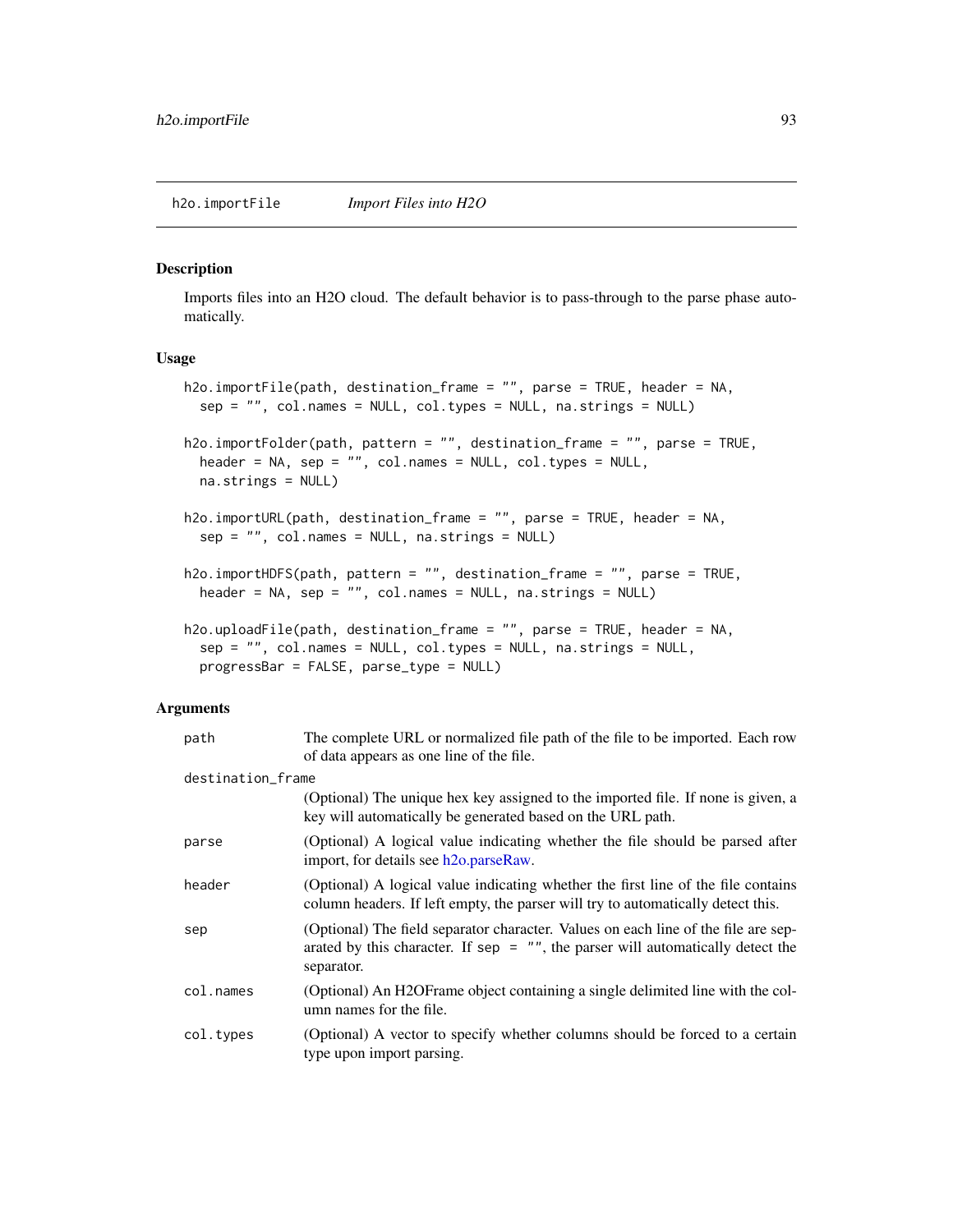## h2o.importFile *Import Files into H2O*

### Description

Imports files into an H2O cloud. The default behavior is to pass-through to the parse phase automatically.

### Usage

```
h2o.importFile(path, destination_frame = "", parse = TRUE, header = NA,
  sep = "", col.names = NULL, col.types = NULL, na.strings = NULL)

h2o.importFolder(path, pattern = "", destination_frame = "", parse = TRUE,
  header = NA, sep = "", col.names = NULL, col.types = NULL,
  na.strings = NULL)

h2o.importURL(path, destination_frame = "", parse = TRUE, header = NA,
  sep = "", col.names = NULL, na.strings = NULL)

h2o.importHDFS(path, pattern = "", destination_frame = "", parse = TRUE,
  header = NA, sep = "", col.names = NULL, na.strings = NULL)

h2o.uploadFile(path, destination_frame = "", parse = TRUE, header = NA,
  sep = "", col.names = NULL, col.types = NULL, na.strings = NULL,
  progressBar = FALSE, parse_type = NULL)
```

### Arguments

| | |
|---|---|
| `path` | The complete URL or normalized file path of the file to be imported. Each row of data appears as one line of the file. |
| `destination_frame` | (Optional) The unique hex key assigned to the imported file. If none is given, a key will automatically be generated based on the URL path. |
| `parse` | (Optional) A logical value indicating whether the file should be parsed after import, for details see h2o.parseRaw. |
| `header` | (Optional) A logical value indicating whether the first line of the file contains column headers. If left empty, the parser will try to automatically detect this. |
| `sep` | (Optional) The field separator character. Values on each line of the file are separated by this character. If `sep = ""`, the parser will automatically detect the separator. |
| `col.names` | (Optional) An H2OFrame object containing a single delimited line with the column names for the file. |
| `col.types` | (Optional) A vector to specify whether columns should be forced to a certain type upon import parsing. |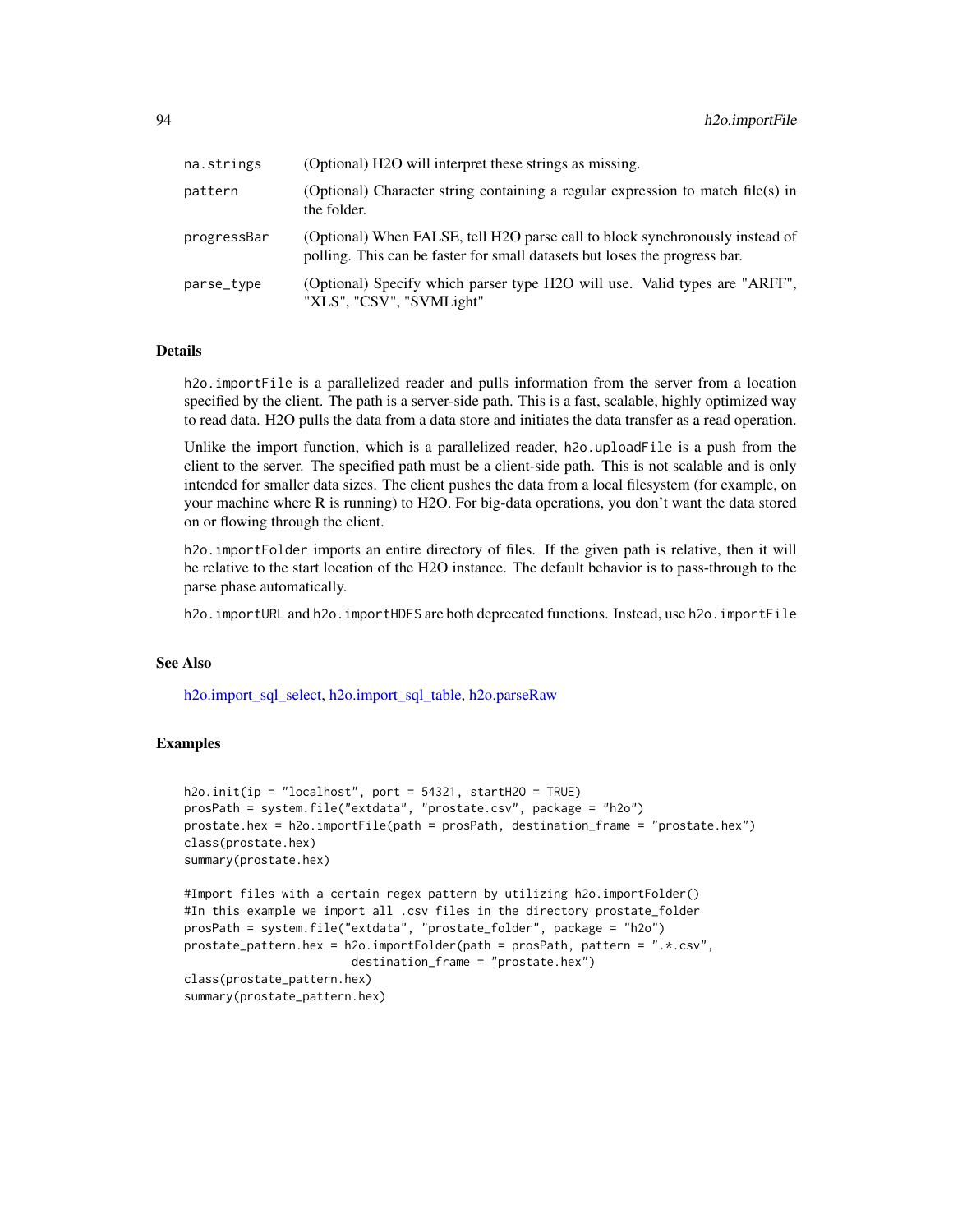| | |
|---|---|
| na.strings | (Optional) H2O will interpret these strings as missing. |
| pattern | (Optional) Character string containing a regular expression to match file(s) in the folder. |
| progressBar | (Optional) When FALSE, tell H2O parse call to block synchronously instead of polling. This can be faster for small datasets but loses the progress bar. |
| parse_type | (Optional) Specify which parser type H2O will use. Valid types are "ARFF", "XLS", "CSV", "SVMLight" |

### Details

h2o.importFile is a parallelized reader and pulls information from the server from a location specified by the client. The path is a server-side path. This is a fast, scalable, highly optimized way to read data. H2O pulls the data from a data store and initiates the data transfer as a read operation.

Unlike the import function, which is a parallelized reader, h2o.uploadFile is a push from the client to the server. The specified path must be a client-side path. This is not scalable and is only intended for smaller data sizes. The client pushes the data from a local filesystem (for example, on your machine where R is running) to H2O. For big-data operations, you don't want the data stored on or flowing through the client.

h2o.importFolder imports an entire directory of files. If the given path is relative, then it will be relative to the start location of the H2O instance. The default behavior is to pass-through to the parse phase automatically.

h2o.importURL and h2o.importHDFS are both deprecated functions. Instead, use h2o.importFile

### See Also

h2o.import_sql_select, h2o.import_sql_table, h2o.parseRaw

### Examples

```
h2o.init(ip = "localhost", port = 54321, startH2O = TRUE)
prosPath = system.file("extdata", "prostate.csv", package = "h2o")
prostate.hex = h2o.importFile(path = prosPath, destination_frame = "prostate.hex")
class(prostate.hex)
summary(prostate.hex)

#Import files with a certain regex pattern by utilizing h2o.importFolder()
#In this example we import all .csv files in the directory prostate_folder
prosPath = system.file("extdata", "prostate_folder", package = "h2o")
prostate_pattern.hex = h2o.importFolder(path = prosPath, pattern = ".*.csv",
                        destination_frame = "prostate.hex")
class(prostate_pattern.hex)
summary(prostate_pattern.hex)
```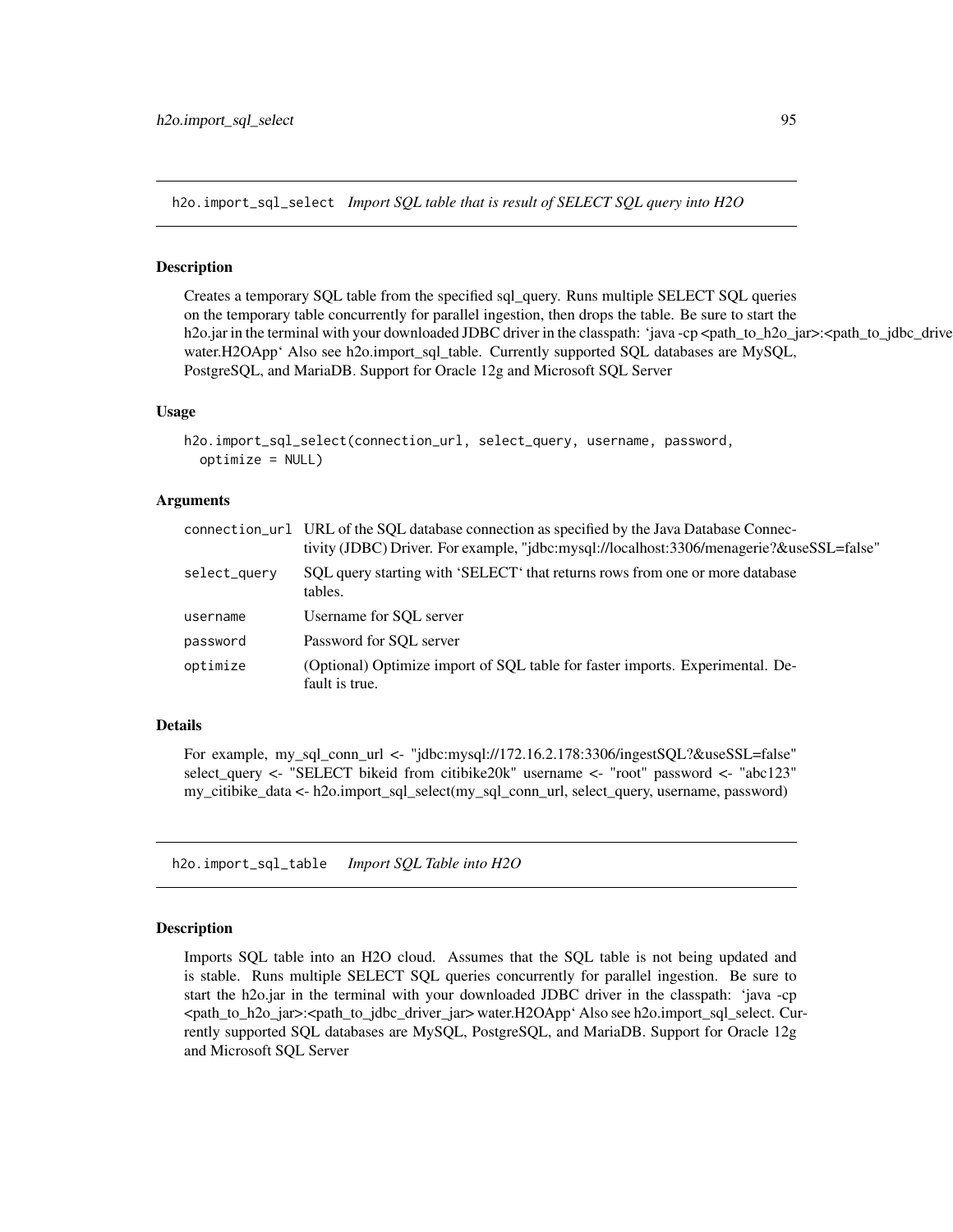## h2o.import_sql_select *Import SQL table that is result of SELECT SQL query into H2O*

### Description

Creates a temporary SQL table from the specified sql_query. Runs multiple SELECT SQL queries on the temporary table concurrently for parallel ingestion, then drops the table. Be sure to start the h2o.jar in the terminal with your downloaded JDBC driver in the classpath: 'java -cp <path_to_h2o_jar>:<path_to_jdbc_driver_jar> water.H2OApp' Also see h2o.import_sql_table. Currently supported SQL databases are MySQL, PostgreSQL, and MariaDB. Support for Oracle 12g and Microsoft SQL Server

### Usage

```
h2o.import_sql_select(connection_url, select_query, username, password,
  optimize = NULL)
```

### Arguments

| | |
|---|---|
| connection_url | URL of the SQL database connection as specified by the Java Database Connectivity (JDBC) Driver. For example, "jdbc:mysql://localhost:3306/menagerie?&useSSL=false" |
| select_query | SQL query starting with 'SELECT' that returns rows from one or more database tables. |
| username | Username for SQL server |
| password | Password for SQL server |
| optimize | (Optional) Optimize import of SQL table for faster imports. Experimental. Default is true. |

### Details

For example, my_sql_conn_url <- "jdbc:mysql://172.16.2.178:3306/ingestSQL?&useSSL=false" select_query <- "SELECT bikeid from citibike20k" username <- "root" password <- "abc123" my_citibike_data <- h2o.import_sql_select(my_sql_conn_url, select_query, username, password)

## h2o.import_sql_table *Import SQL Table into H2O*

### Description

Imports SQL table into an H2O cloud. Assumes that the SQL table is not being updated and is stable. Runs multiple SELECT SQL queries concurrently for parallel ingestion. Be sure to start the h2o.jar in the terminal with your downloaded JDBC driver in the classpath: 'java -cp <path_to_h2o_jar>:<path_to_jdbc_driver_jar> water.H2OApp' Also see h2o.import_sql_select. Currently supported SQL databases are MySQL, PostgreSQL, and MariaDB. Support for Oracle 12g and Microsoft SQL Server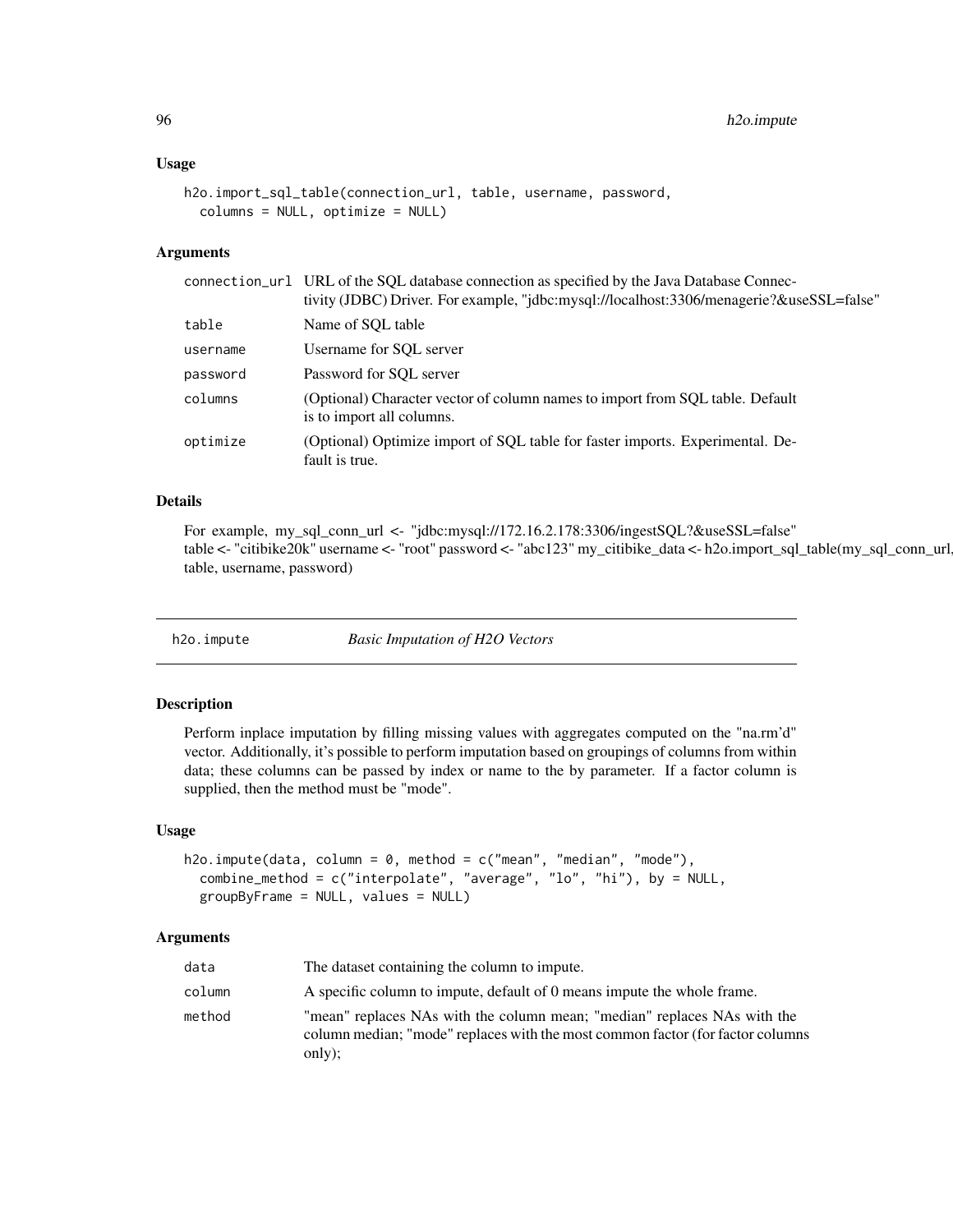### Usage

```
h2o.import_sql_table(connection_url, table, username, password,
  columns = NULL, optimize = NULL)
```

### Arguments

| | |
|---|---|
| connection_url | URL of the SQL database connection as specified by the Java Database Connectivity (JDBC) Driver. For example, "jdbc:mysql://localhost:3306/menagerie?&useSSL=false" |
| table | Name of SQL table |
| username | Username for SQL server |
| password | Password for SQL server |
| columns | (Optional) Character vector of column names to import from SQL table. Default is to import all columns. |
| optimize | (Optional) Optimize import of SQL table for faster imports. Experimental. Default is true. |

### Details

For example, my_sql_conn_url <- "jdbc:mysql://172.16.2.178:3306/ingestSQL?&useSSL=false" table <- "citibike20k" username <- "root" password <- "abc123" my_citibike_data <- h2o.import_sql_table(my_sql_conn_url, table, username, password)

---

## h2o.impute — *Basic Imputation of H2O Vectors*

### Description

Perform inplace imputation by filling missing values with aggregates computed on the "na.rm'd" vector. Additionally, it's possible to perform imputation based on groupings of columns from within data; these columns can be passed by index or name to the by parameter. If a factor column is supplied, then the method must be "mode".

### Usage

```
h2o.impute(data, column = 0, method = c("mean", "median", "mode"),
  combine_method = c("interpolate", "average", "lo", "hi"), by = NULL,
  groupByFrame = NULL, values = NULL)
```

### Arguments

| | |
|---|---|
| data | The dataset containing the column to impute. |
| column | A specific column to impute, default of 0 means impute the whole frame. |
| method | "mean" replaces NAs with the column mean; "median" replaces NAs with the column median; "mode" replaces with the most common factor (for factor columns only); |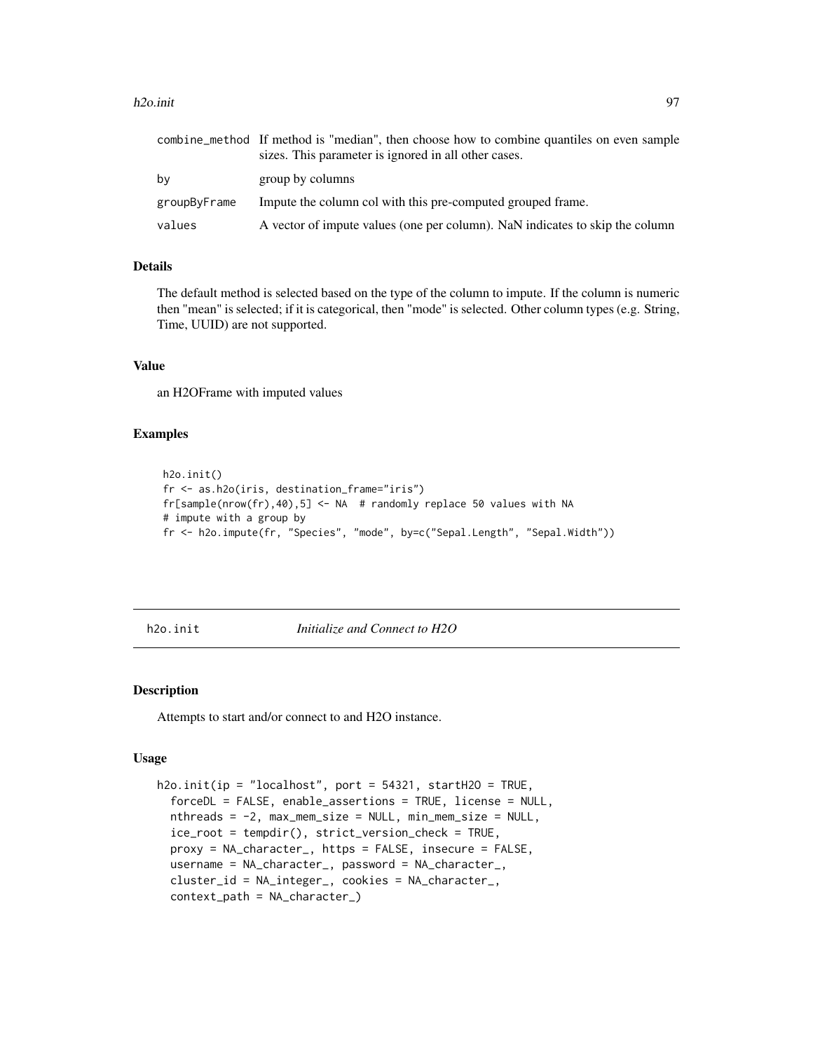| | |
|---|---|
| combine_method | If method is "median", then choose how to combine quantiles on even sample sizes. This parameter is ignored in all other cases. |
| by | group by columns |
| groupByFrame | Impute the column col with this pre-computed grouped frame. |
| values | A vector of impute values (one per column). NaN indicates to skip the column |

### Details

The default method is selected based on the type of the column to impute. If the column is numeric then "mean" is selected; if it is categorical, then "mode" is selected. Other column types (e.g. String, Time, UUID) are not supported.

### Value

an H2OFrame with imputed values

### Examples

```
h2o.init()
fr <- as.h2o(iris, destination_frame="iris")
fr[sample(nrow(fr),40),5] <- NA  # randomly replace 50 values with NA
# impute with a group by
fr <- h2o.impute(fr, "Species", "mode", by=c("Sepal.Length", "Sepal.Width"))
```

---

## h2o.init *Initialize and Connect to H2O*

---

### Description

Attempts to start and/or connect to and H2O instance.

### Usage

```
h2o.init(ip = "localhost", port = 54321, startH2O = TRUE,
  forceDL = FALSE, enable_assertions = TRUE, license = NULL,
  nthreads = -2, max_mem_size = NULL, min_mem_size = NULL,
  ice_root = tempdir(), strict_version_check = TRUE,
  proxy = NA_character_, https = FALSE, insecure = FALSE,
  username = NA_character_, password = NA_character_,
  cluster_id = NA_integer_, cookies = NA_character_,
  context_path = NA_character_)
```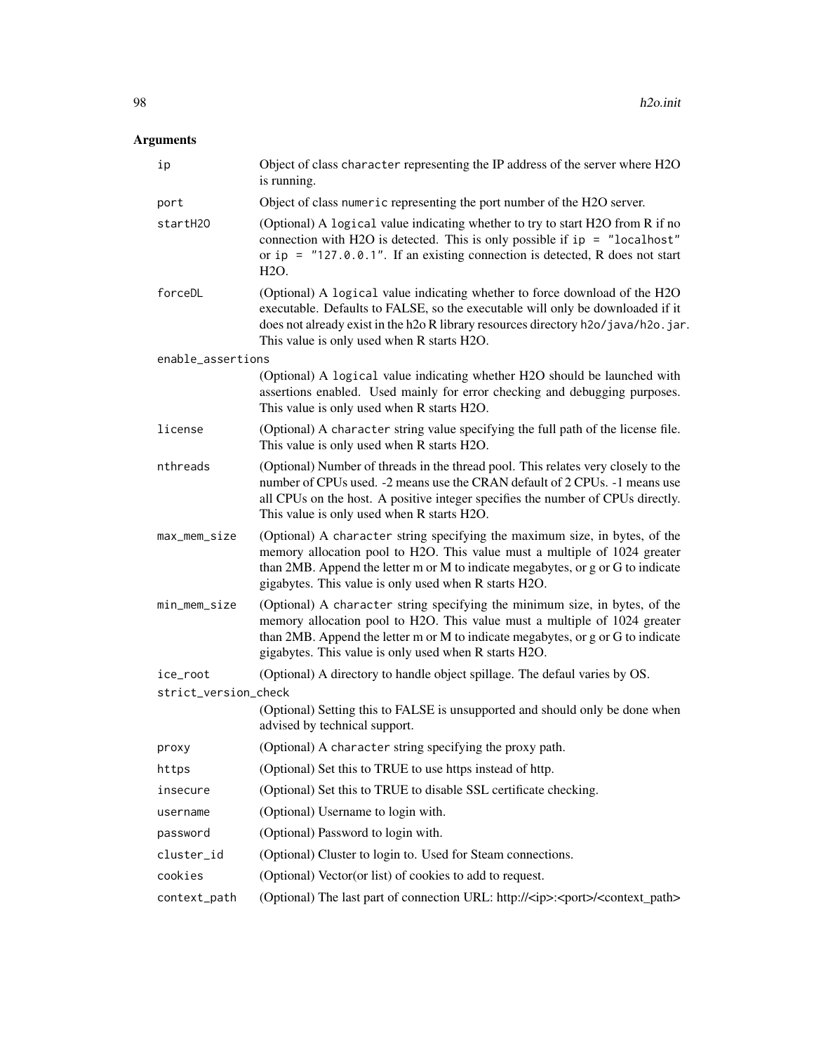## Arguments

| | |
|---|---|
| `ip` | Object of class `character` representing the IP address of the server where H2O is running. |
| `port` | Object of class `numeric` representing the port number of the H2O server. |
| `startH2O` | (Optional) A `logical` value indicating whether to try to start H2O from R if no connection with H2O is detected. This is only possible if `ip = "localhost"` or `ip = "127.0.0.1"`. If an existing connection is detected, R does not start H2O. |
| `forceDL` | (Optional) A `logical` value indicating whether to force download of the H2O executable. Defaults to FALSE, so the executable will only be downloaded if it does not already exist in the h2o R library resources directory `h2o/java/h2o.jar`. This value is only used when R starts H2O. |
| `enable_assertions` | (Optional) A `logical` value indicating whether H2O should be launched with assertions enabled. Used mainly for error checking and debugging purposes. This value is only used when R starts H2O. |
| `license` | (Optional) A `character` string value specifying the full path of the license file. This value is only used when R starts H2O. |
| `nthreads` | (Optional) Number of threads in the thread pool. This relates very closely to the number of CPUs used. -2 means use the CRAN default of 2 CPUs. -1 means use all CPUs on the host. A positive integer specifies the number of CPUs directly. This value is only used when R starts H2O. |
| `max_mem_size` | (Optional) A `character` string specifying the maximum size, in bytes, of the memory allocation pool to H2O. This value must a multiple of 1024 greater than 2MB. Append the letter m or M to indicate megabytes, or g or G to indicate gigabytes. This value is only used when R starts H2O. |
| `min_mem_size` | (Optional) A `character` string specifying the minimum size, in bytes, of the memory allocation pool to H2O. This value must a multiple of 1024 greater than 2MB. Append the letter m or M to indicate megabytes, or g or G to indicate gigabytes. This value is only used when R starts H2O. |
| `ice_root` | (Optional) A directory to handle object spillage. The defaul varies by OS. |
| `strict_version_check` | (Optional) Setting this to FALSE is unsupported and should only be done when advised by technical support. |
| `proxy` | (Optional) A `character` string specifying the proxy path. |
| `https` | (Optional) Set this to TRUE to use https instead of http. |
| `insecure` | (Optional) Set this to TRUE to disable SSL certificate checking. |
| `username` | (Optional) Username to login with. |
| `password` | (Optional) Password to login with. |
| `cluster_id` | (Optional) Cluster to login to. Used for Steam connections. |
| `cookies` | (Optional) Vector(or list) of cookies to add to request. |
| `context_path` | (Optional) The last part of connection URL: http://<ip>:<port>/<context_path> |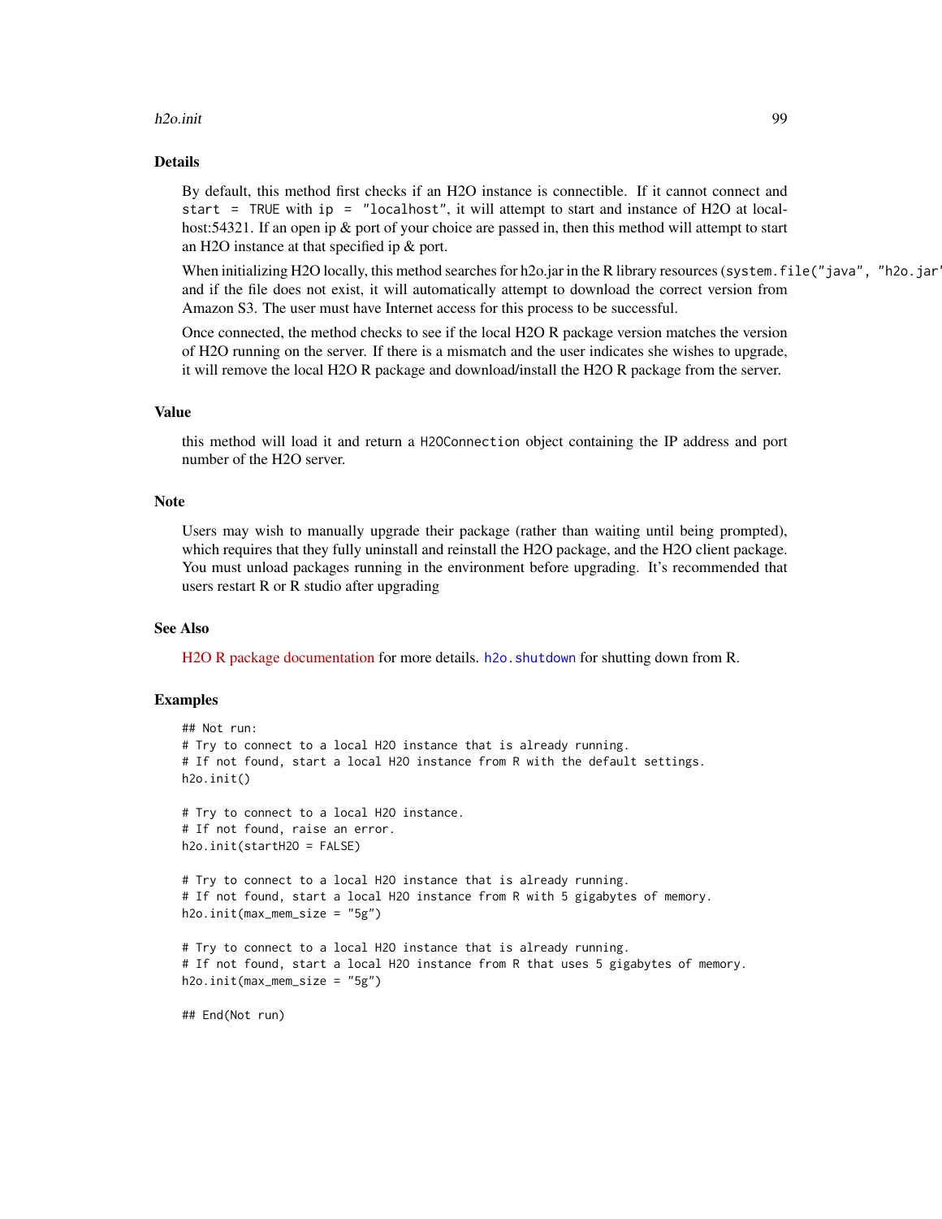## Details

By default, this method first checks if an H2O instance is connectible. If it cannot connect and `start = TRUE` with `ip = "localhost"`, it will attempt to start and instance of H2O at localhost:54321. If an open ip & port of your choice are passed in, then this method will attempt to start an H2O instance at that specified ip & port.

When initializing H2O locally, this method searches for h2o.jar in the R library resources (`system.file("java", "h2o.jar"`, and if the file does not exist, it will automatically attempt to download the correct version from Amazon S3. The user must have Internet access for this process to be successful.

Once connected, the method checks to see if the local H2O R package version matches the version of H2O running on the server. If there is a mismatch and the user indicates she wishes to upgrade, it will remove the local H2O R package and download/install the H2O R package from the server.

## Value

this method will load it and return a `H2OConnection` object containing the IP address and port number of the H2O server.

## Note

Users may wish to manually upgrade their package (rather than waiting until being prompted), which requires that they fully uninstall and reinstall the H2O package, and the H2O client package. You must unload packages running in the environment before upgrading. It's recommended that users restart R or R studio after upgrading

## See Also

H2O R package documentation for more details. `h2o.shutdown` for shutting down from R.

## Examples

```
## Not run:
# Try to connect to a local H2O instance that is already running.
# If not found, start a local H2O instance from R with the default settings.
h2o.init()

# Try to connect to a local H2O instance.
# If not found, raise an error.
h2o.init(startH2O = FALSE)

# Try to connect to a local H2O instance that is already running.
# If not found, start a local H2O instance from R with 5 gigabytes of memory.
h2o.init(max_mem_size = "5g")

# Try to connect to a local H2O instance that is already running.
# If not found, start a local H2O instance from R that uses 5 gigabytes of memory.
h2o.init(max_mem_size = "5g")

## End(Not run)
```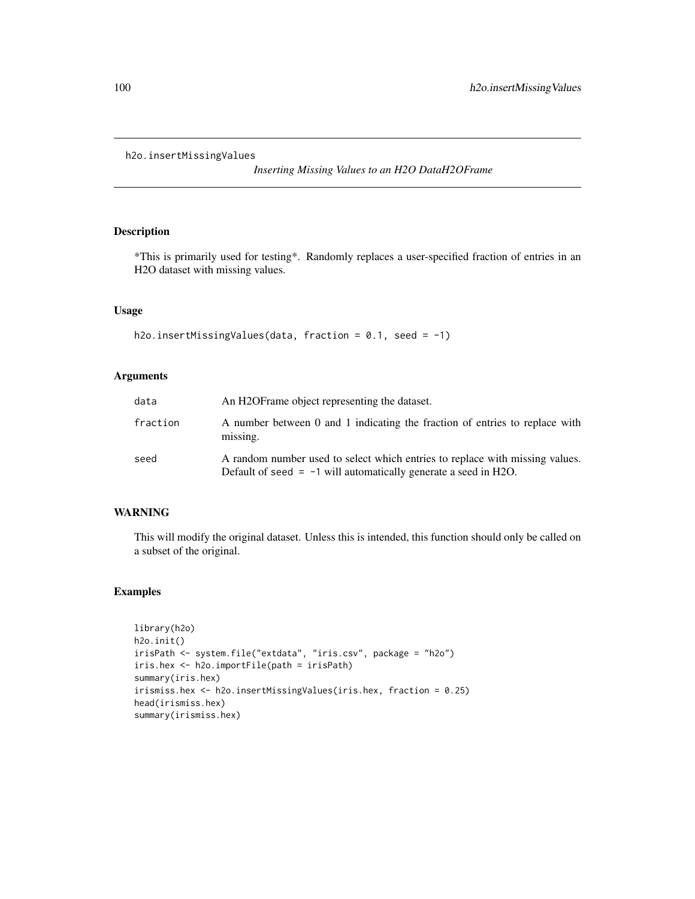## h2o.insertMissingValues

*Inserting Missing Values to an H2O DataH2OFrame*

### Description

*This is primarily used for testing*. Randomly replaces a user-specified fraction of entries in an H2O dataset with missing values.

### Usage

```
h2o.insertMissingValues(data, fraction = 0.1, seed = -1)
```

### Arguments

| | |
|---|---|
| `data` | An H2OFrame object representing the dataset. |
| `fraction` | A number between 0 and 1 indicating the fraction of entries to replace with missing. |
| `seed` | A random number used to select which entries to replace with missing values. Default of `seed = -1` will automatically generate a seed in H2O. |

### WARNING

This will modify the original dataset. Unless this is intended, this function should only be called on a subset of the original.

### Examples

```
library(h2o)
h2o.init()
irisPath <- system.file("extdata", "iris.csv", package = "h2o")
iris.hex <- h2o.importFile(path = irisPath)
summary(iris.hex)
irismiss.hex <- h2o.insertMissingValues(iris.hex, fraction = 0.25)
head(irismiss.hex)
summary(irismiss.hex)
```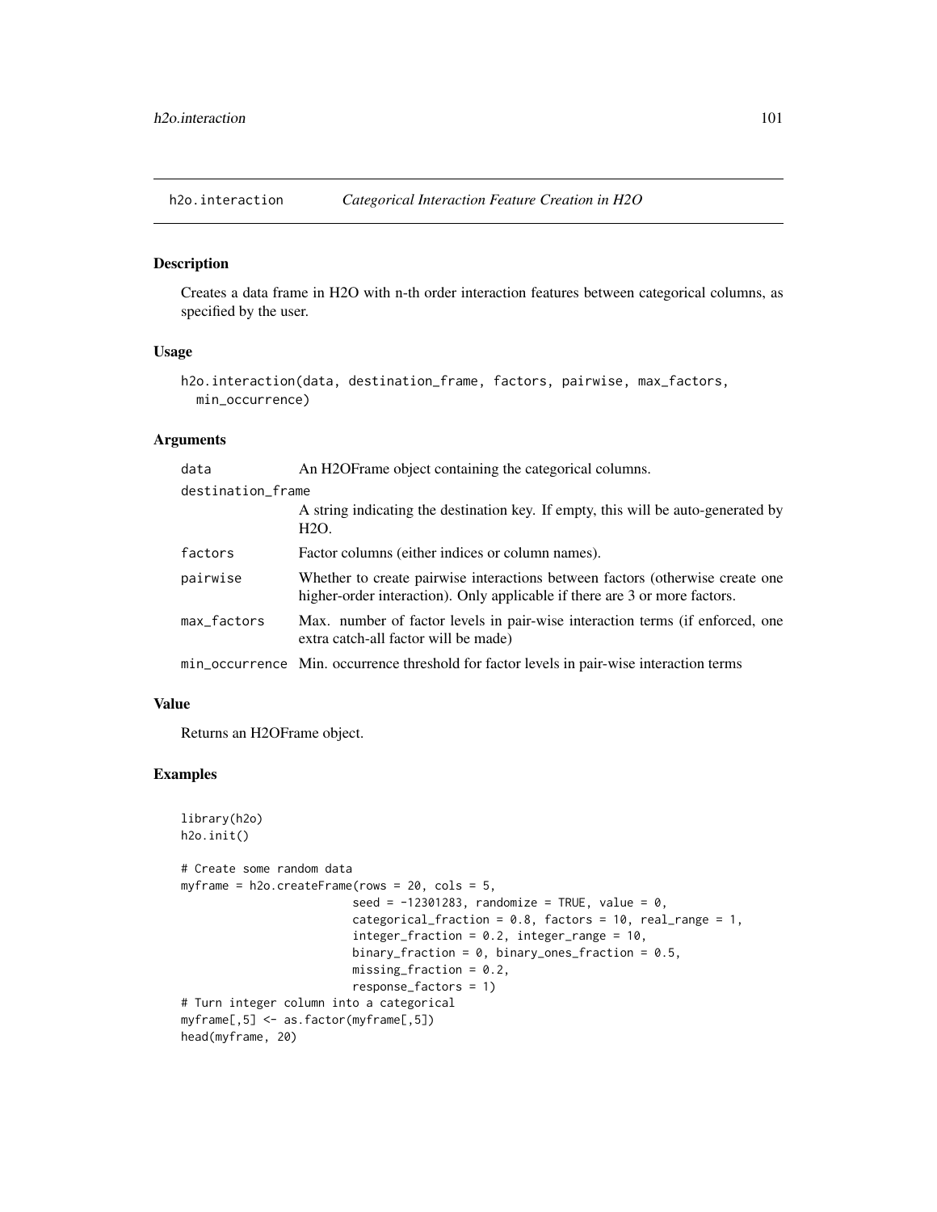## h2o.interaction *Categorical Interaction Feature Creation in H2O*

### Description

Creates a data frame in H2O with n-th order interaction features between categorical columns, as specified by the user.

### Usage

```
h2o.interaction(data, destination_frame, factors, pairwise, max_factors,
  min_occurrence)
```

### Arguments

| Argument | Description |
| --- | --- |
| data | An H2OFrame object containing the categorical columns. |
| destination_frame | A string indicating the destination key. If empty, this will be auto-generated by H2O. |
| factors | Factor columns (either indices or column names). |
| pairwise | Whether to create pairwise interactions between factors (otherwise create one higher-order interaction). Only applicable if there are 3 or more factors. |
| max_factors | Max. number of factor levels in pair-wise interaction terms (if enforced, one extra catch-all factor will be made) |
| min_occurrence | Min. occurrence threshold for factor levels in pair-wise interaction terms |

### Value

Returns an H2OFrame object.

### Examples

```
library(h2o)
h2o.init()

# Create some random data
myframe = h2o.createFrame(rows = 20, cols = 5,
                         seed = -12301283, randomize = TRUE, value = 0,
                         categorical_fraction = 0.8, factors = 10, real_range = 1,
                         integer_fraction = 0.2, integer_range = 10,
                         binary_fraction = 0, binary_ones_fraction = 0.5,
                         missing_fraction = 0.2,
                         response_factors = 1)
# Turn integer column into a categorical
myframe[,5] <- as.factor(myframe[,5])
head(myframe, 20)
```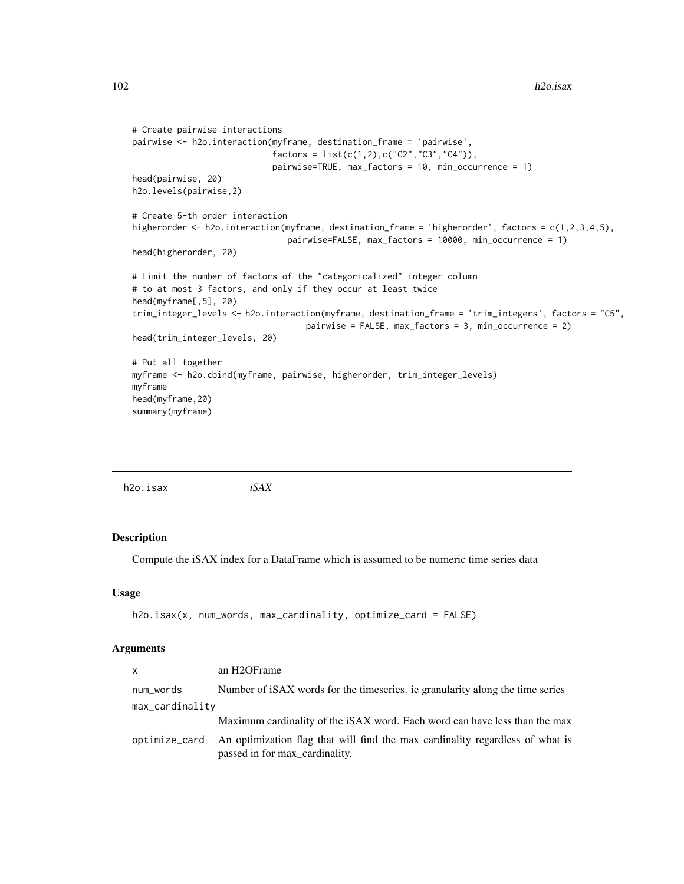```
# Create pairwise interactions
pairwise <- h2o.interaction(myframe, destination_frame = 'pairwise',
                            factors = list(c(1,2),c("C2","C3","C4")),
                            pairwise=TRUE, max_factors = 10, min_occurrence = 1)
head(pairwise, 20)
h2o.levels(pairwise,2)

# Create 5-th order interaction
higherorder <- h2o.interaction(myframe, destination_frame = 'higherorder', factors = c(1,2,3,4,5),
                               pairwise=FALSE, max_factors = 10000, min_occurrence = 1)
head(higherorder, 20)

# Limit the number of factors of the "categoricalized" integer column
# to at most 3 factors, and only if they occur at least twice
head(myframe[,5], 20)
trim_integer_levels <- h2o.interaction(myframe, destination_frame = 'trim_integers', factors = "C5",
                                   pairwise = FALSE, max_factors = 3, min_occurrence = 2)
head(trim_integer_levels, 20)

# Put all together
myframe <- h2o.cbind(myframe, pairwise, higherorder, trim_integer_levels)
myframe
head(myframe,20)
summary(myframe)
```

---

## h2o.isax *iSAX*

---

### Description

Compute the iSAX index for a DataFrame which is assumed to be numeric time series data

### Usage

```
h2o.isax(x, num_words, max_cardinality, optimize_card = FALSE)
```

### Arguments

| | |
|---|---|
| x | an H2OFrame |
| num_words | Number of iSAX words for the timeseries. ie granularity along the time series |
| max_cardinality | Maximum cardinality of the iSAX word. Each word can have less than the max |
| optimize_card | An optimization flag that will find the max cardinality regardless of what is passed in for max_cardinality. |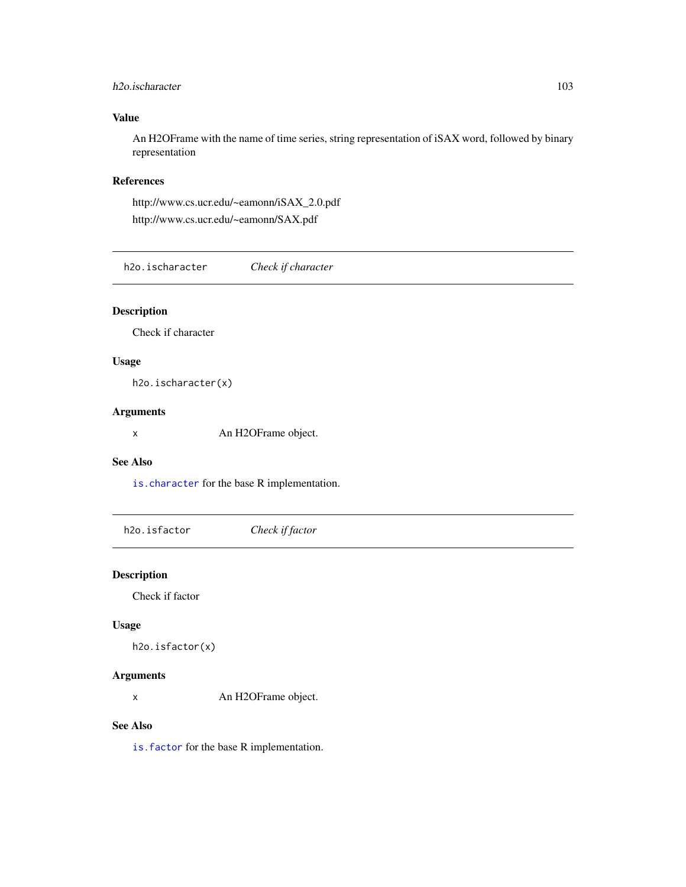## Value

An H2OFrame with the name of time series, string representation of iSAX word, followed by binary representation

## References

http://www.cs.ucr.edu/~eamonn/iSAX_2.0.pdf

http://www.cs.ucr.edu/~eamonn/SAX.pdf

---

# h2o.ischaracter    *Check if character*

## Description

Check if character

## Usage

```
h2o.ischaracter(x)
```

## Arguments

`x`    An H2OFrame object.

## See Also

`is.character` for the base R implementation.

---

# h2o.isfactor    *Check if factor*

## Description

Check if factor

## Usage

```
h2o.isfactor(x)
```

## Arguments

`x`    An H2OFrame object.

## See Also

`is.factor` for the base R implementation.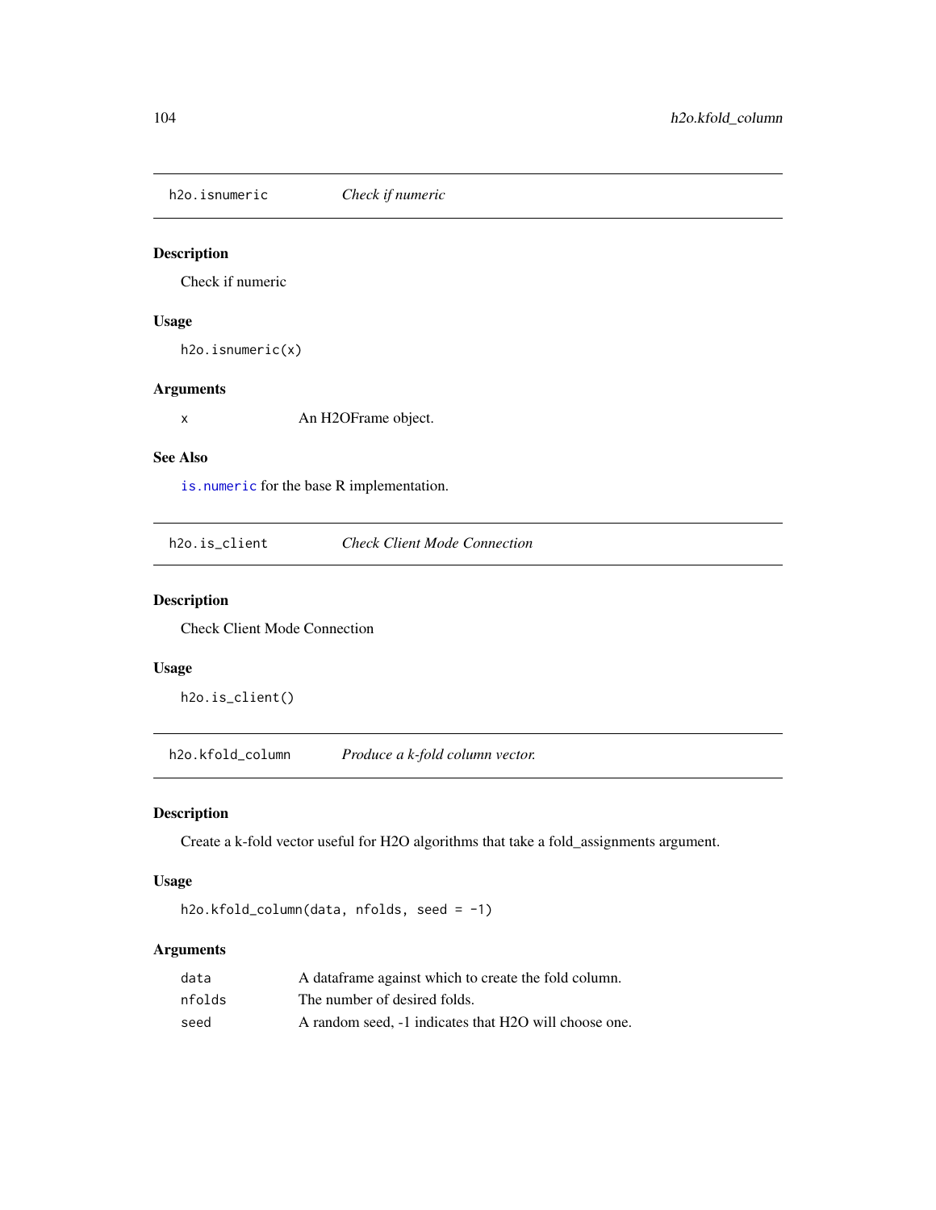## h2o.isnumeric — *Check if numeric*

### Description

Check if numeric

### Usage

```
h2o.isnumeric(x)
```

### Arguments

| | |
|---|---|
| x | An H2OFrame object. |

### See Also

`is.numeric` for the base R implementation.

## h2o.is_client — *Check Client Mode Connection*

### Description

Check Client Mode Connection

### Usage

```
h2o.is_client()
```

## h2o.kfold_column — *Produce a k-fold column vector.*

### Description

Create a k-fold vector useful for H2O algorithms that take a fold_assignments argument.

### Usage

```
h2o.kfold_column(data, nfolds, seed = -1)
```

### Arguments

| | |
|---|---|
| data | A dataframe against which to create the fold column. |
| nfolds | The number of desired folds. |
| seed | A random seed, -1 indicates that H2O will choose one. |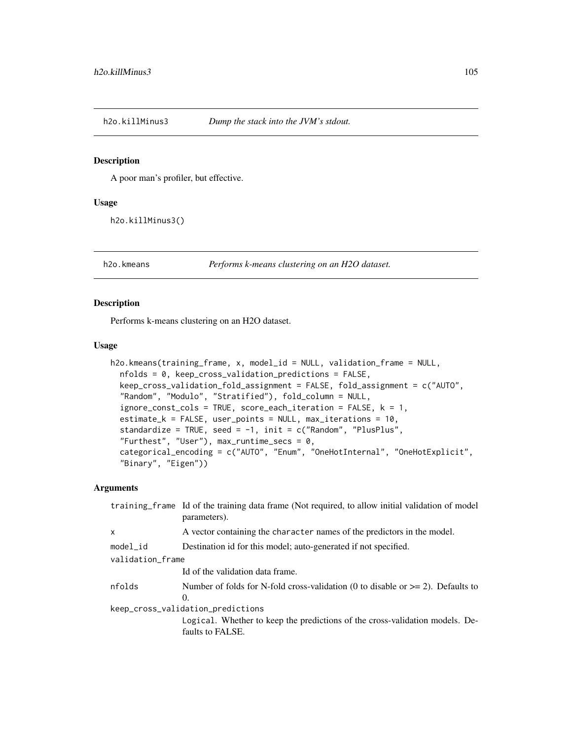## h2o.killMinus3 — *Dump the stack into the JVM's stdout.*

### Description

A poor man's profiler, but effective.

### Usage

```
h2o.killMinus3()
```

## h2o.kmeans — *Performs k-means clustering on an H2O dataset.*

### Description

Performs k-means clustering on an H2O dataset.

### Usage

```
h2o.kmeans(training_frame, x, model_id = NULL, validation_frame = NULL,
  nfolds = 0, keep_cross_validation_predictions = FALSE,
  keep_cross_validation_fold_assignment = FALSE, fold_assignment = c("AUTO",
  "Random", "Modulo", "Stratified"), fold_column = NULL,
  ignore_const_cols = TRUE, score_each_iteration = FALSE, k = 1,
  estimate_k = FALSE, user_points = NULL, max_iterations = 10,
  standardize = TRUE, seed = -1, init = c("Random", "PlusPlus",
  "Furthest", "User"), max_runtime_secs = 0,
  categorical_encoding = c("AUTO", "Enum", "OneHotInternal", "OneHotExplicit",
  "Binary", "Eigen"))
```

### Arguments

| Argument | Description |
|---|---|
| `training_frame` | Id of the training data frame (Not required, to allow initial validation of model parameters). |
| `x` | A vector containing the `character` names of the predictors in the model. |
| `model_id` | Destination id for this model; auto-generated if not specified. |
| `validation_frame` | Id of the validation data frame. |
| `nfolds` | Number of folds for N-fold cross-validation (0 to disable or >= 2). Defaults to 0. |
| `keep_cross_validation_predictions` | `Logical`. Whether to keep the predictions of the cross-validation models. Defaults to FALSE. |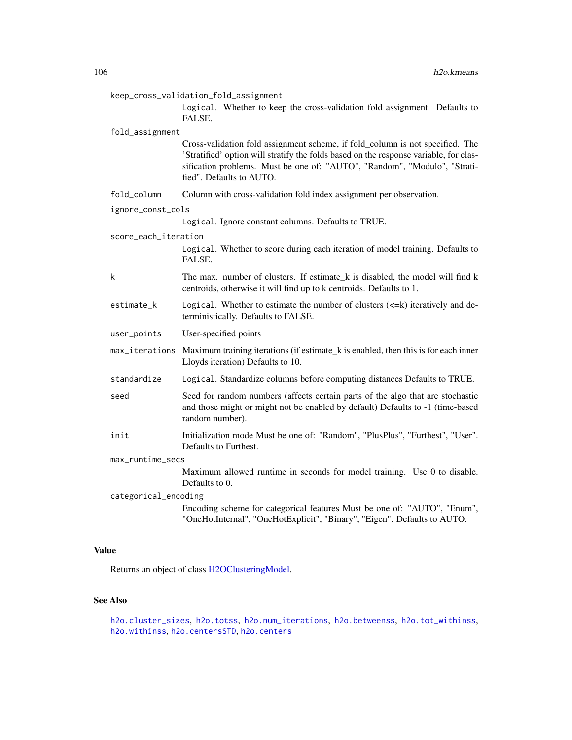keep_cross_validation_fold_assignment
: Logical. Whether to keep the cross-validation fold assignment. Defaults to FALSE.

fold_assignment
: Cross-validation fold assignment scheme, if fold_column is not specified. The 'Stratified' option will stratify the folds based on the response variable, for classification problems. Must be one of: "AUTO", "Random", "Modulo", "Stratified". Defaults to AUTO.

fold_column
: Column with cross-validation fold index assignment per observation.

ignore_const_cols
: Logical. Ignore constant columns. Defaults to TRUE.

score_each_iteration
: Logical. Whether to score during each iteration of model training. Defaults to FALSE.

k
: The max. number of clusters. If estimate_k is disabled, the model will find k centroids, otherwise it will find up to k centroids. Defaults to 1.

estimate_k
: Logical. Whether to estimate the number of clusters (<=k) iteratively and deterministically. Defaults to FALSE.

user_points
: User-specified points

max_iterations
: Maximum training iterations (if estimate_k is enabled, then this is for each inner Lloyds iteration) Defaults to 10.

standardize
: Logical. Standardize columns before computing distances Defaults to TRUE.

seed
: Seed for random numbers (affects certain parts of the algo that are stochastic and those might or might not be enabled by default) Defaults to -1 (time-based random number).

init
: Initialization mode Must be one of: "Random", "PlusPlus", "Furthest", "User". Defaults to Furthest.

max_runtime_secs
: Maximum allowed runtime in seconds for model training. Use 0 to disable. Defaults to 0.

categorical_encoding
: Encoding scheme for categorical features Must be one of: "AUTO", "Enum", "OneHotInternal", "OneHotExplicit", "Binary", "Eigen". Defaults to AUTO.

## Value

Returns an object of class H2OClusteringModel.

## See Also

h2o.cluster_sizes, h2o.totss, h2o.num_iterations, h2o.betweenss, h2o.tot_withinss, h2o.withinss, h2o.centersSTD, h2o.centers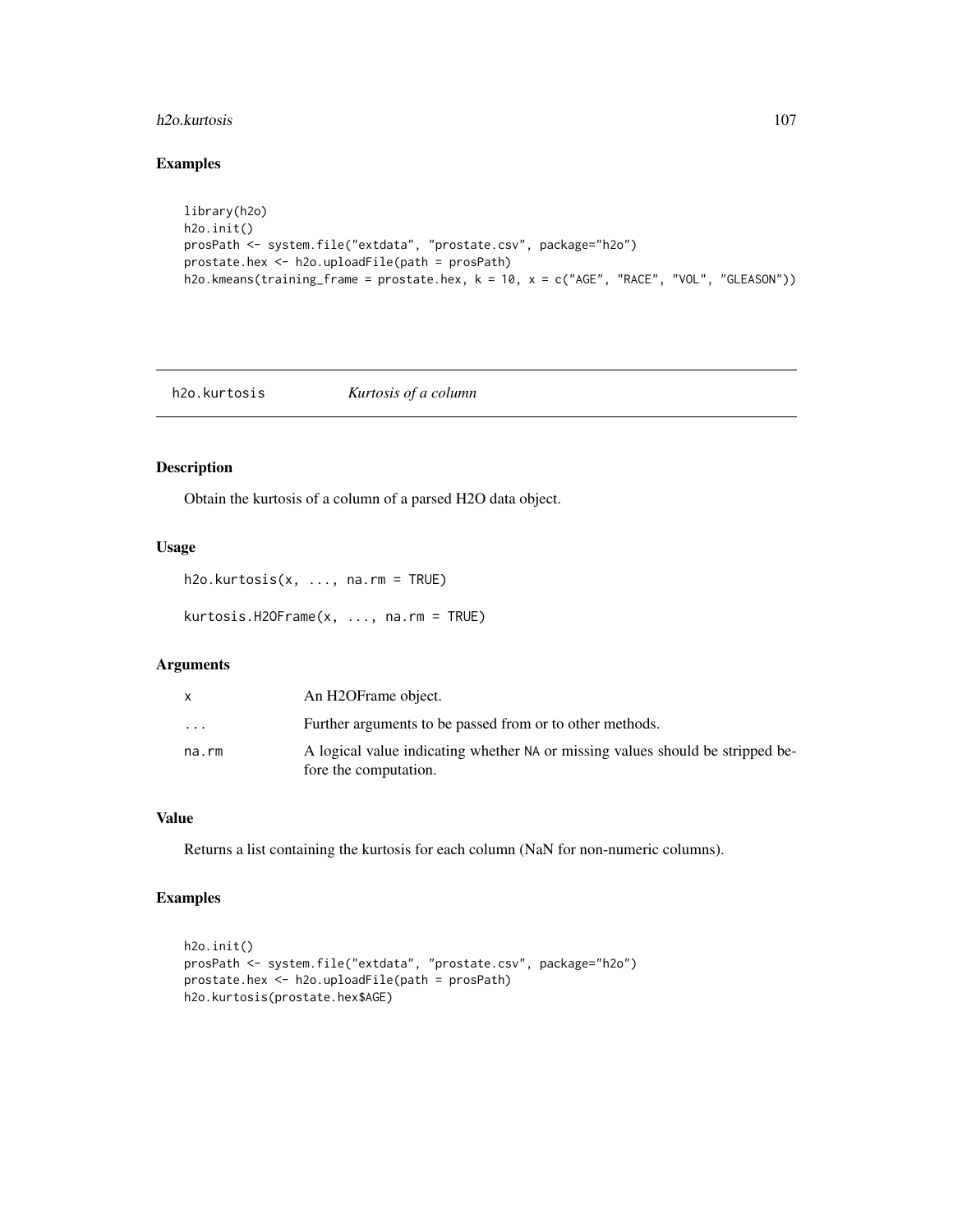## Examples

```
library(h2o)
h2o.init()
prosPath <- system.file("extdata", "prostate.csv", package="h2o")
prostate.hex <- h2o.uploadFile(path = prosPath)
h2o.kmeans(training_frame = prostate.hex, k = 10, x = c("AGE", "RACE", "VOL", "GLEASON"))
```

---

# h2o.kurtosis *Kurtosis of a column*

## Description

Obtain the kurtosis of a column of a parsed H2O data object.

## Usage

```
h2o.kurtosis(x, ..., na.rm = TRUE)

kurtosis.H2OFrame(x, ..., na.rm = TRUE)
```

## Arguments

| | |
|---|---|
| x | An H2OFrame object. |
| ... | Further arguments to be passed from or to other methods. |
| na.rm | A logical value indicating whether NA or missing values should be stripped before the computation. |

## Value

Returns a list containing the kurtosis for each column (NaN for non-numeric columns).

## Examples

```
h2o.init()
prosPath <- system.file("extdata", "prostate.csv", package="h2o")
prostate.hex <- h2o.uploadFile(path = prosPath)
h2o.kurtosis(prostate.hex$AGE)
```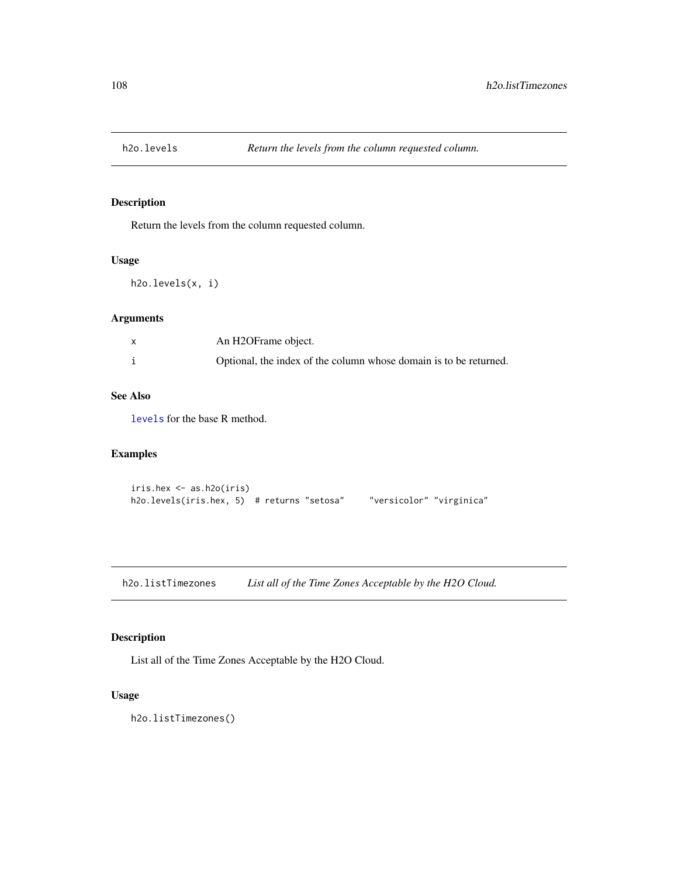## h2o.levels *Return the levels from the column requested column.*

### Description

Return the levels from the column requested column.

### Usage

```
h2o.levels(x, i)
```

### Arguments

| | |
|---|---|
| x | An H2OFrame object. |
| i | Optional, the index of the column whose domain is to be returned. |

### See Also

levels for the base R method.

### Examples

```
iris.hex <- as.h2o(iris)
h2o.levels(iris.hex, 5)  # returns "setosa"     "versicolor" "virginica"
```

## h2o.listTimezones *List all of the Time Zones Acceptable by the H2O Cloud.*

### Description

List all of the Time Zones Acceptable by the H2O Cloud.

### Usage

```
h2o.listTimezones()
```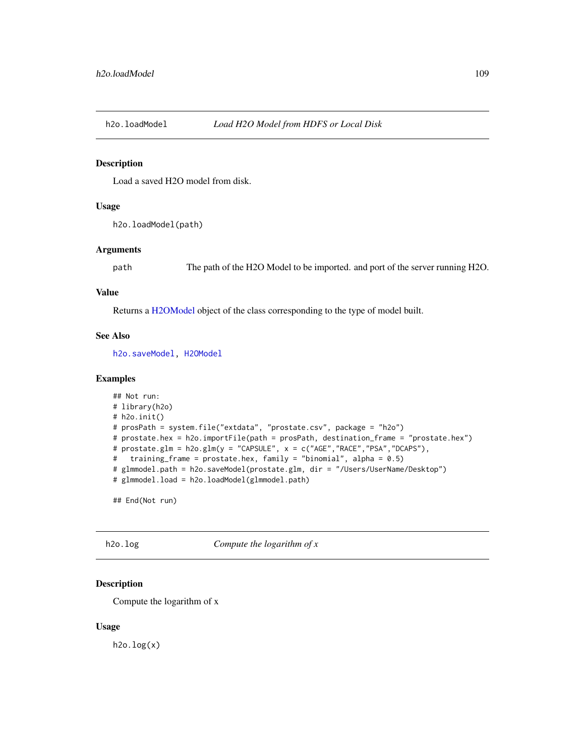## h2o.loadModel — *Load H2O Model from HDFS or Local Disk*

### Description

Load a saved H2O model from disk.

### Usage

```
h2o.loadModel(path)
```

### Arguments

| | |
|---|---|
| path | The path of the H2O Model to be imported. and port of the server running H2O. |

### Value

Returns a H2OModel object of the class corresponding to the type of model built.

### See Also

h2o.saveModel, H2OModel

### Examples

```
## Not run:
# library(h2o)
# h2o.init()
# prosPath = system.file("extdata", "prostate.csv", package = "h2o")
# prostate.hex = h2o.importFile(path = prosPath, destination_frame = "prostate.hex")
# prostate.glm = h2o.glm(y = "CAPSULE", x = c("AGE","RACE","PSA","DCAPS"),
#   training_frame = prostate.hex, family = "binomial", alpha = 0.5)
# glmmodel.path = h2o.saveModel(prostate.glm, dir = "/Users/UserName/Desktop")
# glmmodel.load = h2o.loadModel(glmmodel.path)

## End(Not run)
```

## h2o.log — *Compute the logarithm of x*

### Description

Compute the logarithm of x

### Usage

```
h2o.log(x)
```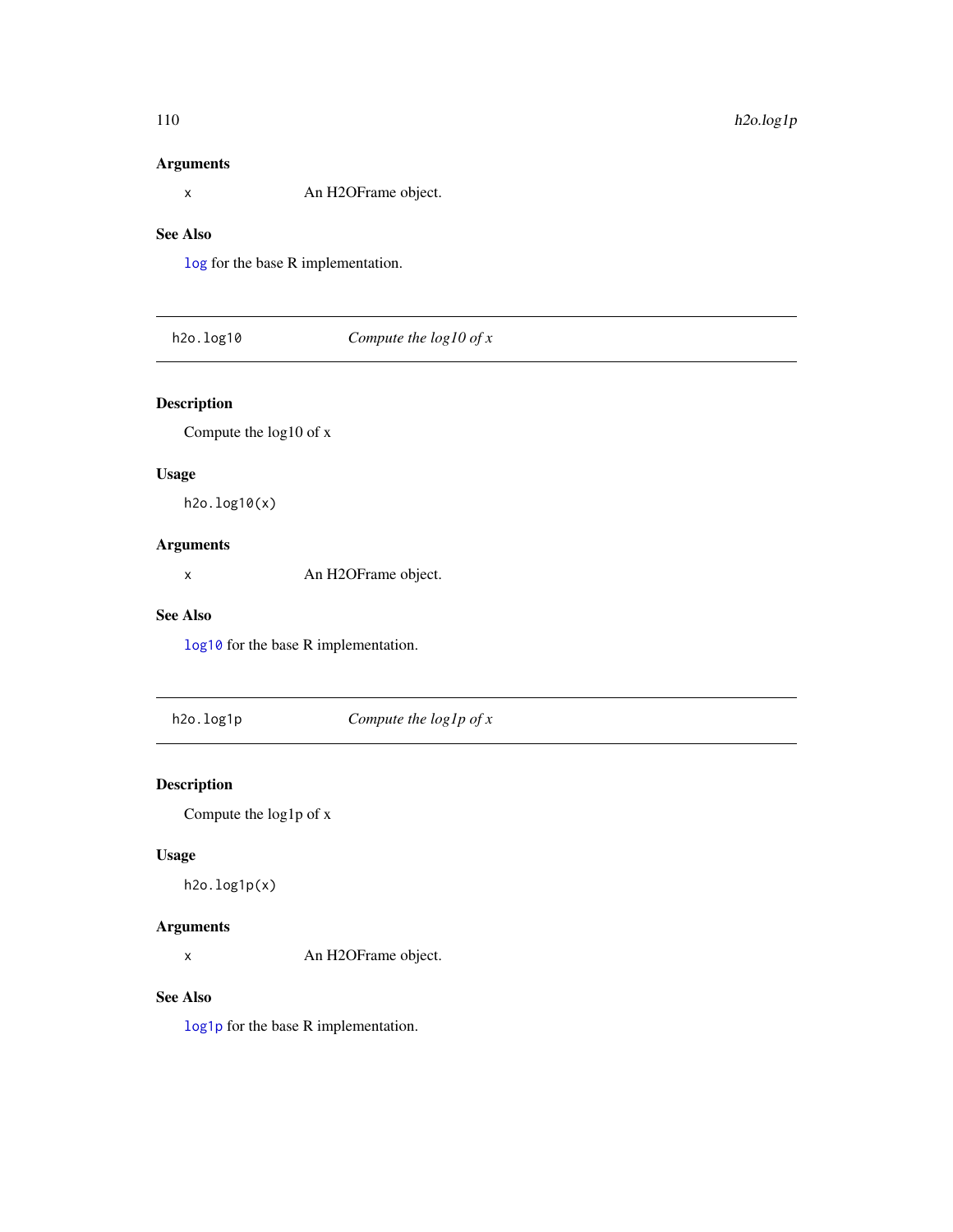## Arguments

`x` An H2OFrame object.

## See Also

`log` for the base R implementation.

---

# h2o.log10 — *Compute the log10 of x*

## Description

Compute the log10 of x

## Usage

```
h2o.log10(x)
```

## Arguments

`x` An H2OFrame object.

## See Also

`log10` for the base R implementation.

---

# h2o.log1p — *Compute the log1p of x*

## Description

Compute the log1p of x

## Usage

```
h2o.log1p(x)
```

## Arguments

`x` An H2OFrame object.

## See Also

`log1p` for the base R implementation.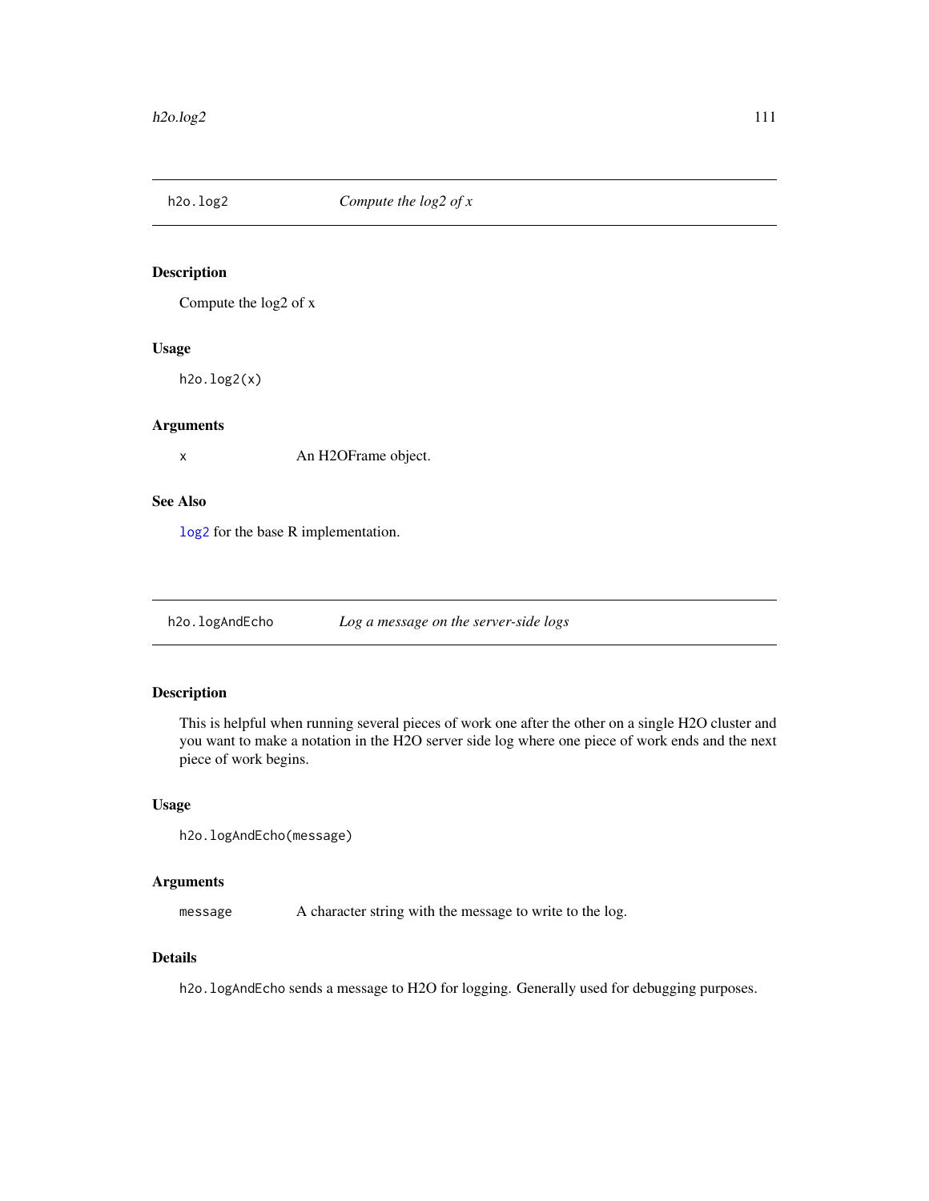## h2o.log2 — *Compute the log2 of x*

### Description

Compute the log2 of x

### Usage

```
h2o.log2(x)
```

### Arguments

| | |
|---|---|
| x | An H2OFrame object. |

### See Also

`log2` for the base R implementation.

## h2o.logAndEcho — *Log a message on the server-side logs*

### Description

This is helpful when running several pieces of work one after the other on a single H2O cluster and you want to make a notation in the H2O server side log where one piece of work ends and the next piece of work begins.

### Usage

```
h2o.logAndEcho(message)
```

### Arguments

| | |
|---|---|
| message | A character string with the message to write to the log. |

### Details

`h2o.logAndEcho` sends a message to H2O for logging. Generally used for debugging purposes.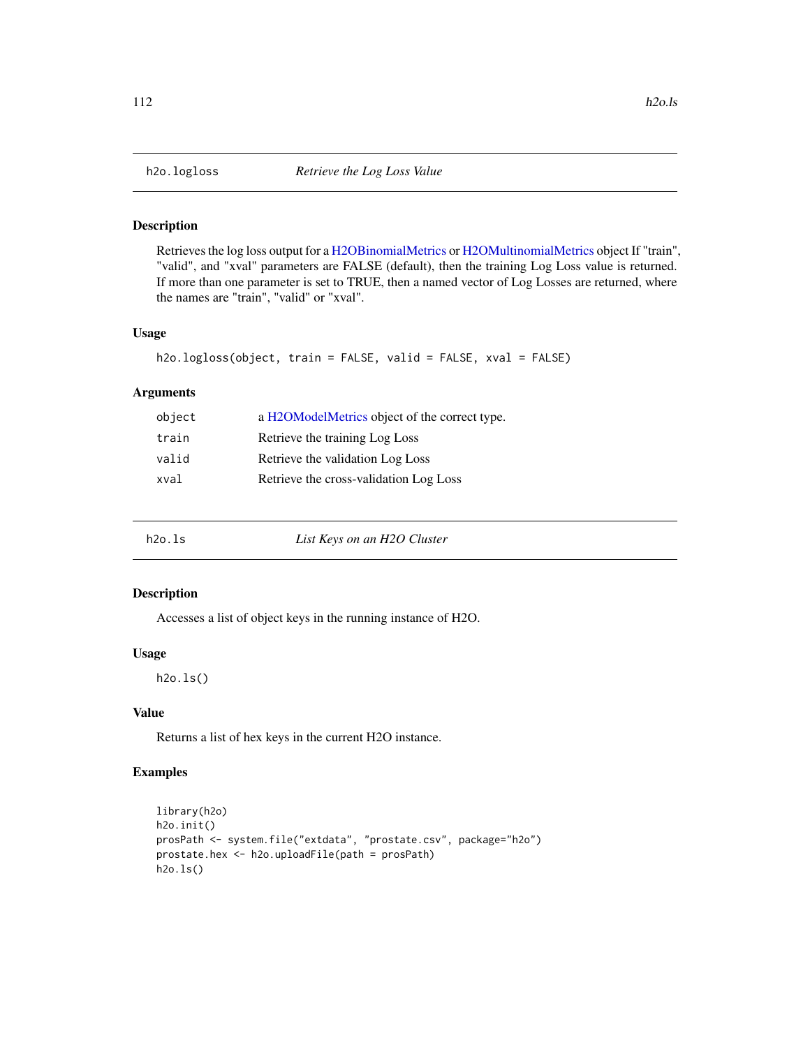## h2o.logloss — *Retrieve the Log Loss Value*

### Description

Retrieves the log loss output for a H2OBinomialMetrics or H2OMultinomialMetrics object If "train", "valid", and "xval" parameters are FALSE (default), then the training Log Loss value is returned. If more than one parameter is set to TRUE, then a named vector of Log Losses are returned, where the names are "train", "valid" or "xval".

### Usage

```
h2o.logloss(object, train = FALSE, valid = FALSE, xval = FALSE)
```

### Arguments

| | |
|---|---|
| `object` | a H2OModelMetrics object of the correct type. |
| `train` | Retrieve the training Log Loss |
| `valid` | Retrieve the validation Log Loss |
| `xval` | Retrieve the cross-validation Log Loss |

## h2o.ls — *List Keys on an H2O Cluster*

### Description

Accesses a list of object keys in the running instance of H2O.

### Usage

```
h2o.ls()
```

### Value

Returns a list of hex keys in the current H2O instance.

### Examples

```
library(h2o)
h2o.init()
prosPath <- system.file("extdata", "prostate.csv", package="h2o")
prostate.hex <- h2o.uploadFile(path = prosPath)
h2o.ls()
```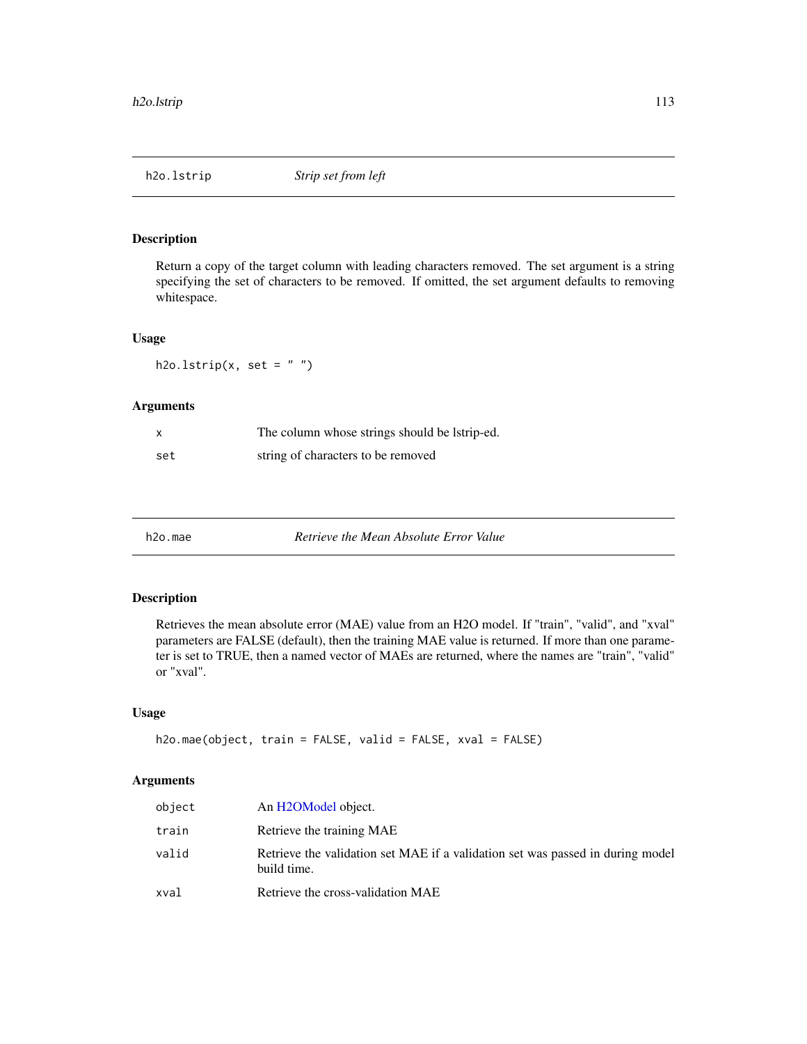## h2o.lstrip *Strip set from left*

### Description

Return a copy of the target column with leading characters removed. The set argument is a string specifying the set of characters to be removed. If omitted, the set argument defaults to removing whitespace.

### Usage

```
h2o.lstrip(x, set = " ")
```

### Arguments

| | |
|---|---|
| x | The column whose strings should be lstrip-ed. |
| set | string of characters to be removed |

## h2o.mae *Retrieve the Mean Absolute Error Value*

### Description

Retrieves the mean absolute error (MAE) value from an H2O model. If "train", "valid", and "xval" parameters are FALSE (default), then the training MAE value is returned. If more than one parameter is set to TRUE, then a named vector of MAEs are returned, where the names are "train", "valid" or "xval".

### Usage

```
h2o.mae(object, train = FALSE, valid = FALSE, xval = FALSE)
```

### Arguments

| | |
|---|---|
| object | An H2OModel object. |
| train | Retrieve the training MAE |
| valid | Retrieve the validation set MAE if a validation set was passed in during model build time. |
| xval | Retrieve the cross-validation MAE |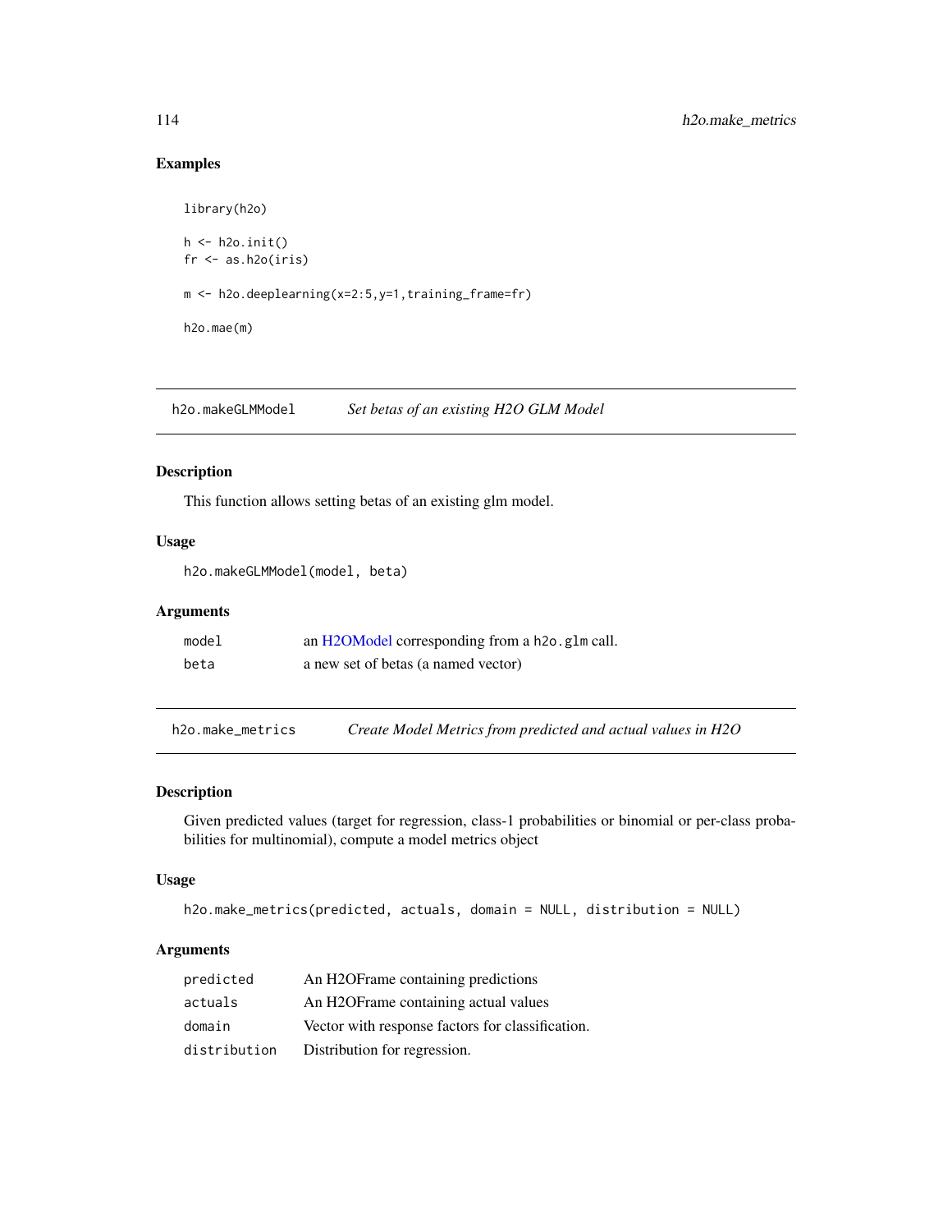### Examples

```
library(h2o)

h <- h2o.init()
fr <- as.h2o(iris)

m <- h2o.deeplearning(x=2:5,y=1,training_frame=fr)

h2o.mae(m)
```

## h2o.makeGLMModel *Set betas of an existing H2O GLM Model*

### Description

This function allows setting betas of an existing glm model.

### Usage

```
h2o.makeGLMModel(model, beta)
```

### Arguments

| | |
|---|---|
| model | an H2OModel corresponding from a h2o.glm call. |
| beta | a new set of betas (a named vector) |

## h2o.make_metrics *Create Model Metrics from predicted and actual values in H2O*

### Description

Given predicted values (target for regression, class-1 probabilities or binomial or per-class probabilities for multinomial), compute a model metrics object

### Usage

```
h2o.make_metrics(predicted, actuals, domain = NULL, distribution = NULL)
```

### Arguments

| | |
|---|---|
| predicted | An H2OFrame containing predictions |
| actuals | An H2OFrame containing actual values |
| domain | Vector with response factors for classification. |
| distribution | Distribution for regression. |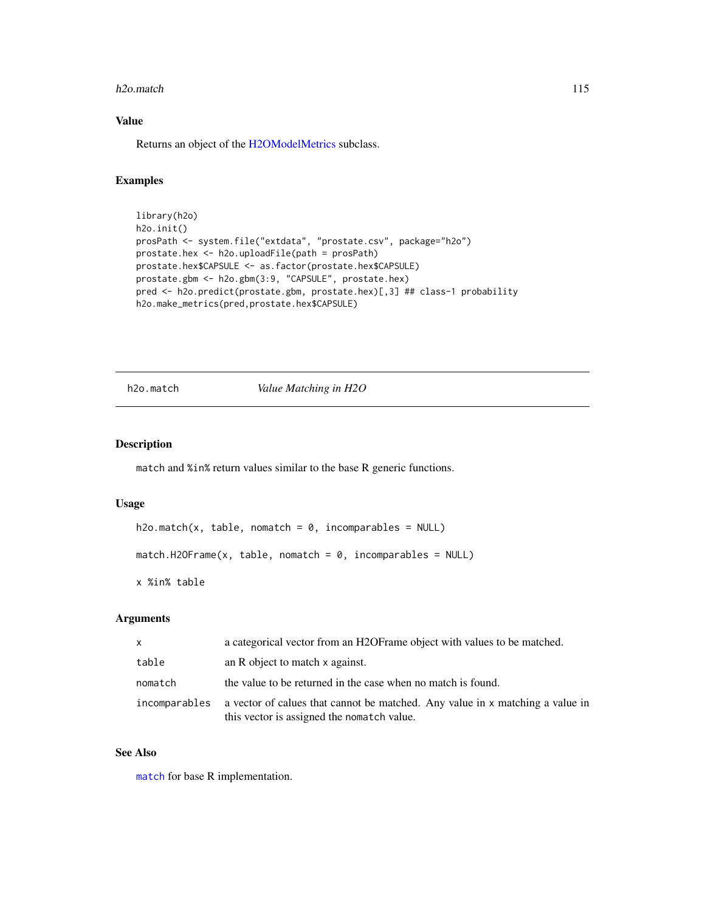## Value

Returns an object of the H2OModelMetrics subclass.

## Examples

```
library(h2o)
h2o.init()
prosPath <- system.file("extdata", "prostate.csv", package="h2o")
prostate.hex <- h2o.uploadFile(path = prosPath)
prostate.hex$CAPSULE <- as.factor(prostate.hex$CAPSULE)
prostate.gbm <- h2o.gbm(3:9, "CAPSULE", prostate.hex)
pred <- h2o.predict(prostate.gbm, prostate.hex)[,3] ## class-1 probability
h2o.make_metrics(pred,prostate.hex$CAPSULE)
```

---

# h2o.match *Value Matching in H2O*

## Description

`match` and `%in%` return values similar to the base R generic functions.

## Usage

```
h2o.match(x, table, nomatch = 0, incomparables = NULL)

match.H2OFrame(x, table, nomatch = 0, incomparables = NULL)

x %in% table
```

## Arguments

| | |
|---|---|
| `x` | a categorical vector from an H2OFrame object with values to be matched. |
| `table` | an R object to match `x` against. |
| `nomatch` | the value to be returned in the case when no match is found. |
| `incomparables` | a vector of calues that cannot be matched. Any value in `x` matching a value in this vector is assigned the `nomatch` value. |

## See Also

`match` for base R implementation.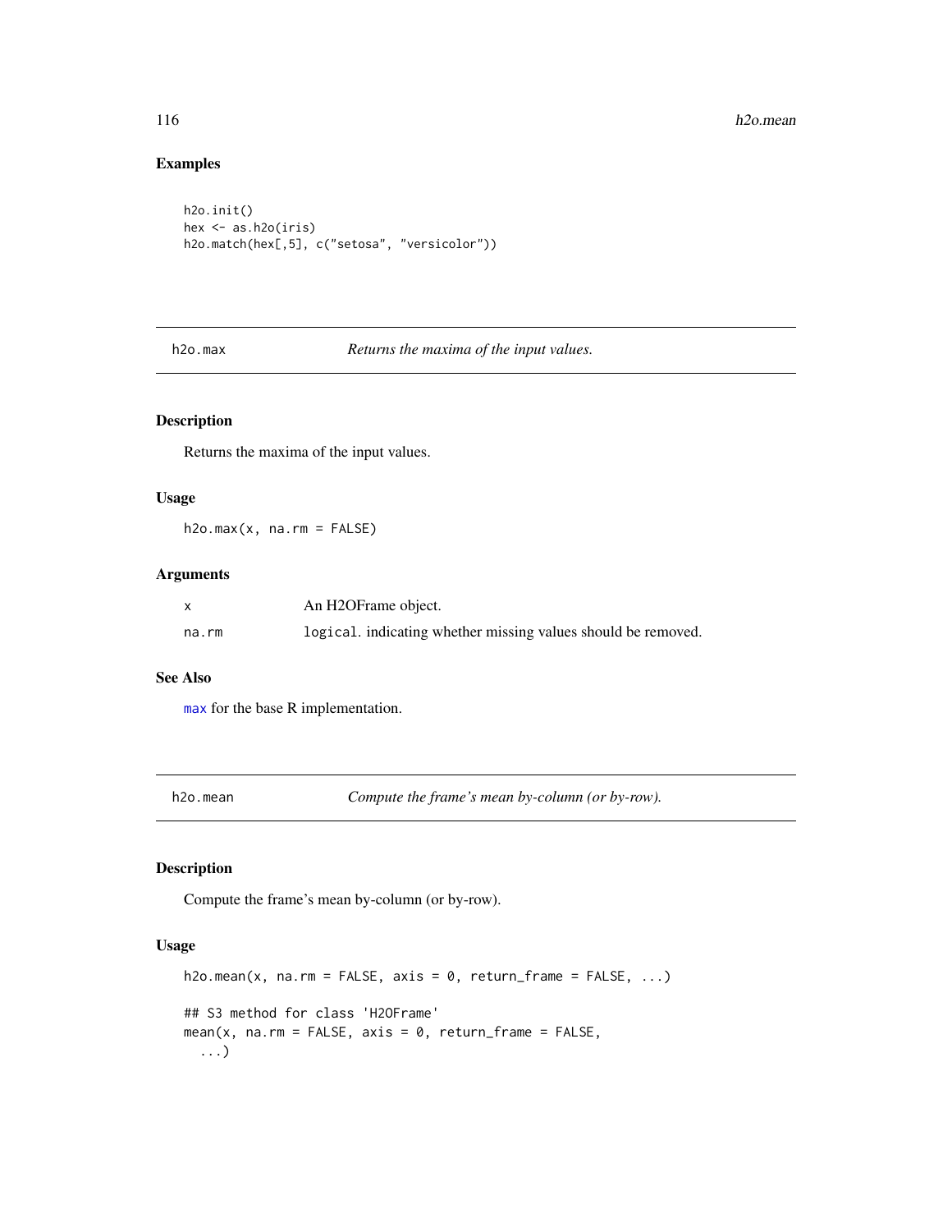## Examples

```
h2o.init()
hex <- as.h2o(iris)
h2o.match(hex[,5], c("setosa", "versicolor"))
```

---

## h2o.max — *Returns the maxima of the input values.*

### Description

Returns the maxima of the input values.

### Usage

```
h2o.max(x, na.rm = FALSE)
```

### Arguments

| | |
|---|---|
| x | An H2OFrame object. |
| na.rm | logical. indicating whether missing values should be removed. |

### See Also

max for the base R implementation.

---

## h2o.mean — *Compute the frame's mean by-column (or by-row).*

### Description

Compute the frame's mean by-column (or by-row).

### Usage

```
h2o.mean(x, na.rm = FALSE, axis = 0, return_frame = FALSE, ...)

## S3 method for class 'H2OFrame'
mean(x, na.rm = FALSE, axis = 0, return_frame = FALSE,
  ...)
```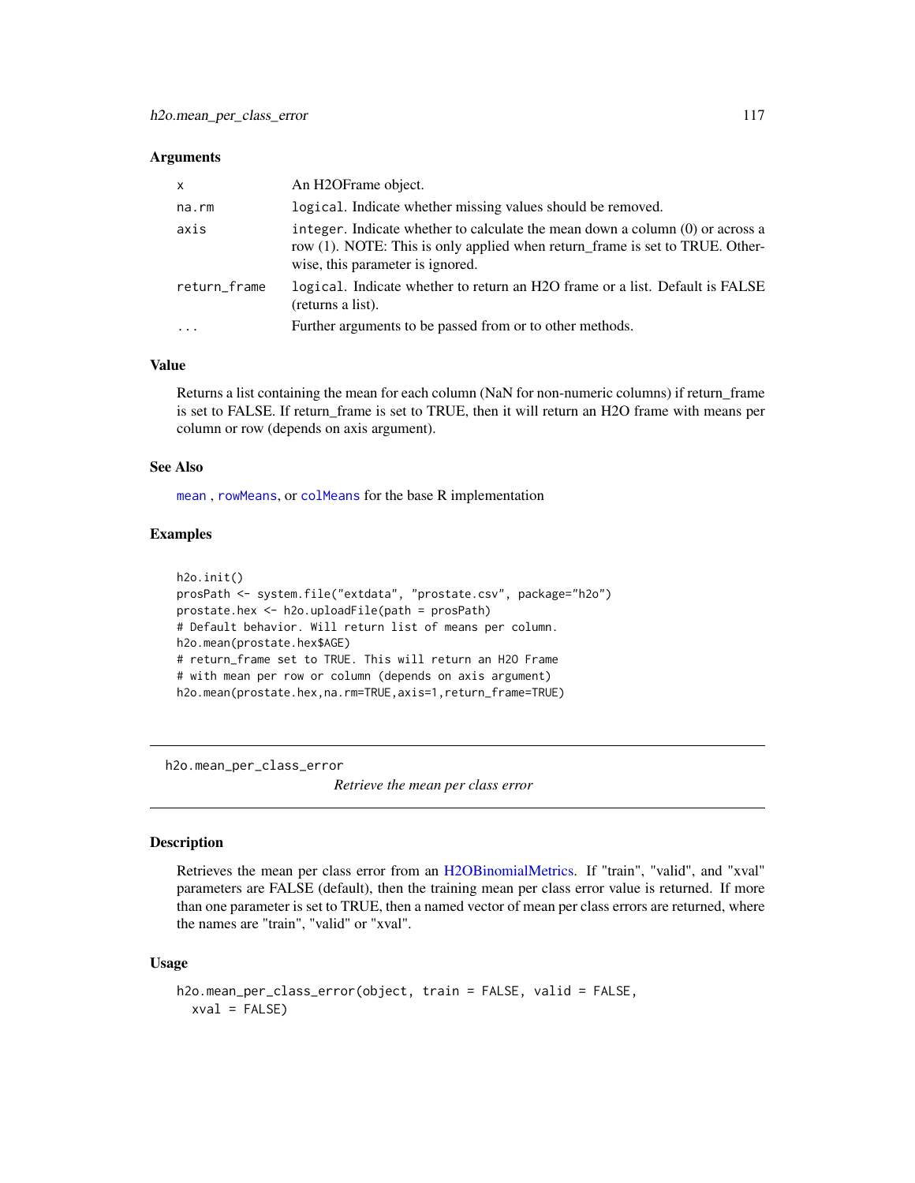### Arguments

| | |
|---|---|
| x | An H2OFrame object. |
| na.rm | `logical`. Indicate whether missing values should be removed. |
| axis | `integer`. Indicate whether to calculate the mean down a column (0) or across a row (1). NOTE: This is only applied when return_frame is set to TRUE. Otherwise, this parameter is ignored. |
| return_frame | `logical`. Indicate whether to return an H2O frame or a list. Default is FALSE (returns a list). |
| ... | Further arguments to be passed from or to other methods. |

### Value

Returns a list containing the mean for each column (NaN for non-numeric columns) if return_frame is set to FALSE. If return_frame is set to TRUE, then it will return an H2O frame with means per column or row (depends on axis argument).

### See Also

`mean` , `rowMeans`, or `colMeans` for the base R implementation

### Examples

```
h2o.init()
prosPath <- system.file("extdata", "prostate.csv", package="h2o")
prostate.hex <- h2o.uploadFile(path = prosPath)
# Default behavior. Will return list of means per column.
h2o.mean(prostate.hex$AGE)
# return_frame set to TRUE. This will return an H2O Frame
# with mean per row or column (depends on axis argument)
h2o.mean(prostate.hex,na.rm=TRUE,axis=1,return_frame=TRUE)
```

---

## h2o.mean_per_class_error

*Retrieve the mean per class error*

### Description

Retrieves the mean per class error from an H2OBinomialMetrics. If "train", "valid", and "xval" parameters are FALSE (default), then the training mean per class error value is returned. If more than one parameter is set to TRUE, then a named vector of mean per class errors are returned, where the names are "train", "valid" or "xval".

### Usage

```
h2o.mean_per_class_error(object, train = FALSE, valid = FALSE,
  xval = FALSE)
```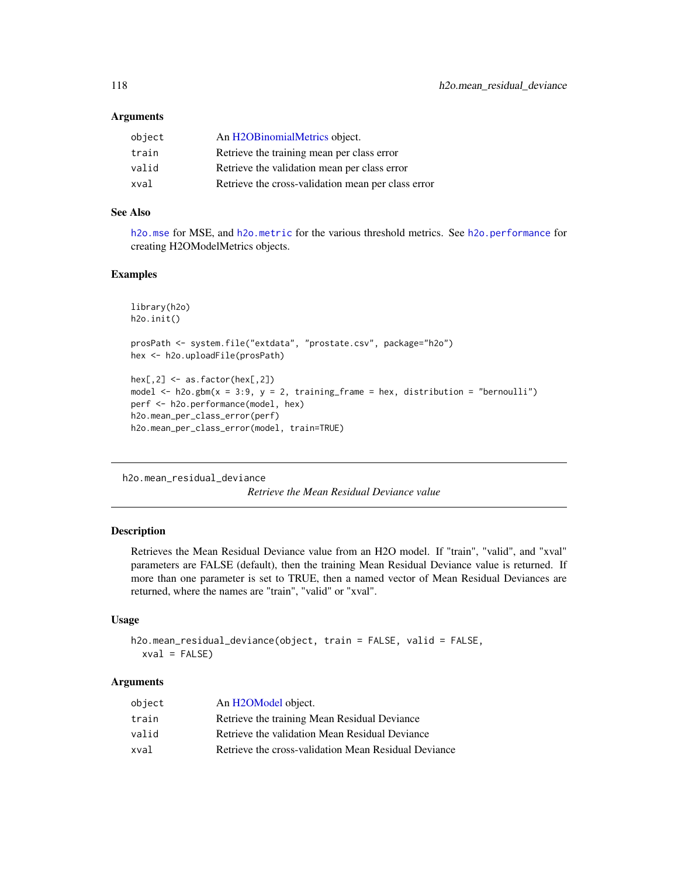### Arguments

| | |
|---|---|
| `object` | An H2OBinomialMetrics object. |
| `train` | Retrieve the training mean per class error |
| `valid` | Retrieve the validation mean per class error |
| `xval` | Retrieve the cross-validation mean per class error |

### See Also

`h2o.mse` for MSE, and `h2o.metric` for the various threshold metrics. See `h2o.performance` for creating H2OModelMetrics objects.

### Examples

```
library(h2o)
h2o.init()

prosPath <- system.file("extdata", "prostate.csv", package="h2o")
hex <- h2o.uploadFile(prosPath)

hex[,2] <- as.factor(hex[,2])
model <- h2o.gbm(x = 3:9, y = 2, training_frame = hex, distribution = "bernoulli")
perf <- h2o.performance(model, hex)
h2o.mean_per_class_error(perf)
h2o.mean_per_class_error(model, train=TRUE)
```

---

## h2o.mean_residual_deviance

*Retrieve the Mean Residual Deviance value*

---

### Description

Retrieves the Mean Residual Deviance value from an H2O model. If "train", "valid", and "xval" parameters are FALSE (default), then the training Mean Residual Deviance value is returned. If more than one parameter is set to TRUE, then a named vector of Mean Residual Deviances are returned, where the names are "train", "valid" or "xval".

### Usage

```
h2o.mean_residual_deviance(object, train = FALSE, valid = FALSE,
  xval = FALSE)
```

### Arguments

| | |
|---|---|
| `object` | An H2OModel object. |
| `train` | Retrieve the training Mean Residual Deviance |
| `valid` | Retrieve the validation Mean Residual Deviance |
| `xval` | Retrieve the cross-validation Mean Residual Deviance |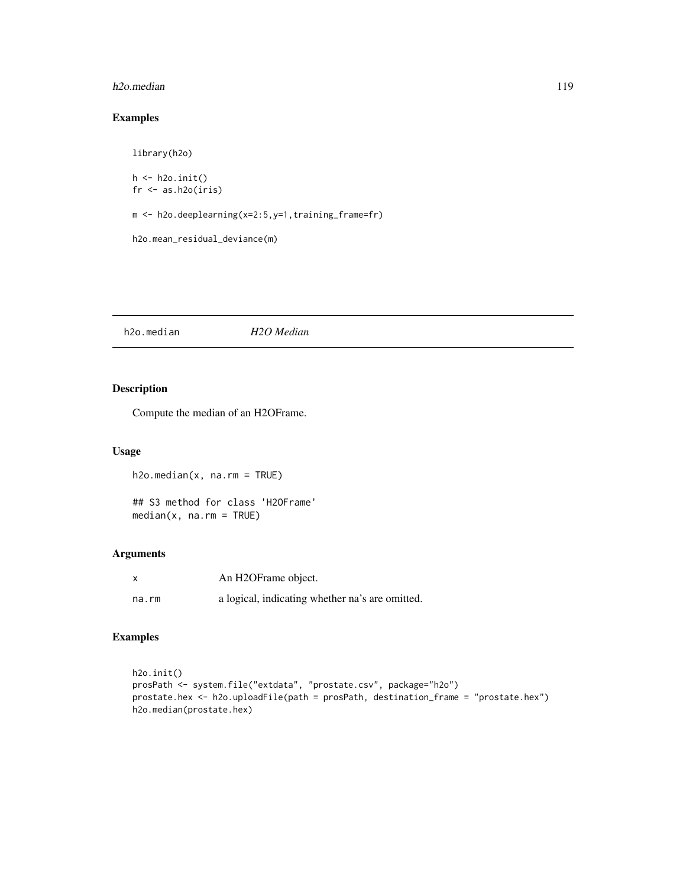## Examples

```
library(h2o)

h <- h2o.init()
fr <- as.h2o(iris)

m <- h2o.deeplearning(x=2:5,y=1,training_frame=fr)

h2o.mean_residual_deviance(m)
```

---

# h2o.median *H2O Median*

---

## Description

Compute the median of an H2OFrame.

## Usage

```
h2o.median(x, na.rm = TRUE)

## S3 method for class 'H2OFrame'
median(x, na.rm = TRUE)
```

## Arguments

| | |
|---|---|
| x | An H2OFrame object. |
| na.rm | a logical, indicating whether na's are omitted. |

## Examples

```
h2o.init()
prosPath <- system.file("extdata", "prostate.csv", package="h2o")
prostate.hex <- h2o.uploadFile(path = prosPath, destination_frame = "prostate.hex")
h2o.median(prostate.hex)
```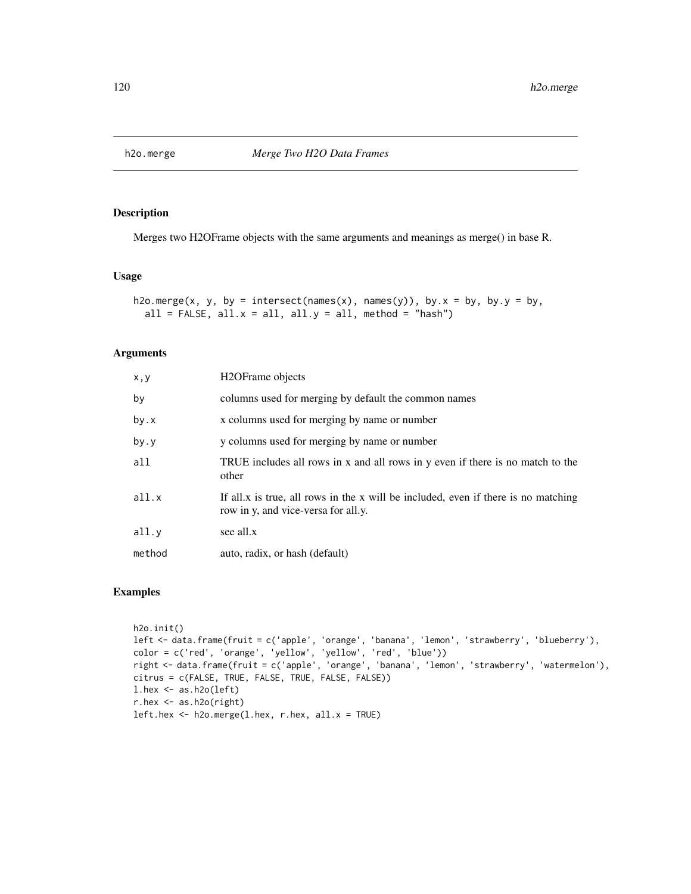## h2o.merge — *Merge Two H2O Data Frames*

### Description

Merges two H2OFrame objects with the same arguments and meanings as merge() in base R.

### Usage

```
h2o.merge(x, y, by = intersect(names(x), names(y)), by.x = by, by.y = by,
  all = FALSE, all.x = all, all.y = all, method = "hash")
```

### Arguments

| | |
|---|---|
| `x,y` | H2OFrame objects |
| `by` | columns used for merging by default the common names |
| `by.x` | x columns used for merging by name or number |
| `by.y` | y columns used for merging by name or number |
| `all` | TRUE includes all rows in x and all rows in y even if there is no match to the other |
| `all.x` | If all.x is true, all rows in the x will be included, even if there is no matching row in y, and vice-versa for all.y. |
| `all.y` | see all.x |
| `method` | auto, radix, or hash (default) |

### Examples

```
h2o.init()
left <- data.frame(fruit = c('apple', 'orange', 'banana', 'lemon', 'strawberry', 'blueberry'),
color = c('red', 'orange', 'yellow', 'yellow', 'red', 'blue'))
right <- data.frame(fruit = c('apple', 'orange', 'banana', 'lemon', 'strawberry', 'watermelon'),
citrus = c(FALSE, TRUE, FALSE, TRUE, FALSE, FALSE))
l.hex <- as.h2o(left)
r.hex <- as.h2o(right)
left.hex <- h2o.merge(l.hex, r.hex, all.x = TRUE)
```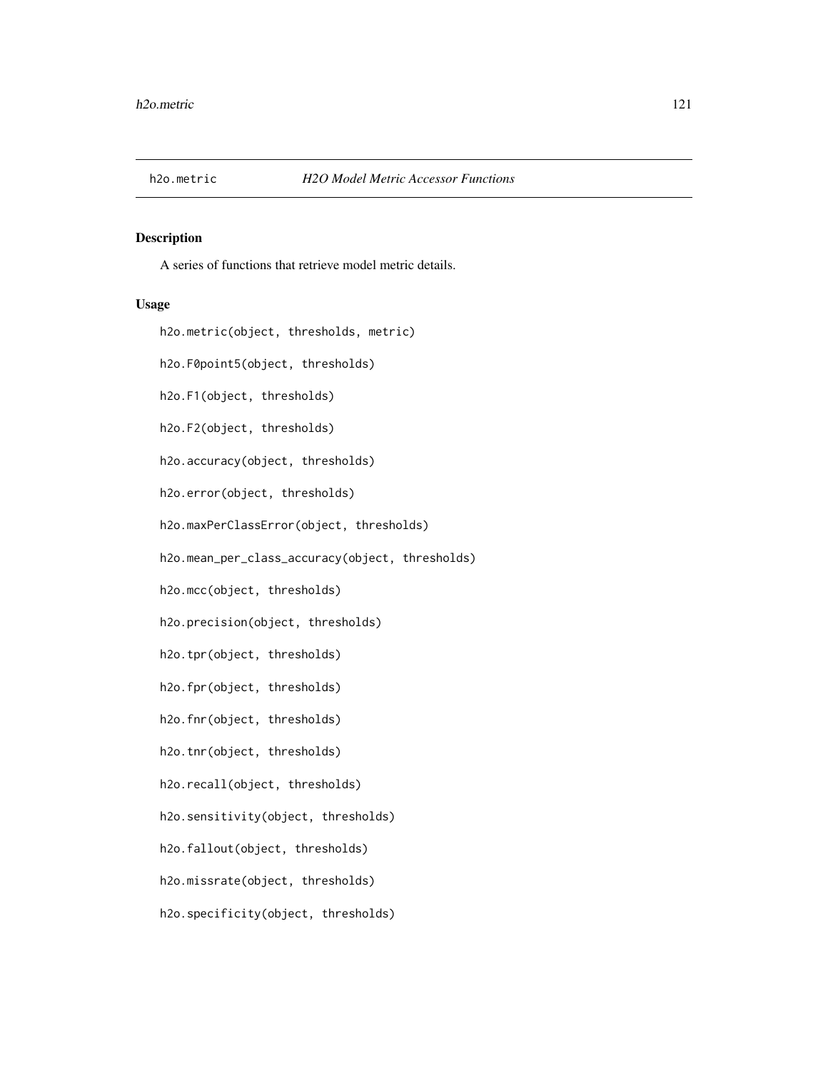## h2o.metric — *H2O Model Metric Accessor Functions*

### Description

A series of functions that retrieve model metric details.

### Usage

```
h2o.metric(object, thresholds, metric)

h2o.F0point5(object, thresholds)

h2o.F1(object, thresholds)

h2o.F2(object, thresholds)

h2o.accuracy(object, thresholds)

h2o.error(object, thresholds)

h2o.maxPerClassError(object, thresholds)

h2o.mean_per_class_accuracy(object, thresholds)

h2o.mcc(object, thresholds)

h2o.precision(object, thresholds)

h2o.tpr(object, thresholds)

h2o.fpr(object, thresholds)

h2o.fnr(object, thresholds)

h2o.tnr(object, thresholds)

h2o.recall(object, thresholds)

h2o.sensitivity(object, thresholds)

h2o.fallout(object, thresholds)

h2o.missrate(object, thresholds)

h2o.specificity(object, thresholds)
```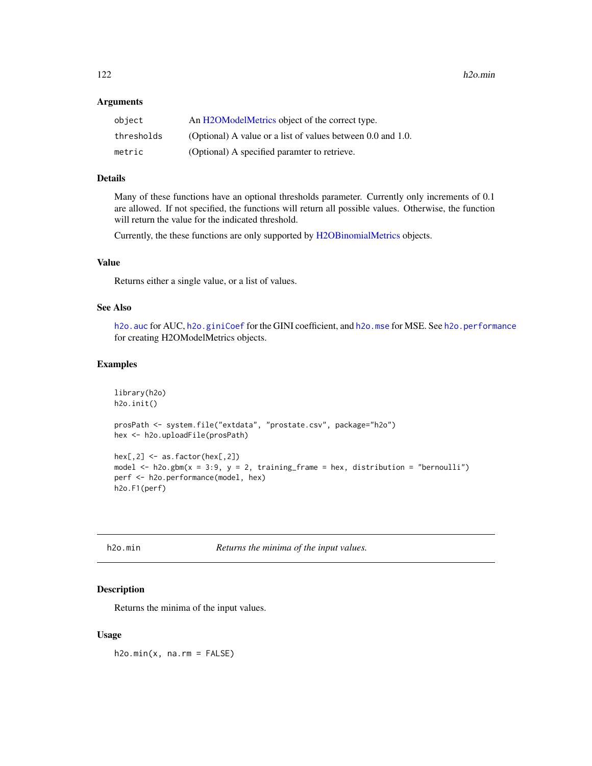### Arguments

| | |
|---|---|
| `object` | An H2OModelMetrics object of the correct type. |
| `thresholds` | (Optional) A value or a list of values between 0.0 and 1.0. |
| `metric` | (Optional) A specified paramter to retrieve. |

### Details

Many of these functions have an optional thresholds parameter. Currently only increments of 0.1 are allowed. If not specified, the functions will return all possible values. Otherwise, the function will return the value for the indicated threshold.

Currently, the these functions are only supported by H2OBinomialMetrics objects.

### Value

Returns either a single value, or a list of values.

### See Also

`h2o.auc` for AUC, `h2o.giniCoef` for the GINI coefficient, and `h2o.mse` for MSE. See `h2o.performance` for creating H2OModelMetrics objects.

### Examples

```
library(h2o)
h2o.init()

prosPath <- system.file("extdata", "prostate.csv", package="h2o")
hex <- h2o.uploadFile(prosPath)

hex[,2] <- as.factor(hex[,2])
model <- h2o.gbm(x = 3:9, y = 2, training_frame = hex, distribution = "bernoulli")
perf <- h2o.performance(model, hex)
h2o.F1(perf)
```

---

## h2o.min — *Returns the minima of the input values.*

### Description

Returns the minima of the input values.

### Usage

```
h2o.min(x, na.rm = FALSE)
```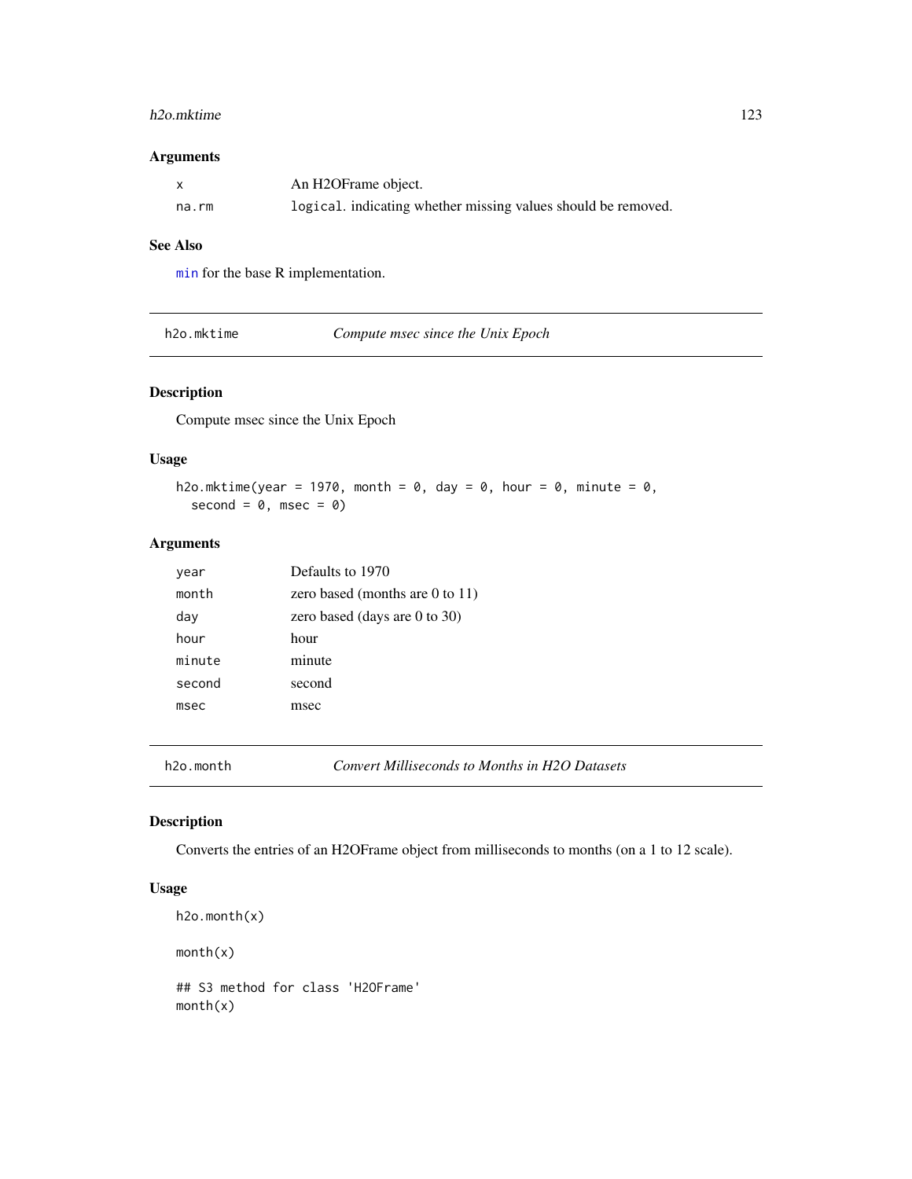### Arguments

| | |
|---|---|
| `x` | An H2OFrame object. |
| `na.rm` | `logical`. indicating whether missing values should be removed. |

### See Also

`min` for the base R implementation.

---

## h2o.mktime — *Compute msec since the Unix Epoch*

### Description

Compute msec since the Unix Epoch

### Usage

```
h2o.mktime(year = 1970, month = 0, day = 0, hour = 0, minute = 0,
  second = 0, msec = 0)
```

### Arguments

| | |
|---|---|
| `year` | Defaults to 1970 |
| `month` | zero based (months are 0 to 11) |
| `day` | zero based (days are 0 to 30) |
| `hour` | hour |
| `minute` | minute |
| `second` | second |
| `msec` | msec |

---

## h2o.month — *Convert Milliseconds to Months in H2O Datasets*

### Description

Converts the entries of an H2OFrame object from milliseconds to months (on a 1 to 12 scale).

### Usage

```
h2o.month(x)

month(x)

## S3 method for class 'H2OFrame'
month(x)
```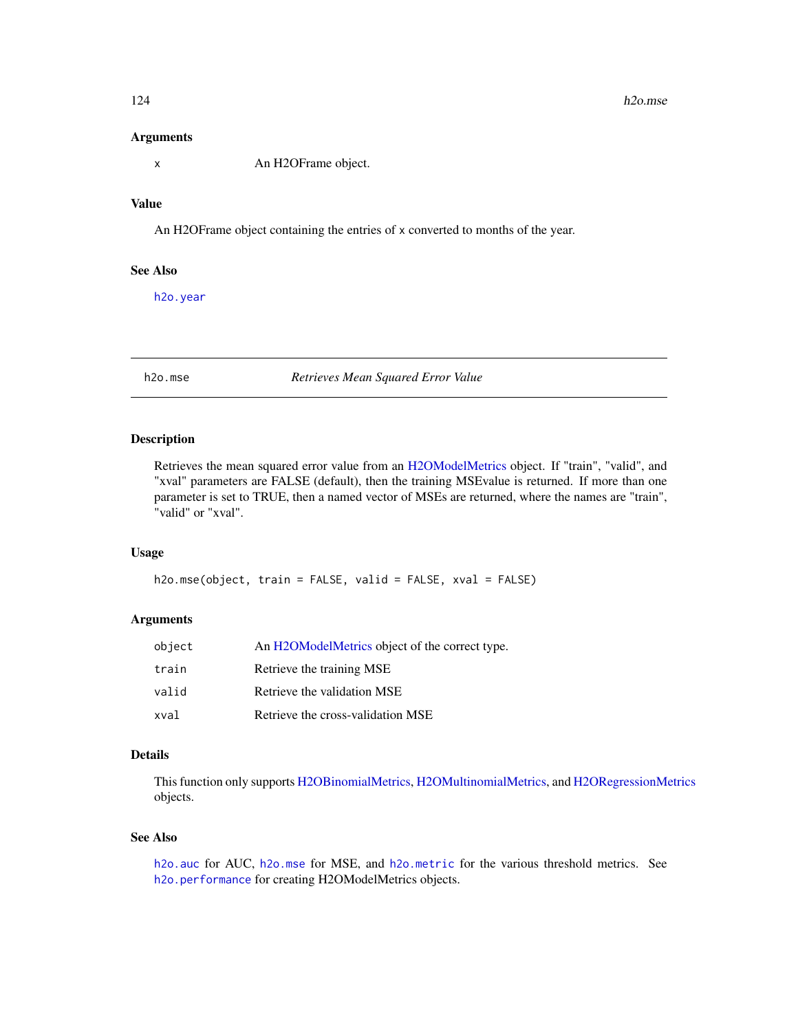### Arguments

| | |
|---|---|
| `x` | An H2OFrame object. |

### Value

An H2OFrame object containing the entries of `x` converted to months of the year.

### See Also

`h2o.year`

---

## h2o.mse — *Retrieves Mean Squared Error Value*

### Description

Retrieves the mean squared error value from an H2OModelMetrics object. If "train", "valid", and "xval" parameters are FALSE (default), then the training MSEvalue is returned. If more than one parameter is set to TRUE, then a named vector of MSEs are returned, where the names are "train", "valid" or "xval".

### Usage

```
h2o.mse(object, train = FALSE, valid = FALSE, xval = FALSE)
```

### Arguments

| | |
|---|---|
| `object` | An H2OModelMetrics object of the correct type. |
| `train` | Retrieve the training MSE |
| `valid` | Retrieve the validation MSE |
| `xval` | Retrieve the cross-validation MSE |

### Details

This function only supports H2OBinomialMetrics, H2OMultinomialMetrics, and H2ORegressionMetrics objects.

### See Also

`h2o.auc` for AUC, `h2o.mse` for MSE, and `h2o.metric` for the various threshold metrics. See `h2o.performance` for creating H2OModelMetrics objects.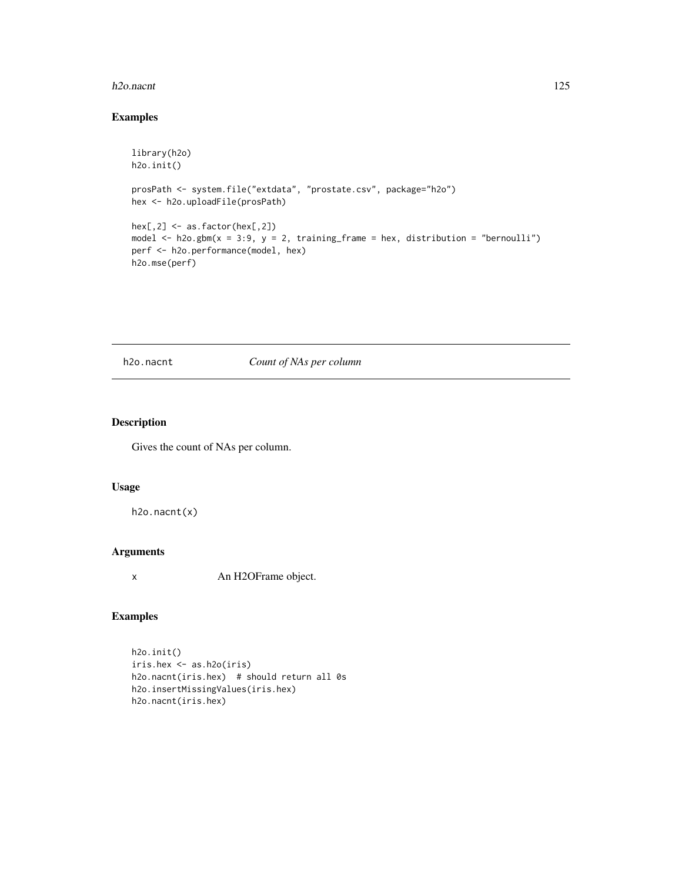## Examples

```
library(h2o)
h2o.init()

prosPath <- system.file("extdata", "prostate.csv", package="h2o")
hex <- h2o.uploadFile(prosPath)

hex[,2] <- as.factor(hex[,2])
model <- h2o.gbm(x = 3:9, y = 2, training_frame = hex, distribution = "bernoulli")
perf <- h2o.performance(model, hex)
h2o.mse(perf)
```

---

# h2o.nacnt    *Count of NAs per column*

---

## Description

Gives the count of NAs per column.

## Usage

```
h2o.nacnt(x)
```

## Arguments

| | |
|---|---|
| x | An H2OFrame object. |

## Examples

```
h2o.init()
iris.hex <- as.h2o(iris)
h2o.nacnt(iris.hex)  # should return all 0s
h2o.insertMissingValues(iris.hex)
h2o.nacnt(iris.hex)
```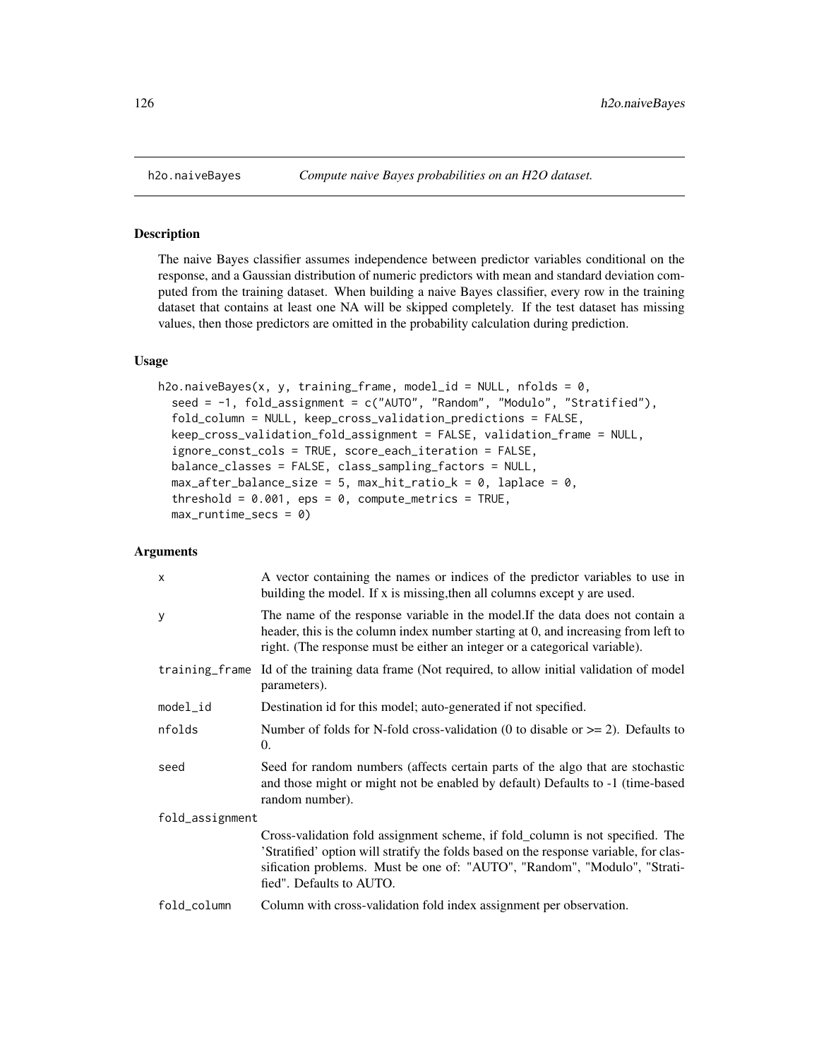## h2o.naiveBayes *Compute naive Bayes probabilities on an H2O dataset.*

### Description

The naive Bayes classifier assumes independence between predictor variables conditional on the response, and a Gaussian distribution of numeric predictors with mean and standard deviation computed from the training dataset. When building a naive Bayes classifier, every row in the training dataset that contains at least one NA will be skipped completely. If the test dataset has missing values, then those predictors are omitted in the probability calculation during prediction.

### Usage

```
h2o.naiveBayes(x, y, training_frame, model_id = NULL, nfolds = 0,
  seed = -1, fold_assignment = c("AUTO", "Random", "Modulo", "Stratified"),
  fold_column = NULL, keep_cross_validation_predictions = FALSE,
  keep_cross_validation_fold_assignment = FALSE, validation_frame = NULL,
  ignore_const_cols = TRUE, score_each_iteration = FALSE,
  balance_classes = FALSE, class_sampling_factors = NULL,
  max_after_balance_size = 5, max_hit_ratio_k = 0, laplace = 0,
  threshold = 0.001, eps = 0, compute_metrics = TRUE,
  max_runtime_secs = 0)
```

### Arguments

| | |
|---|---|
| x | A vector containing the names or indices of the predictor variables to use in building the model. If x is missing,then all columns except y are used. |
| y | The name of the response variable in the model.If the data does not contain a header, this is the column index number starting at 0, and increasing from left to right. (The response must be either an integer or a categorical variable). |
| training_frame | Id of the training data frame (Not required, to allow initial validation of model parameters). |
| model_id | Destination id for this model; auto-generated if not specified. |
| nfolds | Number of folds for N-fold cross-validation (0 to disable or >= 2). Defaults to 0. |
| seed | Seed for random numbers (affects certain parts of the algo that are stochastic and those might or might not be enabled by default) Defaults to -1 (time-based random number). |
| fold_assignment | Cross-validation fold assignment scheme, if fold_column is not specified. The 'Stratified' option will stratify the folds based on the response variable, for classification problems. Must be one of: "AUTO", "Random", "Modulo", "Stratified". Defaults to AUTO. |
| fold_column | Column with cross-validation fold index assignment per observation. |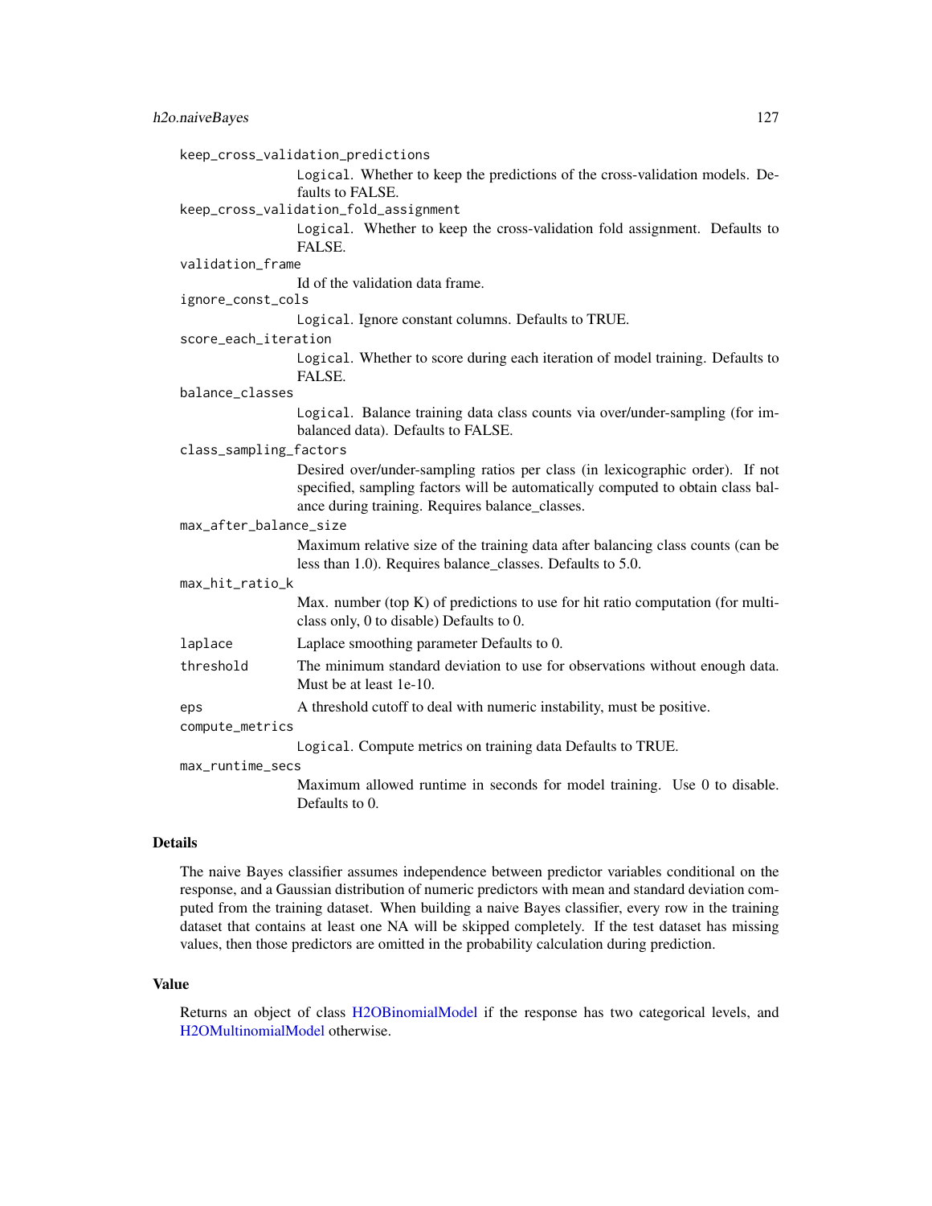`keep_cross_validation_predictions`
: `Logical`. Whether to keep the predictions of the cross-validation models. Defaults to FALSE.

`keep_cross_validation_fold_assignment`
: `Logical`. Whether to keep the cross-validation fold assignment. Defaults to FALSE.

`validation_frame`
: Id of the validation data frame.

`ignore_const_cols`
: `Logical`. Ignore constant columns. Defaults to TRUE.

`score_each_iteration`
: `Logical`. Whether to score during each iteration of model training. Defaults to FALSE.

`balance_classes`
: `Logical`. Balance training data class counts via over/under-sampling (for imbalanced data). Defaults to FALSE.

`class_sampling_factors`
: Desired over/under-sampling ratios per class (in lexicographic order). If not specified, sampling factors will be automatically computed to obtain class balance during training. Requires balance_classes.

`max_after_balance_size`
: Maximum relative size of the training data after balancing class counts (can be less than 1.0). Requires balance_classes. Defaults to 5.0.

`max_hit_ratio_k`
: Max. number (top K) of predictions to use for hit ratio computation (for multi-class only, 0 to disable) Defaults to 0.

`laplace`
: Laplace smoothing parameter Defaults to 0.

`threshold`
: The minimum standard deviation to use for observations without enough data. Must be at least 1e-10.

`eps`
: A threshold cutoff to deal with numeric instability, must be positive.

`compute_metrics`
: `Logical`. Compute metrics on training data Defaults to TRUE.

`max_runtime_secs`
: Maximum allowed runtime in seconds for model training. Use 0 to disable. Defaults to 0.

## Details

The naive Bayes classifier assumes independence between predictor variables conditional on the response, and a Gaussian distribution of numeric predictors with mean and standard deviation computed from the training dataset. When building a naive Bayes classifier, every row in the training dataset that contains at least one NA will be skipped completely. If the test dataset has missing values, then those predictors are omitted in the probability calculation during prediction.

## Value

Returns an object of class H2OBinomialModel if the response has two categorical levels, and H2OMultinomialModel otherwise.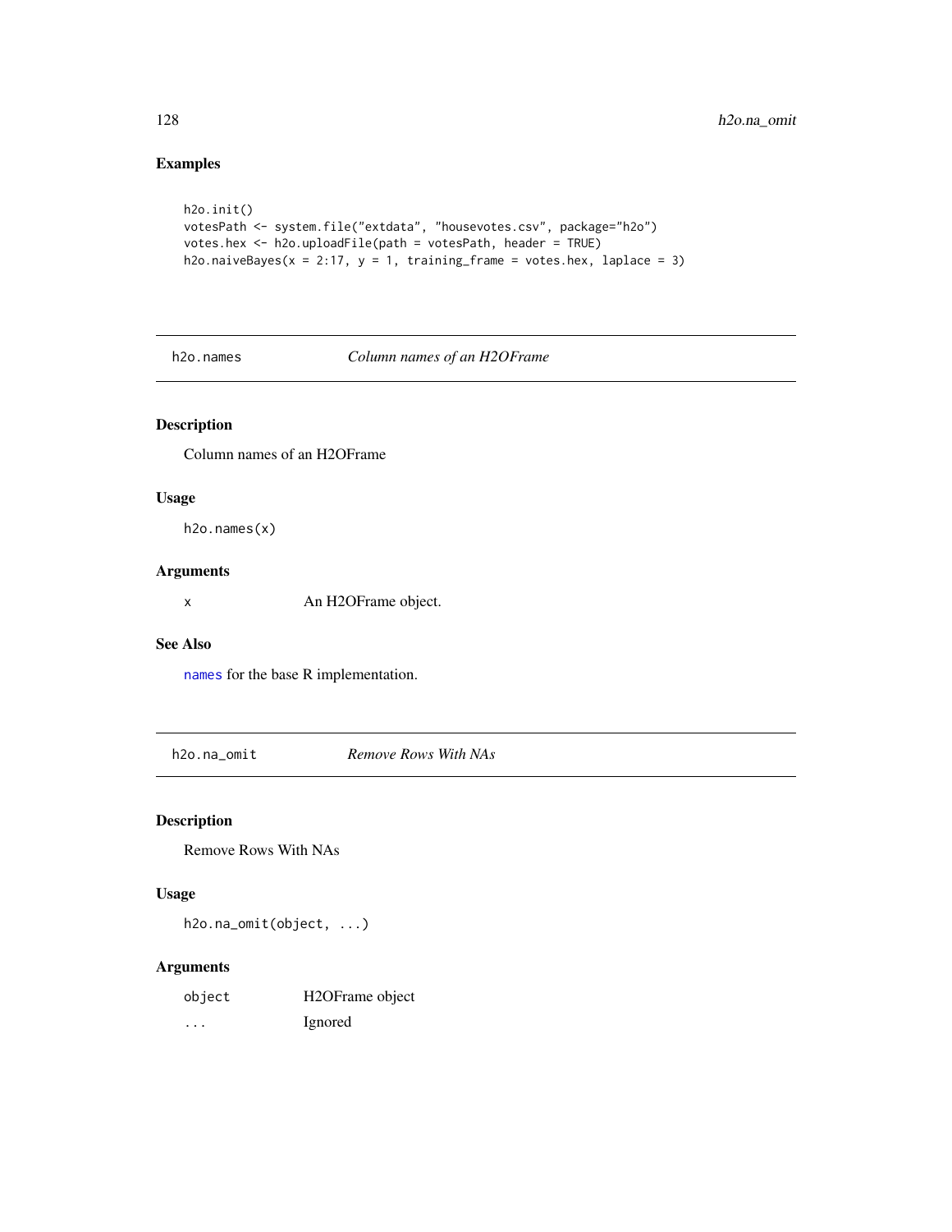## Examples

```
h2o.init()
votesPath <- system.file("extdata", "housevotes.csv", package="h2o")
votes.hex <- h2o.uploadFile(path = votesPath, header = TRUE)
h2o.naiveBayes(x = 2:17, y = 1, training_frame = votes.hex, laplace = 3)
```

---

# h2o.names *Column names of an H2OFrame*

---

## Description

Column names of an H2OFrame

## Usage

```
h2o.names(x)
```

## Arguments

| | |
|---|---|
| x | An H2OFrame object. |

## See Also

names for the base R implementation.

---

# h2o.na_omit *Remove Rows With NAs*

---

## Description

Remove Rows With NAs

## Usage

```
h2o.na_omit(object, ...)
```

## Arguments

| | |
|---|---|
| object | H2OFrame object |
| ... | Ignored |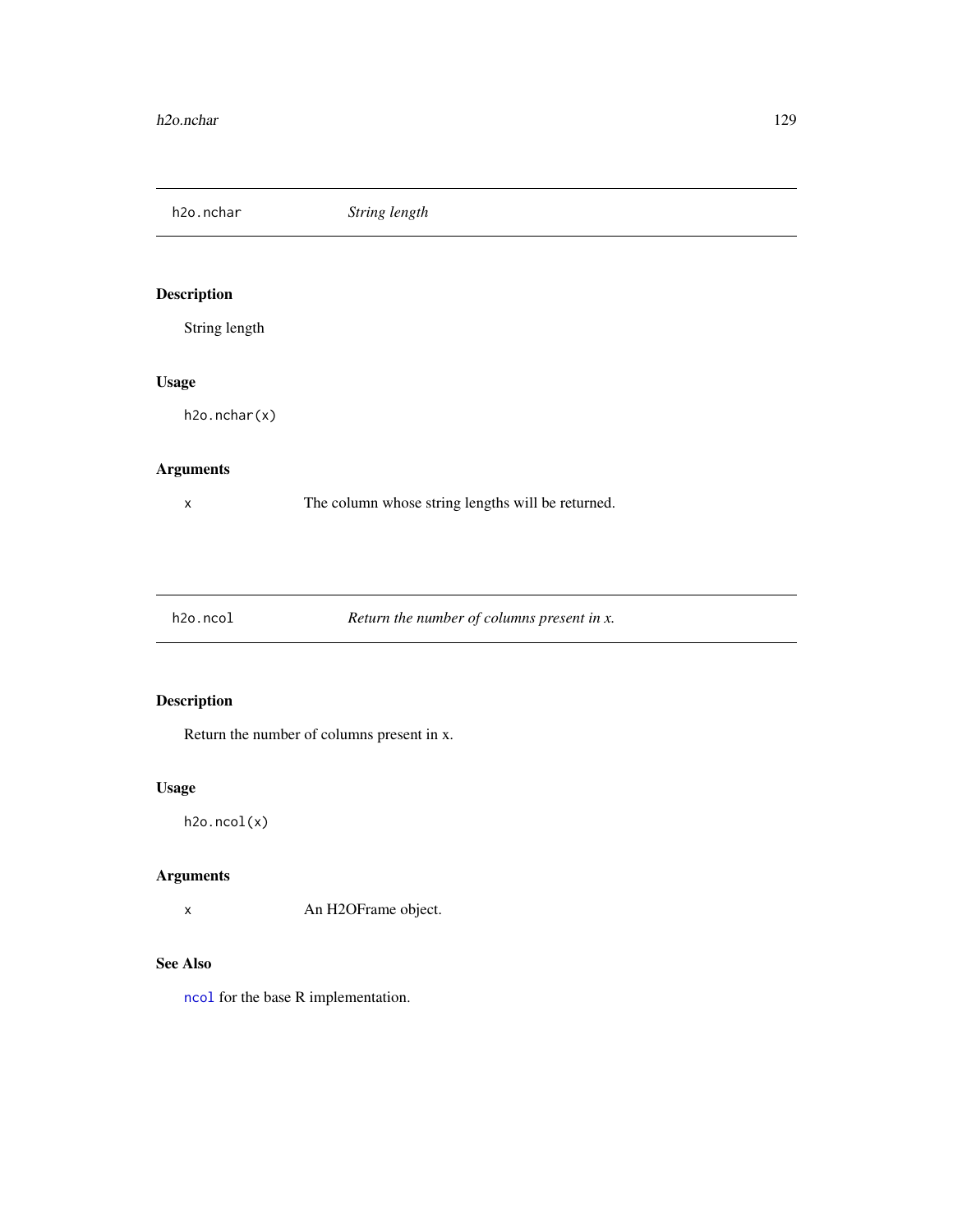## h2o.nchar — *String length*

### Description

String length

### Usage

```
h2o.nchar(x)
```

### Arguments

| | |
|---|---|
| x | The column whose string lengths will be returned. |

## h2o.ncol — *Return the number of columns present in x.*

### Description

Return the number of columns present in x.

### Usage

```
h2o.ncol(x)
```

### Arguments

| | |
|---|---|
| x | An H2OFrame object. |

### See Also

`ncol` for the base R implementation.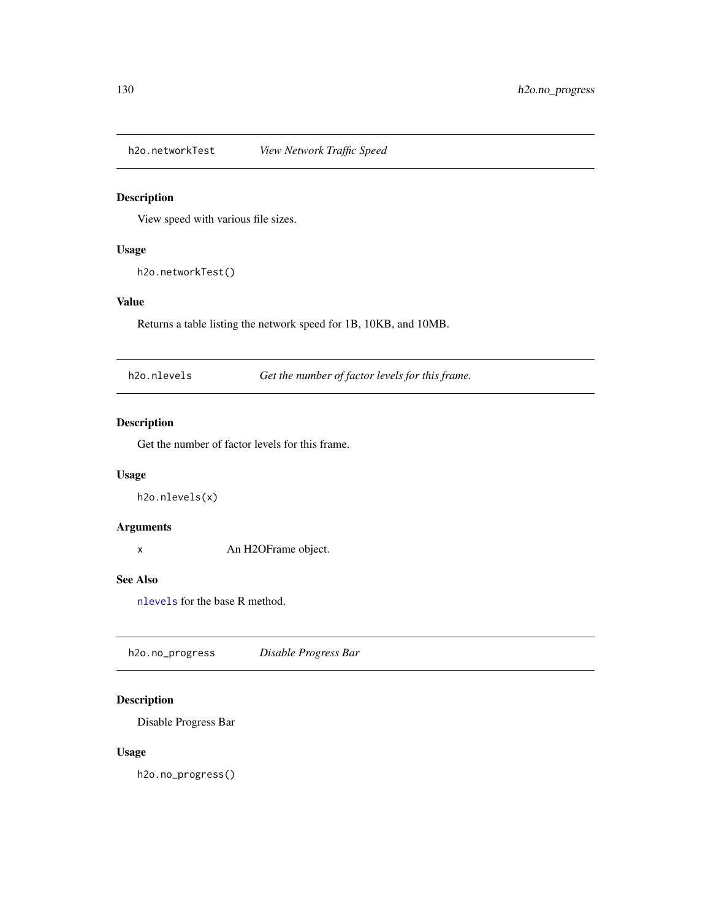## h2o.networkTest    *View Network Traffic Speed*

### Description

View speed with various file sizes.

### Usage

```
h2o.networkTest()
```

### Value

Returns a table listing the network speed for 1B, 10KB, and 10MB.

## h2o.nlevels    *Get the number of factor levels for this frame.*

### Description

Get the number of factor levels for this frame.

### Usage

```
h2o.nlevels(x)
```

### Arguments

| | |
|---|---|
| x | An H2OFrame object. |

### See Also

`nlevels` for the base R method.

## h2o.no_progress    *Disable Progress Bar*

### Description

Disable Progress Bar

### Usage

```
h2o.no_progress()
```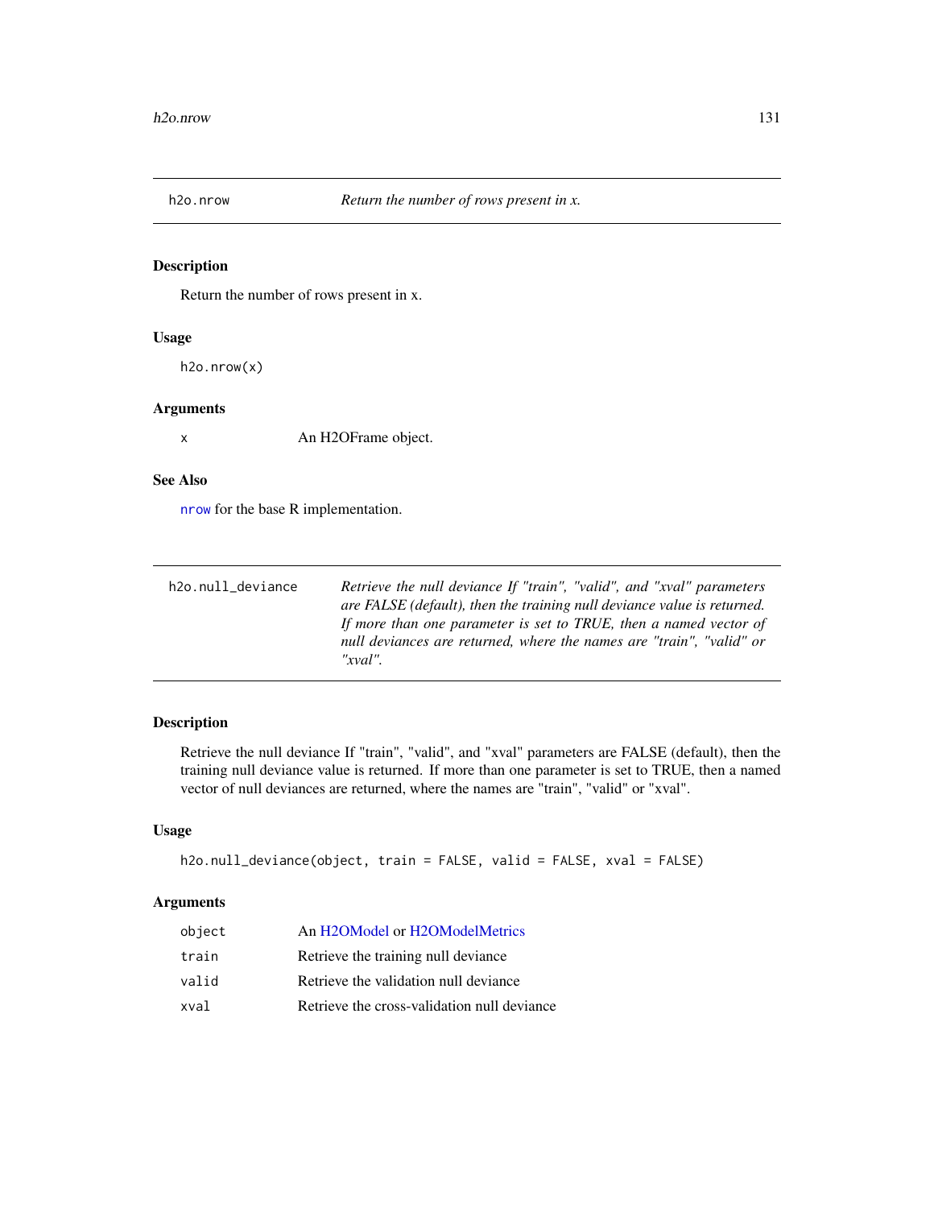## h2o.nrow — *Return the number of rows present in x.*

### Description

Return the number of rows present in x.

### Usage

```
h2o.nrow(x)
```

### Arguments

| | |
|---|---|
| x | An H2OFrame object. |

### See Also

nrow for the base R implementation.

## h2o.null_deviance — *Retrieve the null deviance If "train", "valid", and "xval" parameters are FALSE (default), then the training null deviance value is returned. If more than one parameter is set to TRUE, then a named vector of null deviances are returned, where the names are "train", "valid" or "xval".*

### Description

Retrieve the null deviance If "train", "valid", and "xval" parameters are FALSE (default), then the training null deviance value is returned. If more than one parameter is set to TRUE, then a named vector of null deviances are returned, where the names are "train", "valid" or "xval".

### Usage

```
h2o.null_deviance(object, train = FALSE, valid = FALSE, xval = FALSE)
```

### Arguments

| | |
|---|---|
| object | An H2OModel or H2OModelMetrics |
| train | Retrieve the training null deviance |
| valid | Retrieve the validation null deviance |
| xval | Retrieve the cross-validation null deviance |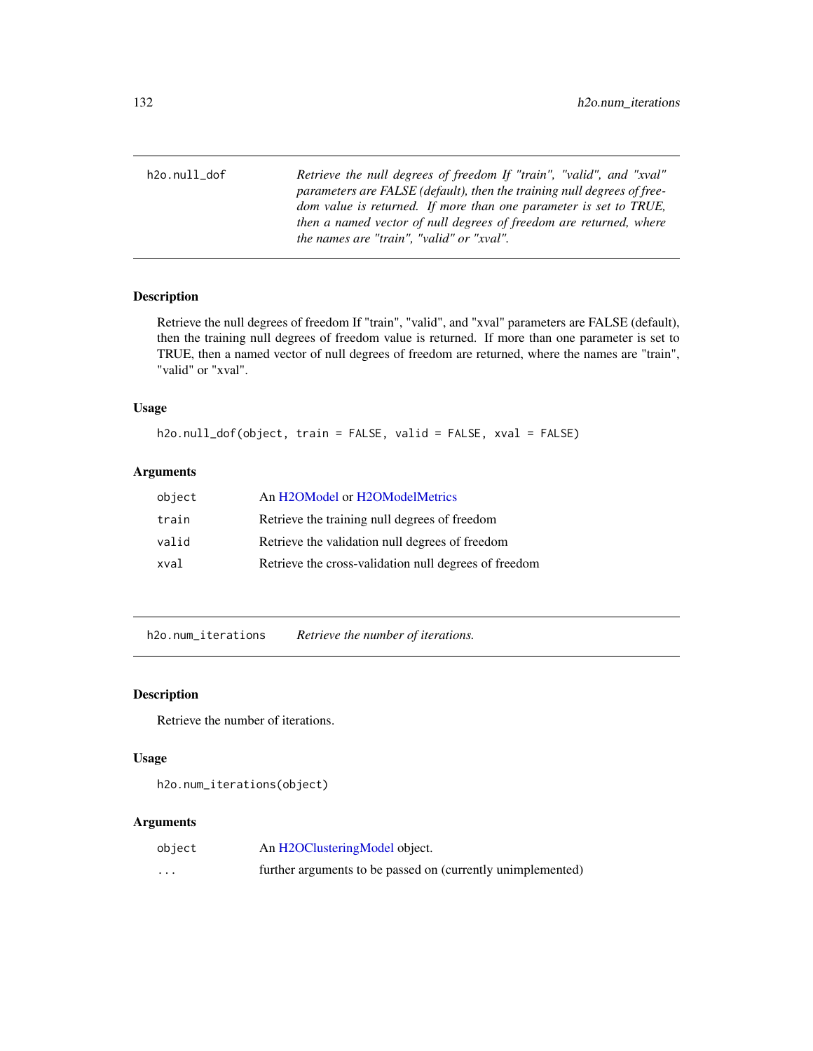| h2o.null_dof | *Retrieve the null degrees of freedom If "train", "valid", and "xval" parameters are FALSE (default), then the training null degrees of freedom value is returned. If more than one parameter is set to TRUE, then a named vector of null degrees of freedom are returned, where the names are "train", "valid" or "xval".* |
|---|---|

## Description

Retrieve the null degrees of freedom If "train", "valid", and "xval" parameters are FALSE (default), then the training null degrees of freedom value is returned. If more than one parameter is set to TRUE, then a named vector of null degrees of freedom are returned, where the names are "train", "valid" or "xval".

## Usage

```
h2o.null_dof(object, train = FALSE, valid = FALSE, xval = FALSE)
```

## Arguments

| | |
|---|---|
| object | An H2OModel or H2OModelMetrics |
| train | Retrieve the training null degrees of freedom |
| valid | Retrieve the validation null degrees of freedom |
| xval | Retrieve the cross-validation null degrees of freedom |

| h2o.num_iterations | *Retrieve the number of iterations.* |
|---|---|

## Description

Retrieve the number of iterations.

## Usage

```
h2o.num_iterations(object)
```

## Arguments

| | |
|---|---|
| object | An H2OClusteringModel object. |
| ... | further arguments to be passed on (currently unimplemented) |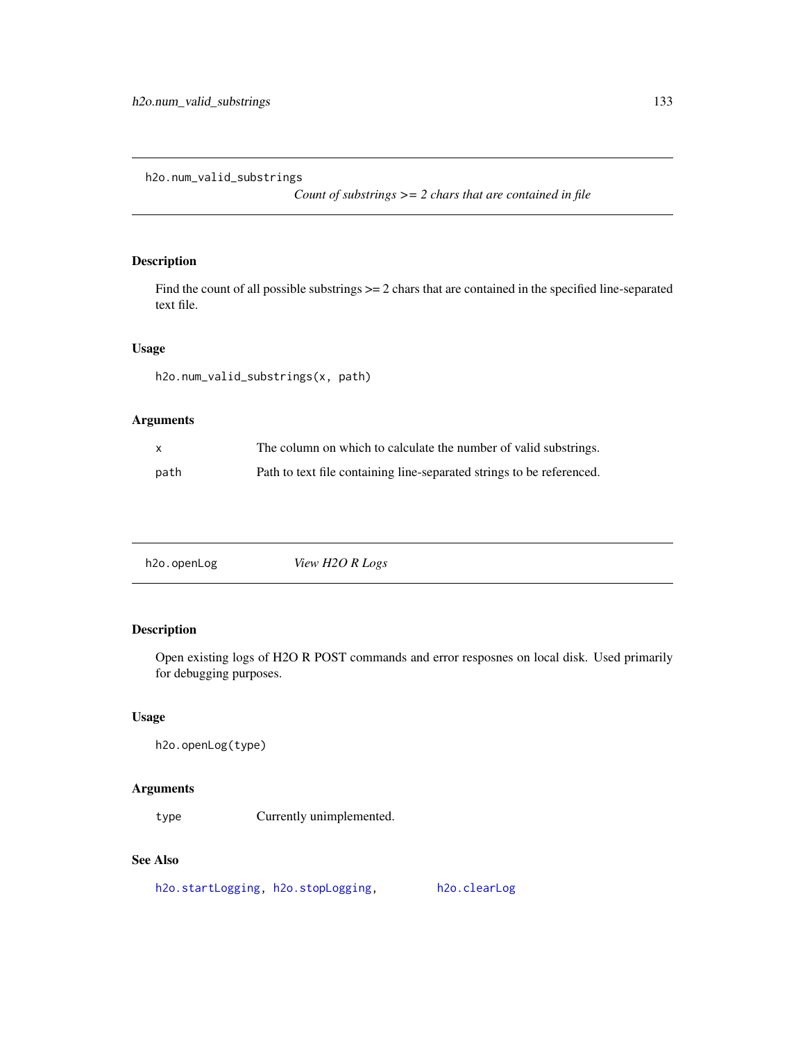## h2o.num_valid_substrings

*Count of substrings >= 2 chars that are contained in file*

### Description

Find the count of all possible substrings >= 2 chars that are contained in the specified line-separated text file.

### Usage

```
h2o.num_valid_substrings(x, path)
```

### Arguments

| | |
|---|---|
| `x` | The column on which to calculate the number of valid substrings. |
| `path` | Path to text file containing line-separated strings to be referenced. |

## h2o.openLog

*View H2O R Logs*

### Description

Open existing logs of H2O R POST commands and error resposnes on local disk. Used primarily for debugging purposes.

### Usage

```
h2o.openLog(type)
```

### Arguments

| | |
|---|---|
| `type` | Currently unimplemented. |

### See Also

`h2o.startLogging`, `h2o.stopLogging`, `h2o.clearLog`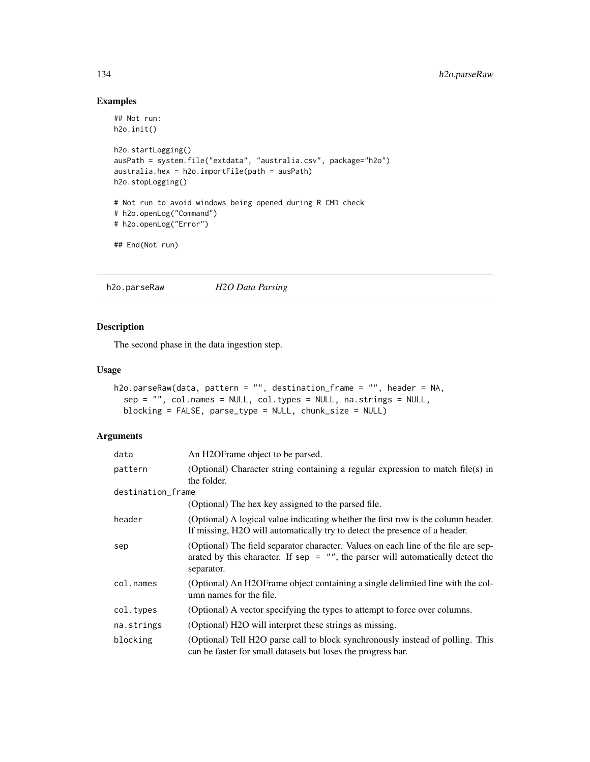## Examples

```
## Not run:
h2o.init()

h2o.startLogging()
ausPath = system.file("extdata", "australia.csv", package="h2o")
australia.hex = h2o.importFile(path = ausPath)
h2o.stopLogging()

# Not run to avoid windows being opened during R CMD check
# h2o.openLog("Command")
# h2o.openLog("Error")

## End(Not run)
```

---

# h2o.parseRaw — *H2O Data Parsing*

## Description

The second phase in the data ingestion step.

## Usage

```
h2o.parseRaw(data, pattern = "", destination_frame = "", header = NA,
  sep = "", col.names = NULL, col.types = NULL, na.strings = NULL,
  blocking = FALSE, parse_type = NULL, chunk_size = NULL)
```

## Arguments

| | |
|---|---|
| data | An H2OFrame object to be parsed. |
| pattern | (Optional) Character string containing a regular expression to match file(s) in the folder. |
| destination_frame | (Optional) The hex key assigned to the parsed file. |
| header | (Optional) A logical value indicating whether the first row is the column header. If missing, H2O will automatically try to detect the presence of a header. |
| sep | (Optional) The field separator character. Values on each line of the file are separated by this character. If `sep = ""`, the parser will automatically detect the separator. |
| col.names | (Optional) An H2OFrame object containing a single delimited line with the column names for the file. |
| col.types | (Optional) A vector specifying the types to attempt to force over columns. |
| na.strings | (Optional) H2O will interpret these strings as missing. |
| blocking | (Optional) Tell H2O parse call to block synchronously instead of polling. This can be faster for small datasets but loses the progress bar. |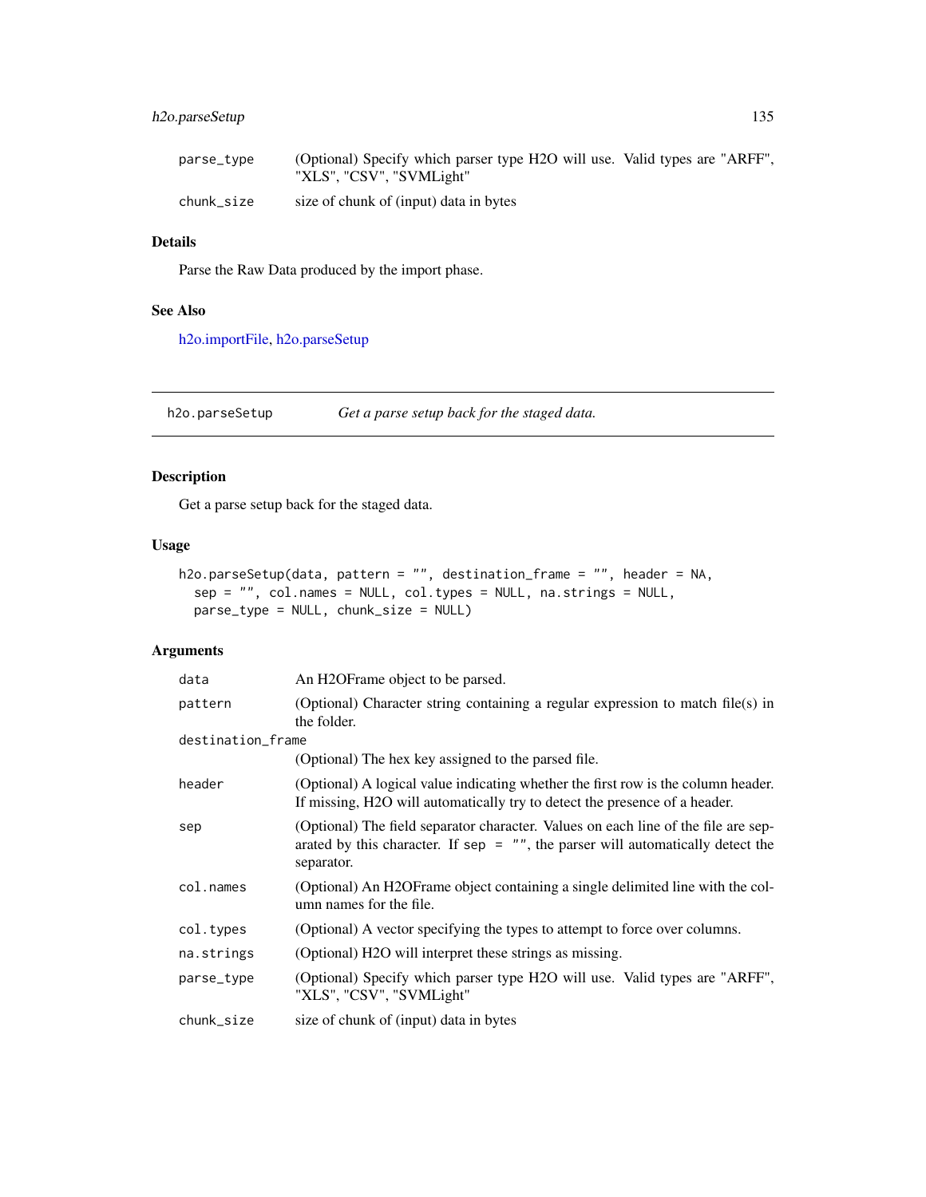| | |
|---|---|
| parse_type | (Optional) Specify which parser type H2O will use. Valid types are "ARFF", "XLS", "CSV", "SVMLight" |
| chunk_size | size of chunk of (input) data in bytes |

### Details

Parse the Raw Data produced by the import phase.

### See Also

h2o.importFile, h2o.parseSetup

---

## h2o.parseSetup — *Get a parse setup back for the staged data.*

### Description

Get a parse setup back for the staged data.

### Usage

```
h2o.parseSetup(data, pattern = "", destination_frame = "", header = NA,
  sep = "", col.names = NULL, col.types = NULL, na.strings = NULL,
  parse_type = NULL, chunk_size = NULL)
```

### Arguments

| | |
|---|---|
| data | An H2OFrame object to be parsed. |
| pattern | (Optional) Character string containing a regular expression to match file(s) in the folder. |
| destination_frame | (Optional) The hex key assigned to the parsed file. |
| header | (Optional) A logical value indicating whether the first row is the column header. If missing, H2O will automatically try to detect the presence of a header. |
| sep | (Optional) The field separator character. Values on each line of the file are separated by this character. If `sep = ""`, the parser will automatically detect the separator. |
| col.names | (Optional) An H2OFrame object containing a single delimited line with the column names for the file. |
| col.types | (Optional) A vector specifying the types to attempt to force over columns. |
| na.strings | (Optional) H2O will interpret these strings as missing. |
| parse_type | (Optional) Specify which parser type H2O will use. Valid types are "ARFF", "XLS", "CSV", "SVMLight" |
| chunk_size | size of chunk of (input) data in bytes |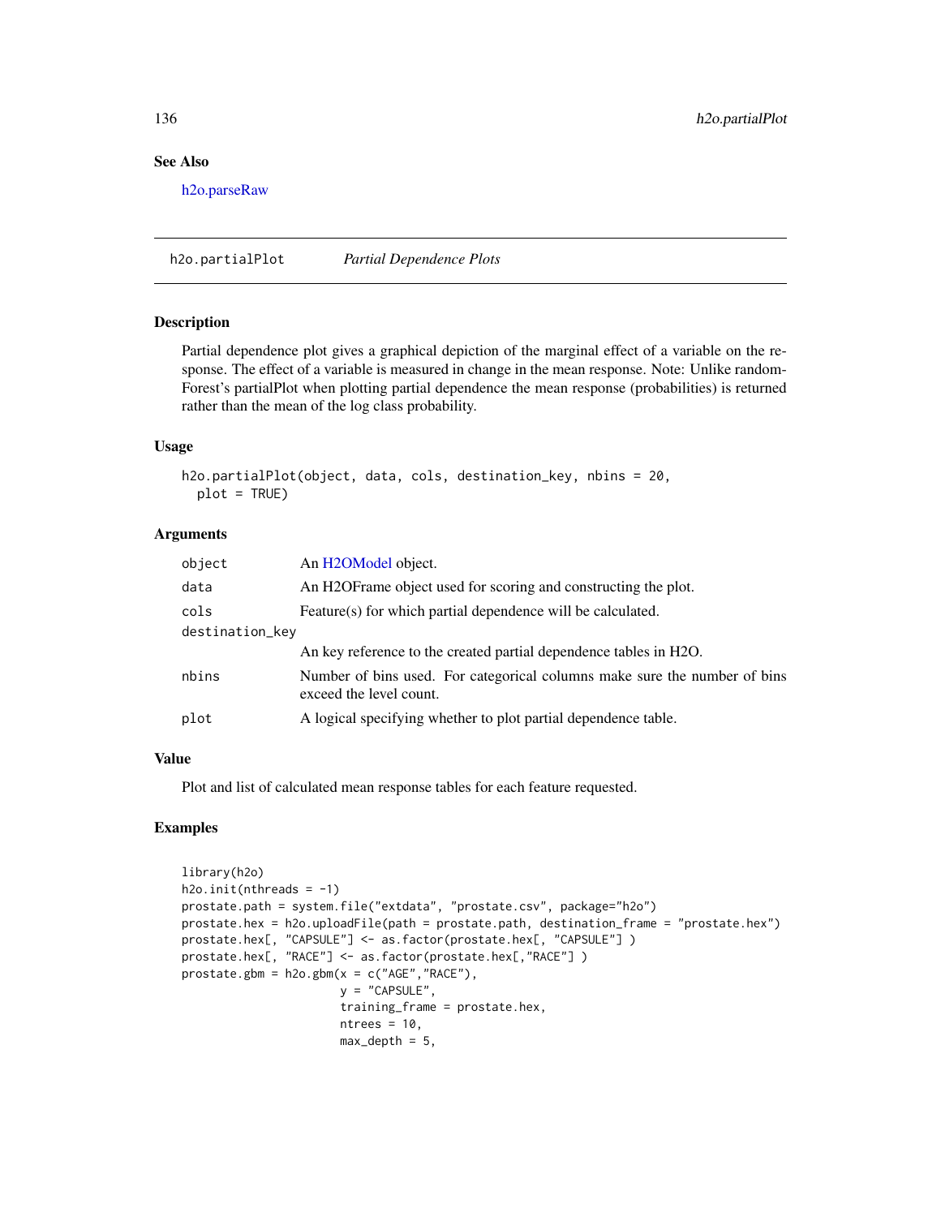## See Also

h2o.parseRaw

# h2o.partialPlot *Partial Dependence Plots*

## Description

Partial dependence plot gives a graphical depiction of the marginal effect of a variable on the response. The effect of a variable is measured in change in the mean response. Note: Unlike randomForest's partialPlot when plotting partial dependence the mean response (probabilities) is returned rather than the mean of the log class probability.

## Usage

```
h2o.partialPlot(object, data, cols, destination_key, nbins = 20,
  plot = TRUE)
```

## Arguments

| | |
|---|---|
| object | An H2OModel object. |
| data | An H2OFrame object used for scoring and constructing the plot. |
| cols | Feature(s) for which partial dependence will be calculated. |
| destination_key | An key reference to the created partial dependence tables in H2O. |
| nbins | Number of bins used. For categorical columns make sure the number of bins exceed the level count. |
| plot | A logical specifying whether to plot partial dependence table. |

## Value

Plot and list of calculated mean response tables for each feature requested.

## Examples

```
library(h2o)
h2o.init(nthreads = -1)
prostate.path = system.file("extdata", "prostate.csv", package="h2o")
prostate.hex = h2o.uploadFile(path = prostate.path, destination_frame = "prostate.hex")
prostate.hex[, "CAPSULE"] <- as.factor(prostate.hex[, "CAPSULE"] )
prostate.hex[, "RACE"] <- as.factor(prostate.hex[,"RACE"] )
prostate.gbm = h2o.gbm(x = c("AGE","RACE"),
                       y = "CAPSULE",
                       training_frame = prostate.hex,
                       ntrees = 10,
                       max_depth = 5,
```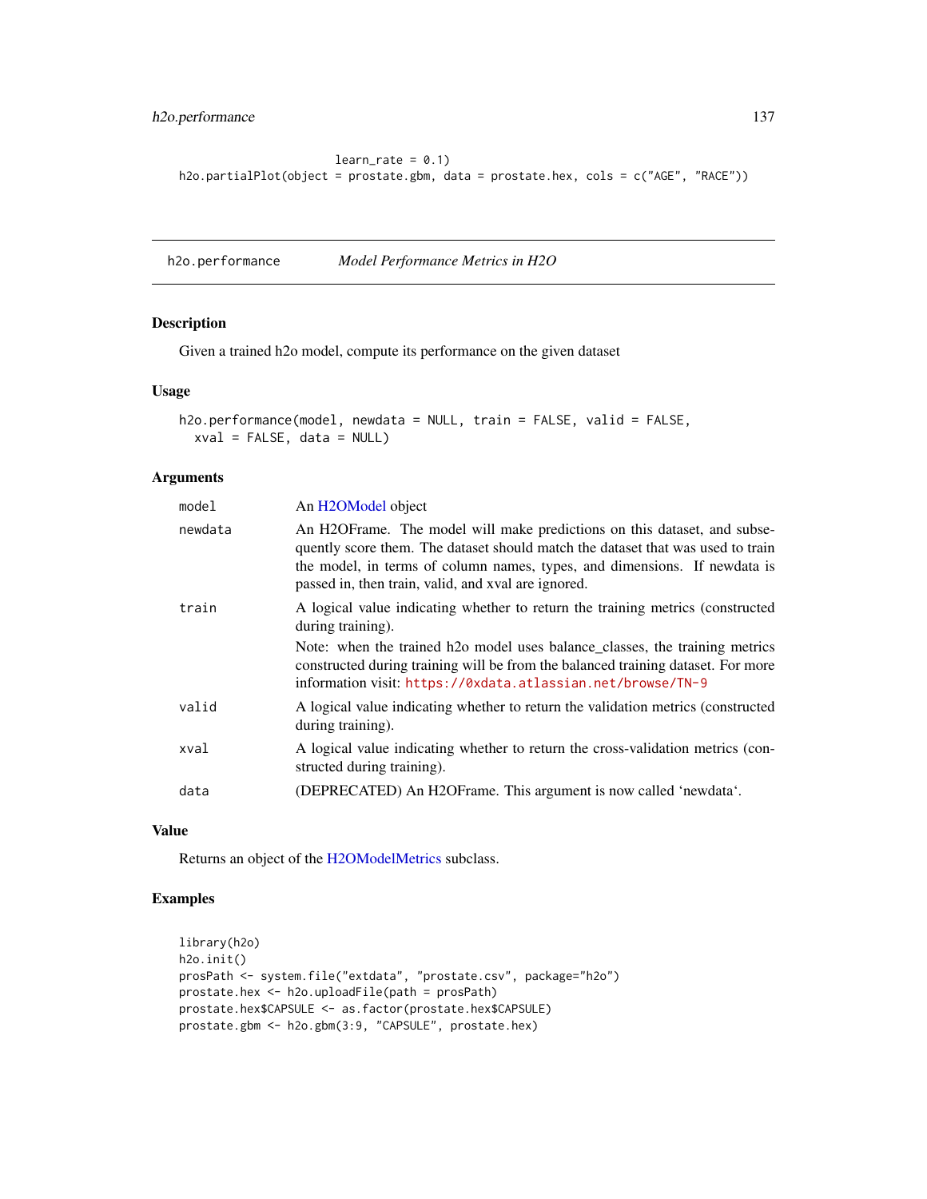```
                        learn_rate = 0.1)
h2o.partialPlot(object = prostate.gbm, data = prostate.hex, cols = c("AGE", "RACE"))
```

## h2o.performance *Model Performance Metrics in H2O*

### Description

Given a trained h2o model, compute its performance on the given dataset

### Usage

```
h2o.performance(model, newdata = NULL, train = FALSE, valid = FALSE,
  xval = FALSE, data = NULL)
```

### Arguments

| | |
|---|---|
| model | An H2OModel object |
| newdata | An H2OFrame. The model will make predictions on this dataset, and subsequently score them. The dataset should match the dataset that was used to train the model, in terms of column names, types, and dimensions. If newdata is passed in, then train, valid, and xval are ignored. |
| train | A logical value indicating whether to return the training metrics (constructed during training).<br>Note: when the trained h2o model uses balance_classes, the training metrics constructed during training will be from the balanced training dataset. For more information visit: https://0xdata.atlassian.net/browse/TN-9 |
| valid | A logical value indicating whether to return the validation metrics (constructed during training). |
| xval | A logical value indicating whether to return the cross-validation metrics (constructed during training). |
| data | (DEPRECATED) An H2OFrame. This argument is now called ‘newdata‘. |

### Value

Returns an object of the H2OModelMetrics subclass.

### Examples

```
library(h2o)
h2o.init()
prosPath <- system.file("extdata", "prostate.csv", package="h2o")
prostate.hex <- h2o.uploadFile(path = prosPath)
prostate.hex$CAPSULE <- as.factor(prostate.hex$CAPSULE)
prostate.gbm <- h2o.gbm(3:9, "CAPSULE", prostate.hex)
```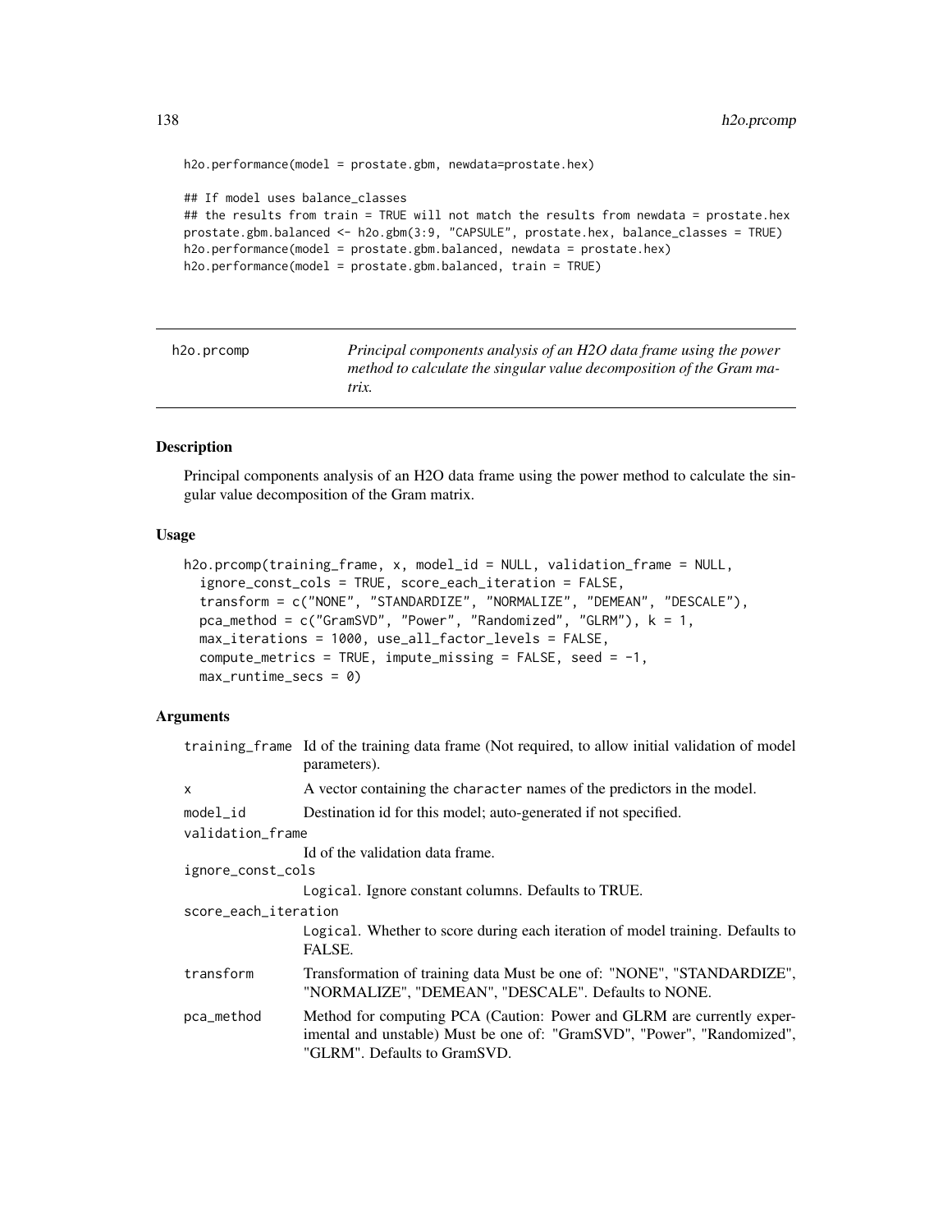```
h2o.performance(model = prostate.gbm, newdata=prostate.hex)

## If model uses balance_classes
## the results from train = TRUE will not match the results from newdata = prostate.hex
prostate.gbm.balanced <- h2o.gbm(3:9, "CAPSULE", prostate.hex, balance_classes = TRUE)
h2o.performance(model = prostate.gbm.balanced, newdata = prostate.hex)
h2o.performance(model = prostate.gbm.balanced, train = TRUE)
```

---

## h2o.prcomp — *Principal components analysis of an H2O data frame using the power method to calculate the singular value decomposition of the Gram matrix.*

---

### Description

Principal components analysis of an H2O data frame using the power method to calculate the singular value decomposition of the Gram matrix.

### Usage

```
h2o.prcomp(training_frame, x, model_id = NULL, validation_frame = NULL,
  ignore_const_cols = TRUE, score_each_iteration = FALSE,
  transform = c("NONE", "STANDARDIZE", "NORMALIZE", "DEMEAN", "DESCALE"),
  pca_method = c("GramSVD", "Power", "Randomized", "GLRM"), k = 1,
  max_iterations = 1000, use_all_factor_levels = FALSE,
  compute_metrics = TRUE, impute_missing = FALSE, seed = -1,
  max_runtime_secs = 0)
```

### Arguments

| Argument | Description |
|---|---|
| `training_frame` | Id of the training data frame (Not required, to allow initial validation of model parameters). |
| `x` | A vector containing the `character` names of the predictors in the model. |
| `model_id` | Destination id for this model; auto-generated if not specified. |
| `validation_frame` | Id of the validation data frame. |
| `ignore_const_cols` | `Logical`. Ignore constant columns. Defaults to TRUE. |
| `score_each_iteration` | `Logical`. Whether to score during each iteration of model training. Defaults to FALSE. |
| `transform` | Transformation of training data Must be one of: "NONE", "STANDARDIZE", "NORMALIZE", "DEMEAN", "DESCALE". Defaults to NONE. |
| `pca_method` | Method for computing PCA (Caution: Power and GLRM are currently experimental and unstable) Must be one of: "GramSVD", "Power", "Randomized", "GLRM". Defaults to GramSVD. |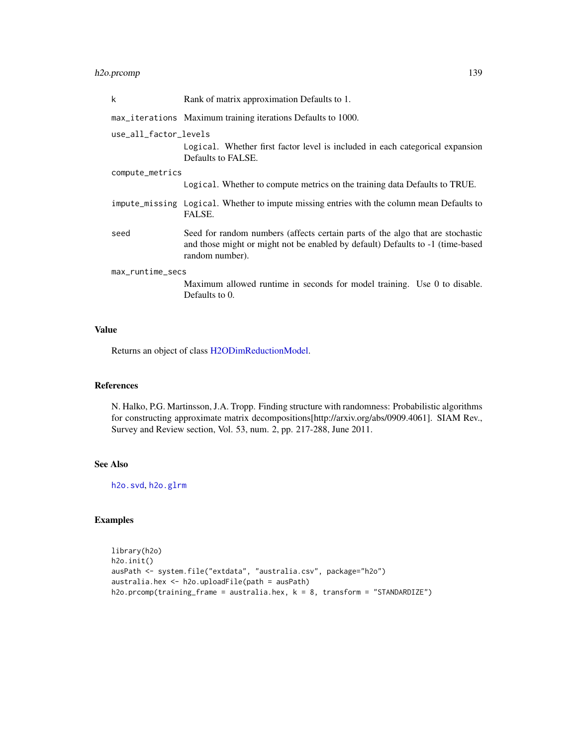| | |
|---|---|
| k | Rank of matrix approximation Defaults to 1. |
| max_iterations | Maximum training iterations Defaults to 1000. |
| use_all_factor_levels | Logical. Whether first factor level is included in each categorical expansion Defaults to FALSE. |
| compute_metrics | Logical. Whether to compute metrics on the training data Defaults to TRUE. |
| impute_missing | Logical. Whether to impute missing entries with the column mean Defaults to FALSE. |
| seed | Seed for random numbers (affects certain parts of the algo that are stochastic and those might or might not be enabled by default) Defaults to -1 (time-based random number). |
| max_runtime_secs | Maximum allowed runtime in seconds for model training. Use 0 to disable. Defaults to 0. |

## Value

Returns an object of class H2ODimReductionModel.

## References

N. Halko, P.G. Martinsson, J.A. Tropp. Finding structure with randomness: Probabilistic algorithms for constructing approximate matrix decompositions[http://arxiv.org/abs/0909.4061]. SIAM Rev., Survey and Review section, Vol. 53, num. 2, pp. 217-288, June 2011.

## See Also

h2o.svd, h2o.glrm

## Examples

```
library(h2o)
h2o.init()
ausPath <- system.file("extdata", "australia.csv", package="h2o")
australia.hex <- h2o.uploadFile(path = ausPath)
h2o.prcomp(training_frame = australia.hex, k = 8, transform = "STANDARDIZE")
```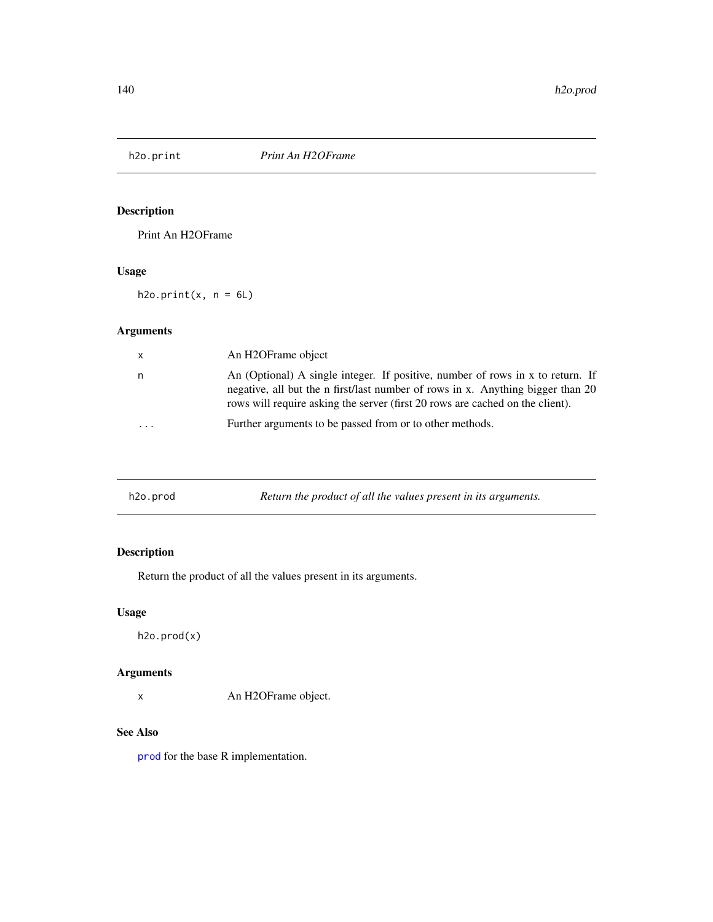## h2o.print — *Print An H2OFrame*

### Description

Print An H2OFrame

### Usage

```
h2o.print(x, n = 6L)
```

### Arguments

| | |
|---|---|
| x | An H2OFrame object |
| n | An (Optional) A single integer. If positive, number of rows in x to return. If negative, all but the n first/last number of rows in x. Anything bigger than 20 rows will require asking the server (first 20 rows are cached on the client). |
| ... | Further arguments to be passed from or to other methods. |

## h2o.prod — *Return the product of all the values present in its arguments.*

### Description

Return the product of all the values present in its arguments.

### Usage

```
h2o.prod(x)
```

### Arguments

| | |
|---|---|
| x | An H2OFrame object. |

### See Also

prod for the base R implementation.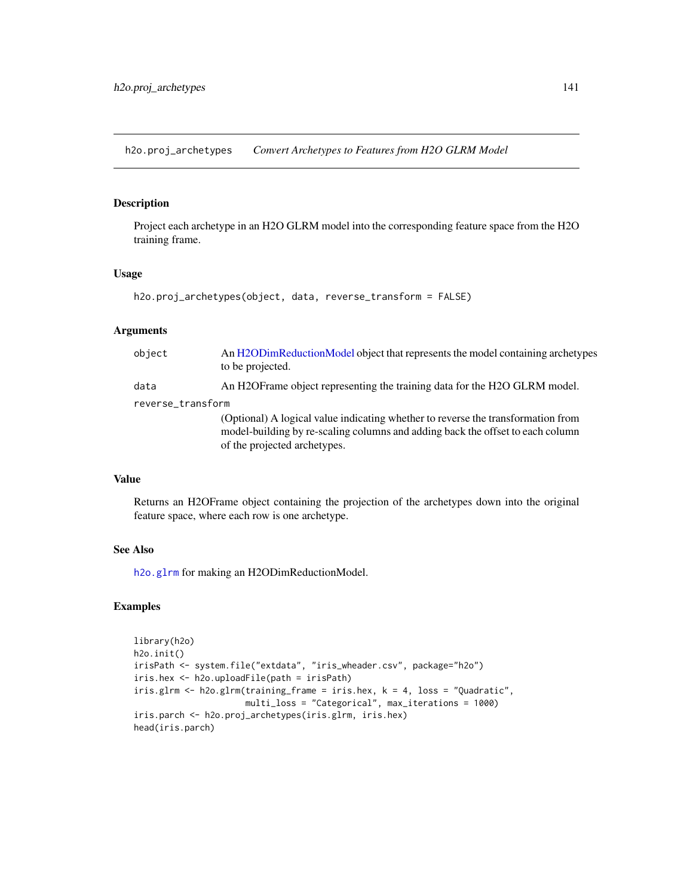## h2o.proj_archetypes *Convert Archetypes to Features from H2O GLRM Model*

### Description

Project each archetype in an H2O GLRM model into the corresponding feature space from the H2O training frame.

### Usage

```
h2o.proj_archetypes(object, data, reverse_transform = FALSE)
```

### Arguments

| | |
|---|---|
| `object` | An H2ODimReductionModel object that represents the model containing archetypes to be projected. |
| `data` | An H2OFrame object representing the training data for the H2O GLRM model. |
| `reverse_transform` | (Optional) A logical value indicating whether to reverse the transformation from model-building by re-scaling columns and adding back the offset to each column of the projected archetypes. |

### Value

Returns an H2OFrame object containing the projection of the archetypes down into the original feature space, where each row is one archetype.

### See Also

`h2o.glrm` for making an H2ODimReductionModel.

### Examples

```
library(h2o)
h2o.init()
irisPath <- system.file("extdata", "iris_wheader.csv", package="h2o")
iris.hex <- h2o.uploadFile(path = irisPath)
iris.glrm <- h2o.glrm(training_frame = iris.hex, k = 4, loss = "Quadratic",
                      multi_loss = "Categorical", max_iterations = 1000)
iris.parch <- h2o.proj_archetypes(iris.glrm, iris.hex)
head(iris.parch)
```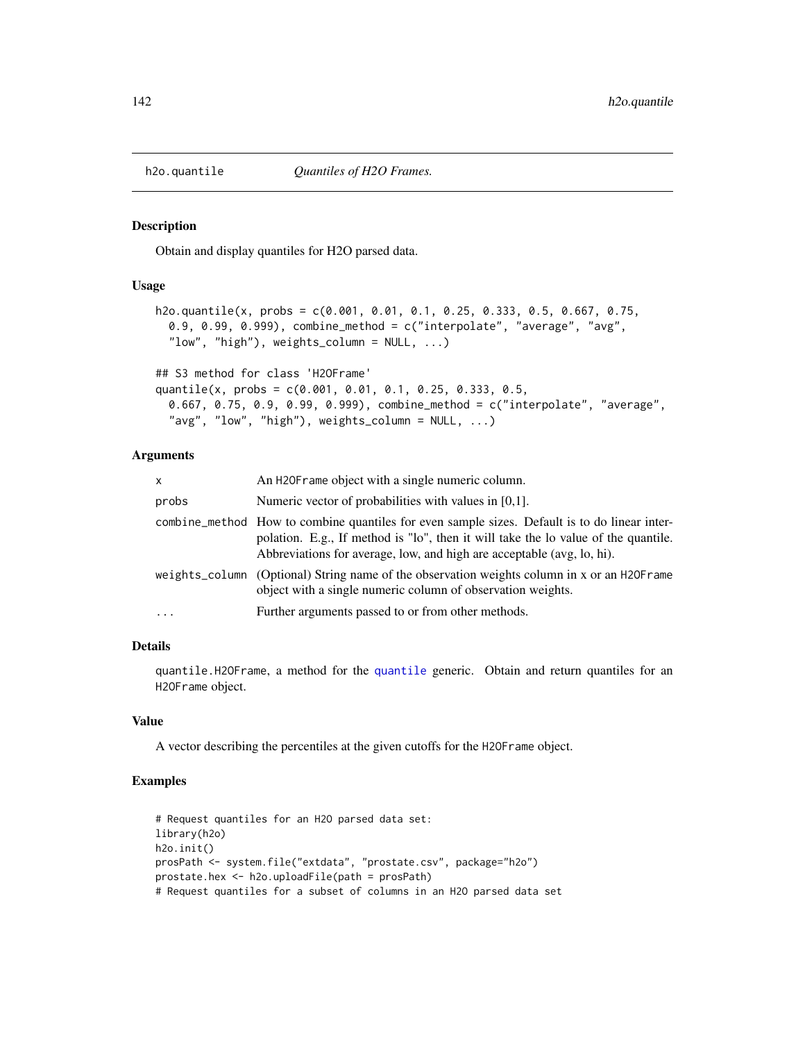# h2o.quantile *Quantiles of H2O Frames.*

## Description

Obtain and display quantiles for H2O parsed data.

## Usage

```
h2o.quantile(x, probs = c(0.001, 0.01, 0.1, 0.25, 0.333, 0.5, 0.667, 0.75,
  0.9, 0.99, 0.999), combine_method = c("interpolate", "average", "avg",
  "low", "high"), weights_column = NULL, ...)

## S3 method for class 'H2OFrame'
quantile(x, probs = c(0.001, 0.01, 0.1, 0.25, 0.333, 0.5,
  0.667, 0.75, 0.9, 0.99, 0.999), combine_method = c("interpolate", "average",
  "avg", "low", "high"), weights_column = NULL, ...)
```

## Arguments

| | |
|---|---|
| `x` | An `H2OFrame` object with a single numeric column. |
| `probs` | Numeric vector of probabilities with values in [0,1]. |
| `combine_method` | How to combine quantiles for even sample sizes. Default is to do linear interpolation. E.g., If method is "lo", then it will take the lo value of the quantile. Abbreviations for average, low, and high are acceptable (avg, lo, hi). |
| `weights_column` | (Optional) String name of the observation weights column in x or an `H2OFrame` object with a single numeric column of observation weights. |
| `...` | Further arguments passed to or from other methods. |

## Details

`quantile.H2OFrame`, a method for the `quantile` generic. Obtain and return quantiles for an `H2OFrame` object.

## Value

A vector describing the percentiles at the given cutoffs for the `H2OFrame` object.

## Examples

```
# Request quantiles for an H2O parsed data set:
library(h2o)
h2o.init()
prosPath <- system.file("extdata", "prostate.csv", package="h2o")
prostate.hex <- h2o.uploadFile(path = prosPath)
# Request quantiles for a subset of columns in an H2O parsed data set
```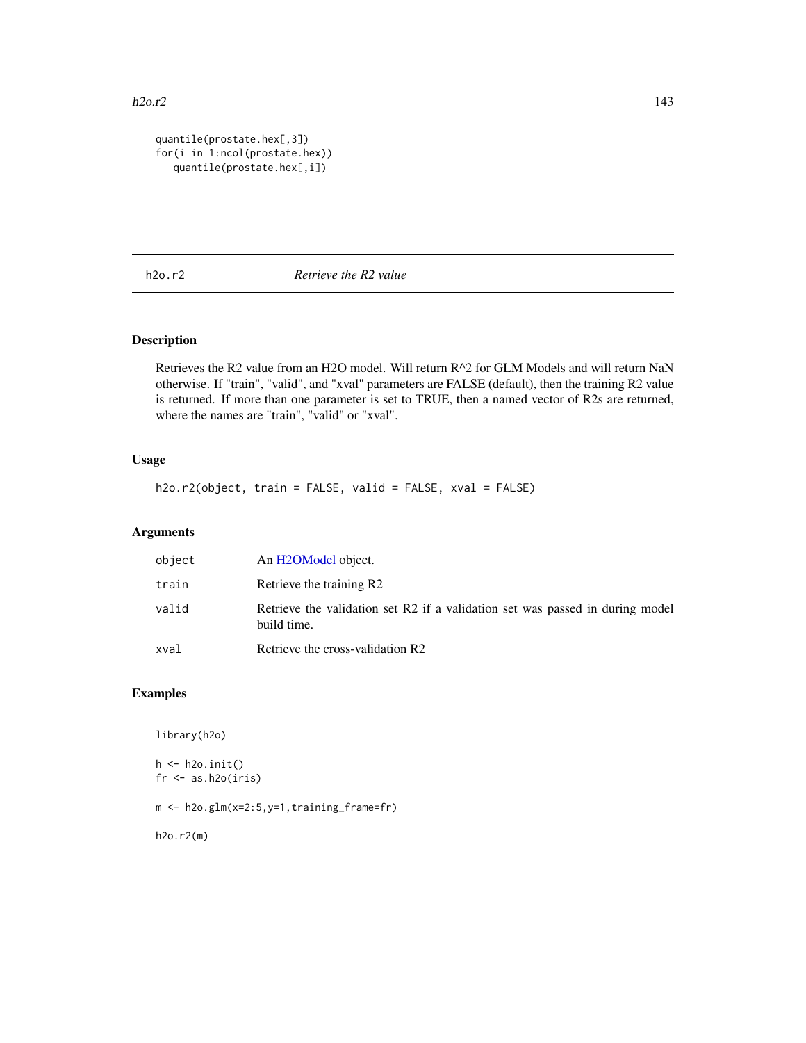```
quantile(prostate.hex[,3])
for(i in 1:ncol(prostate.hex))
   quantile(prostate.hex[,i])
```

## h2o.r2 &nbsp;&nbsp;&nbsp;&nbsp; *Retrieve the R2 value*

### Description

Retrieves the R2 value from an H2O model. Will return R^2 for GLM Models and will return NaN otherwise. If "train", "valid", and "xval" parameters are FALSE (default), then the training R2 value is returned. If more than one parameter is set to TRUE, then a named vector of R2s are returned, where the names are "train", "valid" or "xval".

### Usage

```
h2o.r2(object, train = FALSE, valid = FALSE, xval = FALSE)
```

### Arguments

| | |
|---|---|
| `object` | An H2OModel object. |
| `train` | Retrieve the training R2 |
| `valid` | Retrieve the validation set R2 if a validation set was passed in during model build time. |
| `xval` | Retrieve the cross-validation R2 |

### Examples

```
library(h2o)

h <- h2o.init()
fr <- as.h2o(iris)

m <- h2o.glm(x=2:5,y=1,training_frame=fr)

h2o.r2(m)
```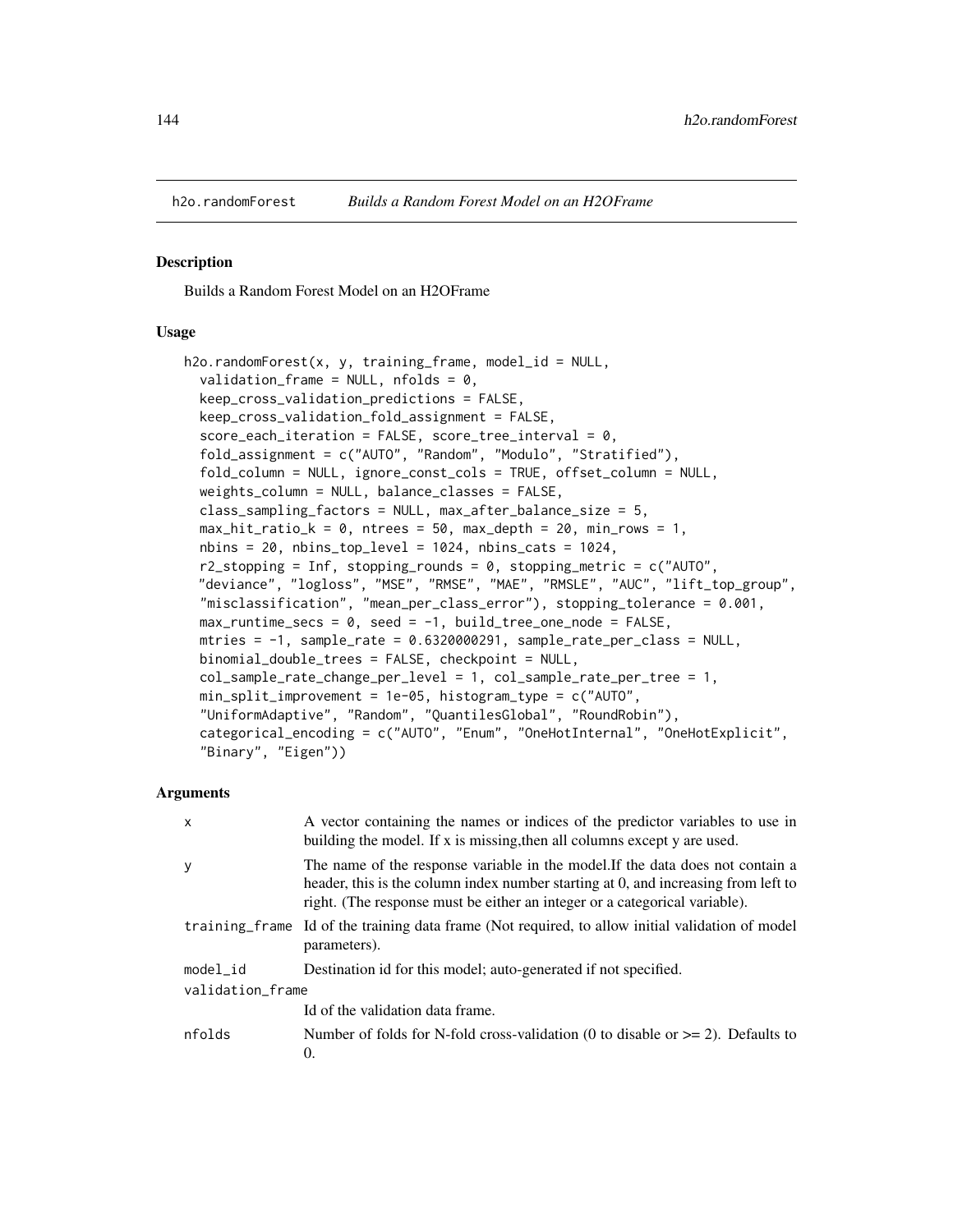## h2o.randomForest *Builds a Random Forest Model on an H2OFrame*

### Description

Builds a Random Forest Model on an H2OFrame

### Usage

```
h2o.randomForest(x, y, training_frame, model_id = NULL,
  validation_frame = NULL, nfolds = 0,
  keep_cross_validation_predictions = FALSE,
  keep_cross_validation_fold_assignment = FALSE,
  score_each_iteration = FALSE, score_tree_interval = 0,
  fold_assignment = c("AUTO", "Random", "Modulo", "Stratified"),
  fold_column = NULL, ignore_const_cols = TRUE, offset_column = NULL,
  weights_column = NULL, balance_classes = FALSE,
  class_sampling_factors = NULL, max_after_balance_size = 5,
  max_hit_ratio_k = 0, ntrees = 50, max_depth = 20, min_rows = 1,
  nbins = 20, nbins_top_level = 1024, nbins_cats = 1024,
  r2_stopping = Inf, stopping_rounds = 0, stopping_metric = c("AUTO",
  "deviance", "logloss", "MSE", "RMSE", "MAE", "RMSLE", "AUC", "lift_top_group",
  "misclassification", "mean_per_class_error"), stopping_tolerance = 0.001,
  max_runtime_secs = 0, seed = -1, build_tree_one_node = FALSE,
  mtries = -1, sample_rate = 0.6320000291, sample_rate_per_class = NULL,
  binomial_double_trees = FALSE, checkpoint = NULL,
  col_sample_rate_change_per_level = 1, col_sample_rate_per_tree = 1,
  min_split_improvement = 1e-05, histogram_type = c("AUTO",
  "UniformAdaptive", "Random", "QuantilesGlobal", "RoundRobin"),
  categorical_encoding = c("AUTO", "Enum", "OneHotInternal", "OneHotExplicit",
  "Binary", "Eigen"))
```

### Arguments

| | |
|---|---|
| x | A vector containing the names or indices of the predictor variables to use in building the model. If x is missing,then all columns except y are used. |
| y | The name of the response variable in the model.If the data does not contain a header, this is the column index number starting at 0, and increasing from left to right. (The response must be either an integer or a categorical variable). |
| training_frame | Id of the training data frame (Not required, to allow initial validation of model parameters). |
| model_id | Destination id for this model; auto-generated if not specified. |
| validation_frame | Id of the validation data frame. |
| nfolds | Number of folds for N-fold cross-validation (0 to disable or >= 2). Defaults to 0. |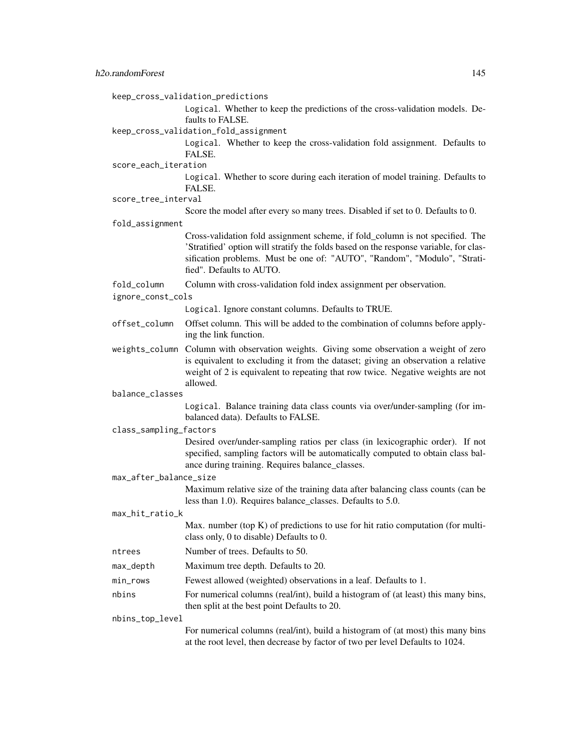keep_cross_validation_predictions
: Logical. Whether to keep the predictions of the cross-validation models. Defaults to FALSE.

keep_cross_validation_fold_assignment
: Logical. Whether to keep the cross-validation fold assignment. Defaults to FALSE.

score_each_iteration
: Logical. Whether to score during each iteration of model training. Defaults to FALSE.

score_tree_interval
: Score the model after every so many trees. Disabled if set to 0. Defaults to 0.

fold_assignment
: Cross-validation fold assignment scheme, if fold_column is not specified. The 'Stratified' option will stratify the folds based on the response variable, for classification problems. Must be one of: "AUTO", "Random", "Modulo", "Stratified". Defaults to AUTO.

fold_column
: Column with cross-validation fold index assignment per observation.

ignore_const_cols
: Logical. Ignore constant columns. Defaults to TRUE.

offset_column
: Offset column. This will be added to the combination of columns before applying the link function.

weights_column
: Column with observation weights. Giving some observation a weight of zero is equivalent to excluding it from the dataset; giving an observation a relative weight of 2 is equivalent to repeating that row twice. Negative weights are not allowed.

balance_classes
: Logical. Balance training data class counts via over/under-sampling (for imbalanced data). Defaults to FALSE.

class_sampling_factors
: Desired over/under-sampling ratios per class (in lexicographic order). If not specified, sampling factors will be automatically computed to obtain class balance during training. Requires balance_classes.

max_after_balance_size
: Maximum relative size of the training data after balancing class counts (can be less than 1.0). Requires balance_classes. Defaults to 5.0.

max_hit_ratio_k
: Max. number (top K) of predictions to use for hit ratio computation (for multi-class only, 0 to disable) Defaults to 0.

ntrees
: Number of trees. Defaults to 50.

max_depth
: Maximum tree depth. Defaults to 20.

min_rows
: Fewest allowed (weighted) observations in a leaf. Defaults to 1.

nbins
: For numerical columns (real/int), build a histogram of (at least) this many bins, then split at the best point Defaults to 20.

nbins_top_level
: For numerical columns (real/int), build a histogram of (at most) this many bins at the root level, then decrease by factor of two per level Defaults to 1024.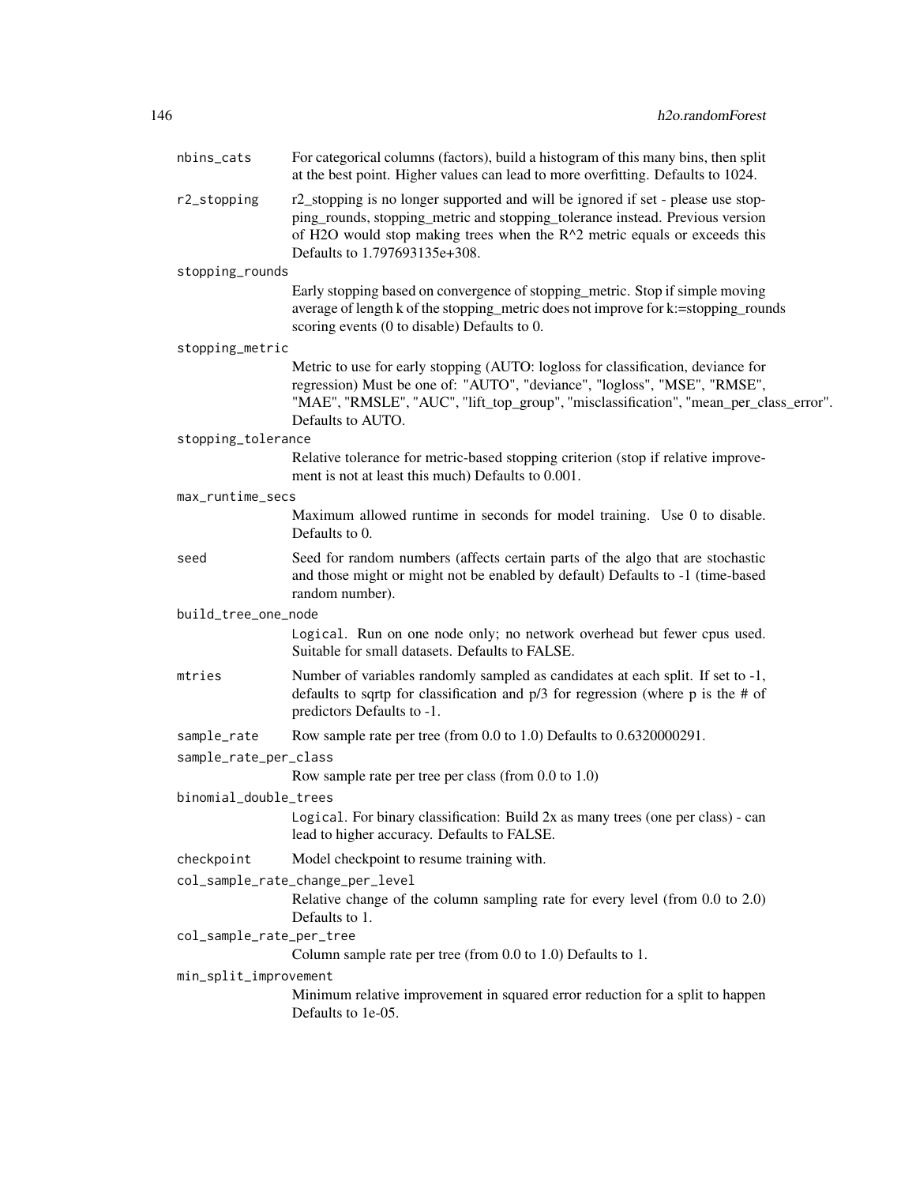nbins_cats
: For categorical columns (factors), build a histogram of this many bins, then split at the best point. Higher values can lead to more overfitting. Defaults to 1024.

r2_stopping
: r2_stopping is no longer supported and will be ignored if set - please use stopping_rounds, stopping_metric and stopping_tolerance instead. Previous version of H2O would stop making trees when the R^2 metric equals or exceeds this Defaults to 1.797693135e+308.

stopping_rounds
: Early stopping based on convergence of stopping_metric. Stop if simple moving average of length k of the stopping_metric does not improve for k:=stopping_rounds scoring events (0 to disable) Defaults to 0.

stopping_metric
: Metric to use for early stopping (AUTO: logloss for classification, deviance for regression) Must be one of: "AUTO", "deviance", "logloss", "MSE", "RMSE", "MAE", "RMSLE", "AUC", "lift_top_group", "misclassification", "mean_per_class_error". Defaults to AUTO.

stopping_tolerance
: Relative tolerance for metric-based stopping criterion (stop if relative improvement is not at least this much) Defaults to 0.001.

max_runtime_secs
: Maximum allowed runtime in seconds for model training. Use 0 to disable. Defaults to 0.

seed
: Seed for random numbers (affects certain parts of the algo that are stochastic and those might or might not be enabled by default) Defaults to -1 (time-based random number).

build_tree_one_node
: `Logical`. Run on one node only; no network overhead but fewer cpus used. Suitable for small datasets. Defaults to FALSE.

mtries
: Number of variables randomly sampled as candidates at each split. If set to -1, defaults to sqrtp for classification and p/3 for regression (where p is the # of predictors Defaults to -1.

sample_rate
: Row sample rate per tree (from 0.0 to 1.0) Defaults to 0.6320000291.

sample_rate_per_class
: Row sample rate per tree per class (from 0.0 to 1.0)

binomial_double_trees
: `Logical`. For binary classification: Build 2x as many trees (one per class) - can lead to higher accuracy. Defaults to FALSE.

checkpoint
: Model checkpoint to resume training with.

col_sample_rate_change_per_level
: Relative change of the column sampling rate for every level (from 0.0 to 2.0) Defaults to 1.

col_sample_rate_per_tree
: Column sample rate per tree (from 0.0 to 1.0) Defaults to 1.

min_split_improvement
: Minimum relative improvement in squared error reduction for a split to happen Defaults to 1e-05.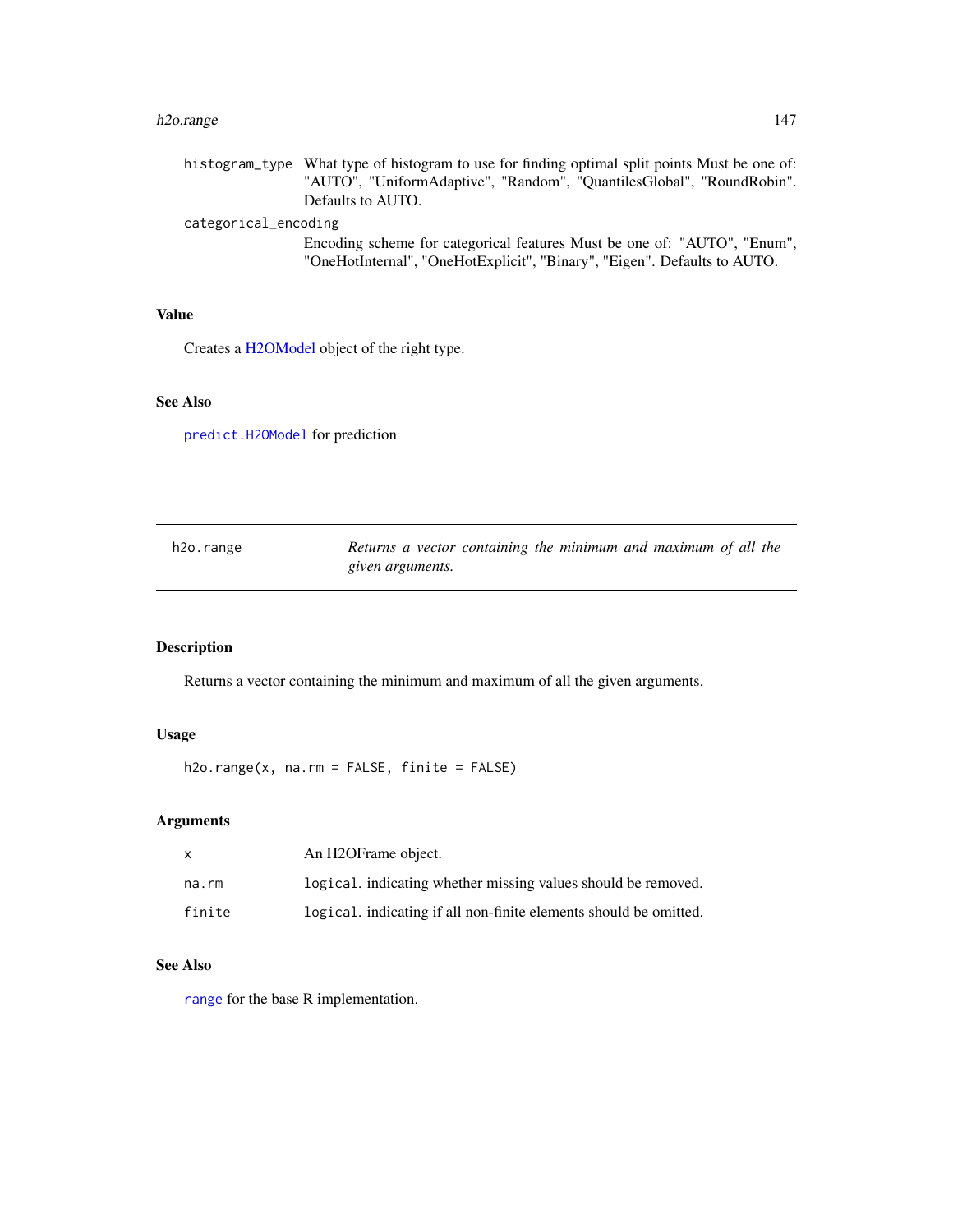histogram_type What type of histogram to use for finding optimal split points Must be one of: "AUTO", "UniformAdaptive", "Random", "QuantilesGlobal", "RoundRobin". Defaults to AUTO.

categorical_encoding
Encoding scheme for categorical features Must be one of: "AUTO", "Enum", "OneHotInternal", "OneHotExplicit", "Binary", "Eigen". Defaults to AUTO.

### Value

Creates a H2OModel object of the right type.

### See Also

`predict.H2OModel` for prediction

---

## h2o.range — *Returns a vector containing the minimum and maximum of all the given arguments.*

---

### Description

Returns a vector containing the minimum and maximum of all the given arguments.

### Usage

```
h2o.range(x, na.rm = FALSE, finite = FALSE)
```

### Arguments

| | |
|---|---|
| x | An H2OFrame object. |
| na.rm | `logical`. indicating whether missing values should be removed. |
| finite | `logical`. indicating if all non-finite elements should be omitted. |

### See Also

`range` for the base R implementation.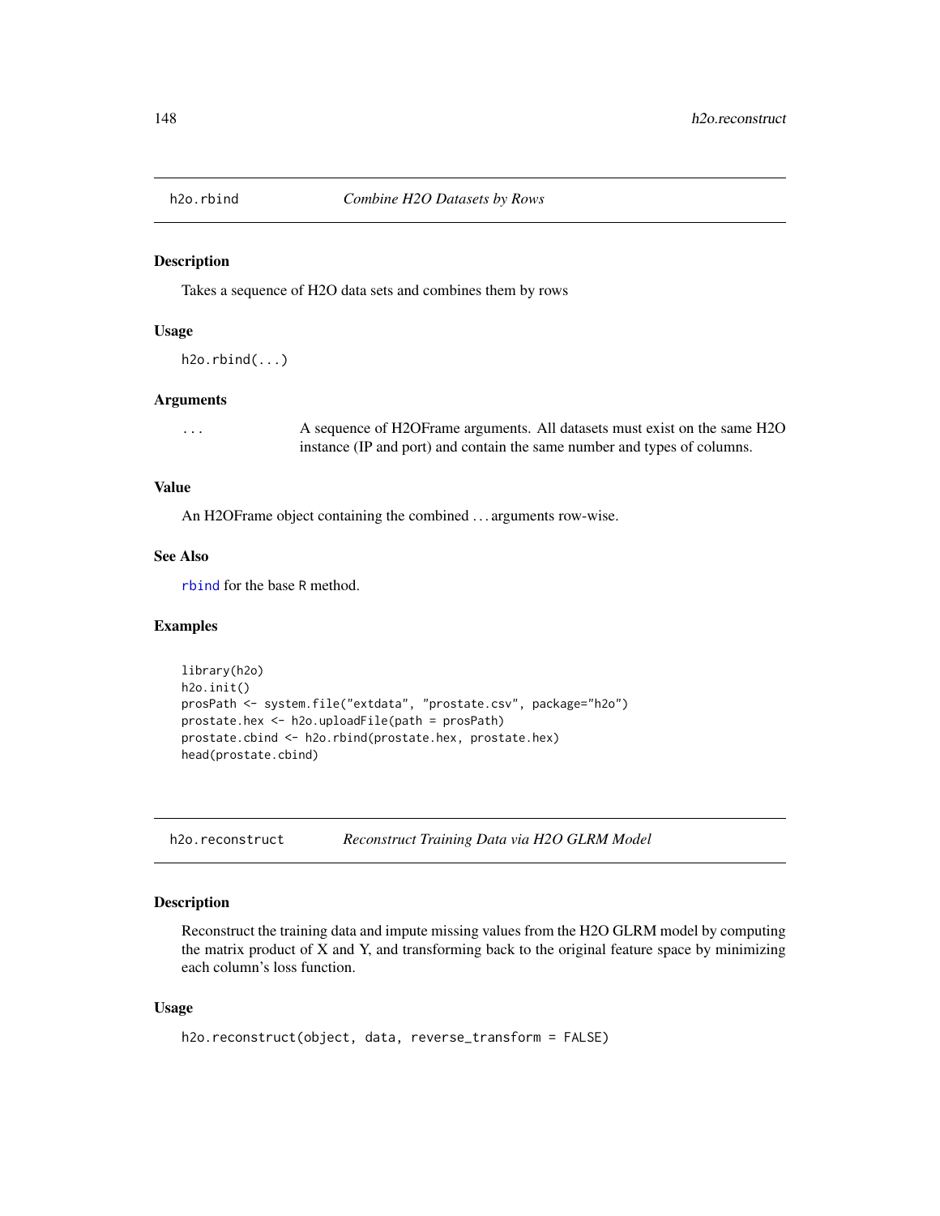## h2o.rbind — *Combine H2O Datasets by Rows*

### Description

Takes a sequence of H2O data sets and combines them by rows

### Usage

```
h2o.rbind(...)
```

### Arguments

| | |
|---|---|
| ... | A sequence of H2OFrame arguments. All datasets must exist on the same H2O instance (IP and port) and contain the same number and types of columns. |

### Value

An H2OFrame object containing the combined ... arguments row-wise.

### See Also

`rbind` for the base R method.

### Examples

```
library(h2o)
h2o.init()
prosPath <- system.file("extdata", "prostate.csv", package="h2o")
prostate.hex <- h2o.uploadFile(path = prosPath)
prostate.cbind <- h2o.rbind(prostate.hex, prostate.hex)
head(prostate.cbind)
```

## h2o.reconstruct — *Reconstruct Training Data via H2O GLRM Model*

### Description

Reconstruct the training data and impute missing values from the H2O GLRM model by computing the matrix product of X and Y, and transforming back to the original feature space by minimizing each column's loss function.

### Usage

```
h2o.reconstruct(object, data, reverse_transform = FALSE)
```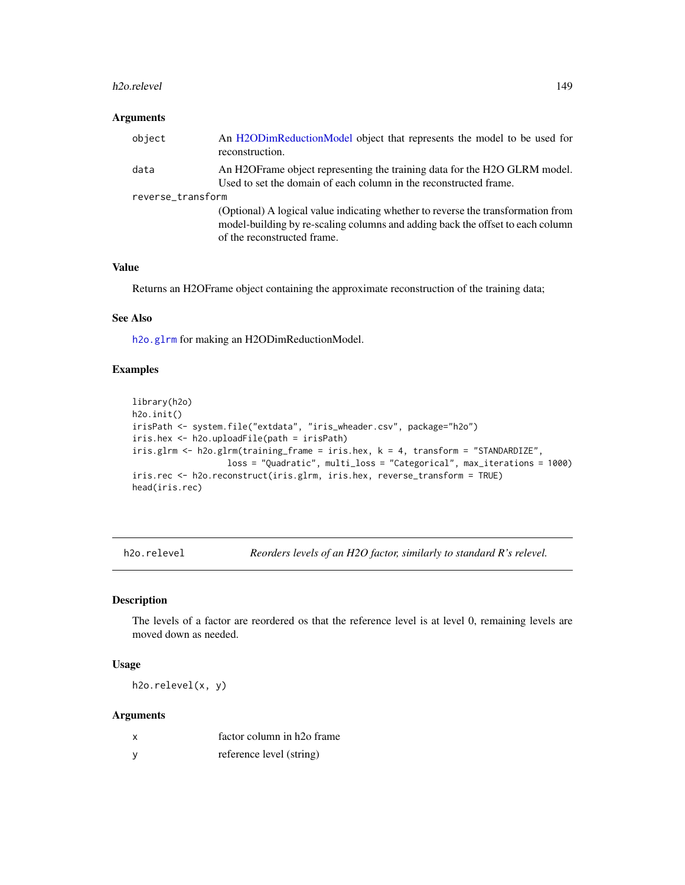### Arguments

| | |
|---|---|
| object | An H2ODimReductionModel object that represents the model to be used for reconstruction. |
| data | An H2OFrame object representing the training data for the H2O GLRM model. Used to set the domain of each column in the reconstructed frame. |
| reverse_transform | (Optional) A logical value indicating whether to reverse the transformation from model-building by re-scaling columns and adding back the offset to each column of the reconstructed frame. |

### Value

Returns an H2OFrame object containing the approximate reconstruction of the training data;

### See Also

`h2o.glrm` for making an H2ODimReductionModel.

### Examples

```
library(h2o)
h2o.init()
irisPath <- system.file("extdata", "iris_wheader.csv", package="h2o")
iris.hex <- h2o.uploadFile(path = irisPath)
iris.glrm <- h2o.glrm(training_frame = iris.hex, k = 4, transform = "STANDARDIZE",
                      loss = "Quadratic", multi_loss = "Categorical", max_iterations = 1000)
iris.rec <- h2o.reconstruct(iris.glrm, iris.hex, reverse_transform = TRUE)
head(iris.rec)
```

---

## h2o.relevel — *Reorders levels of an H2O factor, similarly to standard R's relevel.*

### Description

The levels of a factor are reordered os that the reference level is at level 0, remaining levels are moved down as needed.

### Usage

```
h2o.relevel(x, y)
```

### Arguments

| | |
|---|---|
| x | factor column in h2o frame |
| y | reference level (string) |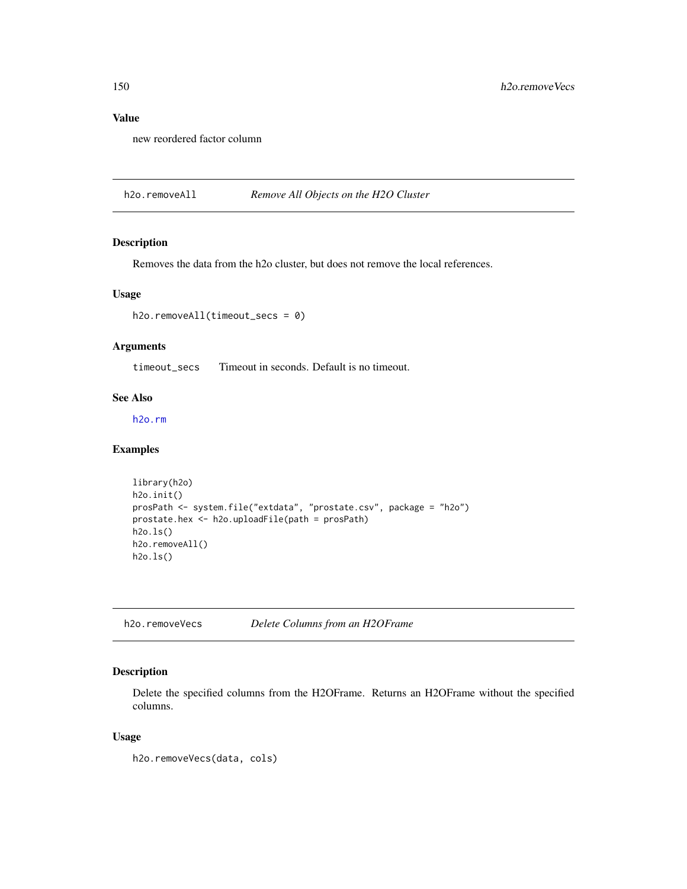## Value

new reordered factor column

## h2o.removeAll    *Remove All Objects on the H2O Cluster*

### Description

Removes the data from the h2o cluster, but does not remove the local references.

### Usage

```
h2o.removeAll(timeout_secs = 0)
```

### Arguments

| | |
|---|---|
| timeout_secs | Timeout in seconds. Default is no timeout. |

### See Also

h2o.rm

### Examples

```
library(h2o)
h2o.init()
prosPath <- system.file("extdata", "prostate.csv", package = "h2o")
prostate.hex <- h2o.uploadFile(path = prosPath)
h2o.ls()
h2o.removeAll()
h2o.ls()
```

## h2o.removeVecs    *Delete Columns from an H2OFrame*

### Description

Delete the specified columns from the H2OFrame. Returns an H2OFrame without the specified columns.

### Usage

```
h2o.removeVecs(data, cols)
```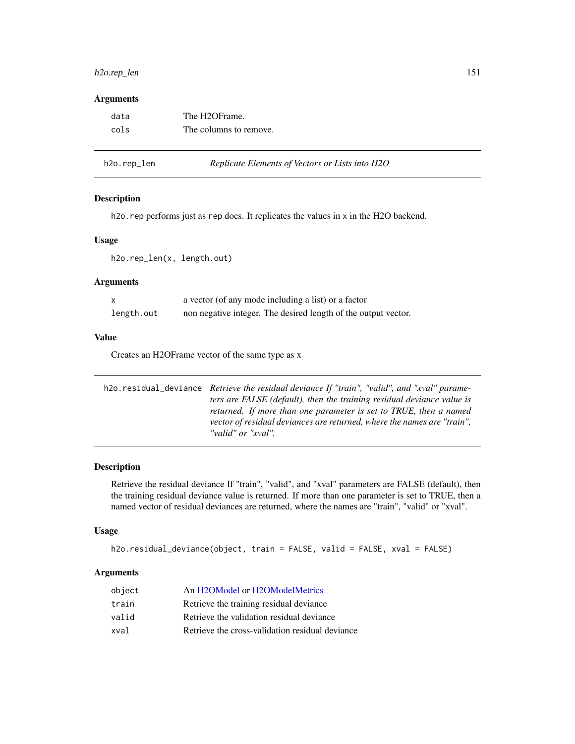## Arguments

| | |
|---|---|
| data | The H2OFrame. |
| cols | The columns to remove. |

---

# h2o.rep_len    *Replicate Elements of Vectors or Lists into H2O*

## Description

h2o.rep performs just as rep does. It replicates the values in x in the H2O backend.

## Usage

```
h2o.rep_len(x, length.out)
```

## Arguments

| | |
|---|---|
| x | a vector (of any mode including a list) or a factor |
| length.out | non negative integer. The desired length of the output vector. |

## Value

Creates an H2OFrame vector of the same type as x

---

# h2o.residual_deviance    *Retrieve the residual deviance If "train", "valid", and "xval" parameters are FALSE (default), then the training residual deviance value is returned. If more than one parameter is set to TRUE, then a named vector of residual deviances are returned, where the names are "train", "valid" or "xval".*

## Description

Retrieve the residual deviance If "train", "valid", and "xval" parameters are FALSE (default), then the training residual deviance value is returned. If more than one parameter is set to TRUE, then a named vector of residual deviances are returned, where the names are "train", "valid" or "xval".

## Usage

```
h2o.residual_deviance(object, train = FALSE, valid = FALSE, xval = FALSE)
```

## Arguments

| | |
|---|---|
| object | An H2OModel or H2OModelMetrics |
| train | Retrieve the training residual deviance |
| valid | Retrieve the validation residual deviance |
| xval | Retrieve the cross-validation residual deviance |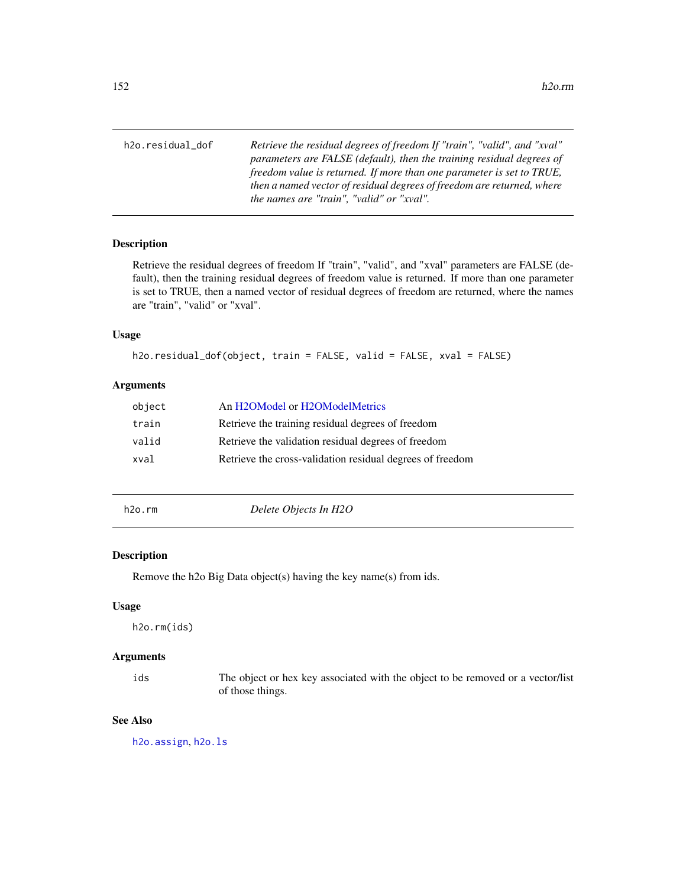## h2o.residual_dof

*Retrieve the residual degrees of freedom If "train", "valid", and "xval" parameters are FALSE (default), then the training residual degrees of freedom value is returned. If more than one parameter is set to TRUE, then a named vector of residual degrees of freedom are returned, where the names are "train", "valid" or "xval".*

### Description

Retrieve the residual degrees of freedom If "train", "valid", and "xval" parameters are FALSE (default), then the training residual degrees of freedom value is returned. If more than one parameter is set to TRUE, then a named vector of residual degrees of freedom are returned, where the names are "train", "valid" or "xval".

### Usage

```
h2o.residual_dof(object, train = FALSE, valid = FALSE, xval = FALSE)
```

### Arguments

| | |
|---|---|
| `object` | An H2OModel or H2OModelMetrics |
| `train` | Retrieve the training residual degrees of freedom |
| `valid` | Retrieve the validation residual degrees of freedom |
| `xval` | Retrieve the cross-validation residual degrees of freedom |

## h2o.rm

*Delete Objects In H2O*

### Description

Remove the h2o Big Data object(s) having the key name(s) from ids.

### Usage

```
h2o.rm(ids)
```

### Arguments

| | |
|---|---|
| `ids` | The object or hex key associated with the object to be removed or a vector/list of those things. |

### See Also

`h2o.assign`, `h2o.ls`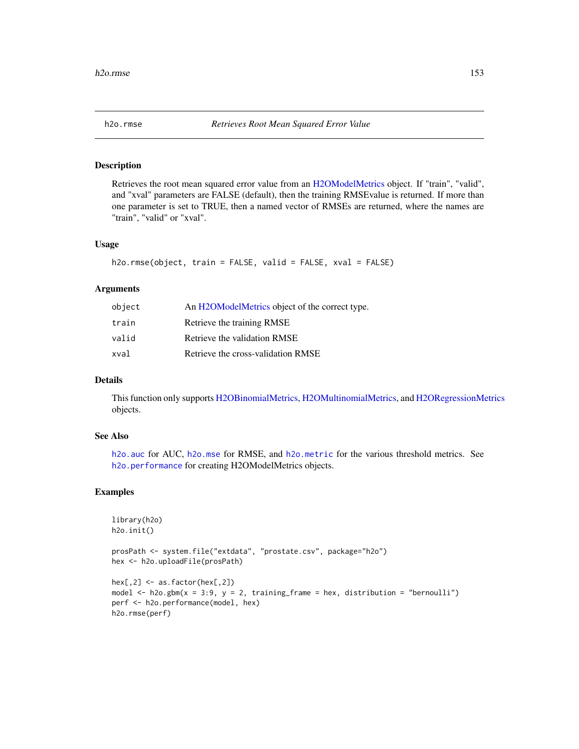# h2o.rmse *Retrieves Root Mean Squared Error Value*

## Description

Retrieves the root mean squared error value from an H2OModelMetrics object. If "train", "valid", and "xval" parameters are FALSE (default), then the training RMSEvalue is returned. If more than one parameter is set to TRUE, then a named vector of RMSEs are returned, where the names are "train", "valid" or "xval".

## Usage

```
h2o.rmse(object, train = FALSE, valid = FALSE, xval = FALSE)
```

## Arguments

| | |
|---|---|
| `object` | An H2OModelMetrics object of the correct type. |
| `train` | Retrieve the training RMSE |
| `valid` | Retrieve the validation RMSE |
| `xval` | Retrieve the cross-validation RMSE |

## Details

This function only supports H2OBinomialMetrics, H2OMultinomialMetrics, and H2ORegressionMetrics objects.

## See Also

`h2o.auc` for AUC, `h2o.mse` for RMSE, and `h2o.metric` for the various threshold metrics. See `h2o.performance` for creating H2OModelMetrics objects.

## Examples

```
library(h2o)
h2o.init()

prosPath <- system.file("extdata", "prostate.csv", package="h2o")
hex <- h2o.uploadFile(prosPath)

hex[,2] <- as.factor(hex[,2])
model <- h2o.gbm(x = 3:9, y = 2, training_frame = hex, distribution = "bernoulli")
perf <- h2o.performance(model, hex)
h2o.rmse(perf)
```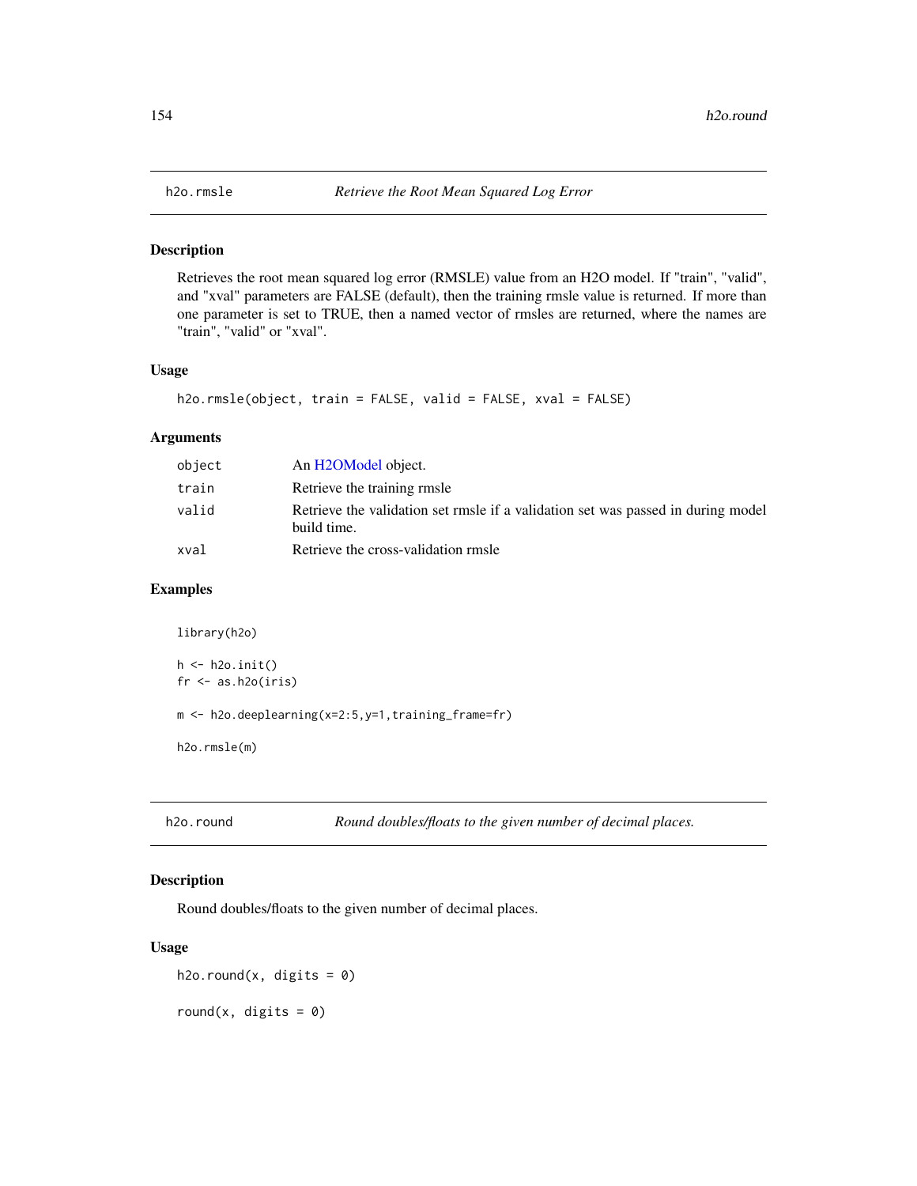## h2o.rmsle — *Retrieve the Root Mean Squared Log Error*

### Description

Retrieves the root mean squared log error (RMSLE) value from an H2O model. If "train", "valid", and "xval" parameters are FALSE (default), then the training rmsle value is returned. If more than one parameter is set to TRUE, then a named vector of rmsles are returned, where the names are "train", "valid" or "xval".

### Usage

```
h2o.rmsle(object, train = FALSE, valid = FALSE, xval = FALSE)
```

### Arguments

| | |
|---|---|
| `object` | An H2OModel object. |
| `train` | Retrieve the training rmsle |
| `valid` | Retrieve the validation set rmsle if a validation set was passed in during model build time. |
| `xval` | Retrieve the cross-validation rmsle |

### Examples

```
library(h2o)

h <- h2o.init()
fr <- as.h2o(iris)

m <- h2o.deeplearning(x=2:5,y=1,training_frame=fr)

h2o.rmsle(m)
```

## h2o.round — *Round doubles/floats to the given number of decimal places.*

### Description

Round doubles/floats to the given number of decimal places.

### Usage

```
h2o.round(x, digits = 0)

round(x, digits = 0)
```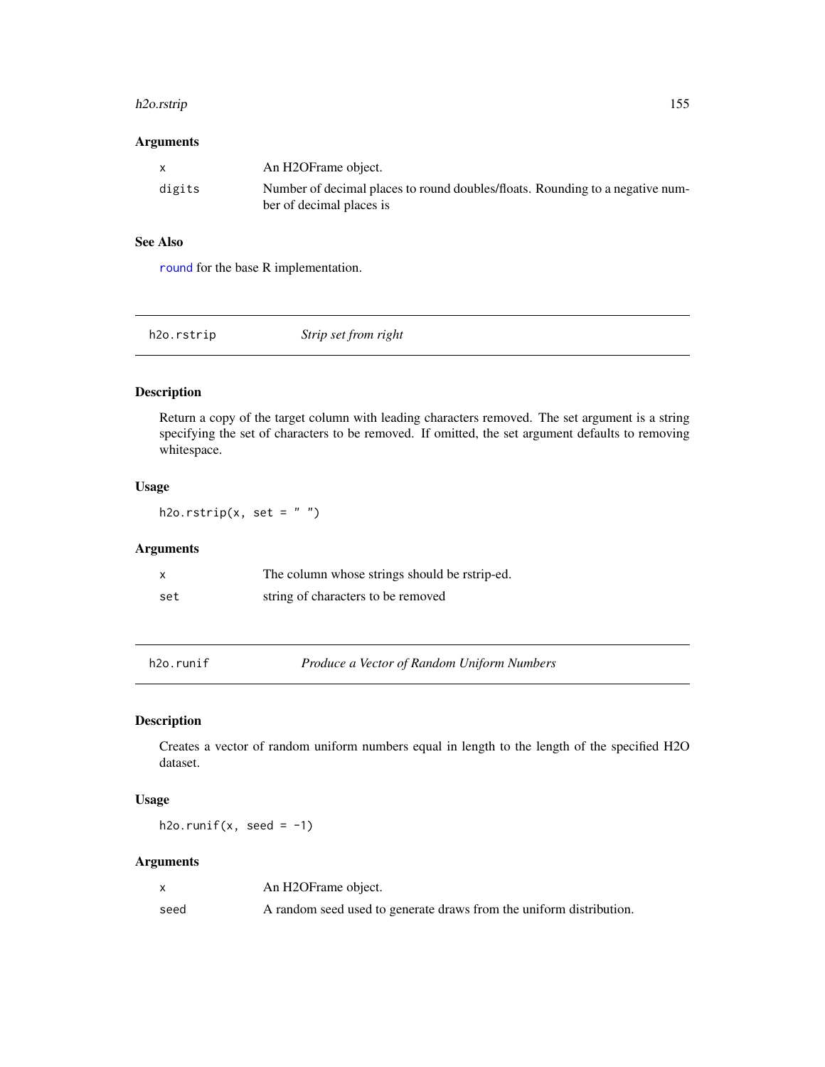### Arguments

| | |
|---|---|
| `x` | An H2OFrame object. |
| `digits` | Number of decimal places to round doubles/floats. Rounding to a negative number of decimal places is |

### See Also

`round` for the base R implementation.

---

## h2o.rstrip &nbsp;&nbsp;&nbsp; *Strip set from right*

---

### Description

Return a copy of the target column with leading characters removed. The set argument is a string specifying the set of characters to be removed. If omitted, the set argument defaults to removing whitespace.

### Usage

```
h2o.rstrip(x, set = " ")
```

### Arguments

| | |
|---|---|
| `x` | The column whose strings should be rstrip-ed. |
| `set` | string of characters to be removed |

---

## h2o.runif &nbsp;&nbsp;&nbsp; *Produce a Vector of Random Uniform Numbers*

---

### Description

Creates a vector of random uniform numbers equal in length to the length of the specified H2O dataset.

### Usage

```
h2o.runif(x, seed = -1)
```

### Arguments

| | |
|---|---|
| `x` | An H2OFrame object. |
| `seed` | A random seed used to generate draws from the uniform distribution. |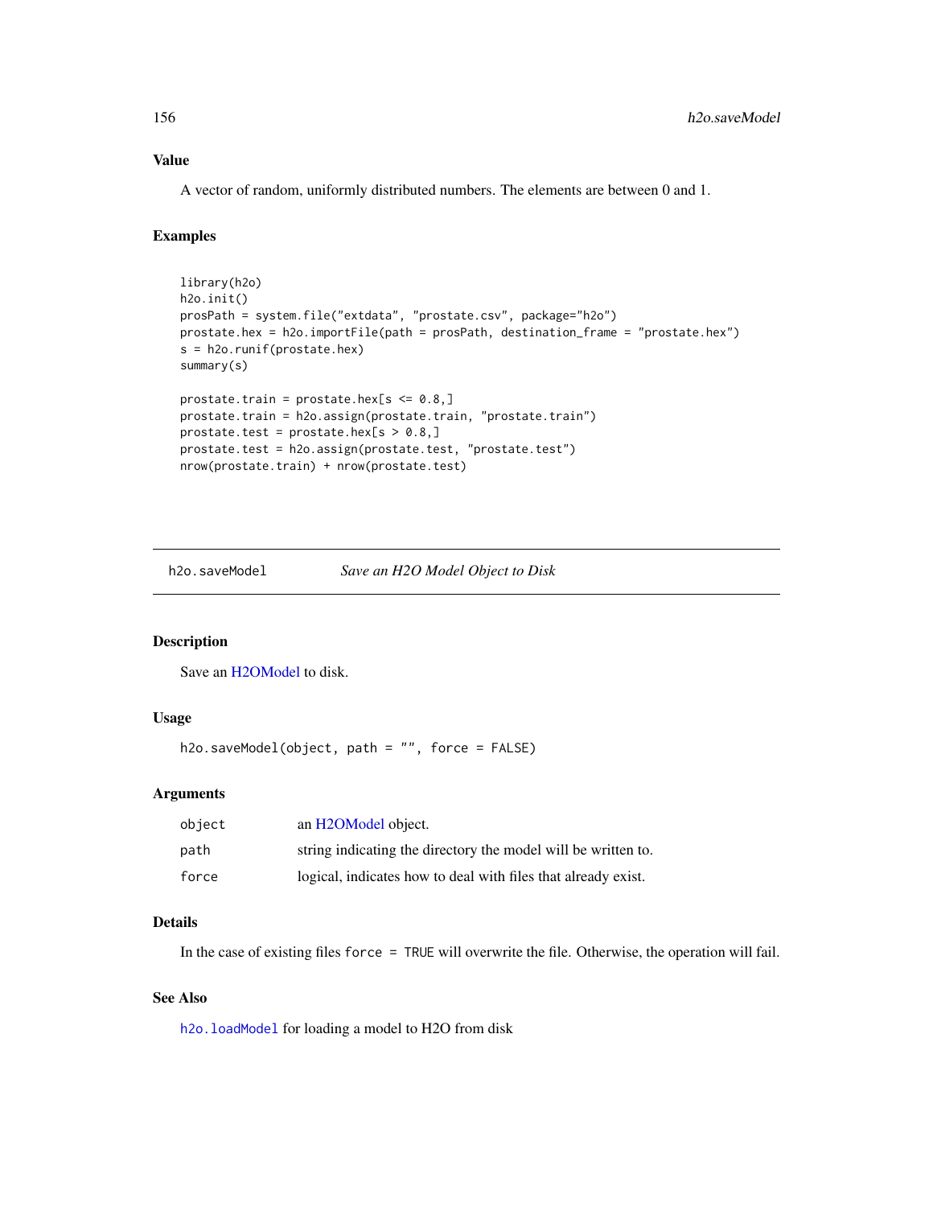## Value

A vector of random, uniformly distributed numbers. The elements are between 0 and 1.

## Examples

```
library(h2o)
h2o.init()
prosPath = system.file("extdata", "prostate.csv", package="h2o")
prostate.hex = h2o.importFile(path = prosPath, destination_frame = "prostate.hex")
s = h2o.runif(prostate.hex)
summary(s)

prostate.train = prostate.hex[s <= 0.8,]
prostate.train = h2o.assign(prostate.train, "prostate.train")
prostate.test = prostate.hex[s > 0.8,]
prostate.test = h2o.assign(prostate.test, "prostate.test")
nrow(prostate.train) + nrow(prostate.test)
```

---

# h2o.saveModel — *Save an H2O Model Object to Disk*

---

## Description

Save an H2OModel to disk.

## Usage

```
h2o.saveModel(object, path = "", force = FALSE)
```

## Arguments

| | |
|---|---|
| `object` | an H2OModel object. |
| `path` | string indicating the directory the model will be written to. |
| `force` | logical, indicates how to deal with files that already exist. |

## Details

In the case of existing files `force = TRUE` will overwrite the file. Otherwise, the operation will fail.

## See Also

`h2o.loadModel` for loading a model to H2O from disk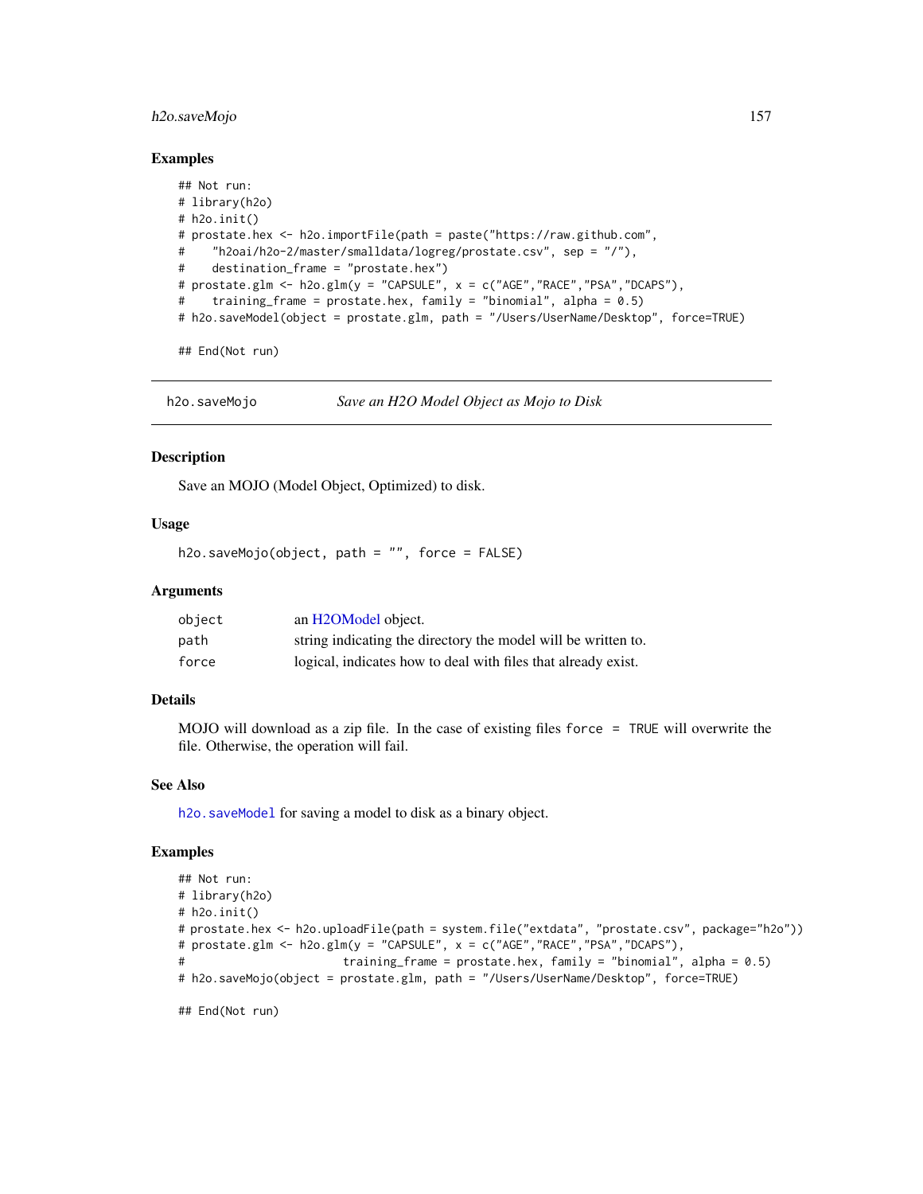### Examples

```
## Not run:
# library(h2o)
# h2o.init()
# prostate.hex <- h2o.importFile(path = paste("https://raw.github.com",
#    "h2oai/h2o-2/master/smalldata/logreg/prostate.csv", sep = "/"),
#    destination_frame = "prostate.hex")
# prostate.glm <- h2o.glm(y = "CAPSULE", x = c("AGE","RACE","PSA","DCAPS"),
#    training_frame = prostate.hex, family = "binomial", alpha = 0.5)
# h2o.saveModel(object = prostate.glm, path = "/Users/UserName/Desktop", force=TRUE)

## End(Not run)
```

## h2o.saveMojo *Save an H2O Model Object as Mojo to Disk*

### Description

Save an MOJO (Model Object, Optimized) to disk.

### Usage

```
h2o.saveMojo(object, path = "", force = FALSE)
```

### Arguments

| | |
|---|---|
| object | an H2OModel object. |
| path | string indicating the directory the model will be written to. |
| force | logical, indicates how to deal with files that already exist. |

### Details

MOJO will download as a zip file. In the case of existing files `force = TRUE` will overwrite the file. Otherwise, the operation will fail.

### See Also

`h2o.saveModel` for saving a model to disk as a binary object.

### Examples

```
## Not run:
# library(h2o)
# h2o.init()
# prostate.hex <- h2o.uploadFile(path = system.file("extdata", "prostate.csv", package="h2o"))
# prostate.glm <- h2o.glm(y = "CAPSULE", x = c("AGE","RACE","PSA","DCAPS"),
#                         training_frame = prostate.hex, family = "binomial", alpha = 0.5)
# h2o.saveMojo(object = prostate.glm, path = "/Users/UserName/Desktop", force=TRUE)

## End(Not run)
```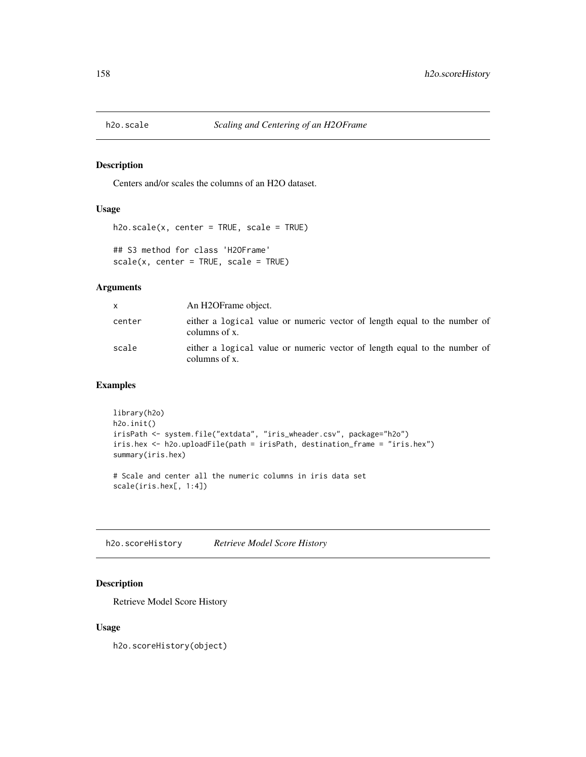## h2o.scale    *Scaling and Centering of an H2OFrame*

### Description

Centers and/or scales the columns of an H2O dataset.

### Usage

```
h2o.scale(x, center = TRUE, scale = TRUE)

## S3 method for class 'H2OFrame'
scale(x, center = TRUE, scale = TRUE)
```

### Arguments

| | |
|---|---|
| x | An H2OFrame object. |
| center | either a `logical` value or numeric vector of length equal to the number of columns of x. |
| scale | either a `logical` value or numeric vector of length equal to the number of columns of x. |

### Examples

```
library(h2o)
h2o.init()
irisPath <- system.file("extdata", "iris_wheader.csv", package="h2o")
iris.hex <- h2o.uploadFile(path = irisPath, destination_frame = "iris.hex")
summary(iris.hex)

# Scale and center all the numeric columns in iris data set
scale(iris.hex[, 1:4])
```

## h2o.scoreHistory    *Retrieve Model Score History*

### Description

Retrieve Model Score History

### Usage

```
h2o.scoreHistory(object)
```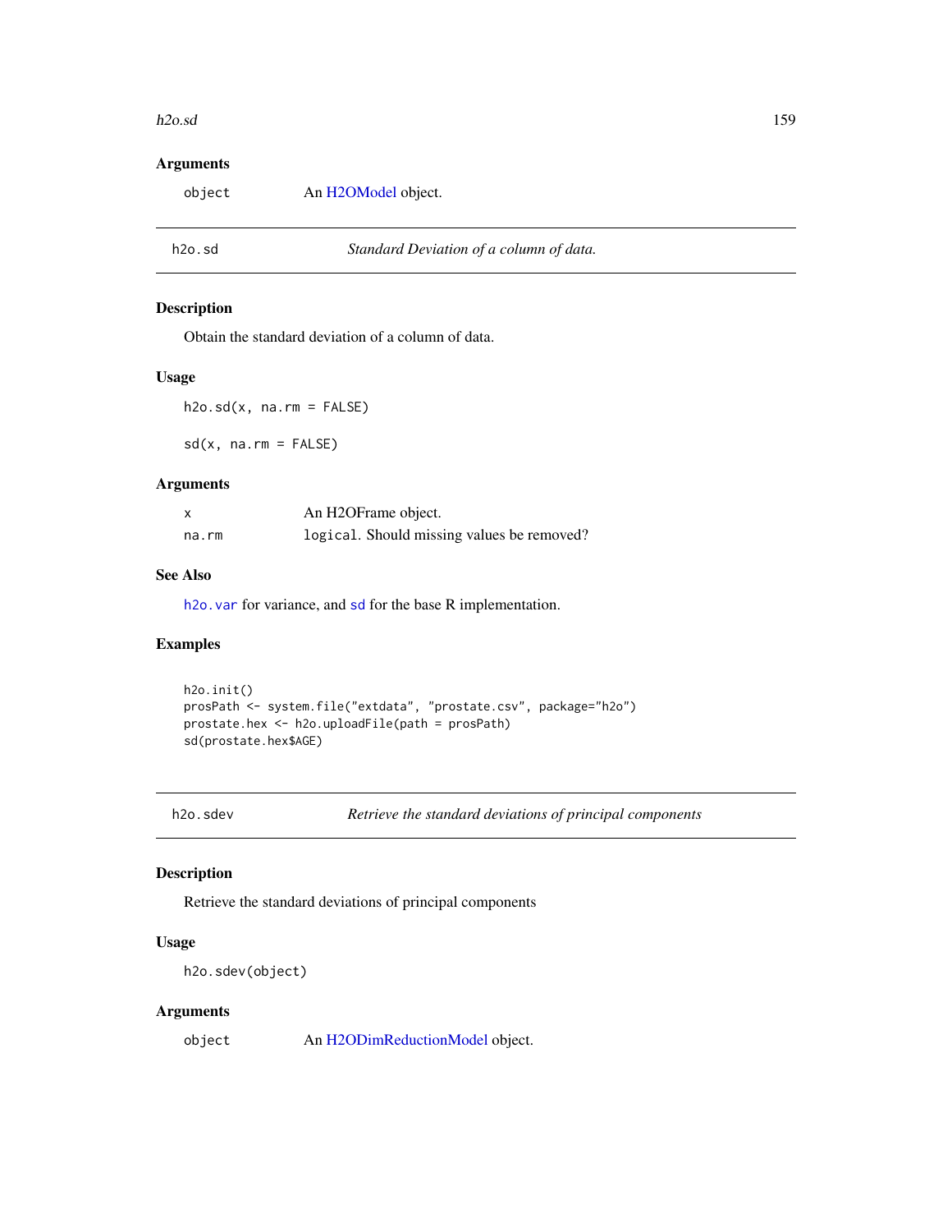### Arguments

| | |
|---|---|
| object | An H2OModel object. |

---

## h2o.sd — *Standard Deviation of a column of data.*

### Description

Obtain the standard deviation of a column of data.

### Usage

```
h2o.sd(x, na.rm = FALSE)

sd(x, na.rm = FALSE)
```

### Arguments

| | |
|---|---|
| x | An H2OFrame object. |
| na.rm | `logical`. Should missing values be removed? |

### See Also

`h2o.var` for variance, and `sd` for the base R implementation.

### Examples

```
h2o.init()
prosPath <- system.file("extdata", "prostate.csv", package="h2o")
prostate.hex <- h2o.uploadFile(path = prosPath)
sd(prostate.hex$AGE)
```

---

## h2o.sdev — *Retrieve the standard deviations of principal components*

### Description

Retrieve the standard deviations of principal components

### Usage

```
h2o.sdev(object)
```

### Arguments

| | |
|---|---|
| object | An H2ODimReductionModel object. |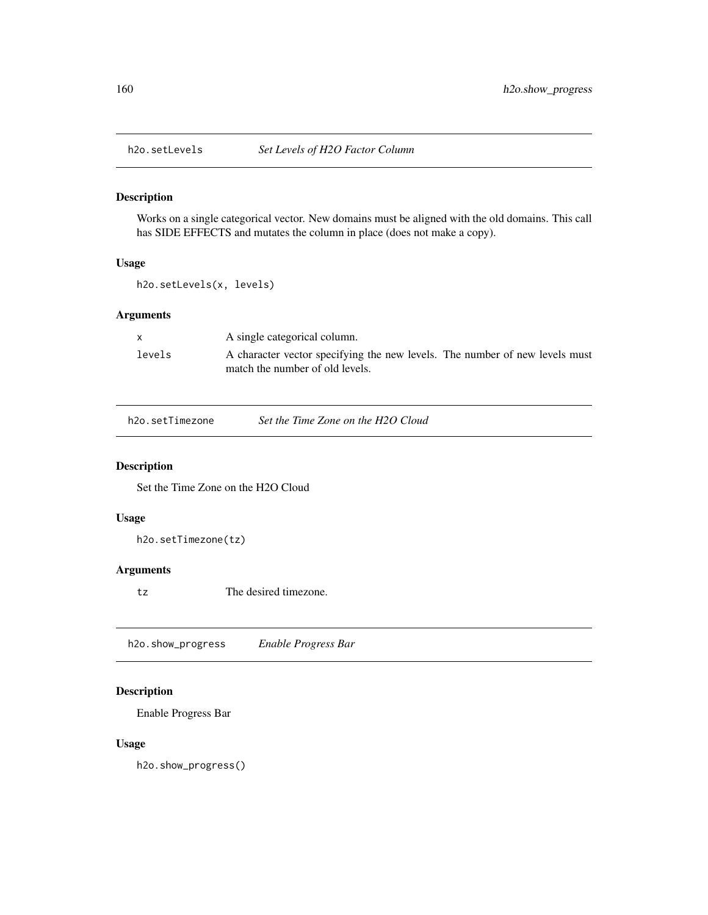## h2o.setLevels *Set Levels of H2O Factor Column*

### Description

Works on a single categorical vector. New domains must be aligned with the old domains. This call has SIDE EFFECTS and mutates the column in place (does not make a copy).

### Usage

```
h2o.setLevels(x, levels)
```

### Arguments

| | |
|---|---|
| x | A single categorical column. |
| levels | A character vector specifying the new levels. The number of new levels must match the number of old levels. |

## h2o.setTimezone *Set the Time Zone on the H2O Cloud*

### Description

Set the Time Zone on the H2O Cloud

### Usage

```
h2o.setTimezone(tz)
```

### Arguments

| | |
|---|---|
| tz | The desired timezone. |

## h2o.show_progress *Enable Progress Bar*

### Description

Enable Progress Bar

### Usage

```
h2o.show_progress()
```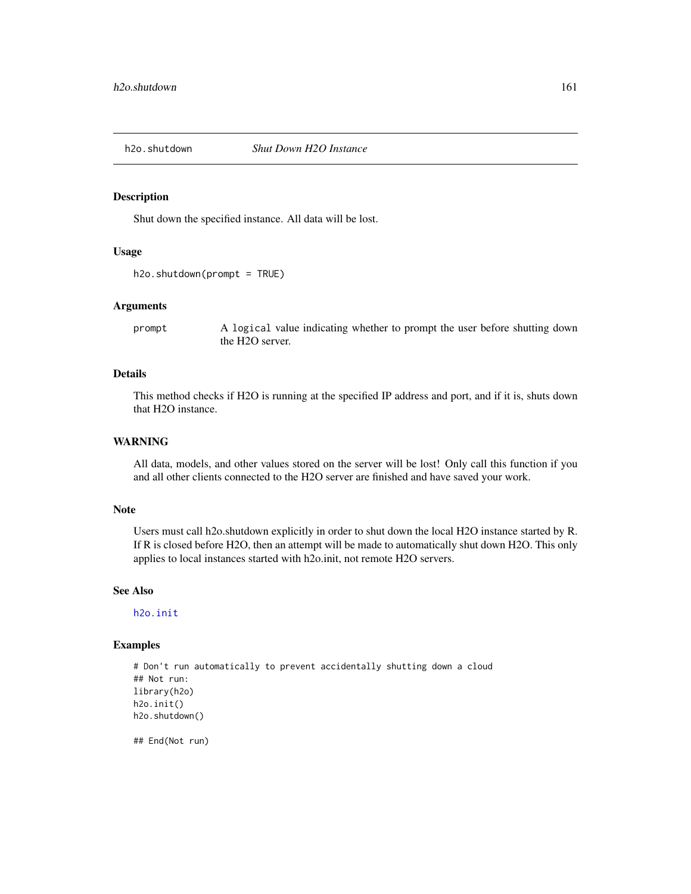## h2o.shutdown *Shut Down H2O Instance*

### Description

Shut down the specified instance. All data will be lost.

### Usage

```
h2o.shutdown(prompt = TRUE)
```

### Arguments

| | |
|---|---|
| prompt | A `logical` value indicating whether to prompt the user before shutting down the H2O server. |

### Details

This method checks if H2O is running at the specified IP address and port, and if it is, shuts down that H2O instance.

### WARNING

All data, models, and other values stored on the server will be lost! Only call this function if you and all other clients connected to the H2O server are finished and have saved your work.

### Note

Users must call h2o.shutdown explicitly in order to shut down the local H2O instance started by R. If R is closed before H2O, then an attempt will be made to automatically shut down H2O. This only applies to local instances started with h2o.init, not remote H2O servers.

### See Also

`h2o.init`

### Examples

```
# Don't run automatically to prevent accidentally shutting down a cloud
## Not run:
library(h2o)
h2o.init()
h2o.shutdown()

## End(Not run)
```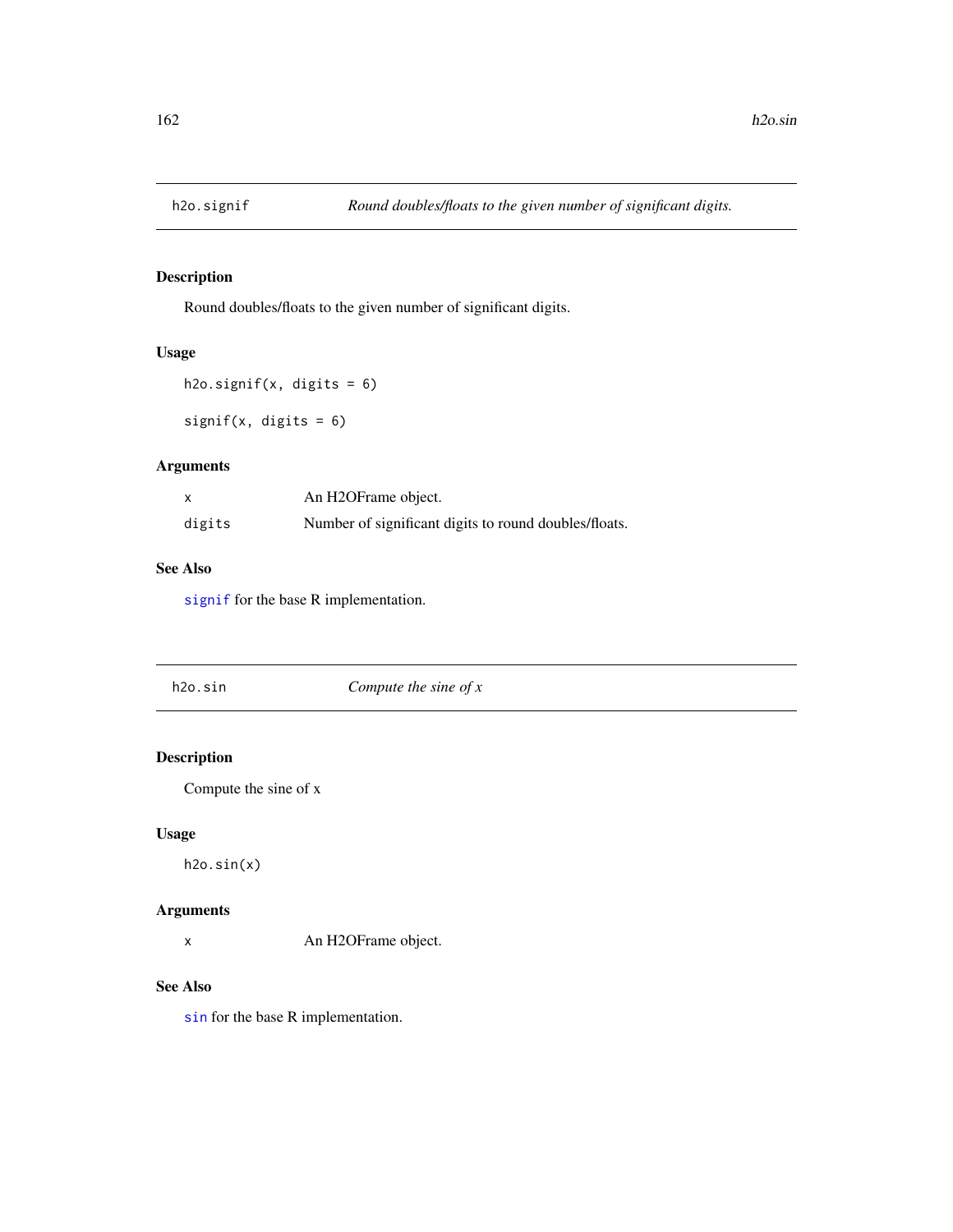## h2o.signif — *Round doubles/floats to the given number of significant digits.*

### Description

Round doubles/floats to the given number of significant digits.

### Usage

```
h2o.signif(x, digits = 6)

signif(x, digits = 6)
```

### Arguments

| | |
|---|---|
| x | An H2OFrame object. |
| digits | Number of significant digits to round doubles/floats. |

### See Also

signif for the base R implementation.

## h2o.sin — *Compute the sine of x*

### Description

Compute the sine of x

### Usage

```
h2o.sin(x)
```

### Arguments

| | |
|---|---|
| x | An H2OFrame object. |

### See Also

sin for the base R implementation.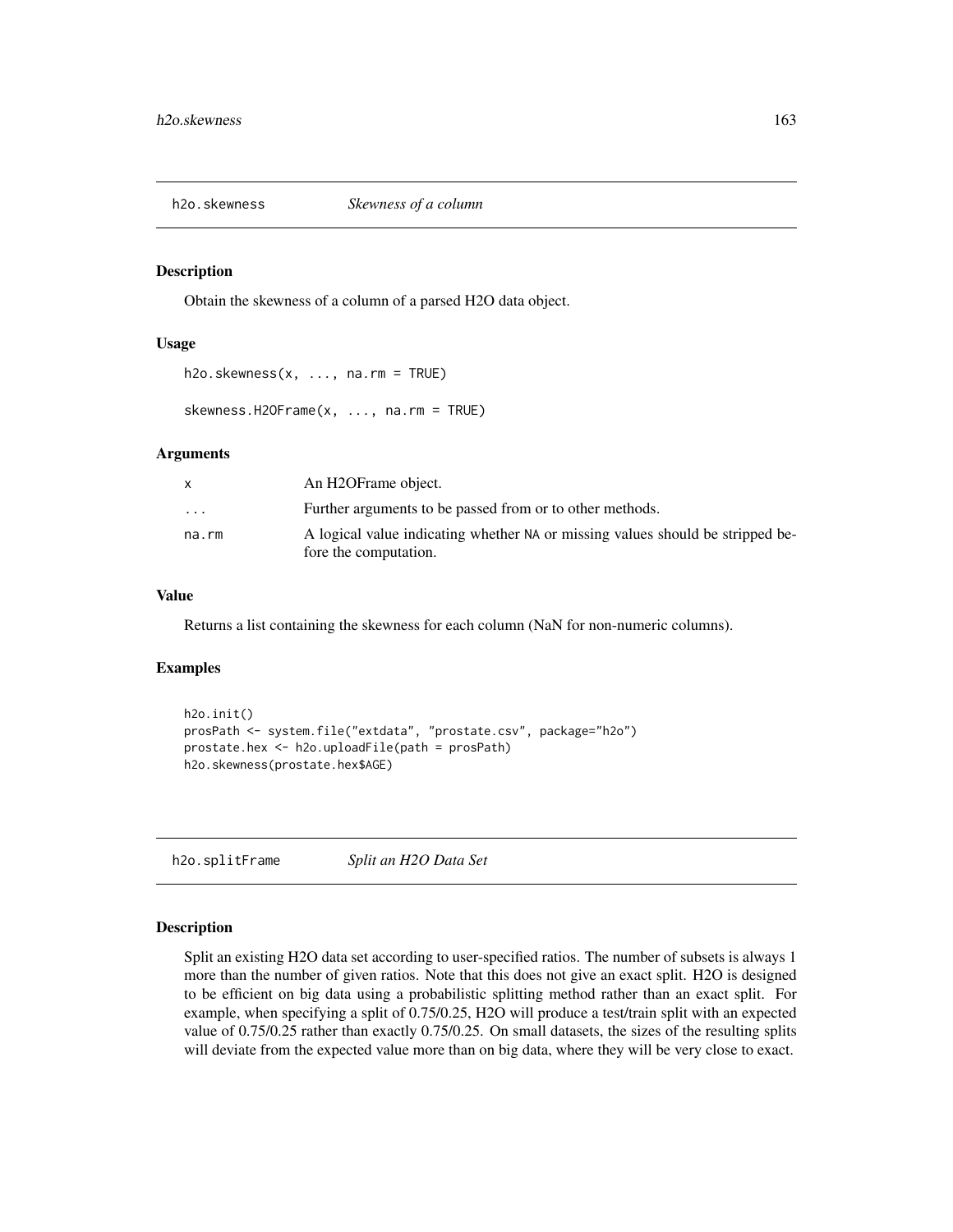## h2o.skewness *Skewness of a column*

### Description

Obtain the skewness of a column of a parsed H2O data object.

### Usage

```
h2o.skewness(x, ..., na.rm = TRUE)

skewness.H2OFrame(x, ..., na.rm = TRUE)
```

### Arguments

| | |
|---|---|
| x | An H2OFrame object. |
| ... | Further arguments to be passed from or to other methods. |
| na.rm | A logical value indicating whether NA or missing values should be stripped before the computation. |

### Value

Returns a list containing the skewness for each column (NaN for non-numeric columns).

### Examples

```
h2o.init()
prosPath <- system.file("extdata", "prostate.csv", package="h2o")
prostate.hex <- h2o.uploadFile(path = prosPath)
h2o.skewness(prostate.hex$AGE)
```

## h2o.splitFrame *Split an H2O Data Set*

### Description

Split an existing H2O data set according to user-specified ratios. The number of subsets is always 1 more than the number of given ratios. Note that this does not give an exact split. H2O is designed to be efficient on big data using a probabilistic splitting method rather than an exact split. For example, when specifying a split of 0.75/0.25, H2O will produce a test/train split with an expected value of 0.75/0.25 rather than exactly 0.75/0.25. On small datasets, the sizes of the resulting splits will deviate from the expected value more than on big data, where they will be very close to exact.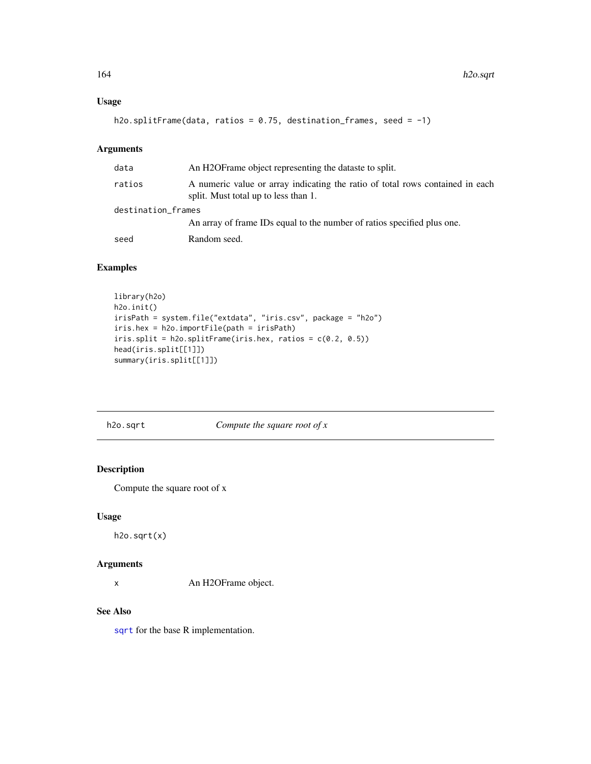### Usage

```
h2o.splitFrame(data, ratios = 0.75, destination_frames, seed = -1)
```

### Arguments

| | |
|---|---|
| data | An H2OFrame object representing the dataste to split. |
| ratios | A numeric value or array indicating the ratio of total rows contained in each split. Must total up to less than 1. |
| destination_frames | An array of frame IDs equal to the number of ratios specified plus one. |
| seed | Random seed. |

### Examples

```
library(h2o)
h2o.init()
irisPath = system.file("extdata", "iris.csv", package = "h2o")
iris.hex = h2o.importFile(path = irisPath)
iris.split = h2o.splitFrame(iris.hex, ratios = c(0.2, 0.5))
head(iris.split[[1]])
summary(iris.split[[1]])
```

---

## h2o.sqrt — *Compute the square root of x*

### Description

Compute the square root of x

### Usage

```
h2o.sqrt(x)
```

### Arguments

| | |
|---|---|
| x | An H2OFrame object. |

### See Also

sqrt for the base R implementation.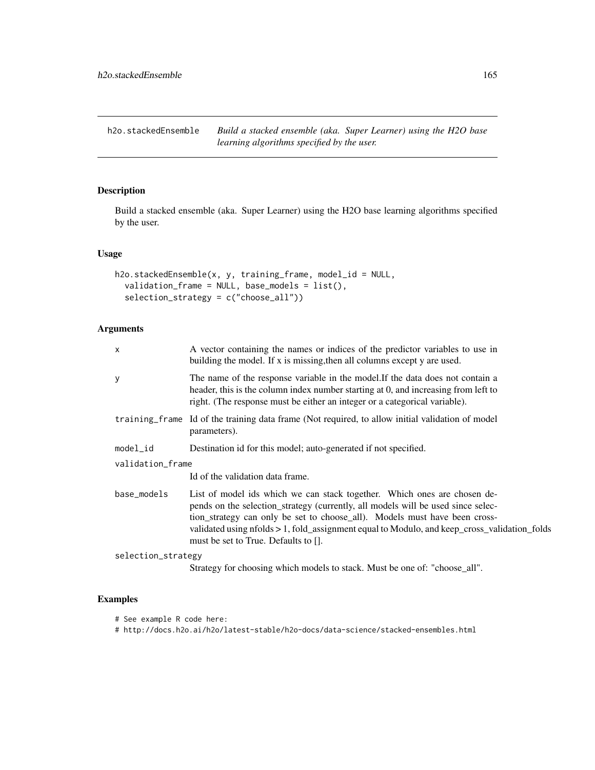## h2o.stackedEnsemble — *Build a stacked ensemble (aka. Super Learner) using the H2O base learning algorithms specified by the user.*

### Description

Build a stacked ensemble (aka. Super Learner) using the H2O base learning algorithms specified by the user.

### Usage

```
h2o.stackedEnsemble(x, y, training_frame, model_id = NULL,
  validation_frame = NULL, base_models = list(),
  selection_strategy = c("choose_all"))
```

### Arguments

| | |
|---|---|
| `x` | A vector containing the names or indices of the predictor variables to use in building the model. If x is missing,then all columns except y are used. |
| `y` | The name of the response variable in the model.If the data does not contain a header, this is the column index number starting at 0, and increasing from left to right. (The response must be either an integer or a categorical variable). |
| `training_frame` | Id of the training data frame (Not required, to allow initial validation of model parameters). |
| `model_id` | Destination id for this model; auto-generated if not specified. |
| `validation_frame` | Id of the validation data frame. |
| `base_models` | List of model ids which we can stack together. Which ones are chosen depends on the selection_strategy (currently, all models will be used since selection_strategy can only be set to choose_all). Models must have been cross-validated using nfolds > 1, fold_assignment equal to Modulo, and keep_cross_validation_folds must be set to True. Defaults to []. |
| `selection_strategy` | Strategy for choosing which models to stack. Must be one of: "choose_all". |

### Examples

```
# See example R code here:
# http://docs.h2o.ai/h2o/latest-stable/h2o-docs/data-science/stacked-ensembles.html
```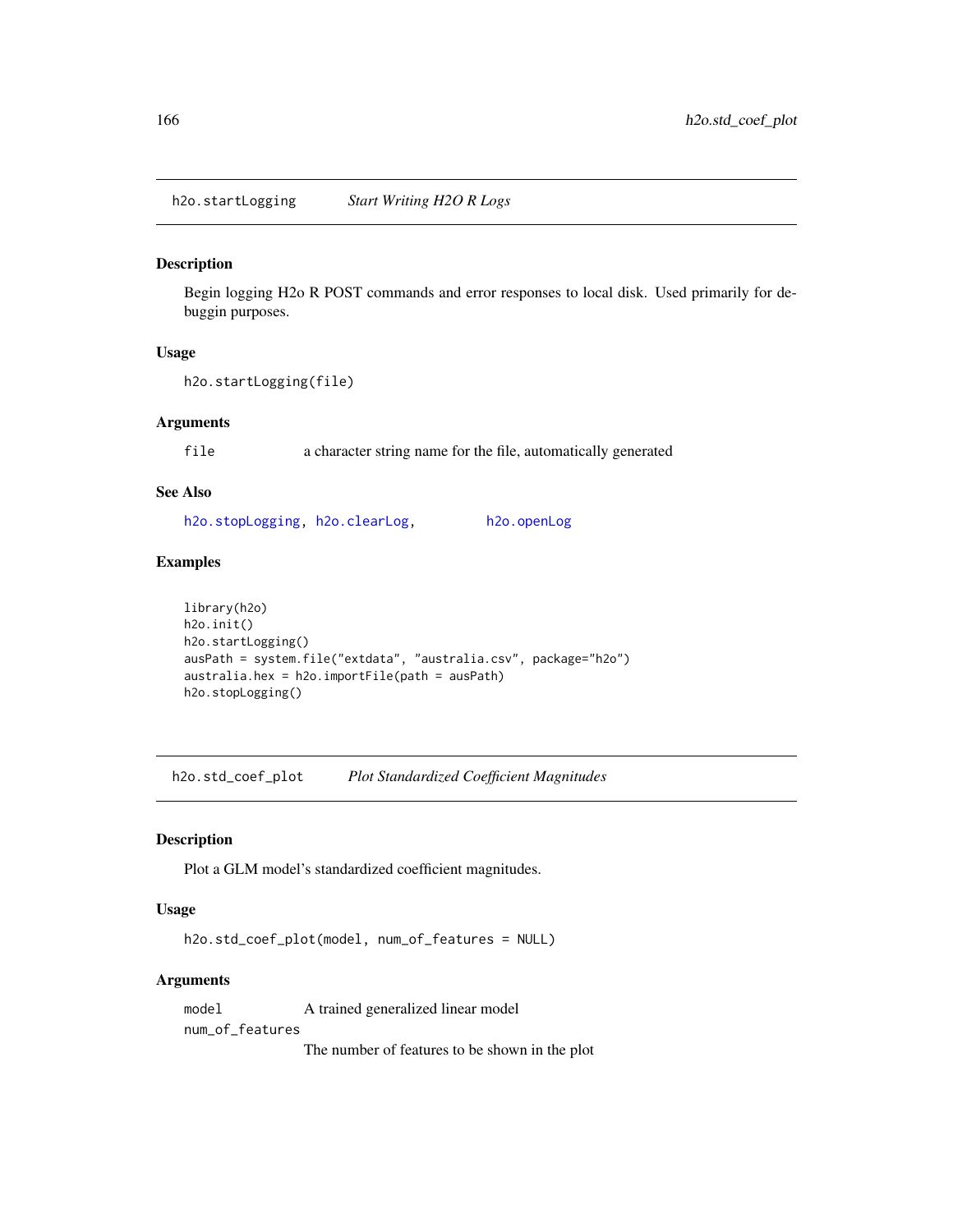## h2o.startLogging    *Start Writing H2O R Logs*

### Description

Begin logging H2o R POST commands and error responses to local disk. Used primarily for debuggin purposes.

### Usage

```
h2o.startLogging(file)
```

### Arguments

| | |
|---|---|
| `file` | a character string name for the file, automatically generated |

### See Also

`h2o.stopLogging`, `h2o.clearLog`, `h2o.openLog`

### Examples

```
library(h2o)
h2o.init()
h2o.startLogging()
ausPath = system.file("extdata", "australia.csv", package="h2o")
australia.hex = h2o.importFile(path = ausPath)
h2o.stopLogging()
```

## h2o.std_coef_plot    *Plot Standardized Coefficient Magnitudes*

### Description

Plot a GLM model's standardized coefficient magnitudes.

### Usage

```
h2o.std_coef_plot(model, num_of_features = NULL)
```

### Arguments

| | |
|---|---|
| `model` | A trained generalized linear model |
| `num_of_features` | The number of features to be shown in the plot |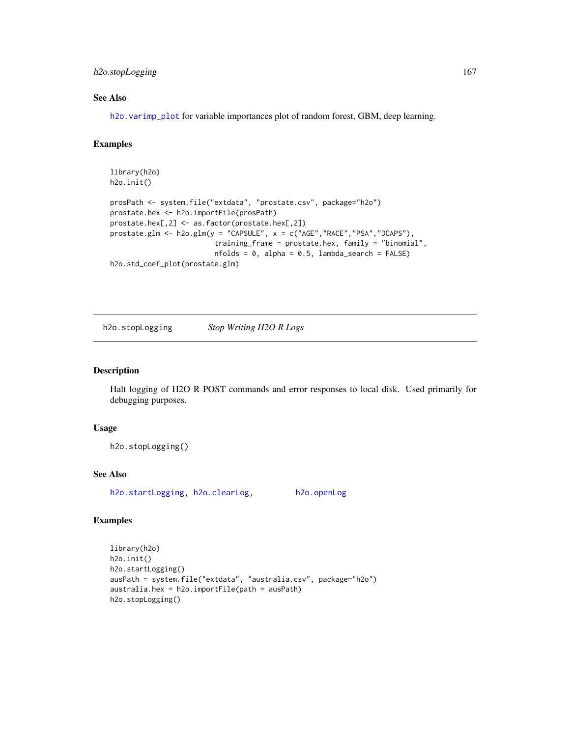### See Also

`h2o.varimp_plot` for variable importances plot of random forest, GBM, deep learning.

### Examples

```
library(h2o)
h2o.init()

prosPath <- system.file("extdata", "prostate.csv", package="h2o")
prostate.hex <- h2o.importFile(prosPath)
prostate.hex[,2] <- as.factor(prostate.hex[,2])
prostate.glm <- h2o.glm(y = "CAPSULE", x = c("AGE","RACE","PSA","DCAPS"),
                        training_frame = prostate.hex, family = "binomial",
                        nfolds = 0, alpha = 0.5, lambda_search = FALSE)
h2o.std_coef_plot(prostate.glm)
```

---

## h2o.stopLogging    *Stop Writing H2O R Logs*

---

### Description

Halt logging of H2O R POST commands and error responses to local disk. Used primarily for debugging purposes.

### Usage

```
h2o.stopLogging()
```

### See Also

`h2o.startLogging`, `h2o.clearLog`, `h2o.openLog`

### Examples

```
library(h2o)
h2o.init()
h2o.startLogging()
ausPath = system.file("extdata", "australia.csv", package="h2o")
australia.hex = h2o.importFile(path = ausPath)
h2o.stopLogging()
```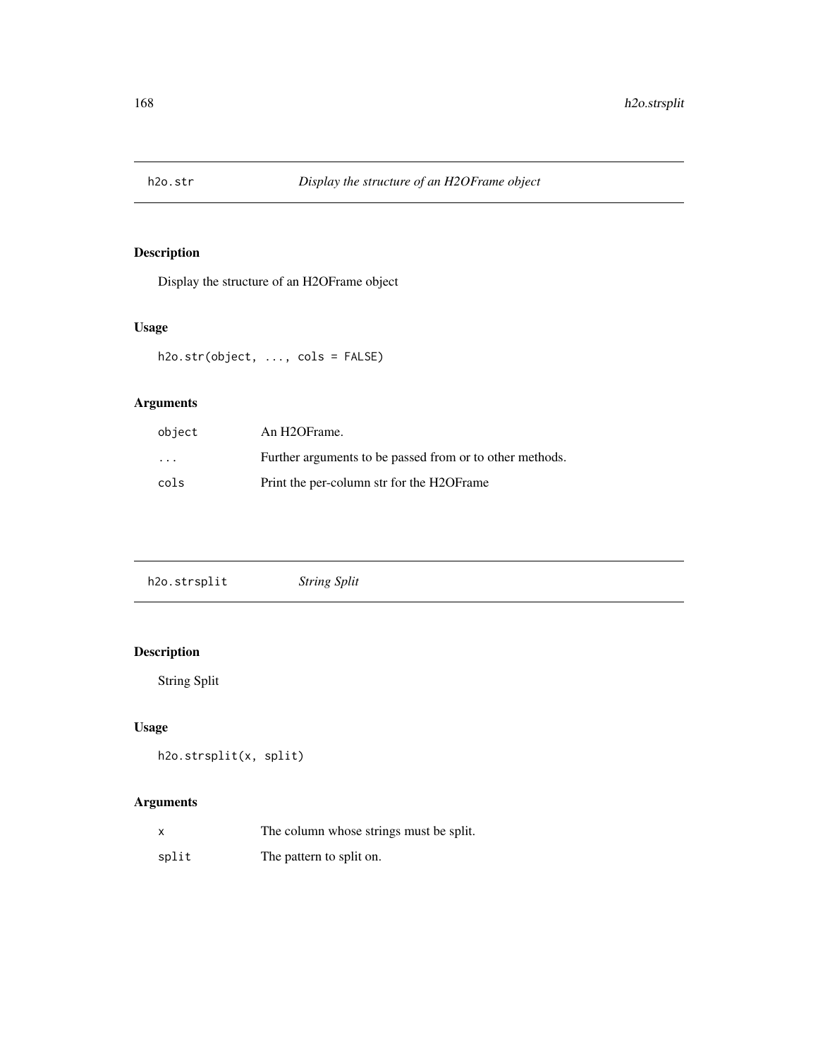## h2o.str *Display the structure of an H2OFrame object*

### Description

Display the structure of an H2OFrame object

### Usage

```
h2o.str(object, ..., cols = FALSE)
```

### Arguments

| | |
|---|---|
| object | An H2OFrame. |
| ... | Further arguments to be passed from or to other methods. |
| cols | Print the per-column str for the H2OFrame |

## h2o.strsplit *String Split*

### Description

String Split

### Usage

```
h2o.strsplit(x, split)
```

### Arguments

| | |
|---|---|
| x | The column whose strings must be split. |
| split | The pattern to split on. |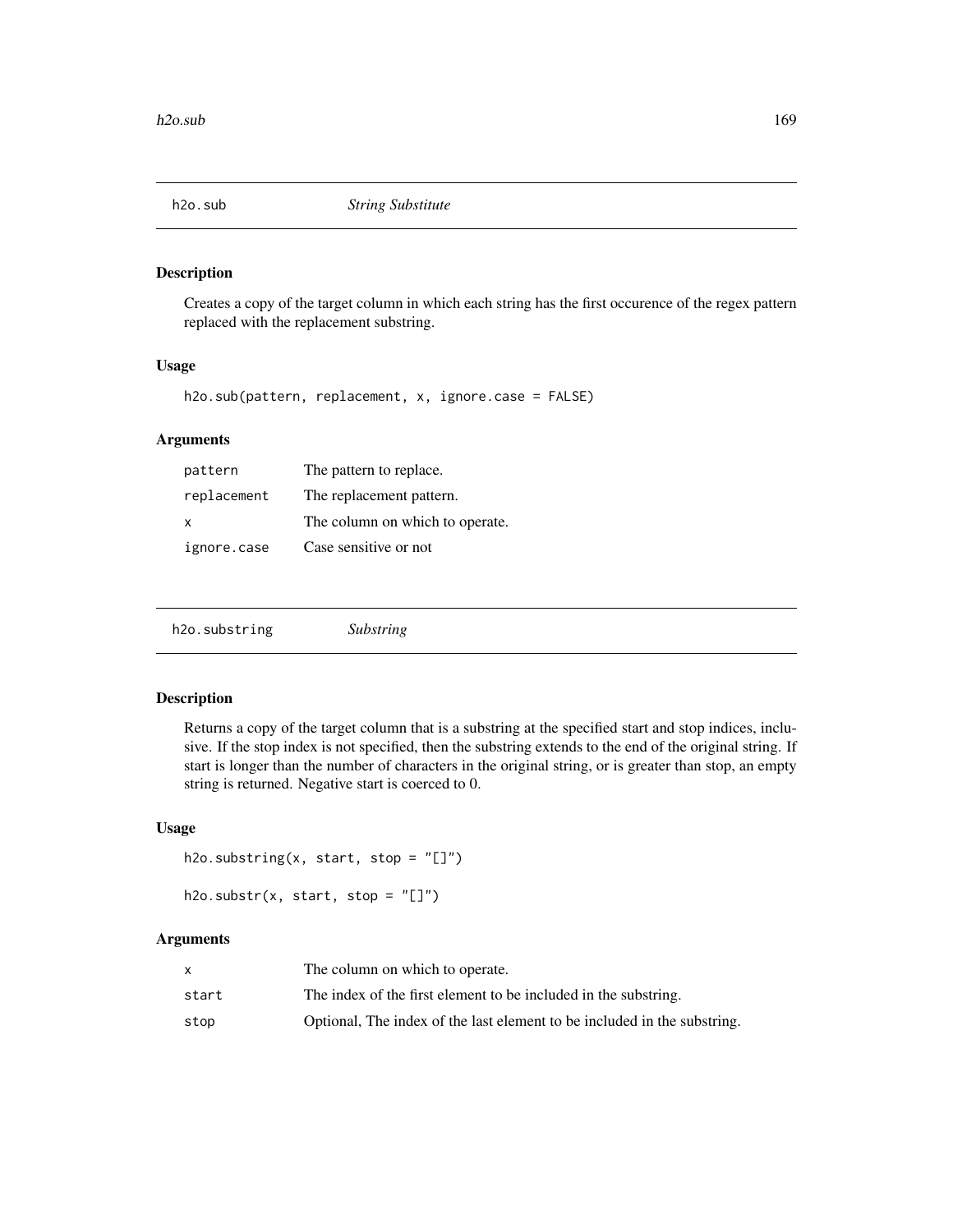## h2o.sub — *String Substitute*

### Description

Creates a copy of the target column in which each string has the first occurence of the regex pattern replaced with the replacement substring.

### Usage

```
h2o.sub(pattern, replacement, x, ignore.case = FALSE)
```

### Arguments

| | |
|---|---|
| pattern | The pattern to replace. |
| replacement | The replacement pattern. |
| x | The column on which to operate. |
| ignore.case | Case sensitive or not |

## h2o.substring — *Substring*

### Description

Returns a copy of the target column that is a substring at the specified start and stop indices, inclusive. If the stop index is not specified, then the substring extends to the end of the original string. If start is longer than the number of characters in the original string, or is greater than stop, an empty string is returned. Negative start is coerced to 0.

### Usage

```
h2o.substring(x, start, stop = "[]")

h2o.substr(x, start, stop = "[]")
```

### Arguments

| | |
|---|---|
| x | The column on which to operate. |
| start | The index of the first element to be included in the substring. |
| stop | Optional, The index of the last element to be included in the substring. |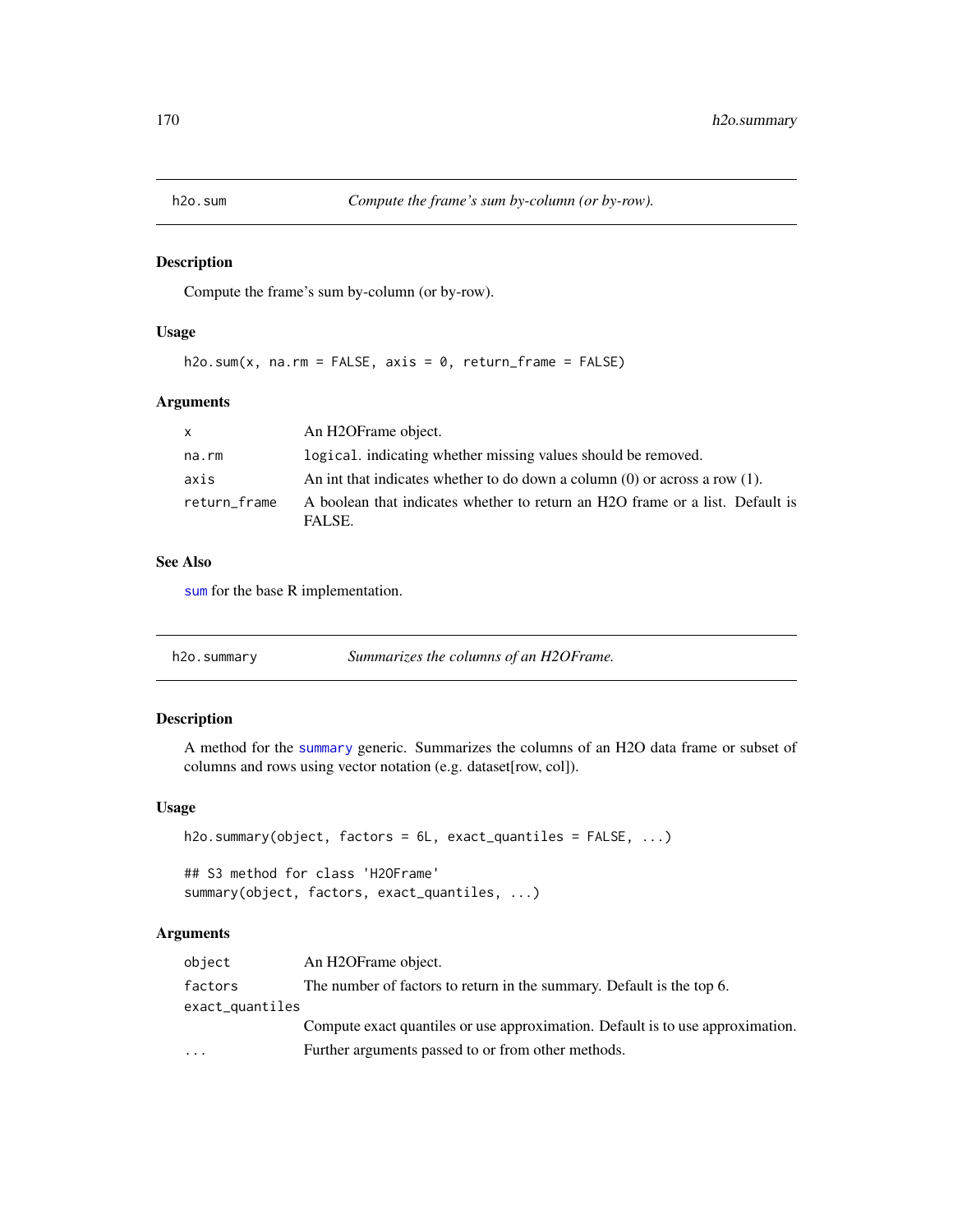## h2o.sum — *Compute the frame's sum by-column (or by-row).*

### Description

Compute the frame's sum by-column (or by-row).

### Usage

```
h2o.sum(x, na.rm = FALSE, axis = 0, return_frame = FALSE)
```

### Arguments

| | |
|---|---|
| `x` | An H2OFrame object. |
| `na.rm` | `logical`. indicating whether missing values should be removed. |
| `axis` | An int that indicates whether to do down a column (0) or across a row (1). |
| `return_frame` | A boolean that indicates whether to return an H2O frame or a list. Default is FALSE. |

### See Also

`sum` for the base R implementation.

## h2o.summary — *Summarizes the columns of an H2OFrame.*

### Description

A method for the `summary` generic. Summarizes the columns of an H2O data frame or subset of columns and rows using vector notation (e.g. dataset[row, col]).

### Usage

```
h2o.summary(object, factors = 6L, exact_quantiles = FALSE, ...)

## S3 method for class 'H2OFrame'
summary(object, factors, exact_quantiles, ...)
```

### Arguments

| | |
|---|---|
| `object` | An H2OFrame object. |
| `factors` | The number of factors to return in the summary. Default is the top 6. |
| `exact_quantiles` | Compute exact quantiles or use approximation. Default is to use approximation. |
| `...` | Further arguments passed to or from other methods. |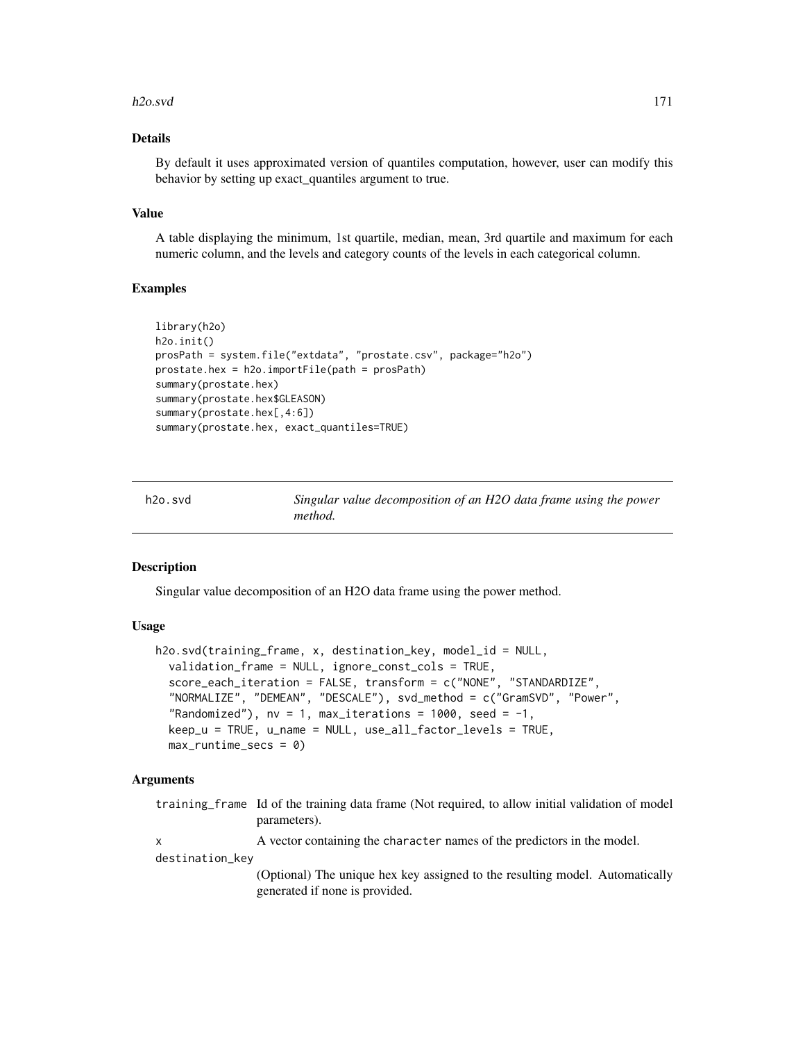### Details

By default it uses approximated version of quantiles computation, however, user can modify this behavior by setting up exact_quantiles argument to true.

### Value

A table displaying the minimum, 1st quartile, median, mean, 3rd quartile and maximum for each numeric column, and the levels and category counts of the levels in each categorical column.

### Examples

```
library(h2o)
h2o.init()
prosPath = system.file("extdata", "prostate.csv", package="h2o")
prostate.hex = h2o.importFile(path = prosPath)
summary(prostate.hex)
summary(prostate.hex$GLEASON)
summary(prostate.hex[,4:6])
summary(prostate.hex, exact_quantiles=TRUE)
```

---

## h2o.svd — *Singular value decomposition of an H2O data frame using the power method.*

### Description

Singular value decomposition of an H2O data frame using the power method.

### Usage

```
h2o.svd(training_frame, x, destination_key, model_id = NULL,
  validation_frame = NULL, ignore_const_cols = TRUE,
  score_each_iteration = FALSE, transform = c("NONE", "STANDARDIZE",
  "NORMALIZE", "DEMEAN", "DESCALE"), svd_method = c("GramSVD", "Power",
  "Randomized"), nv = 1, max_iterations = 1000, seed = -1,
  keep_u = TRUE, u_name = NULL, use_all_factor_levels = TRUE,
  max_runtime_secs = 0)
```

### Arguments

| | |
|---|---|
| training_frame | Id of the training data frame (Not required, to allow initial validation of model parameters). |
| x | A vector containing the character names of the predictors in the model. |
| destination_key | (Optional) The unique hex key assigned to the resulting model. Automatically generated if none is provided. |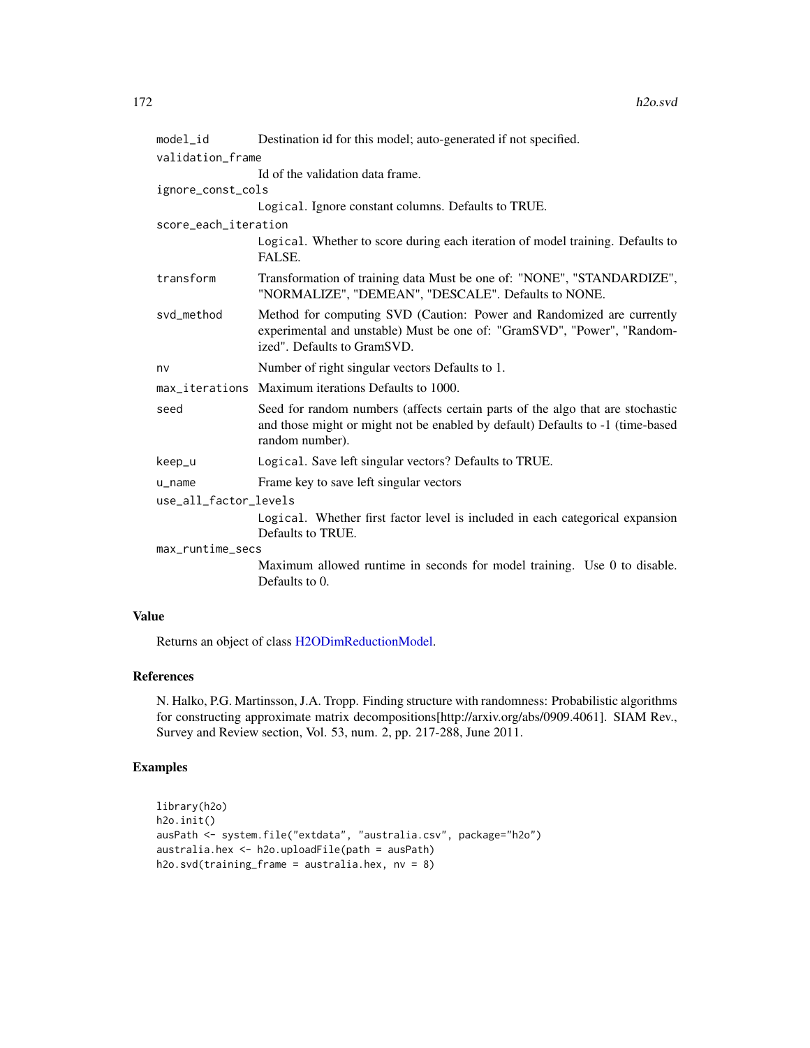| | |
|---|---|
| `model_id` | Destination id for this model; auto-generated if not specified. |
| `validation_frame` | Id of the validation data frame. |
| `ignore_const_cols` | `Logical`. Ignore constant columns. Defaults to TRUE. |
| `score_each_iteration` | `Logical`. Whether to score during each iteration of model training. Defaults to FALSE. |
| `transform` | Transformation of training data Must be one of: "NONE", "STANDARDIZE", "NORMALIZE", "DEMEAN", "DESCALE". Defaults to NONE. |
| `svd_method` | Method for computing SVD (Caution: Power and Randomized are currently experimental and unstable) Must be one of: "GramSVD", "Power", "Randomized". Defaults to GramSVD. |
| `nv` | Number of right singular vectors Defaults to 1. |
| `max_iterations` | Maximum iterations Defaults to 1000. |
| `seed` | Seed for random numbers (affects certain parts of the algo that are stochastic and those might or might not be enabled by default) Defaults to -1 (time-based random number). |
| `keep_u` | `Logical`. Save left singular vectors? Defaults to TRUE. |
| `u_name` | Frame key to save left singular vectors |
| `use_all_factor_levels` | `Logical`. Whether first factor level is included in each categorical expansion Defaults to TRUE. |
| `max_runtime_secs` | Maximum allowed runtime in seconds for model training. Use 0 to disable. Defaults to 0. |

### Value

Returns an object of class H2ODimReductionModel.

### References

N. Halko, P.G. Martinsson, J.A. Tropp. Finding structure with randomness: Probabilistic algorithms for constructing approximate matrix decompositions[http://arxiv.org/abs/0909.4061]. SIAM Rev., Survey and Review section, Vol. 53, num. 2, pp. 217-288, June 2011.

### Examples

```
library(h2o)
h2o.init()
ausPath <- system.file("extdata", "australia.csv", package="h2o")
australia.hex <- h2o.uploadFile(path = ausPath)
h2o.svd(training_frame = australia.hex, nv = 8)
```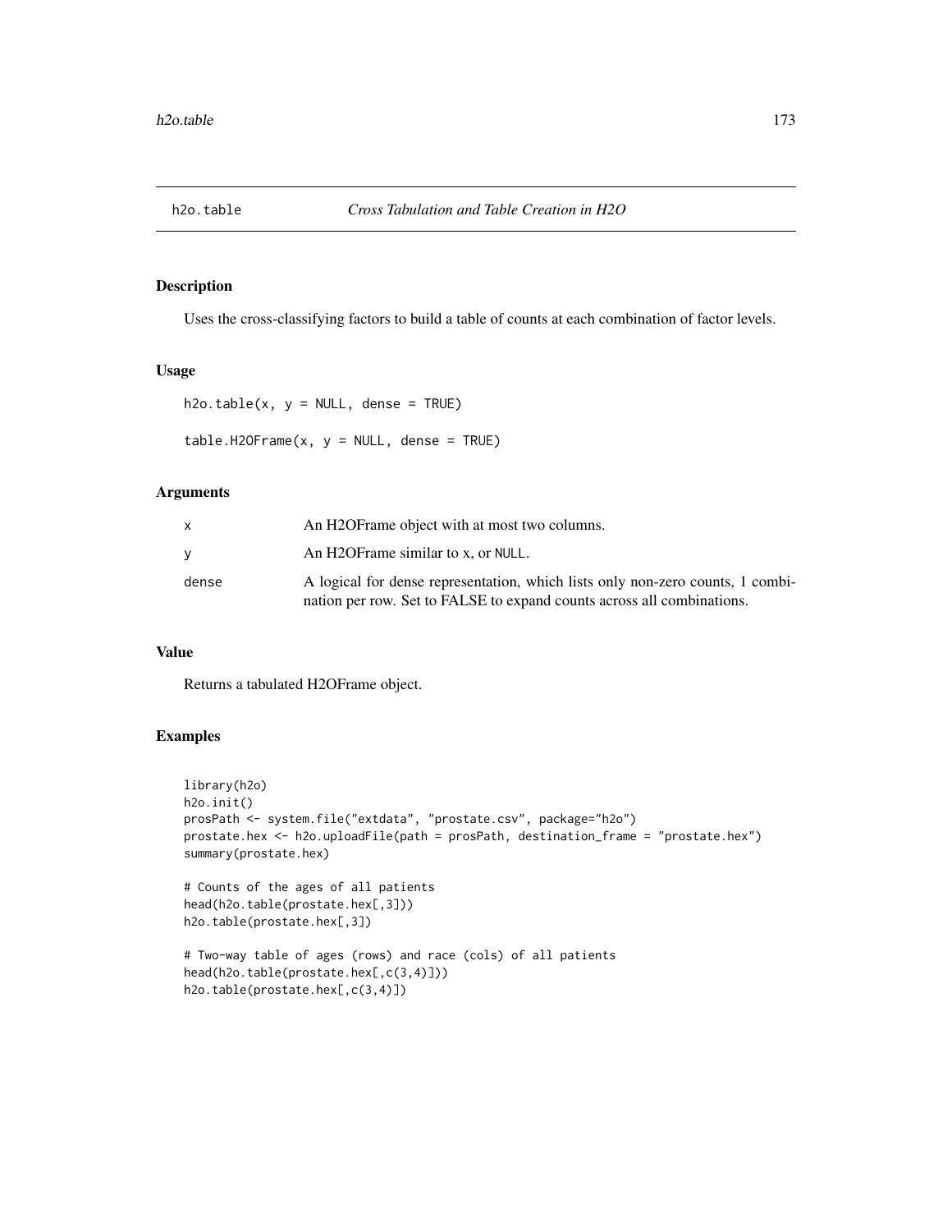## h2o.table — *Cross Tabulation and Table Creation in H2O*

### Description

Uses the cross-classifying factors to build a table of counts at each combination of factor levels.

### Usage

```
h2o.table(x, y = NULL, dense = TRUE)

table.H2OFrame(x, y = NULL, dense = TRUE)
```

### Arguments

| | |
|---|---|
| x | An H2OFrame object with at most two columns. |
| y | An H2OFrame similar to x, or NULL. |
| dense | A logical for dense representation, which lists only non-zero counts, 1 combination per row. Set to FALSE to expand counts across all combinations. |

### Value

Returns a tabulated H2OFrame object.

### Examples

```
library(h2o)
h2o.init()
prosPath <- system.file("extdata", "prostate.csv", package="h2o")
prostate.hex <- h2o.uploadFile(path = prosPath, destination_frame = "prostate.hex")
summary(prostate.hex)

# Counts of the ages of all patients
head(h2o.table(prostate.hex[,3]))
h2o.table(prostate.hex[,3])

# Two-way table of ages (rows) and race (cols) of all patients
head(h2o.table(prostate.hex[,c(3,4)]))
h2o.table(prostate.hex[,c(3,4)])
```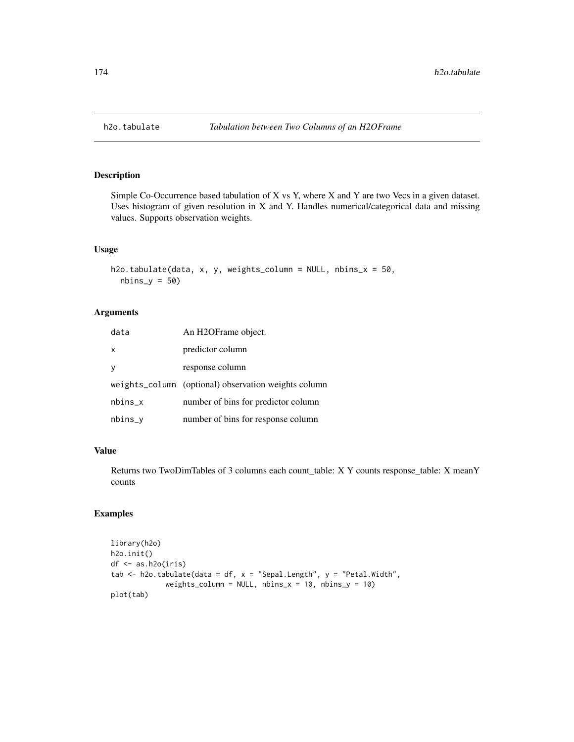# h2o.tabulate *Tabulation between Two Columns of an H2OFrame*

## Description

Simple Co-Occurrence based tabulation of X vs Y, where X and Y are two Vecs in a given dataset. Uses histogram of given resolution in X and Y. Handles numerical/categorical data and missing values. Supports observation weights.

## Usage

```
h2o.tabulate(data, x, y, weights_column = NULL, nbins_x = 50,
  nbins_y = 50)
```

## Arguments

| | |
|---|---|
| data | An H2OFrame object. |
| x | predictor column |
| y | response column |
| weights_column | (optional) observation weights column |
| nbins_x | number of bins for predictor column |
| nbins_y | number of bins for response column |

## Value

Returns two TwoDimTables of 3 columns each count_table: X Y counts response_table: X meanY counts

## Examples

```
library(h2o)
h2o.init()
df <- as.h2o(iris)
tab <- h2o.tabulate(data = df, x = "Sepal.Length", y = "Petal.Width",
             weights_column = NULL, nbins_x = 10, nbins_y = 10)
plot(tab)
```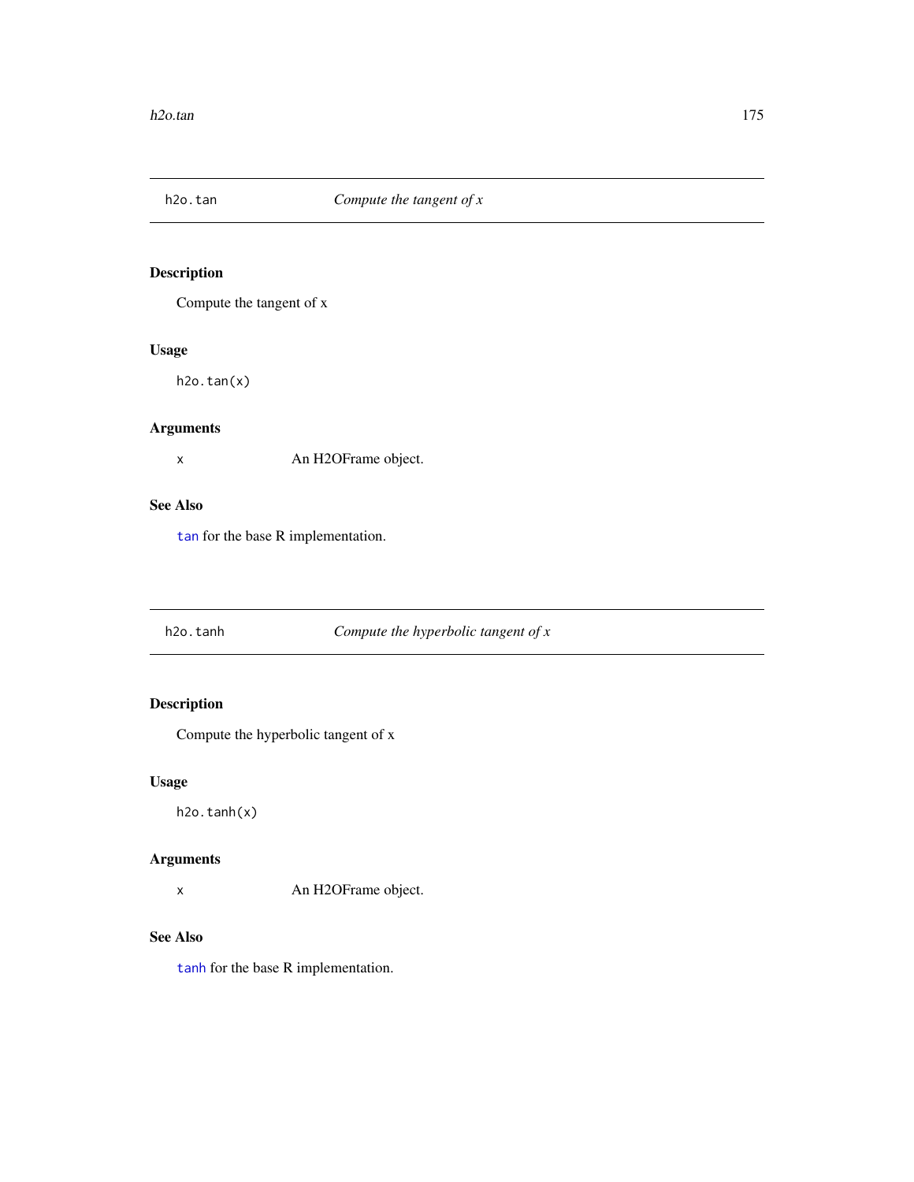## h2o.tan *Compute the tangent of x*

### Description

Compute the tangent of x

### Usage

```
h2o.tan(x)
```

### Arguments

x An H2OFrame object.

### See Also

`tan` for the base R implementation.

## h2o.tanh *Compute the hyperbolic tangent of x*

### Description

Compute the hyperbolic tangent of x

### Usage

```
h2o.tanh(x)
```

### Arguments

x An H2OFrame object.

### See Also

`tanh` for the base R implementation.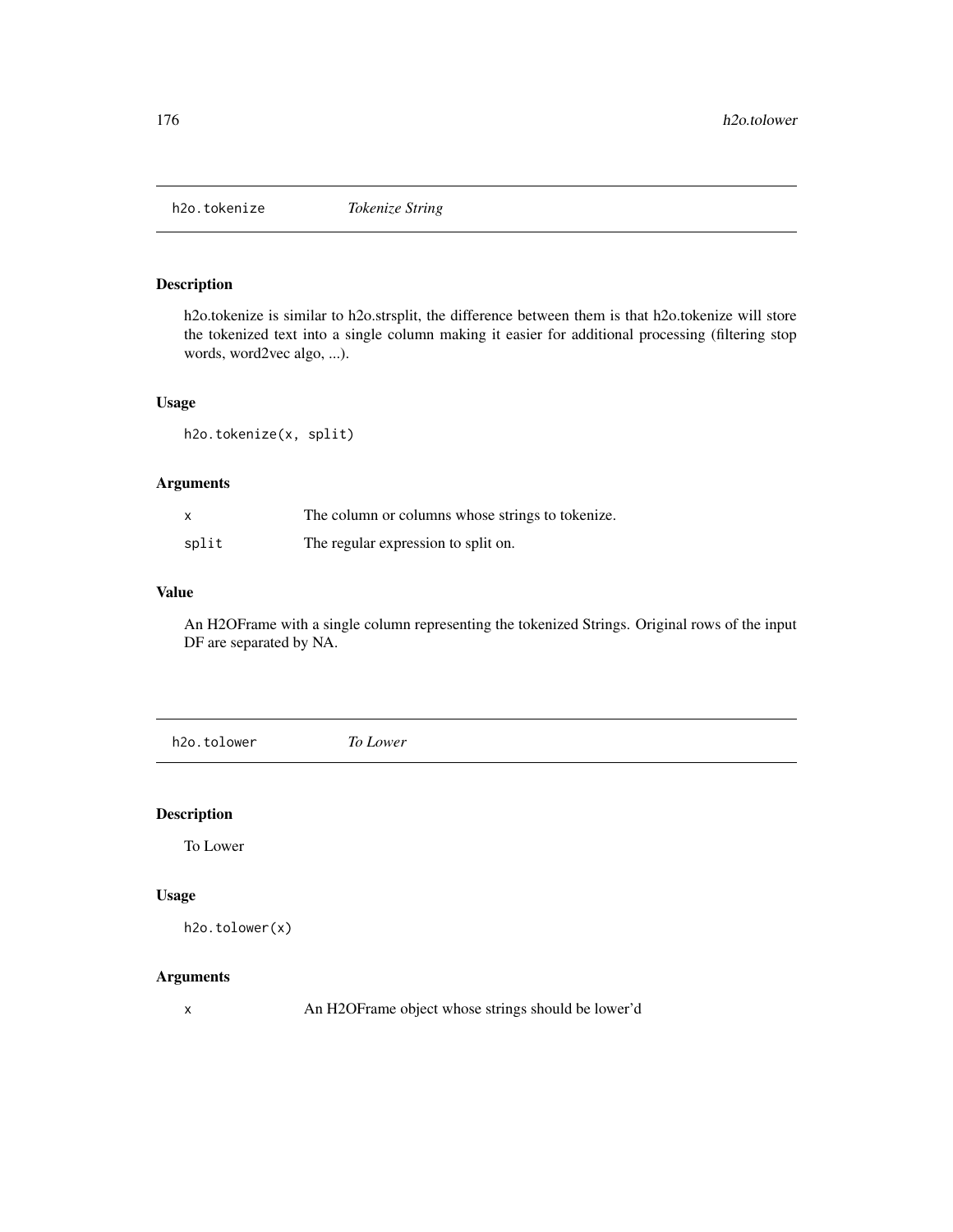## h2o.tokenize *Tokenize String*

### Description

h2o.tokenize is similar to h2o.strsplit, the difference between them is that h2o.tokenize will store the tokenized text into a single column making it easier for additional processing (filtering stop words, word2vec algo, ...).

### Usage

```
h2o.tokenize(x, split)
```

### Arguments

| | |
|---|---|
| x | The column or columns whose strings to tokenize. |
| split | The regular expression to split on. |

### Value

An H2OFrame with a single column representing the tokenized Strings. Original rows of the input DF are separated by NA.

## h2o.tolower *To Lower*

### Description

To Lower

### Usage

```
h2o.tolower(x)
```

### Arguments

| | |
|---|---|
| x | An H2OFrame object whose strings should be lower'd |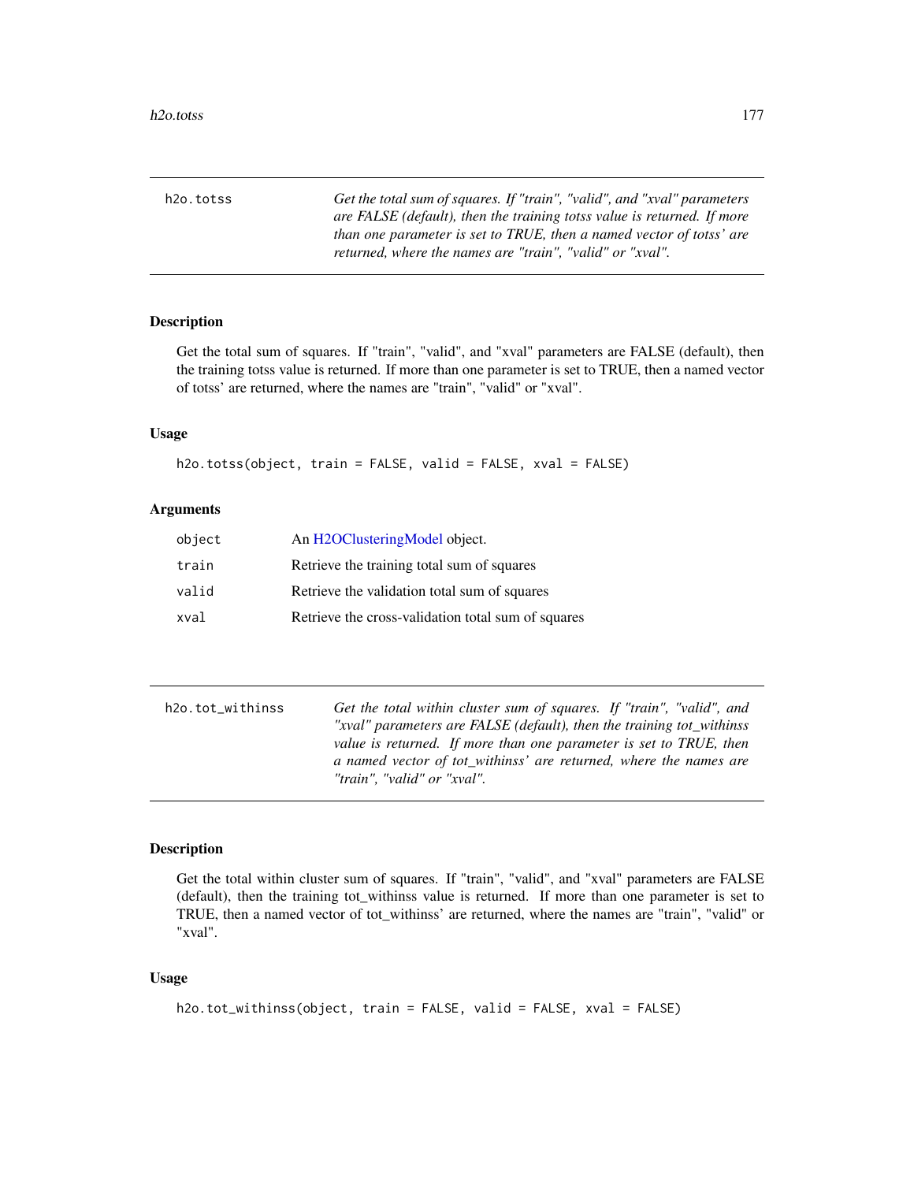## h2o.totss

*Get the total sum of squares. If "train", "valid", and "xval" parameters are FALSE (default), then the training totss value is returned. If more than one parameter is set to TRUE, then a named vector of totss' are returned, where the names are "train", "valid" or "xval".*

### Description

Get the total sum of squares. If "train", "valid", and "xval" parameters are FALSE (default), then the training totss value is returned. If more than one parameter is set to TRUE, then a named vector of totss' are returned, where the names are "train", "valid" or "xval".

### Usage

```
h2o.totss(object, train = FALSE, valid = FALSE, xval = FALSE)
```

### Arguments

| | |
|---|---|
| `object` | An H2OClusteringModel object. |
| `train` | Retrieve the training total sum of squares |
| `valid` | Retrieve the validation total sum of squares |
| `xval` | Retrieve the cross-validation total sum of squares |

## h2o.tot_withinss

*Get the total within cluster sum of squares. If "train", "valid", and "xval" parameters are FALSE (default), then the training tot_withinss value is returned. If more than one parameter is set to TRUE, then a named vector of tot_withinss' are returned, where the names are "train", "valid" or "xval".*

### Description

Get the total within cluster sum of squares. If "train", "valid", and "xval" parameters are FALSE (default), then the training tot_withinss value is returned. If more than one parameter is set to TRUE, then a named vector of tot_withinss' are returned, where the names are "train", "valid" or "xval".

### Usage

```
h2o.tot_withinss(object, train = FALSE, valid = FALSE, xval = FALSE)
```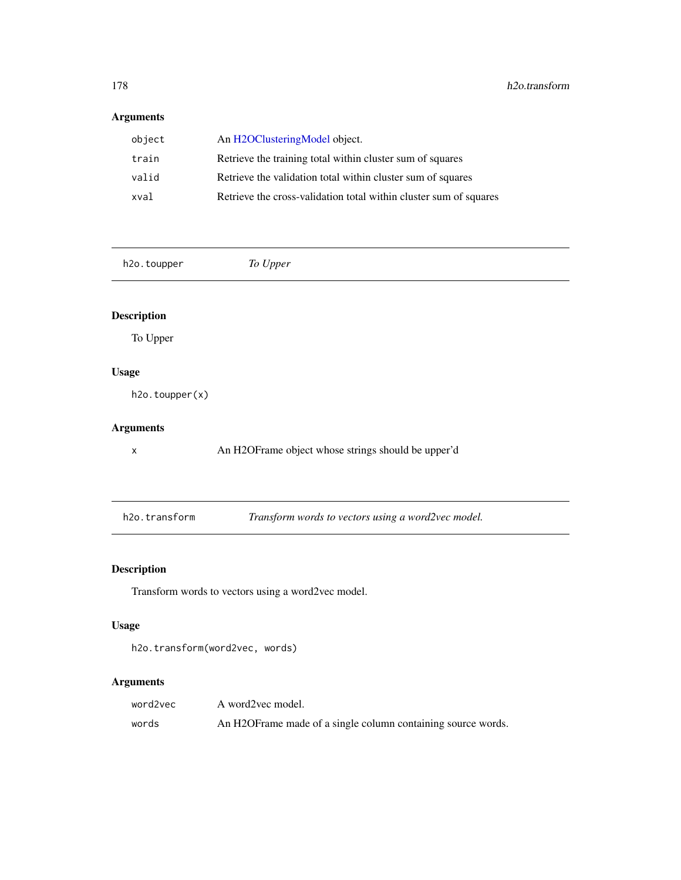## Arguments

| | |
|---|---|
| `object` | An H2OClusteringModel object. |
| `train` | Retrieve the training total within cluster sum of squares |
| `valid` | Retrieve the validation total within cluster sum of squares |
| `xval` | Retrieve the cross-validation total within cluster sum of squares |

---

`h2o.toupper` *To Upper*

---

## Description

To Upper

## Usage

```
h2o.toupper(x)
```

## Arguments

| | |
|---|---|
| `x` | An H2OFrame object whose strings should be upper'd |

---

`h2o.transform` *Transform words to vectors using a word2vec model.*

---

## Description

Transform words to vectors using a word2vec model.

## Usage

```
h2o.transform(word2vec, words)
```

## Arguments

| | |
|---|---|
| `word2vec` | A word2vec model. |
| `words` | An H2OFrame made of a single column containing source words. |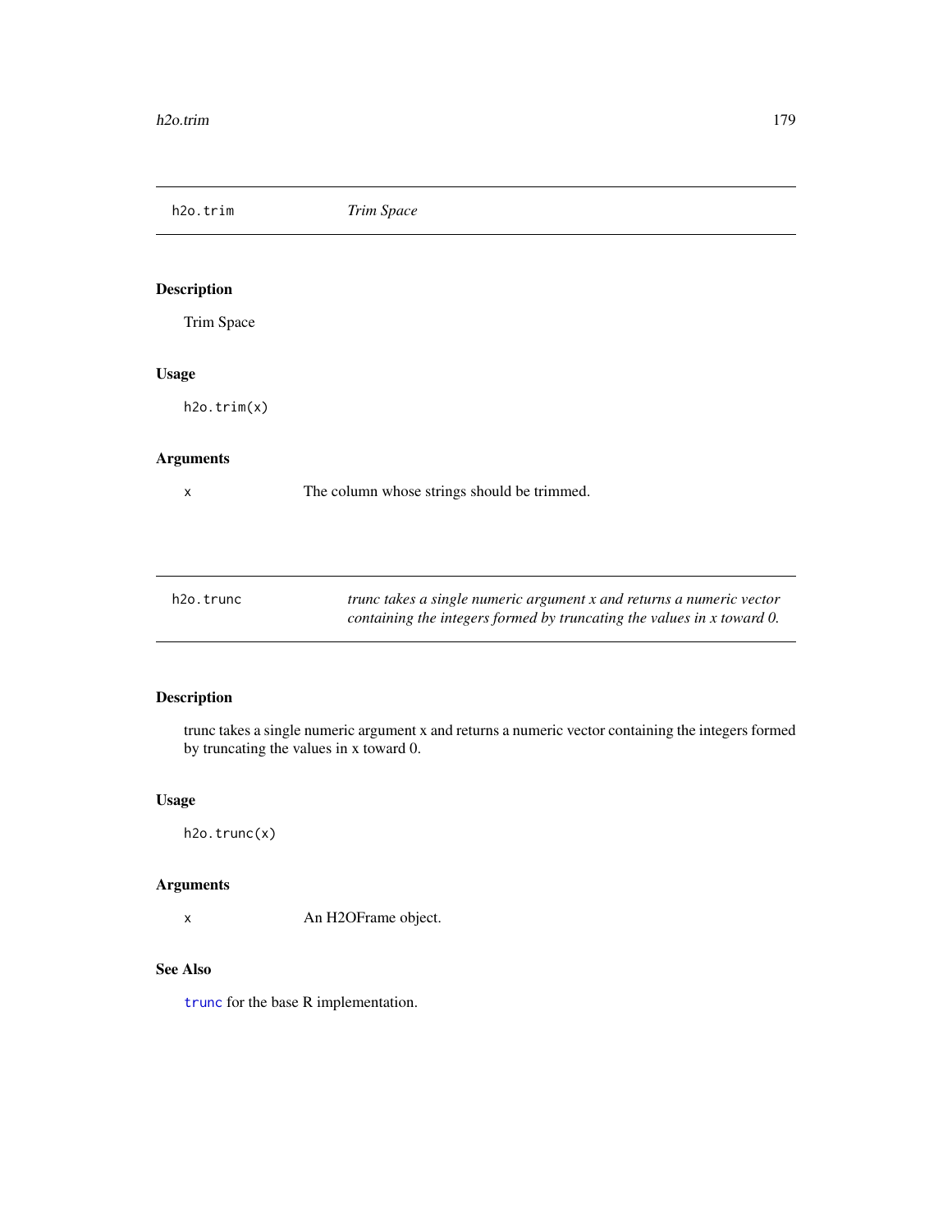## h2o.trim — *Trim Space*

### Description

Trim Space

### Usage

```
h2o.trim(x)
```

### Arguments

| | |
|---|---|
| x | The column whose strings should be trimmed. |

## h2o.trunc — *trunc takes a single numeric argument x and returns a numeric vector containing the integers formed by truncating the values in x toward 0.*

### Description

trunc takes a single numeric argument x and returns a numeric vector containing the integers formed by truncating the values in x toward 0.

### Usage

```
h2o.trunc(x)
```

### Arguments

| | |
|---|---|
| x | An H2OFrame object. |

### See Also

`trunc` for the base R implementation.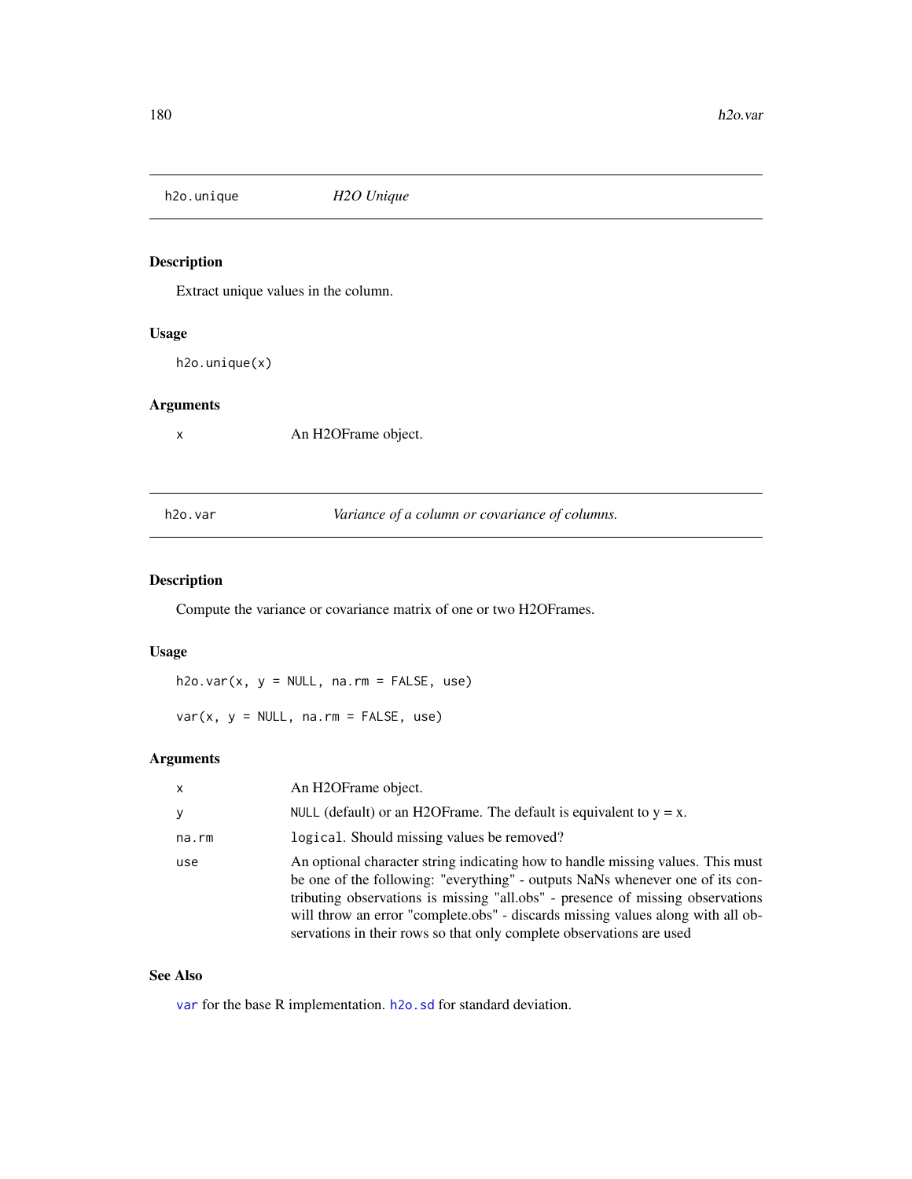## h2o.unique — *H2O Unique*

### Description

Extract unique values in the column.

### Usage

```
h2o.unique(x)
```

### Arguments

| | |
|---|---|
| x | An H2OFrame object. |

## h2o.var — *Variance of a column or covariance of columns.*

### Description

Compute the variance or covariance matrix of one or two H2OFrames.

### Usage

```
h2o.var(x, y = NULL, na.rm = FALSE, use)

var(x, y = NULL, na.rm = FALSE, use)
```

### Arguments

| | |
|---|---|
| x | An H2OFrame object. |
| y | `NULL` (default) or an H2OFrame. The default is equivalent to y = x. |
| na.rm | `logical`. Should missing values be removed? |
| use | An optional character string indicating how to handle missing values. This must be one of the following: "everything" - outputs NaNs whenever one of its contributing observations is missing "all.obs" - presence of missing observations will throw an error "complete.obs" - discards missing values along with all observations in their rows so that only complete observations are used |

### See Also

`var` for the base R implementation. `h2o.sd` for standard deviation.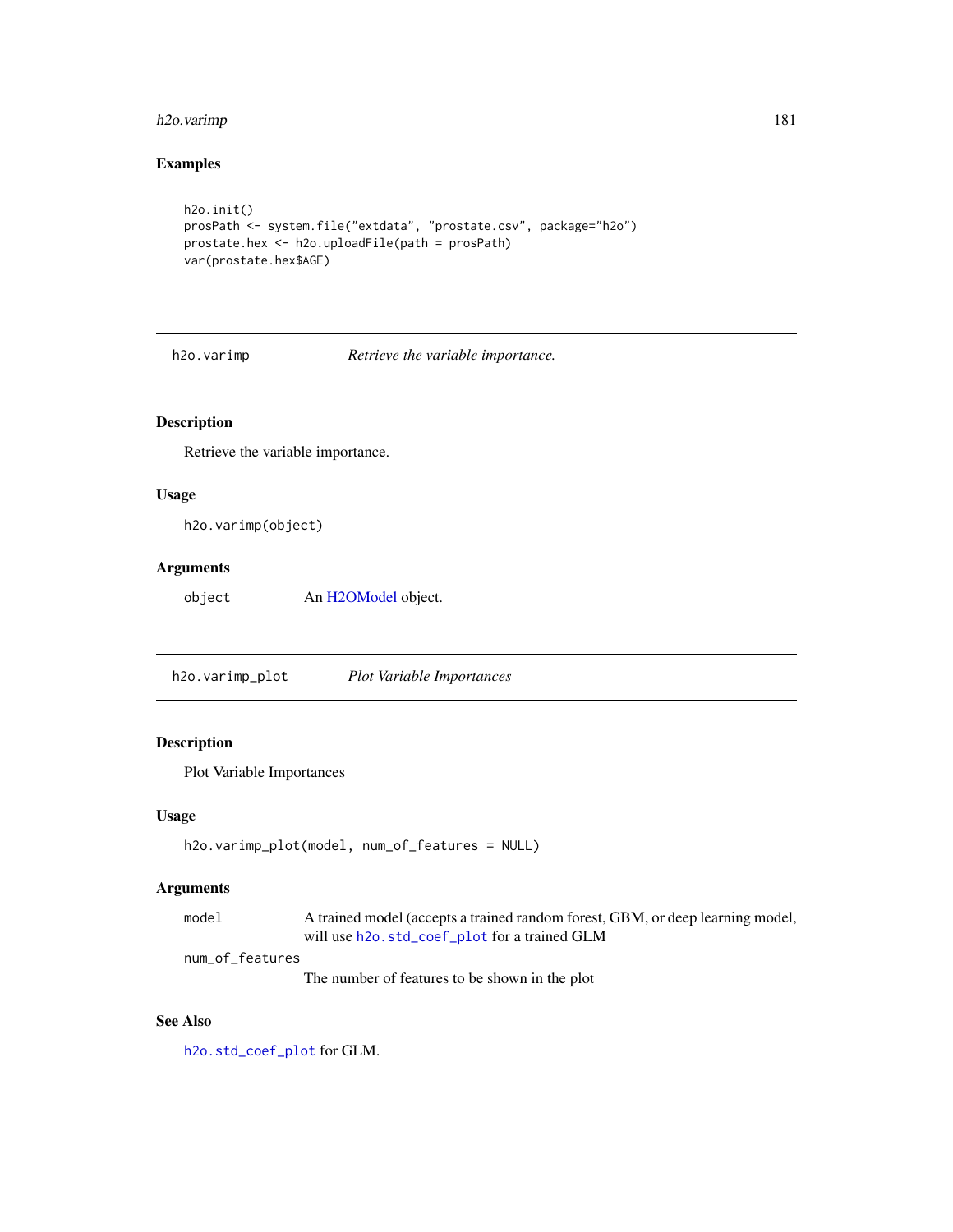## Examples

```
h2o.init()
prosPath <- system.file("extdata", "prostate.csv", package="h2o")
prostate.hex <- h2o.uploadFile(path = prosPath)
var(prostate.hex$AGE)
```

---

## h2o.varimp — *Retrieve the variable importance.*

### Description

Retrieve the variable importance.

### Usage

```
h2o.varimp(object)
```

### Arguments

| | |
|---|---|
| `object` | An H2OModel object. |

---

## h2o.varimp_plot — *Plot Variable Importances*

### Description

Plot Variable Importances

### Usage

```
h2o.varimp_plot(model, num_of_features = NULL)
```

### Arguments

| | |
|---|---|
| `model` | A trained model (accepts a trained random forest, GBM, or deep learning model, will use `h2o.std_coef_plot` for a trained GLM |
| `num_of_features` | The number of features to be shown in the plot |

### See Also

`h2o.std_coef_plot` for GLM.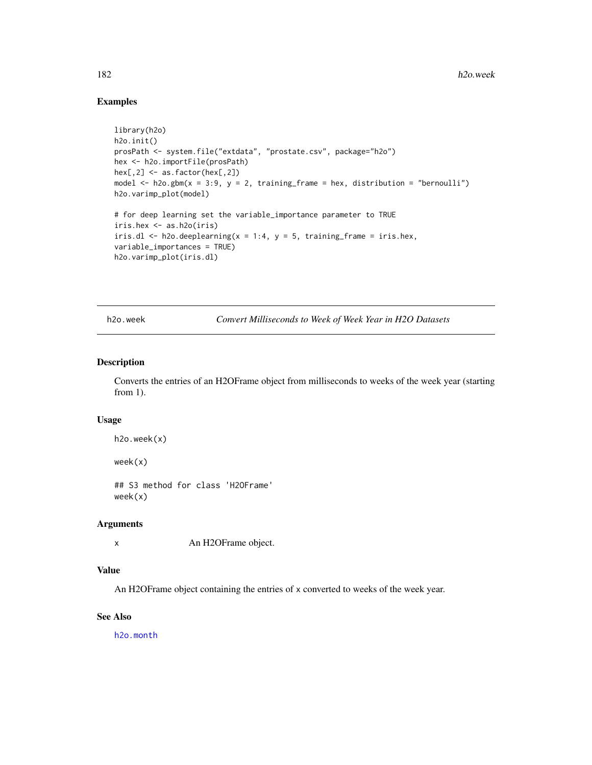## Examples

```
library(h2o)
h2o.init()
prosPath <- system.file("extdata", "prostate.csv", package="h2o")
hex <- h2o.importFile(prosPath)
hex[,2] <- as.factor(hex[,2])
model <- h2o.gbm(x = 3:9, y = 2, training_frame = hex, distribution = "bernoulli")
h2o.varimp_plot(model)

# for deep learning set the variable_importance parameter to TRUE
iris.hex <- as.h2o(iris)
iris.dl <- h2o.deeplearning(x = 1:4, y = 5, training_frame = iris.hex,
variable_importances = TRUE)
h2o.varimp_plot(iris.dl)
```

---

# h2o.week    *Convert Milliseconds to Week of Week Year in H2O Datasets*

## Description

Converts the entries of an H2OFrame object from milliseconds to weeks of the week year (starting from 1).

## Usage

```
h2o.week(x)

week(x)

## S3 method for class 'H2OFrame'
week(x)
```

## Arguments

| | |
|---|---|
| x | An H2OFrame object. |

## Value

An H2OFrame object containing the entries of `x` converted to weeks of the week year.

## See Also

h2o.month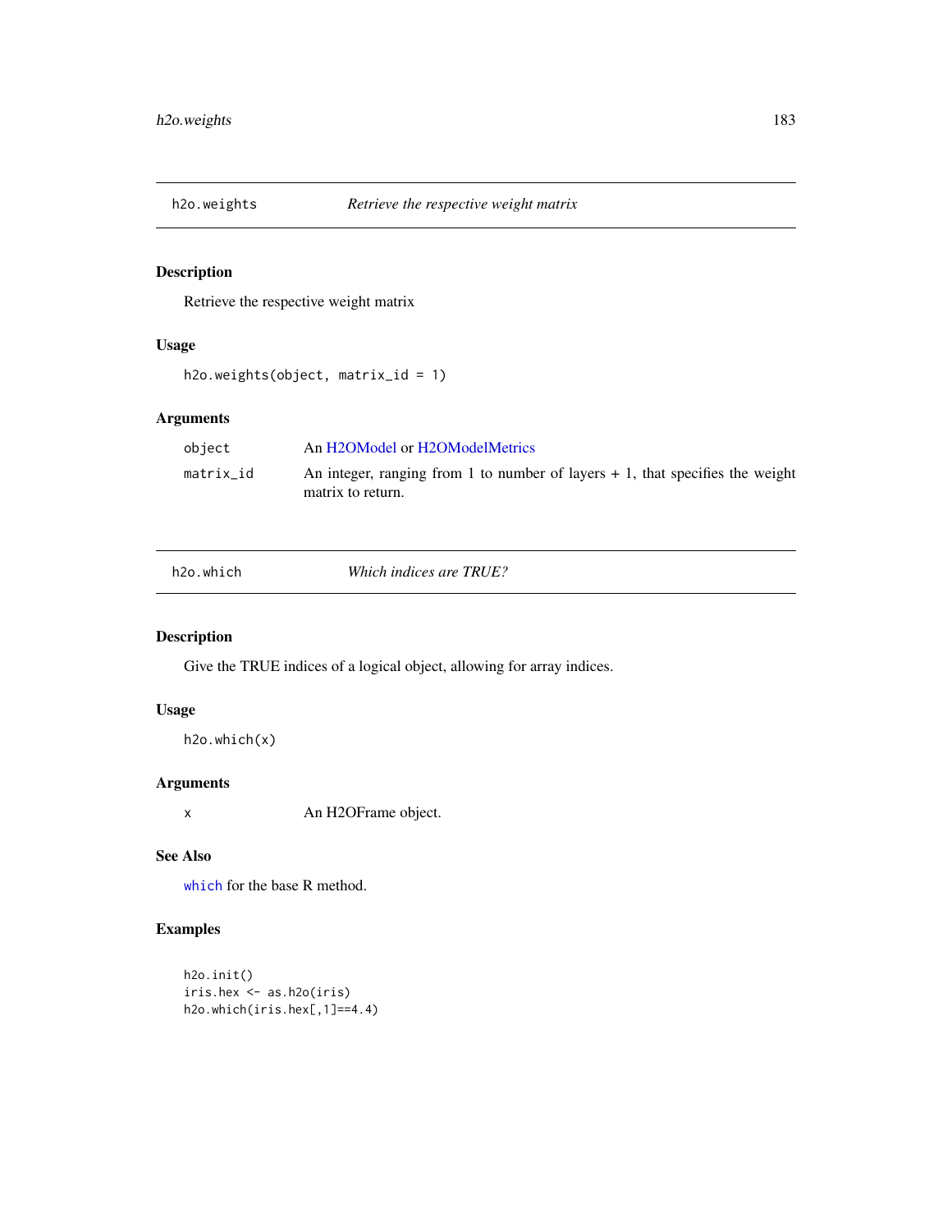## h2o.weights — *Retrieve the respective weight matrix*

### Description

Retrieve the respective weight matrix

### Usage

```
h2o.weights(object, matrix_id = 1)
```

### Arguments

| | |
|---|---|
| object | An H2OModel or H2OModelMetrics |
| matrix_id | An integer, ranging from 1 to number of layers + 1, that specifies the weight matrix to return. |

## h2o.which — *Which indices are TRUE?*

### Description

Give the TRUE indices of a logical object, allowing for array indices.

### Usage

```
h2o.which(x)
```

### Arguments

| | |
|---|---|
| x | An H2OFrame object. |

### See Also

`which` for the base R method.

### Examples

```
h2o.init()
iris.hex <- as.h2o(iris)
h2o.which(iris.hex[,1]==4.4)
```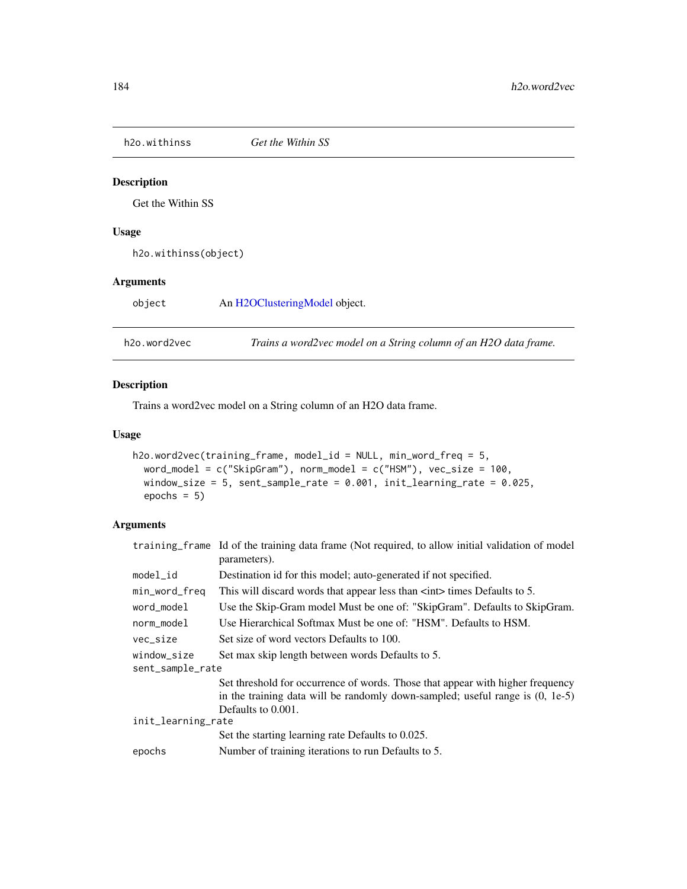## h2o.withinss — *Get the Within SS*

### Description

Get the Within SS

### Usage

```
h2o.withinss(object)
```

### Arguments

| | |
|---|---|
| `object` | An H2OClusteringModel object. |

## h2o.word2vec — *Trains a word2vec model on a String column of an H2O data frame.*

### Description

Trains a word2vec model on a String column of an H2O data frame.

### Usage

```
h2o.word2vec(training_frame, model_id = NULL, min_word_freq = 5,
  word_model = c("SkipGram"), norm_model = c("HSM"), vec_size = 100,
  window_size = 5, sent_sample_rate = 0.001, init_learning_rate = 0.025,
  epochs = 5)
```

### Arguments

| | |
|---|---|
| `training_frame` | Id of the training data frame (Not required, to allow initial validation of model parameters). |
| `model_id` | Destination id for this model; auto-generated if not specified. |
| `min_word_freq` | This will discard words that appear less than <int> times Defaults to 5. |
| `word_model` | Use the Skip-Gram model Must be one of: "SkipGram". Defaults to SkipGram. |
| `norm_model` | Use Hierarchical Softmax Must be one of: "HSM". Defaults to HSM. |
| `vec_size` | Set size of word vectors Defaults to 100. |
| `window_size` | Set max skip length between words Defaults to 5. |
| `sent_sample_rate` | Set threshold for occurrence of words. Those that appear with higher frequency in the training data will be randomly down-sampled; useful range is (0, 1e-5) Defaults to 0.001. |
| `init_learning_rate` | Set the starting learning rate Defaults to 0.025. |
| `epochs` | Number of training iterations to run Defaults to 5. |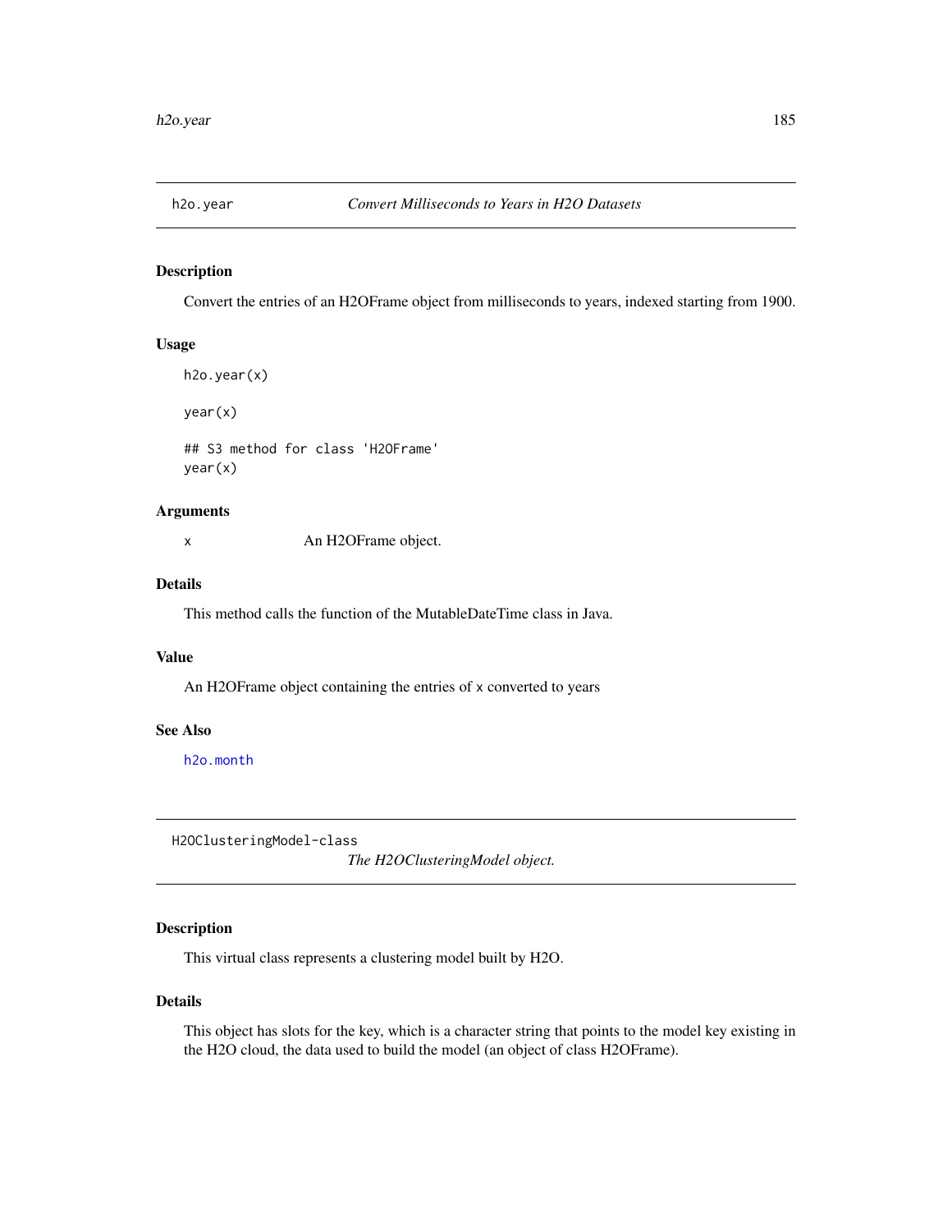## h2o.year — *Convert Milliseconds to Years in H2O Datasets*

### Description

Convert the entries of an H2OFrame object from milliseconds to years, indexed starting from 1900.

### Usage

```
h2o.year(x)

year(x)

## S3 method for class 'H2OFrame'
year(x)
```

### Arguments

| | |
|---|---|
| x | An H2OFrame object. |

### Details

This method calls the function of the MutableDateTime class in Java.

### Value

An H2OFrame object containing the entries of x converted to years

### See Also

h2o.month

## H2OClusteringModel-class — *The H2OClusteringModel object.*

### Description

This virtual class represents a clustering model built by H2O.

### Details

This object has slots for the key, which is a character string that points to the model key existing in the H2O cloud, the data used to build the model (an object of class H2OFrame).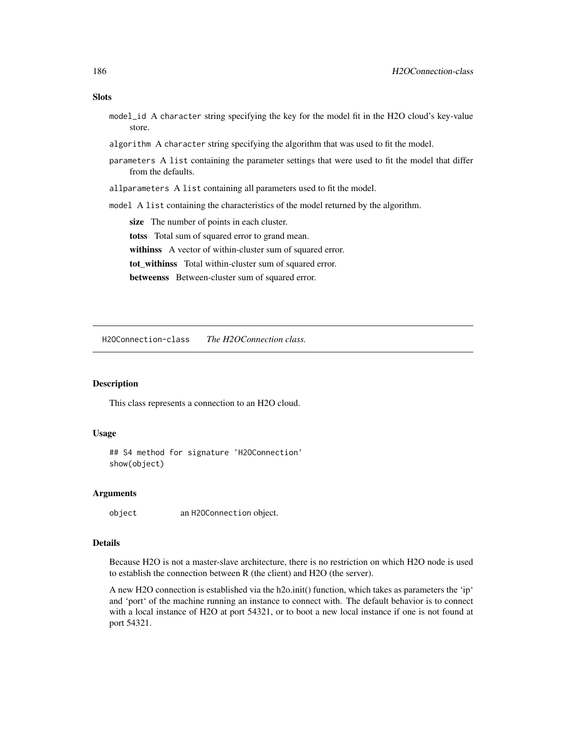## Slots

`model_id` A `character` string specifying the key for the model fit in the H2O cloud's key-value store.

`algorithm` A `character` string specifying the algorithm that was used to fit the model.

`parameters` A `list` containing the parameter settings that were used to fit the model that differ from the defaults.

`allparameters` A `list` containing all parameters used to fit the model.

`model` A `list` containing the characteristics of the model returned by the algorithm.

- **size** The number of points in each cluster.
- **totss** Total sum of squared error to grand mean.
- **withinss** A vector of within-cluster sum of squared error.
- **tot_withinss** Total within-cluster sum of squared error.
- **betweenss** Between-cluster sum of squared error.

---

# H2OConnection-class — *The H2OConnection class.*

## Description

This class represents a connection to an H2O cloud.

## Usage

```
## S4 method for signature 'H2OConnection'
show(object)
```

## Arguments

`object` an `H2OConnection` object.

## Details

Because H2O is not a master-slave architecture, there is no restriction on which H2O node is used to establish the connection between R (the client) and H2O (the server).

A new H2O connection is established via the h2o.init() function, which takes as parameters the 'ip' and 'port' of the machine running an instance to connect with. The default behavior is to connect with a local instance of H2O at port 54321, or to boot a new local instance if one is not found at port 54321.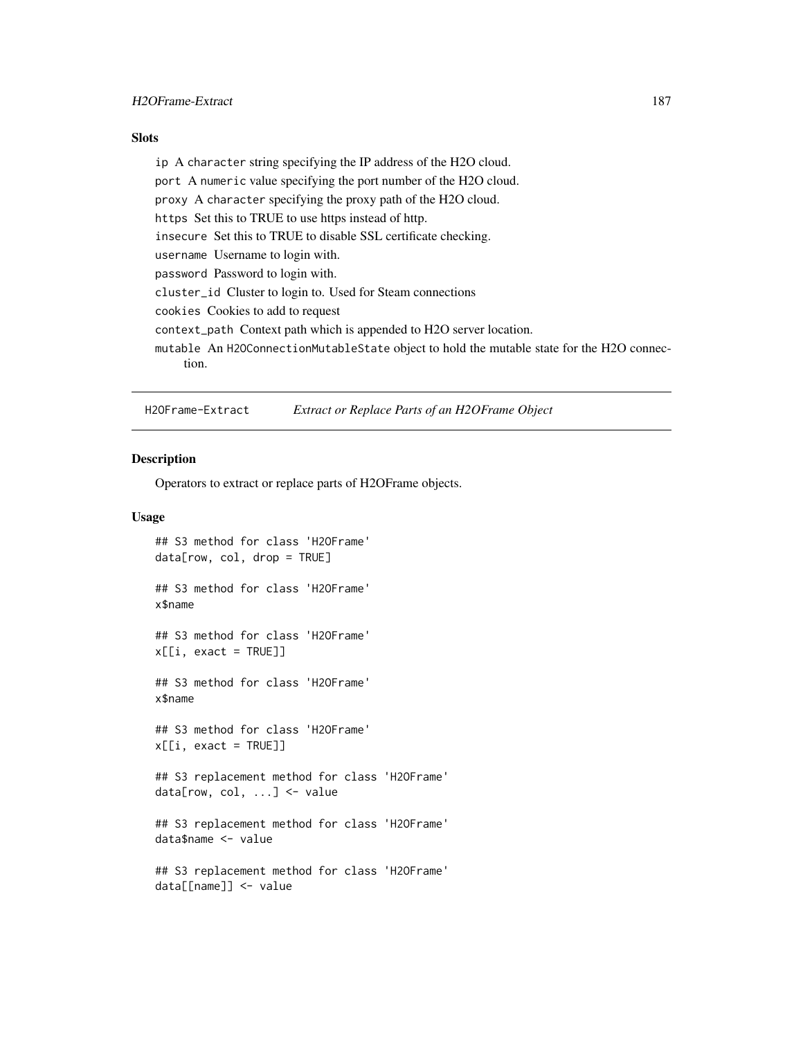### Slots

- `ip` A `character` string specifying the IP address of the H2O cloud.
- `port` A `numeric` value specifying the port number of the H2O cloud.
- `proxy` A `character` specifying the proxy path of the H2O cloud.
- `https` Set this to TRUE to use https instead of http.
- `insecure` Set this to TRUE to disable SSL certificate checking.
- `username` Username to login with.
- `password` Password to login with.
- `cluster_id` Cluster to login to. Used for Steam connections
- `cookies` Cookies to add to request
- `context_path` Context path which is appended to H2O server location.
- `mutable` An `H2OConnectionMutableState` object to hold the mutable state for the H2O connection.

---

## H2OFrame-Extract — *Extract or Replace Parts of an H2OFrame Object*

### Description

Operators to extract or replace parts of H2OFrame objects.

### Usage

```
## S3 method for class 'H2OFrame'
data[row, col, drop = TRUE]

## S3 method for class 'H2OFrame'
x$name

## S3 method for class 'H2OFrame'
x[[i, exact = TRUE]]

## S3 method for class 'H2OFrame'
x$name

## S3 method for class 'H2OFrame'
x[[i, exact = TRUE]]

## S3 replacement method for class 'H2OFrame'
data[row, col, ...] <- value

## S3 replacement method for class 'H2OFrame'
data$name <- value

## S3 replacement method for class 'H2OFrame'
data[[name]] <- value
```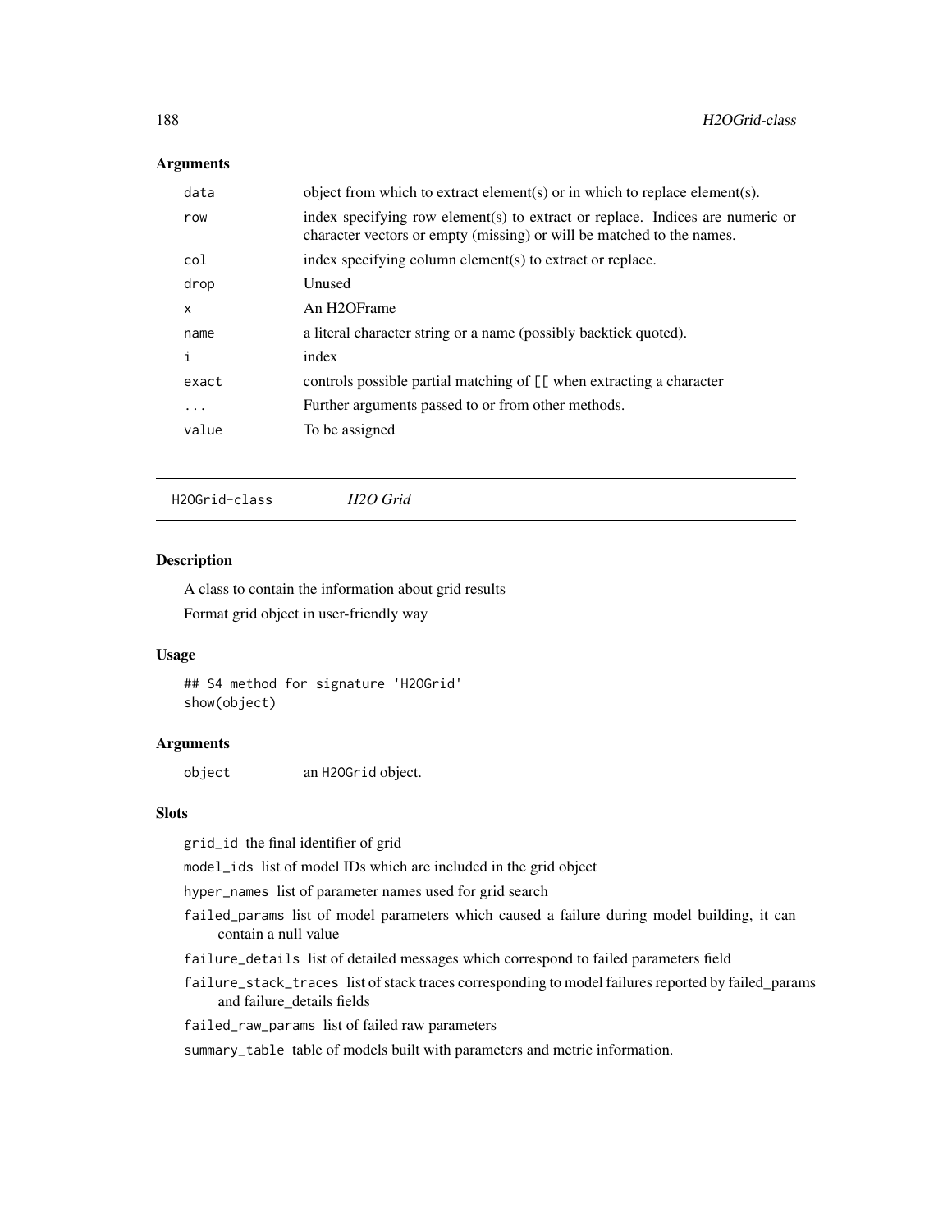### Arguments

| | |
|---|---|
| `data` | object from which to extract element(s) or in which to replace element(s). |
| `row` | index specifying row element(s) to extract or replace. Indices are numeric or character vectors or empty (missing) or will be matched to the names. |
| `col` | index specifying column element(s) to extract or replace. |
| `drop` | Unused |
| `x` | An H2OFrame |
| `name` | a literal character string or a name (possibly backtick quoted). |
| `i` | index |
| `exact` | controls possible partial matching of `[[` when extracting a character |
| `...` | Further arguments passed to or from other methods. |
| `value` | To be assigned |

---

## H2OGrid-class    *H2O Grid*

### Description

A class to contain the information about grid results

Format grid object in user-friendly way

### Usage

```
## S4 method for signature 'H2OGrid'
show(object)
```

### Arguments

| | |
|---|---|
| `object` | an `H2OGrid` object. |

### Slots

`grid_id` the final identifier of grid

`model_ids` list of model IDs which are included in the grid object

`hyper_names` list of parameter names used for grid search

`failed_params` list of model parameters which caused a failure during model building, it can contain a null value

`failure_details` list of detailed messages which correspond to failed parameters field

`failure_stack_traces` list of stack traces corresponding to model failures reported by failed_params and failure_details fields

`failed_raw_params` list of failed raw parameters

`summary_table` table of models built with parameters and metric information.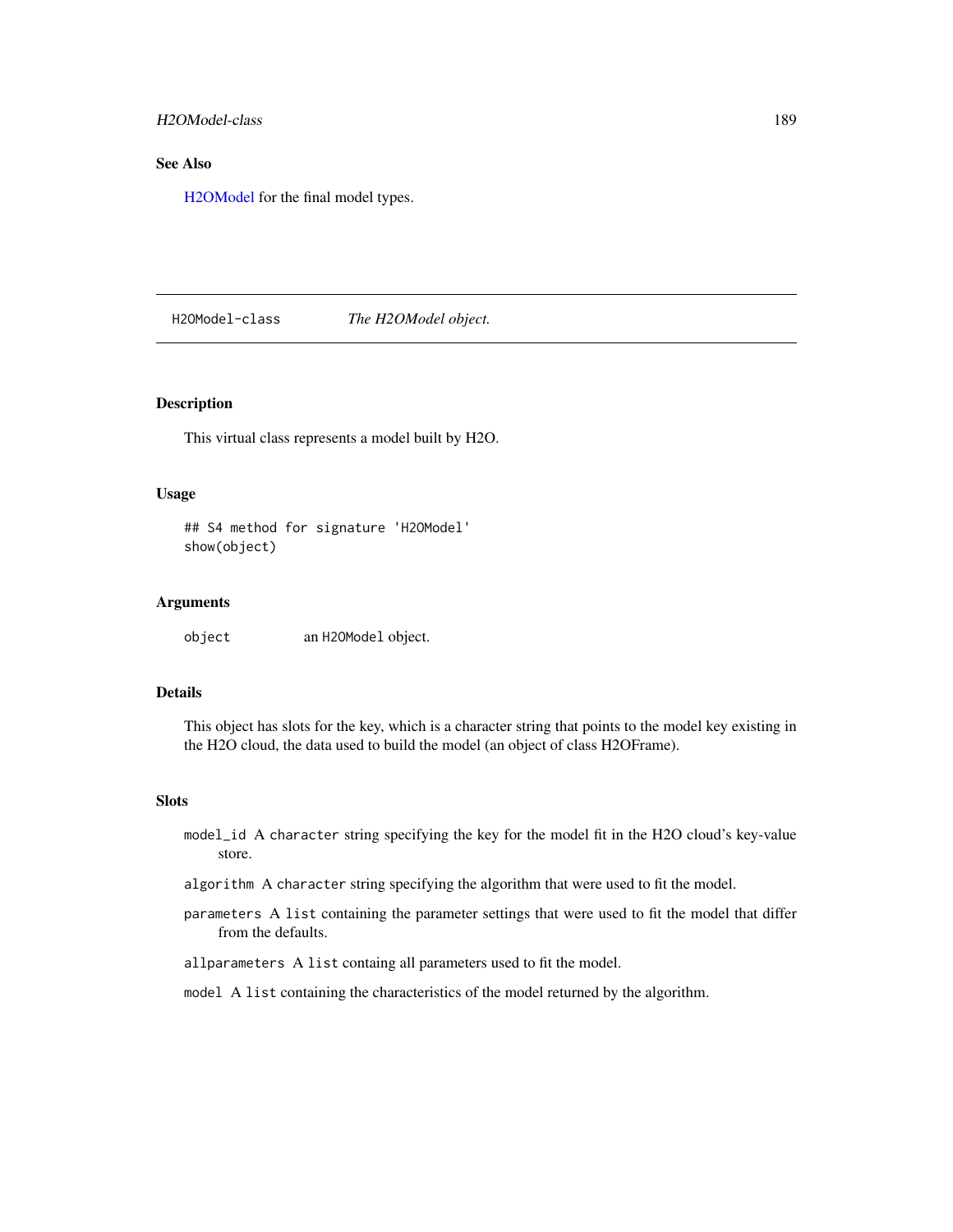### See Also

H2OModel for the final model types.

---

## H2OModel-class — *The H2OModel object.*

---

### Description

This virtual class represents a model built by H2O.

### Usage

```
## S4 method for signature 'H2OModel'
show(object)
```

### Arguments

`object` an `H2OModel` object.

### Details

This object has slots for the key, which is a character string that points to the model key existing in the H2O cloud, the data used to build the model (an object of class H2OFrame).

### Slots

`model_id` A `character` string specifying the key for the model fit in the H2O cloud's key-value store.

`algorithm` A `character` string specifying the algorithm that were used to fit the model.

`parameters` A `list` containing the parameter settings that were used to fit the model that differ from the defaults.

`allparameters` A `list` containg all parameters used to fit the model.

`model` A `list` containing the characteristics of the model returned by the algorithm.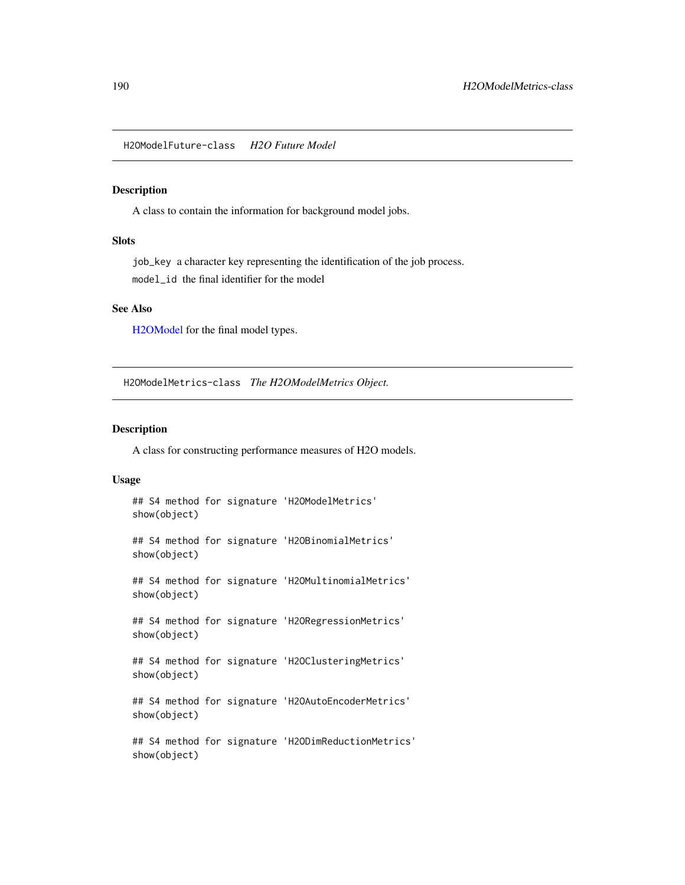## H2OModelFuture-class *H2O Future Model*

### Description

A class to contain the information for background model jobs.

### Slots

`job_key` a character key representing the identification of the job process.

`model_id` the final identifier for the model

### See Also

H2OModel for the final model types.

## H2OModelMetrics-class *The H2OModelMetrics Object.*

### Description

A class for constructing performance measures of H2O models.

### Usage

```
## S4 method for signature 'H2OModelMetrics'
show(object)

## S4 method for signature 'H2OBinomialMetrics'
show(object)

## S4 method for signature 'H2OMultinomialMetrics'
show(object)

## S4 method for signature 'H2ORegressionMetrics'
show(object)

## S4 method for signature 'H2OClusteringMetrics'
show(object)

## S4 method for signature 'H2OAutoEncoderMetrics'
show(object)

## S4 method for signature 'H2ODimReductionMetrics'
show(object)
```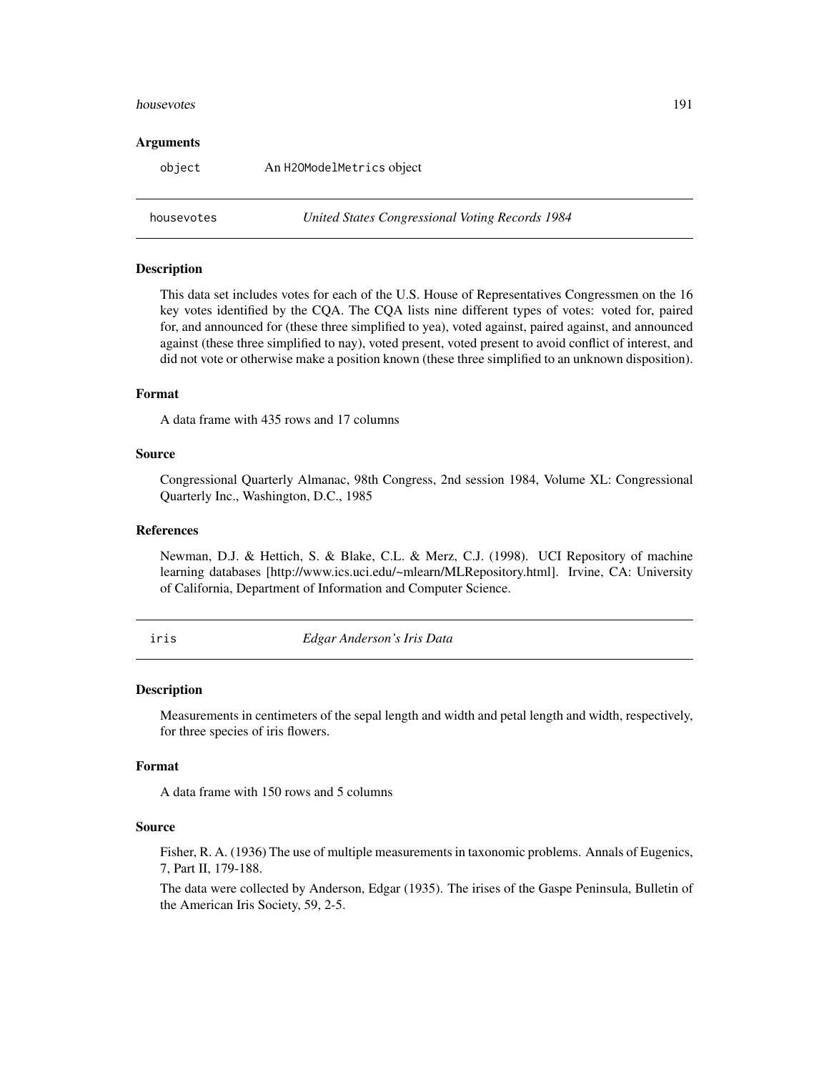### Arguments

| | |
|---|---|
| `object` | An `H2OModelMetrics` object |

---

## housevotes — *United States Congressional Voting Records 1984*

### Description

This data set includes votes for each of the U.S. House of Representatives Congressmen on the 16 key votes identified by the CQA. The CQA lists nine different types of votes: voted for, paired for, and announced for (these three simplified to yea), voted against, paired against, and announced against (these three simplified to nay), voted present, voted present to avoid conflict of interest, and did not vote or otherwise make a position known (these three simplified to an unknown disposition).

### Format

A data frame with 435 rows and 17 columns

### Source

Congressional Quarterly Almanac, 98th Congress, 2nd session 1984, Volume XL: Congressional Quarterly Inc., Washington, D.C., 1985

### References

Newman, D.J. & Hettich, S. & Blake, C.L. & Merz, C.J. (1998). UCI Repository of machine learning databases [http://www.ics.uci.edu/~mlearn/MLRepository.html]. Irvine, CA: University of California, Department of Information and Computer Science.

---

## iris — *Edgar Anderson's Iris Data*

### Description

Measurements in centimeters of the sepal length and width and petal length and width, respectively, for three species of iris flowers.

### Format

A data frame with 150 rows and 5 columns

### Source

Fisher, R. A. (1936) The use of multiple measurements in taxonomic problems. Annals of Eugenics, 7, Part II, 179-188.

The data were collected by Anderson, Edgar (1935). The irises of the Gaspe Peninsula, Bulletin of the American Iris Society, 59, 2-5.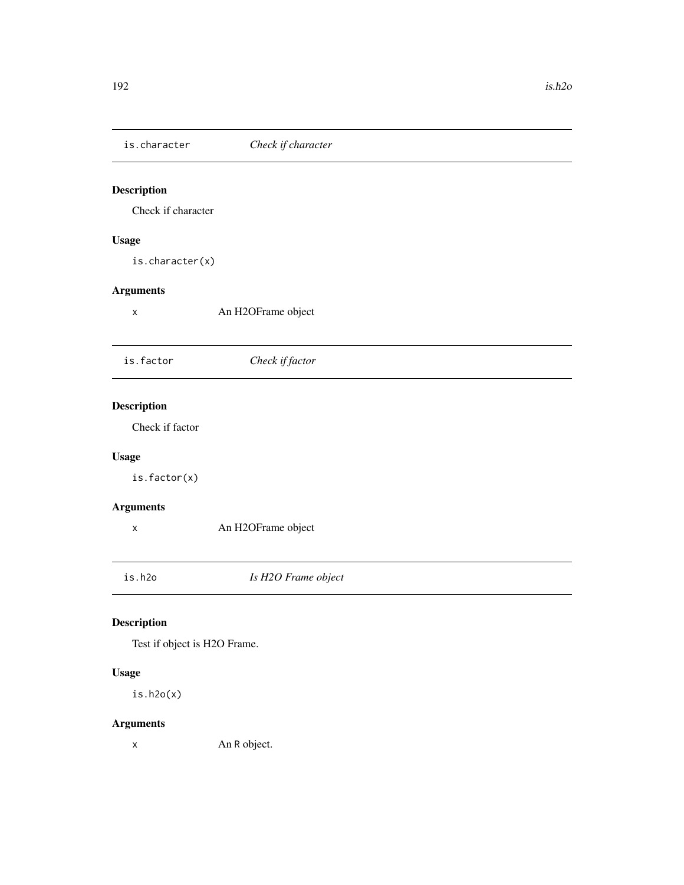## is.character — *Check if character*

### Description

Check if character

### Usage

```
is.character(x)
```

### Arguments

| | |
|---|---|
| x | An H2OFrame object |

## is.factor — *Check if factor*

### Description

Check if factor

### Usage

```
is.factor(x)
```

### Arguments

| | |
|---|---|
| x | An H2OFrame object |

## is.h2o — *Is H2O Frame object*

### Description

Test if object is H2O Frame.

### Usage

```
is.h2o(x)
```

### Arguments

| | |
|---|---|
| x | An R object. |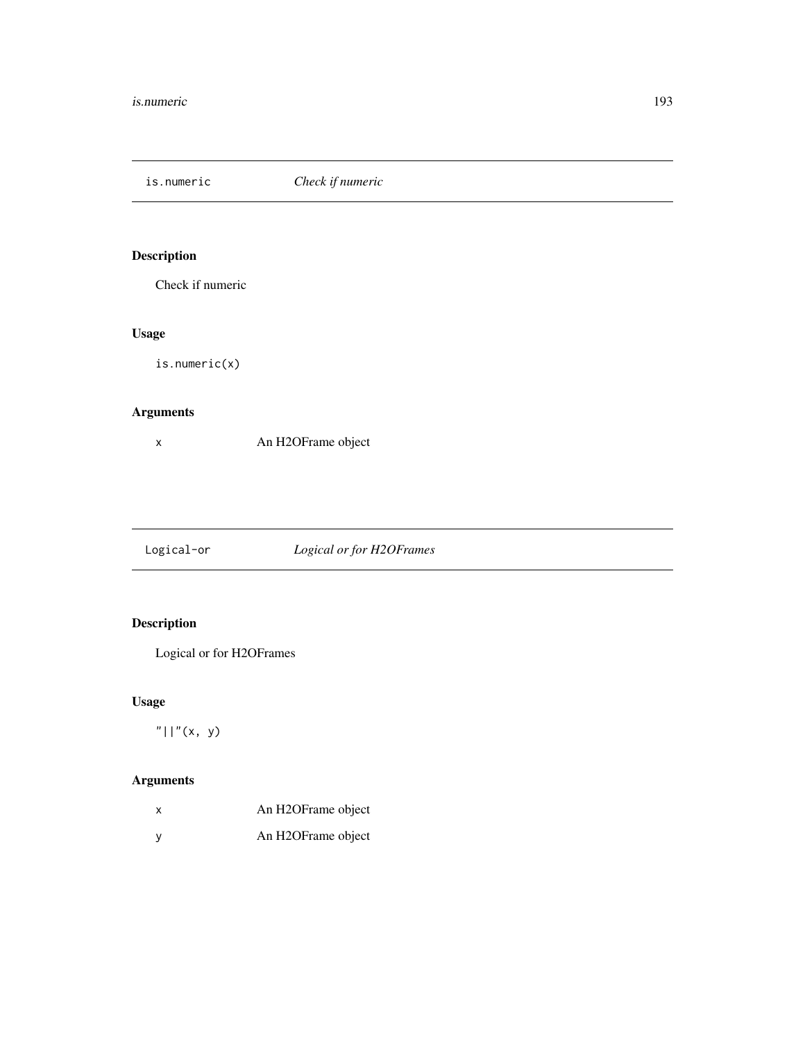## is.numeric — *Check if numeric*

### Description

Check if numeric

### Usage

```
is.numeric(x)
```

### Arguments

| | |
|---|---|
| x | An H2OFrame object |

## Logical-or — *Logical or for H2OFrames*

### Description

Logical or for H2OFrames

### Usage

```
"||"(x, y)
```

### Arguments

| | |
|---|---|
| x | An H2OFrame object |
| y | An H2OFrame object |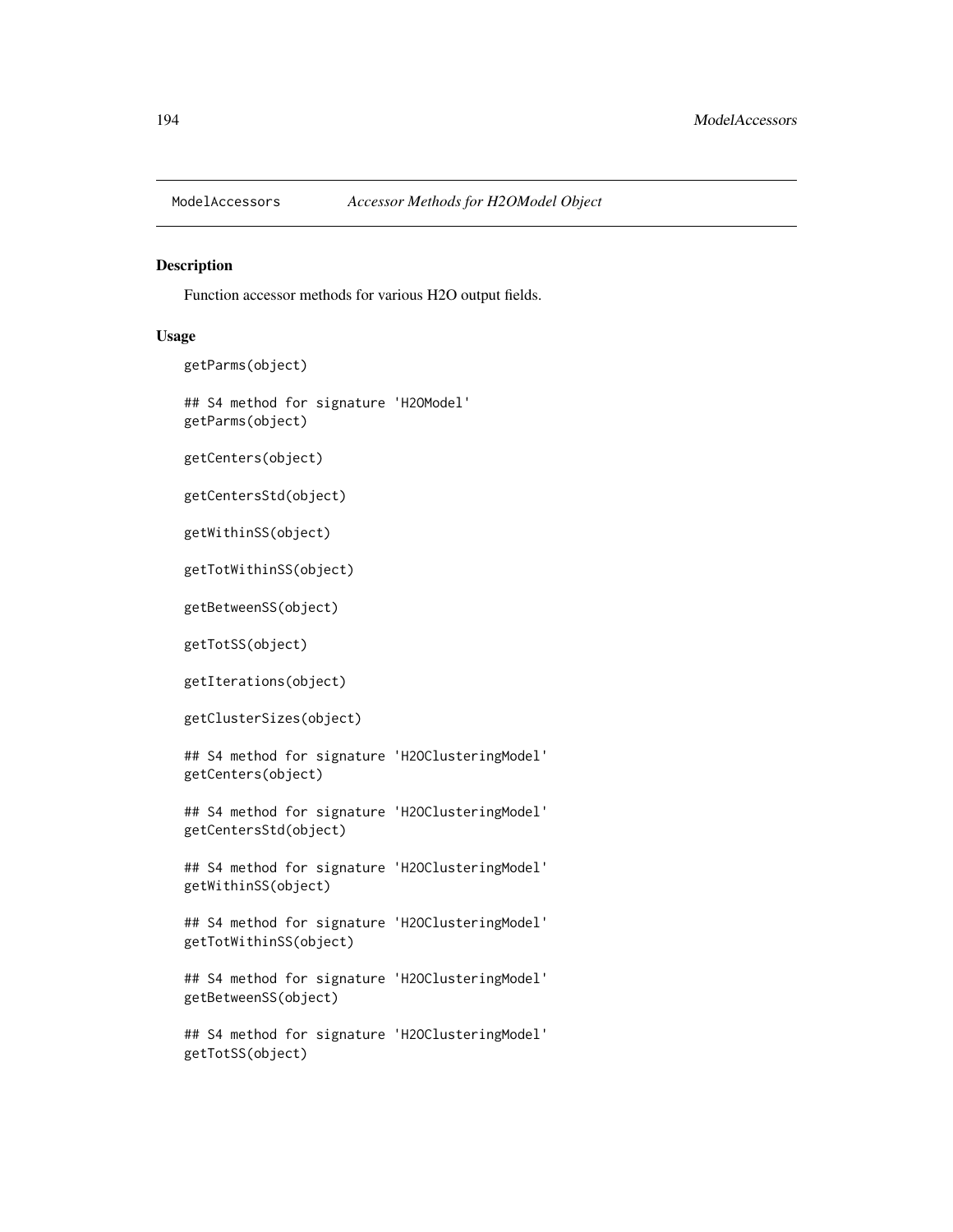ModelAccessors    *Accessor Methods for H2OModel Object*

### Description

Function accessor methods for various H2O output fields.

### Usage

```
getParms(object)

## S4 method for signature 'H2OModel'
getParms(object)

getCenters(object)

getCentersStd(object)

getWithinSS(object)

getTotWithinSS(object)

getBetweenSS(object)

getTotSS(object)

getIterations(object)

getClusterSizes(object)

## S4 method for signature 'H2OClusteringModel'
getCenters(object)

## S4 method for signature 'H2OClusteringModel'
getCentersStd(object)

## S4 method for signature 'H2OClusteringModel'
getWithinSS(object)

## S4 method for signature 'H2OClusteringModel'
getTotWithinSS(object)

## S4 method for signature 'H2OClusteringModel'
getBetweenSS(object)

## S4 method for signature 'H2OClusteringModel'
getTotSS(object)
```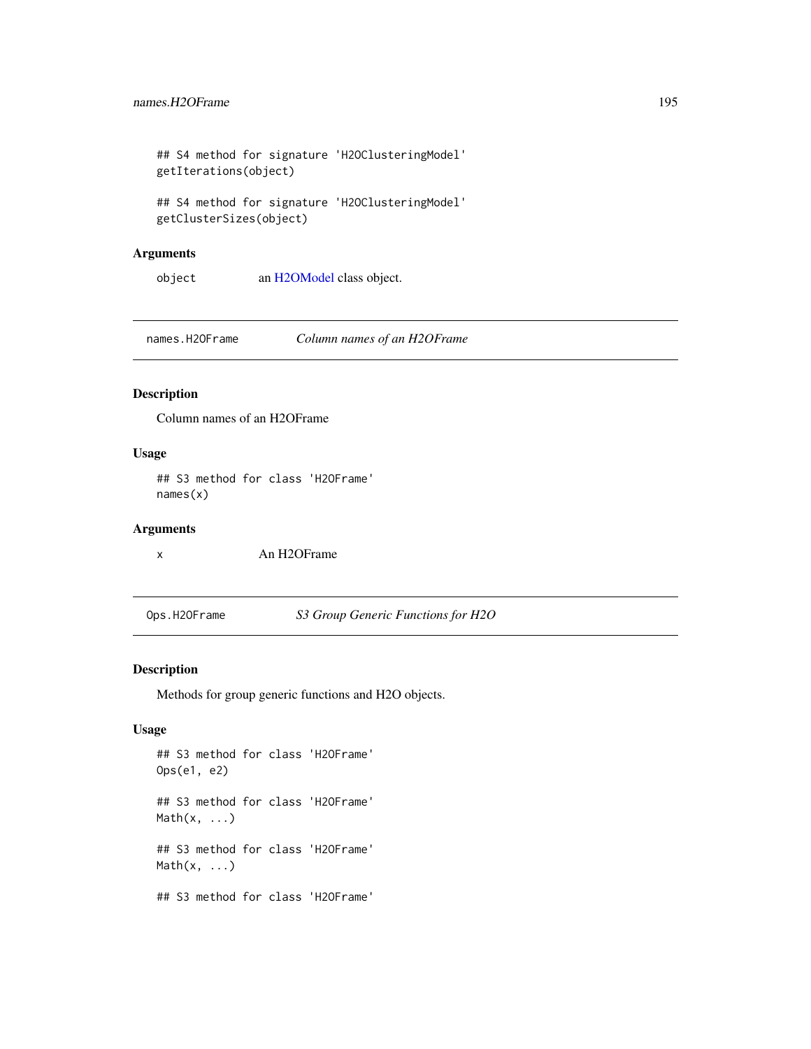```
## S4 method for signature 'H2OClusteringModel'
getIterations(object)

## S4 method for signature 'H2OClusteringModel'
getClusterSizes(object)
```

### Arguments

| | |
|---|---|
| `object` | an H2OModel class object. |

---

## names.H2OFrame — *Column names of an H2OFrame*

### Description

Column names of an H2OFrame

### Usage

```
## S3 method for class 'H2OFrame'
names(x)
```

### Arguments

| | |
|---|---|
| `x` | An H2OFrame |

---

## Ops.H2OFrame — *S3 Group Generic Functions for H2O*

### Description

Methods for group generic functions and H2O objects.

### Usage

```
## S3 method for class 'H2OFrame'
Ops(e1, e2)

## S3 method for class 'H2OFrame'
Math(x, ...)

## S3 method for class 'H2OFrame'
Math(x, ...)

## S3 method for class 'H2OFrame'
```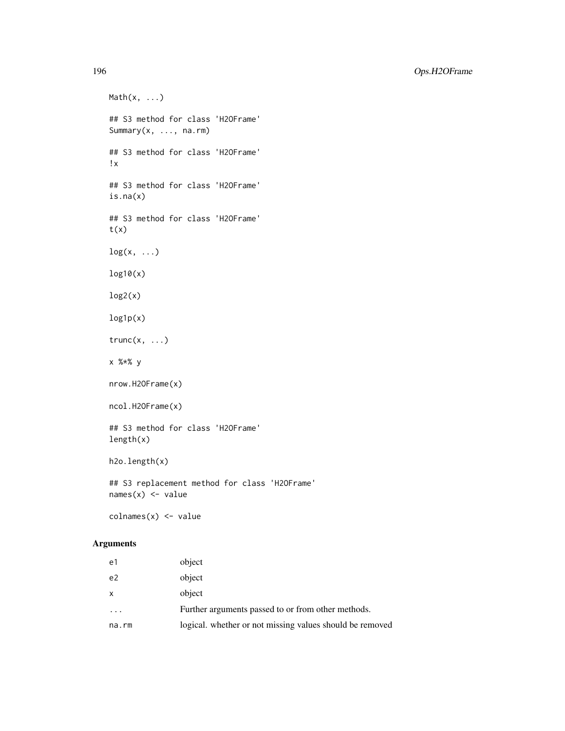```
Math(x, ...)

## S3 method for class 'H2OFrame'
Summary(x, ..., na.rm)

## S3 method for class 'H2OFrame'
!x

## S3 method for class 'H2OFrame'
is.na(x)

## S3 method for class 'H2OFrame'
t(x)

log(x, ...)

log10(x)

log2(x)

log1p(x)

trunc(x, ...)

x %*% y

nrow.H2OFrame(x)

ncol.H2OFrame(x)

## S3 method for class 'H2OFrame'
length(x)

h2o.length(x)

## S3 replacement method for class 'H2OFrame'
names(x) <- value

colnames(x) <- value
```

## Arguments

| | |
|---|---|
| e1 | object |
| e2 | object |
| x | object |
| ... | Further arguments passed to or from other methods. |
| na.rm | logical. whether or not missing values should be removed |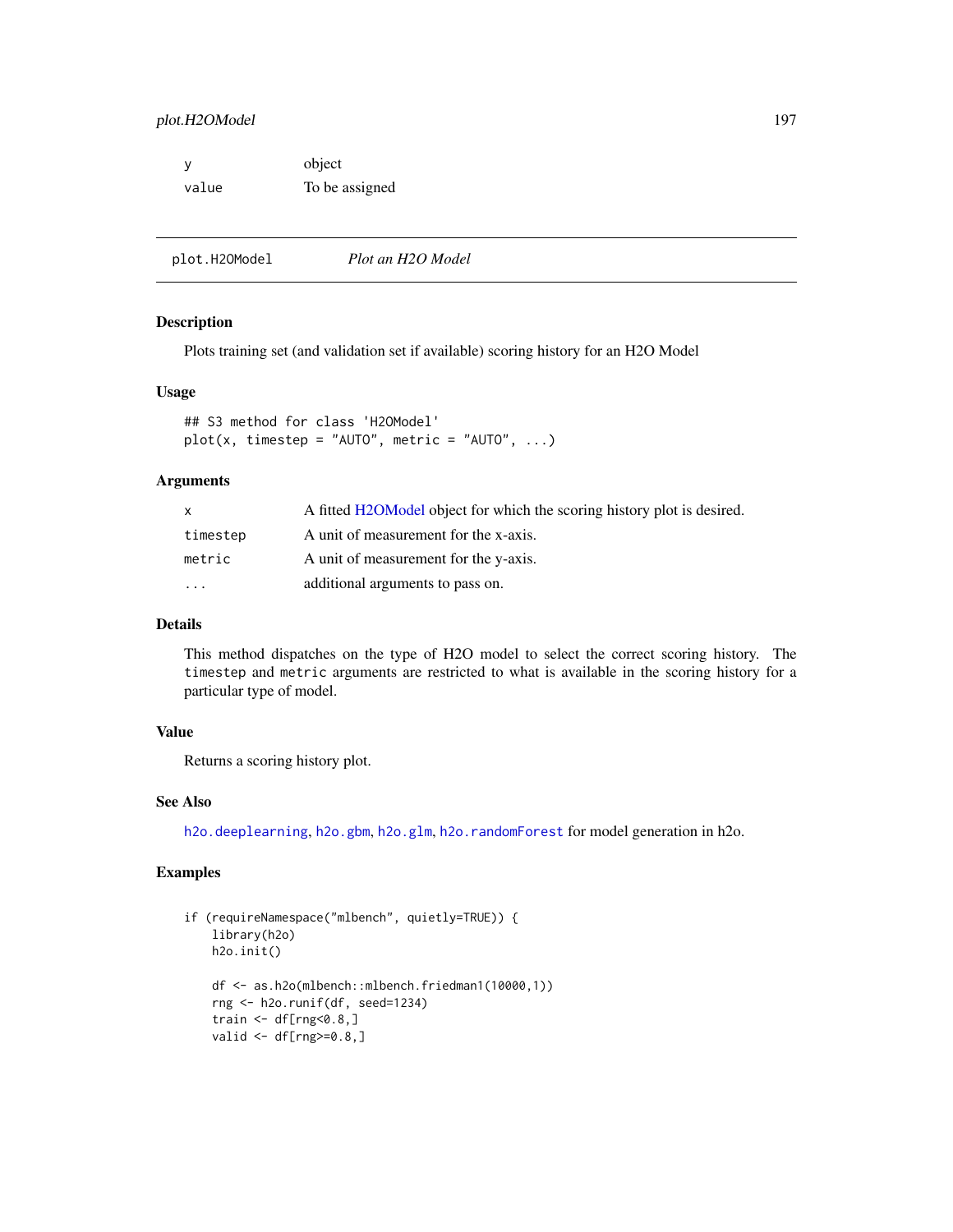| | |
|---|---|
| y | object |
| value | To be assigned |

## plot.H2OModel *Plot an H2O Model*

### Description

Plots training set (and validation set if available) scoring history for an H2O Model

### Usage

```
## S3 method for class 'H2OModel'
plot(x, timestep = "AUTO", metric = "AUTO", ...)
```

### Arguments

| | |
|---|---|
| x | A fitted H2OModel object for which the scoring history plot is desired. |
| timestep | A unit of measurement for the x-axis. |
| metric | A unit of measurement for the y-axis. |
| ... | additional arguments to pass on. |

### Details

This method dispatches on the type of H2O model to select the correct scoring history. The `timestep` and `metric` arguments are restricted to what is available in the scoring history for a particular type of model.

### Value

Returns a scoring history plot.

### See Also

`h2o.deeplearning`, `h2o.gbm`, `h2o.glm`, `h2o.randomForest` for model generation in h2o.

### Examples

```
if (requireNamespace("mlbench", quietly=TRUE)) {
    library(h2o)
    h2o.init()

    df <- as.h2o(mlbench::mlbench.friedman1(10000,1))
    rng <- h2o.runif(df, seed=1234)
    train <- df[rng<0.8,]
    valid <- df[rng>=0.8,]
```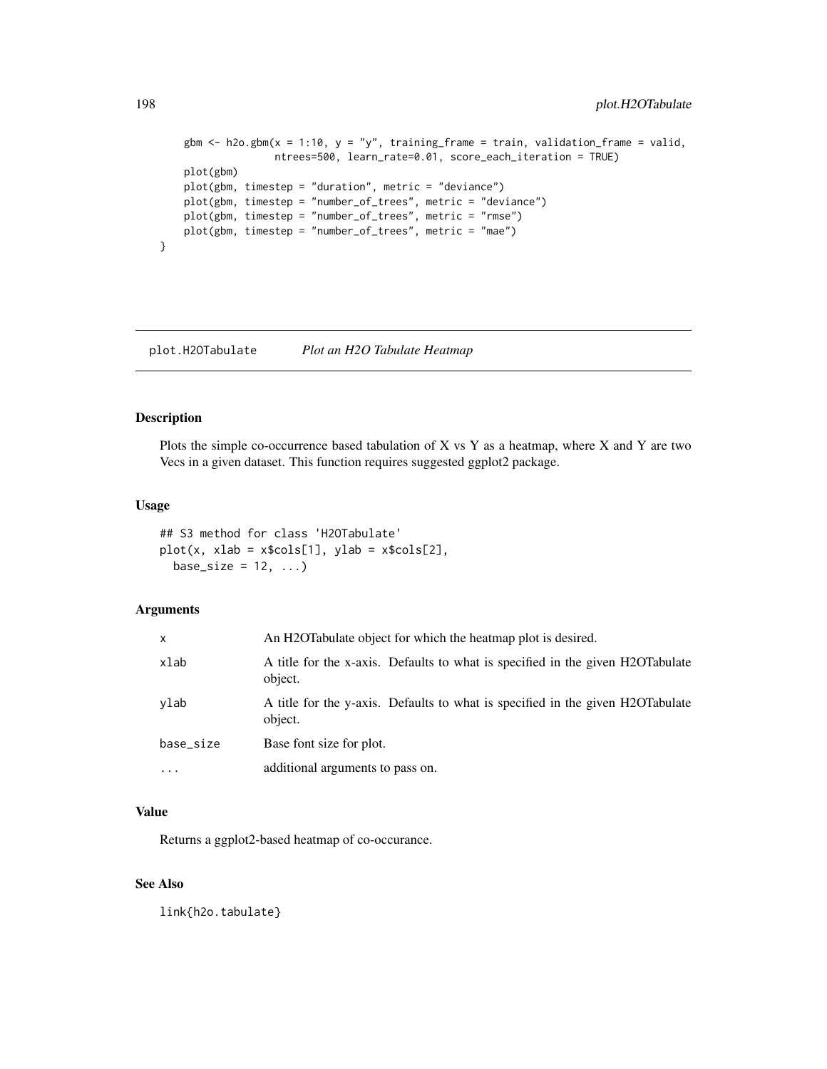```
    gbm <- h2o.gbm(x = 1:10, y = "y", training_frame = train, validation_frame = valid,
                   ntrees=500, learn_rate=0.01, score_each_iteration = TRUE)
    plot(gbm)
    plot(gbm, timestep = "duration", metric = "deviance")
    plot(gbm, timestep = "number_of_trees", metric = "deviance")
    plot(gbm, timestep = "number_of_trees", metric = "rmse")
    plot(gbm, timestep = "number_of_trees", metric = "mae")
}
```

## plot.H2OTabulate *Plot an H2O Tabulate Heatmap*

### Description

Plots the simple co-occurrence based tabulation of X vs Y as a heatmap, where X and Y are two Vecs in a given dataset. This function requires suggested ggplot2 package.

### Usage

```
## S3 method for class 'H2OTabulate'
plot(x, xlab = x$cols[1], ylab = x$cols[2],
  base_size = 12, ...)
```

### Arguments

| | |
|---|---|
| x | An H2OTabulate object for which the heatmap plot is desired. |
| xlab | A title for the x-axis. Defaults to what is specified in the given H2OTabulate object. |
| ylab | A title for the y-axis. Defaults to what is specified in the given H2OTabulate object. |
| base_size | Base font size for plot. |
| ... | additional arguments to pass on. |

### Value

Returns a ggplot2-based heatmap of co-occurance.

### See Also

link{h2o.tabulate}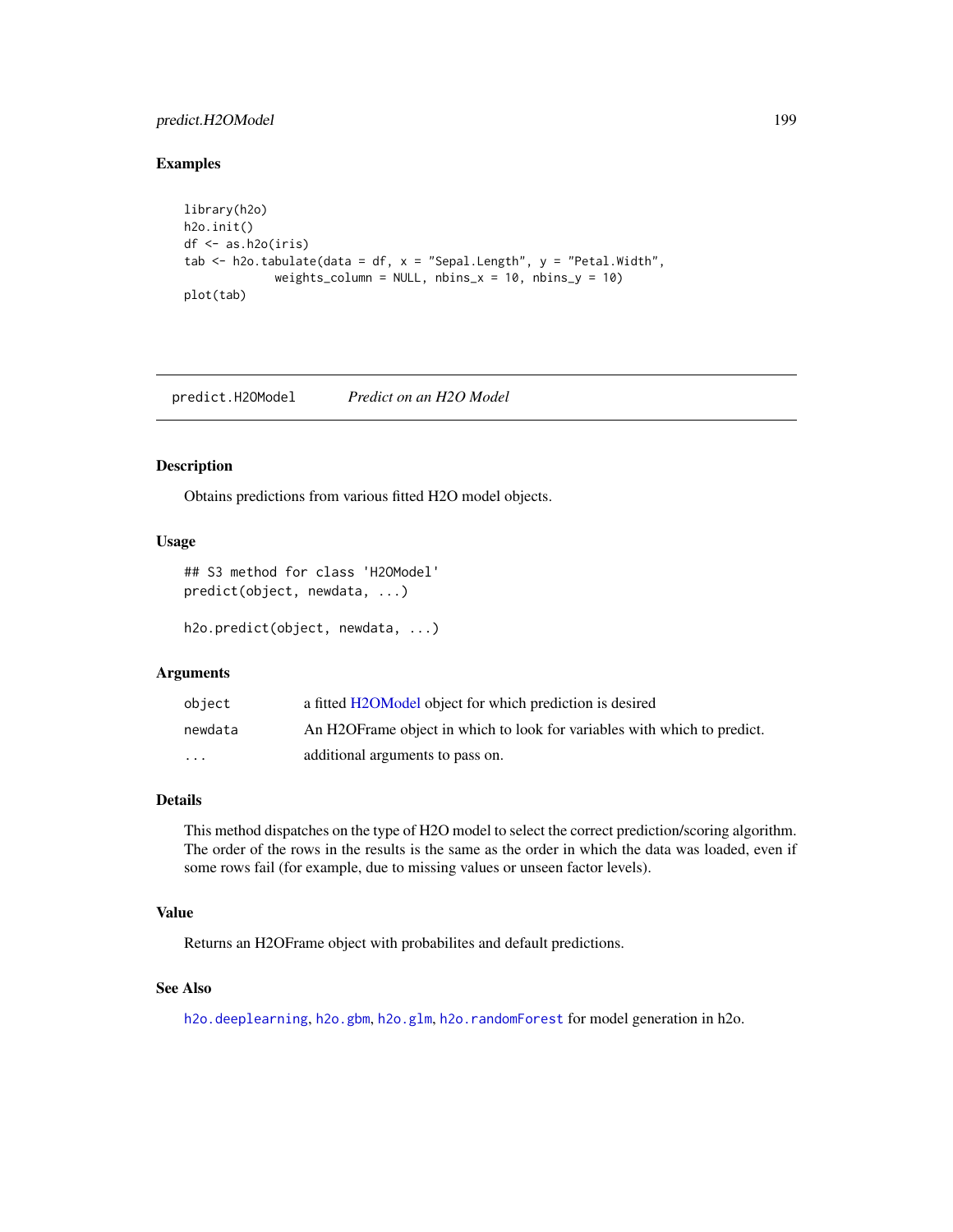## Examples

```
library(h2o)
h2o.init()
df <- as.h2o(iris)
tab <- h2o.tabulate(data = df, x = "Sepal.Length", y = "Petal.Width",
             weights_column = NULL, nbins_x = 10, nbins_y = 10)
plot(tab)
```

---

# predict.H2OModel — *Predict on an H2O Model*

---

### Description

Obtains predictions from various fitted H2O model objects.

### Usage

```
## S3 method for class 'H2OModel'
predict(object, newdata, ...)

h2o.predict(object, newdata, ...)
```

### Arguments

| | |
|---|---|
| `object` | a fitted H2OModel object for which prediction is desired |
| `newdata` | An H2OFrame object in which to look for variables with which to predict. |
| `...` | additional arguments to pass on. |

### Details

This method dispatches on the type of H2O model to select the correct prediction/scoring algorithm. The order of the rows in the results is the same as the order in which the data was loaded, even if some rows fail (for example, due to missing values or unseen factor levels).

### Value

Returns an H2OFrame object with probabilites and default predictions.

### See Also

`h2o.deeplearning`, `h2o.gbm`, `h2o.glm`, `h2o.randomForest` for model generation in h2o.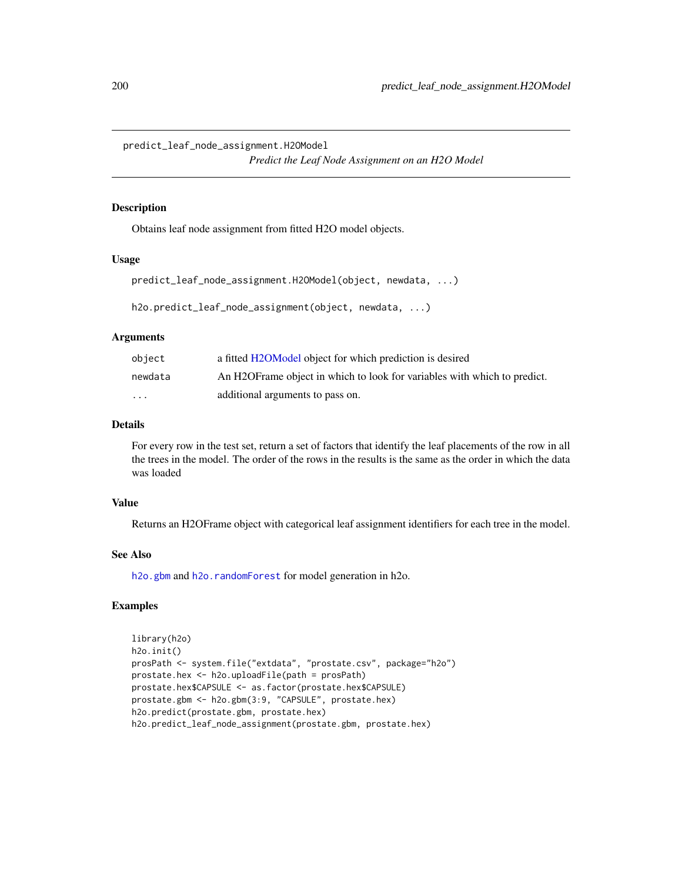`predict_leaf_node_assignment.H2OModel`
*Predict the Leaf Node Assignment on an H2O Model*

## Description

Obtains leaf node assignment from fitted H2O model objects.

## Usage

```
predict_leaf_node_assignment.H2OModel(object, newdata, ...)

h2o.predict_leaf_node_assignment(object, newdata, ...)
```

## Arguments

| | |
|---|---|
| `object` | a fitted H2OModel object for which prediction is desired |
| `newdata` | An H2OFrame object in which to look for variables with which to predict. |
| `...` | additional arguments to pass on. |

## Details

For every row in the test set, return a set of factors that identify the leaf placements of the row in all the trees in the model. The order of the rows in the results is the same as the order in which the data was loaded

## Value

Returns an H2OFrame object with categorical leaf assignment identifiers for each tree in the model.

## See Also

`h2o.gbm` and `h2o.randomForest` for model generation in h2o.

## Examples

```
library(h2o)
h2o.init()
prosPath <- system.file("extdata", "prostate.csv", package="h2o")
prostate.hex <- h2o.uploadFile(path = prosPath)
prostate.hex$CAPSULE <- as.factor(prostate.hex$CAPSULE)
prostate.gbm <- h2o.gbm(3:9, "CAPSULE", prostate.hex)
h2o.predict(prostate.gbm, prostate.hex)
h2o.predict_leaf_node_assignment(prostate.gbm, prostate.hex)
```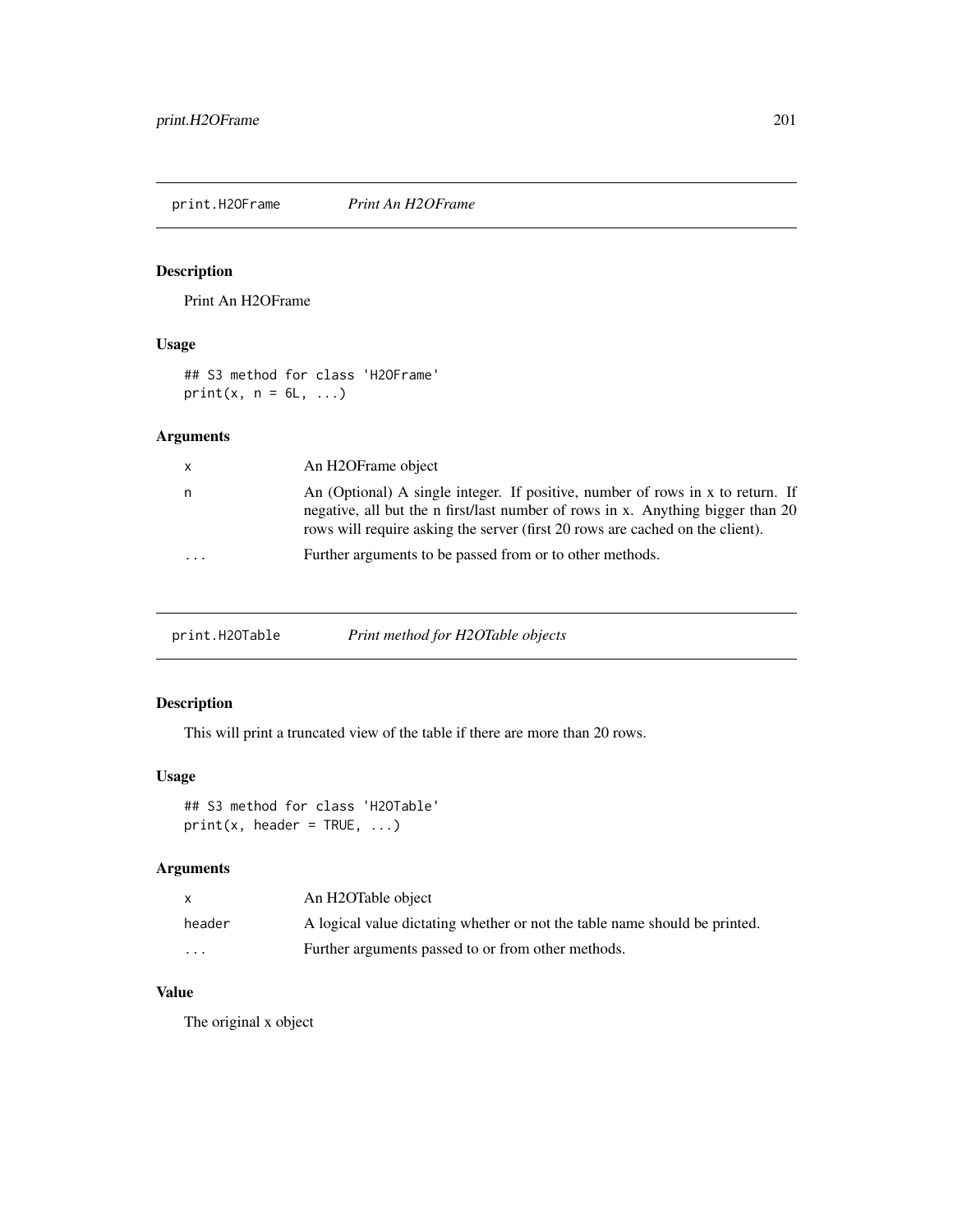## print.H2OFrame *Print An H2OFrame*

### Description

Print An H2OFrame

### Usage

```
## S3 method for class 'H2OFrame'
print(x, n = 6L, ...)
```

### Arguments

| | |
|---|---|
| x | An H2OFrame object |
| n | An (Optional) A single integer. If positive, number of rows in x to return. If negative, all but the n first/last number of rows in x. Anything bigger than 20 rows will require asking the server (first 20 rows are cached on the client). |
| ... | Further arguments to be passed from or to other methods. |

## print.H2OTable *Print method for H2OTable objects*

### Description

This will print a truncated view of the table if there are more than 20 rows.

### Usage

```
## S3 method for class 'H2OTable'
print(x, header = TRUE, ...)
```

### Arguments

| | |
|---|---|
| x | An H2OTable object |
| header | A logical value dictating whether or not the table name should be printed. |
| ... | Further arguments passed to or from other methods. |

### Value

The original x object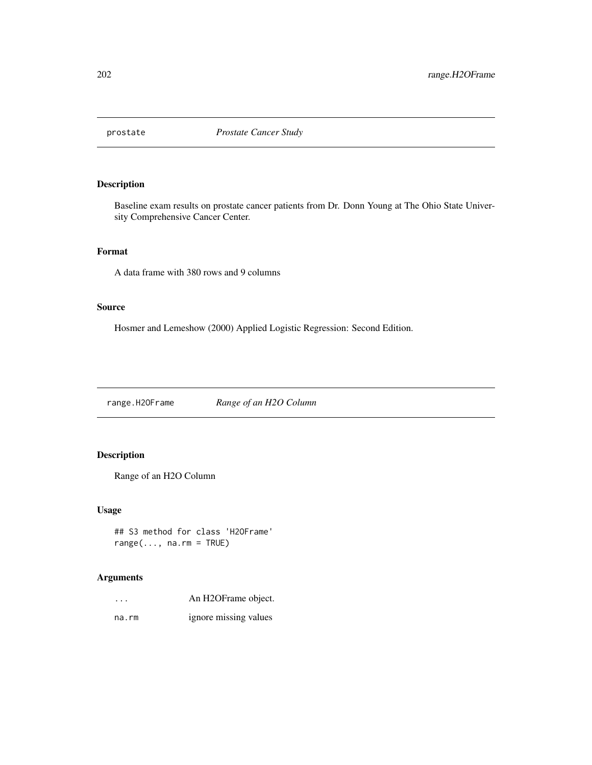# prostate *Prostate Cancer Study*

## Description

Baseline exam results on prostate cancer patients from Dr. Donn Young at The Ohio State University Comprehensive Cancer Center.

## Format

A data frame with 380 rows and 9 columns

## Source

Hosmer and Lemeshow (2000) Applied Logistic Regression: Second Edition.

# range.H2OFrame *Range of an H2O Column*

## Description

Range of an H2O Column

## Usage

```
## S3 method for class 'H2OFrame'
range(..., na.rm = TRUE)
```

## Arguments

| | |
|---|---|
| `...` | An H2OFrame object. |
| `na.rm` | ignore missing values |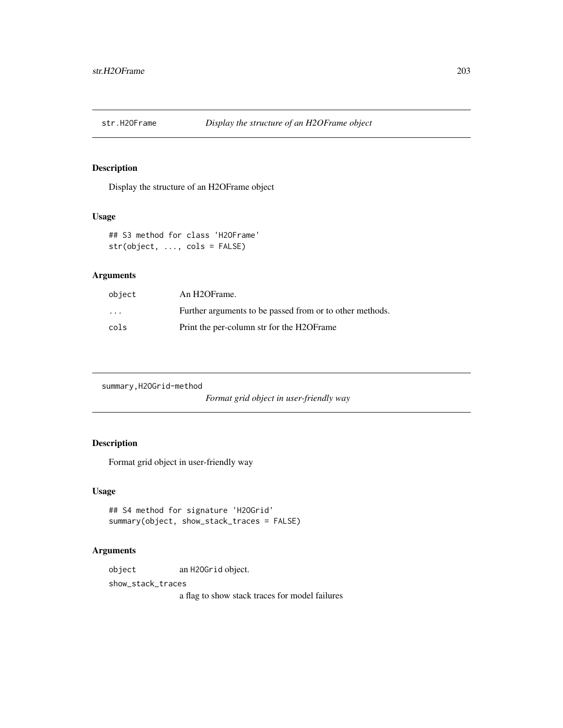## str.H2OFrame *Display the structure of an H2OFrame object*

### Description

Display the structure of an H2OFrame object

### Usage

```
## S3 method for class 'H2OFrame'
str(object, ..., cols = FALSE)
```

### Arguments

| | |
|---|---|
| object | An H2OFrame. |
| ... | Further arguments to be passed from or to other methods. |
| cols | Print the per-column str for the H2OFrame |

## summary,H2OGrid-method *Format grid object in user-friendly way*

### Description

Format grid object in user-friendly way

### Usage

```
## S4 method for signature 'H2OGrid'
summary(object, show_stack_traces = FALSE)
```

### Arguments

| | |
|---|---|
| object | an `H2OGrid` object. |
| show_stack_traces | a flag to show stack traces for model failures |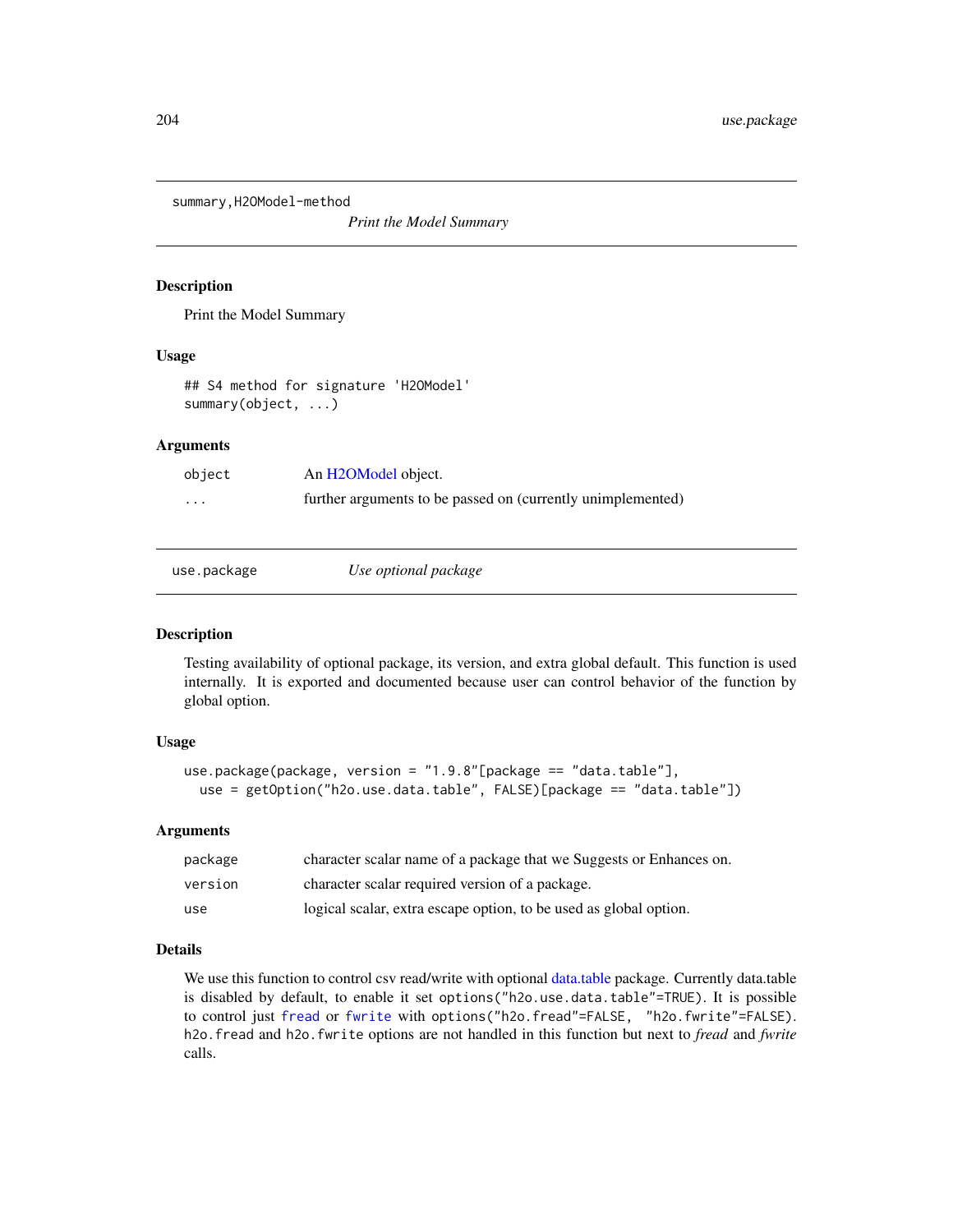## summary,H2OModel-method

*Print the Model Summary*

### Description

Print the Model Summary

### Usage

```
## S4 method for signature 'H2OModel'
summary(object, ...)
```

### Arguments

| | |
|---|---|
| `object` | An H2OModel object. |
| `...` | further arguments to be passed on (currently unimplemented) |

## use.package

*Use optional package*

### Description

Testing availability of optional package, its version, and extra global default. This function is used internally. It is exported and documented because user can control behavior of the function by global option.

### Usage

```
use.package(package, version = "1.9.8"[package == "data.table"],
  use = getOption("h2o.use.data.table", FALSE)[package == "data.table"])
```

### Arguments

| | |
|---|---|
| `package` | character scalar name of a package that we Suggests or Enhances on. |
| `version` | character scalar required version of a package. |
| `use` | logical scalar, extra escape option, to be used as global option. |

### Details

We use this function to control csv read/write with optional data.table package. Currently data.table is disabled by default, to enable it set `options("h2o.use.data.table"=TRUE)`. It is possible to control just `fread` or `fwrite` with `options("h2o.fread"=FALSE, "h2o.fwrite"=FALSE)`. `h2o.fread` and `h2o.fwrite` options are not handled in this function but next to *fread* and *fwrite* calls.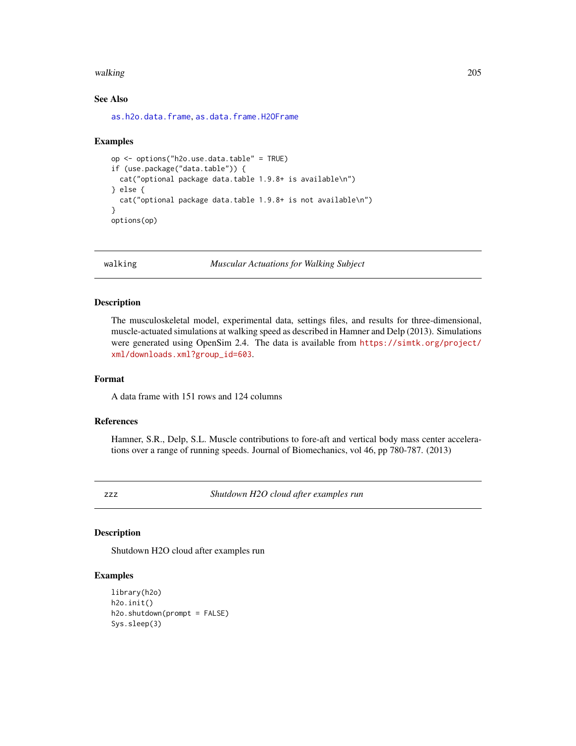### See Also

as.h2o.data.frame, as.data.frame.H2OFrame

### Examples

```
op <- options("h2o.use.data.table" = TRUE)
if (use.package("data.table")) {
  cat("optional package data.table 1.9.8+ is available\n")
} else {
  cat("optional package data.table 1.9.8+ is not available\n")
}
options(op)
```

---

## walking — *Muscular Actuations for Walking Subject*

### Description

The musculoskeletal model, experimental data, settings files, and results for three-dimensional, muscle-actuated simulations at walking speed as described in Hamner and Delp (2013). Simulations were generated using OpenSim 2.4. The data is available from https://simtk.org/project/xml/downloads.xml?group_id=603.

### Format

A data frame with 151 rows and 124 columns

### References

Hamner, S.R., Delp, S.L. Muscle contributions to fore-aft and vertical body mass center accelerations over a range of running speeds. Journal of Biomechanics, vol 46, pp 780-787. (2013)

---

## zzz — *Shutdown H2O cloud after examples run*

### Description

Shutdown H2O cloud after examples run

### Examples

```
library(h2o)
h2o.init()
h2o.shutdown(prompt = FALSE)
Sys.sleep(3)
```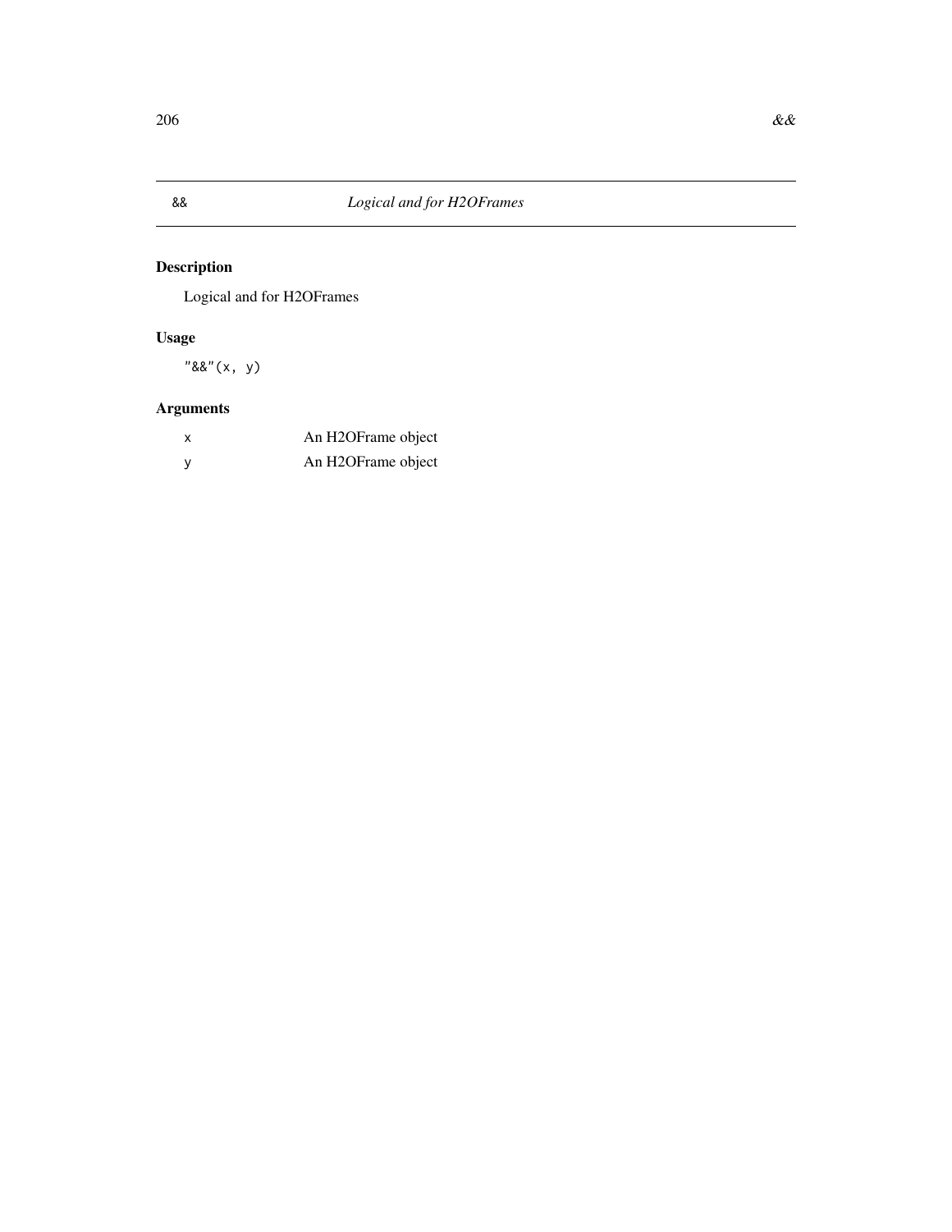## && *Logical and for H2OFrames*

### Description

Logical and for H2OFrames

### Usage

```
"&&"(x, y)
```

### Arguments

| | |
|---|---|
| x | An H2OFrame object |
| y | An H2OFrame object |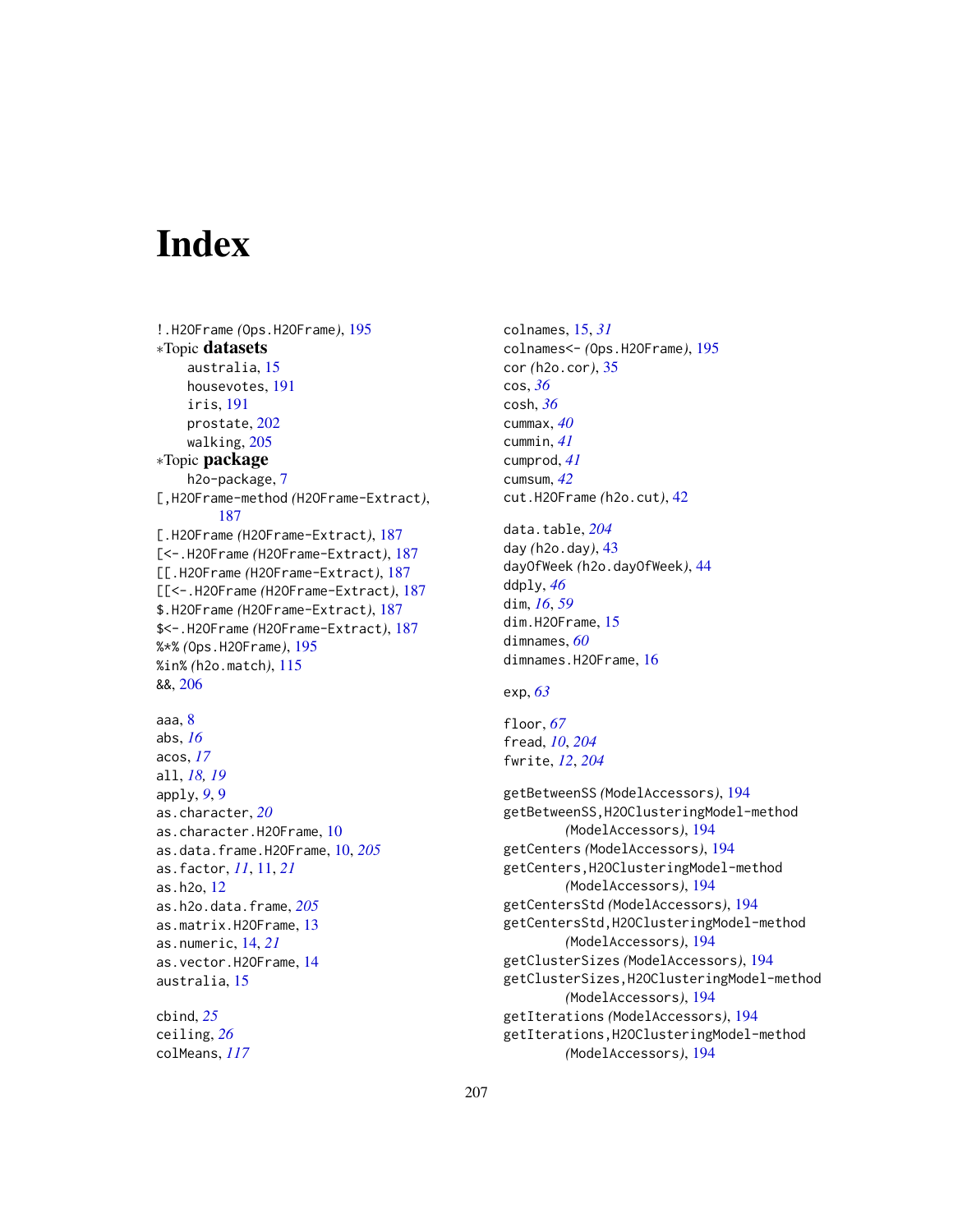# Index

!.H2OFrame *(*Ops.H2OFrame*)*, 195
∗Topic **datasets**
  australia, 15
  housevotes, 191
  iris, 191
  prostate, 202
  walking, 205
∗Topic **package**
  h2o-package, 7
[,H2OFrame-method *(*H2OFrame-Extract*)*, 187
[.H2OFrame *(*H2OFrame-Extract*)*, 187
[<-.H2OFrame *(*H2OFrame-Extract*)*, 187
[[.H2OFrame *(*H2OFrame-Extract*)*, 187
[[<-.H2OFrame *(*H2OFrame-Extract*)*, 187
$.H2OFrame *(*H2OFrame-Extract*)*, 187
$<-.H2OFrame *(*H2OFrame-Extract*)*, 187
%*% *(*Ops.H2OFrame*)*, 195
%in% *(*h2o.match*)*, 115
&&, 206

aaa, 8
abs, *16*
acos, *17*
all, *18*, *19*
apply, *9*, 9
as.character, *20*
as.character.H2OFrame, 10
as.data.frame.H2OFrame, 10, *205*
as.factor, *11*, 11, *21*
as.h2o, 12
as.h2o.data.frame, *205*
as.matrix.H2OFrame, 13
as.numeric, 14, *21*
as.vector.H2OFrame, 14
australia, 15

cbind, *25*
ceiling, *26*
colMeans, *117*
colnames, 15, *31*
colnames<- *(*Ops.H2OFrame*)*, 195
cor *(*h2o.cor*)*, 35
cos, *36*
cosh, *36*
cummax, *40*
cummin, *41*
cumprod, *41*
cumsum, *42*
cut.H2OFrame *(*h2o.cut*)*, 42

data.table, *204*
day *(*h2o.day*)*, 43
dayOfWeek *(*h2o.dayOfWeek*)*, 44
ddply, *46*
dim, *16*, *59*
dim.H2OFrame, 15
dimnames, *60*
dimnames.H2OFrame, 16

exp, *63*

floor, *67*
fread, *10*, *204*
fwrite, *12*, *204*

getBetweenSS *(*ModelAccessors*)*, 194
getBetweenSS,H2OClusteringModel-method *(*ModelAccessors*)*, 194
getCenters *(*ModelAccessors*)*, 194
getCenters,H2OClusteringModel-method *(*ModelAccessors*)*, 194
getCentersStd *(*ModelAccessors*)*, 194
getCentersStd,H2OClusteringModel-method *(*ModelAccessors*)*, 194
getClusterSizes *(*ModelAccessors*)*, 194
getClusterSizes,H2OClusteringModel-method *(*ModelAccessors*)*, 194
getIterations *(*ModelAccessors*)*, 194
getIterations,H2OClusteringModel-method *(*ModelAccessors*)*, 194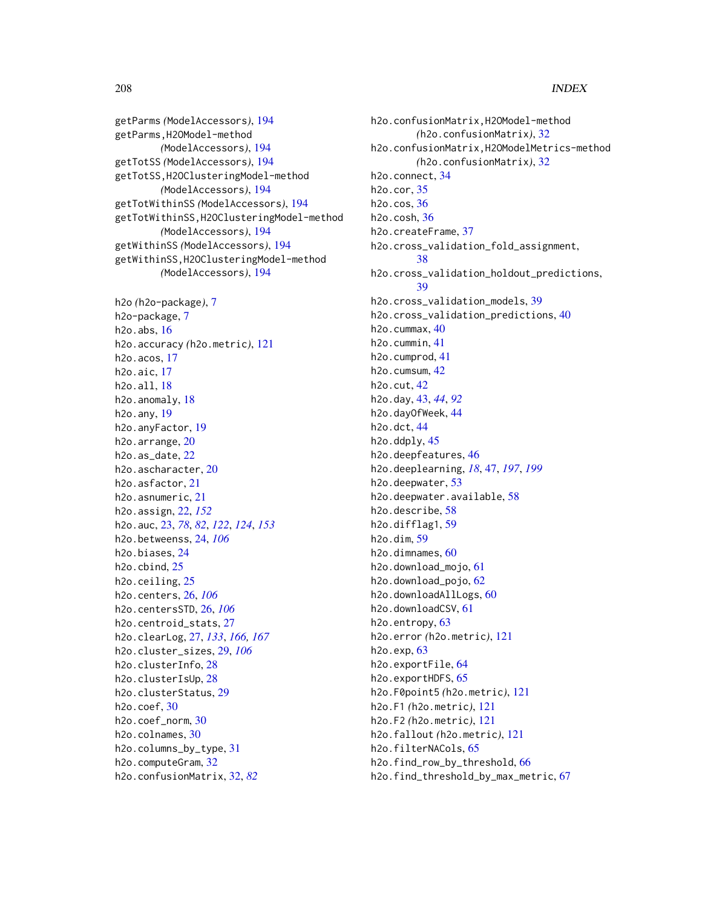getParms *(ModelAccessors)*, 194
getParms,H2OModel-method
 *(ModelAccessors)*, 194
getTotSS *(ModelAccessors)*, 194
getTotSS,H2OClusteringModel-method
 *(ModelAccessors)*, 194
getTotWithinSS *(ModelAccessors)*, 194
getTotWithinSS,H2OClusteringModel-method
 *(ModelAccessors)*, 194
getWithinSS *(ModelAccessors)*, 194
getWithinSS,H2OClusteringModel-method
 *(ModelAccessors)*, 194

h2o *(h2o-package)*, 7
h2o-package, 7
h2o.abs, 16
h2o.accuracy *(h2o.metric)*, 121
h2o.acos, 17
h2o.aic, 17
h2o.all, 18
h2o.anomaly, 18
h2o.any, 19
h2o.anyFactor, 19
h2o.arrange, 20
h2o.as_date, 22
h2o.ascharacter, 20
h2o.asfactor, 21
h2o.asnumeric, 21
h2o.assign, 22, *152*
h2o.auc, 23, *78*, *82*, *122*, *124*, *153*
h2o.betweenss, 24, *106*
h2o.biases, 24
h2o.cbind, 25
h2o.ceiling, 25
h2o.centers, 26, *106*
h2o.centersSTD, 26, *106*
h2o.centroid_stats, 27
h2o.clearLog, 27, *133*, *166, 167*
h2o.cluster_sizes, 29, *106*
h2o.clusterInfo, 28
h2o.clusterIsUp, 28
h2o.clusterStatus, 29
h2o.coef, 30
h2o.coef_norm, 30
h2o.colnames, 30
h2o.columns_by_type, 31
h2o.computeGram, 32
h2o.confusionMatrix, 32, *82*
h2o.confusionMatrix,H2OModel-method
 *(h2o.confusionMatrix)*, 32
h2o.confusionMatrix,H2OModelMetrics-method
 *(h2o.confusionMatrix)*, 32
h2o.connect, 34
h2o.cor, 35
h2o.cos, 36
h2o.cosh, 36
h2o.createFrame, 37
h2o.cross_validation_fold_assignment,
 38
h2o.cross_validation_holdout_predictions,
 39
h2o.cross_validation_models, 39
h2o.cross_validation_predictions, 40
h2o.cummax, 40
h2o.cummin, 41
h2o.cumprod, 41
h2o.cumsum, 42
h2o.cut, 42
h2o.day, 43, *44*, *92*
h2o.dayOfWeek, 44
h2o.dct, 44
h2o.ddply, 45
h2o.deepfeatures, 46
h2o.deeplearning, *18*, 47, *197*, *199*
h2o.deepwater, 53
h2o.deepwater.available, 58
h2o.describe, 58
h2o.difflag1, 59
h2o.dim, 59
h2o.dimnames, 60
h2o.download_mojo, 61
h2o.download_pojo, 62
h2o.downloadAllLogs, 60
h2o.downloadCSV, 61
h2o.entropy, 63
h2o.error *(h2o.metric)*, 121
h2o.exp, 63
h2o.exportFile, 64
h2o.exportHDFS, 65
h2o.F0point5 *(h2o.metric)*, 121
h2o.F1 *(h2o.metric)*, 121
h2o.F2 *(h2o.metric)*, 121
h2o.fallout *(h2o.metric)*, 121
h2o.filterNACols, 65
h2o.find_row_by_threshold, 66
h2o.find_threshold_by_max_metric, 67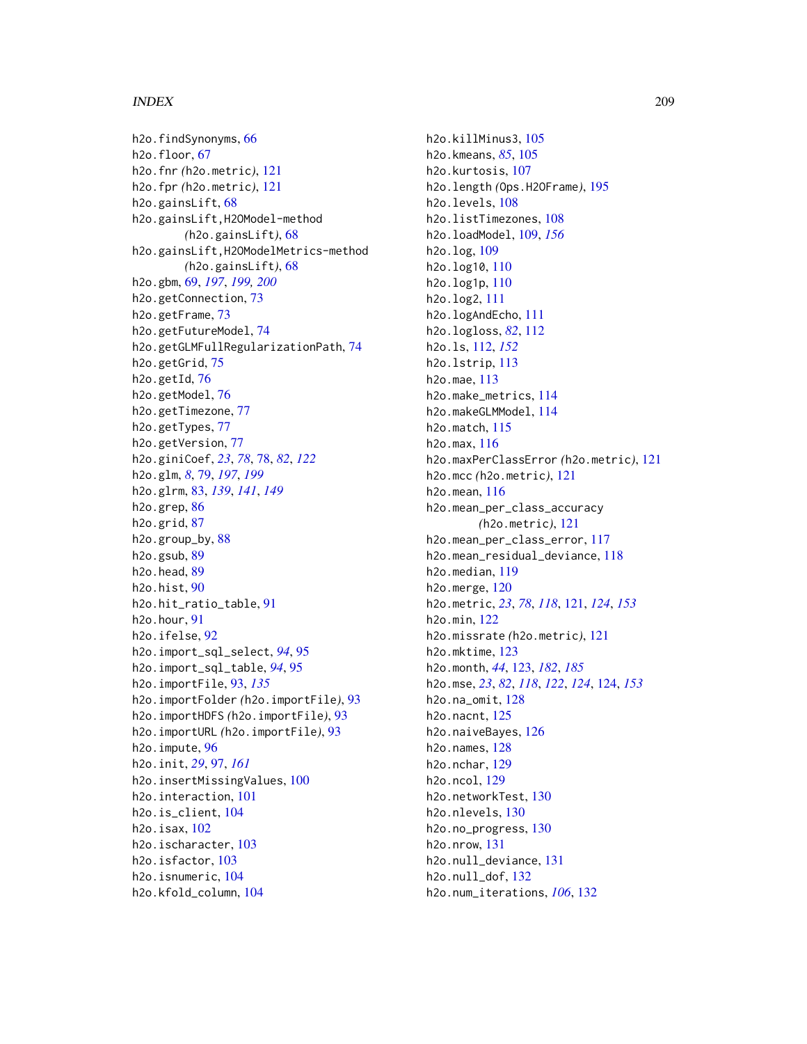h2o.findSynonyms, 66
h2o.floor, 67
h2o.fnr *(*h2o.metric*)*, 121
h2o.fpr *(*h2o.metric*)*, 121
h2o.gainsLift, 68
h2o.gainsLift,H2OModel-method
 *(*h2o.gainsLift*)*, 68
h2o.gainsLift,H2OModelMetrics-method
 *(*h2o.gainsLift*)*, 68
h2o.gbm, 69, *197*, *199*, *200*
h2o.getConnection, 73
h2o.getFrame, 73
h2o.getFutureModel, 74
h2o.getGLMFullRegularizationPath, 74
h2o.getGrid, 75
h2o.getId, 76
h2o.getModel, 76
h2o.getTimezone, 77
h2o.getTypes, 77
h2o.getVersion, 77
h2o.giniCoef, *23*, *78*, 78, *82*, *122*
h2o.glm, *8*, 79, *197*, *199*
h2o.glrm, 83, *139*, *141*, *149*
h2o.grep, 86
h2o.grid, 87
h2o.group_by, 88
h2o.gsub, 89
h2o.head, 89
h2o.hist, 90
h2o.hit_ratio_table, 91
h2o.hour, 91
h2o.ifelse, 92
h2o.import_sql_select, *94*, 95
h2o.import_sql_table, *94*, 95
h2o.importFile, 93, *135*
h2o.importFolder *(*h2o.importFile*)*, 93
h2o.importHDFS *(*h2o.importFile*)*, 93
h2o.importURL *(*h2o.importFile*)*, 93
h2o.impute, 96
h2o.init, *29*, 97, *161*
h2o.insertMissingValues, 100
h2o.interaction, 101
h2o.is_client, 104
h2o.isax, 102
h2o.ischaracter, 103
h2o.isfactor, 103
h2o.isnumeric, 104
h2o.kfold_column, 104
h2o.killMinus3, 105
h2o.kmeans, *85*, 105
h2o.kurtosis, 107
h2o.length *(*Ops.H2OFrame*)*, 195
h2o.levels, 108
h2o.listTimezones, 108
h2o.loadModel, 109, *156*
h2o.log, 109
h2o.log10, 110
h2o.log1p, 110
h2o.log2, 111
h2o.logAndEcho, 111
h2o.logloss, *82*, 112
h2o.ls, 112, *152*
h2o.lstrip, 113
h2o.mae, 113
h2o.make_metrics, 114
h2o.makeGLMModel, 114
h2o.match, 115
h2o.max, 116
h2o.maxPerClassError *(*h2o.metric*)*, 121
h2o.mcc *(*h2o.metric*)*, 121
h2o.mean, 116
h2o.mean_per_class_accuracy
 *(*h2o.metric*)*, 121
h2o.mean_per_class_error, 117
h2o.mean_residual_deviance, 118
h2o.median, 119
h2o.merge, 120
h2o.metric, *23*, *78*, *118*, 121, *124*, *153*
h2o.min, 122
h2o.missrate *(*h2o.metric*)*, 121
h2o.mktime, 123
h2o.month, *44*, 123, *182*, *185*
h2o.mse, *23*, *82*, *118*, *122*, *124*, 124, *153*
h2o.na_omit, 128
h2o.nacnt, 125
h2o.naiveBayes, 126
h2o.names, 128
h2o.nchar, 129
h2o.ncol, 129
h2o.networkTest, 130
h2o.nlevels, 130
h2o.no_progress, 130
h2o.nrow, 131
h2o.null_deviance, 131
h2o.null_dof, 132
h2o.num_iterations, *106*, 132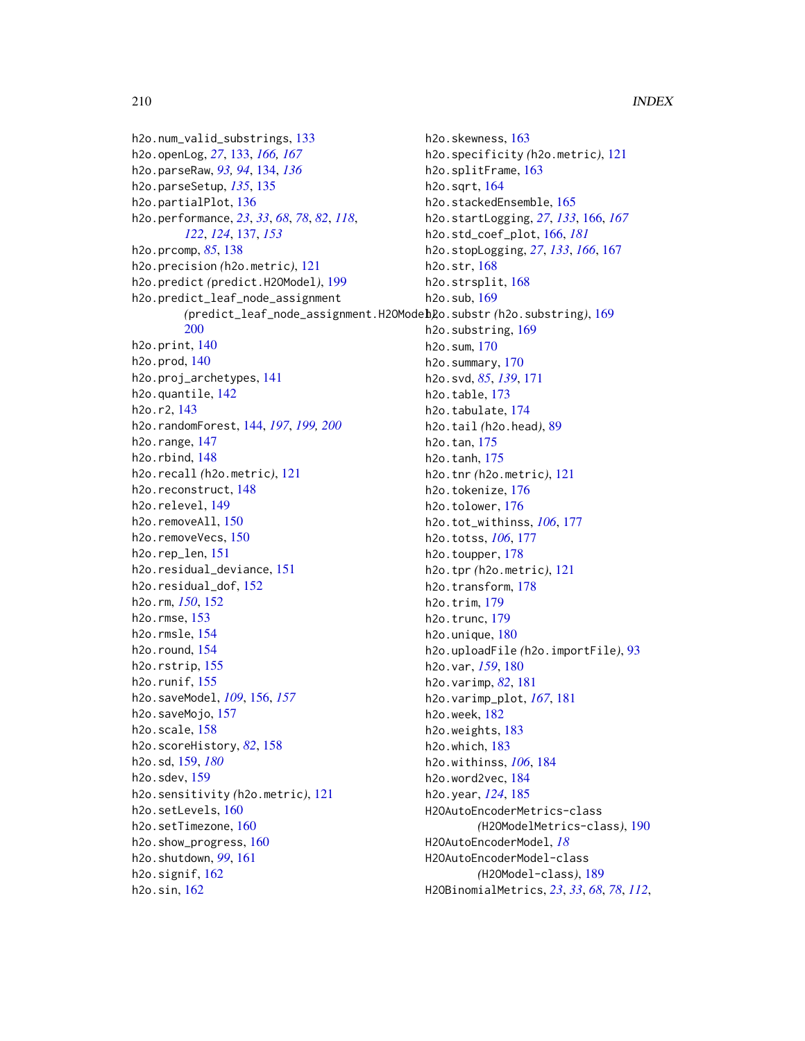h2o.num_valid_substrings, 133
h2o.openLog, *27*, 133, *166, 167*
h2o.parseRaw, *93, 94*, 134, *136*
h2o.parseSetup, *135*, 135
h2o.partialPlot, 136
h2o.performance, *23*, *33*, *68*, *78*, *82*, *118*, *122*, *124*, 137, *153*
h2o.prcomp, *85*, 138
h2o.precision *(h2o.metric)*, 121
h2o.predict *(predict.H2OModel)*, 199
h2o.predict_leaf_node_assignment *(predict_leaf_node_assignment.H2OModel)*, 200
h2o.print, 140
h2o.prod, 140
h2o.proj_archetypes, 141
h2o.quantile, 142
h2o.r2, 143
h2o.randomForest, 144, *197*, *199, 200*
h2o.range, 147
h2o.rbind, 148
h2o.recall *(h2o.metric)*, 121
h2o.reconstruct, 148
h2o.relevel, 149
h2o.removeAll, 150
h2o.removeVecs, 150
h2o.rep_len, 151
h2o.residual_deviance, 151
h2o.residual_dof, 152
h2o.rm, *150*, 152
h2o.rmse, 153
h2o.rmsle, 154
h2o.round, 154
h2o.rstrip, 155
h2o.runif, 155
h2o.saveModel, *109*, 156, *157*
h2o.saveMojo, 157
h2o.scale, 158
h2o.scoreHistory, *82*, 158
h2o.sd, 159, *180*
h2o.sdev, 159
h2o.sensitivity *(h2o.metric)*, 121
h2o.setLevels, 160
h2o.setTimezone, 160
h2o.show_progress, 160
h2o.shutdown, *99*, 161
h2o.signif, 162
h2o.sin, 162
h2o.skewness, 163
h2o.specificity *(h2o.metric)*, 121
h2o.splitFrame, 163
h2o.sqrt, 164
h2o.stackedEnsemble, 165
h2o.startLogging, *27*, *133*, 166, *167*
h2o.std_coef_plot, 166, *181*
h2o.stopLogging, *27*, *133*, *166*, 167
h2o.str, 168
h2o.strsplit, 168
h2o.sub, 169
h2o.substr *(h2o.substring)*, 169
h2o.substring, 169
h2o.sum, 170
h2o.summary, 170
h2o.svd, *85*, *139*, 171
h2o.table, 173
h2o.tabulate, 174
h2o.tail *(h2o.head)*, 89
h2o.tan, 175
h2o.tanh, 175
h2o.tnr *(h2o.metric)*, 121
h2o.tokenize, 176
h2o.tolower, 176
h2o.tot_withinss, *106*, 177
h2o.totss, *106*, 177
h2o.toupper, 178
h2o.tpr *(h2o.metric)*, 121
h2o.transform, 178
h2o.trim, 179
h2o.trunc, 179
h2o.unique, 180
h2o.uploadFile *(h2o.importFile)*, 93
h2o.var, *159*, 180
h2o.varimp, *82*, 181
h2o.varimp_plot, *167*, 181
h2o.week, 182
h2o.weights, 183
h2o.which, 183
h2o.withinss, *106*, 184
h2o.word2vec, 184
h2o.year, *124*, 185
H2OAutoEncoderMetrics-class *(H2OModelMetrics-class)*, 190
H2OAutoEncoderModel, *18*
H2OAutoEncoderModel-class *(H2OModel-class)*, 189
H2OBinomialMetrics, *23*, *33*, *68*, *78*, *112*,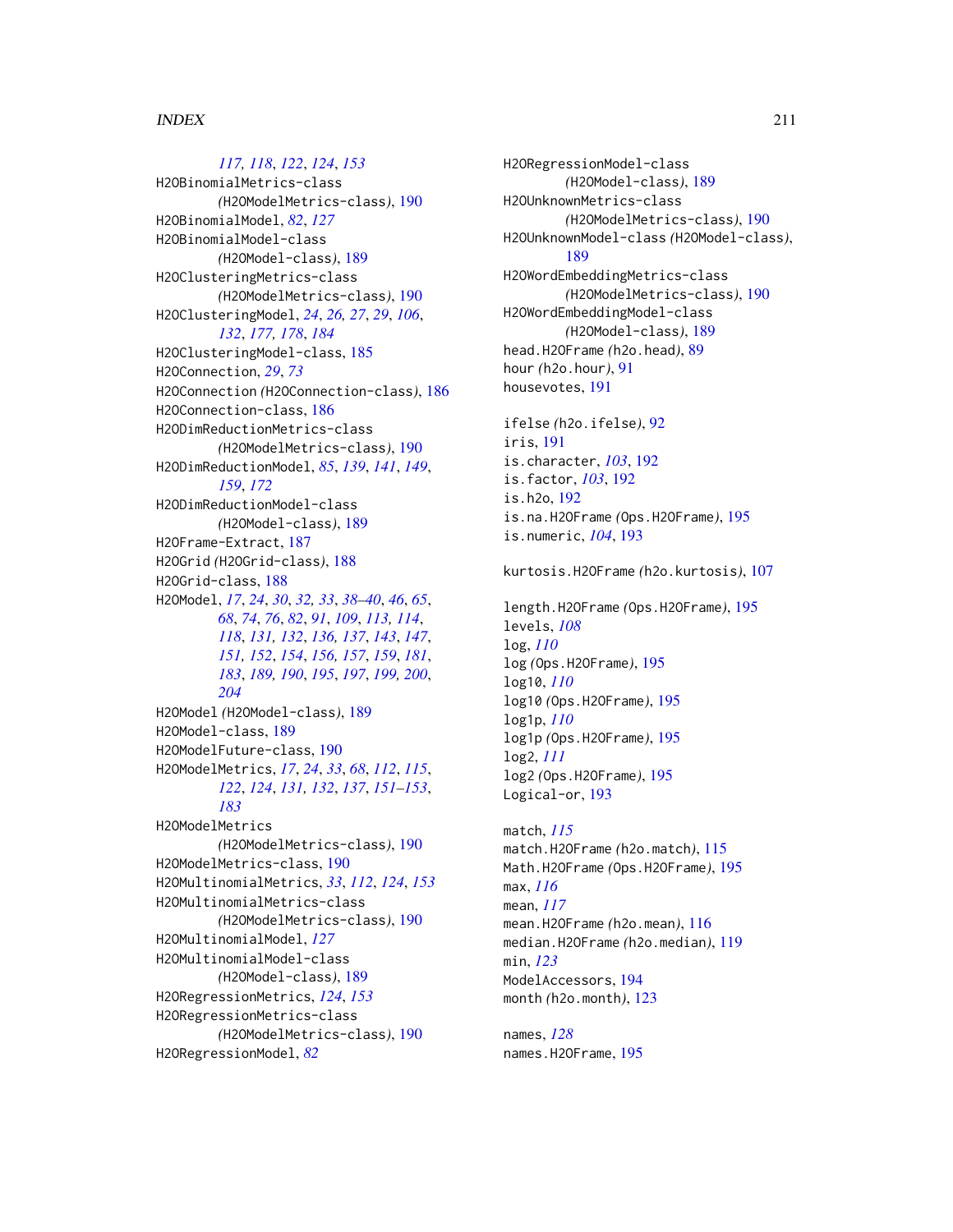*117, 118*, *122*, *124*, *153*
H2OBinomialMetrics-class *(*H2OModelMetrics-class*)*, 190
H2OBinomialModel, *82*, *127*
H2OBinomialModel-class *(*H2OModel-class*)*, 189
H2OClusteringMetrics-class *(*H2OModelMetrics-class*)*, 190
H2OClusteringModel, *24*, *26, 27*, *29*, *106*, *132*, *177, 178*, *184*
H2OClusteringModel-class, 185
H2OConnection, *29*, *73*
H2OConnection *(*H2OConnection-class*)*, 186
H2OConnection-class, 186
H2ODimReductionMetrics-class *(*H2OModelMetrics-class*)*, 190
H2ODimReductionModel, *85*, *139*, *141*, *149*, *159*, *172*
H2ODimReductionModel-class *(*H2OModel-class*)*, 189
H2OFrame-Extract, 187
H2OGrid *(*H2OGrid-class*)*, 188
H2OGrid-class, 188
H2OModel, *17*, *24*, *30*, *32, 33*, *38–40*, *46*, *65*, *68*, *74*, *76*, *82*, *91*, *109*, *113, 114*, *118*, *131, 132*, *136, 137*, *143*, *147*, *151, 152*, *154*, *156, 157*, *159*, *181*, *183*, *189, 190*, *195*, *197*, *199, 200*, *204*
H2OModel *(*H2OModel-class*)*, 189
H2OModel-class, 189
H2OModelFuture-class, 190
H2OModelMetrics, *17*, *24*, *33*, *68*, *112*, *115*, *122*, *124*, *131, 132*, *137*, *151–153*, *183*
H2OModelMetrics *(*H2OModelMetrics-class*)*, 190
H2OModelMetrics-class, 190
H2OMultinomialMetrics, *33*, *112*, *124*, *153*
H2OMultinomialMetrics-class *(*H2OModelMetrics-class*)*, 190
H2OMultinomialModel, *127*
H2OMultinomialModel-class *(*H2OModel-class*)*, 189
H2ORegressionMetrics, *124*, *153*
H2ORegressionMetrics-class *(*H2OModelMetrics-class*)*, 190
H2ORegressionModel, *82*
H2ORegressionModel-class *(*H2OModel-class*)*, 189
H2OUnknownMetrics-class *(*H2OModelMetrics-class*)*, 190
H2OUnknownModel-class *(*H2OModel-class*)*, 189
H2OWordEmbeddingMetrics-class *(*H2OModelMetrics-class*)*, 190
H2OWordEmbeddingModel-class *(*H2OModel-class*)*, 189
head.H2OFrame *(*h2o.head*)*, 89
hour *(*h2o.hour*)*, 91
housevotes, 191

ifelse *(*h2o.ifelse*)*, 92
iris, 191
is.character, *103*, 192
is.factor, *103*, 192
is.h2o, 192
is.na.H2OFrame *(*Ops.H2OFrame*)*, 195
is.numeric, *104*, 193

kurtosis.H2OFrame *(*h2o.kurtosis*)*, 107

length.H2OFrame *(*Ops.H2OFrame*)*, 195
levels, *108*
log, *110*
log *(*Ops.H2OFrame*)*, 195
log10, *110*
log10 *(*Ops.H2OFrame*)*, 195
log1p, *110*
log1p *(*Ops.H2OFrame*)*, 195
log2, *111*
log2 *(*Ops.H2OFrame*)*, 195
Logical-or, 193

match, *115*
match.H2OFrame *(*h2o.match*)*, 115
Math.H2OFrame *(*Ops.H2OFrame*)*, 195
max, *116*
mean, *117*
mean.H2OFrame *(*h2o.mean*)*, 116
median.H2OFrame *(*h2o.median*)*, 119
min, *123*
ModelAccessors, 194
month *(*h2o.month*)*, 123

names, *128*
names.H2OFrame, 195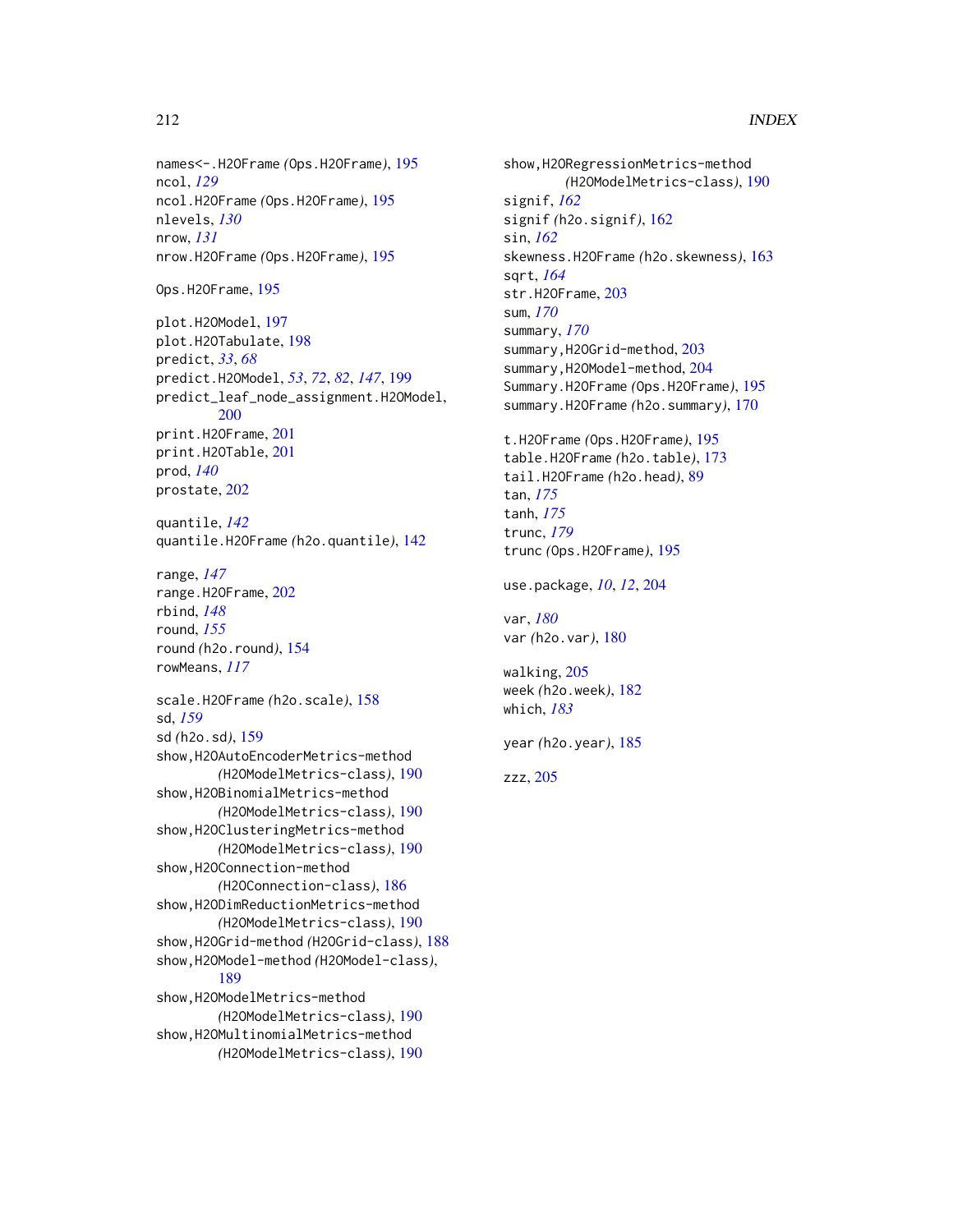names<-.H2OFrame *(*Ops.H2OFrame*)*, 195
ncol, *129*
ncol.H2OFrame *(*Ops.H2OFrame*)*, 195
nlevels, *130*
nrow, *131*
nrow.H2OFrame *(*Ops.H2OFrame*)*, 195

Ops.H2OFrame, 195

plot.H2OModel, 197
plot.H2OTabulate, 198
predict, *33*, *68*
predict.H2OModel, *53*, *72*, *82*, *147*, 199
predict_leaf_node_assignment.H2OModel, 200
print.H2OFrame, 201
print.H2OTable, 201
prod, *140*
prostate, 202

quantile, *142*
quantile.H2OFrame *(*h2o.quantile*)*, 142

range, *147*
range.H2OFrame, 202
rbind, *148*
round, *155*
round *(*h2o.round*)*, 154
rowMeans, *117*

scale.H2OFrame *(*h2o.scale*)*, 158
sd, *159*
sd *(*h2o.sd*)*, 159
show,H2OAutoEncoderMetrics-method *(*H2OModelMetrics-class*)*, 190
show,H2OBinomialMetrics-method *(*H2OModelMetrics-class*)*, 190
show,H2OClusteringMetrics-method *(*H2OModelMetrics-class*)*, 190
show,H2OConnection-method *(*H2OConnection-class*)*, 186
show,H2ODimReductionMetrics-method *(*H2OModelMetrics-class*)*, 190
show,H2OGrid-method *(*H2OGrid-class*)*, 188
show,H2OModel-method *(*H2OModel-class*)*, 189
show,H2OModelMetrics-method *(*H2OModelMetrics-class*)*, 190
show,H2OMultinomialMetrics-method *(*H2OModelMetrics-class*)*, 190
show,H2ORegressionMetrics-method *(*H2OModelMetrics-class*)*, 190
signif, *162*
signif *(*h2o.signif*)*, 162
sin, *162*
skewness.H2OFrame *(*h2o.skewness*)*, 163
sqrt, *164*
str.H2OFrame, 203
sum, *170*
summary, *170*
summary,H2OGrid-method, 203
summary,H2OModel-method, 204
Summary.H2OFrame *(*Ops.H2OFrame*)*, 195
summary.H2OFrame *(*h2o.summary*)*, 170

t.H2OFrame *(*Ops.H2OFrame*)*, 195
table.H2OFrame *(*h2o.table*)*, 173
tail.H2OFrame *(*h2o.head*)*, 89
tan, *175*
tanh, *175*
trunc, *179*
trunc *(*Ops.H2OFrame*)*, 195

use.package, *10*, *12*, 204

var, *180*
var *(*h2o.var*)*, 180

walking, 205
week *(*h2o.week*)*, 182
which, *183*

year *(*h2o.year*)*, 185

zzz, 205